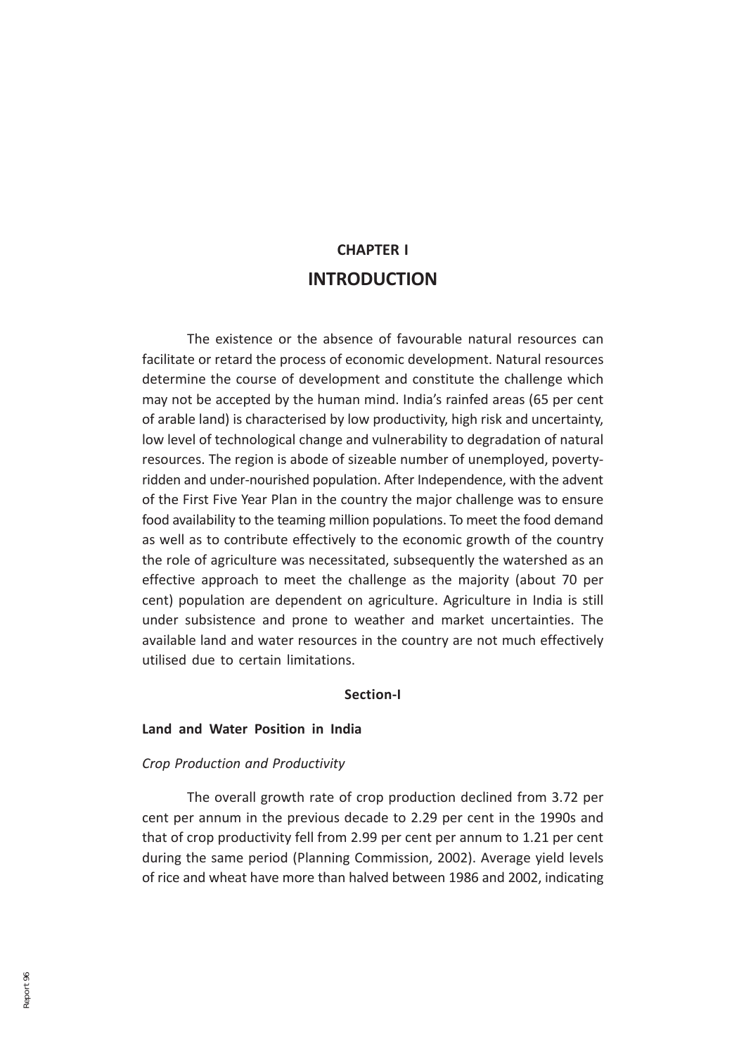# CHAPTER I

# INTRODUCTION

The existence or the absence of favourable natural resources can facilitate or retard the process of economic development. Natural resources determine the course of development and constitute the challenge which may not be accepted by the human mind. India's rainfed areas (65 per cent of arable land) is characterised by low productivity, high risk and uncertainty, low level of technological change and vulnerability to degradation of natural resources. The region is abode of sizeable number of unemployed, poverty-ridden and under-nourished population. After Independence, with the advent of the First Five Year Plan in the country the major challenge was to ensure food availability to the teaming million populations. To meet the food demand as well as to contribute effectively to the economic growth of the country the role of agriculture was necessitated, subsequently the watershed as an effective approach to meet the challenge as the majority (about 70 per cent) population are dependent on agriculture. Agriculture in India is still under subsistence and prone to weather and market uncertainties. The available land and water resources in the country are not much effectively utilised due to certain limitations.

## Section-I

### Land and Water Position in India

*Crop Production and Productivity*

The overall growth rate of crop production declined from 3.72 per cent per annum in the previous decade to 2.29 per cent in the 1990s and that of crop productivity fell from 2.99 per cent per annum to 1.21 per cent during the same period (Planning Commission, 2002). Average yield levels of rice and wheat have more than halved between 1986 and 2002, indicating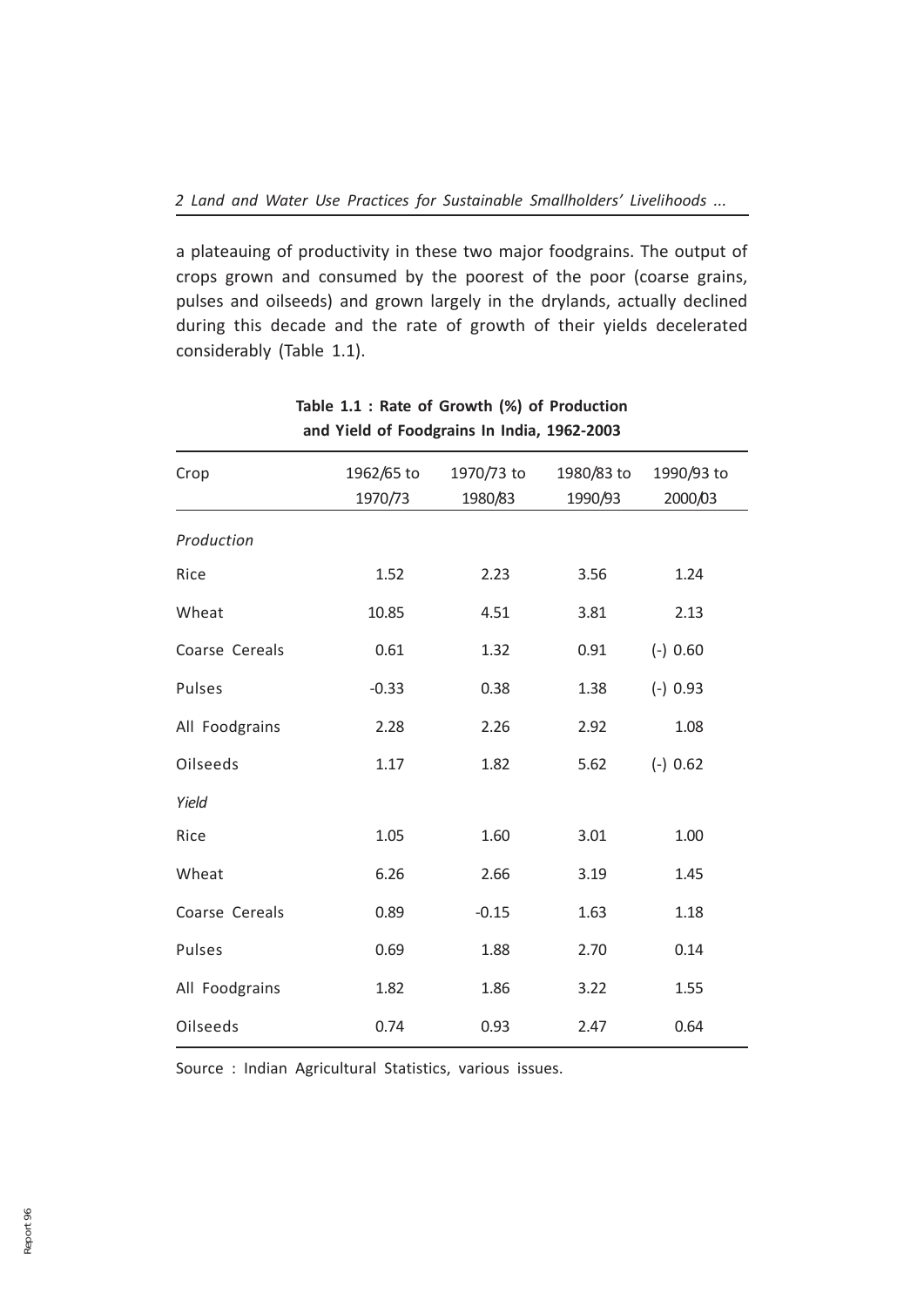a plateauing of productivity in these two major foodgrains. The output of crops grown and consumed by the poorest of the poor (coarse grains, pulses and oilseeds) and grown largely in the drylands, actually declined during this decade and the rate of growth of their yields decelerated considerably (Table 1.1).

**Table 1.1 : Rate of Growth (%) of Production and Yield of Foodgrains In India, 1962-2003**

| Crop | 1962/65 to 1970/73 | 1970/73 to 1980/83 | 1980/83 to 1990/93 | 1990/93 to 2000/03 |
|---|---|---|---|---|
| *Production* | | | | |
| Rice | 1.52 | 2.23 | 3.56 | 1.24 |
| Wheat | 10.85 | 4.51 | 3.81 | 2.13 |
| Coarse Cereals | 0.61 | 1.32 | 0.91 | (-) 0.60 |
| Pulses | -0.33 | 0.38 | 1.38 | (-) 0.93 |
| All Foodgrains | 2.28 | 2.26 | 2.92 | 1.08 |
| Oilseeds | 1.17 | 1.82 | 5.62 | (-) 0.62 |
| *Yield* | | | | |
| Rice | 1.05 | 1.60 | 3.01 | 1.00 |
| Wheat | 6.26 | 2.66 | 3.19 | 1.45 |
| Coarse Cereals | 0.89 | -0.15 | 1.63 | 1.18 |
| Pulses | 0.69 | 1.88 | 2.70 | 0.14 |
| All Foodgrains | 1.82 | 1.86 | 3.22 | 1.55 |
| Oilseeds | 0.74 | 0.93 | 2.47 | 0.64 |

Source : Indian Agricultural Statistics, various issues.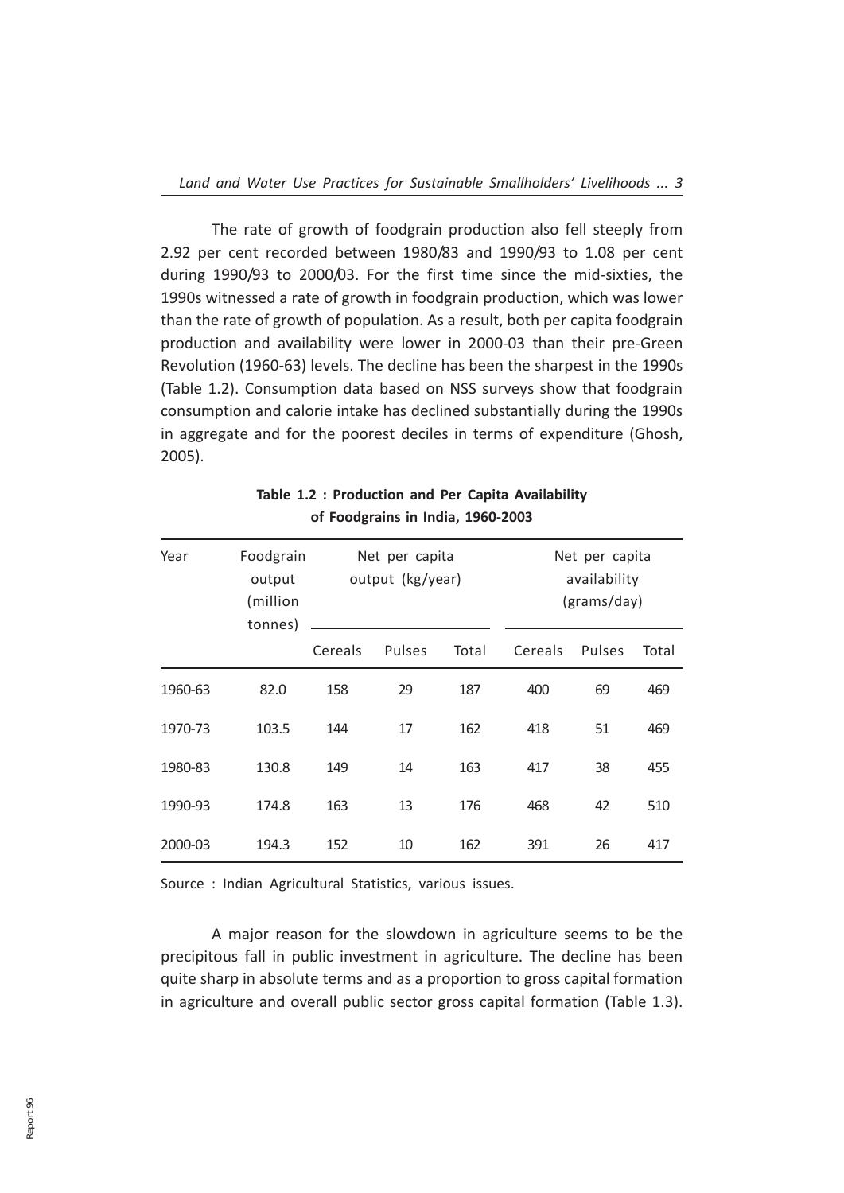The rate of growth of foodgrain production also fell steeply from 2.92 per cent recorded between 1980/83 and 1990/93 to 1.08 per cent during 1990/93 to 2000/03. For the first time since the mid-sixties, the 1990s witnessed a rate of growth in foodgrain production, which was lower than the rate of growth of population. As a result, both per capita foodgrain production and availability were lower in 2000-03 than their pre-Green Revolution (1960-63) levels. The decline has been the sharpest in the 1990s (Table 1.2). Consumption data based on NSS surveys show that foodgrain consumption and calorie intake has declined substantially during the 1990s in aggregate and for the poorest deciles in terms of expenditure (Ghosh, 2005).

**Table 1.2 : Production and Per Capita Availability of Foodgrains in India, 1960-2003**

| Year | Foodgrain output (million tonnes) | Net per capita output (kg/year) | | | Net per capita availability (grams/day) | | |
|---|---|---|---|---|---|---|---|
| | | Cereals | Pulses | Total | Cereals | Pulses | Total |
| 1960-63 | 82.0 | 158 | 29 | 187 | 400 | 69 | 469 |
| 1970-73 | 103.5 | 144 | 17 | 162 | 418 | 51 | 469 |
| 1980-83 | 130.8 | 149 | 14 | 163 | 417 | 38 | 455 |
| 1990-93 | 174.8 | 163 | 13 | 176 | 468 | 42 | 510 |
| 2000-03 | 194.3 | 152 | 10 | 162 | 391 | 26 | 417 |

Source : Indian Agricultural Statistics, various issues.

A major reason for the slowdown in agriculture seems to be the precipitous fall in public investment in agriculture. The decline has been quite sharp in absolute terms and as a proportion to gross capital formation in agriculture and overall public sector gross capital formation (Table 1.3).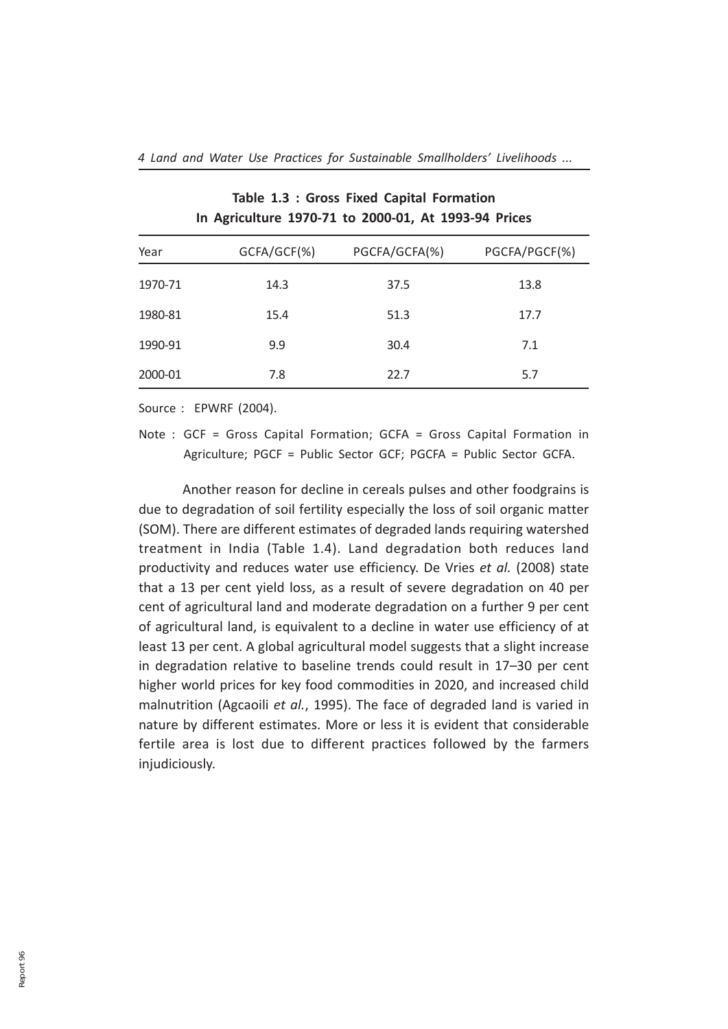**Table 1.3 : Gross Fixed Capital Formation In Agriculture 1970-71 to 2000-01, At 1993-94 Prices**

| Year | GCFA/GCF(%) | PGCFA/GCFA(%) | PGCFA/PGCF(%) |
|---|---|---|---|
| 1970-71 | 14.3 | 37.5 | 13.8 |
| 1980-81 | 15.4 | 51.3 | 17.7 |
| 1990-91 | 9.9 | 30.4 | 7.1 |
| 2000-01 | 7.8 | 22.7 | 5.7 |

Source : EPWRF (2004).

Note : GCF = Gross Capital Formation; GCFA = Gross Capital Formation in Agriculture; PGCF = Public Sector GCF; PGCFA = Public Sector GCFA.

Another reason for decline in cereals pulses and other foodgrains is due to degradation of soil fertility especially the loss of soil organic matter (SOM). There are different estimates of degraded lands requiring watershed treatment in India (Table 1.4). Land degradation both reduces land productivity and reduces water use efficiency. De Vries *et al.* (2008) state that a 13 per cent yield loss, as a result of severe degradation on 40 per cent of agricultural land and moderate degradation on a further 9 per cent of agricultural land, is equivalent to a decline in water use efficiency of at least 13 per cent. A global agricultural model suggests that a slight increase in degradation relative to baseline trends could result in 17–30 per cent higher world prices for key food commodities in 2020, and increased child malnutrition (Agcaoili *et al.*, 1995). The face of degraded land is varied in nature by different estimates. More or less it is evident that considerable fertile area is lost due to different practices followed by the farmers injudiciously.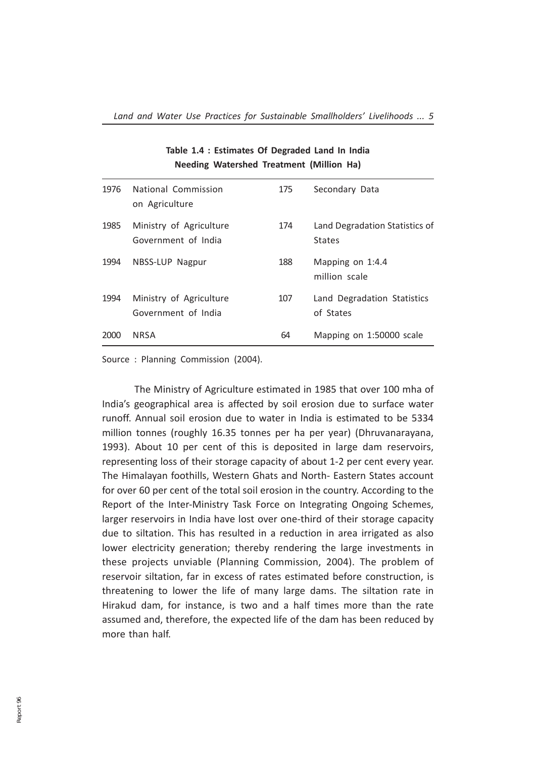**Table 1.4 : Estimates Of Degraded Land In India Needing Watershed Treatment (Million Ha)**

| | | | |
|---|---|---|---|
| 1976 | National Commission on Agriculture | 175 | Secondary Data |
| 1985 | Ministry of Agriculture Government of India | 174 | Land Degradation Statistics of States |
| 1994 | NBSS-LUP Nagpur | 188 | Mapping on 1:4.4 million scale |
| 1994 | Ministry of Agriculture Government of India | 107 | Land Degradation Statistics of States |
| 2000 | NRSA | 64 | Mapping on 1:50000 scale |

Source : Planning Commission (2004).

The Ministry of Agriculture estimated in 1985 that over 100 mha of India's geographical area is affected by soil erosion due to surface water runoff. Annual soil erosion due to water in India is estimated to be 5334 million tonnes (roughly 16.35 tonnes per ha per year) (Dhruvanarayana, 1993). About 10 per cent of this is deposited in large dam reservoirs, representing loss of their storage capacity of about 1-2 per cent every year. The Himalayan foothills, Western Ghats and North- Eastern States account for over 60 per cent of the total soil erosion in the country. According to the Report of the Inter-Ministry Task Force on Integrating Ongoing Schemes, larger reservoirs in India have lost over one-third of their storage capacity due to siltation. This has resulted in a reduction in area irrigated as also lower electricity generation; thereby rendering the large investments in these projects unviable (Planning Commission, 2004). The problem of reservoir siltation, far in excess of rates estimated before construction, is threatening to lower the life of many large dams. The siltation rate in Hirakud dam, for instance, is two and a half times more than the rate assumed and, therefore, the expected life of the dam has been reduced by more than half.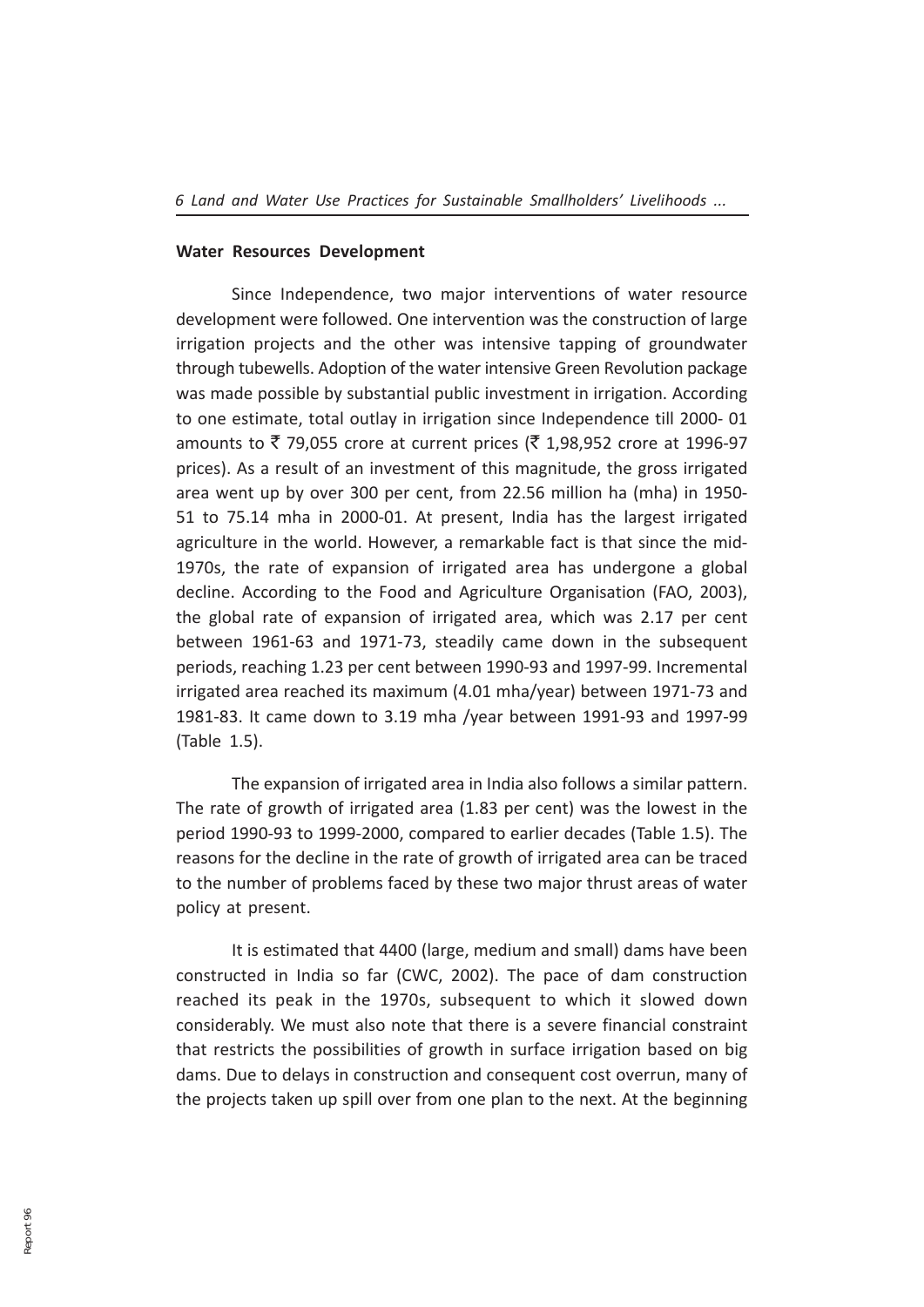## Water Resources Development

Since Independence, two major interventions of water resource development were followed. One intervention was the construction of large irrigation projects and the other was intensive tapping of groundwater through tubewells. Adoption of the water intensive Green Revolution package was made possible by substantial public investment in irrigation. According to one estimate, total outlay in irrigation since Independence till 2000- 01 amounts to ₹ 79,055 crore at current prices (₹ 1,98,952 crore at 1996-97 prices). As a result of an investment of this magnitude, the gross irrigated area went up by over 300 per cent, from 22.56 million ha (mha) in 1950-51 to 75.14 mha in 2000-01. At present, India has the largest irrigated agriculture in the world. However, a remarkable fact is that since the mid-1970s, the rate of expansion of irrigated area has undergone a global decline. According to the Food and Agriculture Organisation (FAO, 2003), the global rate of expansion of irrigated area, which was 2.17 per cent between 1961-63 and 1971-73, steadily came down in the subsequent periods, reaching 1.23 per cent between 1990-93 and 1997-99. Incremental irrigated area reached its maximum (4.01 mha/year) between 1971-73 and 1981-83. It came down to 3.19 mha /year between 1991-93 and 1997-99 (Table 1.5).

The expansion of irrigated area in India also follows a similar pattern. The rate of growth of irrigated area (1.83 per cent) was the lowest in the period 1990-93 to 1999-2000, compared to earlier decades (Table 1.5). The reasons for the decline in the rate of growth of irrigated area can be traced to the number of problems faced by these two major thrust areas of water policy at present.

It is estimated that 4400 (large, medium and small) dams have been constructed in India so far (CWC, 2002). The pace of dam construction reached its peak in the 1970s, subsequent to which it slowed down considerably. We must also note that there is a severe financial constraint that restricts the possibilities of growth in surface irrigation based on big dams. Due to delays in construction and consequent cost overrun, many of the projects taken up spill over from one plan to the next. At the beginning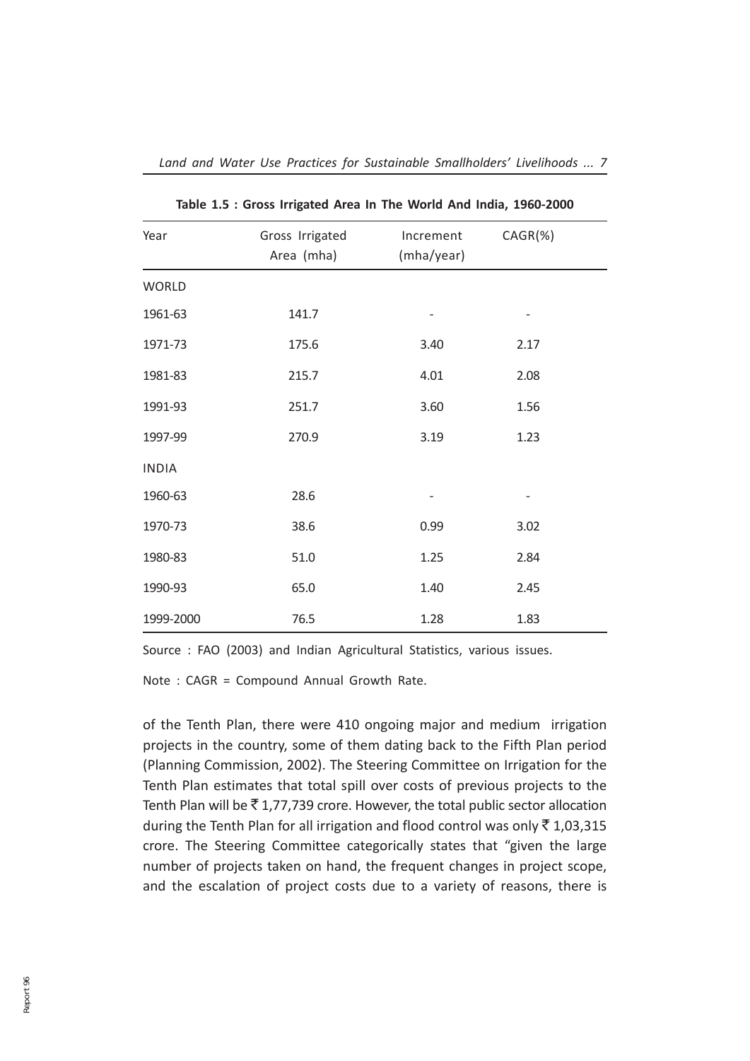**Table 1.5 : Gross Irrigated Area In The World And India, 1960-2000**

| Year | Gross Irrigated Area (mha) | Increment (mha/year) | CAGR(%) |
|---|---|---|---|
| WORLD | | | |
| 1961-63 | 141.7 | - | - |
| 1971-73 | 175.6 | 3.40 | 2.17 |
| 1981-83 | 215.7 | 4.01 | 2.08 |
| 1991-93 | 251.7 | 3.60 | 1.56 |
| 1997-99 | 270.9 | 3.19 | 1.23 |
| INDIA | | | |
| 1960-63 | 28.6 | - | - |
| 1970-73 | 38.6 | 0.99 | 3.02 |
| 1980-83 | 51.0 | 1.25 | 2.84 |
| 1990-93 | 65.0 | 1.40 | 2.45 |
| 1999-2000 | 76.5 | 1.28 | 1.83 |

Source : FAO (2003) and Indian Agricultural Statistics, various issues.

Note : CAGR = Compound Annual Growth Rate.

of the Tenth Plan, there were 410 ongoing major and medium irrigation projects in the country, some of them dating back to the Fifth Plan period (Planning Commission, 2002). The Steering Committee on Irrigation for the Tenth Plan estimates that total spill over costs of previous projects to the Tenth Plan will be ₹ 1,77,739 crore. However, the total public sector allocation during the Tenth Plan for all irrigation and flood control was only ₹ 1,03,315 crore. The Steering Committee categorically states that "given the large number of projects taken on hand, the frequent changes in project scope, and the escalation of project costs due to a variety of reasons, there is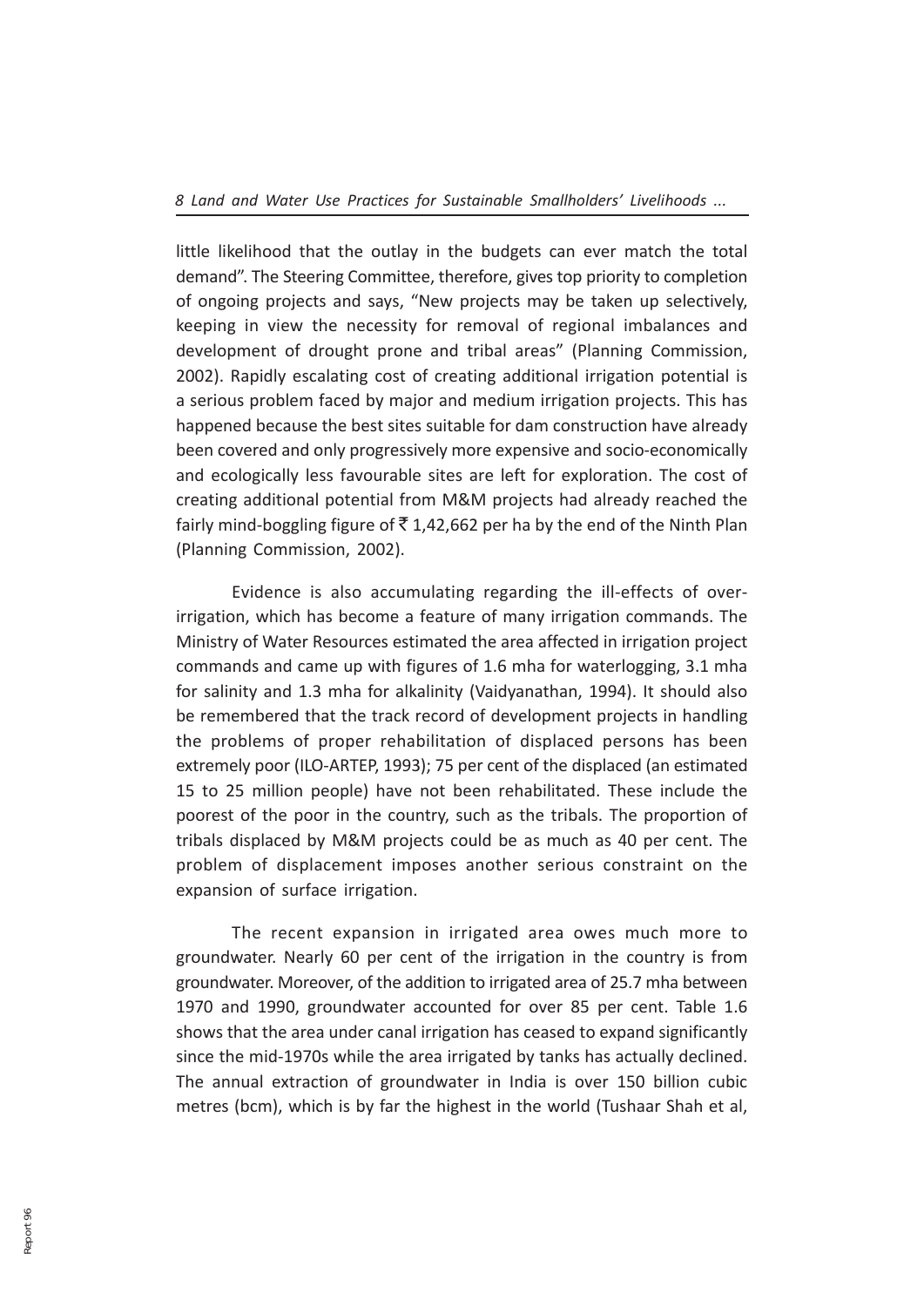little likelihood that the outlay in the budgets can ever match the total demand". The Steering Committee, therefore, gives top priority to completion of ongoing projects and says, "New projects may be taken up selectively, keeping in view the necessity for removal of regional imbalances and development of drought prone and tribal areas" (Planning Commission, 2002). Rapidly escalating cost of creating additional irrigation potential is a serious problem faced by major and medium irrigation projects. This has happened because the best sites suitable for dam construction have already been covered and only progressively more expensive and socio-economically and ecologically less favourable sites are left for exploration. The cost of creating additional potential from M&M projects had already reached the fairly mind-boggling figure of ₹ 1,42,662 per ha by the end of the Ninth Plan (Planning Commission, 2002).

Evidence is also accumulating regarding the ill-effects of over-irrigation, which has become a feature of many irrigation commands. The Ministry of Water Resources estimated the area affected in irrigation project commands and came up with figures of 1.6 mha for waterlogging, 3.1 mha for salinity and 1.3 mha for alkalinity (Vaidyanathan, 1994). It should also be remembered that the track record of development projects in handling the problems of proper rehabilitation of displaced persons has been extremely poor (ILO-ARTEP, 1993); 75 per cent of the displaced (an estimated 15 to 25 million people) have not been rehabilitated. These include the poorest of the poor in the country, such as the tribals. The proportion of tribals displaced by M&M projects could be as much as 40 per cent. The problem of displacement imposes another serious constraint on the expansion of surface irrigation.

The recent expansion in irrigated area owes much more to groundwater. Nearly 60 per cent of the irrigation in the country is from groundwater. Moreover, of the addition to irrigated area of 25.7 mha between 1970 and 1990, groundwater accounted for over 85 per cent. Table 1.6 shows that the area under canal irrigation has ceased to expand significantly since the mid-1970s while the area irrigated by tanks has actually declined. The annual extraction of groundwater in India is over 150 billion cubic metres (bcm), which is by far the highest in the world (Tushaar Shah et al,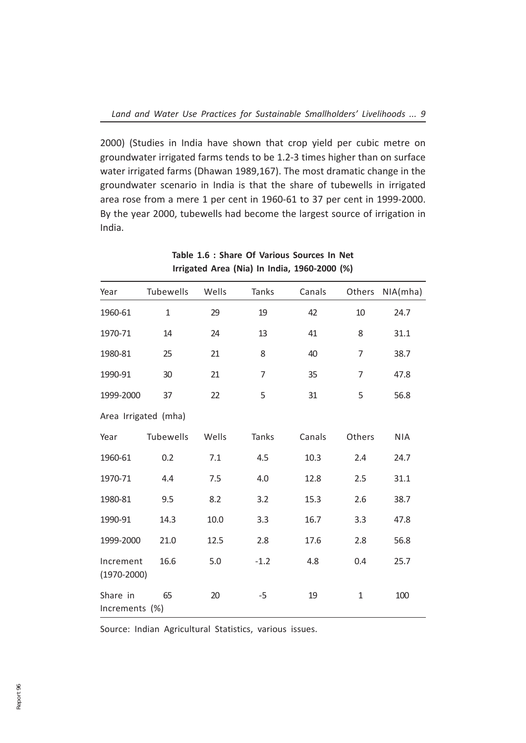2000) (Studies in India have shown that crop yield per cubic metre on groundwater irrigated farms tends to be 1.2-3 times higher than on surface water irrigated farms (Dhawan 1989,167). The most dramatic change in the groundwater scenario in India is that the share of tubewells in irrigated area rose from a mere 1 per cent in 1960-61 to 37 per cent in 1999-2000. By the year 2000, tubewells had become the largest source of irrigation in India.

**Table 1.6 : Share Of Various Sources In Net Irrigated Area (Nia) In India, 1960-2000 (%)**

| Year | Tubewells | Wells | Tanks | Canals | Others | NIA(mha) |
|---|---|---|---|---|---|---|
| 1960-61 | 1 | 29 | 19 | 42 | 10 | 24.7 |
| 1970-71 | 14 | 24 | 13 | 41 | 8 | 31.1 |
| 1980-81 | 25 | 21 | 8 | 40 | 7 | 38.7 |
| 1990-91 | 30 | 21 | 7 | 35 | 7 | 47.8 |
| 1999-2000 | 37 | 22 | 5 | 31 | 5 | 56.8 |
| Area Irrigated (mha) | | | | | | |
| Year | Tubewells | Wells | Tanks | Canals | Others | NIA |
| 1960-61 | 0.2 | 7.1 | 4.5 | 10.3 | 2.4 | 24.7 |
| 1970-71 | 4.4 | 7.5 | 4.0 | 12.8 | 2.5 | 31.1 |
| 1980-81 | 9.5 | 8.2 | 3.2 | 15.3 | 2.6 | 38.7 |
| 1990-91 | 14.3 | 10.0 | 3.3 | 16.7 | 3.3 | 47.8 |
| 1999-2000 | 21.0 | 12.5 | 2.8 | 17.6 | 2.8 | 56.8 |
| Increment (1970-2000) | 16.6 | 5.0 | -1.2 | 4.8 | 0.4 | 25.7 |
| Share in Increments (%) | 65 | 20 | -5 | 19 | 1 | 100 |

Source: Indian Agricultural Statistics, various issues.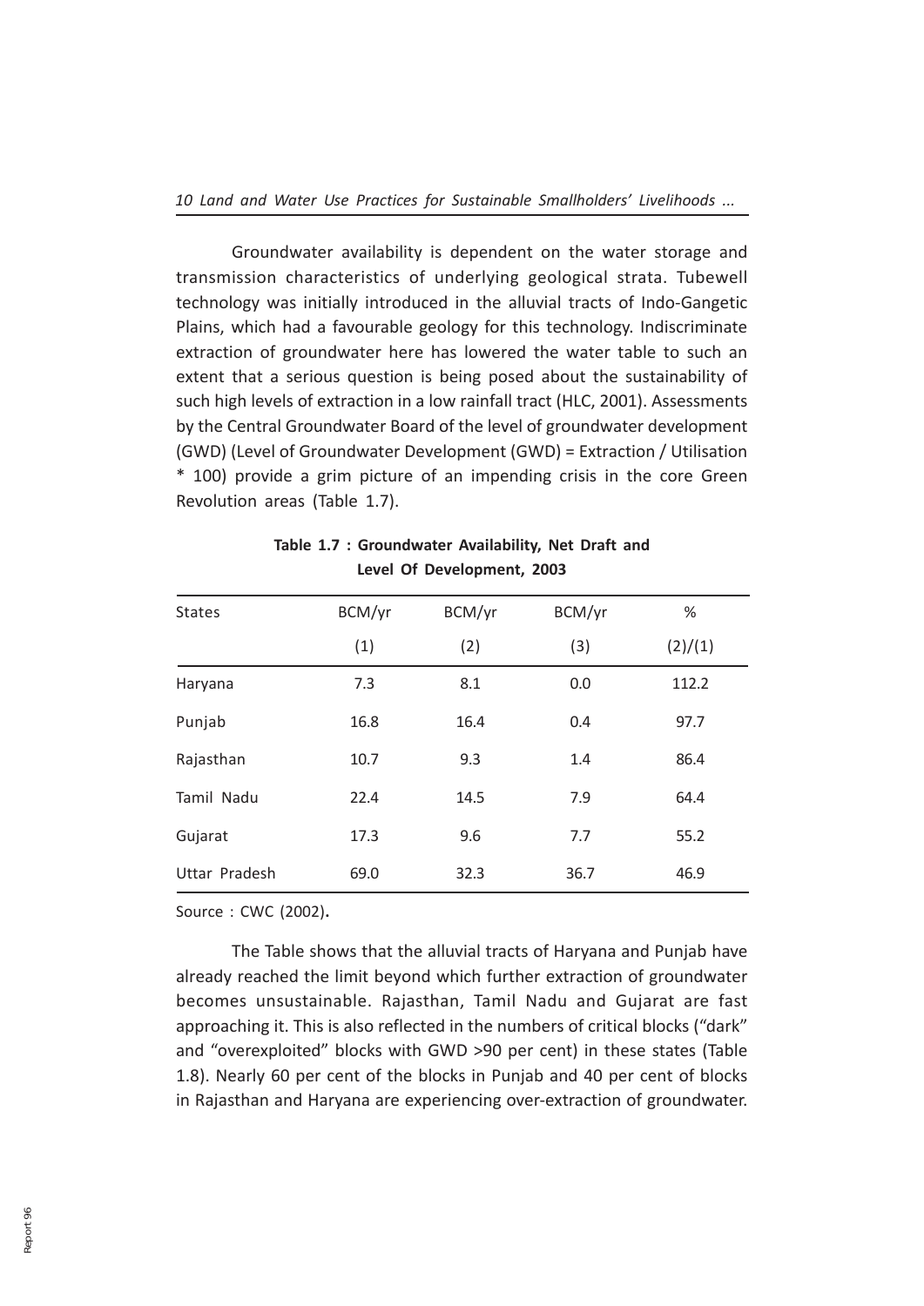Groundwater availability is dependent on the water storage and transmission characteristics of underlying geological strata. Tubewell technology was initially introduced in the alluvial tracts of Indo-Gangetic Plains, which had a favourable geology for this technology. Indiscriminate extraction of groundwater here has lowered the water table to such an extent that a serious question is being posed about the sustainability of such high levels of extraction in a low rainfall tract (HLC, 2001). Assessments by the Central Groundwater Board of the level of groundwater development (GWD) (Level of Groundwater Development (GWD) = Extraction / Utilisation * 100) provide a grim picture of an impending crisis in the core Green Revolution areas (Table 1.7).

**Table 1.7 : Groundwater Availability, Net Draft and Level Of Development, 2003**

| States | BCM/yr | BCM/yr | BCM/yr | % |
|---|---|---|---|---|
| | (1) | (2) | (3) | (2)/(1) |
| Haryana | 7.3 | 8.1 | 0.0 | 112.2 |
| Punjab | 16.8 | 16.4 | 0.4 | 97.7 |
| Rajasthan | 10.7 | 9.3 | 1.4 | 86.4 |
| Tamil Nadu | 22.4 | 14.5 | 7.9 | 64.4 |
| Gujarat | 17.3 | 9.6 | 7.7 | 55.2 |
| Uttar Pradesh | 69.0 | 32.3 | 36.7 | 46.9 |

Source : CWC (2002).

The Table shows that the alluvial tracts of Haryana and Punjab have already reached the limit beyond which further extraction of groundwater becomes unsustainable. Rajasthan, Tamil Nadu and Gujarat are fast approaching it. This is also reflected in the numbers of critical blocks ("dark" and "overexploited" blocks with GWD >90 per cent) in these states (Table 1.8). Nearly 60 per cent of the blocks in Punjab and 40 per cent of blocks in Rajasthan and Haryana are experiencing over-extraction of groundwater.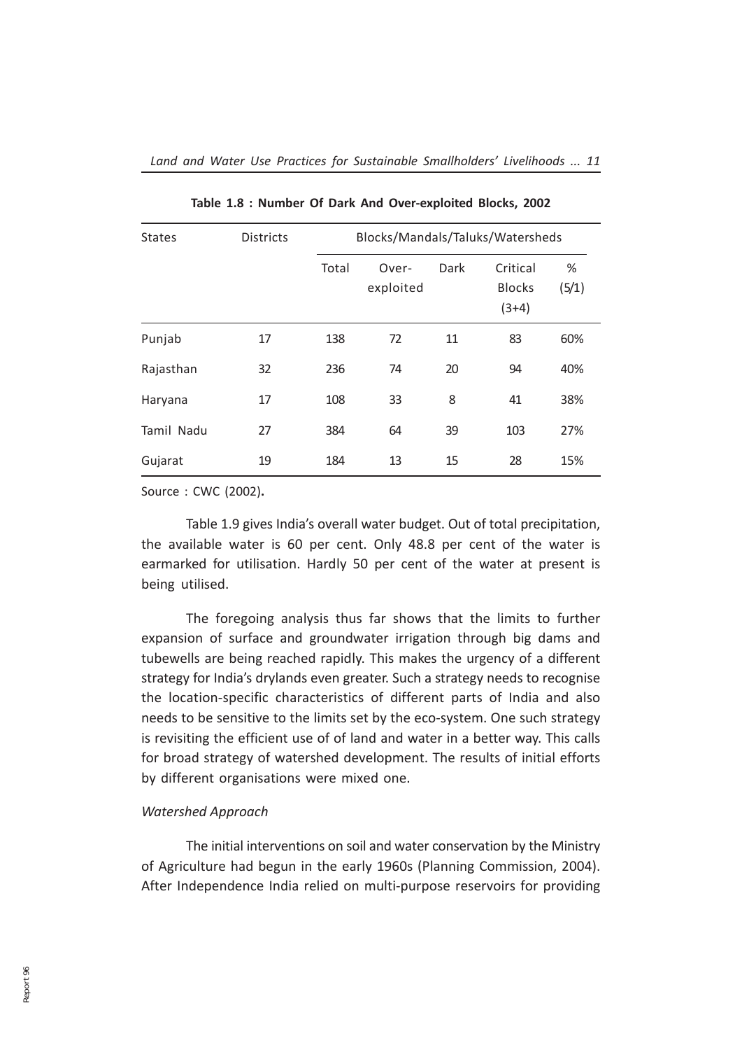**Table 1.8 : Number Of Dark And Over-exploited Blocks, 2002**

| States | Districts | Blocks/Mandals/Taluks/Watersheds | | | | |
|---|---|---|---|---|---|---|
| | | Total | Over-exploited | Dark | Critical Blocks (3+4) | % (5/1) |
| Punjab | 17 | 138 | 72 | 11 | 83 | 60% |
| Rajasthan | 32 | 236 | 74 | 20 | 94 | 40% |
| Haryana | 17 | 108 | 33 | 8 | 41 | 38% |
| Tamil Nadu | 27 | 384 | 64 | 39 | 103 | 27% |
| Gujarat | 19 | 184 | 13 | 15 | 28 | 15% |

Source : CWC (2002).

Table 1.9 gives India's overall water budget. Out of total precipitation, the available water is 60 per cent. Only 48.8 per cent of the water is earmarked for utilisation. Hardly 50 per cent of the water at present is being utilised.

The foregoing analysis thus far shows that the limits to further expansion of surface and groundwater irrigation through big dams and tubewells are being reached rapidly. This makes the urgency of a different strategy for India's drylands even greater. Such a strategy needs to recognise the location-specific characteristics of different parts of India and also needs to be sensitive to the limits set by the eco-system. One such strategy is revisiting the efficient use of of land and water in a better way. This calls for broad strategy of watershed development. The results of initial efforts by different organisations were mixed one.

*Watershed Approach*

The initial interventions on soil and water conservation by the Ministry of Agriculture had begun in the early 1960s (Planning Commission, 2004). After Independence India relied on multi-purpose reservoirs for providing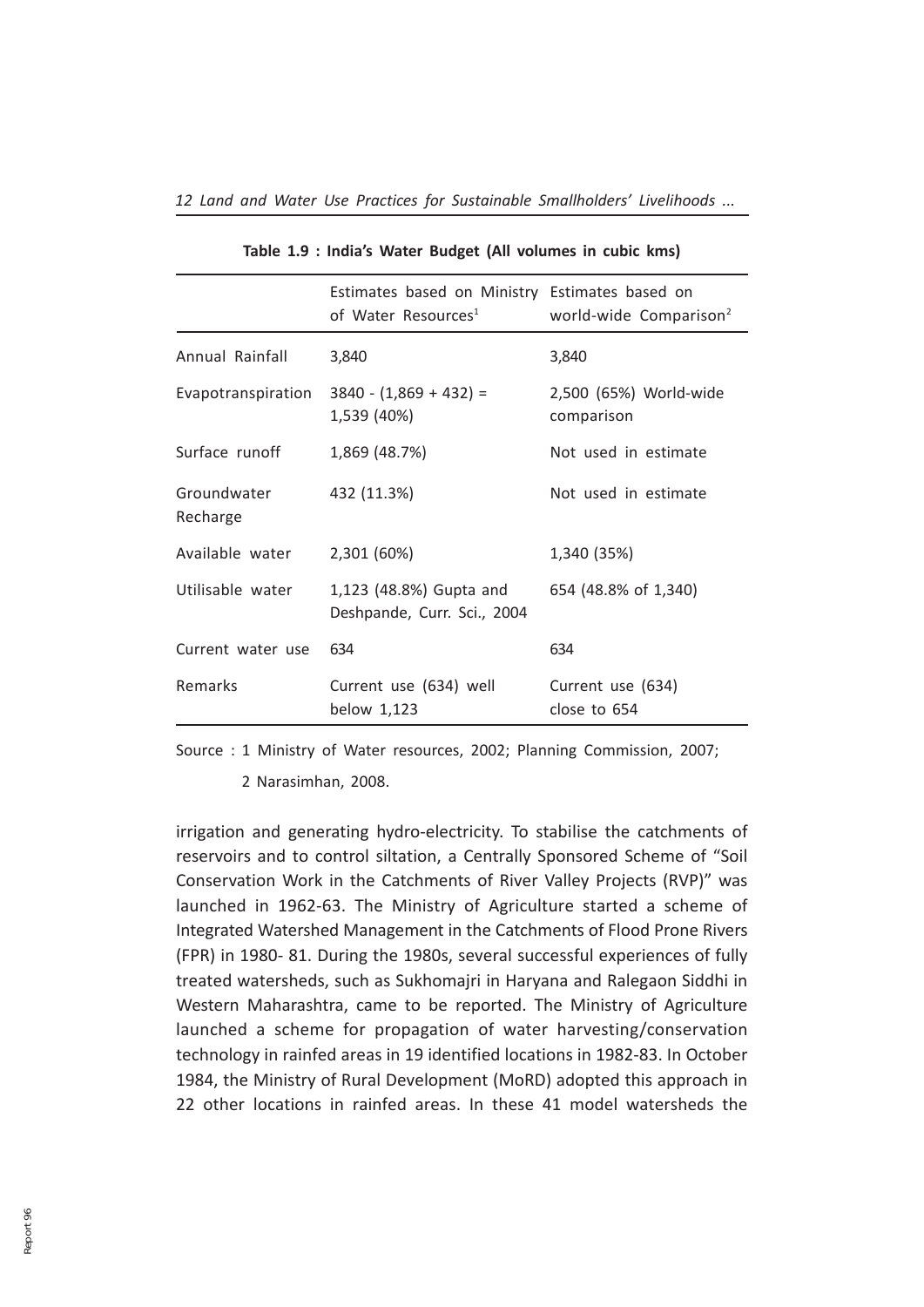**Table 1.9 : India's Water Budget (All volumes in cubic kms)**

| | Estimates based on Ministry of Water Resources[1] | Estimates based on world-wide Comparison[2] |
|---|---|---|
| Annual Rainfall | 3,840 | 3,840 |
| Evapotranspiration | 3840 - (1,869 + 432) = 1,539 (40%) | 2,500 (65%) World-wide comparison |
| Surface runoff | 1,869 (48.7%) | Not used in estimate |
| Groundwater Recharge | 432 (11.3%) | Not used in estimate |
| Available water | 2,301 (60%) | 1,340 (35%) |
| Utilisable water | 1,123 (48.8%) Gupta and Deshpande, Curr. Sci., 2004 | 654 (48.8% of 1,340) |
| Current water use | 634 | 634 |
| Remarks | Current use (634) well below 1,123 | Current use (634) close to 654 |

Source : 1 Ministry of Water resources, 2002; Planning Commission, 2007;

2 Narasimhan, 2008.

irrigation and generating hydro-electricity. To stabilise the catchments of reservoirs and to control siltation, a Centrally Sponsored Scheme of "Soil Conservation Work in the Catchments of River Valley Projects (RVP)" was launched in 1962-63. The Ministry of Agriculture started a scheme of Integrated Watershed Management in the Catchments of Flood Prone Rivers (FPR) in 1980- 81. During the 1980s, several successful experiences of fully treated watersheds, such as Sukhomajri in Haryana and Ralegaon Siddhi in Western Maharashtra, came to be reported. The Ministry of Agriculture launched a scheme for propagation of water harvesting/conservation technology in rainfed areas in 19 identified locations in 1982-83. In October 1984, the Ministry of Rural Development (MoRD) adopted this approach in 22 other locations in rainfed areas. In these 41 model watersheds the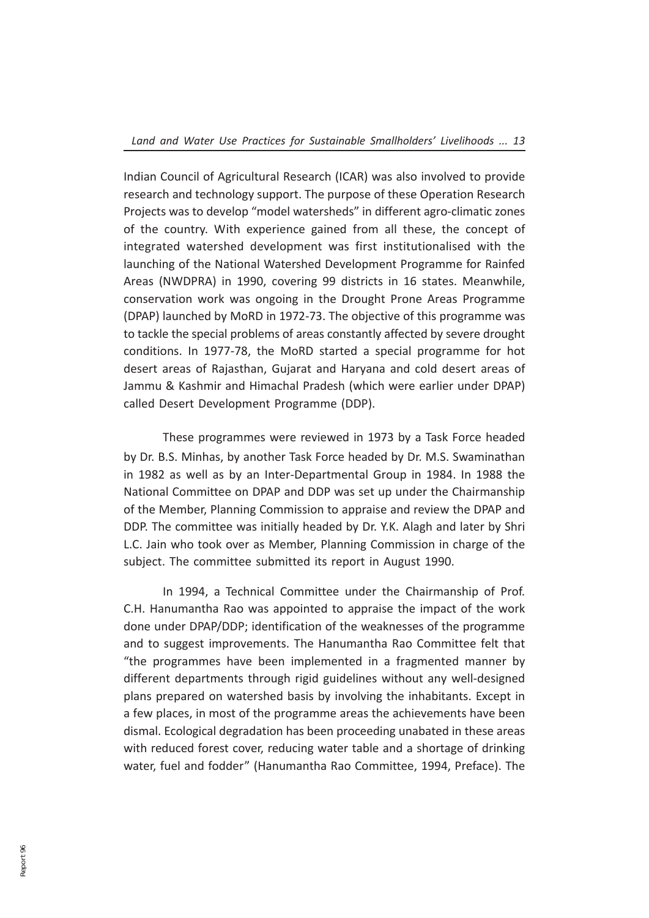Indian Council of Agricultural Research (ICAR) was also involved to provide research and technology support. The purpose of these Operation Research Projects was to develop "model watersheds" in different agro-climatic zones of the country. With experience gained from all these, the concept of integrated watershed development was first institutionalised with the launching of the National Watershed Development Programme for Rainfed Areas (NWDPRA) in 1990, covering 99 districts in 16 states. Meanwhile, conservation work was ongoing in the Drought Prone Areas Programme (DPAP) launched by MoRD in 1972-73. The objective of this programme was to tackle the special problems of areas constantly affected by severe drought conditions. In 1977-78, the MoRD started a special programme for hot desert areas of Rajasthan, Gujarat and Haryana and cold desert areas of Jammu & Kashmir and Himachal Pradesh (which were earlier under DPAP) called Desert Development Programme (DDP).

These programmes were reviewed in 1973 by a Task Force headed by Dr. B.S. Minhas, by another Task Force headed by Dr. M.S. Swaminathan in 1982 as well as by an Inter-Departmental Group in 1984. In 1988 the National Committee on DPAP and DDP was set up under the Chairmanship of the Member, Planning Commission to appraise and review the DPAP and DDP. The committee was initially headed by Dr. Y.K. Alagh and later by Shri L.C. Jain who took over as Member, Planning Commission in charge of the subject. The committee submitted its report in August 1990.

In 1994, a Technical Committee under the Chairmanship of Prof. C.H. Hanumantha Rao was appointed to appraise the impact of the work done under DPAP/DDP; identification of the weaknesses of the programme and to suggest improvements. The Hanumantha Rao Committee felt that "the programmes have been implemented in a fragmented manner by different departments through rigid guidelines without any well-designed plans prepared on watershed basis by involving the inhabitants. Except in a few places, in most of the programme areas the achievements have been dismal. Ecological degradation has been proceeding unabated in these areas with reduced forest cover, reducing water table and a shortage of drinking water, fuel and fodder" (Hanumantha Rao Committee, 1994, Preface). The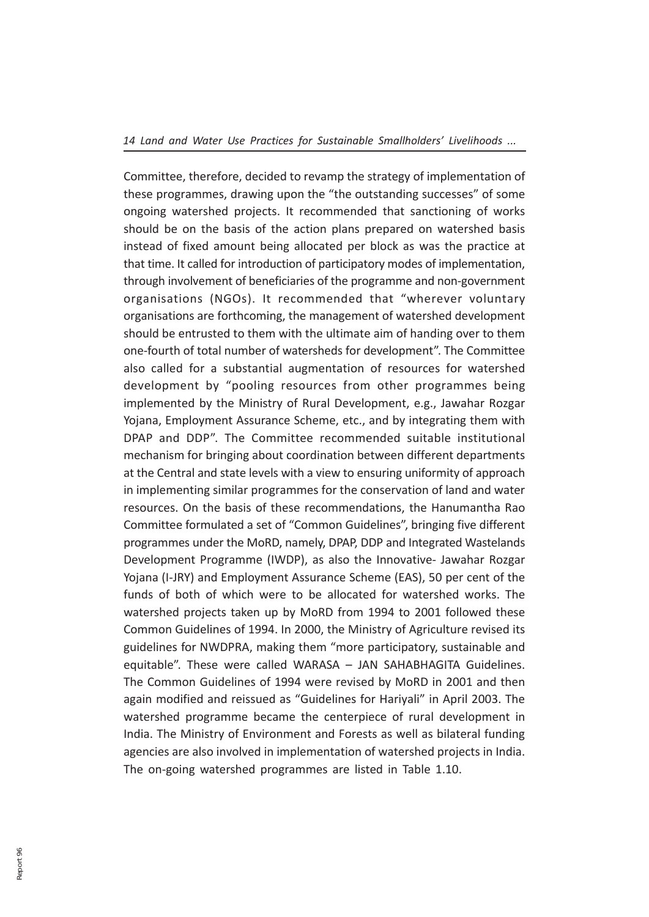Committee, therefore, decided to revamp the strategy of implementation of these programmes, drawing upon the "the outstanding successes" of some ongoing watershed projects. It recommended that sanctioning of works should be on the basis of the action plans prepared on watershed basis instead of fixed amount being allocated per block as was the practice at that time. It called for introduction of participatory modes of implementation, through involvement of beneficiaries of the programme and non-government organisations (NGOs). It recommended that "wherever voluntary organisations are forthcoming, the management of watershed development should be entrusted to them with the ultimate aim of handing over to them one-fourth of total number of watersheds for development". The Committee also called for a substantial augmentation of resources for watershed development by "pooling resources from other programmes being implemented by the Ministry of Rural Development, e.g., Jawahar Rozgar Yojana, Employment Assurance Scheme, etc., and by integrating them with DPAP and DDP". The Committee recommended suitable institutional mechanism for bringing about coordination between different departments at the Central and state levels with a view to ensuring uniformity of approach in implementing similar programmes for the conservation of land and water resources. On the basis of these recommendations, the Hanumantha Rao Committee formulated a set of "Common Guidelines", bringing five different programmes under the MoRD, namely, DPAP, DDP and Integrated Wastelands Development Programme (IWDP), as also the Innovative- Jawahar Rozgar Yojana (I-JRY) and Employment Assurance Scheme (EAS), 50 per cent of the funds of both of which were to be allocated for watershed works. The watershed projects taken up by MoRD from 1994 to 2001 followed these Common Guidelines of 1994. In 2000, the Ministry of Agriculture revised its guidelines for NWDPRA, making them "more participatory, sustainable and equitable". These were called WARASA – JAN SAHABHAGITA Guidelines. The Common Guidelines of 1994 were revised by MoRD in 2001 and then again modified and reissued as "Guidelines for Hariyali" in April 2003. The watershed programme became the centerpiece of rural development in India. The Ministry of Environment and Forests as well as bilateral funding agencies are also involved in implementation of watershed projects in India. The on-going watershed programmes are listed in Table 1.10.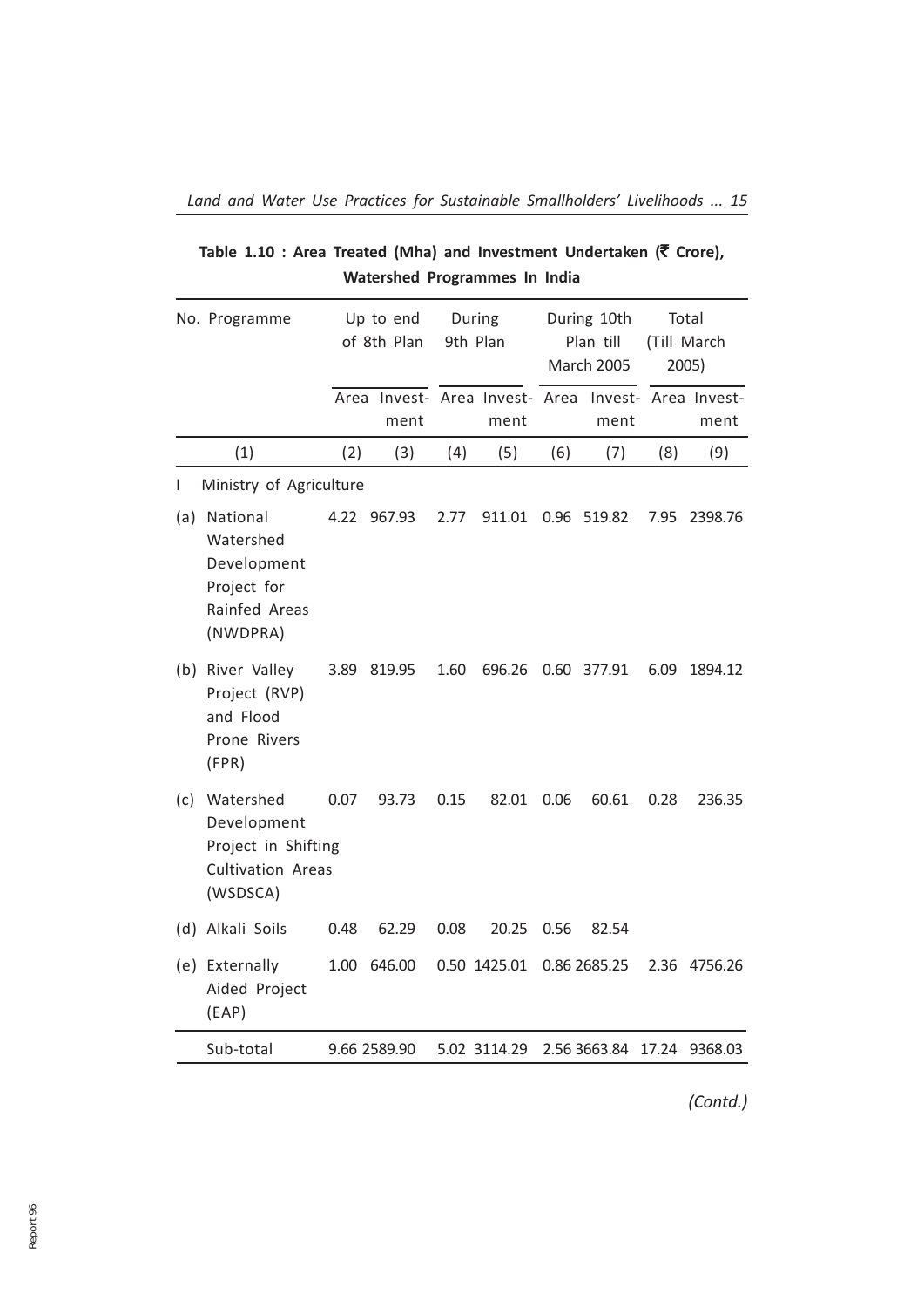**Table 1.10 : Area Treated (Mha) and Investment Undertaken (₹ Crore), Watershed Programmes In India**

| No. Programme | Up to end of 8th Plan | | During 9th Plan | | During 10th Plan till March 2005 | | Total (Till March 2005) | |
|---|---|---|---|---|---|---|---|---|
| | Area | Investment | Area | Investment | Area | Investment | Area | Investment |
| (1) | (2) | (3) | (4) | (5) | (6) | (7) | (8) | (9) |
| I Ministry of Agriculture | | | | | | | | |
| (a) National Watershed Development Project for Rainfed Areas (NWDPRA) | 4.22 | 967.93 | 2.77 | 911.01 | 0.96 | 519.82 | 7.95 | 2398.76 |
| (b) River Valley Project (RVP) and Flood Prone Rivers (FPR) | 3.89 | 819.95 | 1.60 | 696.26 | 0.60 | 377.91 | 6.09 | 1894.12 |
| (c) Watershed Development Project in Shifting Cultivation Areas (WSDSCA) | 0.07 | 93.73 | 0.15 | 82.01 | 0.06 | 60.61 | 0.28 | 236.35 |
| (d) Alkali Soils | 0.48 | 62.29 | 0.08 | 20.25 | 0.56 | 82.54 | | |
| (e) Externally Aided Project (EAP) | 1.00 | 646.00 | 0.50 | 1425.01 | 0.86 | 2685.25 | 2.36 | 4756.26 |
| Sub-total | 9.66 | 2589.90 | 5.02 | 3114.29 | 2.56 | 3663.84 | 17.24 | 9368.03 |

*(Contd.)*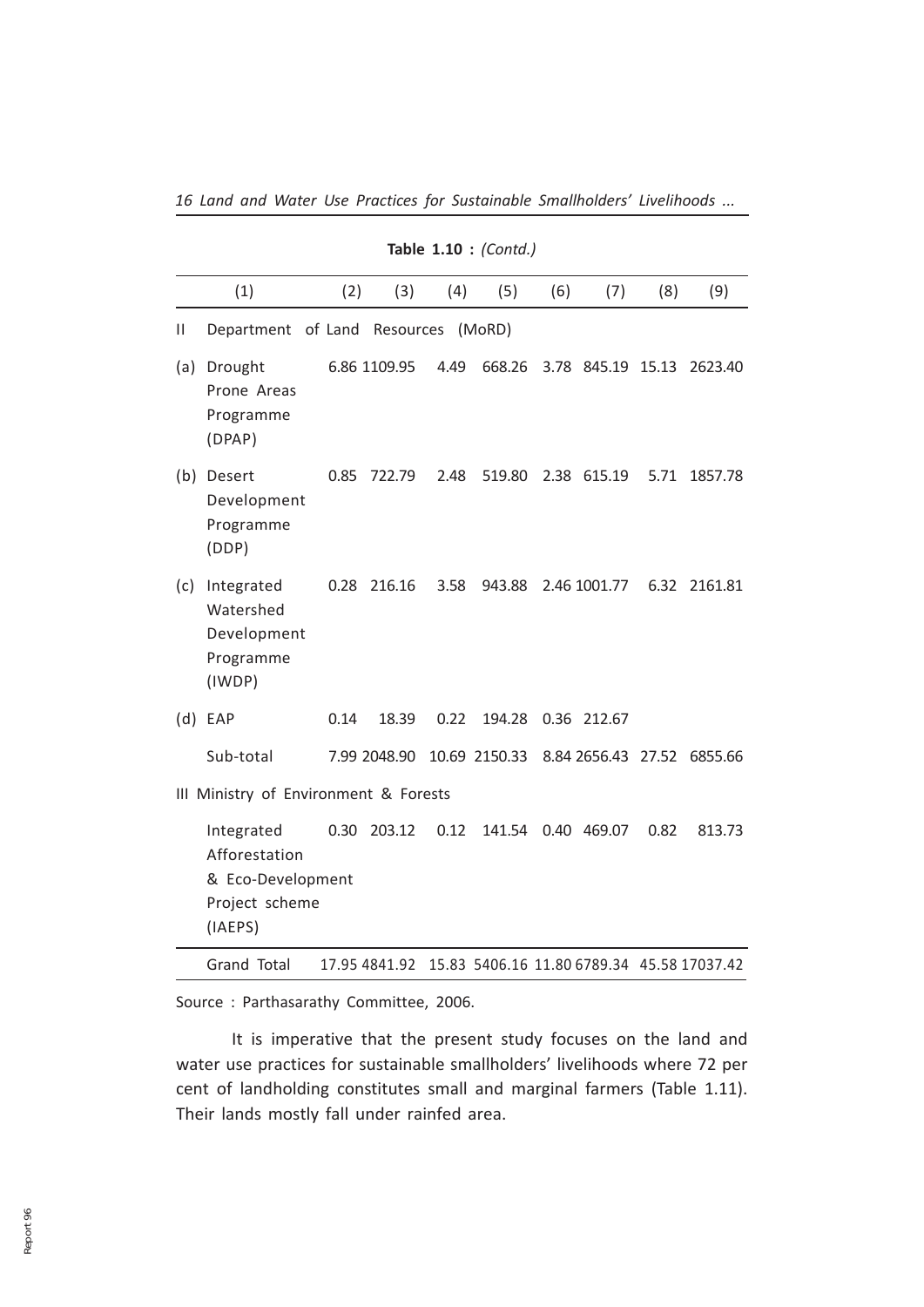**Table 1.10 :** *(Contd.)*

| (1) | (2) | (3) | (4) | (5) | (6) | (7) | (8) | (9) |
|---|---|---|---|---|---|---|---|---|
| II Department of Land Resources (MoRD) | | | | | | | | |
| (a) Drought Prone Areas Programme (DPAP) | 6.86 | 1109.95 | 4.49 | 668.26 | 3.78 | 845.19 | 15.13 | 2623.40 |
| (b) Desert Development Programme (DDP) | 0.85 | 722.79 | 2.48 | 519.80 | 2.38 | 615.19 | 5.71 | 1857.78 |
| (c) Integrated Watershed Development Programme (IWDP) | 0.28 | 216.16 | 3.58 | 943.88 | 2.46 | 1001.77 | 6.32 | 2161.81 |
| (d) EAP | 0.14 | 18.39 | 0.22 | 194.28 | 0.36 | 212.67 | | |
| Sub-total | 7.99 | 2048.90 | 10.69 | 2150.33 | 8.84 | 2656.43 | 27.52 | 6855.66 |
| III Ministry of Environment & Forests | | | | | | | | |
| Integrated Afforestation & Eco-Development Project scheme (IAEPS) | 0.30 | 203.12 | 0.12 | 141.54 | 0.40 | 469.07 | 0.82 | 813.73 |
| Grand Total | 17.95 | 4841.92 | 15.83 | 5406.16 | 11.80 | 6789.34 | 45.58 | 17037.42 |

Source : Parthasarathy Committee, 2006.

It is imperative that the present study focuses on the land and water use practices for sustainable smallholders' livelihoods where 72 per cent of landholding constitutes small and marginal farmers (Table 1.11). Their lands mostly fall under rainfed area.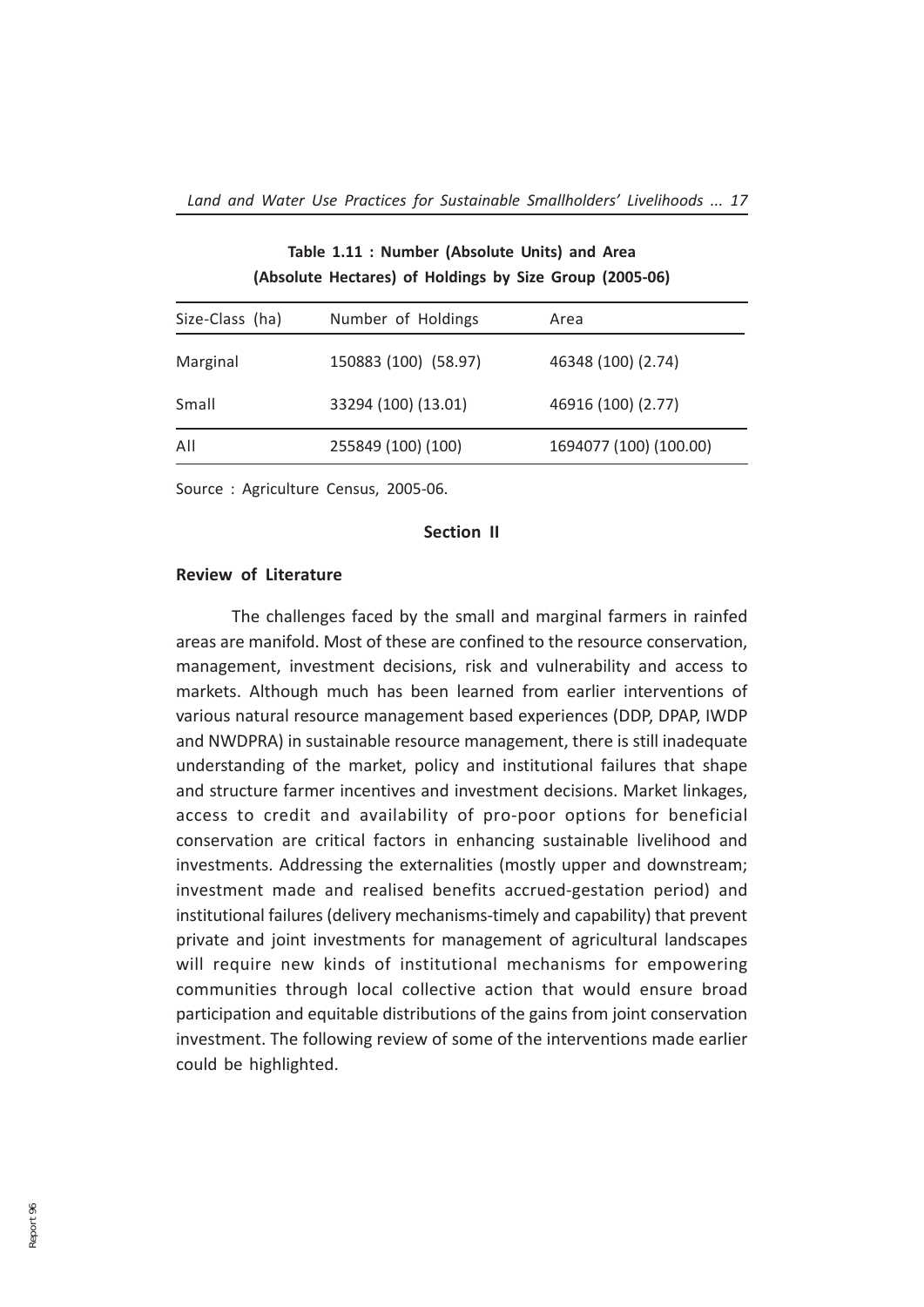**Table 1.11 : Number (Absolute Units) and Area (Absolute Hectares) of Holdings by Size Group (2005-06)**

| Size-Class (ha) | Number of Holdings | Area |
|---|---|---|
| Marginal | 150883 (100) (58.97) | 46348 (100) (2.74) |
| Small | 33294 (100) (13.01) | 46916 (100) (2.77) |
| All | 255849 (100) (100) | 1694077 (100) (100.00) |

Source : Agriculture Census, 2005-06.

## Section II

### Review of Literature

The challenges faced by the small and marginal farmers in rainfed areas are manifold. Most of these are confined to the resource conservation, management, investment decisions, risk and vulnerability and access to markets. Although much has been learned from earlier interventions of various natural resource management based experiences (DDP, DPAP, IWDP and NWDPRA) in sustainable resource management, there is still inadequate understanding of the market, policy and institutional failures that shape and structure farmer incentives and investment decisions. Market linkages, access to credit and availability of pro-poor options for beneficial conservation are critical factors in enhancing sustainable livelihood and investments. Addressing the externalities (mostly upper and downstream; investment made and realised benefits accrued-gestation period) and institutional failures (delivery mechanisms-timely and capability) that prevent private and joint investments for management of agricultural landscapes will require new kinds of institutional mechanisms for empowering communities through local collective action that would ensure broad participation and equitable distributions of the gains from joint conservation investment. The following review of some of the interventions made earlier could be highlighted.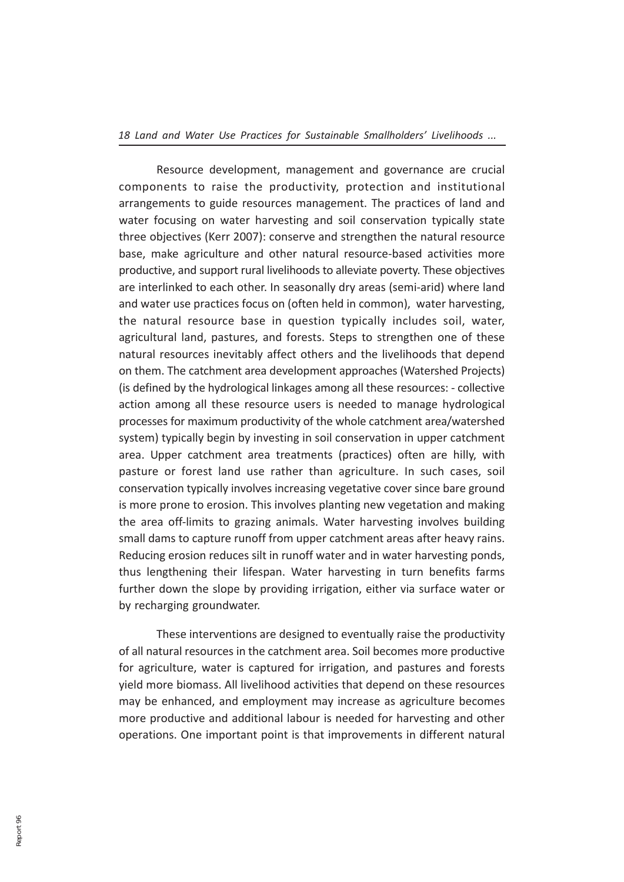Resource development, management and governance are crucial components to raise the productivity, protection and institutional arrangements to guide resources management. The practices of land and water focusing on water harvesting and soil conservation typically state three objectives (Kerr 2007): conserve and strengthen the natural resource base, make agriculture and other natural resource-based activities more productive, and support rural livelihoods to alleviate poverty. These objectives are interlinked to each other. In seasonally dry areas (semi-arid) where land and water use practices focus on (often held in common), water harvesting, the natural resource base in question typically includes soil, water, agricultural land, pastures, and forests. Steps to strengthen one of these natural resources inevitably affect others and the livelihoods that depend on them. The catchment area development approaches (Watershed Projects) (is defined by the hydrological linkages among all these resources: - collective action among all these resource users is needed to manage hydrological processes for maximum productivity of the whole catchment area/watershed system) typically begin by investing in soil conservation in upper catchment area. Upper catchment area treatments (practices) often are hilly, with pasture or forest land use rather than agriculture. In such cases, soil conservation typically involves increasing vegetative cover since bare ground is more prone to erosion. This involves planting new vegetation and making the area off-limits to grazing animals. Water harvesting involves building small dams to capture runoff from upper catchment areas after heavy rains. Reducing erosion reduces silt in runoff water and in water harvesting ponds, thus lengthening their lifespan. Water harvesting in turn benefits farms further down the slope by providing irrigation, either via surface water or by recharging groundwater.

These interventions are designed to eventually raise the productivity of all natural resources in the catchment area. Soil becomes more productive for agriculture, water is captured for irrigation, and pastures and forests yield more biomass. All livelihood activities that depend on these resources may be enhanced, and employment may increase as agriculture becomes more productive and additional labour is needed for harvesting and other operations. One important point is that improvements in different natural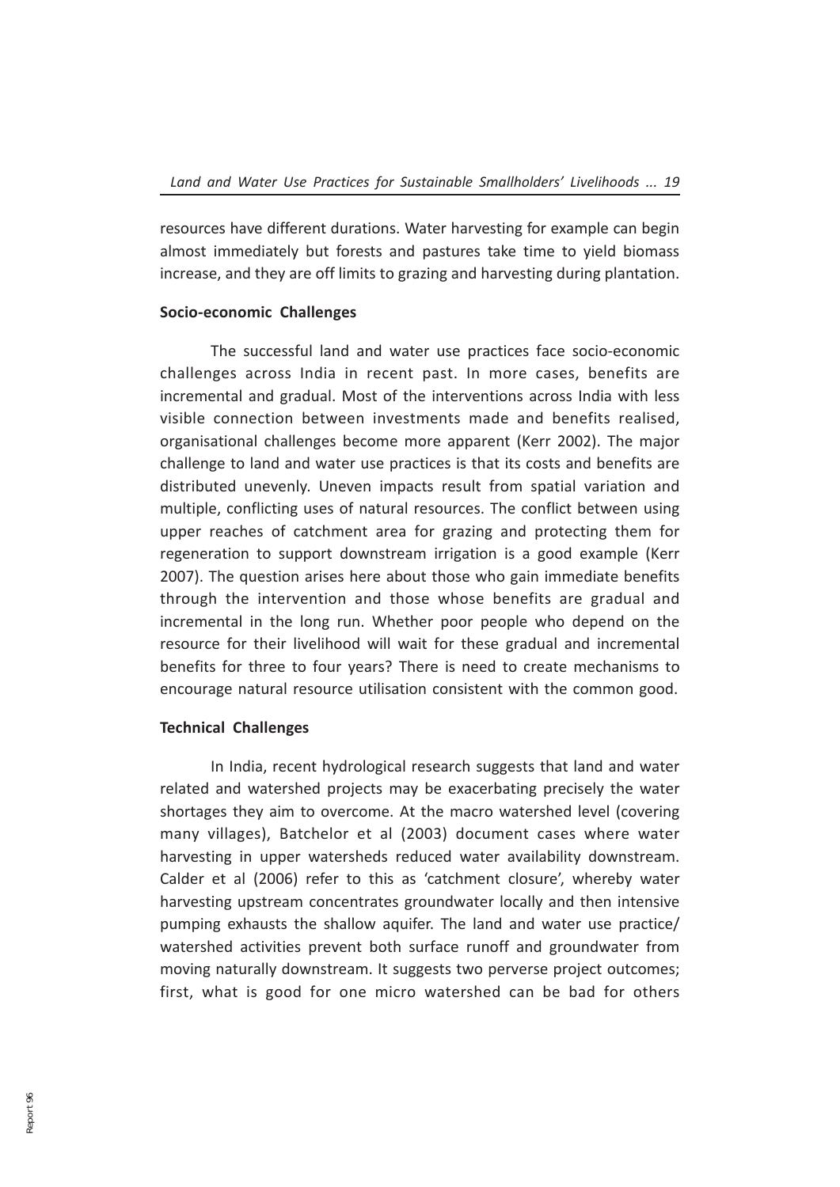resources have different durations. Water harvesting for example can begin almost immediately but forests and pastures take time to yield biomass increase, and they are off limits to grazing and harvesting during plantation.

**Socio-economic Challenges**

The successful land and water use practices face socio-economic challenges across India in recent past. In more cases, benefits are incremental and gradual. Most of the interventions across India with less visible connection between investments made and benefits realised, organisational challenges become more apparent (Kerr 2002). The major challenge to land and water use practices is that its costs and benefits are distributed unevenly. Uneven impacts result from spatial variation and multiple, conflicting uses of natural resources. The conflict between using upper reaches of catchment area for grazing and protecting them for regeneration to support downstream irrigation is a good example (Kerr 2007). The question arises here about those who gain immediate benefits through the intervention and those whose benefits are gradual and incremental in the long run. Whether poor people who depend on the resource for their livelihood will wait for these gradual and incremental benefits for three to four years? There is need to create mechanisms to encourage natural resource utilisation consistent with the common good.

**Technical Challenges**

In India, recent hydrological research suggests that land and water related and watershed projects may be exacerbating precisely the water shortages they aim to overcome. At the macro watershed level (covering many villages), Batchelor et al (2003) document cases where water harvesting in upper watersheds reduced water availability downstream. Calder et al (2006) refer to this as 'catchment closure', whereby water harvesting upstream concentrates groundwater locally and then intensive pumping exhausts the shallow aquifer. The land and water use practice/ watershed activities prevent both surface runoff and groundwater from moving naturally downstream. It suggests two perverse project outcomes; first, what is good for one micro watershed can be bad for others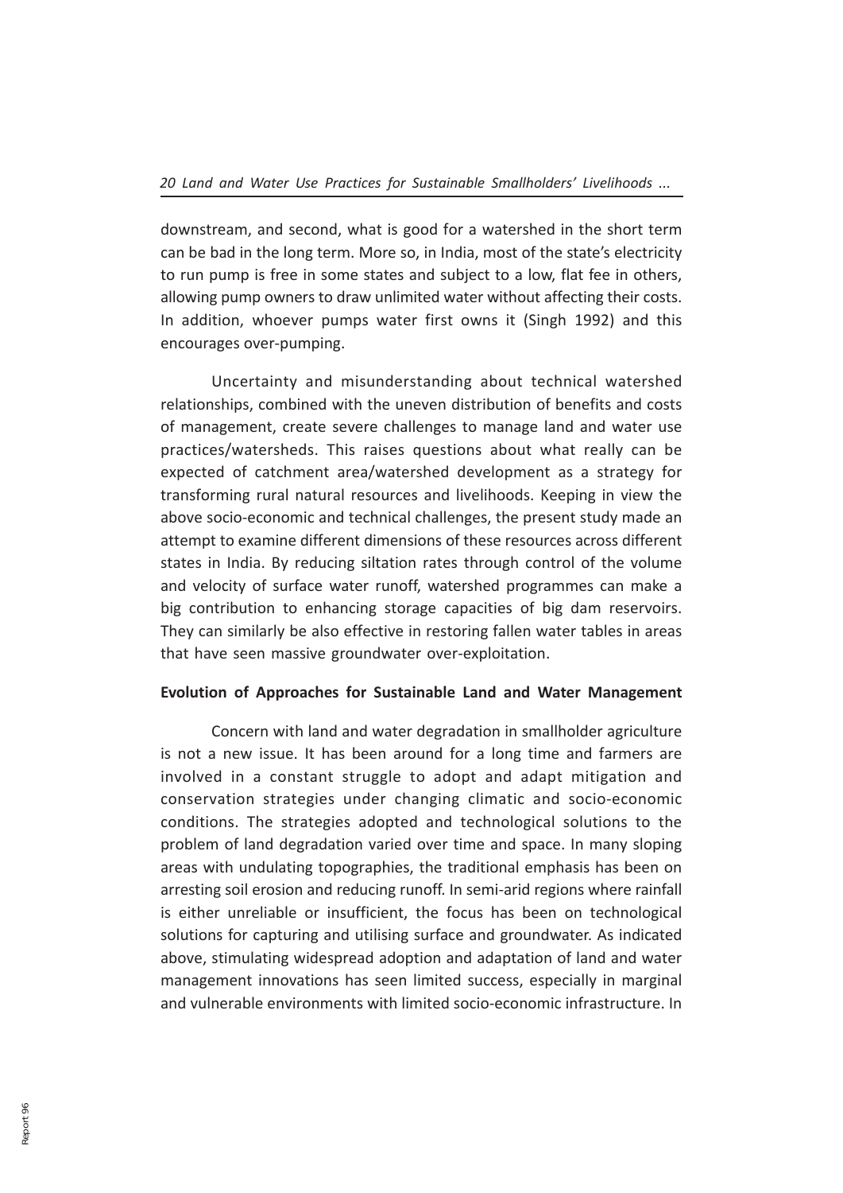downstream, and second, what is good for a watershed in the short term can be bad in the long term. More so, in India, most of the state's electricity to run pump is free in some states and subject to a low, flat fee in others, allowing pump owners to draw unlimited water without affecting their costs. In addition, whoever pumps water first owns it (Singh 1992) and this encourages over-pumping.

Uncertainty and misunderstanding about technical watershed relationships, combined with the uneven distribution of benefits and costs of management, create severe challenges to manage land and water use practices/watersheds. This raises questions about what really can be expected of catchment area/watershed development as a strategy for transforming rural natural resources and livelihoods. Keeping in view the above socio-economic and technical challenges, the present study made an attempt to examine different dimensions of these resources across different states in India. By reducing siltation rates through control of the volume and velocity of surface water runoff, watershed programmes can make a big contribution to enhancing storage capacities of big dam reservoirs. They can similarly be also effective in restoring fallen water tables in areas that have seen massive groundwater over-exploitation.

**Evolution of Approaches for Sustainable Land and Water Management**

Concern with land and water degradation in smallholder agriculture is not a new issue. It has been around for a long time and farmers are involved in a constant struggle to adopt and adapt mitigation and conservation strategies under changing climatic and socio-economic conditions. The strategies adopted and technological solutions to the problem of land degradation varied over time and space. In many sloping areas with undulating topographies, the traditional emphasis has been on arresting soil erosion and reducing runoff. In semi-arid regions where rainfall is either unreliable or insufficient, the focus has been on technological solutions for capturing and utilising surface and groundwater. As indicated above, stimulating widespread adoption and adaptation of land and water management innovations has seen limited success, especially in marginal and vulnerable environments with limited socio-economic infrastructure. In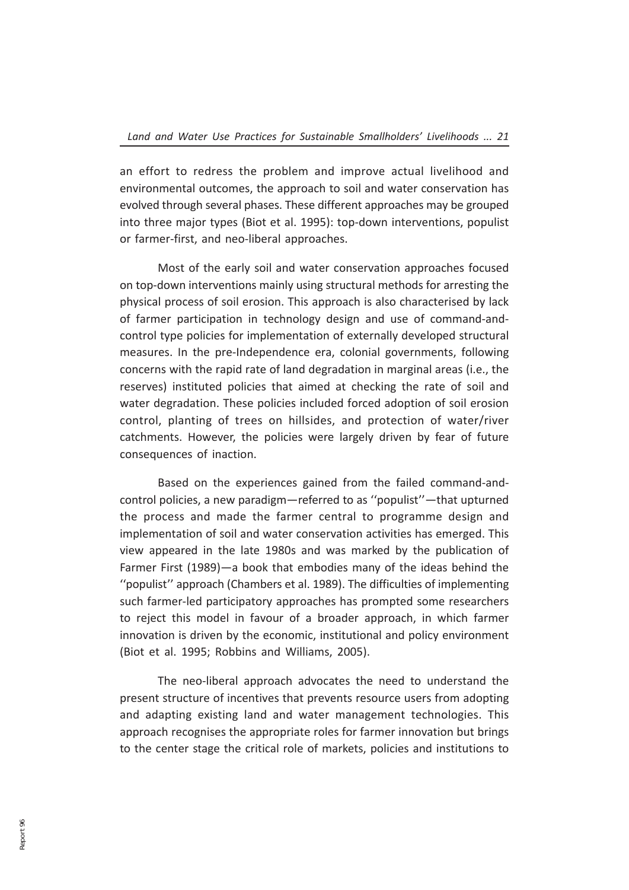an effort to redress the problem and improve actual livelihood and environmental outcomes, the approach to soil and water conservation has evolved through several phases. These different approaches may be grouped into three major types (Biot et al. 1995): top-down interventions, populist or farmer-first, and neo-liberal approaches.

Most of the early soil and water conservation approaches focused on top-down interventions mainly using structural methods for arresting the physical process of soil erosion. This approach is also characterised by lack of farmer participation in technology design and use of command-and-control type policies for implementation of externally developed structural measures. In the pre-Independence era, colonial governments, following concerns with the rapid rate of land degradation in marginal areas (i.e., the reserves) instituted policies that aimed at checking the rate of soil and water degradation. These policies included forced adoption of soil erosion control, planting of trees on hillsides, and protection of water/river catchments. However, the policies were largely driven by fear of future consequences of inaction.

Based on the experiences gained from the failed command-and-control policies, a new paradigm—referred to as ''populist''—that upturned the process and made the farmer central to programme design and implementation of soil and water conservation activities has emerged. This view appeared in the late 1980s and was marked by the publication of Farmer First (1989)—a book that embodies many of the ideas behind the ''populist'' approach (Chambers et al. 1989). The difficulties of implementing such farmer-led participatory approaches has prompted some researchers to reject this model in favour of a broader approach, in which farmer innovation is driven by the economic, institutional and policy environment (Biot et al. 1995; Robbins and Williams, 2005).

The neo-liberal approach advocates the need to understand the present structure of incentives that prevents resource users from adopting and adapting existing land and water management technologies. This approach recognises the appropriate roles for farmer innovation but brings to the center stage the critical role of markets, policies and institutions to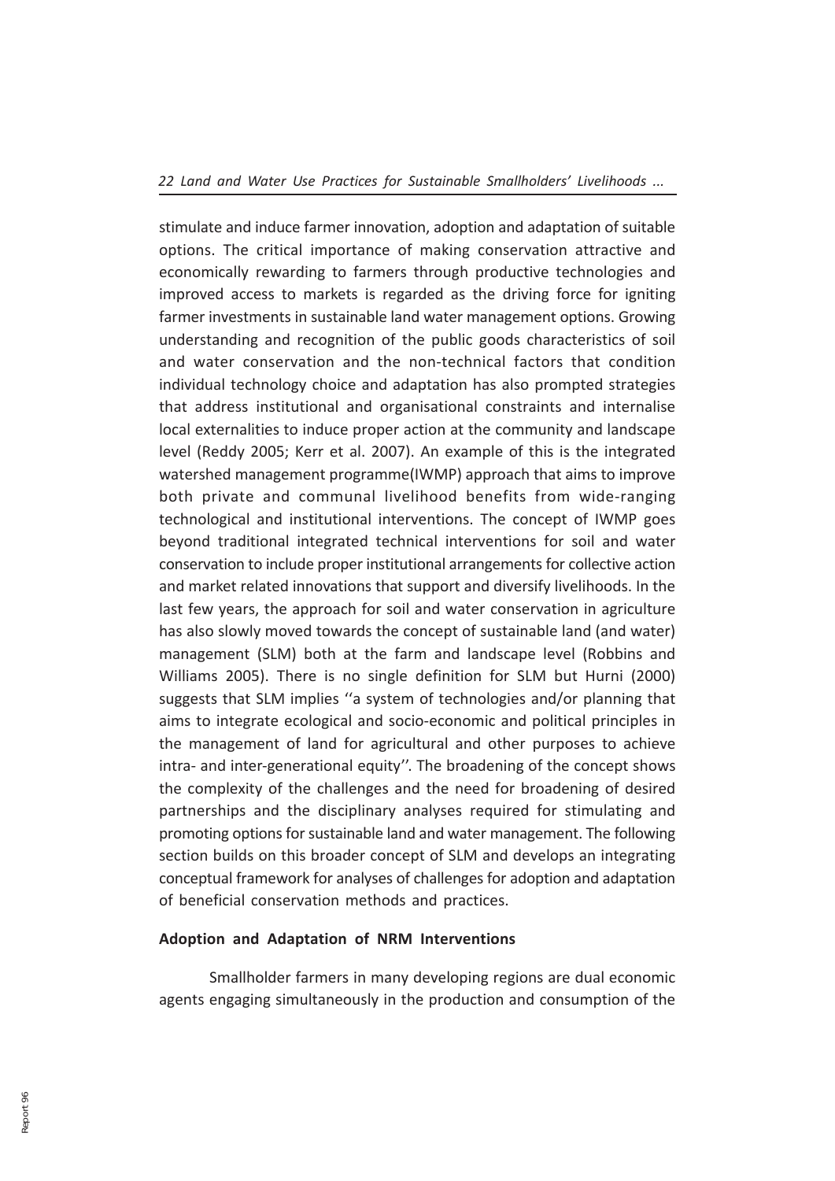stimulate and induce farmer innovation, adoption and adaptation of suitable options. The critical importance of making conservation attractive and economically rewarding to farmers through productive technologies and improved access to markets is regarded as the driving force for igniting farmer investments in sustainable land water management options. Growing understanding and recognition of the public goods characteristics of soil and water conservation and the non-technical factors that condition individual technology choice and adaptation has also prompted strategies that address institutional and organisational constraints and internalise local externalities to induce proper action at the community and landscape level (Reddy 2005; Kerr et al. 2007). An example of this is the integrated watershed management programme(IWMP) approach that aims to improve both private and communal livelihood benefits from wide-ranging technological and institutional interventions. The concept of IWMP goes beyond traditional integrated technical interventions for soil and water conservation to include proper institutional arrangements for collective action and market related innovations that support and diversify livelihoods. In the last few years, the approach for soil and water conservation in agriculture has also slowly moved towards the concept of sustainable land (and water) management (SLM) both at the farm and landscape level (Robbins and Williams 2005). There is no single definition for SLM but Hurni (2000) suggests that SLM implies ''a system of technologies and/or planning that aims to integrate ecological and socio-economic and political principles in the management of land for agricultural and other purposes to achieve intra- and inter-generational equity''. The broadening of the concept shows the complexity of the challenges and the need for broadening of desired partnerships and the disciplinary analyses required for stimulating and promoting options for sustainable land and water management. The following section builds on this broader concept of SLM and develops an integrating conceptual framework for analyses of challenges for adoption and adaptation of beneficial conservation methods and practices.

### Adoption and Adaptation of NRM Interventions

Smallholder farmers in many developing regions are dual economic agents engaging simultaneously in the production and consumption of the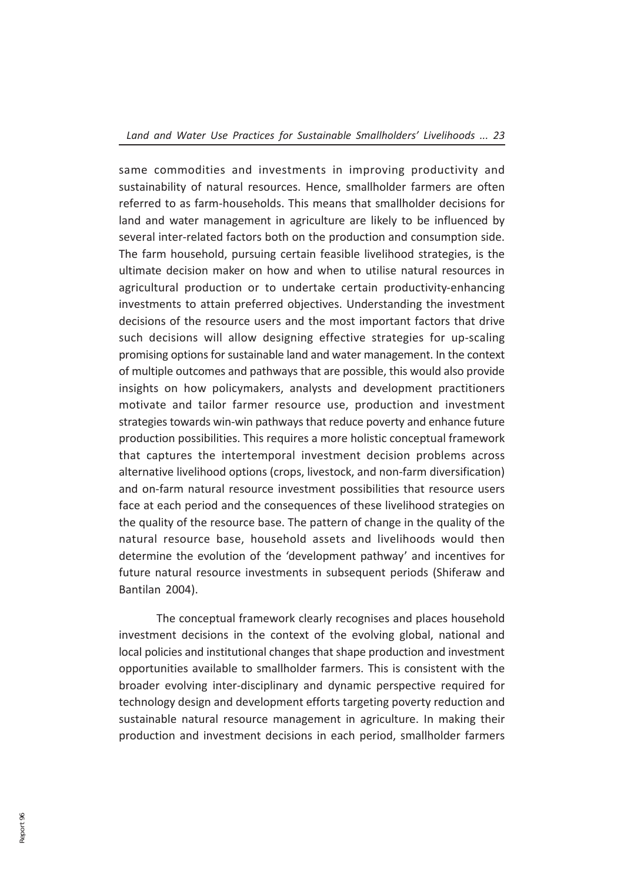same commodities and investments in improving productivity and sustainability of natural resources. Hence, smallholder farmers are often referred to as farm-households. This means that smallholder decisions for land and water management in agriculture are likely to be influenced by several inter-related factors both on the production and consumption side. The farm household, pursuing certain feasible livelihood strategies, is the ultimate decision maker on how and when to utilise natural resources in agricultural production or to undertake certain productivity-enhancing investments to attain preferred objectives. Understanding the investment decisions of the resource users and the most important factors that drive such decisions will allow designing effective strategies for up-scaling promising options for sustainable land and water management. In the context of multiple outcomes and pathways that are possible, this would also provide insights on how policymakers, analysts and development practitioners motivate and tailor farmer resource use, production and investment strategies towards win-win pathways that reduce poverty and enhance future production possibilities. This requires a more holistic conceptual framework that captures the intertemporal investment decision problems across alternative livelihood options (crops, livestock, and non-farm diversification) and on-farm natural resource investment possibilities that resource users face at each period and the consequences of these livelihood strategies on the quality of the resource base. The pattern of change in the quality of the natural resource base, household assets and livelihoods would then determine the evolution of the 'development pathway' and incentives for future natural resource investments in subsequent periods (Shiferaw and Bantilan 2004).

The conceptual framework clearly recognises and places household investment decisions in the context of the evolving global, national and local policies and institutional changes that shape production and investment opportunities available to smallholder farmers. This is consistent with the broader evolving inter-disciplinary and dynamic perspective required for technology design and development efforts targeting poverty reduction and sustainable natural resource management in agriculture. In making their production and investment decisions in each period, smallholder farmers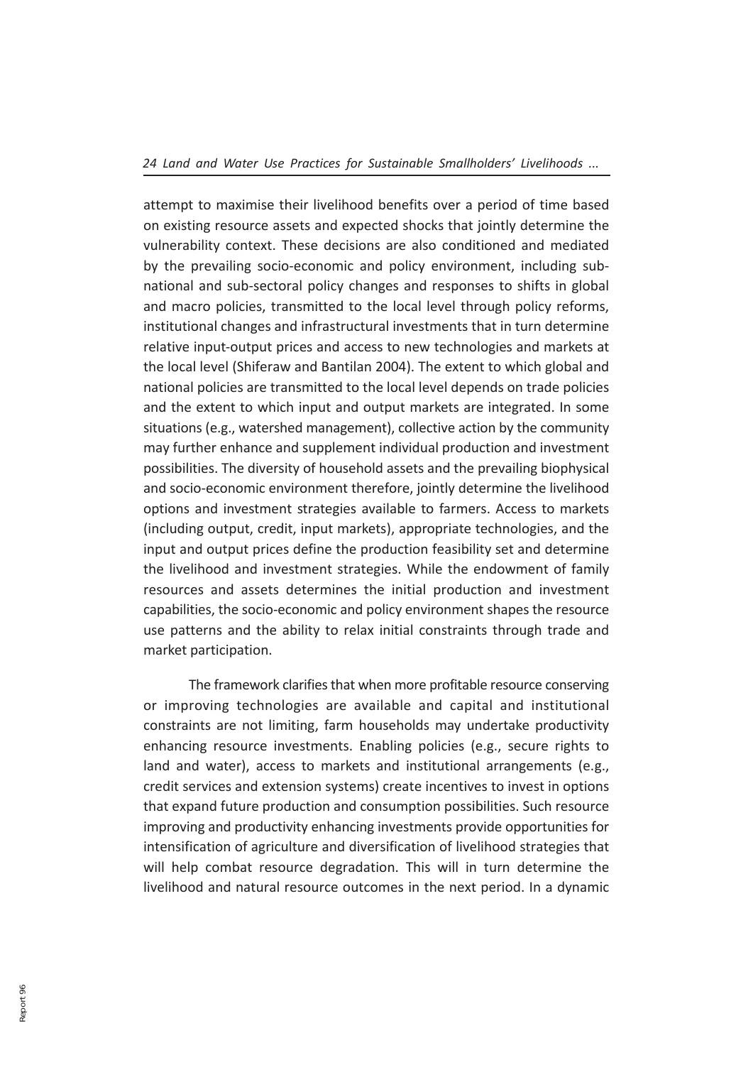attempt to maximise their livelihood benefits over a period of time based on existing resource assets and expected shocks that jointly determine the vulnerability context. These decisions are also conditioned and mediated by the prevailing socio-economic and policy environment, including sub-national and sub-sectoral policy changes and responses to shifts in global and macro policies, transmitted to the local level through policy reforms, institutional changes and infrastructural investments that in turn determine relative input-output prices and access to new technologies and markets at the local level (Shiferaw and Bantilan 2004). The extent to which global and national policies are transmitted to the local level depends on trade policies and the extent to which input and output markets are integrated. In some situations (e.g., watershed management), collective action by the community may further enhance and supplement individual production and investment possibilities. The diversity of household assets and the prevailing biophysical and socio-economic environment therefore, jointly determine the livelihood options and investment strategies available to farmers. Access to markets (including output, credit, input markets), appropriate technologies, and the input and output prices define the production feasibility set and determine the livelihood and investment strategies. While the endowment of family resources and assets determines the initial production and investment capabilities, the socio-economic and policy environment shapes the resource use patterns and the ability to relax initial constraints through trade and market participation.

The framework clarifies that when more profitable resource conserving or improving technologies are available and capital and institutional constraints are not limiting, farm households may undertake productivity enhancing resource investments. Enabling policies (e.g., secure rights to land and water), access to markets and institutional arrangements (e.g., credit services and extension systems) create incentives to invest in options that expand future production and consumption possibilities. Such resource improving and productivity enhancing investments provide opportunities for intensification of agriculture and diversification of livelihood strategies that will help combat resource degradation. This will in turn determine the livelihood and natural resource outcomes in the next period. In a dynamic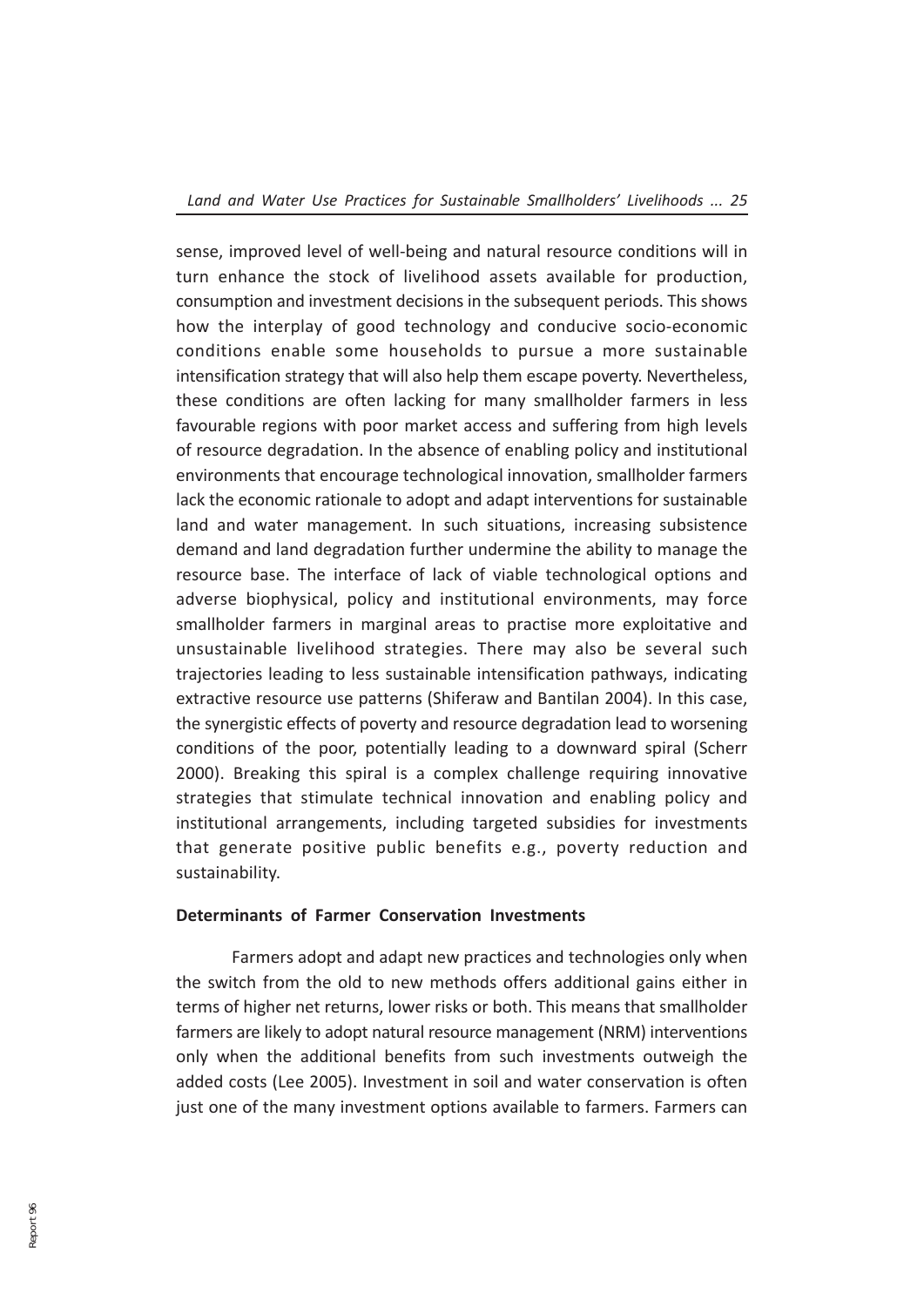sense, improved level of well-being and natural resource conditions will in turn enhance the stock of livelihood assets available for production, consumption and investment decisions in the subsequent periods. This shows how the interplay of good technology and conducive socio-economic conditions enable some households to pursue a more sustainable intensification strategy that will also help them escape poverty. Nevertheless, these conditions are often lacking for many smallholder farmers in less favourable regions with poor market access and suffering from high levels of resource degradation. In the absence of enabling policy and institutional environments that encourage technological innovation, smallholder farmers lack the economic rationale to adopt and adapt interventions for sustainable land and water management. In such situations, increasing subsistence demand and land degradation further undermine the ability to manage the resource base. The interface of lack of viable technological options and adverse biophysical, policy and institutional environments, may force smallholder farmers in marginal areas to practise more exploitative and unsustainable livelihood strategies. There may also be several such trajectories leading to less sustainable intensification pathways, indicating extractive resource use patterns (Shiferaw and Bantilan 2004). In this case, the synergistic effects of poverty and resource degradation lead to worsening conditions of the poor, potentially leading to a downward spiral (Scherr 2000). Breaking this spiral is a complex challenge requiring innovative strategies that stimulate technical innovation and enabling policy and institutional arrangements, including targeted subsidies for investments that generate positive public benefits e.g., poverty reduction and sustainability.

**Determinants of Farmer Conservation Investments**

Farmers adopt and adapt new practices and technologies only when the switch from the old to new methods offers additional gains either in terms of higher net returns, lower risks or both. This means that smallholder farmers are likely to adopt natural resource management (NRM) interventions only when the additional benefits from such investments outweigh the added costs (Lee 2005). Investment in soil and water conservation is often just one of the many investment options available to farmers. Farmers can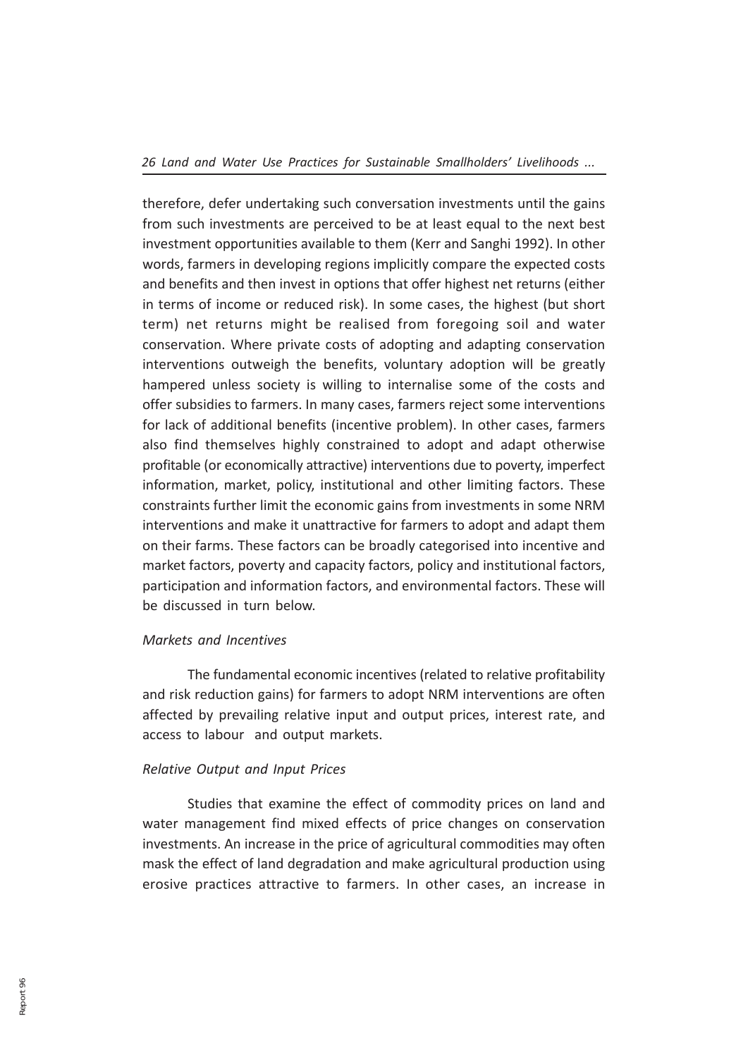therefore, defer undertaking such conversation investments until the gains from such investments are perceived to be at least equal to the next best investment opportunities available to them (Kerr and Sanghi 1992). In other words, farmers in developing regions implicitly compare the expected costs and benefits and then invest in options that offer highest net returns (either in terms of income or reduced risk). In some cases, the highest (but short term) net returns might be realised from foregoing soil and water conservation. Where private costs of adopting and adapting conservation interventions outweigh the benefits, voluntary adoption will be greatly hampered unless society is willing to internalise some of the costs and offer subsidies to farmers. In many cases, farmers reject some interventions for lack of additional benefits (incentive problem). In other cases, farmers also find themselves highly constrained to adopt and adapt otherwise profitable (or economically attractive) interventions due to poverty, imperfect information, market, policy, institutional and other limiting factors. These constraints further limit the economic gains from investments in some NRM interventions and make it unattractive for farmers to adopt and adapt them on their farms. These factors can be broadly categorised into incentive and market factors, poverty and capacity factors, policy and institutional factors, participation and information factors, and environmental factors. These will be discussed in turn below.

### *Markets and Incentives*

The fundamental economic incentives (related to relative profitability and risk reduction gains) for farmers to adopt NRM interventions are often affected by prevailing relative input and output prices, interest rate, and access to labour and output markets.

#### *Relative Output and Input Prices*

Studies that examine the effect of commodity prices on land and water management find mixed effects of price changes on conservation investments. An increase in the price of agricultural commodities may often mask the effect of land degradation and make agricultural production using erosive practices attractive to farmers. In other cases, an increase in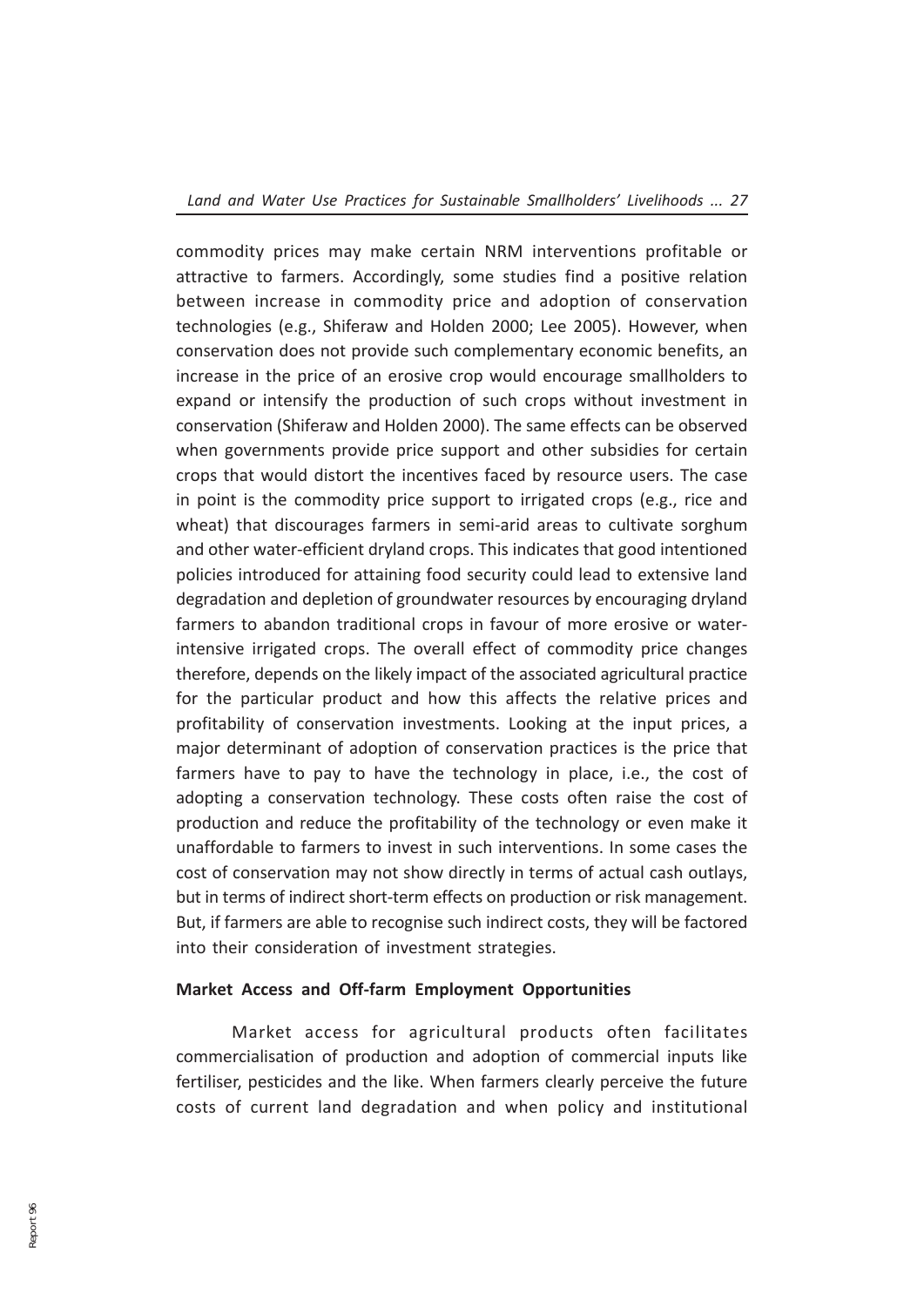commodity prices may make certain NRM interventions profitable or attractive to farmers. Accordingly, some studies find a positive relation between increase in commodity price and adoption of conservation technologies (e.g., Shiferaw and Holden 2000; Lee 2005). However, when conservation does not provide such complementary economic benefits, an increase in the price of an erosive crop would encourage smallholders to expand or intensify the production of such crops without investment in conservation (Shiferaw and Holden 2000). The same effects can be observed when governments provide price support and other subsidies for certain crops that would distort the incentives faced by resource users. The case in point is the commodity price support to irrigated crops (e.g., rice and wheat) that discourages farmers in semi-arid areas to cultivate sorghum and other water-efficient dryland crops. This indicates that good intentioned policies introduced for attaining food security could lead to extensive land degradation and depletion of groundwater resources by encouraging dryland farmers to abandon traditional crops in favour of more erosive or water-intensive irrigated crops. The overall effect of commodity price changes therefore, depends on the likely impact of the associated agricultural practice for the particular product and how this affects the relative prices and profitability of conservation investments. Looking at the input prices, a major determinant of adoption of conservation practices is the price that farmers have to pay to have the technology in place, i.e., the cost of adopting a conservation technology. These costs often raise the cost of production and reduce the profitability of the technology or even make it unaffordable to farmers to invest in such interventions. In some cases the cost of conservation may not show directly in terms of actual cash outlays, but in terms of indirect short-term effects on production or risk management. But, if farmers are able to recognise such indirect costs, they will be factored into their consideration of investment strategies.

**Market Access and Off-farm Employment Opportunities**

Market access for agricultural products often facilitates commercialisation of production and adoption of commercial inputs like fertiliser, pesticides and the like. When farmers clearly perceive the future costs of current land degradation and when policy and institutional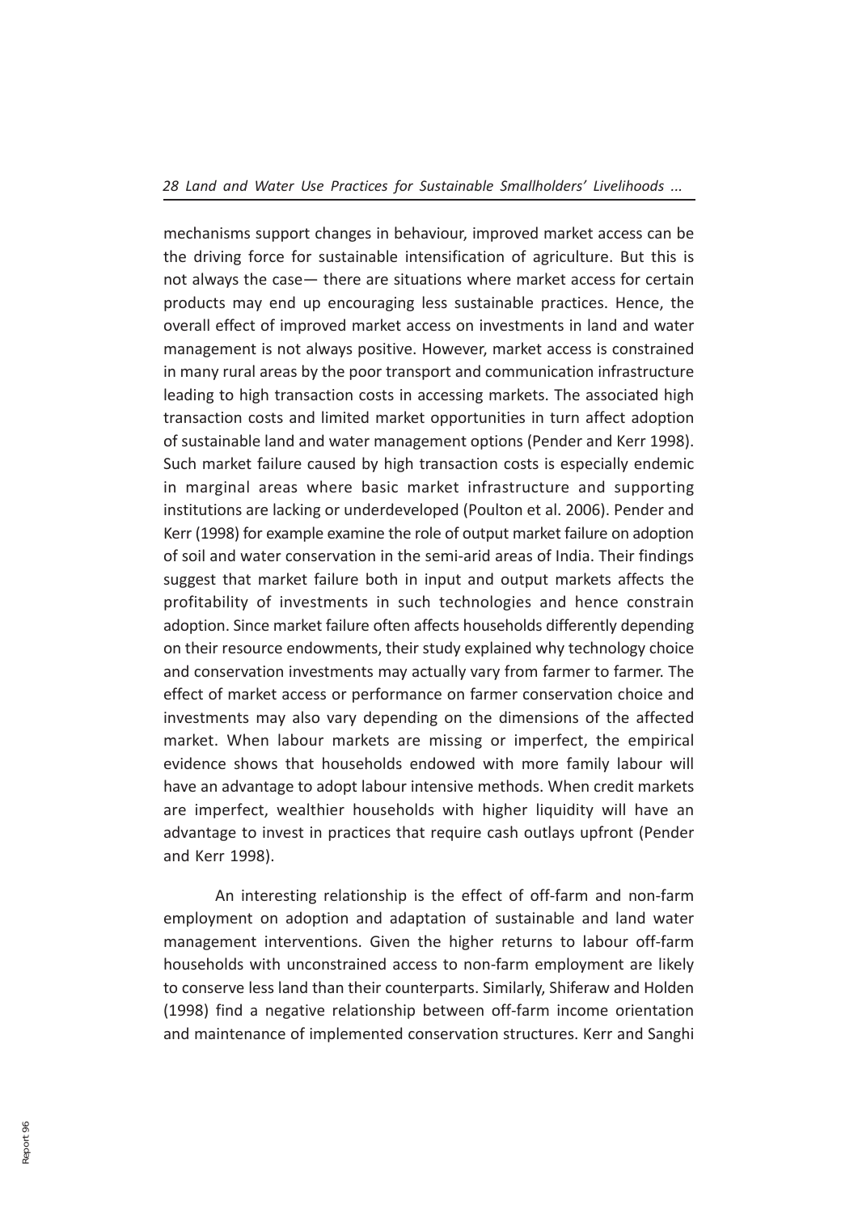mechanisms support changes in behaviour, improved market access can be the driving force for sustainable intensification of agriculture. But this is not always the case— there are situations where market access for certain products may end up encouraging less sustainable practices. Hence, the overall effect of improved market access on investments in land and water management is not always positive. However, market access is constrained in many rural areas by the poor transport and communication infrastructure leading to high transaction costs in accessing markets. The associated high transaction costs and limited market opportunities in turn affect adoption of sustainable land and water management options (Pender and Kerr 1998). Such market failure caused by high transaction costs is especially endemic in marginal areas where basic market infrastructure and supporting institutions are lacking or underdeveloped (Poulton et al. 2006). Pender and Kerr (1998) for example examine the role of output market failure on adoption of soil and water conservation in the semi-arid areas of India. Their findings suggest that market failure both in input and output markets affects the profitability of investments in such technologies and hence constrain adoption. Since market failure often affects households differently depending on their resource endowments, their study explained why technology choice and conservation investments may actually vary from farmer to farmer. The effect of market access or performance on farmer conservation choice and investments may also vary depending on the dimensions of the affected market. When labour markets are missing or imperfect, the empirical evidence shows that households endowed with more family labour will have an advantage to adopt labour intensive methods. When credit markets are imperfect, wealthier households with higher liquidity will have an advantage to invest in practices that require cash outlays upfront (Pender and Kerr 1998).

An interesting relationship is the effect of off-farm and non-farm employment on adoption and adaptation of sustainable and land water management interventions. Given the higher returns to labour off-farm households with unconstrained access to non-farm employment are likely to conserve less land than their counterparts. Similarly, Shiferaw and Holden (1998) find a negative relationship between off-farm income orientation and maintenance of implemented conservation structures. Kerr and Sanghi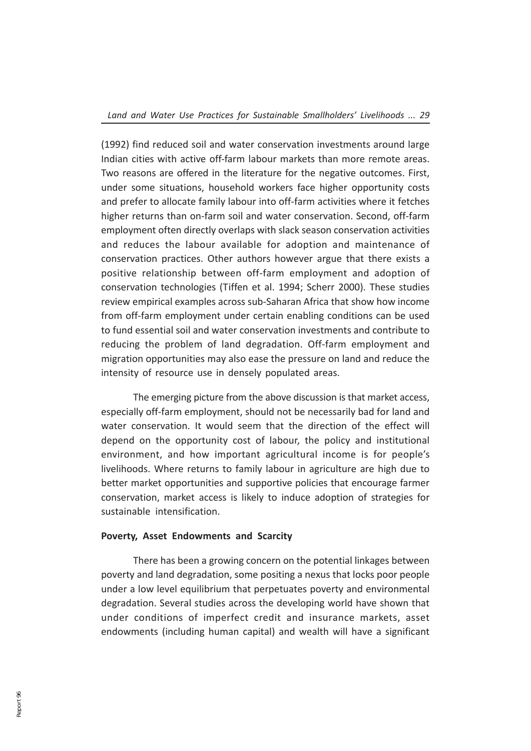(1992) find reduced soil and water conservation investments around large Indian cities with active off-farm labour markets than more remote areas. Two reasons are offered in the literature for the negative outcomes. First, under some situations, household workers face higher opportunity costs and prefer to allocate family labour into off-farm activities where it fetches higher returns than on-farm soil and water conservation. Second, off-farm employment often directly overlaps with slack season conservation activities and reduces the labour available for adoption and maintenance of conservation practices. Other authors however argue that there exists a positive relationship between off-farm employment and adoption of conservation technologies (Tiffen et al. 1994; Scherr 2000). These studies review empirical examples across sub-Saharan Africa that show how income from off-farm employment under certain enabling conditions can be used to fund essential soil and water conservation investments and contribute to reducing the problem of land degradation. Off-farm employment and migration opportunities may also ease the pressure on land and reduce the intensity of resource use in densely populated areas.

The emerging picture from the above discussion is that market access, especially off-farm employment, should not be necessarily bad for land and water conservation. It would seem that the direction of the effect will depend on the opportunity cost of labour, the policy and institutional environment, and how important agricultural income is for people's livelihoods. Where returns to family labour in agriculture are high due to better market opportunities and supportive policies that encourage farmer conservation, market access is likely to induce adoption of strategies for sustainable intensification.

### Poverty, Asset Endowments and Scarcity

There has been a growing concern on the potential linkages between poverty and land degradation, some positing a nexus that locks poor people under a low level equilibrium that perpetuates poverty and environmental degradation. Several studies across the developing world have shown that under conditions of imperfect credit and insurance markets, asset endowments (including human capital) and wealth will have a significant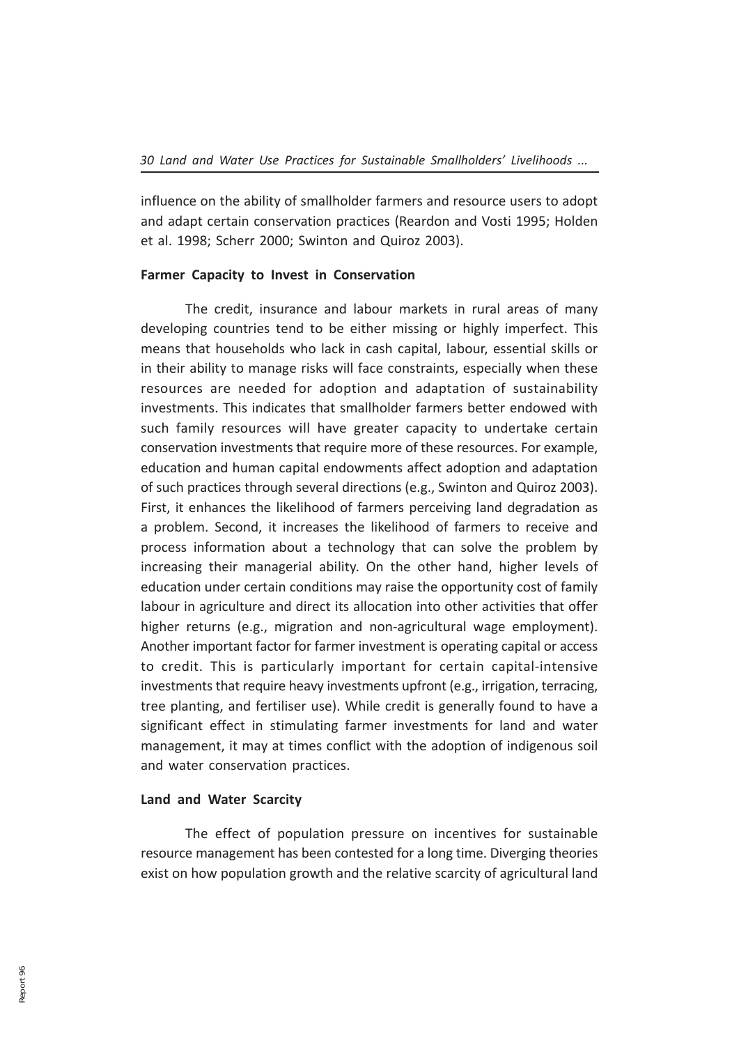influence on the ability of smallholder farmers and resource users to adopt and adapt certain conservation practices (Reardon and Vosti 1995; Holden et al. 1998; Scherr 2000; Swinton and Quiroz 2003).

### Farmer Capacity to Invest in Conservation

The credit, insurance and labour markets in rural areas of many developing countries tend to be either missing or highly imperfect. This means that households who lack in cash capital, labour, essential skills or in their ability to manage risks will face constraints, especially when these resources are needed for adoption and adaptation of sustainability investments. This indicates that smallholder farmers better endowed with such family resources will have greater capacity to undertake certain conservation investments that require more of these resources. For example, education and human capital endowments affect adoption and adaptation of such practices through several directions (e.g., Swinton and Quiroz 2003). First, it enhances the likelihood of farmers perceiving land degradation as a problem. Second, it increases the likelihood of farmers to receive and process information about a technology that can solve the problem by increasing their managerial ability. On the other hand, higher levels of education under certain conditions may raise the opportunity cost of family labour in agriculture and direct its allocation into other activities that offer higher returns (e.g., migration and non-agricultural wage employment). Another important factor for farmer investment is operating capital or access to credit. This is particularly important for certain capital-intensive investments that require heavy investments upfront (e.g., irrigation, terracing, tree planting, and fertiliser use). While credit is generally found to have a significant effect in stimulating farmer investments for land and water management, it may at times conflict with the adoption of indigenous soil and water conservation practices.

### Land and Water Scarcity

The effect of population pressure on incentives for sustainable resource management has been contested for a long time. Diverging theories exist on how population growth and the relative scarcity of agricultural land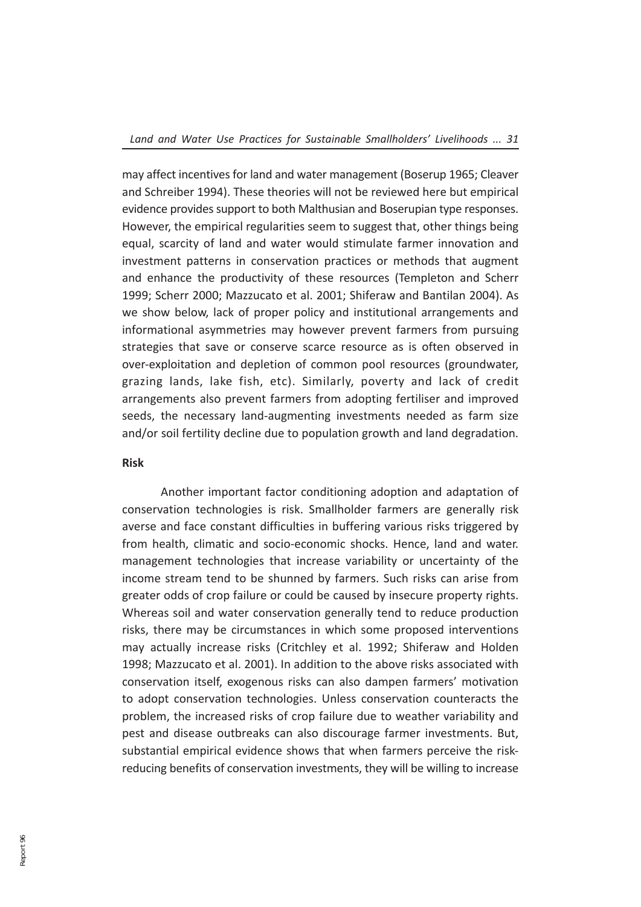may affect incentives for land and water management (Boserup 1965; Cleaver and Schreiber 1994). These theories will not be reviewed here but empirical evidence provides support to both Malthusian and Boserupian type responses. However, the empirical regularities seem to suggest that, other things being equal, scarcity of land and water would stimulate farmer innovation and investment patterns in conservation practices or methods that augment and enhance the productivity of these resources (Templeton and Scherr 1999; Scherr 2000; Mazzucato et al. 2001; Shiferaw and Bantilan 2004). As we show below, lack of proper policy and institutional arrangements and informational asymmetries may however prevent farmers from pursuing strategies that save or conserve scarce resource as is often observed in over-exploitation and depletion of common pool resources (groundwater, grazing lands, lake fish, etc). Similarly, poverty and lack of credit arrangements also prevent farmers from adopting fertiliser and improved seeds, the necessary land-augmenting investments needed as farm size and/or soil fertility decline due to population growth and land degradation.

**Risk**

Another important factor conditioning adoption and adaptation of conservation technologies is risk. Smallholder farmers are generally risk averse and face constant difficulties in buffering various risks triggered by from health, climatic and socio-economic shocks. Hence, land and water. management technologies that increase variability or uncertainty of the income stream tend to be shunned by farmers. Such risks can arise from greater odds of crop failure or could be caused by insecure property rights. Whereas soil and water conservation generally tend to reduce production risks, there may be circumstances in which some proposed interventions may actually increase risks (Critchley et al. 1992; Shiferaw and Holden 1998; Mazzucato et al. 2001). In addition to the above risks associated with conservation itself, exogenous risks can also dampen farmers' motivation to adopt conservation technologies. Unless conservation counteracts the problem, the increased risks of crop failure due to weather variability and pest and disease outbreaks can also discourage farmer investments. But, substantial empirical evidence shows that when farmers perceive the risk-reducing benefits of conservation investments, they will be willing to increase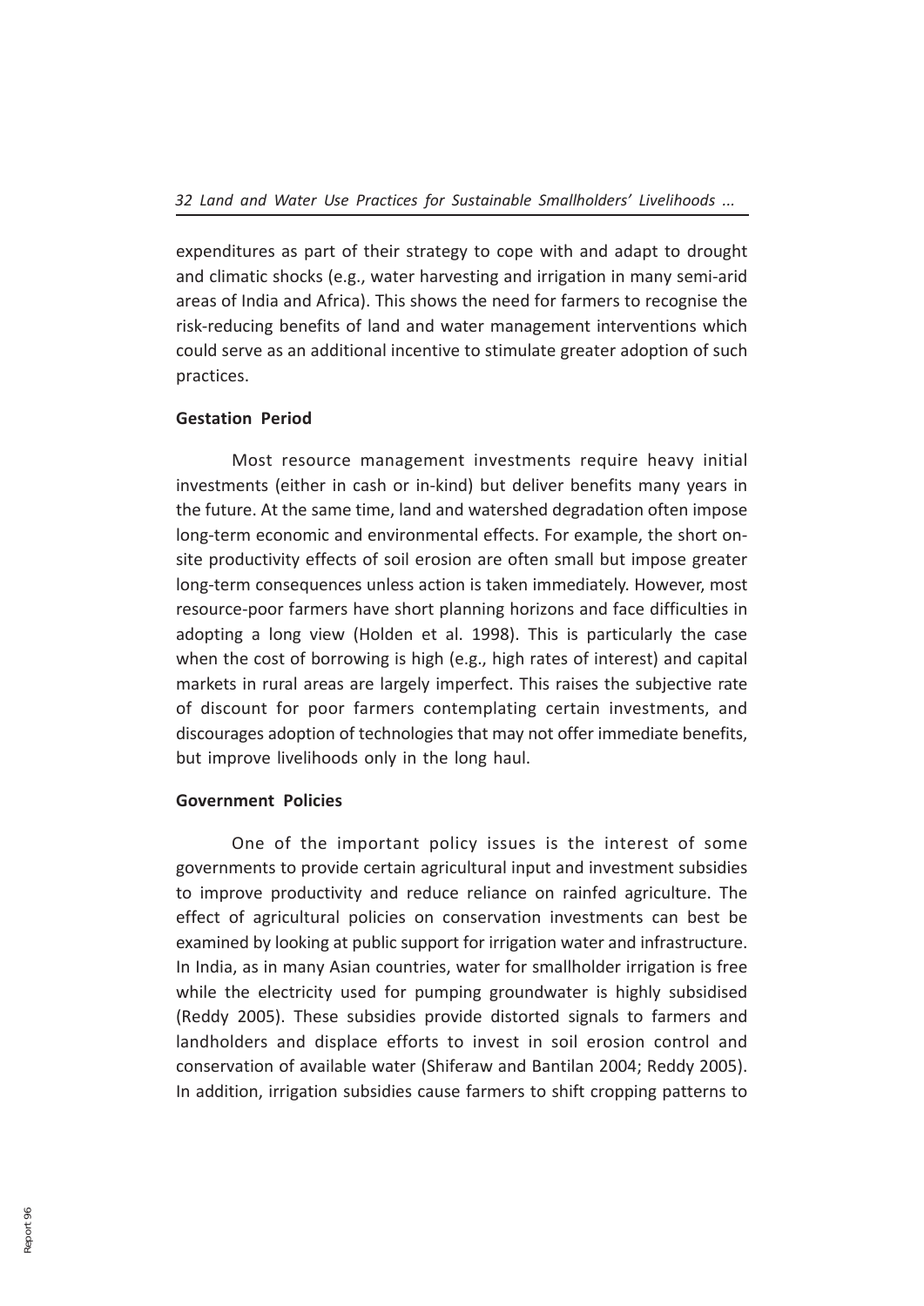expenditures as part of their strategy to cope with and adapt to drought and climatic shocks (e.g., water harvesting and irrigation in many semi-arid areas of India and Africa). This shows the need for farmers to recognise the risk-reducing benefits of land and water management interventions which could serve as an additional incentive to stimulate greater adoption of such practices.

**Gestation Period**

Most resource management investments require heavy initial investments (either in cash or in-kind) but deliver benefits many years in the future. At the same time, land and watershed degradation often impose long-term economic and environmental effects. For example, the short on-site productivity effects of soil erosion are often small but impose greater long-term consequences unless action is taken immediately. However, most resource-poor farmers have short planning horizons and face difficulties in adopting a long view (Holden et al. 1998). This is particularly the case when the cost of borrowing is high (e.g., high rates of interest) and capital markets in rural areas are largely imperfect. This raises the subjective rate of discount for poor farmers contemplating certain investments, and discourages adoption of technologies that may not offer immediate benefits, but improve livelihoods only in the long haul.

**Government Policies**

One of the important policy issues is the interest of some governments to provide certain agricultural input and investment subsidies to improve productivity and reduce reliance on rainfed agriculture. The effect of agricultural policies on conservation investments can best be examined by looking at public support for irrigation water and infrastructure. In India, as in many Asian countries, water for smallholder irrigation is free while the electricity used for pumping groundwater is highly subsidised (Reddy 2005). These subsidies provide distorted signals to farmers and landholders and displace efforts to invest in soil erosion control and conservation of available water (Shiferaw and Bantilan 2004; Reddy 2005). In addition, irrigation subsidies cause farmers to shift cropping patterns to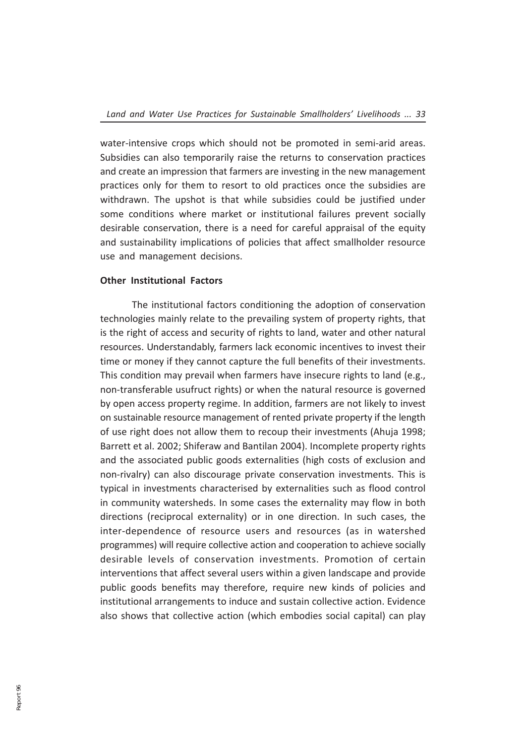water-intensive crops which should not be promoted in semi-arid areas. Subsidies can also temporarily raise the returns to conservation practices and create an impression that farmers are investing in the new management practices only for them to resort to old practices once the subsidies are withdrawn. The upshot is that while subsidies could be justified under some conditions where market or institutional failures prevent socially desirable conservation, there is a need for careful appraisal of the equity and sustainability implications of policies that affect smallholder resource use and management decisions.

**Other Institutional Factors**

The institutional factors conditioning the adoption of conservation technologies mainly relate to the prevailing system of property rights, that is the right of access and security of rights to land, water and other natural resources. Understandably, farmers lack economic incentives to invest their time or money if they cannot capture the full benefits of their investments. This condition may prevail when farmers have insecure rights to land (e.g., non-transferable usufruct rights) or when the natural resource is governed by open access property regime. In addition, farmers are not likely to invest on sustainable resource management of rented private property if the length of use right does not allow them to recoup their investments (Ahuja 1998; Barrett et al. 2002; Shiferaw and Bantilan 2004). Incomplete property rights and the associated public goods externalities (high costs of exclusion and non-rivalry) can also discourage private conservation investments. This is typical in investments characterised by externalities such as flood control in community watersheds. In some cases the externality may flow in both directions (reciprocal externality) or in one direction. In such cases, the inter-dependence of resource users and resources (as in watershed programmes) will require collective action and cooperation to achieve socially desirable levels of conservation investments. Promotion of certain interventions that affect several users within a given landscape and provide public goods benefits may therefore, require new kinds of policies and institutional arrangements to induce and sustain collective action. Evidence also shows that collective action (which embodies social capital) can play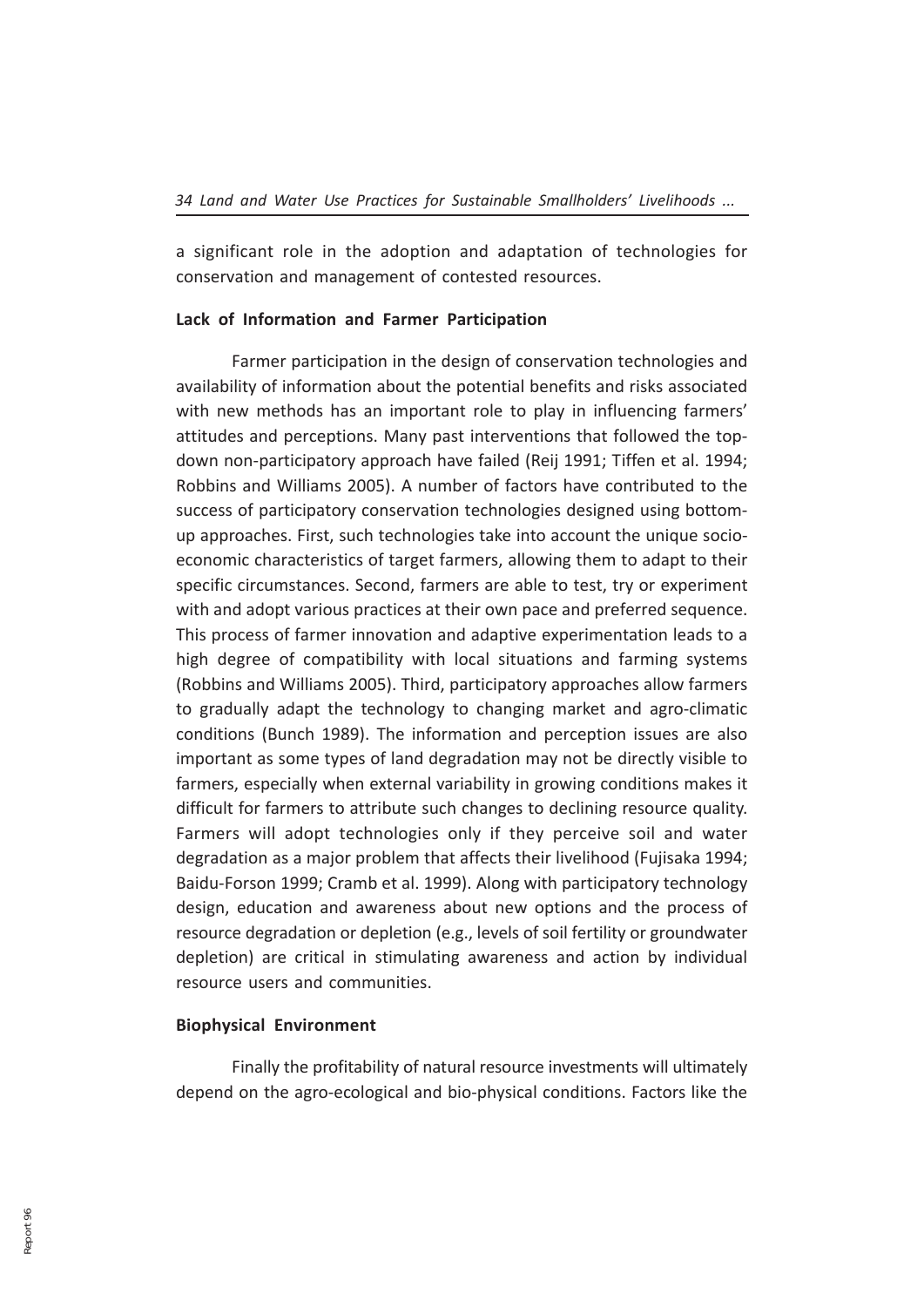a significant role in the adoption and adaptation of technologies for conservation and management of contested resources.

### Lack of Information and Farmer Participation

Farmer participation in the design of conservation technologies and availability of information about the potential benefits and risks associated with new methods has an important role to play in influencing farmers' attitudes and perceptions. Many past interventions that followed the top-down non-participatory approach have failed (Reij 1991; Tiffen et al. 1994; Robbins and Williams 2005). A number of factors have contributed to the success of participatory conservation technologies designed using bottom-up approaches. First, such technologies take into account the unique socio-economic characteristics of target farmers, allowing them to adapt to their specific circumstances. Second, farmers are able to test, try or experiment with and adopt various practices at their own pace and preferred sequence. This process of farmer innovation and adaptive experimentation leads to a high degree of compatibility with local situations and farming systems (Robbins and Williams 2005). Third, participatory approaches allow farmers to gradually adapt the technology to changing market and agro-climatic conditions (Bunch 1989). The information and perception issues are also important as some types of land degradation may not be directly visible to farmers, especially when external variability in growing conditions makes it difficult for farmers to attribute such changes to declining resource quality. Farmers will adopt technologies only if they perceive soil and water degradation as a major problem that affects their livelihood (Fujisaka 1994; Baidu-Forson 1999; Cramb et al. 1999). Along with participatory technology design, education and awareness about new options and the process of resource degradation or depletion (e.g., levels of soil fertility or groundwater depletion) are critical in stimulating awareness and action by individual resource users and communities.

### Biophysical Environment

Finally the profitability of natural resource investments will ultimately depend on the agro-ecological and bio-physical conditions. Factors like the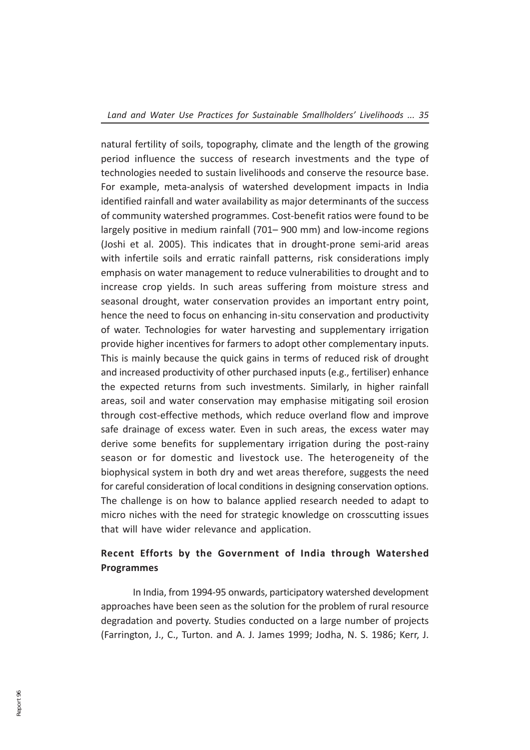natural fertility of soils, topography, climate and the length of the growing period influence the success of research investments and the type of technologies needed to sustain livelihoods and conserve the resource base. For example, meta-analysis of watershed development impacts in India identified rainfall and water availability as major determinants of the success of community watershed programmes. Cost-benefit ratios were found to be largely positive in medium rainfall (701– 900 mm) and low-income regions (Joshi et al. 2005). This indicates that in drought-prone semi-arid areas with infertile soils and erratic rainfall patterns, risk considerations imply emphasis on water management to reduce vulnerabilities to drought and to increase crop yields. In such areas suffering from moisture stress and seasonal drought, water conservation provides an important entry point, hence the need to focus on enhancing in-situ conservation and productivity of water. Technologies for water harvesting and supplementary irrigation provide higher incentives for farmers to adopt other complementary inputs. This is mainly because the quick gains in terms of reduced risk of drought and increased productivity of other purchased inputs (e.g., fertiliser) enhance the expected returns from such investments. Similarly, in higher rainfall areas, soil and water conservation may emphasise mitigating soil erosion through cost-effective methods, which reduce overland flow and improve safe drainage of excess water. Even in such areas, the excess water may derive some benefits for supplementary irrigation during the post-rainy season or for domestic and livestock use. The heterogeneity of the biophysical system in both dry and wet areas therefore, suggests the need for careful consideration of local conditions in designing conservation options. The challenge is on how to balance applied research needed to adapt to micro niches with the need for strategic knowledge on crosscutting issues that will have wider relevance and application.

## Recent Efforts by the Government of India through Watershed Programmes

In India, from 1994-95 onwards, participatory watershed development approaches have been seen as the solution for the problem of rural resource degradation and poverty. Studies conducted on a large number of projects (Farrington, J., C., Turton. and A. J. James 1999; Jodha, N. S. 1986; Kerr, J.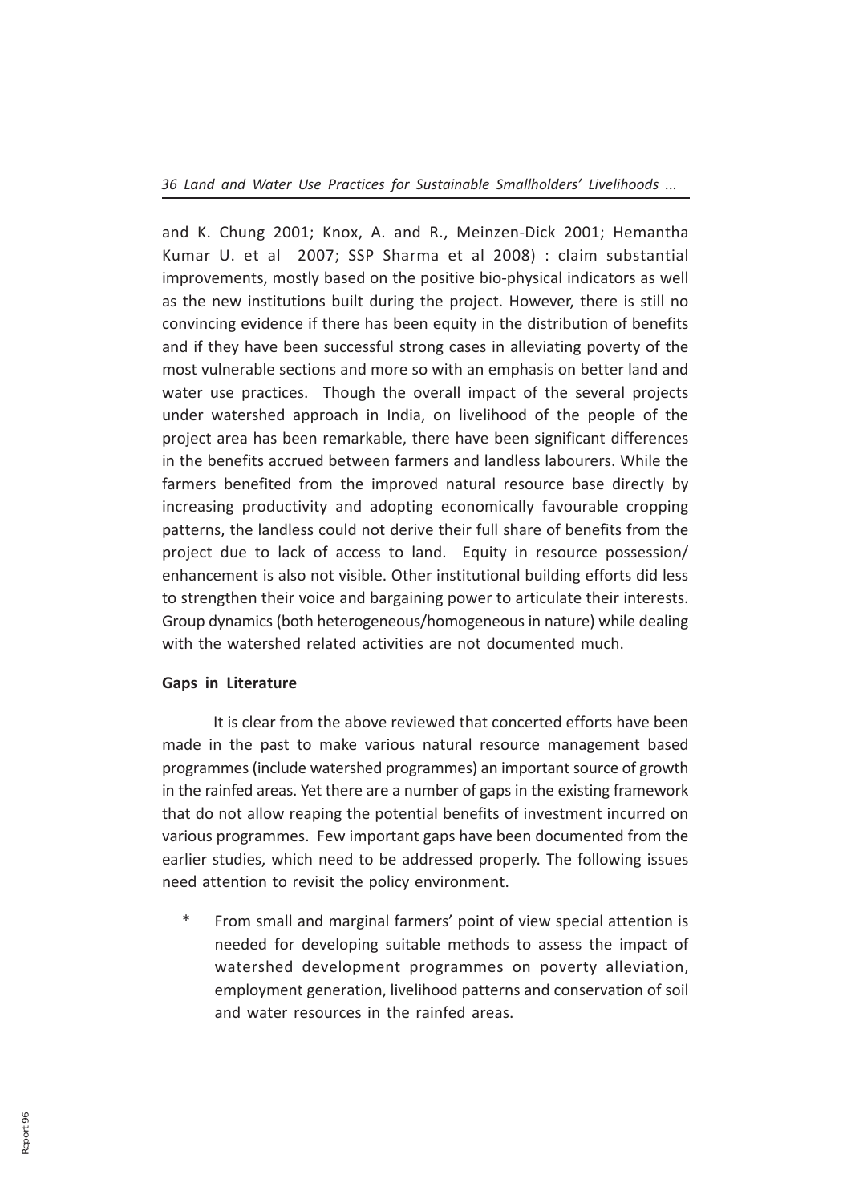and K. Chung 2001; Knox, A. and R., Meinzen-Dick 2001; Hemantha Kumar U. et al 2007; SSP Sharma et al 2008) : claim substantial improvements, mostly based on the positive bio-physical indicators as well as the new institutions built during the project. However, there is still no convincing evidence if there has been equity in the distribution of benefits and if they have been successful strong cases in alleviating poverty of the most vulnerable sections and more so with an emphasis on better land and water use practices. Though the overall impact of the several projects under watershed approach in India, on livelihood of the people of the project area has been remarkable, there have been significant differences in the benefits accrued between farmers and landless labourers. While the farmers benefited from the improved natural resource base directly by increasing productivity and adopting economically favourable cropping patterns, the landless could not derive their full share of benefits from the project due to lack of access to land. Equity in resource possession/ enhancement is also not visible. Other institutional building efforts did less to strengthen their voice and bargaining power to articulate their interests. Group dynamics (both heterogeneous/homogeneous in nature) while dealing with the watershed related activities are not documented much.

**Gaps in Literature**

It is clear from the above reviewed that concerted efforts have been made in the past to make various natural resource management based programmes (include watershed programmes) an important source of growth in the rainfed areas. Yet there are a number of gaps in the existing framework that do not allow reaping the potential benefits of investment incurred on various programmes. Few important gaps have been documented from the earlier studies, which need to be addressed properly. The following issues need attention to revisit the policy environment.

* From small and marginal farmers' point of view special attention is needed for developing suitable methods to assess the impact of watershed development programmes on poverty alleviation, employment generation, livelihood patterns and conservation of soil and water resources in the rainfed areas.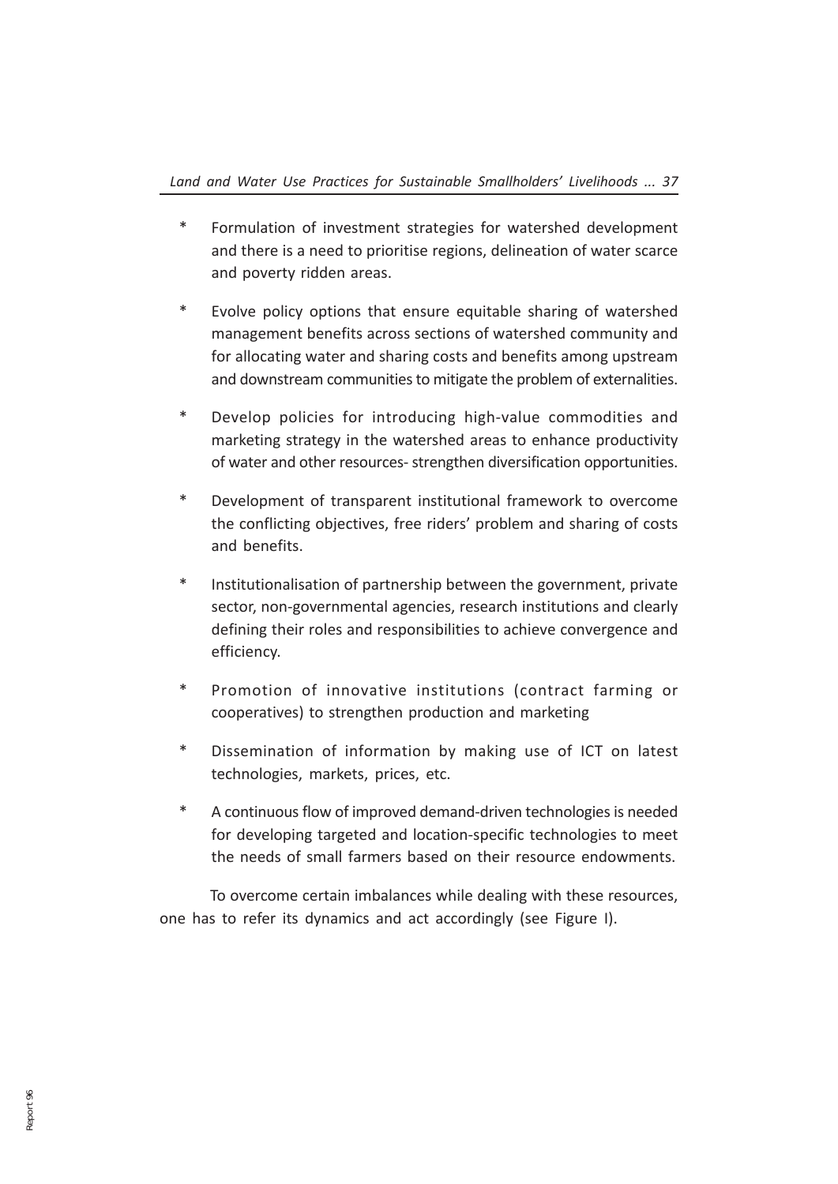* Formulation of investment strategies for watershed development and there is a need to prioritise regions, delineation of water scarce and poverty ridden areas.

* Evolve policy options that ensure equitable sharing of watershed management benefits across sections of watershed community and for allocating water and sharing costs and benefits among upstream and downstream communities to mitigate the problem of externalities.

* Develop policies for introducing high-value commodities and marketing strategy in the watershed areas to enhance productivity of water and other resources- strengthen diversification opportunities.

* Development of transparent institutional framework to overcome the conflicting objectives, free riders' problem and sharing of costs and benefits.

* Institutionalisation of partnership between the government, private sector, non-governmental agencies, research institutions and clearly defining their roles and responsibilities to achieve convergence and efficiency.

* Promotion of innovative institutions (contract farming or cooperatives) to strengthen production and marketing

* Dissemination of information by making use of ICT on latest technologies, markets, prices, etc.

* A continuous flow of improved demand-driven technologies is needed for developing targeted and location-specific technologies to meet the needs of small farmers based on their resource endowments.

To overcome certain imbalances while dealing with these resources, one has to refer its dynamics and act accordingly (see Figure I).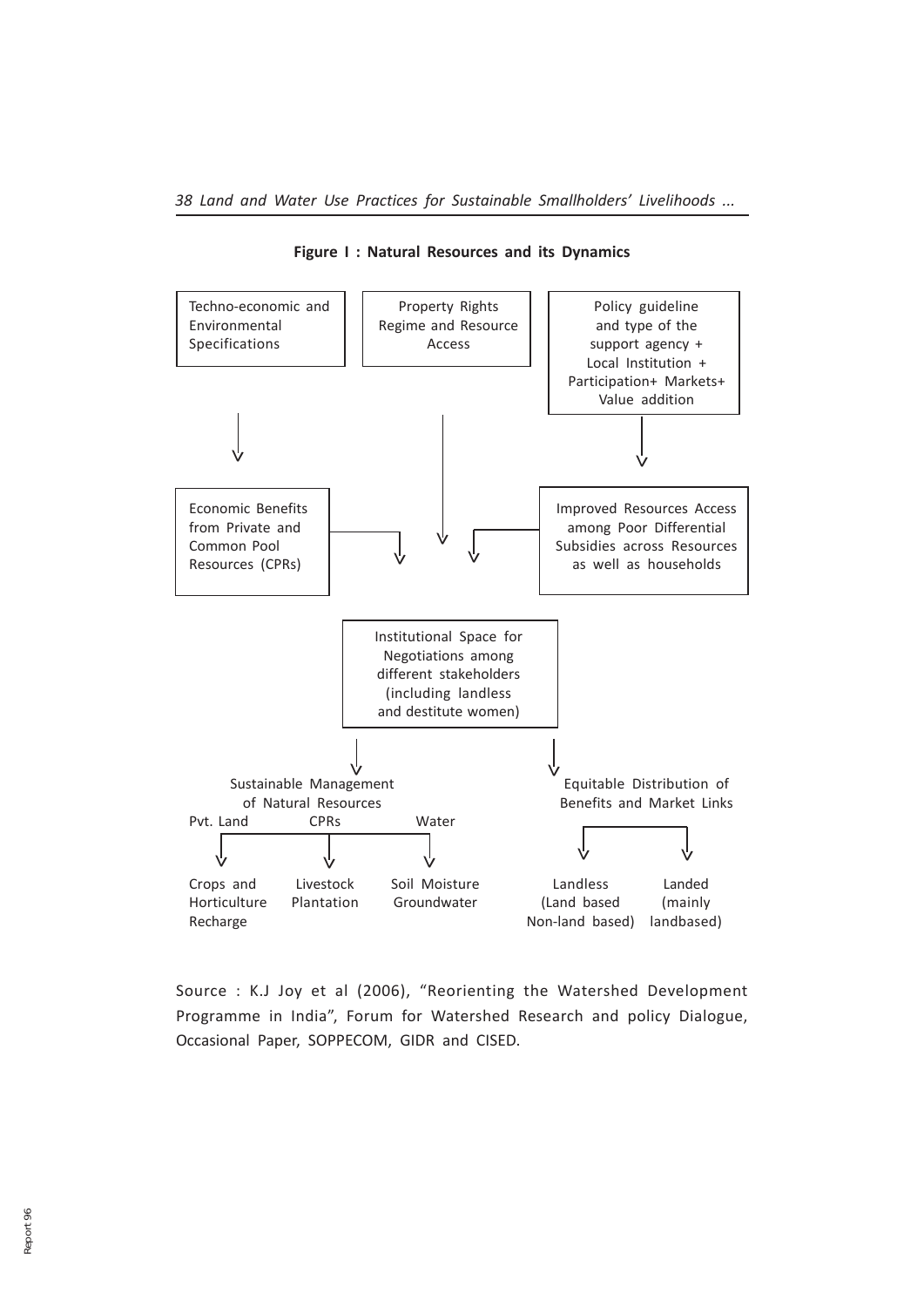**Figure I : Natural Resources and its Dynamics**

Techno-economic and Environmental Specifications

Property Rights Regime and Resource Access

Policy guideline and type of the support agency + Local Institution + Participation+ Markets+ Value addition

Economic Benefits from Private and Common Pool Resources (CPRs)

Improved Resources Access among Poor Differential Subsidies across Resources as well as households

Institutional Space for Negotiations among different stakeholders (including landless and destitute women)

Sustainable Management of Natural Resources

Pvt. Land — CPRs — Water

Crops and Horticulture Recharge — Livestock Plantation — Soil Moisture Groundwater

Equitable Distribution of Benefits and Market Links

Landless (Land based Non-land based) — Landed (mainly landbased)

Source : K.J Joy et al (2006), "Reorienting the Watershed Development Programme in India", Forum for Watershed Research and policy Dialogue, Occasional Paper, SOPPECOM, GIDR and CISED.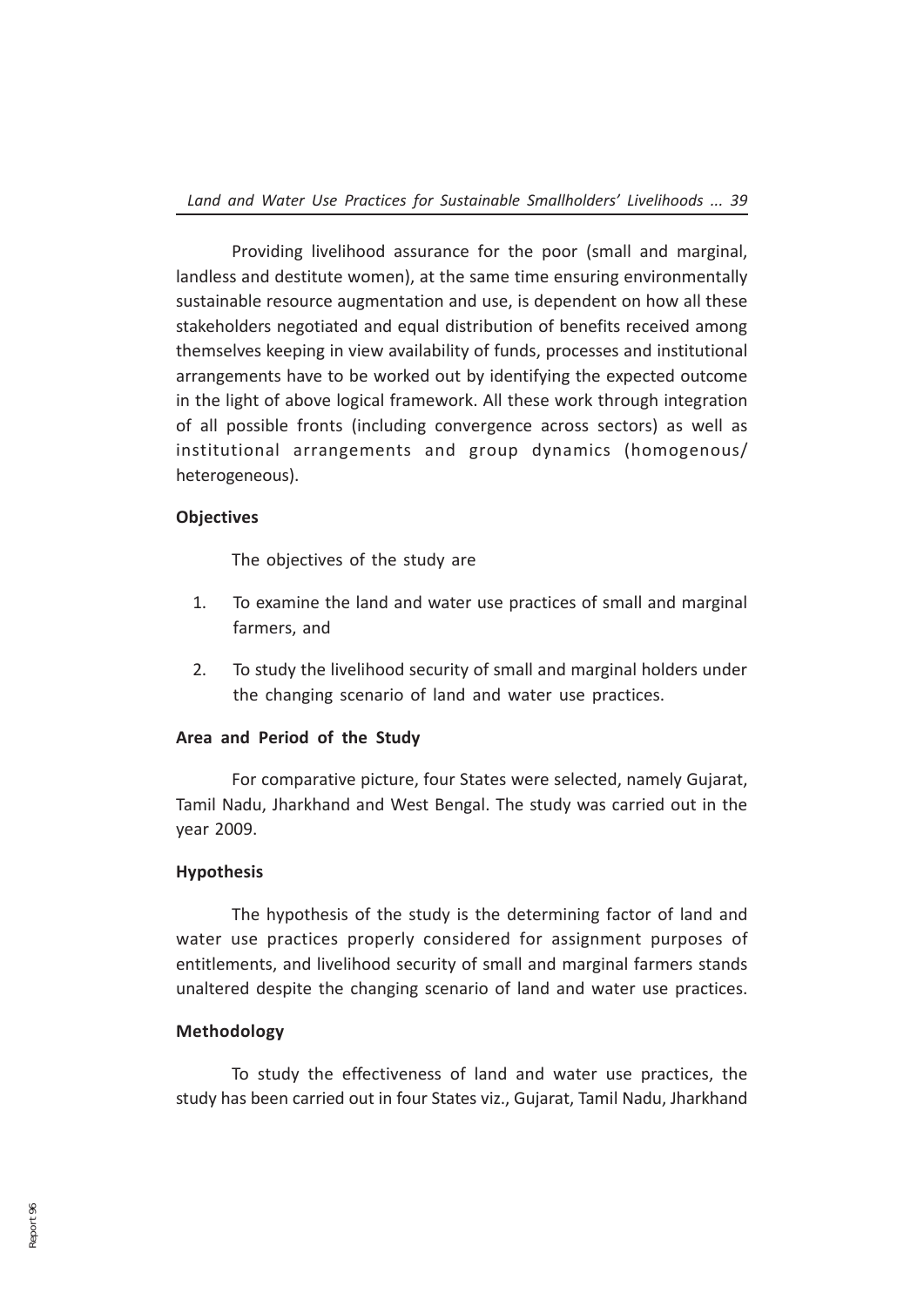Providing livelihood assurance for the poor (small and marginal, landless and destitute women), at the same time ensuring environmentally sustainable resource augmentation and use, is dependent on how all these stakeholders negotiated and equal distribution of benefits received among themselves keeping in view availability of funds, processes and institutional arrangements have to be worked out by identifying the expected outcome in the light of above logical framework. All these work through integration of all possible fronts (including convergence across sectors) as well as institutional arrangements and group dynamics (homogenous/ heterogeneous).

**Objectives**

The objectives of the study are

1. To examine the land and water use practices of small and marginal farmers, and
2. To study the livelihood security of small and marginal holders under the changing scenario of land and water use practices.

**Area and Period of the Study**

For comparative picture, four States were selected, namely Gujarat, Tamil Nadu, Jharkhand and West Bengal. The study was carried out in the year 2009.

**Hypothesis**

The hypothesis of the study is the determining factor of land and water use practices properly considered for assignment purposes of entitlements, and livelihood security of small and marginal farmers stands unaltered despite the changing scenario of land and water use practices.

**Methodology**

To study the effectiveness of land and water use practices, the study has been carried out in four States viz., Gujarat, Tamil Nadu, Jharkhand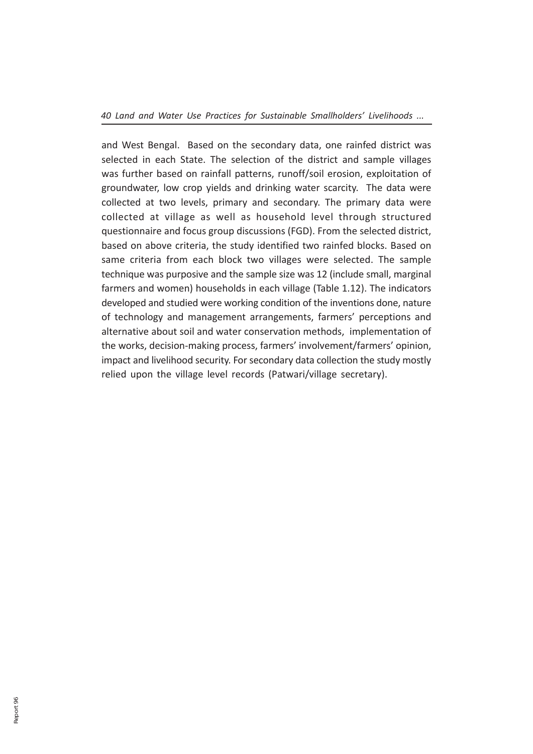and West Bengal. Based on the secondary data, one rainfed district was selected in each State. The selection of the district and sample villages was further based on rainfall patterns, runoff/soil erosion, exploitation of groundwater, low crop yields and drinking water scarcity. The data were collected at two levels, primary and secondary. The primary data were collected at village as well as household level through structured questionnaire and focus group discussions (FGD). From the selected district, based on above criteria, the study identified two rainfed blocks. Based on same criteria from each block two villages were selected. The sample technique was purposive and the sample size was 12 (include small, marginal farmers and women) households in each village (Table 1.12). The indicators developed and studied were working condition of the inventions done, nature of technology and management arrangements, farmers' perceptions and alternative about soil and water conservation methods, implementation of the works, decision-making process, farmers' involvement/farmers' opinion, impact and livelihood security. For secondary data collection the study mostly relied upon the village level records (Patwari/village secretary).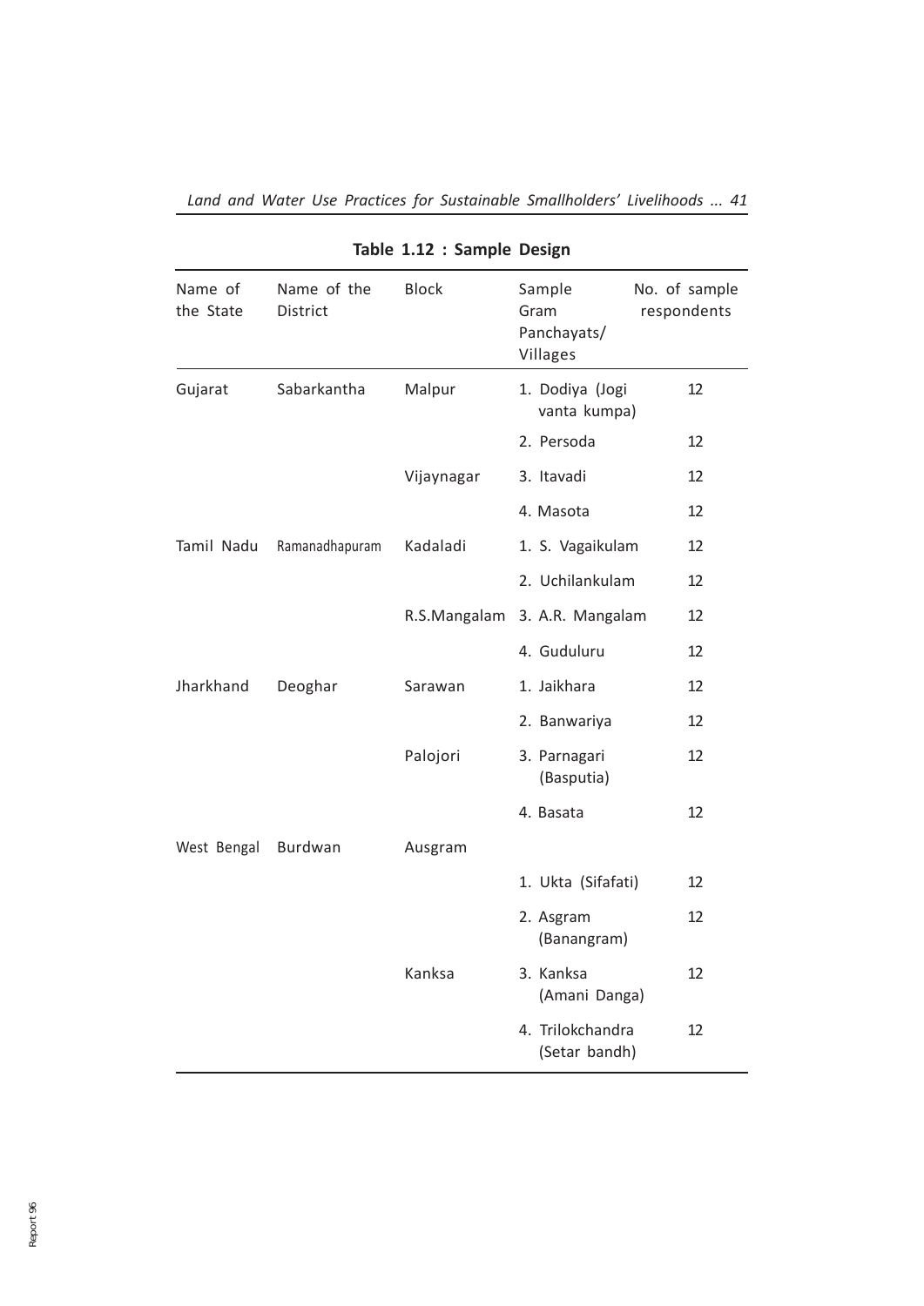**Table 1.12 : Sample Design**

| Name of the State | Name of the District | Block | Sample Gram Panchayats/ Villages | No. of sample respondents |
|---|---|---|---|---|
| Gujarat | Sabarkantha | Malpur | 1. Dodiya (Jogi vanta kumpa) | 12 |
| | | | 2. Persoda | 12 |
| | | Vijaynagar | 3. Itavadi | 12 |
| | | | 4. Masota | 12 |
| Tamil Nadu | Ramanadhapuram | Kadaladi | 1. S. Vagaikulam | 12 |
| | | | 2. Uchilankulam | 12 |
| | | R.S.Mangalam | 3. A.R. Mangalam | 12 |
| | | | 4. Guduluru | 12 |
| Jharkhand | Deoghar | Sarawan | 1. Jaikhara | 12 |
| | | | 2. Banwariya | 12 |
| | | Palojori | 3. Parnagari (Basputia) | 12 |
| | | | 4. Basata | 12 |
| West Bengal | Burdwan | Ausgram | | |
| | | | 1. Ukta (Sifafati) | 12 |
| | | | 2. Asgram (Banangram) | 12 |
| | | Kanksa | 3. Kanksa (Amani Danga) | 12 |
| | | | 4. Trilokchandra (Setar bandh) | 12 |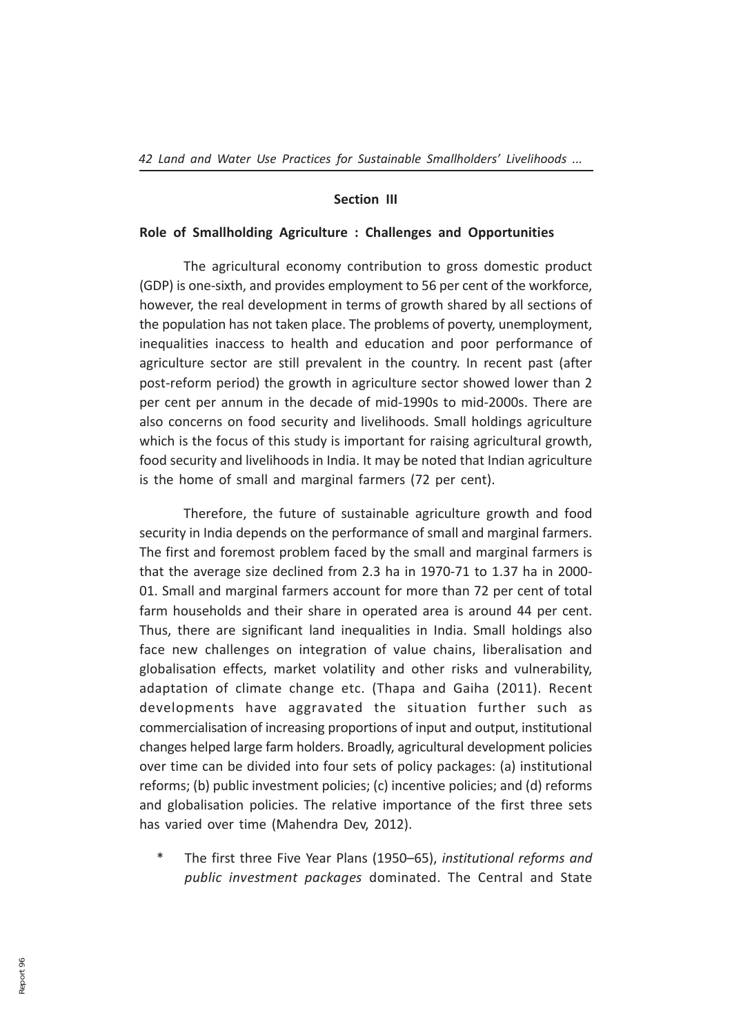## Section III

### Role of Smallholding Agriculture : Challenges and Opportunities

The agricultural economy contribution to gross domestic product (GDP) is one-sixth, and provides employment to 56 per cent of the workforce, however, the real development in terms of growth shared by all sections of the population has not taken place. The problems of poverty, unemployment, inequalities inaccess to health and education and poor performance of agriculture sector are still prevalent in the country. In recent past (after post-reform period) the growth in agriculture sector showed lower than 2 per cent per annum in the decade of mid-1990s to mid-2000s. There are also concerns on food security and livelihoods. Small holdings agriculture which is the focus of this study is important for raising agricultural growth, food security and livelihoods in India. It may be noted that Indian agriculture is the home of small and marginal farmers (72 per cent).

Therefore, the future of sustainable agriculture growth and food security in India depends on the performance of small and marginal farmers. The first and foremost problem faced by the small and marginal farmers is that the average size declined from 2.3 ha in 1970-71 to 1.37 ha in 2000-01. Small and marginal farmers account for more than 72 per cent of total farm households and their share in operated area is around 44 per cent. Thus, there are significant land inequalities in India. Small holdings also face new challenges on integration of value chains, liberalisation and globalisation effects, market volatility and other risks and vulnerability, adaptation of climate change etc. (Thapa and Gaiha (2011). Recent developments have aggravated the situation further such as commercialisation of increasing proportions of input and output, institutional changes helped large farm holders. Broadly, agricultural development policies over time can be divided into four sets of policy packages: (a) institutional reforms; (b) public investment policies; (c) incentive policies; and (d) reforms and globalisation policies. The relative importance of the first three sets has varied over time (Mahendra Dev, 2012).

* The first three Five Year Plans (1950–65), *institutional reforms and public investment packages* dominated. The Central and State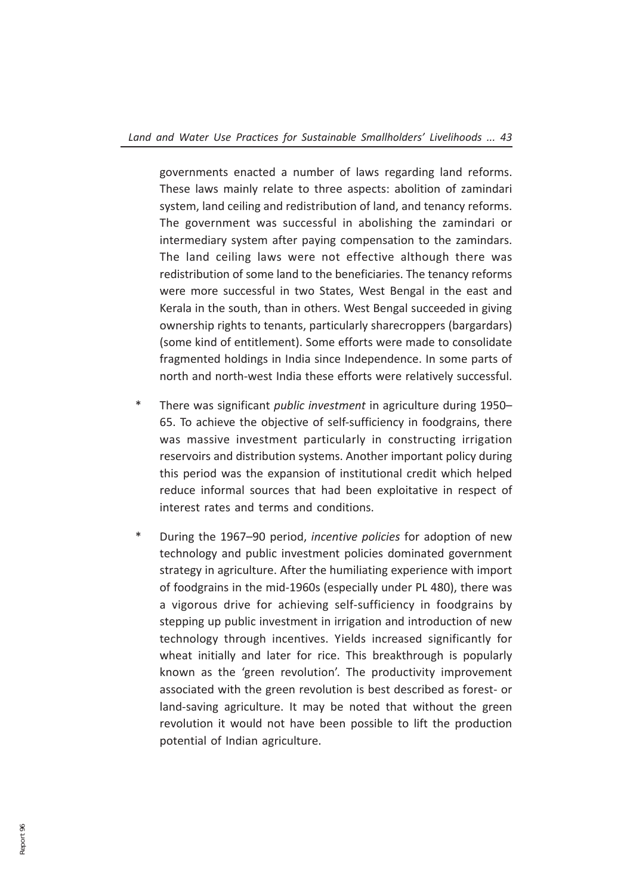governments enacted a number of laws regarding land reforms. These laws mainly relate to three aspects: abolition of zamindari system, land ceiling and redistribution of land, and tenancy reforms. The government was successful in abolishing the zamindari or intermediary system after paying compensation to the zamindars. The land ceiling laws were not effective although there was redistribution of some land to the beneficiaries. The tenancy reforms were more successful in two States, West Bengal in the east and Kerala in the south, than in others. West Bengal succeeded in giving ownership rights to tenants, particularly sharecroppers (bargardars) (some kind of entitlement). Some efforts were made to consolidate fragmented holdings in India since Independence. In some parts of north and north-west India these efforts were relatively successful.

- There was significant *public investment* in agriculture during 1950–65. To achieve the objective of self-sufficiency in foodgrains, there was massive investment particularly in constructing irrigation reservoirs and distribution systems. Another important policy during this period was the expansion of institutional credit which helped reduce informal sources that had been exploitative in respect of interest rates and terms and conditions.

- During the 1967–90 period, *incentive policies* for adoption of new technology and public investment policies dominated government strategy in agriculture. After the humiliating experience with import of foodgrains in the mid-1960s (especially under PL 480), there was a vigorous drive for achieving self-sufficiency in foodgrains by stepping up public investment in irrigation and introduction of new technology through incentives. Yields increased significantly for wheat initially and later for rice. This breakthrough is popularly known as the 'green revolution'. The productivity improvement associated with the green revolution is best described as forest- or land-saving agriculture. It may be noted that without the green revolution it would not have been possible to lift the production potential of Indian agriculture.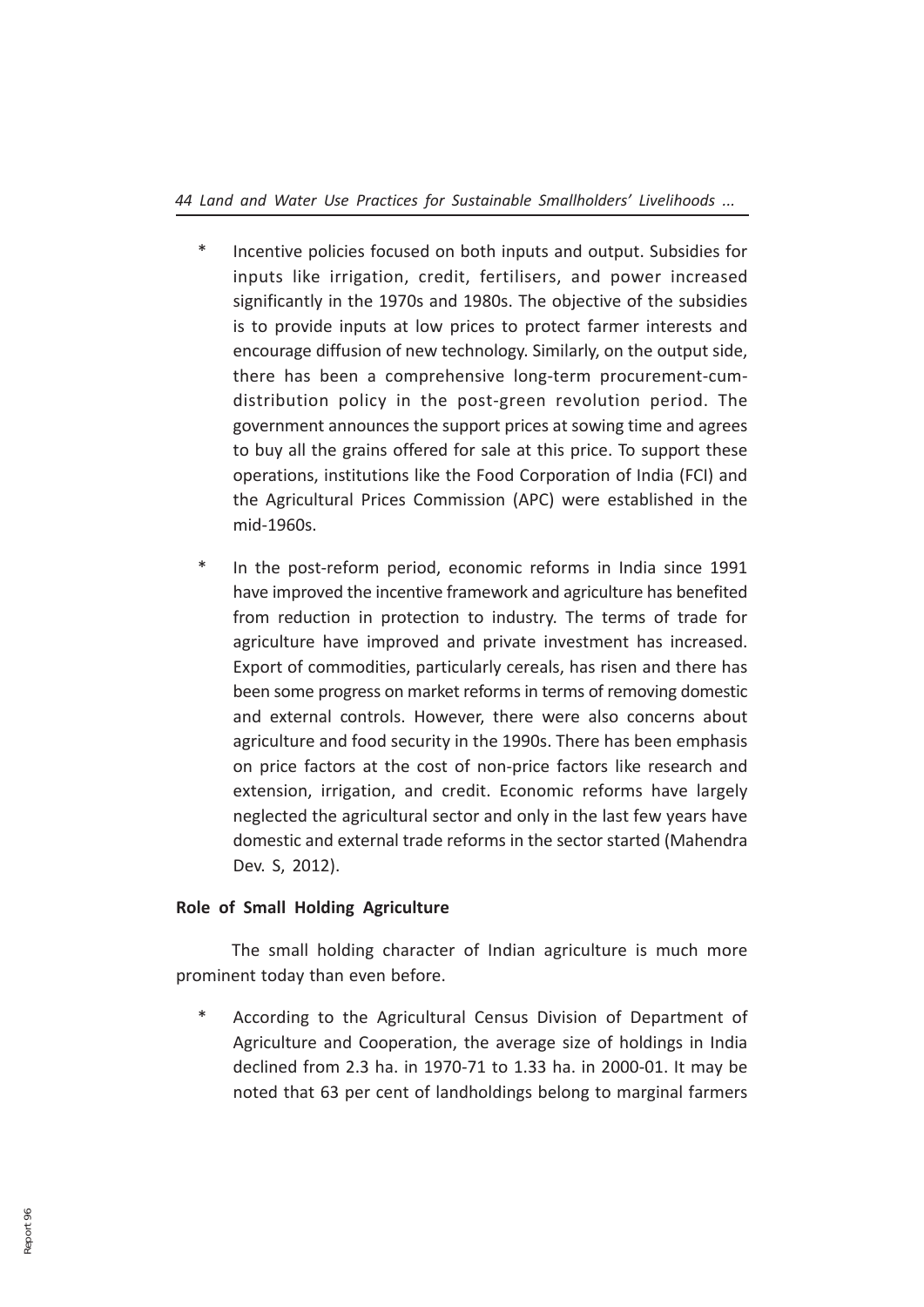* Incentive policies focused on both inputs and output. Subsidies for inputs like irrigation, credit, fertilisers, and power increased significantly in the 1970s and 1980s. The objective of the subsidies is to provide inputs at low prices to protect farmer interests and encourage diffusion of new technology. Similarly, on the output side, there has been a comprehensive long-term procurement-cum-distribution policy in the post-green revolution period. The government announces the support prices at sowing time and agrees to buy all the grains offered for sale at this price. To support these operations, institutions like the Food Corporation of India (FCI) and the Agricultural Prices Commission (APC) were established in the mid-1960s.

* In the post-reform period, economic reforms in India since 1991 have improved the incentive framework and agriculture has benefited from reduction in protection to industry. The terms of trade for agriculture have improved and private investment has increased. Export of commodities, particularly cereals, has risen and there has been some progress on market reforms in terms of removing domestic and external controls. However, there were also concerns about agriculture and food security in the 1990s. There has been emphasis on price factors at the cost of non-price factors like research and extension, irrigation, and credit. Economic reforms have largely neglected the agricultural sector and only in the last few years have domestic and external trade reforms in the sector started (Mahendra Dev. S, 2012).

**Role of Small Holding Agriculture**

The small holding character of Indian agriculture is much more prominent today than even before.

* According to the Agricultural Census Division of Department of Agriculture and Cooperation, the average size of holdings in India declined from 2.3 ha. in 1970-71 to 1.33 ha. in 2000-01. It may be noted that 63 per cent of landholdings belong to marginal farmers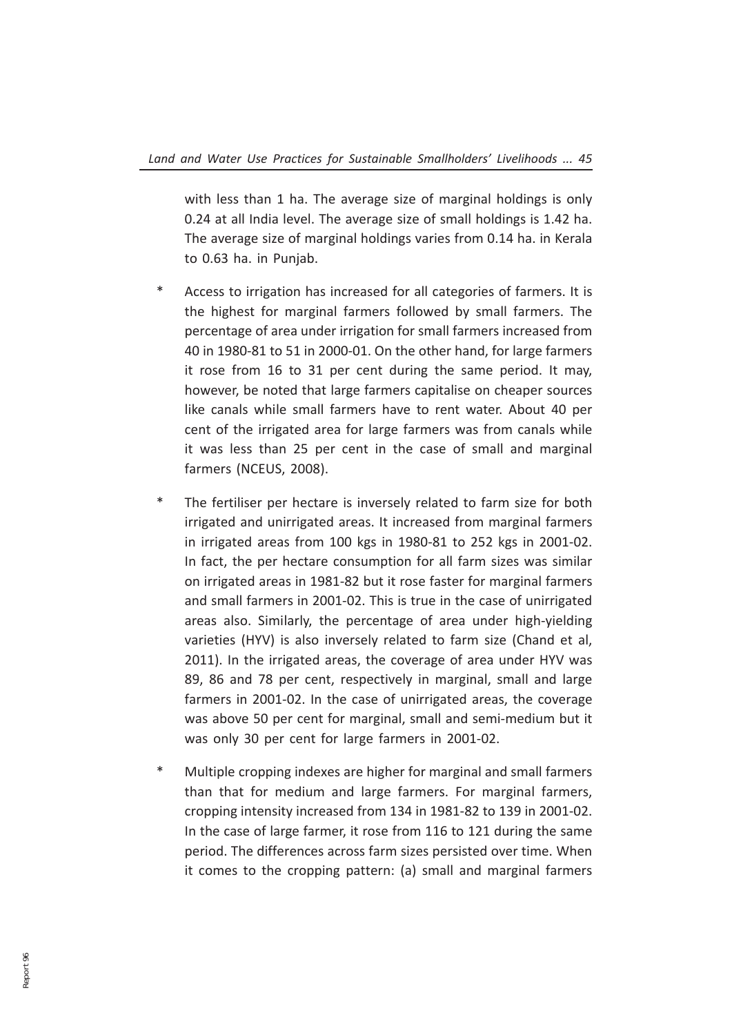with less than 1 ha. The average size of marginal holdings is only 0.24 at all India level. The average size of small holdings is 1.42 ha. The average size of marginal holdings varies from 0.14 ha. in Kerala to 0.63 ha. in Punjab.

* Access to irrigation has increased for all categories of farmers. It is the highest for marginal farmers followed by small farmers. The percentage of area under irrigation for small farmers increased from 40 in 1980-81 to 51 in 2000-01. On the other hand, for large farmers it rose from 16 to 31 per cent during the same period. It may, however, be noted that large farmers capitalise on cheaper sources like canals while small farmers have to rent water. About 40 per cent of the irrigated area for large farmers was from canals while it was less than 25 per cent in the case of small and marginal farmers (NCEUS, 2008).

* The fertiliser per hectare is inversely related to farm size for both irrigated and unirrigated areas. It increased from marginal farmers in irrigated areas from 100 kgs in 1980-81 to 252 kgs in 2001-02. In fact, the per hectare consumption for all farm sizes was similar on irrigated areas in 1981-82 but it rose faster for marginal farmers and small farmers in 2001-02. This is true in the case of unirrigated areas also. Similarly, the percentage of area under high-yielding varieties (HYV) is also inversely related to farm size (Chand et al, 2011). In the irrigated areas, the coverage of area under HYV was 89, 86 and 78 per cent, respectively in marginal, small and large farmers in 2001-02. In the case of unirrigated areas, the coverage was above 50 per cent for marginal, small and semi-medium but it was only 30 per cent for large farmers in 2001-02.

* Multiple cropping indexes are higher for marginal and small farmers than that for medium and large farmers. For marginal farmers, cropping intensity increased from 134 in 1981-82 to 139 in 2001-02. In the case of large farmer, it rose from 116 to 121 during the same period. The differences across farm sizes persisted over time. When it comes to the cropping pattern: (a) small and marginal farmers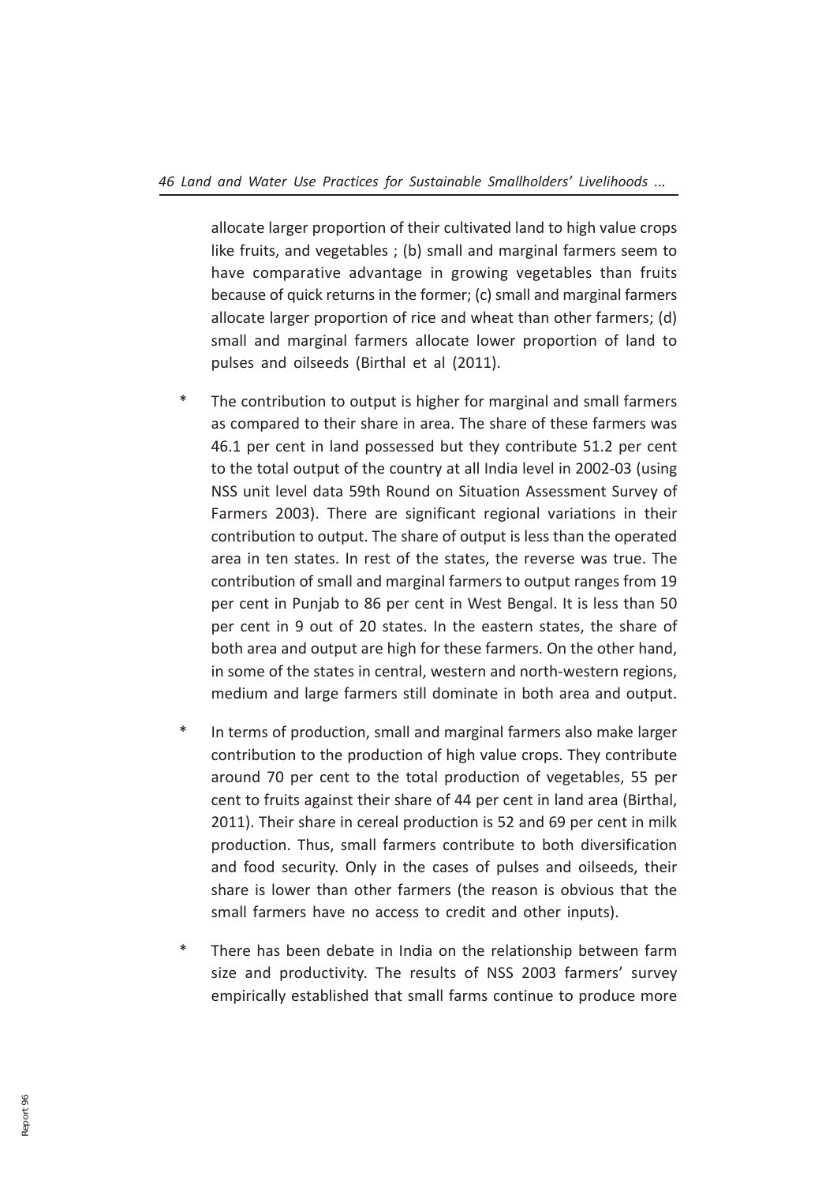allocate larger proportion of their cultivated land to high value crops like fruits, and vegetables ; (b) small and marginal farmers seem to have comparative advantage in growing vegetables than fruits because of quick returns in the former; (c) small and marginal farmers allocate larger proportion of rice and wheat than other farmers; (d) small and marginal farmers allocate lower proportion of land to pulses and oilseeds (Birthal et al (2011).

* The contribution to output is higher for marginal and small farmers as compared to their share in area. The share of these farmers was 46.1 per cent in land possessed but they contribute 51.2 per cent to the total output of the country at all India level in 2002-03 (using NSS unit level data 59th Round on Situation Assessment Survey of Farmers 2003). There are significant regional variations in their contribution to output. The share of output is less than the operated area in ten states. In rest of the states, the reverse was true. The contribution of small and marginal farmers to output ranges from 19 per cent in Punjab to 86 per cent in West Bengal. It is less than 50 per cent in 9 out of 20 states. In the eastern states, the share of both area and output are high for these farmers. On the other hand, in some of the states in central, western and north-western regions, medium and large farmers still dominate in both area and output.

* In terms of production, small and marginal farmers also make larger contribution to the production of high value crops. They contribute around 70 per cent to the total production of vegetables, 55 per cent to fruits against their share of 44 per cent in land area (Birthal, 2011). Their share in cereal production is 52 and 69 per cent in milk production. Thus, small farmers contribute to both diversification and food security. Only in the cases of pulses and oilseeds, their share is lower than other farmers (the reason is obvious that the small farmers have no access to credit and other inputs).

* There has been debate in India on the relationship between farm size and productivity. The results of NSS 2003 farmers' survey empirically established that small farms continue to produce more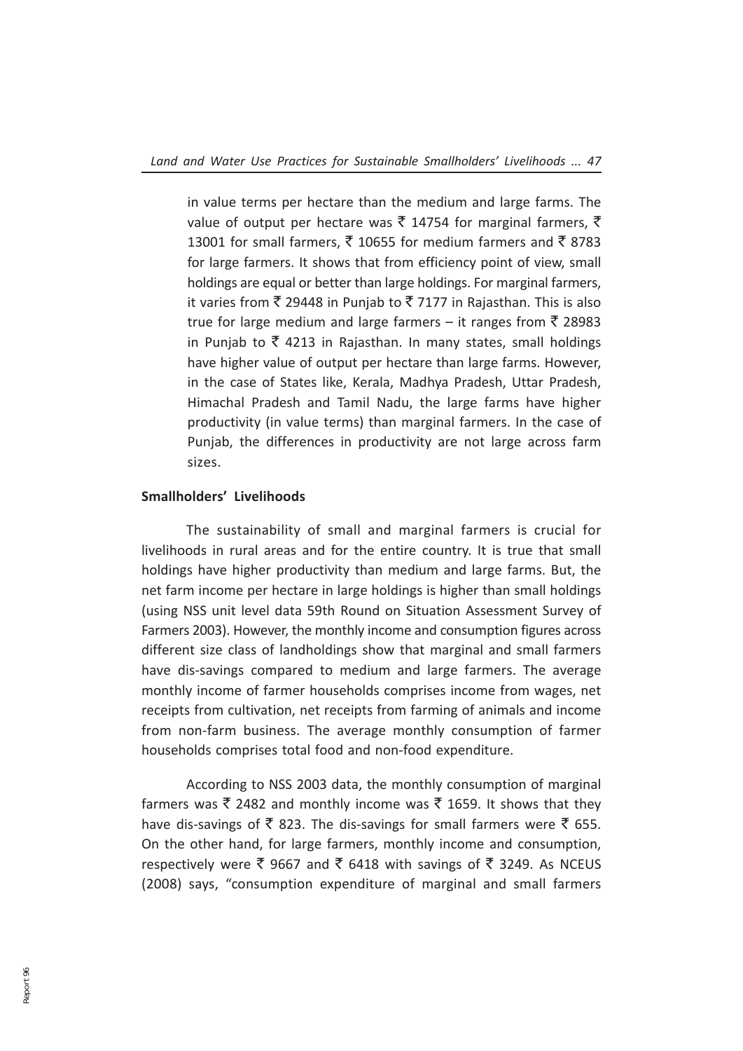in value terms per hectare than the medium and large farms. The value of output per hectare was ₹ 14754 for marginal farmers, ₹ 13001 for small farmers, ₹ 10655 for medium farmers and ₹ 8783 for large farmers. It shows that from efficiency point of view, small holdings are equal or better than large holdings. For marginal farmers, it varies from ₹ 29448 in Punjab to ₹ 7177 in Rajasthan. This is also true for large medium and large farmers – it ranges from ₹ 28983 in Punjab to ₹ 4213 in Rajasthan. In many states, small holdings have higher value of output per hectare than large farms. However, in the case of States like, Kerala, Madhya Pradesh, Uttar Pradesh, Himachal Pradesh and Tamil Nadu, the large farms have higher productivity (in value terms) than marginal farmers. In the case of Punjab, the differences in productivity are not large across farm sizes.

**Smallholders' Livelihoods**

The sustainability of small and marginal farmers is crucial for livelihoods in rural areas and for the entire country. It is true that small holdings have higher productivity than medium and large farms. But, the net farm income per hectare in large holdings is higher than small holdings (using NSS unit level data 59th Round on Situation Assessment Survey of Farmers 2003). However, the monthly income and consumption figures across different size class of landholdings show that marginal and small farmers have dis-savings compared to medium and large farmers. The average monthly income of farmer households comprises income from wages, net receipts from cultivation, net receipts from farming of animals and income from non-farm business. The average monthly consumption of farmer households comprises total food and non-food expenditure.

According to NSS 2003 data, the monthly consumption of marginal farmers was ₹ 2482 and monthly income was ₹ 1659. It shows that they have dis-savings of ₹ 823. The dis-savings for small farmers were ₹ 655. On the other hand, for large farmers, monthly income and consumption, respectively were ₹ 9667 and ₹ 6418 with savings of ₹ 3249. As NCEUS (2008) says, "consumption expenditure of marginal and small farmers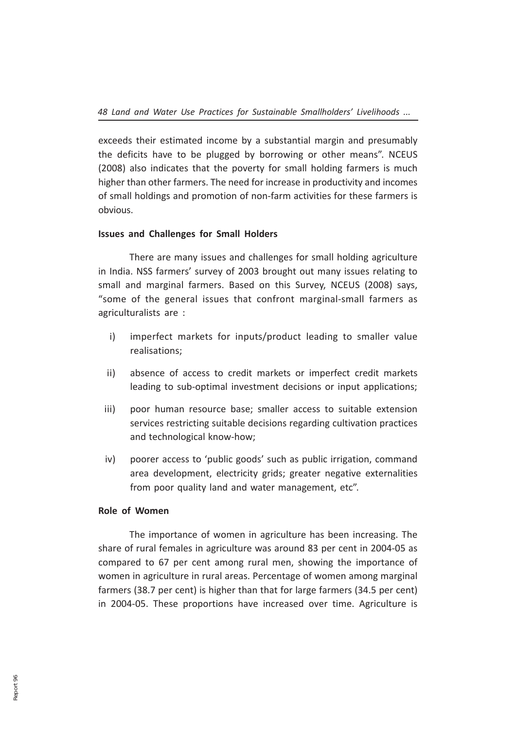exceeds their estimated income by a substantial margin and presumably the deficits have to be plugged by borrowing or other means". NCEUS (2008) also indicates that the poverty for small holding farmers is much higher than other farmers. The need for increase in productivity and incomes of small holdings and promotion of non-farm activities for these farmers is obvious.

**Issues and Challenges for Small Holders**

There are many issues and challenges for small holding agriculture in India. NSS farmers' survey of 2003 brought out many issues relating to small and marginal farmers. Based on this Survey, NCEUS (2008) says, "some of the general issues that confront marginal-small farmers as agriculturalists are :

i) imperfect markets for inputs/product leading to smaller value realisations;

ii) absence of access to credit markets or imperfect credit markets leading to sub-optimal investment decisions or input applications;

iii) poor human resource base; smaller access to suitable extension services restricting suitable decisions regarding cultivation practices and technological know-how;

iv) poorer access to 'public goods' such as public irrigation, command area development, electricity grids; greater negative externalities from poor quality land and water management, etc".

**Role of Women**

The importance of women in agriculture has been increasing. The share of rural females in agriculture was around 83 per cent in 2004-05 as compared to 67 per cent among rural men, showing the importance of women in agriculture in rural areas. Percentage of women among marginal farmers (38.7 per cent) is higher than that for large farmers (34.5 per cent) in 2004-05. These proportions have increased over time. Agriculture is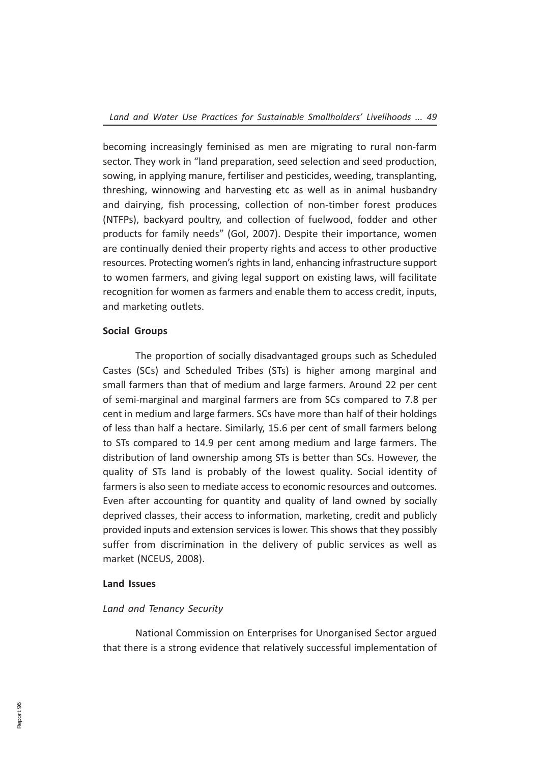becoming increasingly feminised as men are migrating to rural non-farm sector. They work in "land preparation, seed selection and seed production, sowing, in applying manure, fertiliser and pesticides, weeding, transplanting, threshing, winnowing and harvesting etc as well as in animal husbandry and dairying, fish processing, collection of non-timber forest produces (NTFPs), backyard poultry, and collection of fuelwood, fodder and other products for family needs" (GoI, 2007). Despite their importance, women are continually denied their property rights and access to other productive resources. Protecting women's rights in land, enhancing infrastructure support to women farmers, and giving legal support on existing laws, will facilitate recognition for women as farmers and enable them to access credit, inputs, and marketing outlets.

### Social Groups

The proportion of socially disadvantaged groups such as Scheduled Castes (SCs) and Scheduled Tribes (STs) is higher among marginal and small farmers than that of medium and large farmers. Around 22 per cent of semi-marginal and marginal farmers are from SCs compared to 7.8 per cent in medium and large farmers. SCs have more than half of their holdings of less than half a hectare. Similarly, 15.6 per cent of small farmers belong to STs compared to 14.9 per cent among medium and large farmers. The distribution of land ownership among STs is better than SCs. However, the quality of STs land is probably of the lowest quality. Social identity of farmers is also seen to mediate access to economic resources and outcomes. Even after accounting for quantity and quality of land owned by socially deprived classes, their access to information, marketing, credit and publicly provided inputs and extension services is lower. This shows that they possibly suffer from discrimination in the delivery of public services as well as market (NCEUS, 2008).

### Land Issues

#### *Land and Tenancy Security*

National Commission on Enterprises for Unorganised Sector argued that there is a strong evidence that relatively successful implementation of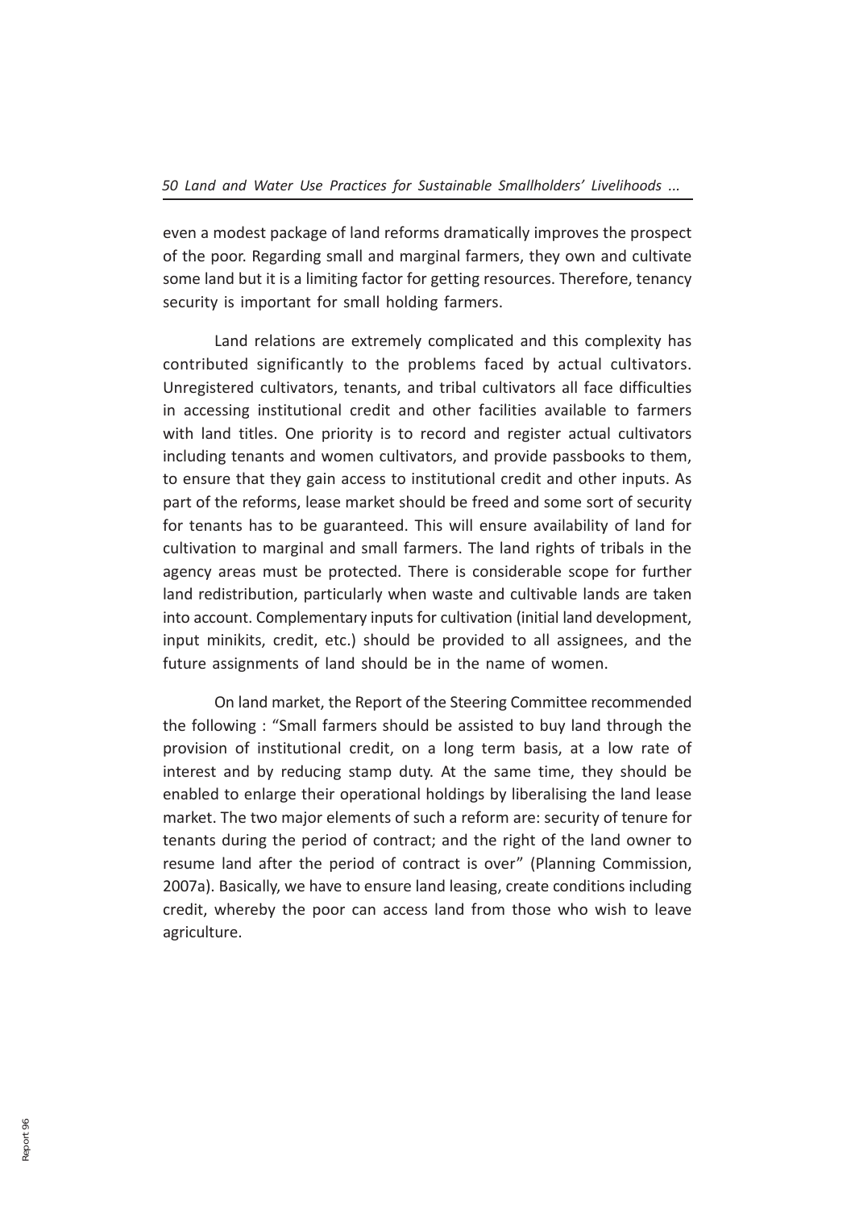even a modest package of land reforms dramatically improves the prospect of the poor. Regarding small and marginal farmers, they own and cultivate some land but it is a limiting factor for getting resources. Therefore, tenancy security is important for small holding farmers.

Land relations are extremely complicated and this complexity has contributed significantly to the problems faced by actual cultivators. Unregistered cultivators, tenants, and tribal cultivators all face difficulties in accessing institutional credit and other facilities available to farmers with land titles. One priority is to record and register actual cultivators including tenants and women cultivators, and provide passbooks to them, to ensure that they gain access to institutional credit and other inputs. As part of the reforms, lease market should be freed and some sort of security for tenants has to be guaranteed. This will ensure availability of land for cultivation to marginal and small farmers. The land rights of tribals in the agency areas must be protected. There is considerable scope for further land redistribution, particularly when waste and cultivable lands are taken into account. Complementary inputs for cultivation (initial land development, input minikits, credit, etc.) should be provided to all assignees, and the future assignments of land should be in the name of women.

On land market, the Report of the Steering Committee recommended the following : "Small farmers should be assisted to buy land through the provision of institutional credit, on a long term basis, at a low rate of interest and by reducing stamp duty. At the same time, they should be enabled to enlarge their operational holdings by liberalising the land lease market. The two major elements of such a reform are: security of tenure for tenants during the period of contract; and the right of the land owner to resume land after the period of contract is over" (Planning Commission, 2007a). Basically, we have to ensure land leasing, create conditions including credit, whereby the poor can access land from those who wish to leave agriculture.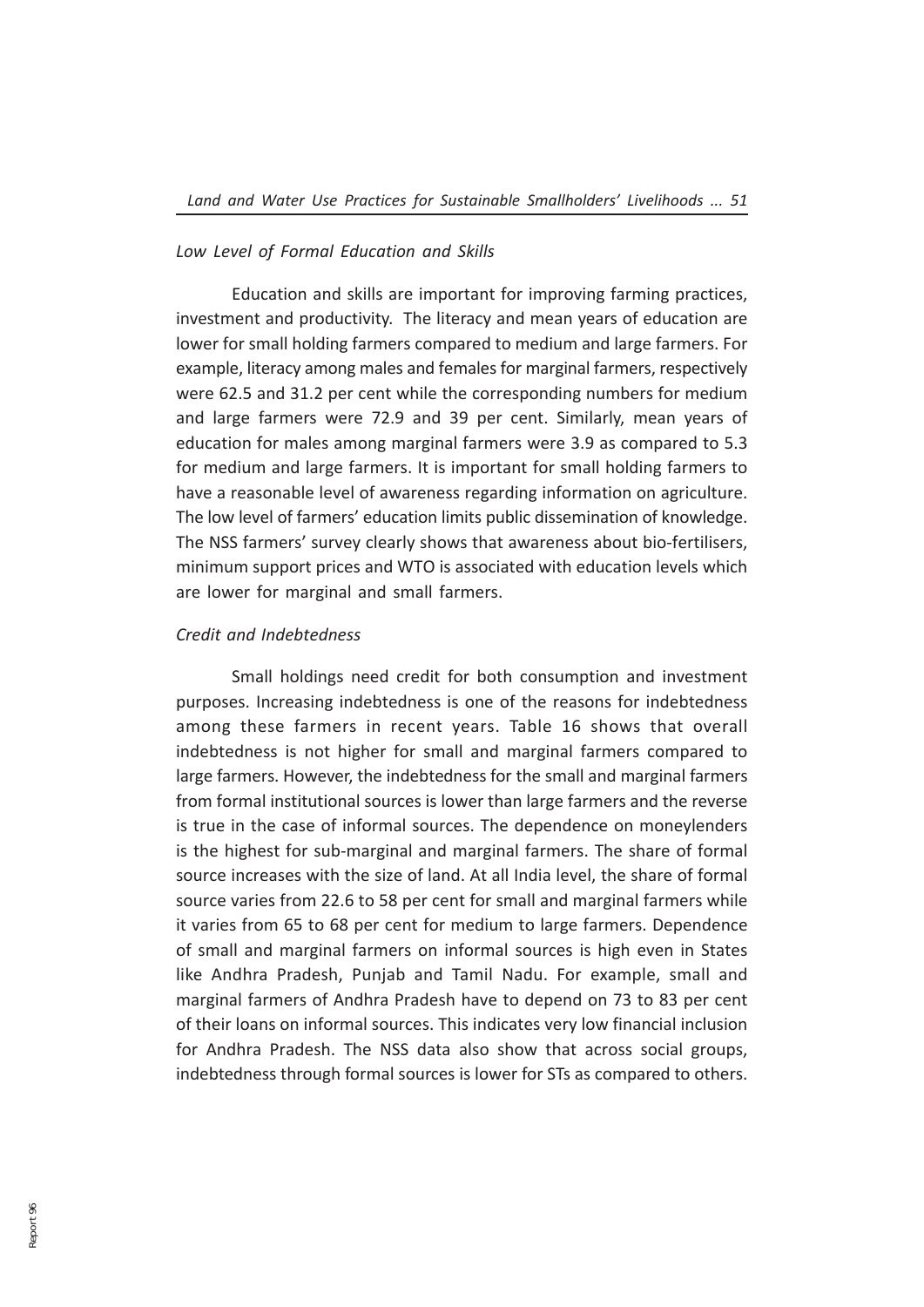*Low Level of Formal Education and Skills*

Education and skills are important for improving farming practices, investment and productivity. The literacy and mean years of education are lower for small holding farmers compared to medium and large farmers. For example, literacy among males and females for marginal farmers, respectively were 62.5 and 31.2 per cent while the corresponding numbers for medium and large farmers were 72.9 and 39 per cent. Similarly, mean years of education for males among marginal farmers were 3.9 as compared to 5.3 for medium and large farmers. It is important for small holding farmers to have a reasonable level of awareness regarding information on agriculture. The low level of farmers' education limits public dissemination of knowledge. The NSS farmers' survey clearly shows that awareness about bio-fertilisers, minimum support prices and WTO is associated with education levels which are lower for marginal and small farmers.

*Credit and Indebtedness*

Small holdings need credit for both consumption and investment purposes. Increasing indebtedness is one of the reasons for indebtedness among these farmers in recent years. Table 16 shows that overall indebtedness is not higher for small and marginal farmers compared to large farmers. However, the indebtedness for the small and marginal farmers from formal institutional sources is lower than large farmers and the reverse is true in the case of informal sources. The dependence on moneylenders is the highest for sub-marginal and marginal farmers. The share of formal source increases with the size of land. At all India level, the share of formal source varies from 22.6 to 58 per cent for small and marginal farmers while it varies from 65 to 68 per cent for medium to large farmers. Dependence of small and marginal farmers on informal sources is high even in States like Andhra Pradesh, Punjab and Tamil Nadu. For example, small and marginal farmers of Andhra Pradesh have to depend on 73 to 83 per cent of their loans on informal sources. This indicates very low financial inclusion for Andhra Pradesh. The NSS data also show that across social groups, indebtedness through formal sources is lower for STs as compared to others.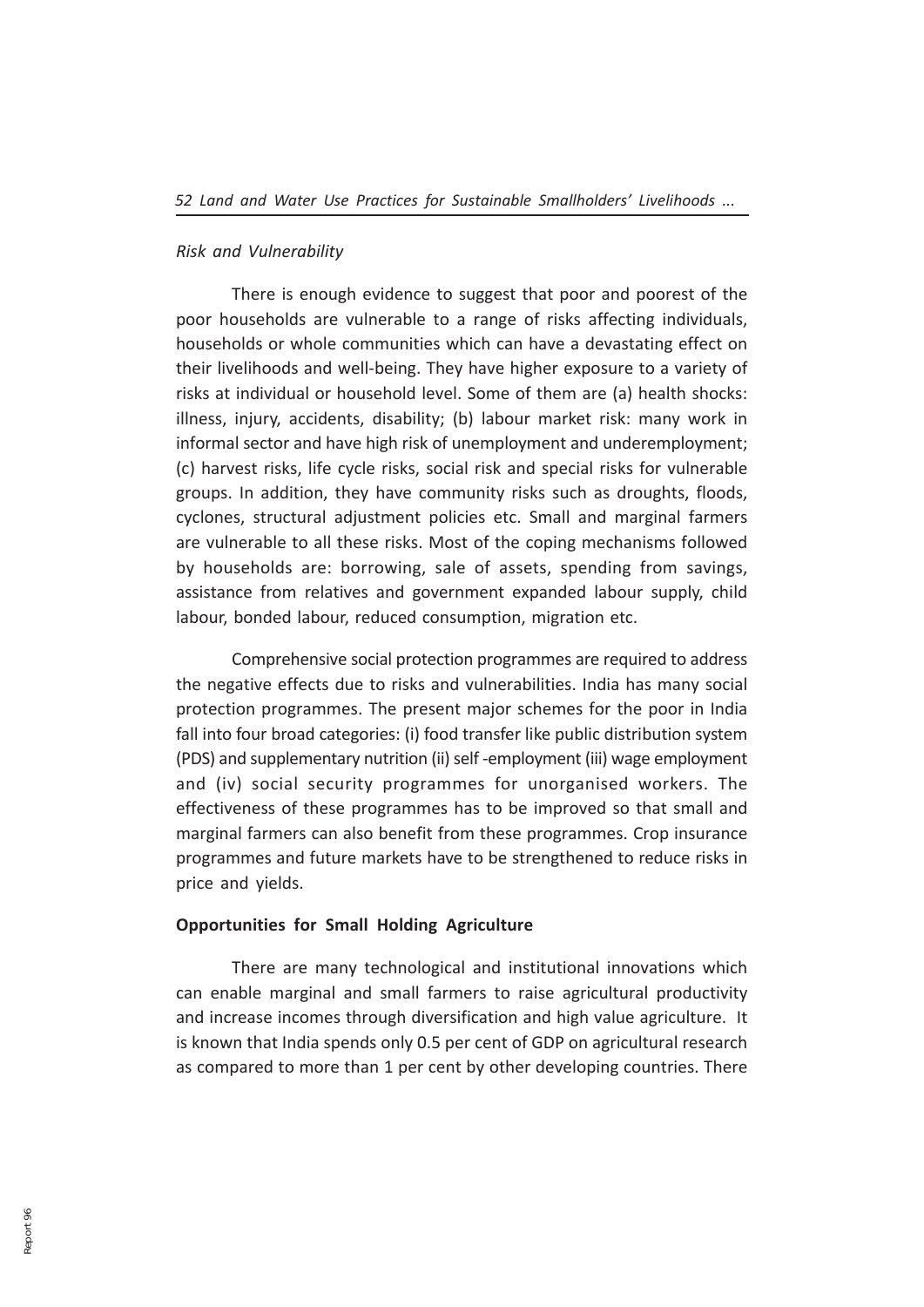*Risk and Vulnerability*

There is enough evidence to suggest that poor and poorest of the poor households are vulnerable to a range of risks affecting individuals, households or whole communities which can have a devastating effect on their livelihoods and well-being. They have higher exposure to a variety of risks at individual or household level. Some of them are (a) health shocks: illness, injury, accidents, disability; (b) labour market risk: many work in informal sector and have high risk of unemployment and underemployment; (c) harvest risks, life cycle risks, social risk and special risks for vulnerable groups. In addition, they have community risks such as droughts, floods, cyclones, structural adjustment policies etc. Small and marginal farmers are vulnerable to all these risks. Most of the coping mechanisms followed by households are: borrowing, sale of assets, spending from savings, assistance from relatives and government expanded labour supply, child labour, bonded labour, reduced consumption, migration etc.

Comprehensive social protection programmes are required to address the negative effects due to risks and vulnerabilities. India has many social protection programmes. The present major schemes for the poor in India fall into four broad categories: (i) food transfer like public distribution system (PDS) and supplementary nutrition (ii) self -employment (iii) wage employment and (iv) social security programmes for unorganised workers. The effectiveness of these programmes has to be improved so that small and marginal farmers can also benefit from these programmes. Crop insurance programmes and future markets have to be strengthened to reduce risks in price and yields.

**Opportunities for Small Holding Agriculture**

There are many technological and institutional innovations which can enable marginal and small farmers to raise agricultural productivity and increase incomes through diversification and high value agriculture. It is known that India spends only 0.5 per cent of GDP on agricultural research as compared to more than 1 per cent by other developing countries. There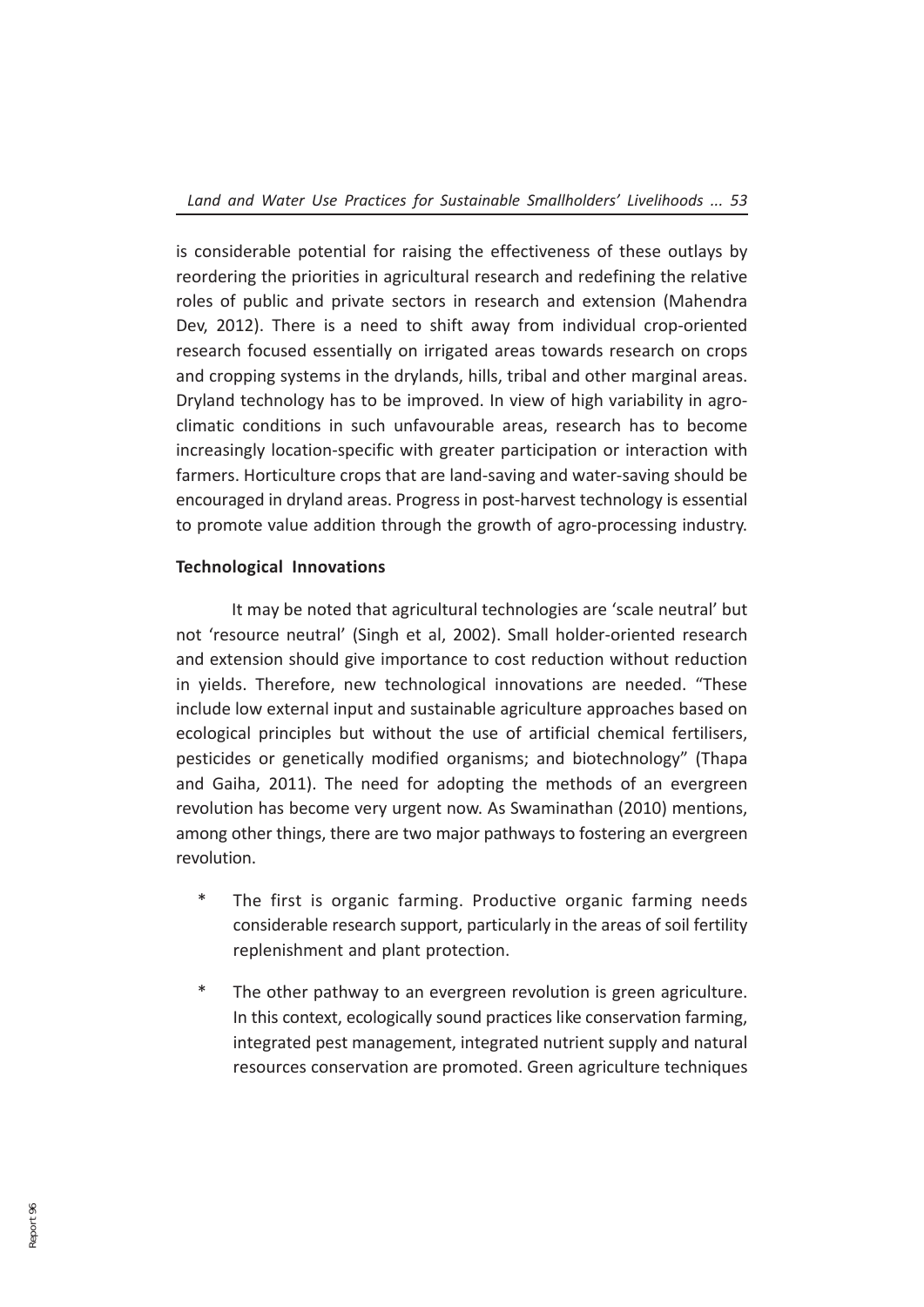is considerable potential for raising the effectiveness of these outlays by reordering the priorities in agricultural research and redefining the relative roles of public and private sectors in research and extension (Mahendra Dev, 2012). There is a need to shift away from individual crop-oriented research focused essentially on irrigated areas towards research on crops and cropping systems in the drylands, hills, tribal and other marginal areas. Dryland technology has to be improved. In view of high variability in agro-climatic conditions in such unfavourable areas, research has to become increasingly location-specific with greater participation or interaction with farmers. Horticulture crops that are land-saving and water-saving should be encouraged in dryland areas. Progress in post-harvest technology is essential to promote value addition through the growth of agro-processing industry.

**Technological Innovations**

It may be noted that agricultural technologies are 'scale neutral' but not 'resource neutral' (Singh et al, 2002). Small holder-oriented research and extension should give importance to cost reduction without reduction in yields. Therefore, new technological innovations are needed. "These include low external input and sustainable agriculture approaches based on ecological principles but without the use of artificial chemical fertilisers, pesticides or genetically modified organisms; and biotechnology" (Thapa and Gaiha, 2011). The need for adopting the methods of an evergreen revolution has become very urgent now. As Swaminathan (2010) mentions, among other things, there are two major pathways to fostering an evergreen revolution.

* The first is organic farming. Productive organic farming needs considerable research support, particularly in the areas of soil fertility replenishment and plant protection.
* The other pathway to an evergreen revolution is green agriculture. In this context, ecologically sound practices like conservation farming, integrated pest management, integrated nutrient supply and natural resources conservation are promoted. Green agriculture techniques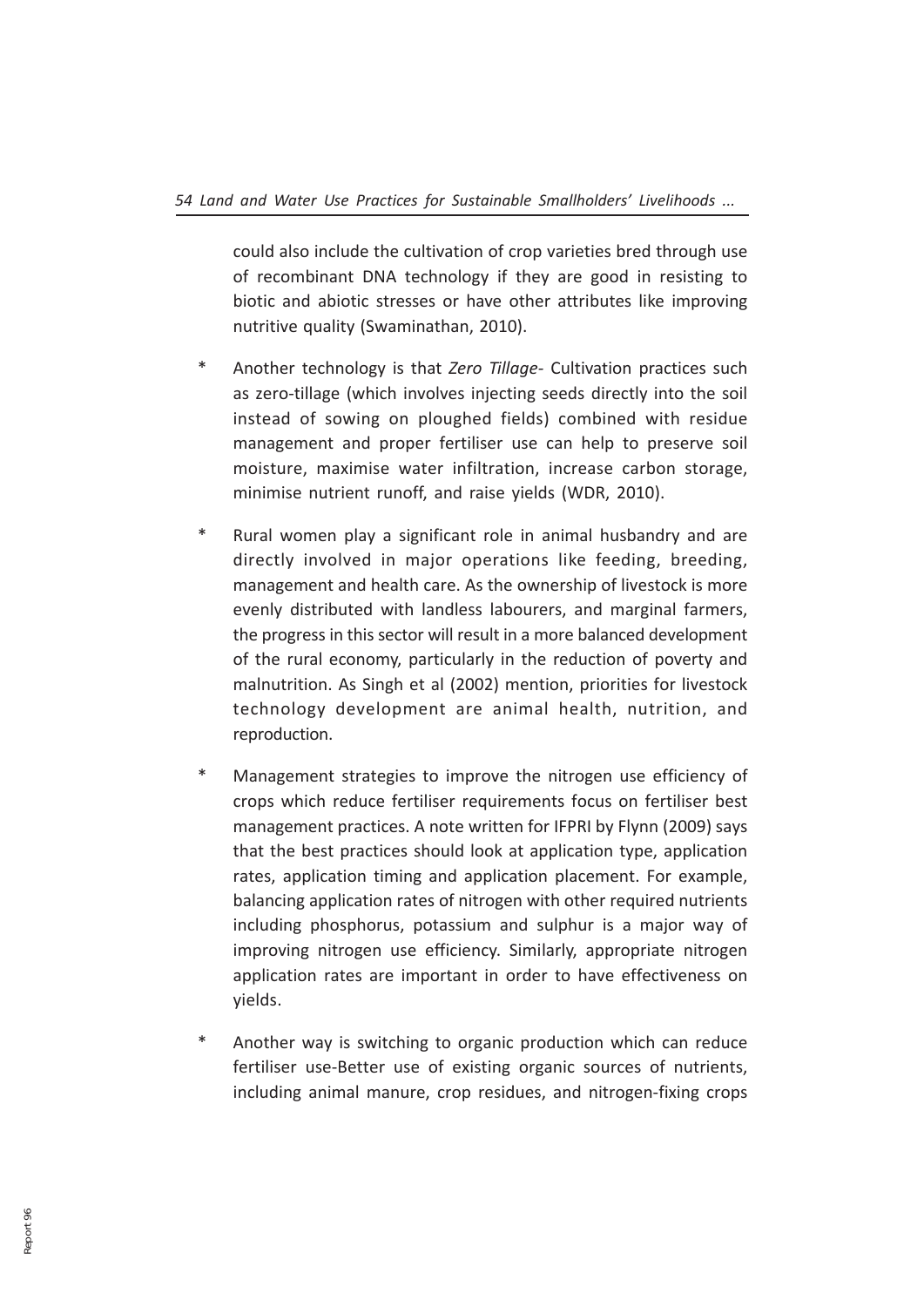could also include the cultivation of crop varieties bred through use of recombinant DNA technology if they are good in resisting to biotic and abiotic stresses or have other attributes like improving nutritive quality (Swaminathan, 2010).

* Another technology is that *Zero Tillage*- Cultivation practices such as zero-tillage (which involves injecting seeds directly into the soil instead of sowing on ploughed fields) combined with residue management and proper fertiliser use can help to preserve soil moisture, maximise water infiltration, increase carbon storage, minimise nutrient runoff, and raise yields (WDR, 2010).

* Rural women play a significant role in animal husbandry and are directly involved in major operations like feeding, breeding, management and health care. As the ownership of livestock is more evenly distributed with landless labourers, and marginal farmers, the progress in this sector will result in a more balanced development of the rural economy, particularly in the reduction of poverty and malnutrition. As Singh et al (2002) mention, priorities for livestock technology development are animal health, nutrition, and reproduction.

* Management strategies to improve the nitrogen use efficiency of crops which reduce fertiliser requirements focus on fertiliser best management practices. A note written for IFPRI by Flynn (2009) says that the best practices should look at application type, application rates, application timing and application placement. For example, balancing application rates of nitrogen with other required nutrients including phosphorus, potassium and sulphur is a major way of improving nitrogen use efficiency. Similarly, appropriate nitrogen application rates are important in order to have effectiveness on yields.

* Another way is switching to organic production which can reduce fertiliser use-Better use of existing organic sources of nutrients, including animal manure, crop residues, and nitrogen-fixing crops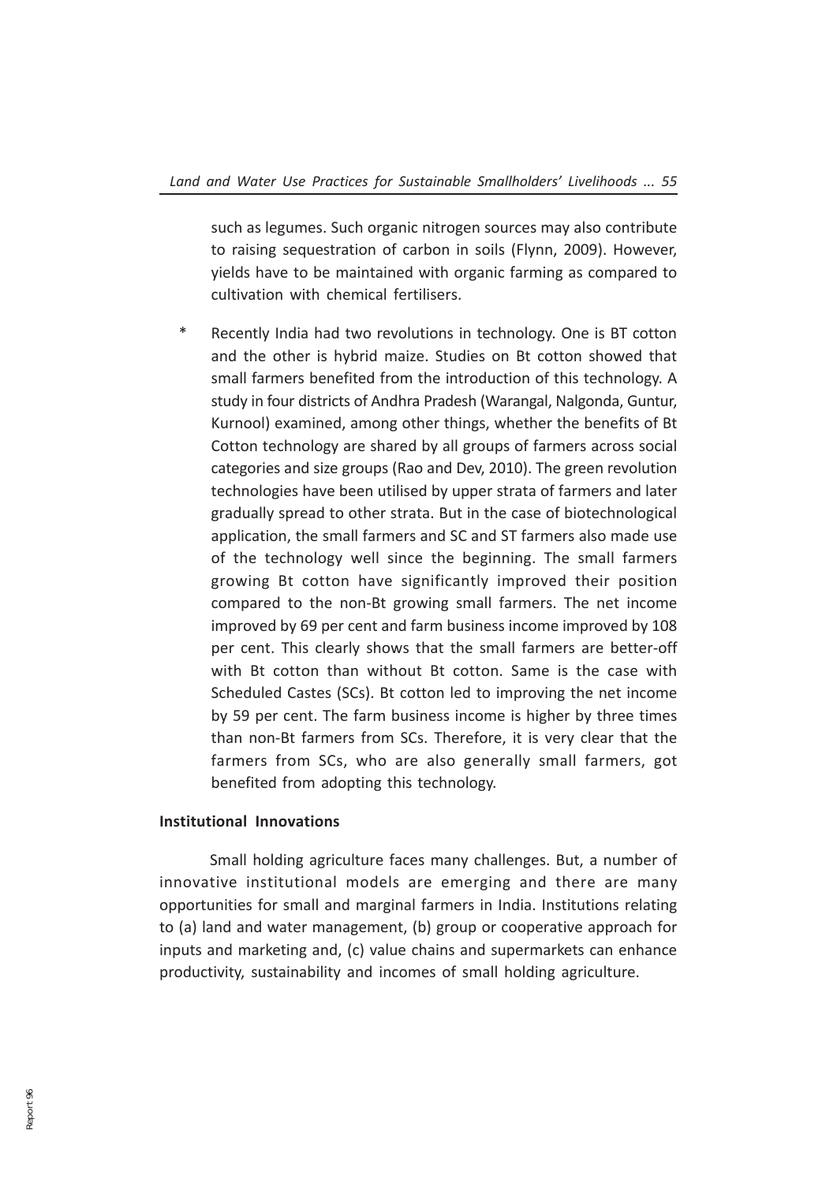such as legumes. Such organic nitrogen sources may also contribute to raising sequestration of carbon in soils (Flynn, 2009). However, yields have to be maintained with organic farming as compared to cultivation with chemical fertilisers.

* Recently India had two revolutions in technology. One is BT cotton and the other is hybrid maize. Studies on Bt cotton showed that small farmers benefited from the introduction of this technology. A study in four districts of Andhra Pradesh (Warangal, Nalgonda, Guntur, Kurnool) examined, among other things, whether the benefits of Bt Cotton technology are shared by all groups of farmers across social categories and size groups (Rao and Dev, 2010). The green revolution technologies have been utilised by upper strata of farmers and later gradually spread to other strata. But in the case of biotechnological application, the small farmers and SC and ST farmers also made use of the technology well since the beginning. The small farmers growing Bt cotton have significantly improved their position compared to the non-Bt growing small farmers. The net income improved by 69 per cent and farm business income improved by 108 per cent. This clearly shows that the small farmers are better-off with Bt cotton than without Bt cotton. Same is the case with Scheduled Castes (SCs). Bt cotton led to improving the net income by 59 per cent. The farm business income is higher by three times than non-Bt farmers from SCs. Therefore, it is very clear that the farmers from SCs, who are also generally small farmers, got benefited from adopting this technology.

**Institutional Innovations**

Small holding agriculture faces many challenges. But, a number of innovative institutional models are emerging and there are many opportunities for small and marginal farmers in India. Institutions relating to (a) land and water management, (b) group or cooperative approach for inputs and marketing and, (c) value chains and supermarkets can enhance productivity, sustainability and incomes of small holding agriculture.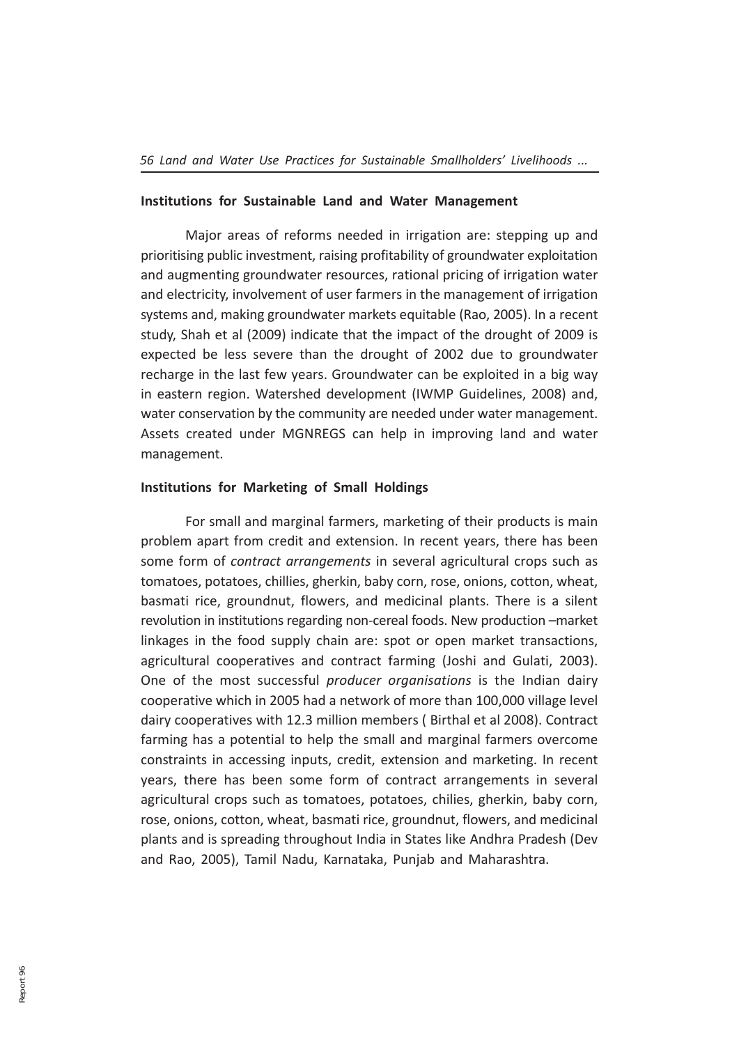**Institutions for Sustainable Land and Water Management**

Major areas of reforms needed in irrigation are: stepping up and prioritising public investment, raising profitability of groundwater exploitation and augmenting groundwater resources, rational pricing of irrigation water and electricity, involvement of user farmers in the management of irrigation systems and, making groundwater markets equitable (Rao, 2005). In a recent study, Shah et al (2009) indicate that the impact of the drought of 2009 is expected be less severe than the drought of 2002 due to groundwater recharge in the last few years. Groundwater can be exploited in a big way in eastern region. Watershed development (IWMP Guidelines, 2008) and, water conservation by the community are needed under water management. Assets created under MGNREGS can help in improving land and water management.

**Institutions for Marketing of Small Holdings**

For small and marginal farmers, marketing of their products is main problem apart from credit and extension. In recent years, there has been some form of *contract arrangements* in several agricultural crops such as tomatoes, potatoes, chillies, gherkin, baby corn, rose, onions, cotton, wheat, basmati rice, groundnut, flowers, and medicinal plants. There is a silent revolution in institutions regarding non-cereal foods. New production –market linkages in the food supply chain are: spot or open market transactions, agricultural cooperatives and contract farming (Joshi and Gulati, 2003). One of the most successful *producer organisations* is the Indian dairy cooperative which in 2005 had a network of more than 100,000 village level dairy cooperatives with 12.3 million members ( Birthal et al 2008). Contract farming has a potential to help the small and marginal farmers overcome constraints in accessing inputs, credit, extension and marketing. In recent years, there has been some form of contract arrangements in several agricultural crops such as tomatoes, potatoes, chilies, gherkin, baby corn, rose, onions, cotton, wheat, basmati rice, groundnut, flowers, and medicinal plants and is spreading throughout India in States like Andhra Pradesh (Dev and Rao, 2005), Tamil Nadu, Karnataka, Punjab and Maharashtra.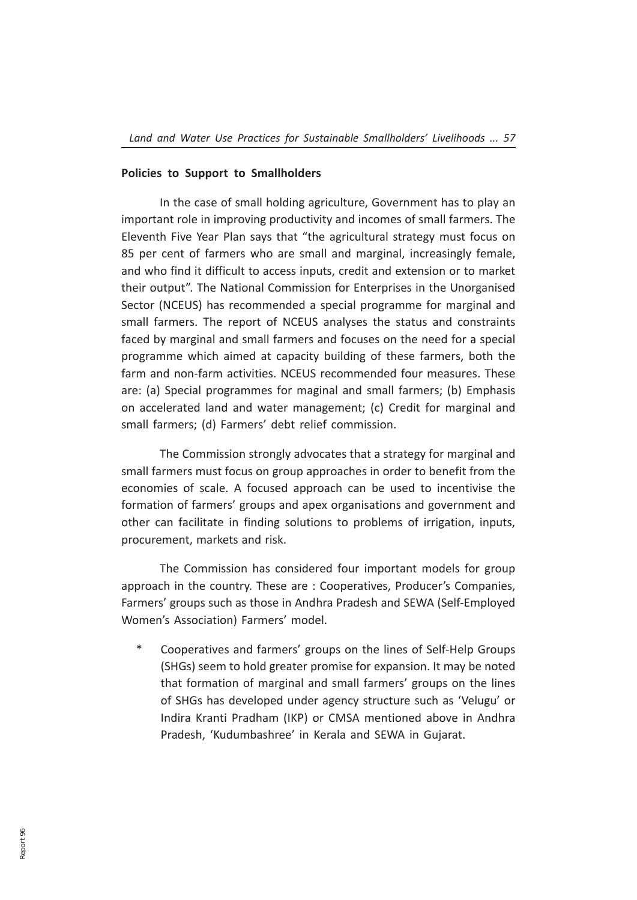**Policies to Support to Smallholders**

In the case of small holding agriculture, Government has to play an important role in improving productivity and incomes of small farmers. The Eleventh Five Year Plan says that "the agricultural strategy must focus on 85 per cent of farmers who are small and marginal, increasingly female, and who find it difficult to access inputs, credit and extension or to market their output". The National Commission for Enterprises in the Unorganised Sector (NCEUS) has recommended a special programme for marginal and small farmers. The report of NCEUS analyses the status and constraints faced by marginal and small farmers and focuses on the need for a special programme which aimed at capacity building of these farmers, both the farm and non-farm activities. NCEUS recommended four measures. These are: (a) Special programmes for maginal and small farmers; (b) Emphasis on accelerated land and water management; (c) Credit for marginal and small farmers; (d) Farmers' debt relief commission.

The Commission strongly advocates that a strategy for marginal and small farmers must focus on group approaches in order to benefit from the economies of scale. A focused approach can be used to incentivise the formation of farmers' groups and apex organisations and government and other can facilitate in finding solutions to problems of irrigation, inputs, procurement, markets and risk.

The Commission has considered four important models for group approach in the country. These are : Cooperatives, Producer's Companies, Farmers' groups such as those in Andhra Pradesh and SEWA (Self-Employed Women's Association) Farmers' model.

* Cooperatives and farmers' groups on the lines of Self-Help Groups (SHGs) seem to hold greater promise for expansion. It may be noted that formation of marginal and small farmers' groups on the lines of SHGs has developed under agency structure such as 'Velugu' or Indira Kranti Pradham (IKP) or CMSA mentioned above in Andhra Pradesh, 'Kudumbashree' in Kerala and SEWA in Gujarat.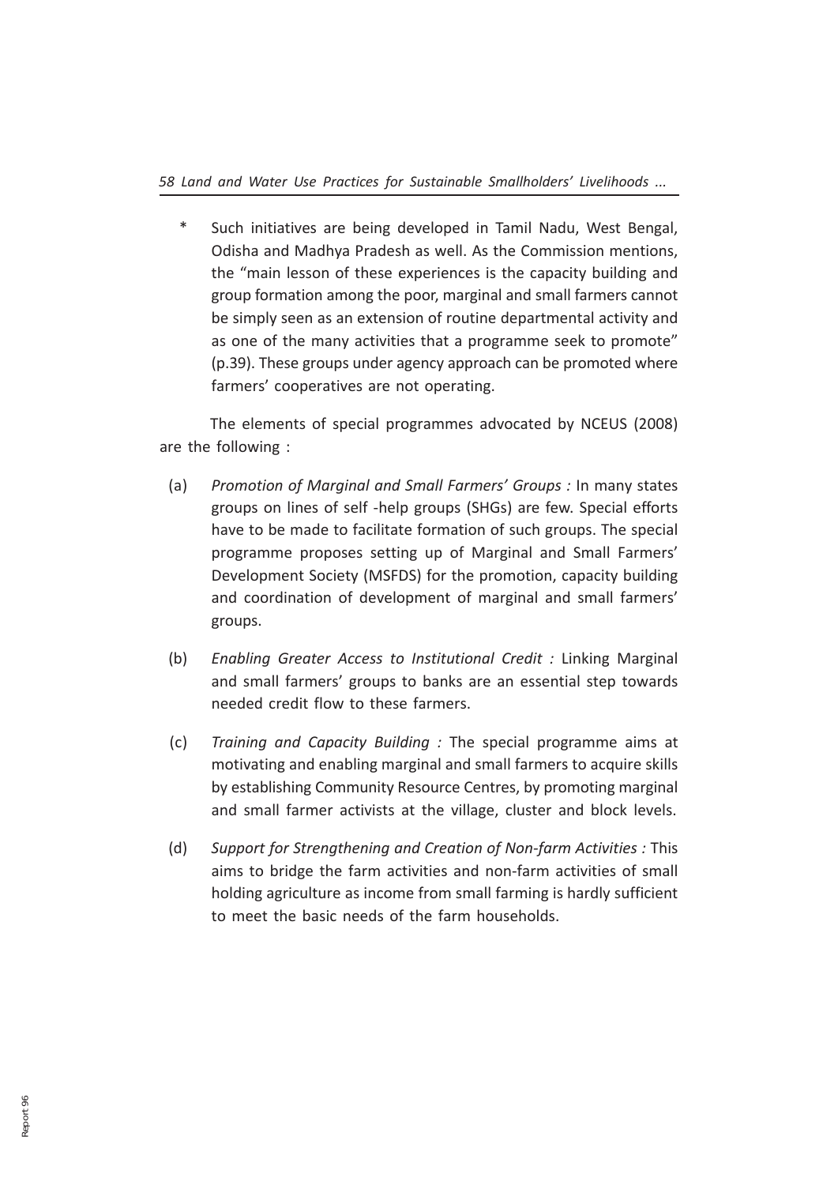* Such initiatives are being developed in Tamil Nadu, West Bengal, Odisha and Madhya Pradesh as well. As the Commission mentions, the "main lesson of these experiences is the capacity building and group formation among the poor, marginal and small farmers cannot be simply seen as an extension of routine departmental activity and as one of the many activities that a programme seek to promote" (p.39). These groups under agency approach can be promoted where farmers' cooperatives are not operating.

The elements of special programmes advocated by NCEUS (2008) are the following :

(a) *Promotion of Marginal and Small Farmers' Groups :* In many states groups on lines of self -help groups (SHGs) are few. Special efforts have to be made to facilitate formation of such groups. The special programme proposes setting up of Marginal and Small Farmers' Development Society (MSFDS) for the promotion, capacity building and coordination of development of marginal and small farmers' groups.

(b) *Enabling Greater Access to Institutional Credit :* Linking Marginal and small farmers' groups to banks are an essential step towards needed credit flow to these farmers.

(c) *Training and Capacity Building :* The special programme aims at motivating and enabling marginal and small farmers to acquire skills by establishing Community Resource Centres, by promoting marginal and small farmer activists at the village, cluster and block levels.

(d) *Support for Strengthening and Creation of Non-farm Activities :* This aims to bridge the farm activities and non-farm activities of small holding agriculture as income from small farming is hardly sufficient to meet the basic needs of the farm households.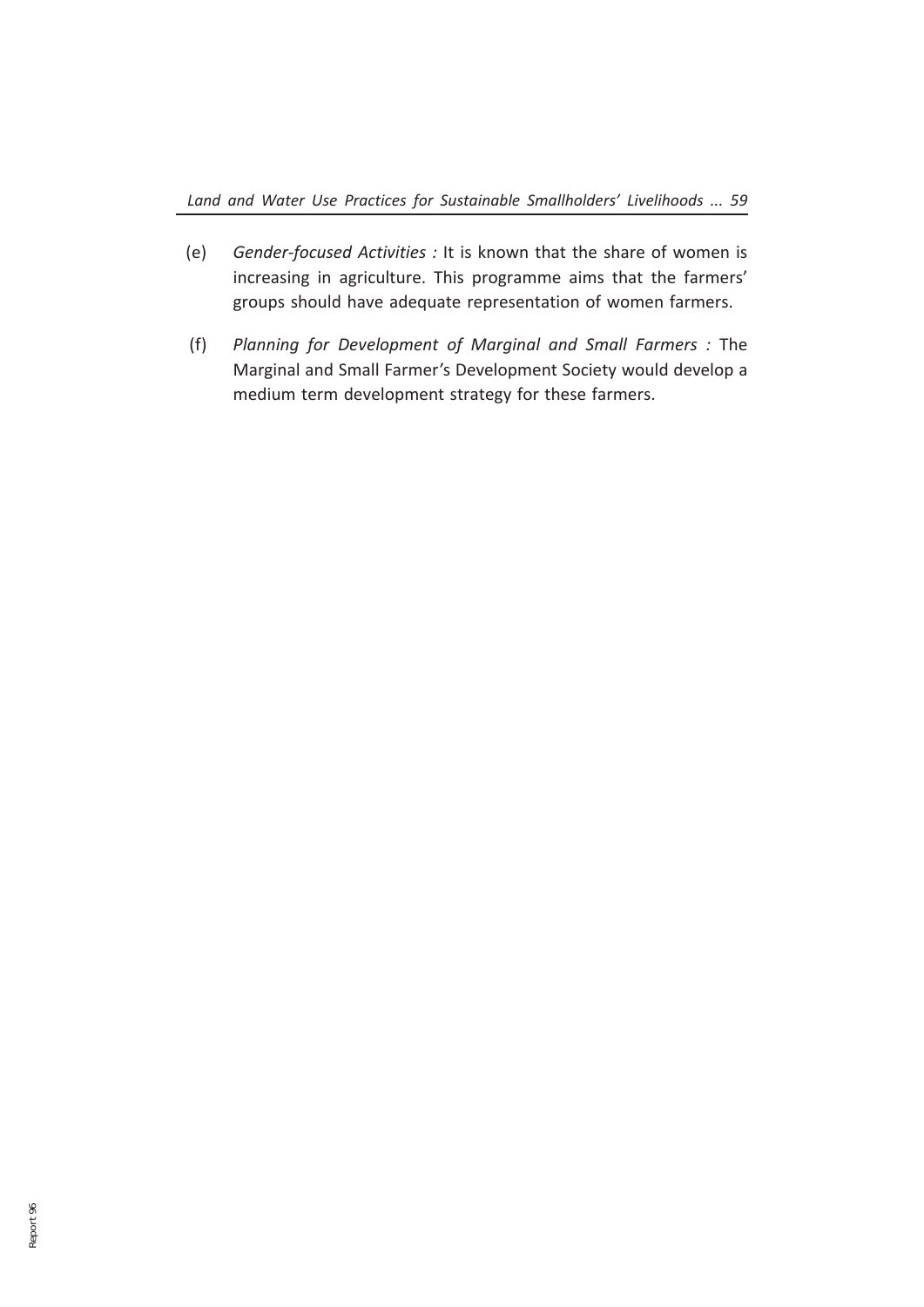(e) *Gender-focused Activities :* It is known that the share of women is increasing in agriculture. This programme aims that the farmers' groups should have adequate representation of women farmers.

(f) *Planning for Development of Marginal and Small Farmers :* The Marginal and Small Farmer's Development Society would develop a medium term development strategy for these farmers.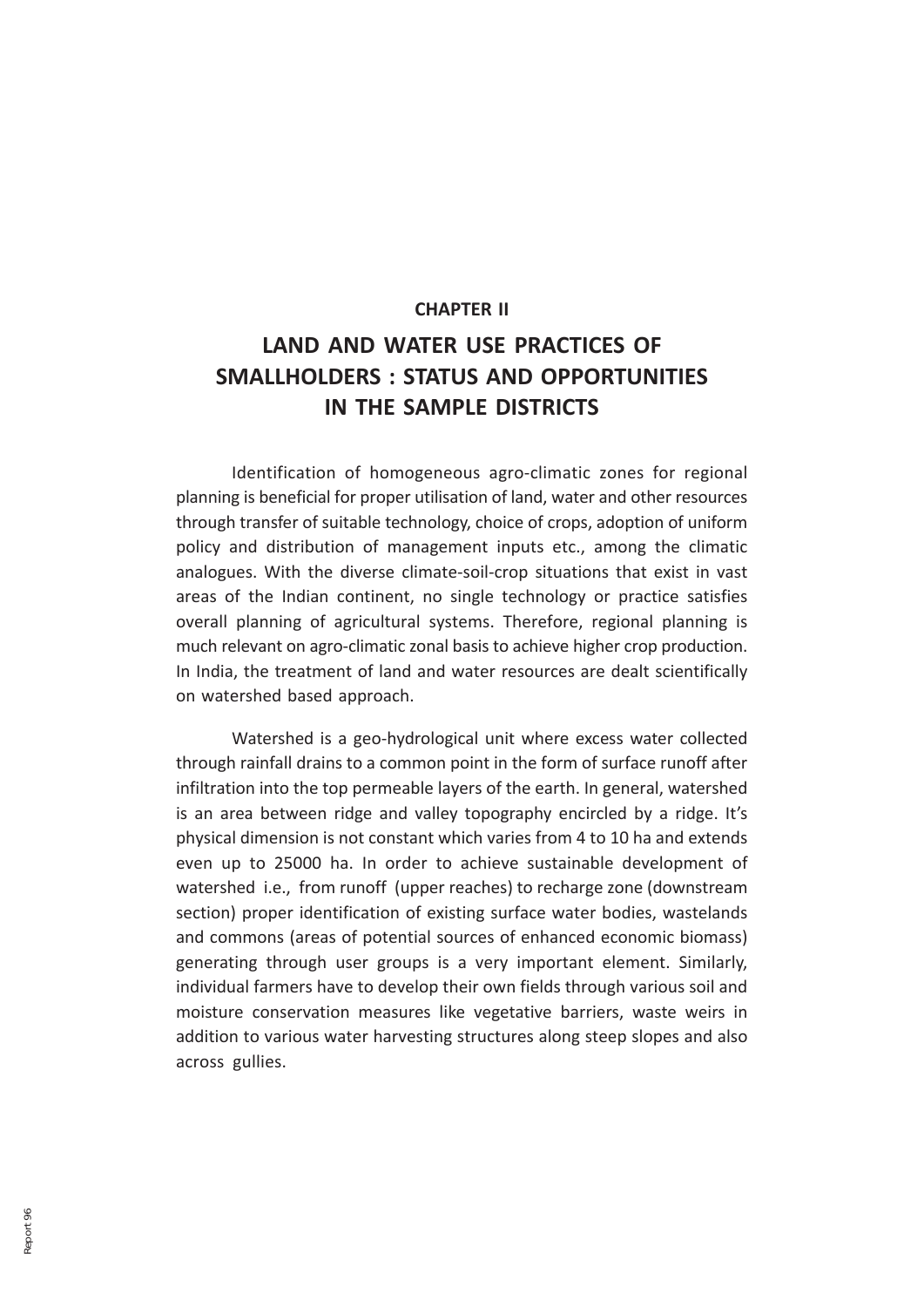**CHAPTER II**

# LAND AND WATER USE PRACTICES OF SMALLHOLDERS : STATUS AND OPPORTUNITIES IN THE SAMPLE DISTRICTS

Identification of homogeneous agro-climatic zones for regional planning is beneficial for proper utilisation of land, water and other resources through transfer of suitable technology, choice of crops, adoption of uniform policy and distribution of management inputs etc., among the climatic analogues. With the diverse climate-soil-crop situations that exist in vast areas of the Indian continent, no single technology or practice satisfies overall planning of agricultural systems. Therefore, regional planning is much relevant on agro-climatic zonal basis to achieve higher crop production. In India, the treatment of land and water resources are dealt scientifically on watershed based approach.

Watershed is a geo-hydrological unit where excess water collected through rainfall drains to a common point in the form of surface runoff after infiltration into the top permeable layers of the earth. In general, watershed is an area between ridge and valley topography encircled by a ridge. It's physical dimension is not constant which varies from 4 to 10 ha and extends even up to 25000 ha. In order to achieve sustainable development of watershed i.e., from runoff (upper reaches) to recharge zone (downstream section) proper identification of existing surface water bodies, wastelands and commons (areas of potential sources of enhanced economic biomass) generating through user groups is a very important element. Similarly, individual farmers have to develop their own fields through various soil and moisture conservation measures like vegetative barriers, waste weirs in addition to various water harvesting structures along steep slopes and also across gullies.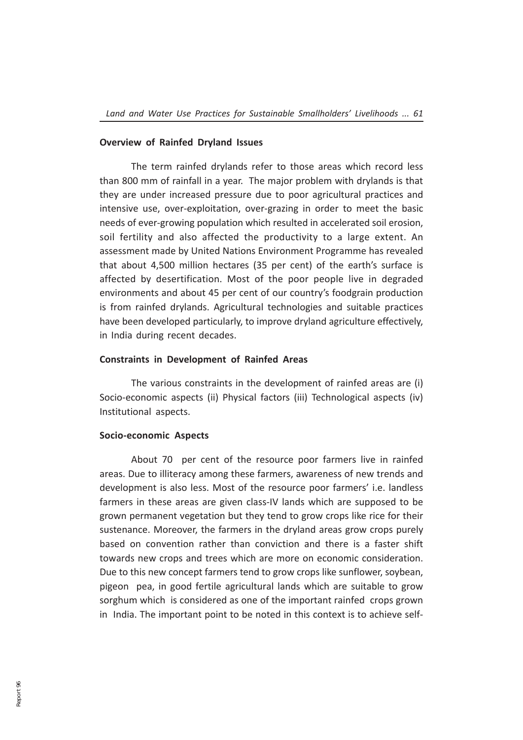## Overview of Rainfed Dryland Issues

The term rainfed drylands refer to those areas which record less than 800 mm of rainfall in a year. The major problem with drylands is that they are under increased pressure due to poor agricultural practices and intensive use, over-exploitation, over-grazing in order to meet the basic needs of ever-growing population which resulted in accelerated soil erosion, soil fertility and also affected the productivity to a large extent. An assessment made by United Nations Environment Programme has revealed that about 4,500 million hectares (35 per cent) of the earth's surface is affected by desertification. Most of the poor people live in degraded environments and about 45 per cent of our country's foodgrain production is from rainfed drylands. Agricultural technologies and suitable practices have been developed particularly, to improve dryland agriculture effectively, in India during recent decades.

## Constraints in Development of Rainfed Areas

The various constraints in the development of rainfed areas are (i) Socio-economic aspects (ii) Physical factors (iii) Technological aspects (iv) Institutional aspects.

### Socio-economic Aspects

About 70 per cent of the resource poor farmers live in rainfed areas. Due to illiteracy among these farmers, awareness of new trends and development is also less. Most of the resource poor farmers' i.e. landless farmers in these areas are given class-IV lands which are supposed to be grown permanent vegetation but they tend to grow crops like rice for their sustenance. Moreover, the farmers in the dryland areas grow crops purely based on convention rather than conviction and there is a faster shift towards new crops and trees which are more on economic consideration. Due to this new concept farmers tend to grow crops like sunflower, soybean, pigeon pea, in good fertile agricultural lands which are suitable to grow sorghum which is considered as one of the important rainfed crops grown in India. The important point to be noted in this context is to achieve self-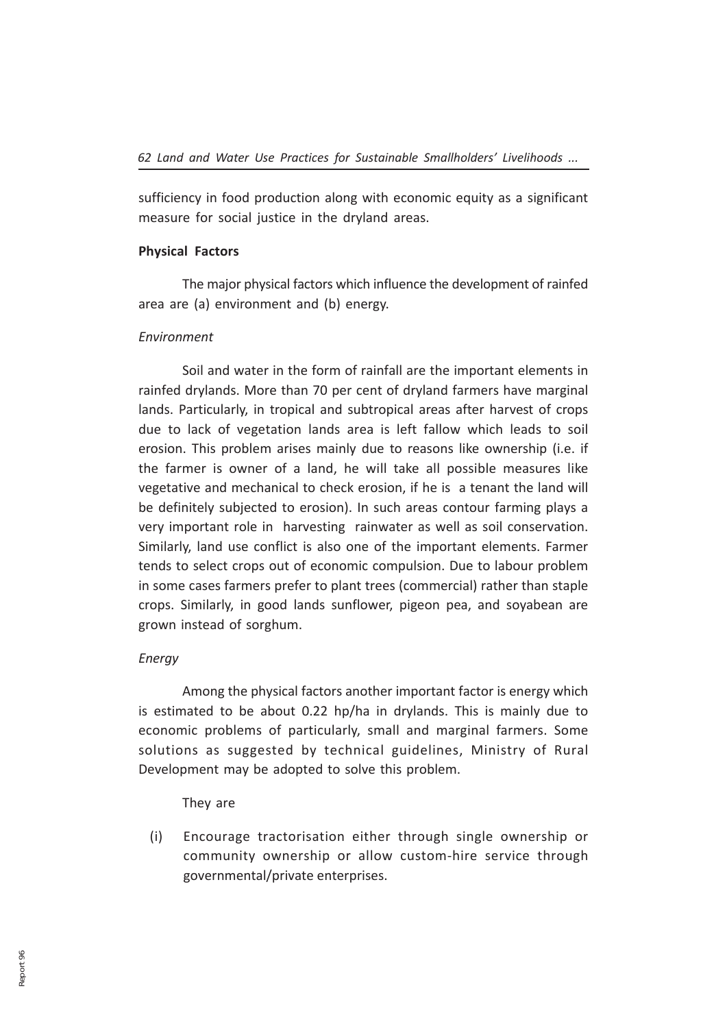sufficiency in food production along with economic equity as a significant measure for social justice in the dryland areas.

**Physical Factors**

The major physical factors which influence the development of rainfed area are (a) environment and (b) energy.

*Environment*

Soil and water in the form of rainfall are the important elements in rainfed drylands. More than 70 per cent of dryland farmers have marginal lands. Particularly, in tropical and subtropical areas after harvest of crops due to lack of vegetation lands area is left fallow which leads to soil erosion. This problem arises mainly due to reasons like ownership (i.e. if the farmer is owner of a land, he will take all possible measures like vegetative and mechanical to check erosion, if he is a tenant the land will be definitely subjected to erosion). In such areas contour farming plays a very important role in harvesting rainwater as well as soil conservation. Similarly, land use conflict is also one of the important elements. Farmer tends to select crops out of economic compulsion. Due to labour problem in some cases farmers prefer to plant trees (commercial) rather than staple crops. Similarly, in good lands sunflower, pigeon pea, and soyabean are grown instead of sorghum.

*Energy*

Among the physical factors another important factor is energy which is estimated to be about 0.22 hp/ha in drylands. This is mainly due to economic problems of particularly, small and marginal farmers. Some solutions as suggested by technical guidelines, Ministry of Rural Development may be adopted to solve this problem.

They are

(i) Encourage tractorisation either through single ownership or community ownership or allow custom-hire service through governmental/private enterprises.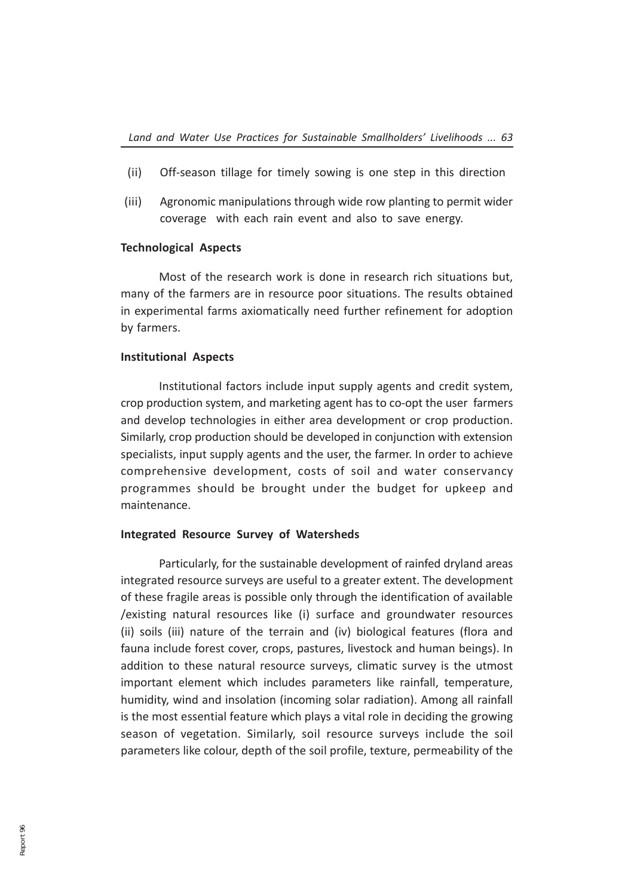(ii) Off-season tillage for timely sowing is one step in this direction

(iii) Agronomic manipulations through wide row planting to permit wider coverage with each rain event and also to save energy.

**Technological Aspects**

Most of the research work is done in research rich situations but, many of the farmers are in resource poor situations. The results obtained in experimental farms axiomatically need further refinement for adoption by farmers.

**Institutional Aspects**

Institutional factors include input supply agents and credit system, crop production system, and marketing agent has to co-opt the user farmers and develop technologies in either area development or crop production. Similarly, crop production should be developed in conjunction with extension specialists, input supply agents and the user, the farmer. In order to achieve comprehensive development, costs of soil and water conservancy programmes should be brought under the budget for upkeep and maintenance.

**Integrated Resource Survey of Watersheds**

Particularly, for the sustainable development of rainfed dryland areas integrated resource surveys are useful to a greater extent. The development of these fragile areas is possible only through the identification of available /existing natural resources like (i) surface and groundwater resources (ii) soils (iii) nature of the terrain and (iv) biological features (flora and fauna include forest cover, crops, pastures, livestock and human beings). In addition to these natural resource surveys, climatic survey is the utmost important element which includes parameters like rainfall, temperature, humidity, wind and insolation (incoming solar radiation). Among all rainfall is the most essential feature which plays a vital role in deciding the growing season of vegetation. Similarly, soil resource surveys include the soil parameters like colour, depth of the soil profile, texture, permeability of the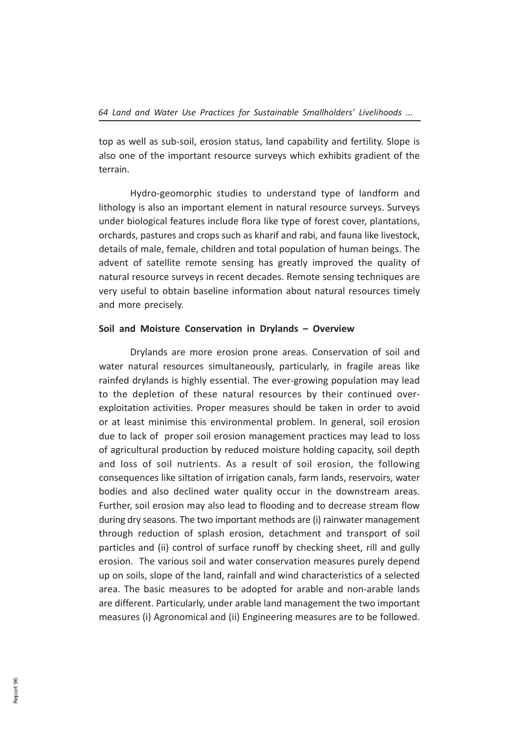top as well as sub-soil, erosion status, land capability and fertility. Slope is also one of the important resource surveys which exhibits gradient of the terrain.

Hydro-geomorphic studies to understand type of landform and lithology is also an important element in natural resource surveys. Surveys under biological features include flora like type of forest cover, plantations, orchards, pastures and crops such as kharif and rabi, and fauna like livestock, details of male, female, children and total population of human beings. The advent of satellite remote sensing has greatly improved the quality of natural resource surveys in recent decades. Remote sensing techniques are very useful to obtain baseline information about natural resources timely and more precisely.

**Soil and Moisture Conservation in Drylands – Overview**

Drylands are more erosion prone areas. Conservation of soil and water natural resources simultaneously, particularly, in fragile areas like rainfed drylands is highly essential. The ever-growing population may lead to the depletion of these natural resources by their continued over-exploitation activities. Proper measures should be taken in order to avoid or at least minimise this environmental problem. In general, soil erosion due to lack of proper soil erosion management practices may lead to loss of agricultural production by reduced moisture holding capacity, soil depth and loss of soil nutrients. As a result of soil erosion, the following consequences like siltation of irrigation canals, farm lands, reservoirs, water bodies and also declined water quality occur in the downstream areas. Further, soil erosion may also lead to flooding and to decrease stream flow during dry seasons. The two important methods are (i) rainwater management through reduction of splash erosion, detachment and transport of soil particles and (ii) control of surface runoff by checking sheet, rill and gully erosion. The various soil and water conservation measures purely depend up on soils, slope of the land, rainfall and wind characteristics of a selected area. The basic measures to be adopted for arable and non-arable lands are different. Particularly, under arable land management the two important measures (i) Agronomical and (ii) Engineering measures are to be followed.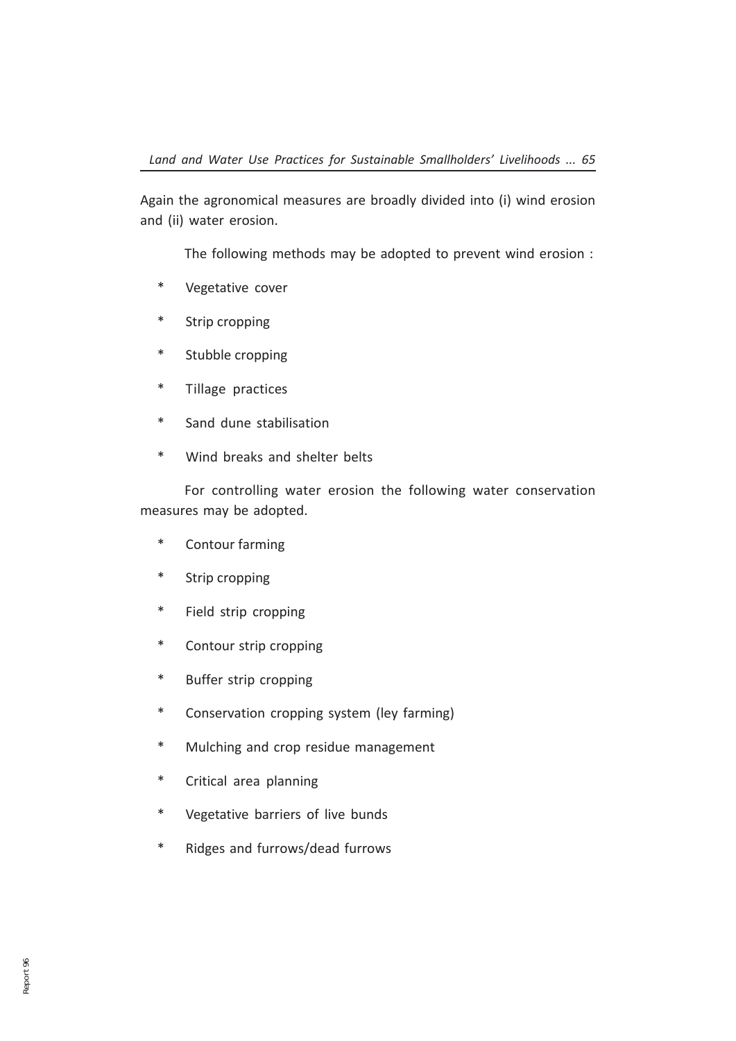Again the agronomical measures are broadly divided into (i) wind erosion and (ii) water erosion.

The following methods may be adopted to prevent wind erosion :

* Vegetative cover
* Strip cropping
* Stubble cropping
* Tillage practices
* Sand dune stabilisation
* Wind breaks and shelter belts

For controlling water erosion the following water conservation measures may be adopted.

* Contour farming
* Strip cropping
* Field strip cropping
* Contour strip cropping
* Buffer strip cropping
* Conservation cropping system (ley farming)
* Mulching and crop residue management
* Critical area planning
* Vegetative barriers of live bunds
* Ridges and furrows/dead furrows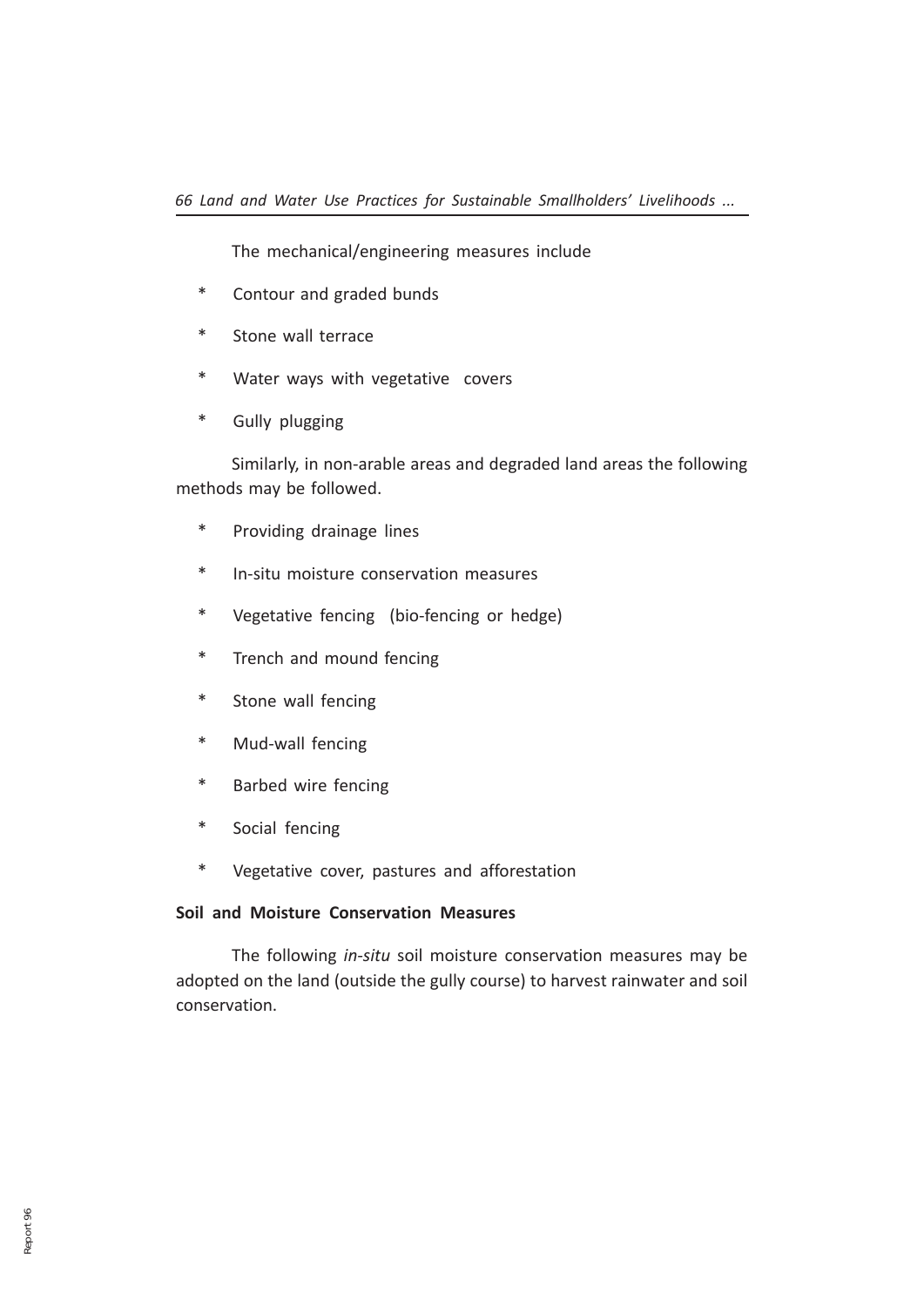The mechanical/engineering measures include

* Contour and graded bunds
* Stone wall terrace
* Water ways with vegetative covers
* Gully plugging

Similarly, in non-arable areas and degraded land areas the following methods may be followed.

* Providing drainage lines
* In-situ moisture conservation measures
* Vegetative fencing (bio-fencing or hedge)
* Trench and mound fencing
* Stone wall fencing
* Mud-wall fencing
* Barbed wire fencing
* Social fencing
* Vegetative cover, pastures and afforestation

**Soil and Moisture Conservation Measures**

The following *in-situ* soil moisture conservation measures may be adopted on the land (outside the gully course) to harvest rainwater and soil conservation.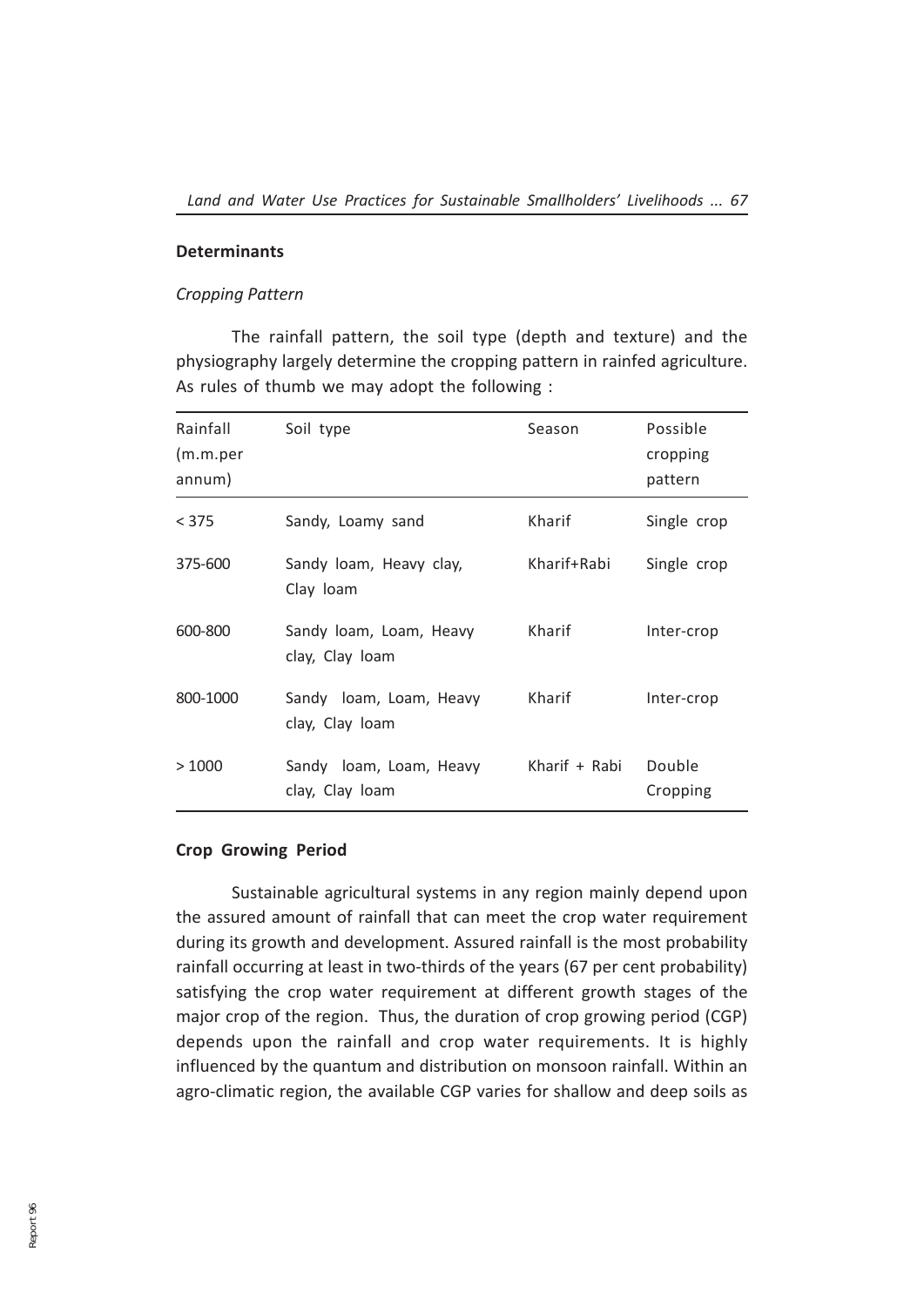### Determinants

*Cropping Pattern*

The rainfall pattern, the soil type (depth and texture) and the physiography largely determine the cropping pattern in rainfed agriculture. As rules of thumb we may adopt the following :

| Rainfall (m.m.per annum) | Soil type | Season | Possible cropping pattern |
|---|---|---|---|
| < 375 | Sandy, Loamy sand | Kharif | Single crop |
| 375-600 | Sandy loam, Heavy clay, Clay loam | Kharif+Rabi | Single crop |
| 600-800 | Sandy loam, Loam, Heavy clay, Clay loam | Kharif | Inter-crop |
| 800-1000 | Sandy loam, Loam, Heavy clay, Clay loam | Kharif | Inter-crop |
| > 1000 | Sandy loam, Loam, Heavy clay, Clay loam | Kharif + Rabi | Double Cropping |

### Crop Growing Period

Sustainable agricultural systems in any region mainly depend upon the assured amount of rainfall that can meet the crop water requirement during its growth and development. Assured rainfall is the most probability rainfall occurring at least in two-thirds of the years (67 per cent probability) satisfying the crop water requirement at different growth stages of the major crop of the region. Thus, the duration of crop growing period (CGP) depends upon the rainfall and crop water requirements. It is highly influenced by the quantum and distribution on monsoon rainfall. Within an agro-climatic region, the available CGP varies for shallow and deep soils as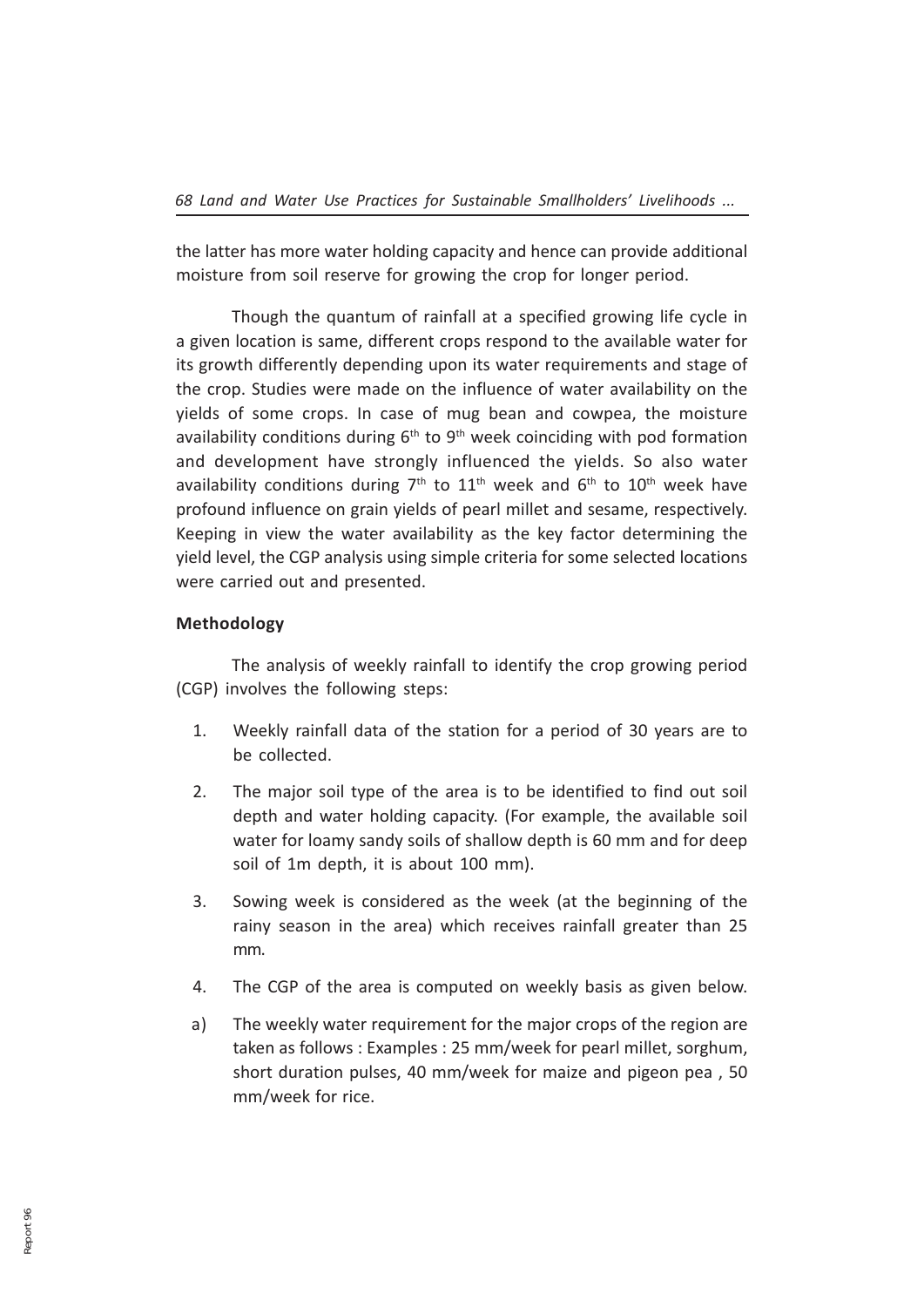the latter has more water holding capacity and hence can provide additional moisture from soil reserve for growing the crop for longer period.

Though the quantum of rainfall at a specified growing life cycle in a given location is same, different crops respond to the available water for its growth differently depending upon its water requirements and stage of the crop. Studies were made on the influence of water availability on the yields of some crops. In case of mug bean and cowpea, the moisture availability conditions during 6$^{th}$ to 9$^{th}$ week coinciding with pod formation and development have strongly influenced the yields. So also water availability conditions during 7$^{th}$ to 11$^{th}$ week and 6$^{th}$ to 10$^{th}$ week have profound influence on grain yields of pearl millet and sesame, respectively. Keeping in view the water availability as the key factor determining the yield level, the CGP analysis using simple criteria for some selected locations were carried out and presented.

**Methodology**

The analysis of weekly rainfall to identify the crop growing period (CGP) involves the following steps:

1. Weekly rainfall data of the station for a period of 30 years are to be collected.
2. The major soil type of the area is to be identified to find out soil depth and water holding capacity. (For example, the available soil water for loamy sandy soils of shallow depth is 60 mm and for deep soil of 1m depth, it is about 100 mm).
3. Sowing week is considered as the week (at the beginning of the rainy season in the area) which receives rainfall greater than 25 mm.
4. The CGP of the area is computed on weekly basis as given below.

a) The weekly water requirement for the major crops of the region are taken as follows : Examples : 25 mm/week for pearl millet, sorghum, short duration pulses, 40 mm/week for maize and pigeon pea , 50 mm/week for rice.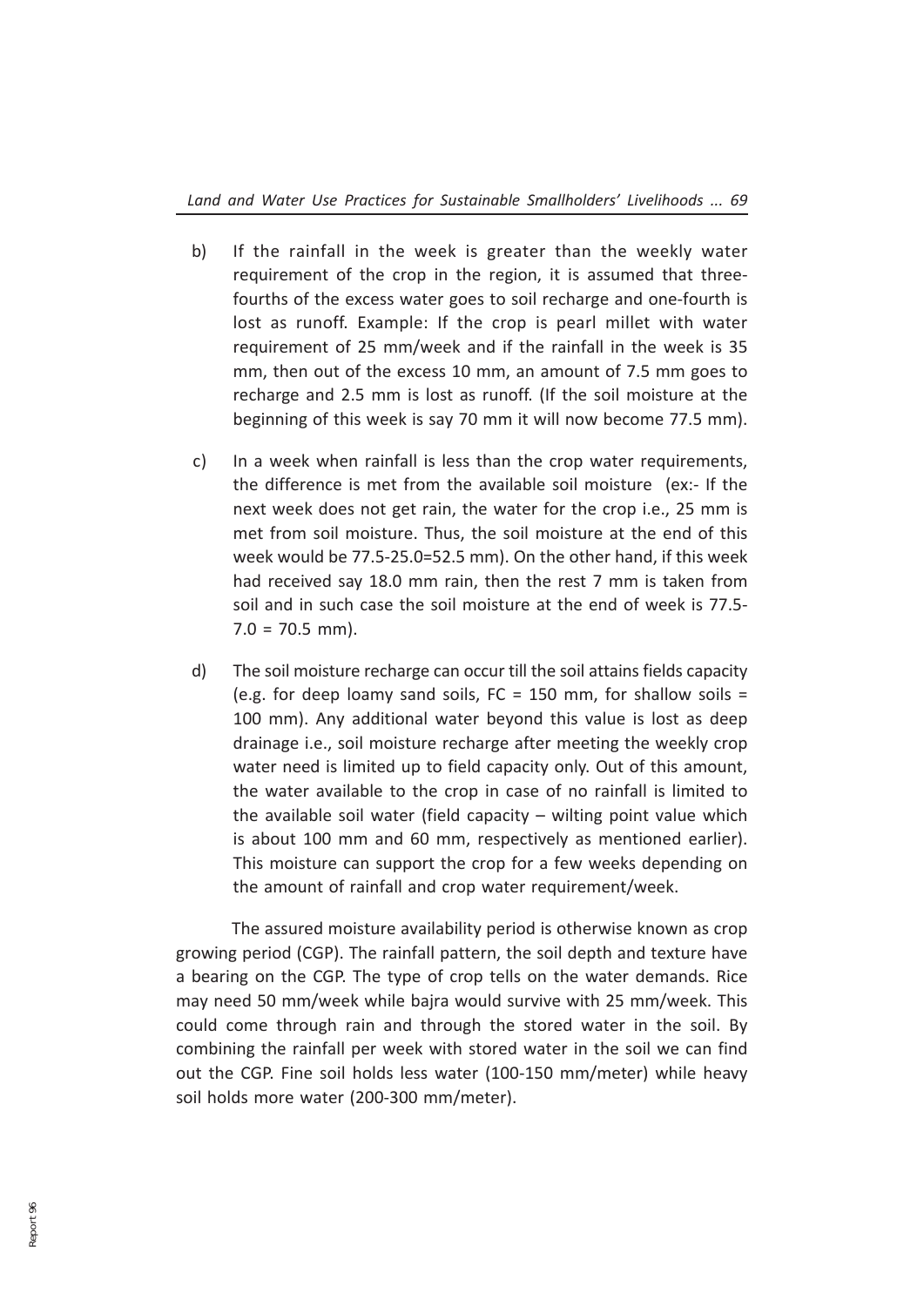b) If the rainfall in the week is greater than the weekly water requirement of the crop in the region, it is assumed that three-fourths of the excess water goes to soil recharge and one-fourth is lost as runoff. Example: If the crop is pearl millet with water requirement of 25 mm/week and if the rainfall in the week is 35 mm, then out of the excess 10 mm, an amount of 7.5 mm goes to recharge and 2.5 mm is lost as runoff. (If the soil moisture at the beginning of this week is say 70 mm it will now become 77.5 mm).

c) In a week when rainfall is less than the crop water requirements, the difference is met from the available soil moisture (ex:- If the next week does not get rain, the water for the crop i.e., 25 mm is met from soil moisture. Thus, the soil moisture at the end of this week would be 77.5-25.0=52.5 mm). On the other hand, if this week had received say 18.0 mm rain, then the rest 7 mm is taken from soil and in such case the soil moisture at the end of week is 77.5-7.0 = 70.5 mm).

d) The soil moisture recharge can occur till the soil attains fields capacity (e.g. for deep loamy sand soils, FC = 150 mm, for shallow soils = 100 mm). Any additional water beyond this value is lost as deep drainage i.e., soil moisture recharge after meeting the weekly crop water need is limited up to field capacity only. Out of this amount, the water available to the crop in case of no rainfall is limited to the available soil water (field capacity – wilting point value which is about 100 mm and 60 mm, respectively as mentioned earlier). This moisture can support the crop for a few weeks depending on the amount of rainfall and crop water requirement/week.

The assured moisture availability period is otherwise known as crop growing period (CGP). The rainfall pattern, the soil depth and texture have a bearing on the CGP. The type of crop tells on the water demands. Rice may need 50 mm/week while bajra would survive with 25 mm/week. This could come through rain and through the stored water in the soil. By combining the rainfall per week with stored water in the soil we can find out the CGP. Fine soil holds less water (100-150 mm/meter) while heavy soil holds more water (200-300 mm/meter).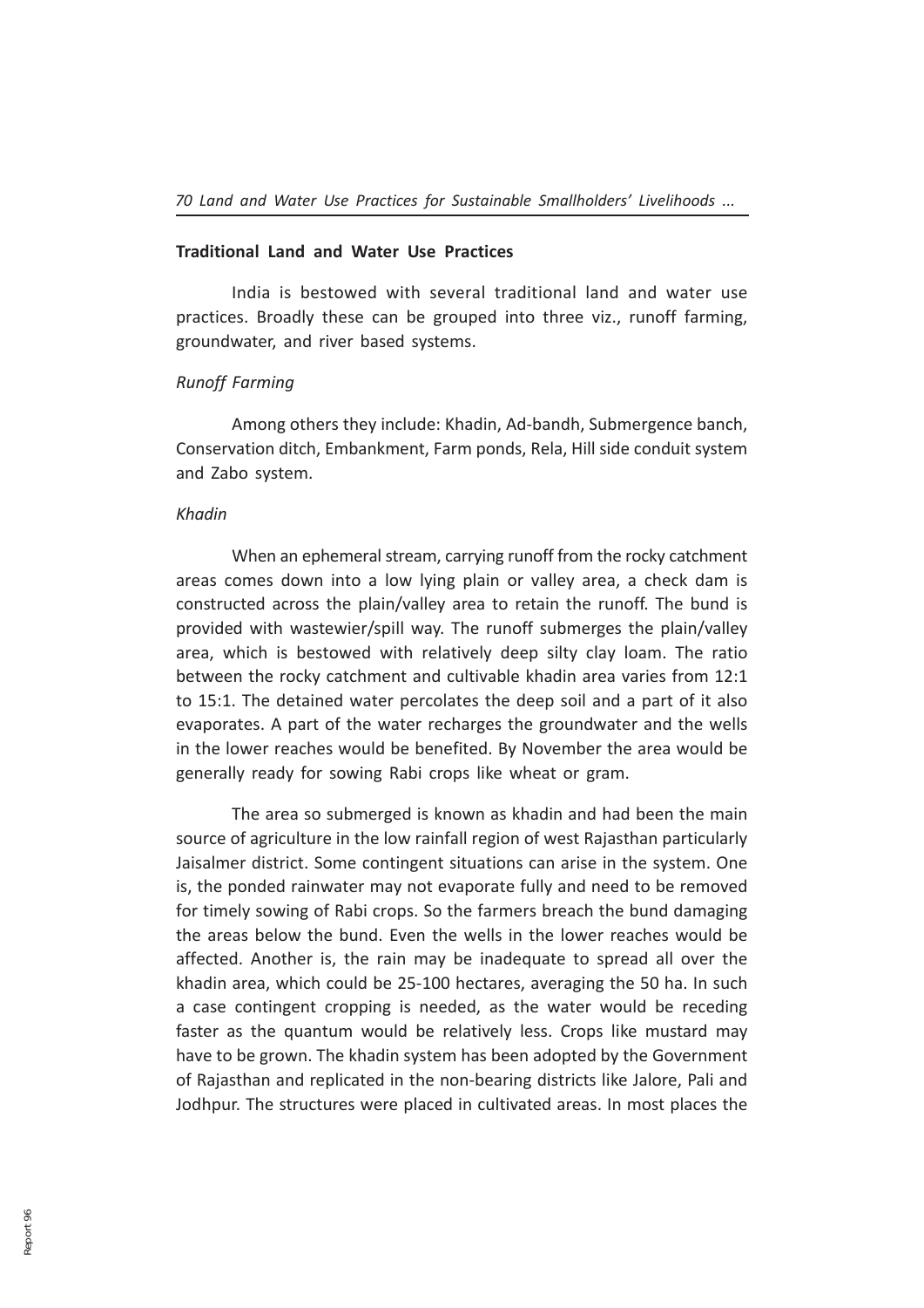## Traditional Land and Water Use Practices

India is bestowed with several traditional land and water use practices. Broadly these can be grouped into three viz., runoff farming, groundwater, and river based systems.

### *Runoff Farming*

Among others they include: Khadin, Ad-bandh, Submergence banch, Conservation ditch, Embankment, Farm ponds, Rela, Hill side conduit system and Zabo system.

#### *Khadin*

When an ephemeral stream, carrying runoff from the rocky catchment areas comes down into a low lying plain or valley area, a check dam is constructed across the plain/valley area to retain the runoff. The bund is provided with wastewier/spill way. The runoff submerges the plain/valley area, which is bestowed with relatively deep silty clay loam. The ratio between the rocky catchment and cultivable khadin area varies from 12:1 to 15:1. The detained water percolates the deep soil and a part of it also evaporates. A part of the water recharges the groundwater and the wells in the lower reaches would be benefited. By November the area would be generally ready for sowing Rabi crops like wheat or gram.

The area so submerged is known as khadin and had been the main source of agriculture in the low rainfall region of west Rajasthan particularly Jaisalmer district. Some contingent situations can arise in the system. One is, the ponded rainwater may not evaporate fully and need to be removed for timely sowing of Rabi crops. So the farmers breach the bund damaging the areas below the bund. Even the wells in the lower reaches would be affected. Another is, the rain may be inadequate to spread all over the khadin area, which could be 25-100 hectares, averaging the 50 ha. In such a case contingent cropping is needed, as the water would be receding faster as the quantum would be relatively less. Crops like mustard may have to be grown. The khadin system has been adopted by the Government of Rajasthan and replicated in the non-bearing districts like Jalore, Pali and Jodhpur. The structures were placed in cultivated areas. In most places the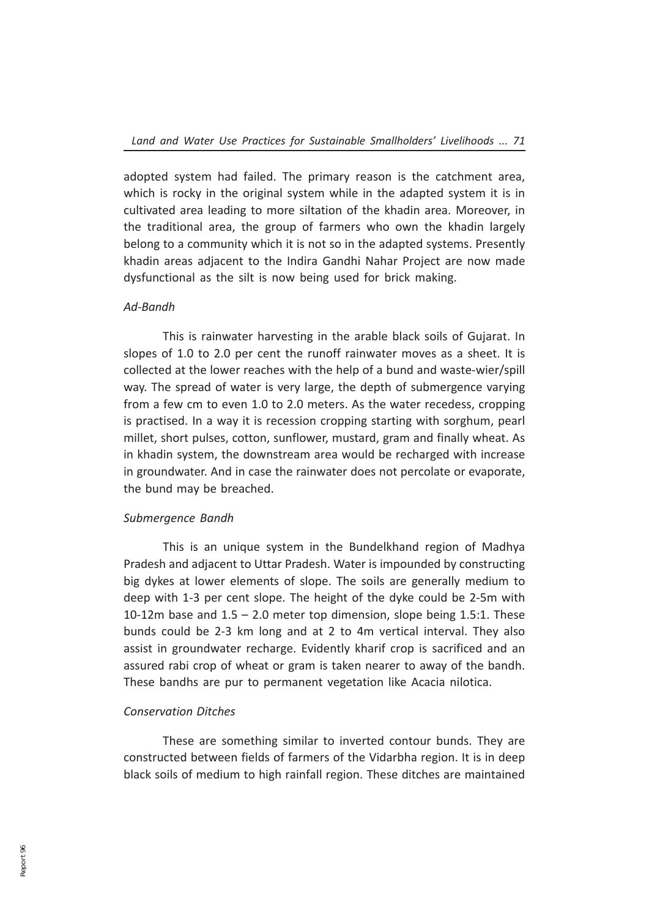adopted system had failed. The primary reason is the catchment area, which is rocky in the original system while in the adapted system it is in cultivated area leading to more siltation of the khadin area. Moreover, in the traditional area, the group of farmers who own the khadin largely belong to a community which it is not so in the adapted systems. Presently khadin areas adjacent to the Indira Gandhi Nahar Project are now made dysfunctional as the silt is now being used for brick making.

*Ad-Bandh*

This is rainwater harvesting in the arable black soils of Gujarat. In slopes of 1.0 to 2.0 per cent the runoff rainwater moves as a sheet. It is collected at the lower reaches with the help of a bund and waste-wier/spill way. The spread of water is very large, the depth of submergence varying from a few cm to even 1.0 to 2.0 meters. As the water recedess, cropping is practised. In a way it is recession cropping starting with sorghum, pearl millet, short pulses, cotton, sunflower, mustard, gram and finally wheat. As in khadin system, the downstream area would be recharged with increase in groundwater. And in case the rainwater does not percolate or evaporate, the bund may be breached.

*Submergence Bandh*

This is an unique system in the Bundelkhand region of Madhya Pradesh and adjacent to Uttar Pradesh. Water is impounded by constructing big dykes at lower elements of slope. The soils are generally medium to deep with 1-3 per cent slope. The height of the dyke could be 2-5m with 10-12m base and 1.5 – 2.0 meter top dimension, slope being 1.5:1. These bunds could be 2-3 km long and at 2 to 4m vertical interval. They also assist in groundwater recharge. Evidently kharif crop is sacrificed and an assured rabi crop of wheat or gram is taken nearer to away of the bandh. These bandhs are pur to permanent vegetation like Acacia nilotica.

*Conservation Ditches*

These are something similar to inverted contour bunds. They are constructed between fields of farmers of the Vidarbha region. It is in deep black soils of medium to high rainfall region. These ditches are maintained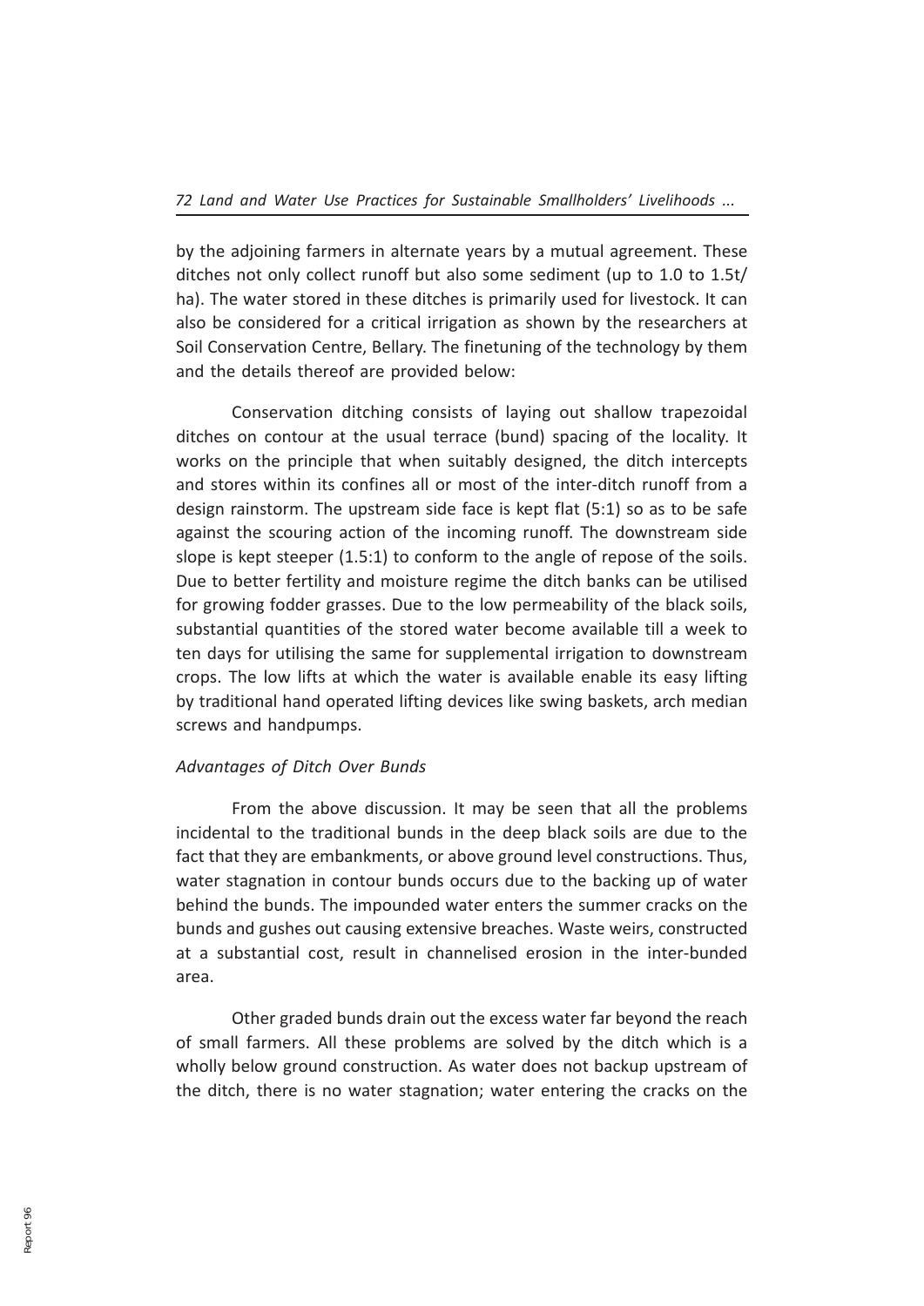by the adjoining farmers in alternate years by a mutual agreement. These ditches not only collect runoff but also some sediment (up to 1.0 to 1.5t/ha). The water stored in these ditches is primarily used for livestock. It can also be considered for a critical irrigation as shown by the researchers at Soil Conservation Centre, Bellary. The finetuning of the technology by them and the details thereof are provided below:

Conservation ditching consists of laying out shallow trapezoidal ditches on contour at the usual terrace (bund) spacing of the locality. It works on the principle that when suitably designed, the ditch intercepts and stores within its confines all or most of the inter-ditch runoff from a design rainstorm. The upstream side face is kept flat (5:1) so as to be safe against the scouring action of the incoming runoff. The downstream side slope is kept steeper (1.5:1) to conform to the angle of repose of the soils. Due to better fertility and moisture regime the ditch banks can be utilised for growing fodder grasses. Due to the low permeability of the black soils, substantial quantities of the stored water become available till a week to ten days for utilising the same for supplemental irrigation to downstream crops. The low lifts at which the water is available enable its easy lifting by traditional hand operated lifting devices like swing baskets, arch median screws and handpumps.

*Advantages of Ditch Over Bunds*

From the above discussion. It may be seen that all the problems incidental to the traditional bunds in the deep black soils are due to the fact that they are embankments, or above ground level constructions. Thus, water stagnation in contour bunds occurs due to the backing up of water behind the bunds. The impounded water enters the summer cracks on the bunds and gushes out causing extensive breaches. Waste weirs, constructed at a substantial cost, result in channelised erosion in the inter-bunded area.

Other graded bunds drain out the excess water far beyond the reach of small farmers. All these problems are solved by the ditch which is a wholly below ground construction. As water does not backup upstream of the ditch, there is no water stagnation; water entering the cracks on the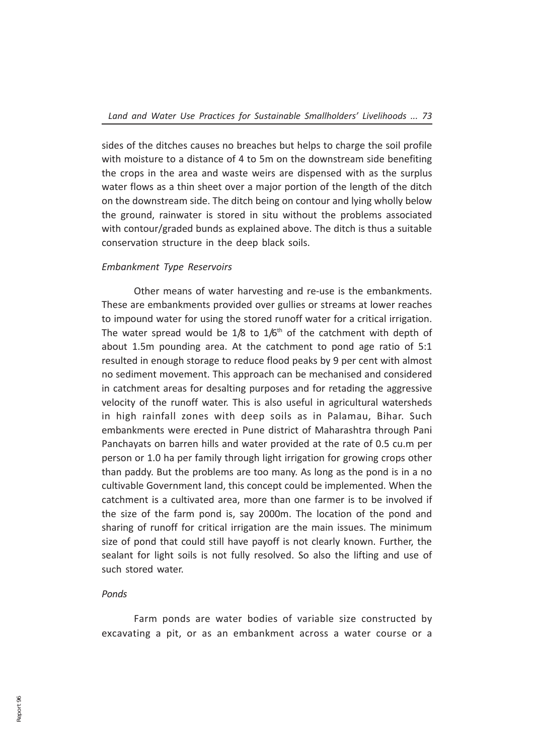sides of the ditches causes no breaches but helps to charge the soil profile with moisture to a distance of 4 to 5m on the downstream side benefiting the crops in the area and waste weirs are dispensed with as the surplus water flows as a thin sheet over a major portion of the length of the ditch on the downstream side. The ditch being on contour and lying wholly below the ground, rainwater is stored in situ without the problems associated with contour/graded bunds as explained above. The ditch is thus a suitable conservation structure in the deep black soils.

*Embankment Type Reservoirs*

Other means of water harvesting and re-use is the embankments. These are embankments provided over gullies or streams at lower reaches to impound water for using the stored runoff water for a critical irrigation. The water spread would be 1/8 to 1/6$^{th}$ of the catchment with depth of about 1.5m pounding area. At the catchment to pond age ratio of 5:1 resulted in enough storage to reduce flood peaks by 9 per cent with almost no sediment movement. This approach can be mechanised and considered in catchment areas for desalting purposes and for retading the aggressive velocity of the runoff water. This is also useful in agricultural watersheds in high rainfall zones with deep soils as in Palamau, Bihar. Such embankments were erected in Pune district of Maharashtra through Pani Panchayats on barren hills and water provided at the rate of 0.5 cu.m per person or 1.0 ha per family through light irrigation for growing crops other than paddy. But the problems are too many. As long as the pond is in a no cultivable Government land, this concept could be implemented. When the catchment is a cultivated area, more than one farmer is to be involved if the size of the farm pond is, say 2000m. The location of the pond and sharing of runoff for critical irrigation are the main issues. The minimum size of pond that could still have payoff is not clearly known. Further, the sealant for light soils is not fully resolved. So also the lifting and use of such stored water.

*Ponds*

Farm ponds are water bodies of variable size constructed by excavating a pit, or as an embankment across a water course or a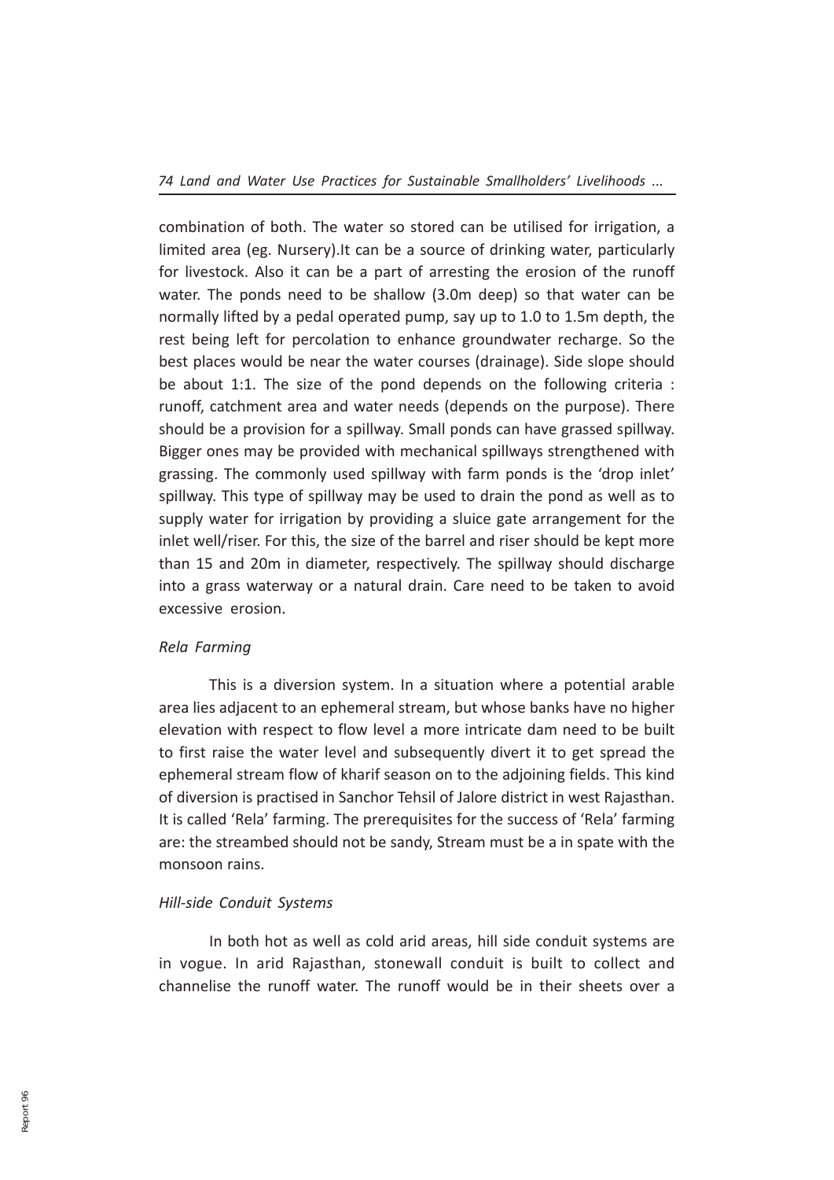combination of both. The water so stored can be utilised for irrigation, a limited area (eg. Nursery).It can be a source of drinking water, particularly for livestock. Also it can be a part of arresting the erosion of the runoff water. The ponds need to be shallow (3.0m deep) so that water can be normally lifted by a pedal operated pump, say up to 1.0 to 1.5m depth, the rest being left for percolation to enhance groundwater recharge. So the best places would be near the water courses (drainage). Side slope should be about 1:1. The size of the pond depends on the following criteria : runoff, catchment area and water needs (depends on the purpose). There should be a provision for a spillway. Small ponds can have grassed spillway. Bigger ones may be provided with mechanical spillways strengthened with grassing. The commonly used spillway with farm ponds is the 'drop inlet' spillway. This type of spillway may be used to drain the pond as well as to supply water for irrigation by providing a sluice gate arrangement for the inlet well/riser. For this, the size of the barrel and riser should be kept more than 15 and 20m in diameter, respectively. The spillway should discharge into a grass waterway or a natural drain. Care need to be taken to avoid excessive erosion.

*Rela Farming*

This is a diversion system. In a situation where a potential arable area lies adjacent to an ephemeral stream, but whose banks have no higher elevation with respect to flow level a more intricate dam need to be built to first raise the water level and subsequently divert it to get spread the ephemeral stream flow of kharif season on to the adjoining fields. This kind of diversion is practised in Sanchor Tehsil of Jalore district in west Rajasthan. It is called 'Rela' farming. The prerequisites for the success of 'Rela' farming are: the streambed should not be sandy, Stream must be a in spate with the monsoon rains.

*Hill-side Conduit Systems*

In both hot as well as cold arid areas, hill side conduit systems are in vogue. In arid Rajasthan, stonewall conduit is built to collect and channelise the runoff water. The runoff would be in their sheets over a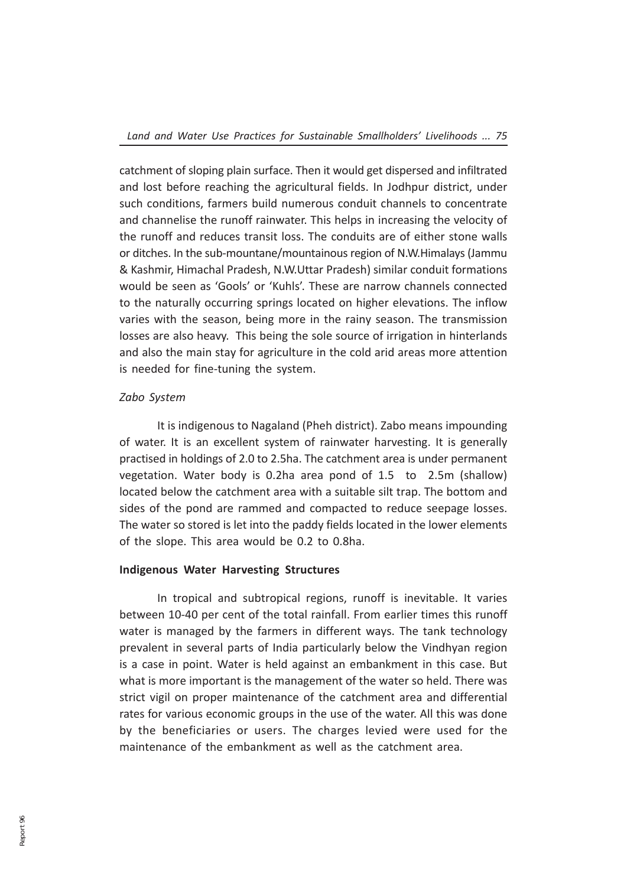catchment of sloping plain surface. Then it would get dispersed and infiltrated and lost before reaching the agricultural fields. In Jodhpur district, under such conditions, farmers build numerous conduit channels to concentrate and channelise the runoff rainwater. This helps in increasing the velocity of the runoff and reduces transit loss. The conduits are of either stone walls or ditches. In the sub-mountane/mountainous region of N.W.Himalays (Jammu & Kashmir, Himachal Pradesh, N.W.Uttar Pradesh) similar conduit formations would be seen as 'Gools' or 'Kuhls'. These are narrow channels connected to the naturally occurring springs located on higher elevations. The inflow varies with the season, being more in the rainy season. The transmission losses are also heavy. This being the sole source of irrigation in hinterlands and also the main stay for agriculture in the cold arid areas more attention is needed for fine-tuning the system.

*Zabo System*

It is indigenous to Nagaland (Pheh district). Zabo means impounding of water. It is an excellent system of rainwater harvesting. It is generally practised in holdings of 2.0 to 2.5ha. The catchment area is under permanent vegetation. Water body is 0.2ha area pond of 1.5 to 2.5m (shallow) located below the catchment area with a suitable silt trap. The bottom and sides of the pond are rammed and compacted to reduce seepage losses. The water so stored is let into the paddy fields located in the lower elements of the slope. This area would be 0.2 to 0.8ha.

**Indigenous Water Harvesting Structures**

In tropical and subtropical regions, runoff is inevitable. It varies between 10-40 per cent of the total rainfall. From earlier times this runoff water is managed by the farmers in different ways. The tank technology prevalent in several parts of India particularly below the Vindhyan region is a case in point. Water is held against an embankment in this case. But what is more important is the management of the water so held. There was strict vigil on proper maintenance of the catchment area and differential rates for various economic groups in the use of the water. All this was done by the beneficiaries or users. The charges levied were used for the maintenance of the embankment as well as the catchment area.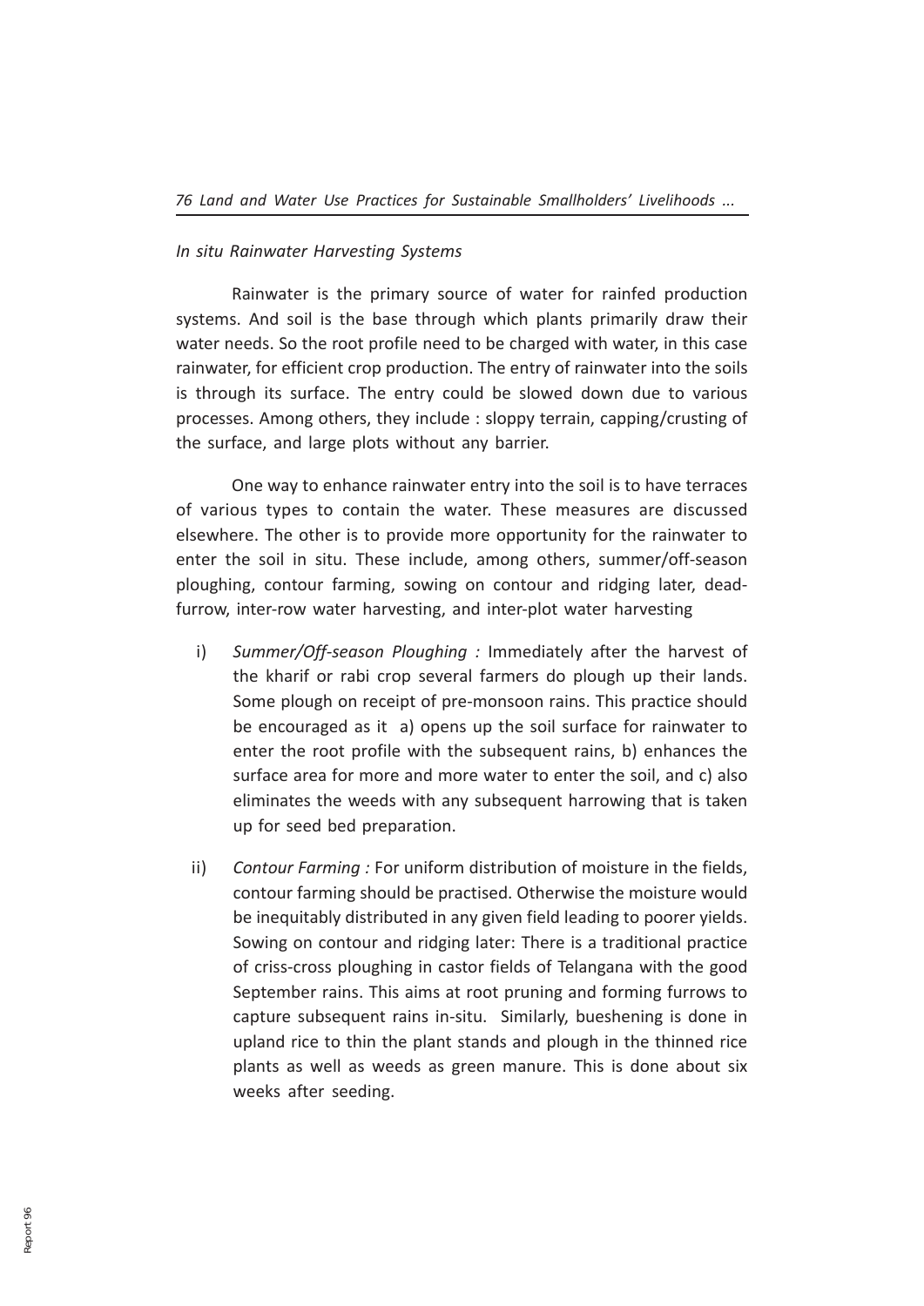*In situ Rainwater Harvesting Systems*

Rainwater is the primary source of water for rainfed production systems. And soil is the base through which plants primarily draw their water needs. So the root profile need to be charged with water, in this case rainwater, for efficient crop production. The entry of rainwater into the soils is through its surface. The entry could be slowed down due to various processes. Among others, they include : sloppy terrain, capping/crusting of the surface, and large plots without any barrier.

One way to enhance rainwater entry into the soil is to have terraces of various types to contain the water. These measures are discussed elsewhere. The other is to provide more opportunity for the rainwater to enter the soil in situ. These include, among others, summer/off-season ploughing, contour farming, sowing on contour and ridging later, dead-furrow, inter-row water harvesting, and inter-plot water harvesting

i) *Summer/Off-season Ploughing :* Immediately after the harvest of the kharif or rabi crop several farmers do plough up their lands. Some plough on receipt of pre-monsoon rains. This practice should be encouraged as it a) opens up the soil surface for rainwater to enter the root profile with the subsequent rains, b) enhances the surface area for more and more water to enter the soil, and c) also eliminates the weeds with any subsequent harrowing that is taken up for seed bed preparation.

ii) *Contour Farming :* For uniform distribution of moisture in the fields, contour farming should be practised. Otherwise the moisture would be inequitably distributed in any given field leading to poorer yields. Sowing on contour and ridging later: There is a traditional practice of criss-cross ploughing in castor fields of Telangana with the good September rains. This aims at root pruning and forming furrows to capture subsequent rains in-situ. Similarly, bueshening is done in upland rice to thin the plant stands and plough in the thinned rice plants as well as weeds as green manure. This is done about six weeks after seeding.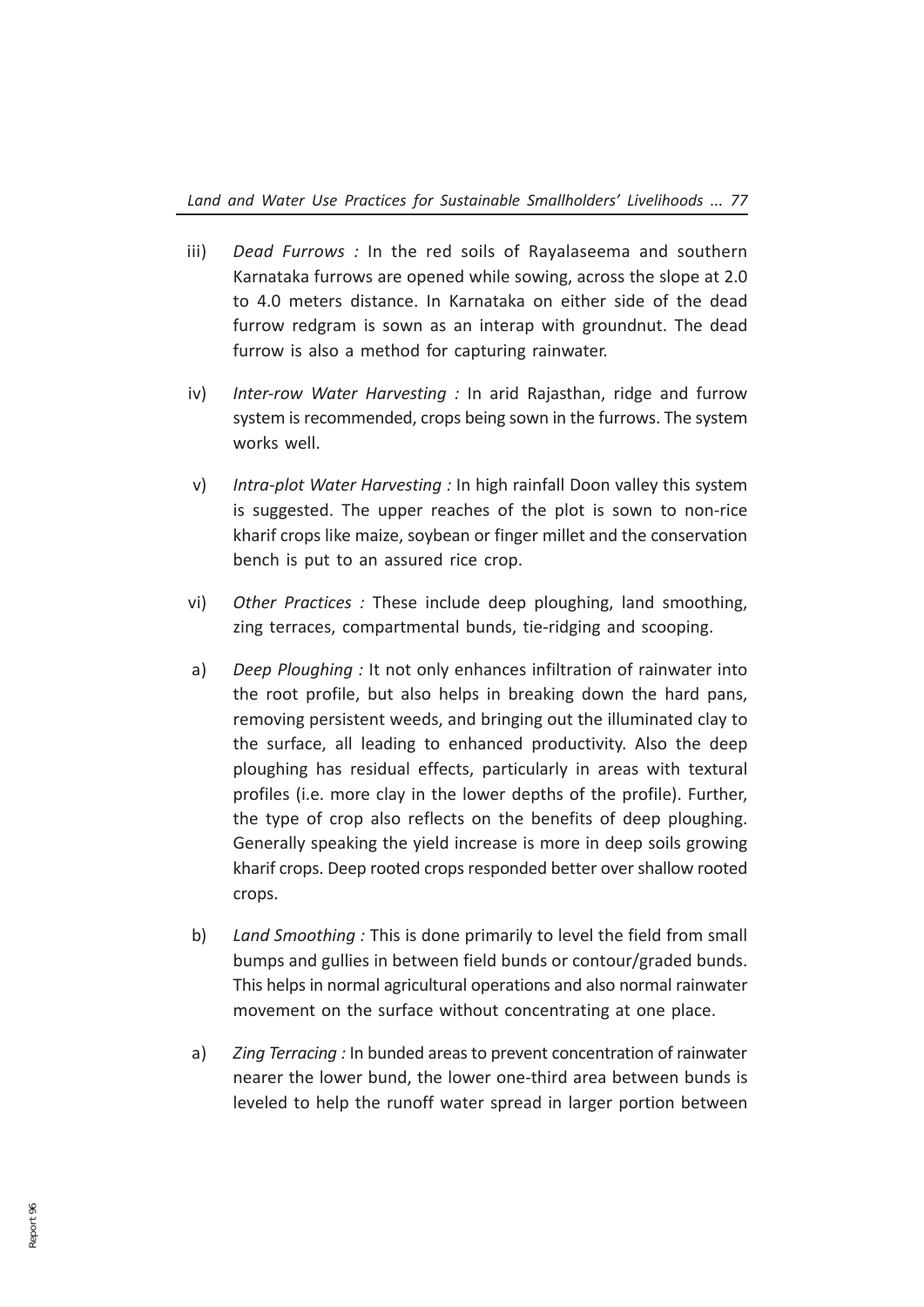iii) *Dead Furrows :* In the red soils of Rayalaseema and southern Karnataka furrows are opened while sowing, across the slope at 2.0 to 4.0 meters distance. In Karnataka on either side of the dead furrow redgram is sown as an interap with groundnut. The dead furrow is also a method for capturing rainwater.

iv) *Inter-row Water Harvesting :* In arid Rajasthan, ridge and furrow system is recommended, crops being sown in the furrows. The system works well.

v) *Intra-plot Water Harvesting :* In high rainfall Doon valley this system is suggested. The upper reaches of the plot is sown to non-rice kharif crops like maize, soybean or finger millet and the conservation bench is put to an assured rice crop.

vi) *Other Practices :* These include deep ploughing, land smoothing, zing terraces, compartmental bunds, tie-ridging and scooping.

a) *Deep Ploughing :* It not only enhances infiltration of rainwater into the root profile, but also helps in breaking down the hard pans, removing persistent weeds, and bringing out the illuminated clay to the surface, all leading to enhanced productivity. Also the deep ploughing has residual effects, particularly in areas with textural profiles (i.e. more clay in the lower depths of the profile). Further, the type of crop also reflects on the benefits of deep ploughing. Generally speaking the yield increase is more in deep soils growing kharif crops. Deep rooted crops responded better over shallow rooted crops.

b) *Land Smoothing :* This is done primarily to level the field from small bumps and gullies in between field bunds or contour/graded bunds. This helps in normal agricultural operations and also normal rainwater movement on the surface without concentrating at one place.

a) *Zing Terracing :* In bunded areas to prevent concentration of rainwater nearer the lower bund, the lower one-third area between bunds is leveled to help the runoff water spread in larger portion between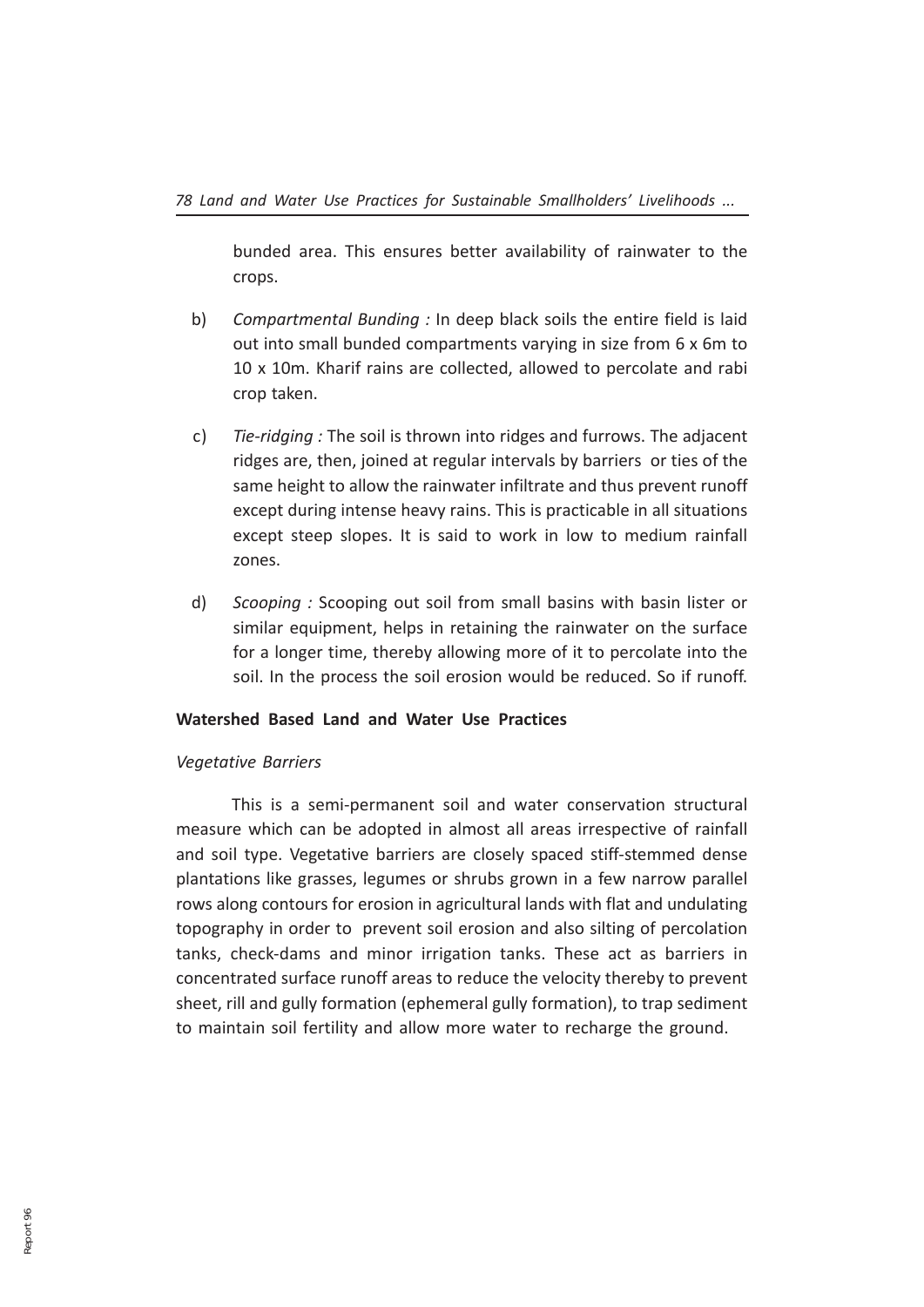bunded area. This ensures better availability of rainwater to the crops.

b) *Compartmental Bunding :* In deep black soils the entire field is laid out into small bunded compartments varying in size from 6 x 6m to 10 x 10m. Kharif rains are collected, allowed to percolate and rabi crop taken.

c) *Tie-ridging :* The soil is thrown into ridges and furrows. The adjacent ridges are, then, joined at regular intervals by barriers or ties of the same height to allow the rainwater infiltrate and thus prevent runoff except during intense heavy rains. This is practicable in all situations except steep slopes. It is said to work in low to medium rainfall zones.

d) *Scooping :* Scooping out soil from small basins with basin lister or similar equipment, helps in retaining the rainwater on the surface for a longer time, thereby allowing more of it to percolate into the soil. In the process the soil erosion would be reduced. So if runoff.

**Watershed Based Land and Water Use Practices**

*Vegetative Barriers*

This is a semi-permanent soil and water conservation structural measure which can be adopted in almost all areas irrespective of rainfall and soil type. Vegetative barriers are closely spaced stiff-stemmed dense plantations like grasses, legumes or shrubs grown in a few narrow parallel rows along contours for erosion in agricultural lands with flat and undulating topography in order to prevent soil erosion and also silting of percolation tanks, check-dams and minor irrigation tanks. These act as barriers in concentrated surface runoff areas to reduce the velocity thereby to prevent sheet, rill and gully formation (ephemeral gully formation), to trap sediment to maintain soil fertility and allow more water to recharge the ground.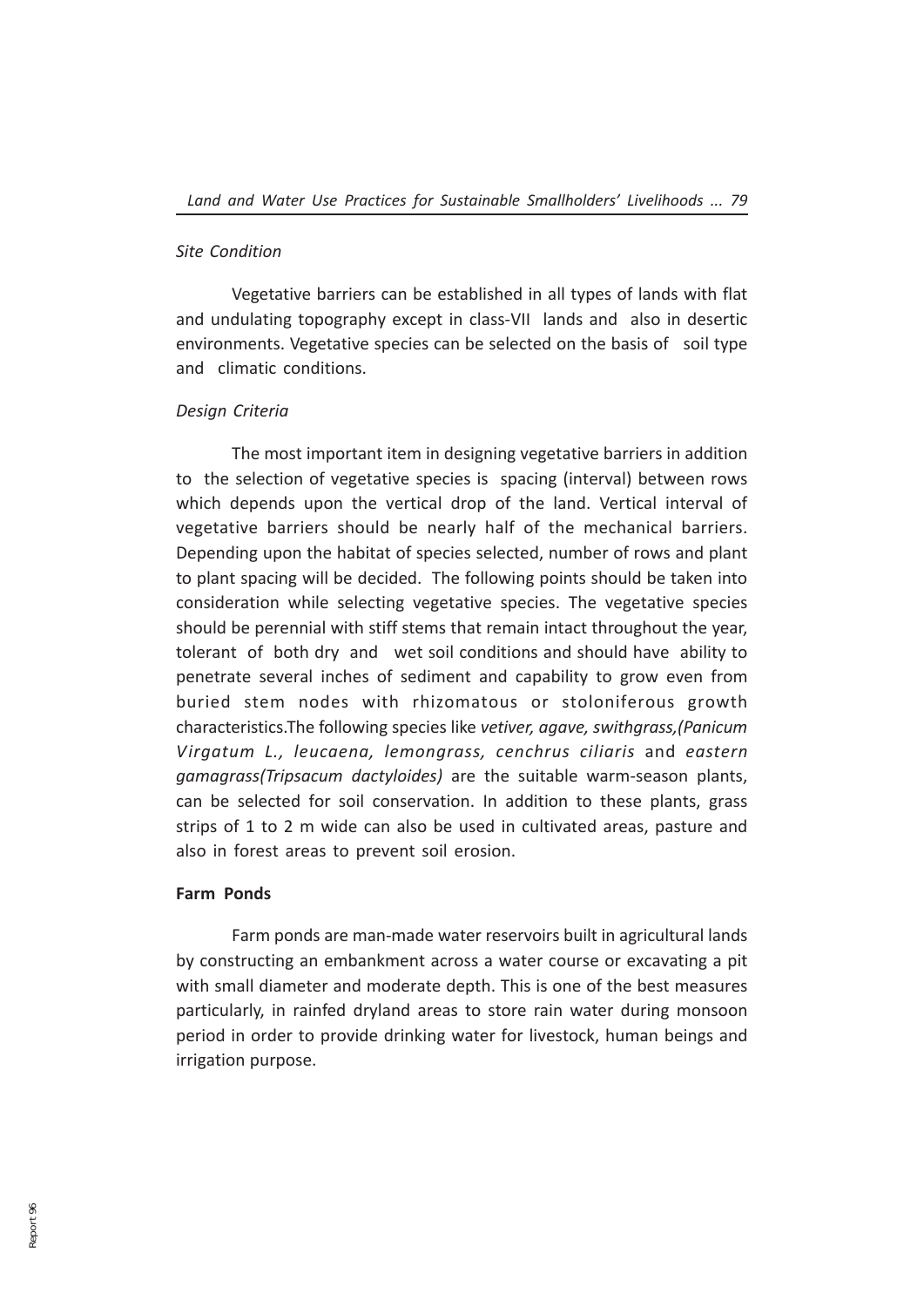*Site Condition*

Vegetative barriers can be established in all types of lands with flat and undulating topography except in class-VII lands and also in desertic environments. Vegetative species can be selected on the basis of soil type and climatic conditions.

*Design Criteria*

The most important item in designing vegetative barriers in addition to the selection of vegetative species is spacing (interval) between rows which depends upon the vertical drop of the land. Vertical interval of vegetative barriers should be nearly half of the mechanical barriers. Depending upon the habitat of species selected, number of rows and plant to plant spacing will be decided. The following points should be taken into consideration while selecting vegetative species. The vegetative species should be perennial with stiff stems that remain intact throughout the year, tolerant of both dry and wet soil conditions and should have ability to penetrate several inches of sediment and capability to grow even from buried stem nodes with rhizomatous or stoloniferous growth characteristics.The following species like *vetiver, agave, swithgrass,(Panicum Virgatum L., leucaena, lemongrass, cenchrus ciliaris* and *eastern gamagrass(Tripsacum dactyloides)* are the suitable warm-season plants, can be selected for soil conservation. In addition to these plants, grass strips of 1 to 2 m wide can also be used in cultivated areas, pasture and also in forest areas to prevent soil erosion.

**Farm Ponds**

Farm ponds are man-made water reservoirs built in agricultural lands by constructing an embankment across a water course or excavating a pit with small diameter and moderate depth. This is one of the best measures particularly, in rainfed dryland areas to store rain water during monsoon period in order to provide drinking water for livestock, human beings and irrigation purpose.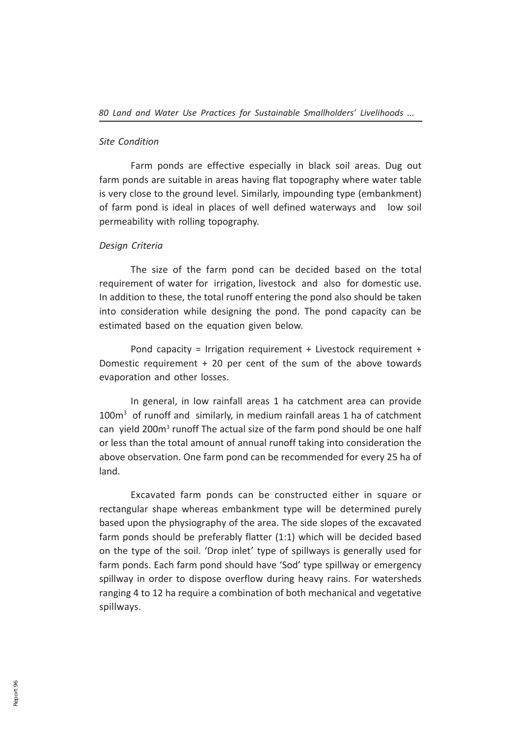*Site Condition*

Farm ponds are effective especially in black soil areas. Dug out farm ponds are suitable in areas having flat topography where water table is very close to the ground level. Similarly, impounding type (embankment) of farm pond is ideal in places of well defined waterways and low soil permeability with rolling topography.

*Design Criteria*

The size of the farm pond can be decided based on the total requirement of water for irrigation, livestock and also for domestic use. In addition to these, the total runoff entering the pond also should be taken into consideration while designing the pond. The pond capacity can be estimated based on the equation given below.

Pond capacity = Irrigation requirement + Livestock requirement + Domestic requirement + 20 per cent of the sum of the above towards evaporation and other losses.

In general, in low rainfall areas 1 ha catchment area can provide $100m^3$ of runoff and similarly, in medium rainfall areas 1 ha of catchment can yield $200m^3$ runoff The actual size of the farm pond should be one half or less than the total amount of annual runoff taking into consideration the above observation. One farm pond can be recommended for every 25 ha of land.

Excavated farm ponds can be constructed either in square or rectangular shape whereas embankment type will be determined purely based upon the physiography of the area. The side slopes of the excavated farm ponds should be preferably flatter (1:1) which will be decided based on the type of the soil. 'Drop inlet' type of spillways is generally used for farm ponds. Each farm pond should have 'Sod' type spillway or emergency spillway in order to dispose overflow during heavy rains. For watersheds ranging 4 to 12 ha require a combination of both mechanical and vegetative spillways.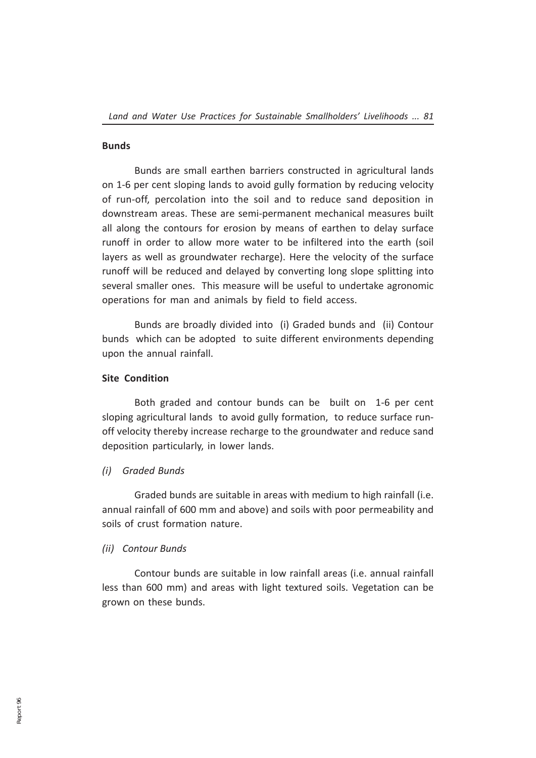**Bunds**

Bunds are small earthen barriers constructed in agricultural lands on 1-6 per cent sloping lands to avoid gully formation by reducing velocity of run-off, percolation into the soil and to reduce sand deposition in downstream areas. These are semi-permanent mechanical measures built all along the contours for erosion by means of earthen to delay surface runoff in order to allow more water to be infiltered into the earth (soil layers as well as groundwater recharge). Here the velocity of the surface runoff will be reduced and delayed by converting long slope splitting into several smaller ones. This measure will be useful to undertake agronomic operations for man and animals by field to field access.

Bunds are broadly divided into (i) Graded bunds and (ii) Contour bunds which can be adopted to suite different environments depending upon the annual rainfall.

**Site Condition**

Both graded and contour bunds can be built on 1-6 per cent sloping agricultural lands to avoid gully formation, to reduce surface run-off velocity thereby increase recharge to the groundwater and reduce sand deposition particularly, in lower lands.

*(i) Graded Bunds*

Graded bunds are suitable in areas with medium to high rainfall (i.e. annual rainfall of 600 mm and above) and soils with poor permeability and soils of crust formation nature.

*(ii) Contour Bunds*

Contour bunds are suitable in low rainfall areas (i.e. annual rainfall less than 600 mm) and areas with light textured soils. Vegetation can be grown on these bunds.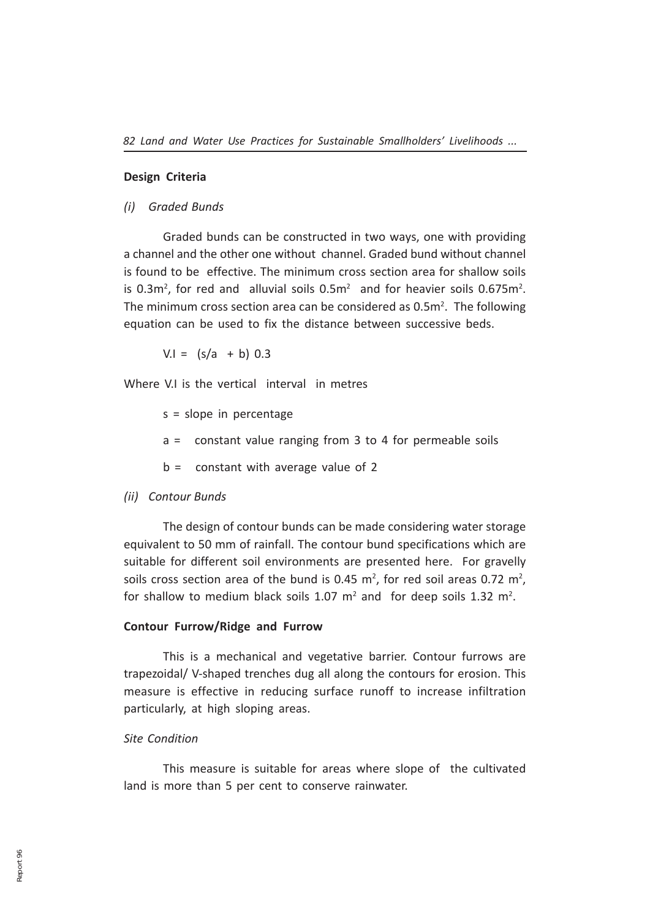### Design Criteria

*(i) Graded Bunds*

Graded bunds can be constructed in two ways, one with providing a channel and the other one without channel. Graded bund without channel is found to be effective. The minimum cross section area for shallow soils is $0.3m^2$, for red and alluvial soils $0.5m^2$ and for heavier soils $0.675m^2$. The minimum cross section area can be considered as $0.5m^2$. The following equation can be used to fix the distance between successive beds.

$$V.I = (s/a + b)\ 0.3$$

Where V.I is the vertical interval in metres

s = slope in percentage

a = constant value ranging from 3 to 4 for permeable soils

b = constant with average value of 2

*(ii) Contour Bunds*

The design of contour bunds can be made considering water storage equivalent to 50 mm of rainfall. The contour bund specifications which are suitable for different soil environments are presented here. For gravelly soils cross section area of the bund is 0.45 $m^2$, for red soil areas 0.72 $m^2$, for shallow to medium black soils 1.07 $m^2$ and for deep soils 1.32 $m^2$.

### Contour Furrow/Ridge and Furrow

This is a mechanical and vegetative barrier. Contour furrows are trapezoidal/ V-shaped trenches dug all along the contours for erosion. This measure is effective in reducing surface runoff to increase infiltration particularly, at high sloping areas.

*Site Condition*

This measure is suitable for areas where slope of the cultivated land is more than 5 per cent to conserve rainwater.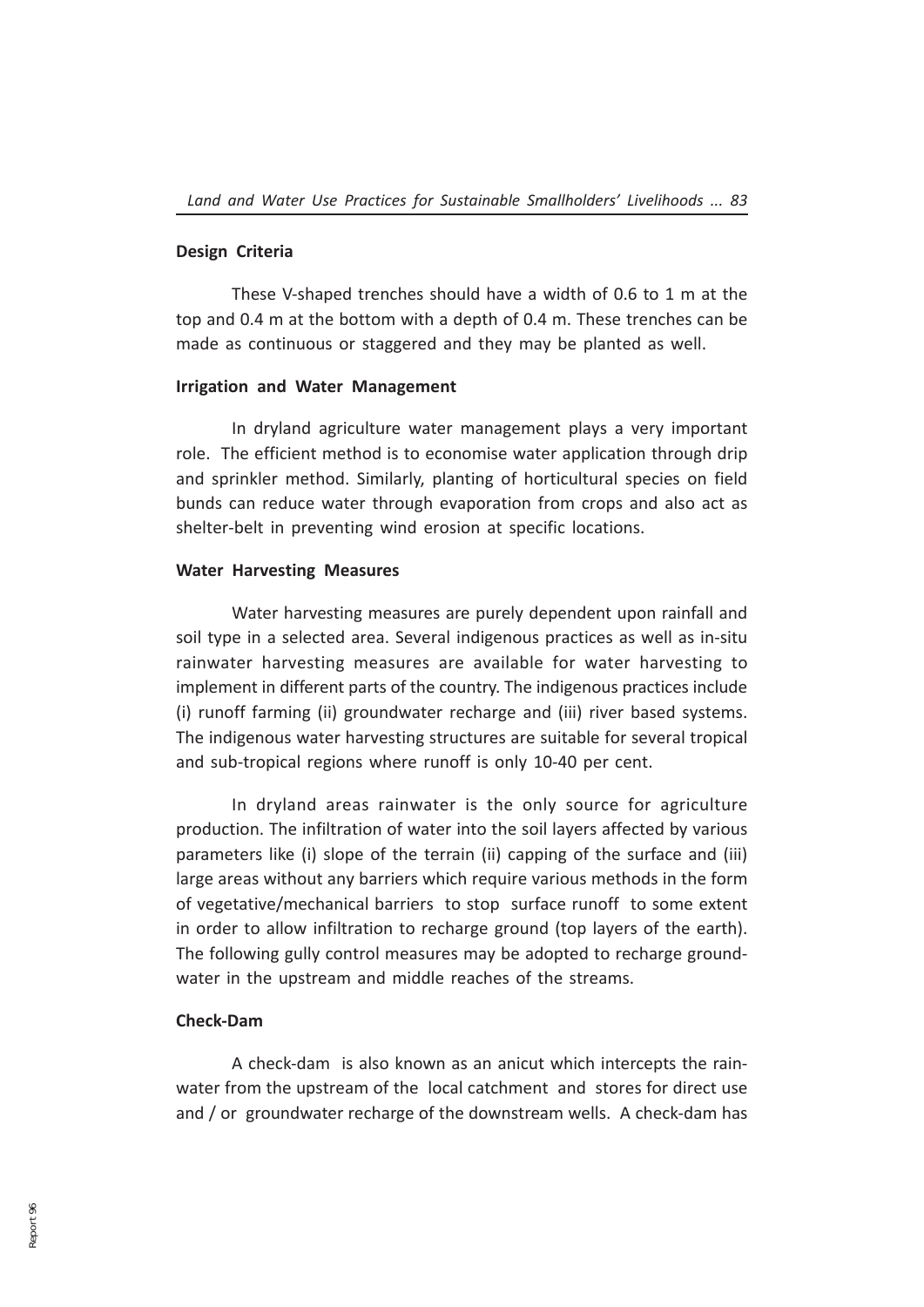#### Design Criteria

These V-shaped trenches should have a width of 0.6 to 1 m at the top and 0.4 m at the bottom with a depth of 0.4 m. These trenches can be made as continuous or staggered and they may be planted as well.

#### Irrigation and Water Management

In dryland agriculture water management plays a very important role. The efficient method is to economise water application through drip and sprinkler method. Similarly, planting of horticultural species on field bunds can reduce water through evaporation from crops and also act as shelter-belt in preventing wind erosion at specific locations.

#### Water Harvesting Measures

Water harvesting measures are purely dependent upon rainfall and soil type in a selected area. Several indigenous practices as well as in-situ rainwater harvesting measures are available for water harvesting to implement in different parts of the country. The indigenous practices include (i) runoff farming (ii) groundwater recharge and (iii) river based systems. The indigenous water harvesting structures are suitable for several tropical and sub-tropical regions where runoff is only 10-40 per cent.

In dryland areas rainwater is the only source for agriculture production. The infiltration of water into the soil layers affected by various parameters like (i) slope of the terrain (ii) capping of the surface and (iii) large areas without any barriers which require various methods in the form of vegetative/mechanical barriers to stop surface runoff to some extent in order to allow infiltration to recharge ground (top layers of the earth). The following gully control measures may be adopted to recharge groundwater in the upstream and middle reaches of the streams.

#### Check-Dam

A check-dam is also known as an anicut which intercepts the rainwater from the upstream of the local catchment and stores for direct use and / or groundwater recharge of the downstream wells. A check-dam has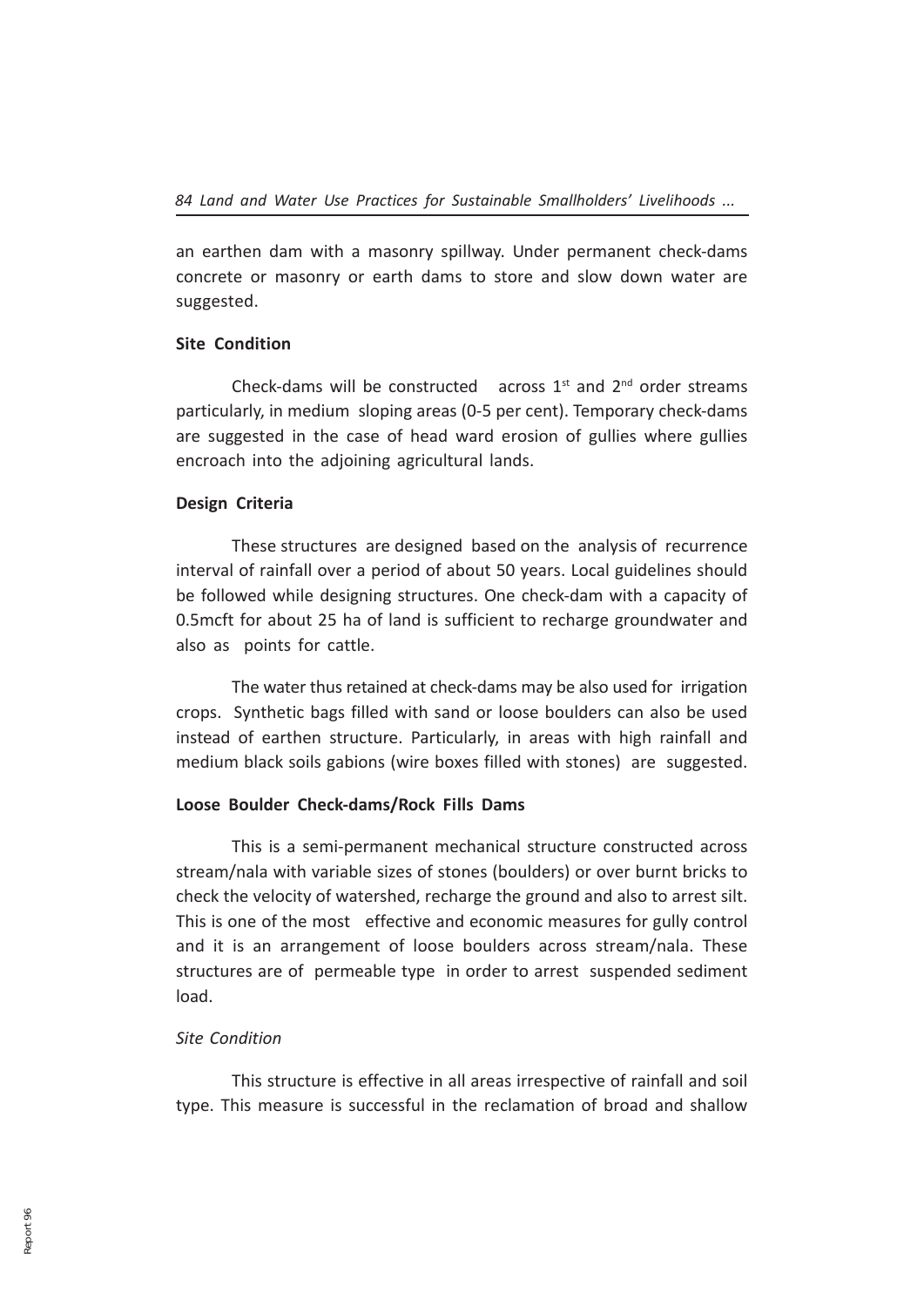an earthen dam with a masonry spillway. Under permanent check-dams concrete or masonry or earth dams to store and slow down water are suggested.

**Site Condition**

Check-dams will be constructed across 1st and 2nd order streams particularly, in medium sloping areas (0-5 per cent). Temporary check-dams are suggested in the case of head ward erosion of gullies where gullies encroach into the adjoining agricultural lands.

**Design Criteria**

These structures are designed based on the analysis of recurrence interval of rainfall over a period of about 50 years. Local guidelines should be followed while designing structures. One check-dam with a capacity of 0.5mcft for about 25 ha of land is sufficient to recharge groundwater and also as points for cattle.

The water thus retained at check-dams may be also used for irrigation crops. Synthetic bags filled with sand or loose boulders can also be used instead of earthen structure. Particularly, in areas with high rainfall and medium black soils gabions (wire boxes filled with stones) are suggested.

**Loose Boulder Check-dams/Rock Fills Dams**

This is a semi-permanent mechanical structure constructed across stream/nala with variable sizes of stones (boulders) or over burnt bricks to check the velocity of watershed, recharge the ground and also to arrest silt. This is one of the most effective and economic measures for gully control and it is an arrangement of loose boulders across stream/nala. These structures are of permeable type in order to arrest suspended sediment load.

*Site Condition*

This structure is effective in all areas irrespective of rainfall and soil type. This measure is successful in the reclamation of broad and shallow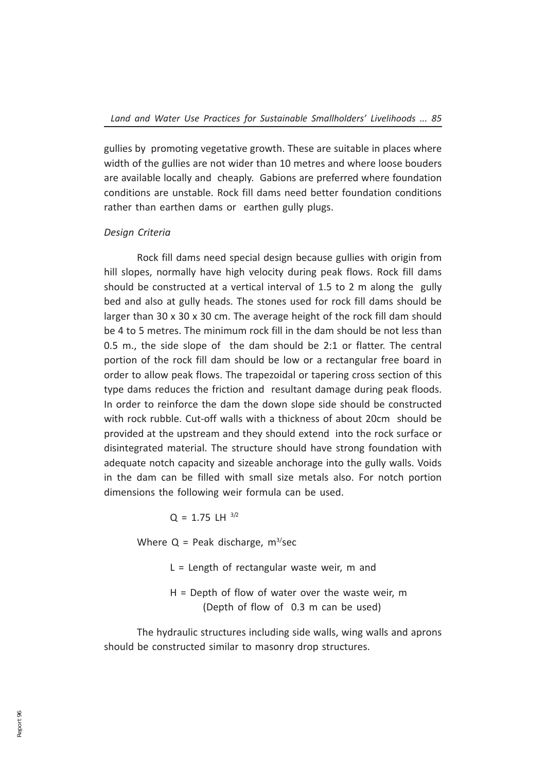gullies by promoting vegetative growth. These are suitable in places where width of the gullies are not wider than 10 metres and where loose bouders are available locally and cheaply. Gabions are preferred where foundation conditions are unstable. Rock fill dams need better foundation conditions rather than earthen dams or earthen gully plugs.

*Design Criteria*

Rock fill dams need special design because gullies with origin from hill slopes, normally have high velocity during peak flows. Rock fill dams should be constructed at a vertical interval of 1.5 to 2 m along the gully bed and also at gully heads. The stones used for rock fill dams should be larger than 30 x 30 x 30 cm. The average height of the rock fill dam should be 4 to 5 metres. The minimum rock fill in the dam should be not less than 0.5 m., the side slope of the dam should be 2:1 or flatter. The central portion of the rock fill dam should be low or a rectangular free board in order to allow peak flows. The trapezoidal or tapering cross section of this type dams reduces the friction and resultant damage during peak floods. In order to reinforce the dam the down slope side should be constructed with rock rubble. Cut-off walls with a thickness of about 20cm should be provided at the upstream and they should extend into the rock surface or disintegrated material. The structure should have strong foundation with adequate notch capacity and sizeable anchorage into the gully walls. Voids in the dam can be filled with small size metals also. For notch portion dimensions the following weir formula can be used.

$$Q = 1.75\ LH^{3/2}$$

Where Q = Peak discharge, $m^3/sec$

L = Length of rectangular waste weir, m and

H = Depth of flow of water over the waste weir, m (Depth of flow of 0.3 m can be used)

The hydraulic structures including side walls, wing walls and aprons should be constructed similar to masonry drop structures.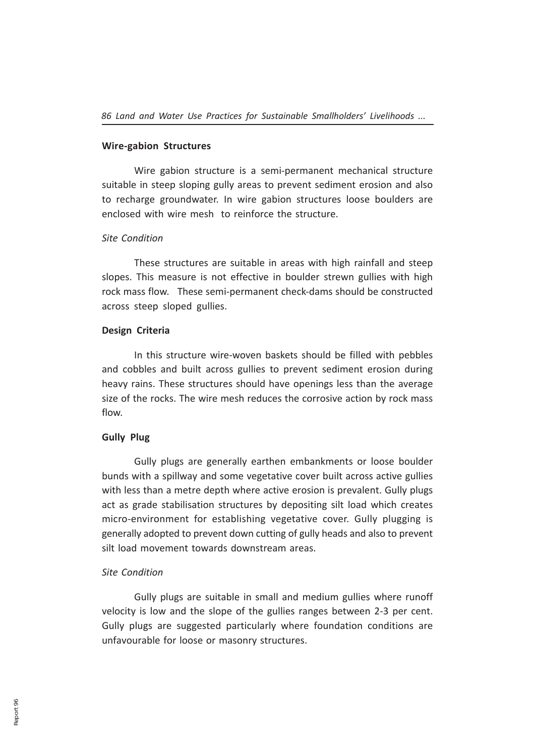**Wire-gabion Structures**

Wire gabion structure is a semi-permanent mechanical structure suitable in steep sloping gully areas to prevent sediment erosion and also to recharge groundwater. In wire gabion structures loose boulders are enclosed with wire mesh to reinforce the structure.

*Site Condition*

These structures are suitable in areas with high rainfall and steep slopes. This measure is not effective in boulder strewn gullies with high rock mass flow. These semi-permanent check-dams should be constructed across steep sloped gullies.

**Design Criteria**

In this structure wire-woven baskets should be filled with pebbles and cobbles and built across gullies to prevent sediment erosion during heavy rains. These structures should have openings less than the average size of the rocks. The wire mesh reduces the corrosive action by rock mass flow.

**Gully Plug**

Gully plugs are generally earthen embankments or loose boulder bunds with a spillway and some vegetative cover built across active gullies with less than a metre depth where active erosion is prevalent. Gully plugs act as grade stabilisation structures by depositing silt load which creates micro-environment for establishing vegetative cover. Gully plugging is generally adopted to prevent down cutting of gully heads and also to prevent silt load movement towards downstream areas.

*Site Condition*

Gully plugs are suitable in small and medium gullies where runoff velocity is low and the slope of the gullies ranges between 2-3 per cent. Gully plugs are suggested particularly where foundation conditions are unfavourable for loose or masonry structures.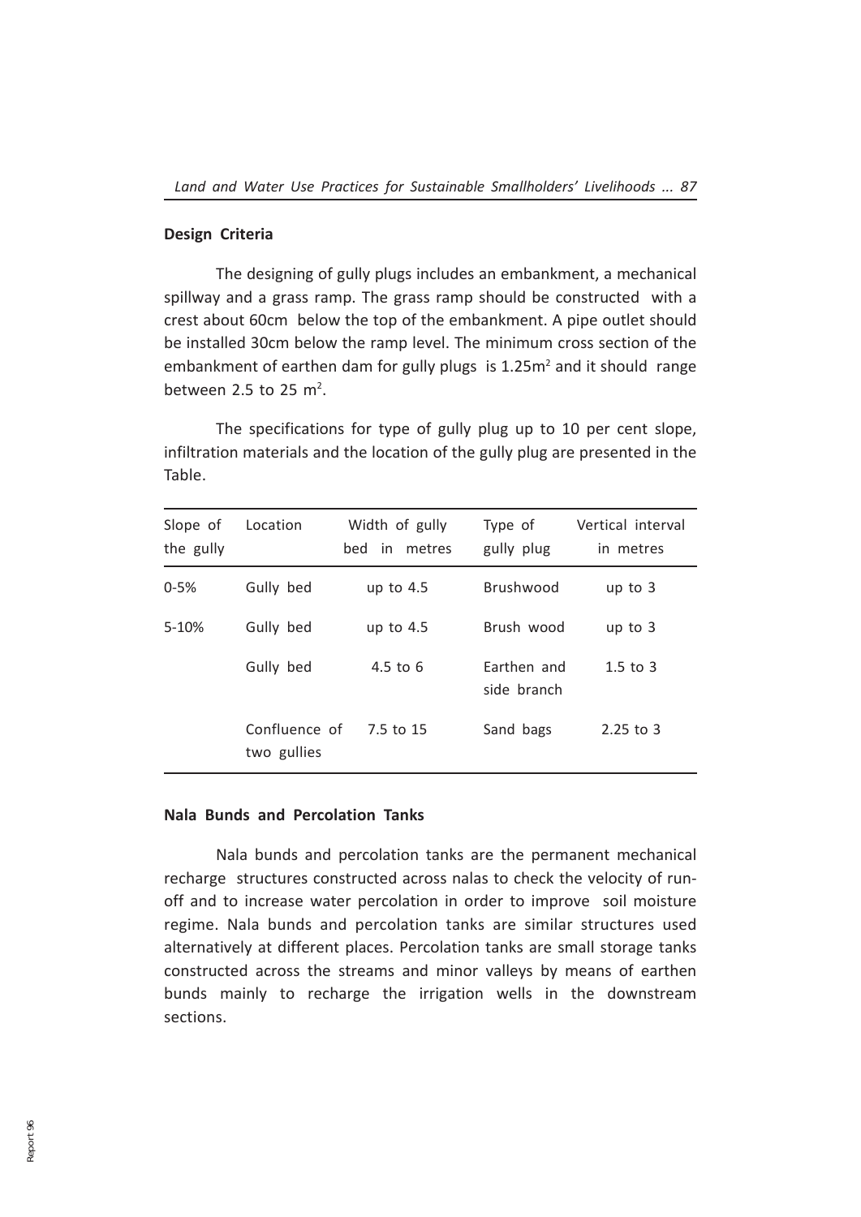### Design Criteria

The designing of gully plugs includes an embankment, a mechanical spillway and a grass ramp. The grass ramp should be constructed with a crest about 60cm below the top of the embankment. A pipe outlet should be installed 30cm below the ramp level. The minimum cross section of the embankment of earthen dam for gully plugs is 1.25m$^2$ and it should range between 2.5 to 25 m$^2$.

The specifications for type of gully plug up to 10 per cent slope, infiltration materials and the location of the gully plug are presented in the Table.

| Slope of the gully | Location | Width of gully bed in metres | Type of gully plug | Vertical interval in metres |
|---|---|---|---|---|
| 0-5% | Gully bed | up to 4.5 | Brushwood | up to 3 |
| 5-10% | Gully bed | up to 4.5 | Brush wood | up to 3 |
| | Gully bed | 4.5 to 6 | Earthen and side branch | 1.5 to 3 |
| | Confluence of two gullies | 7.5 to 15 | Sand bags | 2.25 to 3 |

### Nala Bunds and Percolation Tanks

Nala bunds and percolation tanks are the permanent mechanical recharge structures constructed across nalas to check the velocity of run-off and to increase water percolation in order to improve soil moisture regime. Nala bunds and percolation tanks are similar structures used alternatively at different places. Percolation tanks are small storage tanks constructed across the streams and minor valleys by means of earthen bunds mainly to recharge the irrigation wells in the downstream sections.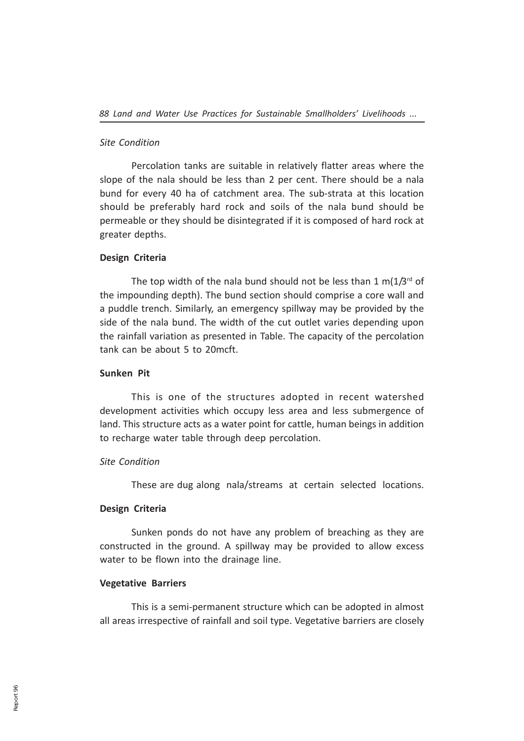*Site Condition*

Percolation tanks are suitable in relatively flatter areas where the slope of the nala should be less than 2 per cent. There should be a nala bund for every 40 ha of catchment area. The sub-strata at this location should be preferably hard rock and soils of the nala bund should be permeable or they should be disintegrated if it is composed of hard rock at greater depths.

**Design Criteria**

The top width of the nala bund should not be less than 1 m(1/3rd of the impounding depth). The bund section should comprise a core wall and a puddle trench. Similarly, an emergency spillway may be provided by the side of the nala bund. The width of the cut outlet varies depending upon the rainfall variation as presented in Table. The capacity of the percolation tank can be about 5 to 20mcft.

**Sunken Pit**

This is one of the structures adopted in recent watershed development activities which occupy less area and less submergence of land. This structure acts as a water point for cattle, human beings in addition to recharge water table through deep percolation.

*Site Condition*

These are dug along nala/streams at certain selected locations.

**Design Criteria**

Sunken ponds do not have any problem of breaching as they are constructed in the ground. A spillway may be provided to allow excess water to be flown into the drainage line.

**Vegetative Barriers**

This is a semi-permanent structure which can be adopted in almost all areas irrespective of rainfall and soil type. Vegetative barriers are closely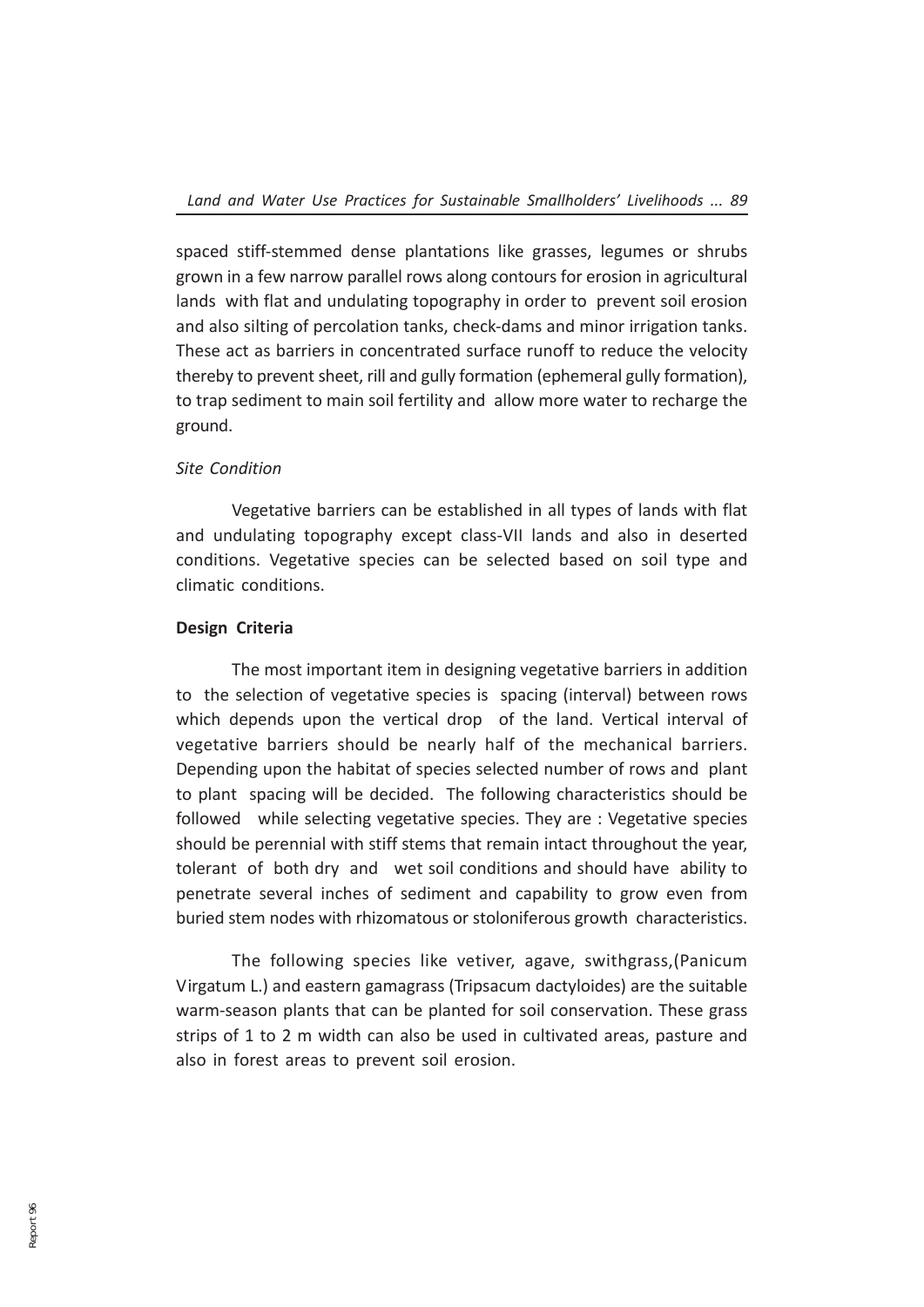spaced stiff-stemmed dense plantations like grasses, legumes or shrubs grown in a few narrow parallel rows along contours for erosion in agricultural lands with flat and undulating topography in order to prevent soil erosion and also silting of percolation tanks, check-dams and minor irrigation tanks. These act as barriers in concentrated surface runoff to reduce the velocity thereby to prevent sheet, rill and gully formation (ephemeral gully formation), to trap sediment to main soil fertility and allow more water to recharge the ground.

*Site Condition*

Vegetative barriers can be established in all types of lands with flat and undulating topography except class-VII lands and also in deserted conditions. Vegetative species can be selected based on soil type and climatic conditions.

**Design Criteria**

The most important item in designing vegetative barriers in addition to the selection of vegetative species is spacing (interval) between rows which depends upon the vertical drop of the land. Vertical interval of vegetative barriers should be nearly half of the mechanical barriers. Depending upon the habitat of species selected number of rows and plant to plant spacing will be decided. The following characteristics should be followed while selecting vegetative species. They are : Vegetative species should be perennial with stiff stems that remain intact throughout the year, tolerant of both dry and wet soil conditions and should have ability to penetrate several inches of sediment and capability to grow even from buried stem nodes with rhizomatous or stoloniferous growth characteristics.

The following species like vetiver, agave, swithgrass,(Panicum Virgatum L.) and eastern gamagrass (Tripsacum dactyloides) are the suitable warm-season plants that can be planted for soil conservation. These grass strips of 1 to 2 m width can also be used in cultivated areas, pasture and also in forest areas to prevent soil erosion.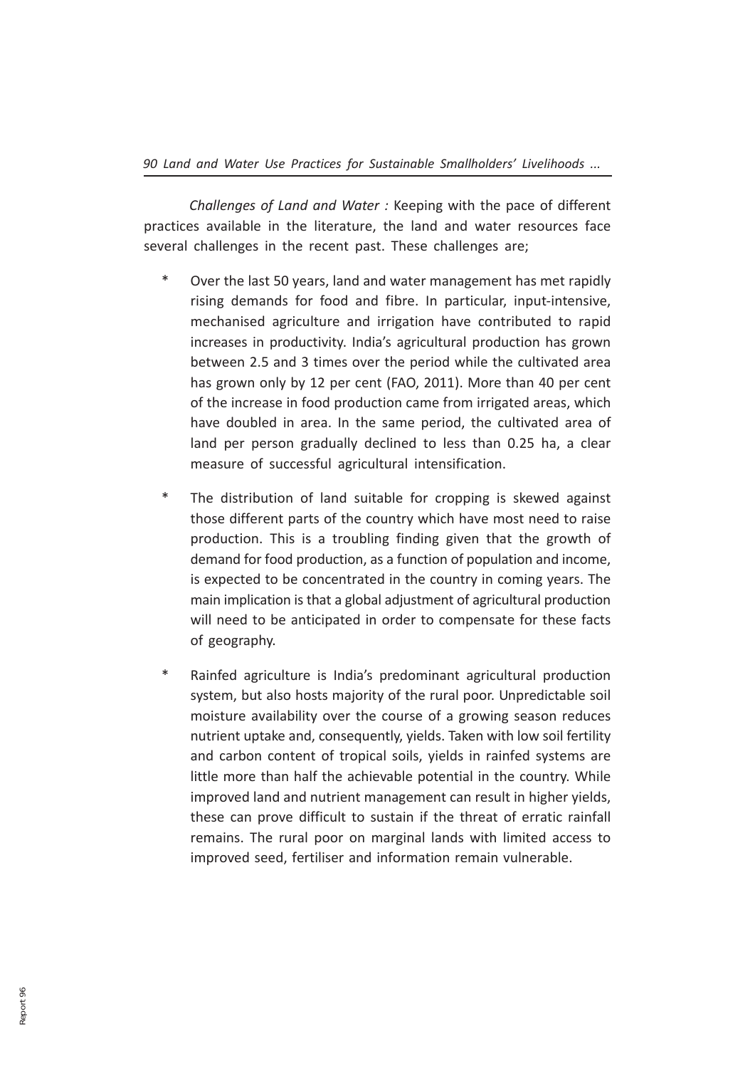*Challenges of Land and Water :* Keeping with the pace of different practices available in the literature, the land and water resources face several challenges in the recent past. These challenges are;

* Over the last 50 years, land and water management has met rapidly rising demands for food and fibre. In particular, input-intensive, mechanised agriculture and irrigation have contributed to rapid increases in productivity. India's agricultural production has grown between 2.5 and 3 times over the period while the cultivated area has grown only by 12 per cent (FAO, 2011). More than 40 per cent of the increase in food production came from irrigated areas, which have doubled in area. In the same period, the cultivated area of land per person gradually declined to less than 0.25 ha, a clear measure of successful agricultural intensification.

* The distribution of land suitable for cropping is skewed against those different parts of the country which have most need to raise production. This is a troubling finding given that the growth of demand for food production, as a function of population and income, is expected to be concentrated in the country in coming years. The main implication is that a global adjustment of agricultural production will need to be anticipated in order to compensate for these facts of geography.

* Rainfed agriculture is India's predominant agricultural production system, but also hosts majority of the rural poor. Unpredictable soil moisture availability over the course of a growing season reduces nutrient uptake and, consequently, yields. Taken with low soil fertility and carbon content of tropical soils, yields in rainfed systems are little more than half the achievable potential in the country. While improved land and nutrient management can result in higher yields, these can prove difficult to sustain if the threat of erratic rainfall remains. The rural poor on marginal lands with limited access to improved seed, fertiliser and information remain vulnerable.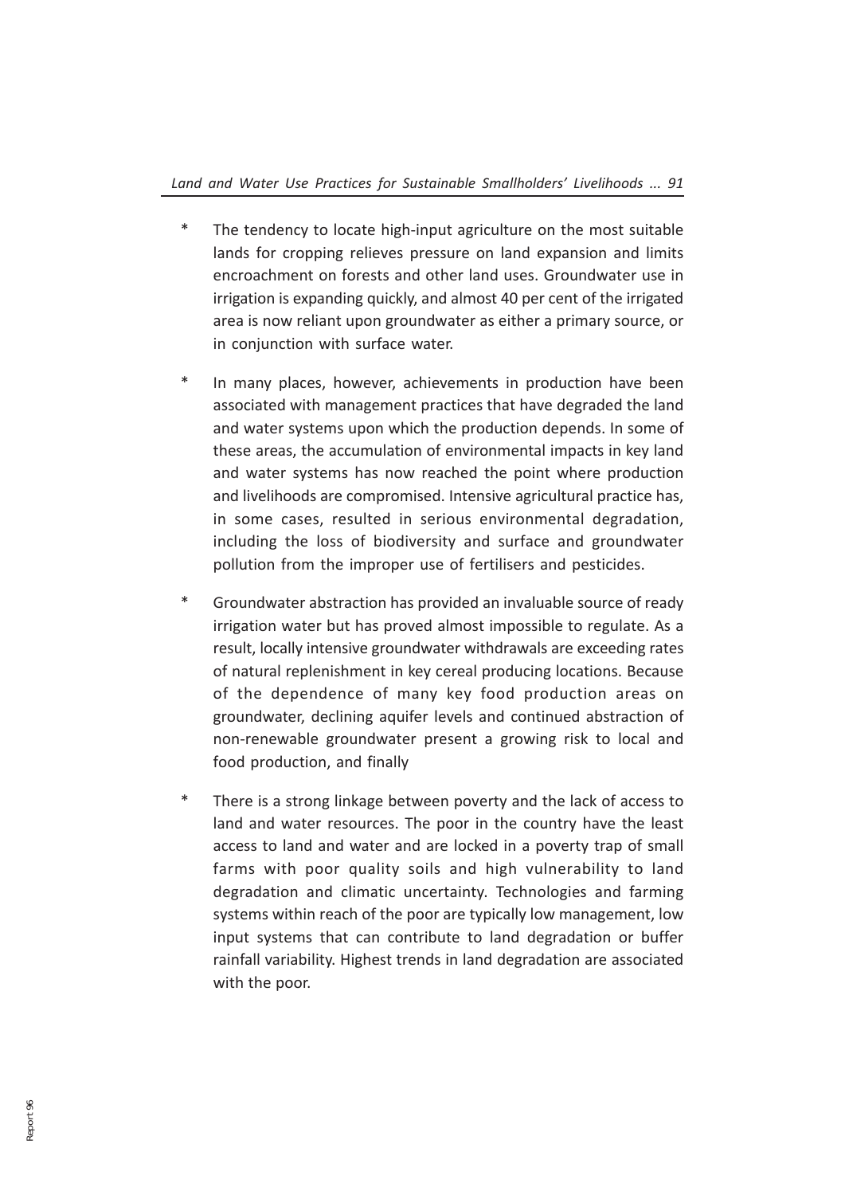* The tendency to locate high-input agriculture on the most suitable lands for cropping relieves pressure on land expansion and limits encroachment on forests and other land uses. Groundwater use in irrigation is expanding quickly, and almost 40 per cent of the irrigated area is now reliant upon groundwater as either a primary source, or in conjunction with surface water.

* In many places, however, achievements in production have been associated with management practices that have degraded the land and water systems upon which the production depends. In some of these areas, the accumulation of environmental impacts in key land and water systems has now reached the point where production and livelihoods are compromised. Intensive agricultural practice has, in some cases, resulted in serious environmental degradation, including the loss of biodiversity and surface and groundwater pollution from the improper use of fertilisers and pesticides.

* Groundwater abstraction has provided an invaluable source of ready irrigation water but has proved almost impossible to regulate. As a result, locally intensive groundwater withdrawals are exceeding rates of natural replenishment in key cereal producing locations. Because of the dependence of many key food production areas on groundwater, declining aquifer levels and continued abstraction of non-renewable groundwater present a growing risk to local and food production, and finally

* There is a strong linkage between poverty and the lack of access to land and water resources. The poor in the country have the least access to land and water and are locked in a poverty trap of small farms with poor quality soils and high vulnerability to land degradation and climatic uncertainty. Technologies and farming systems within reach of the poor are typically low management, low input systems that can contribute to land degradation or buffer rainfall variability. Highest trends in land degradation are associated with the poor.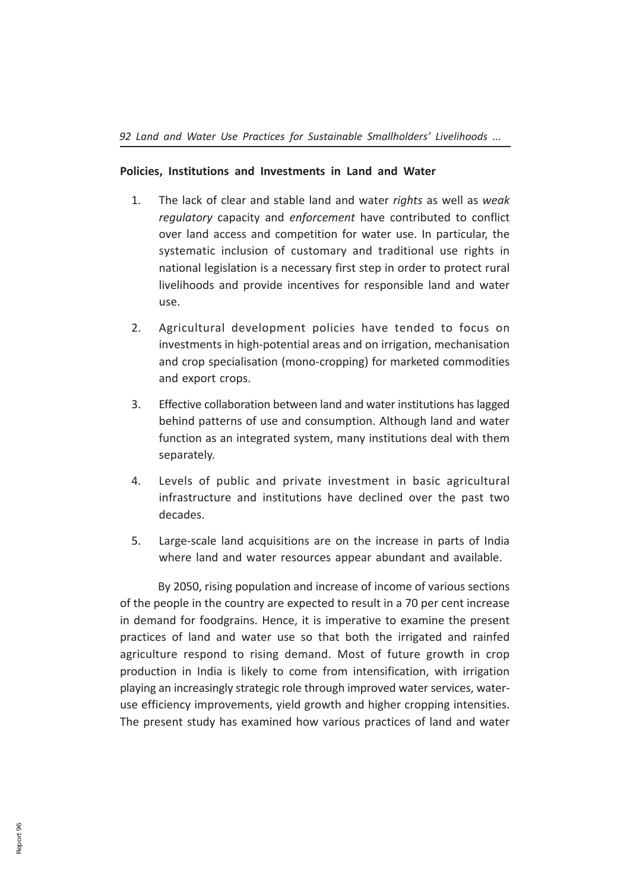**Policies, Institutions and Investments in Land and Water**

1. The lack of clear and stable land and water *rights* as well as *weak regulatory* capacity and *enforcement* have contributed to conflict over land access and competition for water use. In particular, the systematic inclusion of customary and traditional use rights in national legislation is a necessary first step in order to protect rural livelihoods and provide incentives for responsible land and water use.

2. Agricultural development policies have tended to focus on investments in high-potential areas and on irrigation, mechanisation and crop specialisation (mono-cropping) for marketed commodities and export crops.

3. Effective collaboration between land and water institutions has lagged behind patterns of use and consumption. Although land and water function as an integrated system, many institutions deal with them separately.

4. Levels of public and private investment in basic agricultural infrastructure and institutions have declined over the past two decades.

5. Large-scale land acquisitions are on the increase in parts of India where land and water resources appear abundant and available.

By 2050, rising population and increase of income of various sections of the people in the country are expected to result in a 70 per cent increase in demand for foodgrains. Hence, it is imperative to examine the present practices of land and water use so that both the irrigated and rainfed agriculture respond to rising demand. Most of future growth in crop production in India is likely to come from intensification, with irrigation playing an increasingly strategic role through improved water services, water-use efficiency improvements, yield growth and higher cropping intensities. The present study has examined how various practices of land and water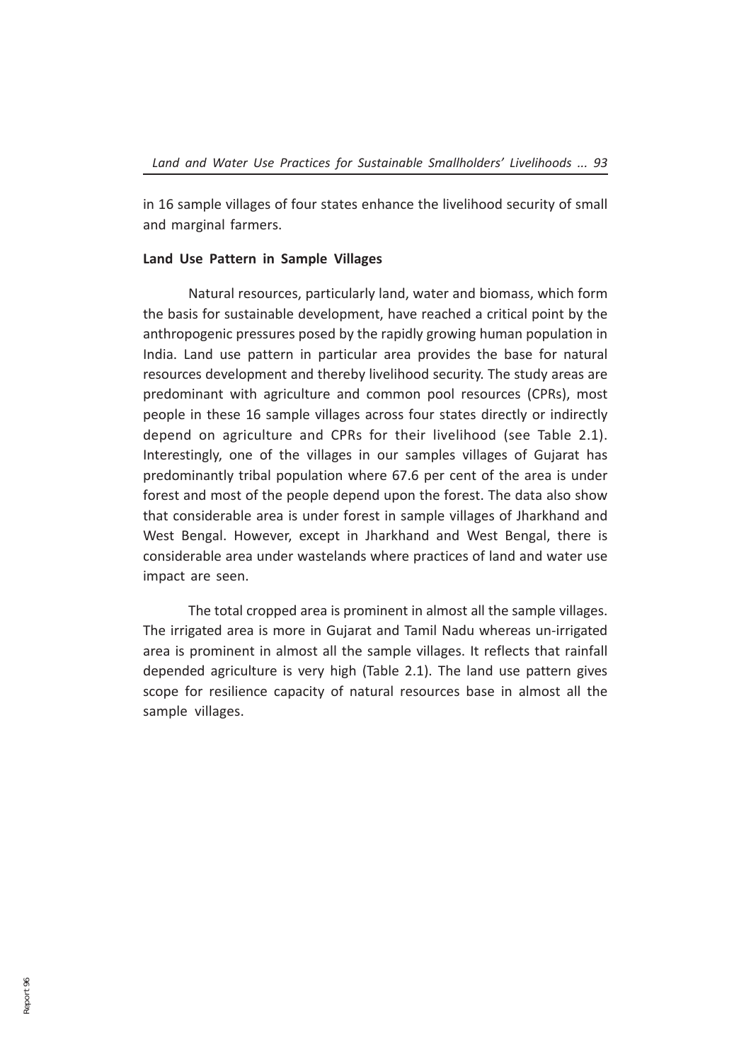in 16 sample villages of four states enhance the livelihood security of small and marginal farmers.

**Land Use Pattern in Sample Villages**

Natural resources, particularly land, water and biomass, which form the basis for sustainable development, have reached a critical point by the anthropogenic pressures posed by the rapidly growing human population in India. Land use pattern in particular area provides the base for natural resources development and thereby livelihood security. The study areas are predominant with agriculture and common pool resources (CPRs), most people in these 16 sample villages across four states directly or indirectly depend on agriculture and CPRs for their livelihood (see Table 2.1). Interestingly, one of the villages in our samples villages of Gujarat has predominantly tribal population where 67.6 per cent of the area is under forest and most of the people depend upon the forest. The data also show that considerable area is under forest in sample villages of Jharkhand and West Bengal. However, except in Jharkhand and West Bengal, there is considerable area under wastelands where practices of land and water use impact are seen.

The total cropped area is prominent in almost all the sample villages. The irrigated area is more in Gujarat and Tamil Nadu whereas un-irrigated area is prominent in almost all the sample villages. It reflects that rainfall depended agriculture is very high (Table 2.1). The land use pattern gives scope for resilience capacity of natural resources base in almost all the sample villages.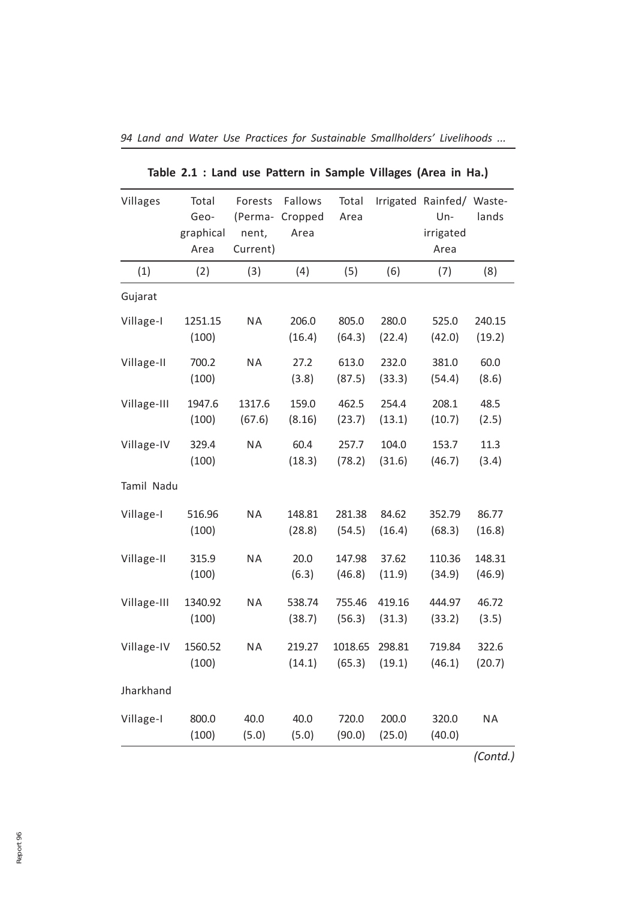**Table 2.1 : Land use Pattern in Sample Villages (Area in Ha.)**

| Villages | Total Geo-graphical Area | Forests (Perma-nent, Current) | Fallows Cropped Area | Total Area | Irrigated | Rainfed/ Un-irrigated Area | Waste-lands |
|---|---|---|---|---|---|---|---|
| (1) | (2) | (3) | (4) | (5) | (6) | (7) | (8) |
| Gujarat | | | | | | | |
| Village-I | 1251.15 (100) | NA | 206.0 (16.4) | 805.0 (64.3) | 280.0 (22.4) | 525.0 (42.0) | 240.15 (19.2) |
| Village-II | 700.2 (100) | NA | 27.2 (3.8) | 613.0 (87.5) | 232.0 (33.3) | 381.0 (54.4) | 60.0 (8.6) |
| Village-III | 1947.6 (100) | 1317.6 (67.6) | 159.0 (8.16) | 462.5 (23.7) | 254.4 (13.1) | 208.1 (10.7) | 48.5 (2.5) |
| Village-IV | 329.4 (100) | NA | 60.4 (18.3) | 257.7 (78.2) | 104.0 (31.6) | 153.7 (46.7) | 11.3 (3.4) |
| Tamil Nadu | | | | | | | |
| Village-I | 516.96 (100) | NA | 148.81 (28.8) | 281.38 (54.5) | 84.62 (16.4) | 352.79 (68.3) | 86.77 (16.8) |
| Village-II | 315.9 (100) | NA | 20.0 (6.3) | 147.98 (46.8) | 37.62 (11.9) | 110.36 (34.9) | 148.31 (46.9) |
| Village-III | 1340.92 (100) | NA | 538.74 (38.7) | 755.46 (56.3) | 419.16 (31.3) | 444.97 (33.2) | 46.72 (3.5) |
| Village-IV | 1560.52 (100) | NA | 219.27 (14.1) | 1018.65 (65.3) | 298.81 (19.1) | 719.84 (46.1) | 322.6 (20.7) |
| Jharkhand | | | | | | | |
| Village-I | 800.0 (100) | 40.0 (5.0) | 40.0 (5.0) | 720.0 (90.0) | 200.0 (25.0) | 320.0 (40.0) | NA |

*(Contd.)*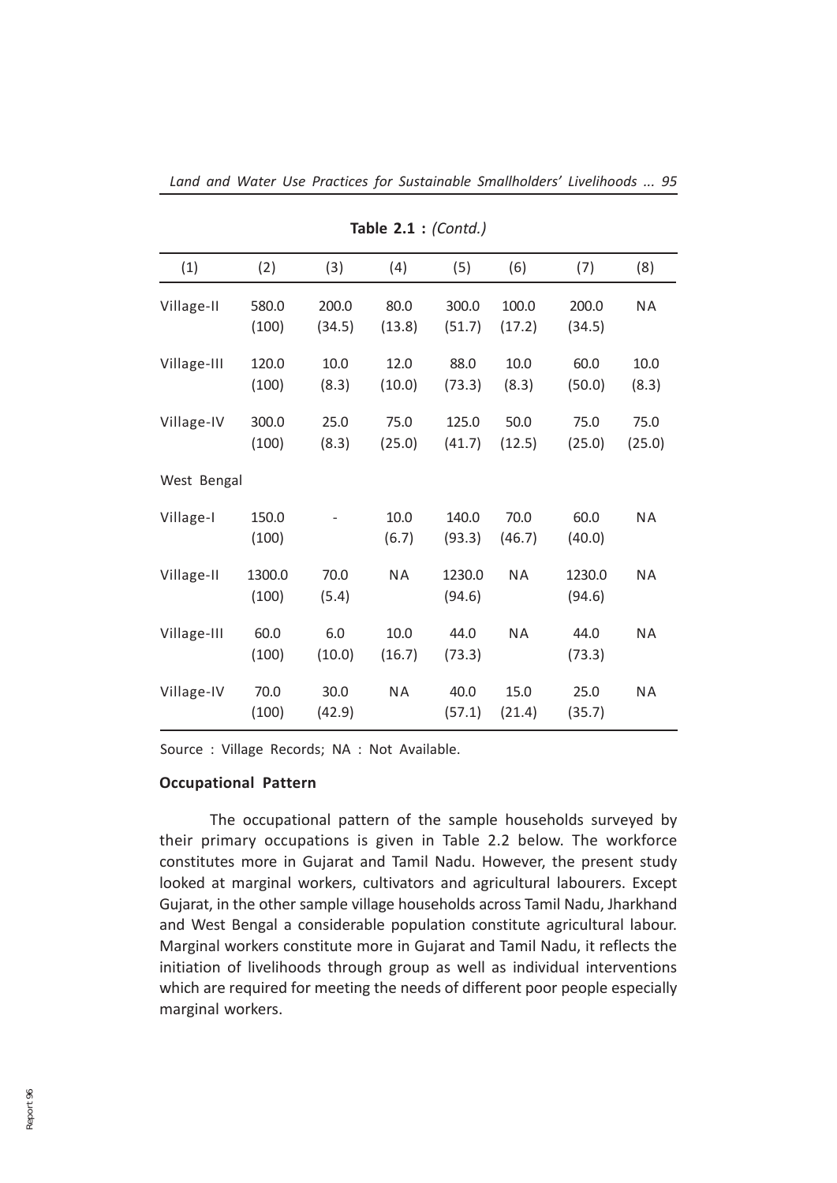**Table 2.1 :** *(Contd.)*

| (1) | (2) | (3) | (4) | (5) | (6) | (7) | (8) |
|---|---|---|---|---|---|---|---|
| Village-II | 580.0 (100) | 200.0 (34.5) | 80.0 (13.8) | 300.0 (51.7) | 100.0 (17.2) | 200.0 (34.5) | NA |
| Village-III | 120.0 (100) | 10.0 (8.3) | 12.0 (10.0) | 88.0 (73.3) | 10.0 (8.3) | 60.0 (50.0) | 10.0 (8.3) |
| Village-IV | 300.0 (100) | 25.0 (8.3) | 75.0 (25.0) | 125.0 (41.7) | 50.0 (12.5) | 75.0 (25.0) | 75.0 (25.0) |
| West Bengal | | | | | | | |
| Village-I | 150.0 (100) | - | 10.0 (6.7) | 140.0 (93.3) | 70.0 (46.7) | 60.0 (40.0) | NA |
| Village-II | 1300.0 (100) | 70.0 (5.4) | NA | 1230.0 (94.6) | NA | 1230.0 (94.6) | NA |
| Village-III | 60.0 (100) | 6.0 (10.0) | 10.0 (16.7) | 44.0 (73.3) | NA | 44.0 (73.3) | NA |
| Village-IV | 70.0 (100) | 30.0 (42.9) | NA | 40.0 (57.1) | 15.0 (21.4) | 25.0 (35.7) | NA |

Source : Village Records; NA : Not Available.

**Occupational Pattern**

The occupational pattern of the sample households surveyed by their primary occupations is given in Table 2.2 below. The workforce constitutes more in Gujarat and Tamil Nadu. However, the present study looked at marginal workers, cultivators and agricultural labourers. Except Gujarat, in the other sample village households across Tamil Nadu, Jharkhand and West Bengal a considerable population constitute agricultural labour. Marginal workers constitute more in Gujarat and Tamil Nadu, it reflects the initiation of livelihoods through group as well as individual interventions which are required for meeting the needs of different poor people especially marginal workers.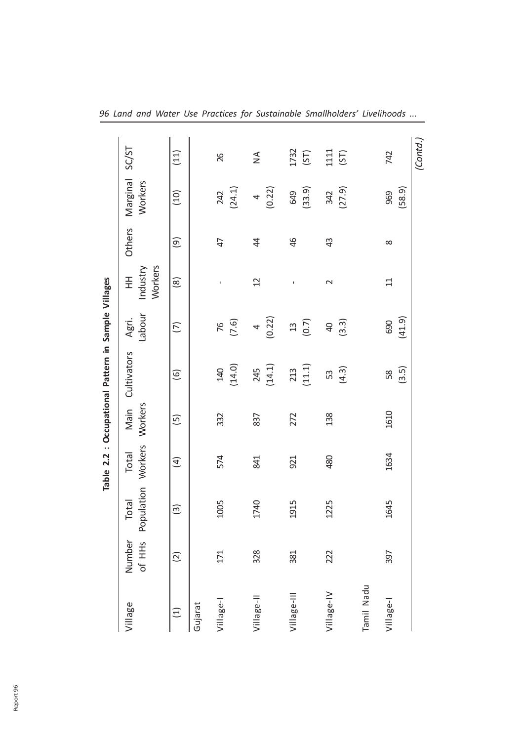**Table 2.2 : Occupational Pattern in Sample Villages**

| Village | Number of HHs | Total Population | Total Workers | Main Workers | Cultivators | Agri. Labour | HH Industry Workers | Others | Marginal Workers | SC/ST |
|---|---|---|---|---|---|---|---|---|---|---|
| (1) | (2) | (3) | (4) | (5) | (6) | (7) | (8) | (9) | (10) | (11) |
| Gujarat | | | | | | | | | | |
| Village-I | 171 | 1005 | 574 | 332 | 140 (14.0) | 76 (7.6) | - | 47 | 242 (24.1) | 26 |
| Village-II | 328 | 1740 | 841 | 837 | 245 (14.1) | 4 (0.22) | 12 | 44 | 4 (0.22) | NA |
| Village-III | 381 | 1915 | 921 | 272 | 213 (11.1) | 13 (0.7) | - | 46 | 649 (33.9) | 1732 (ST) |
| Village-IV | 222 | 1225 | 480 | 138 | 53 (4.3) | 40 (3.3) | 2 | 43 | 342 (27.9) | 1111 (ST) |
| Tamil Nadu | | | | | | | | | | |
| Village-I | 397 | 1645 | 1634 | 1610 | 58 (3.5) | 690 (41.9) | 11 | 8 | 969 (58.9) | 742 |

*(Contd.)*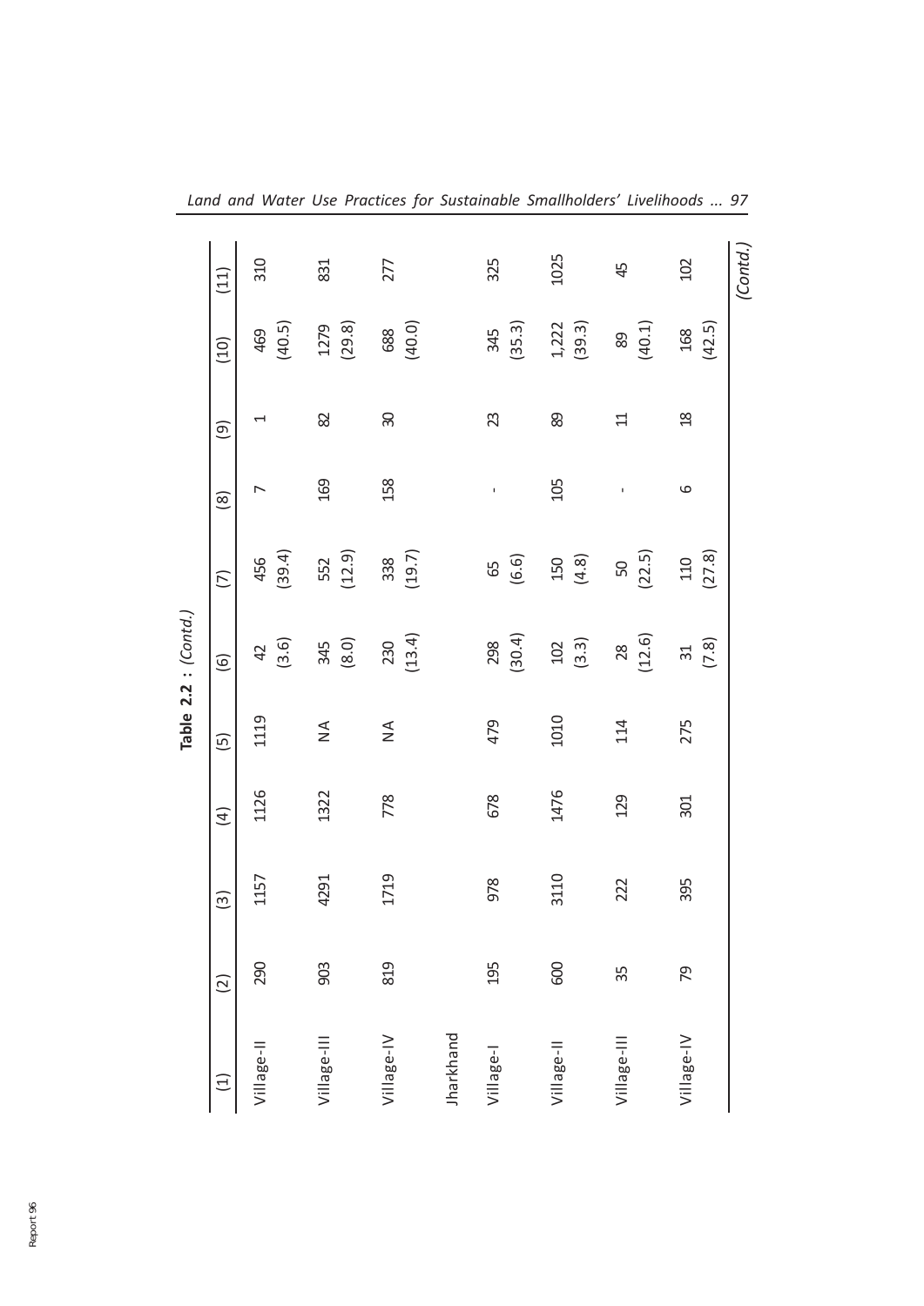**Table 2.2 :** *(Contd.)*

| (1) | (2) | (3) | (4) | (5) | (6) | (7) | (8) | (9) | (10) | (11) |
|---|---|---|---|---|---|---|---|---|---|---|
| Village-II | 290 | 1157 | 1126 | 1119 | 42 (3.6) | 456 (39.4) | 7 | 1 | 469 (40.5) | 310 |
| Village-III | 903 | 4291 | 1322 | NA | 345 (8.0) | 552 (12.9) | 169 | 82 | 1279 (29.8) | 831 |
| Village-IV | 819 | 1719 | 778 | NA | 230 (13.4) | 338 (19.7) | 158 | 30 | 688 (40.0) | 277 |
| Jharkhand | | | | | | | | | | |
| Village-I | 195 | 978 | 678 | 479 | 298 (30.4) | 65 (6.6) | - | 23 | 345 (35.3) | 325 |
| Village-II | 600 | 3110 | 1476 | 1010 | 102 (3.3) | 150 (4.8) | 105 | 89 | 1,222 (39.3) | 1025 |
| Village-III | 35 | 222 | 129 | 114 | 28 (12.6) | 50 (22.5) | - | 11 | 89 (40.1) | 45 |
| Village-IV | 79 | 395 | 301 | 275 | 31 (7.8) | 110 (27.8) | 6 | 18 | 168 (42.5) | 102 |

*(Contd.)*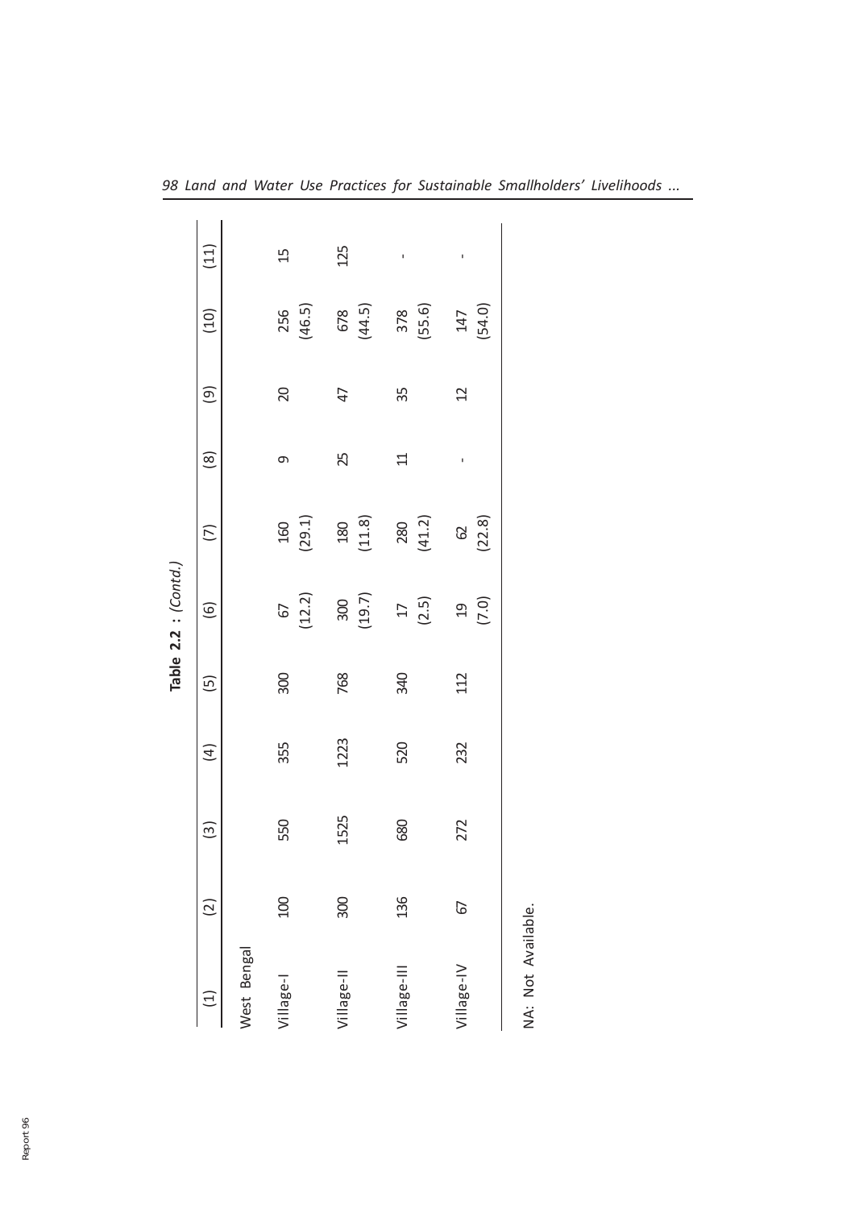**Table 2.2 :** *(Contd.)*

| (1) | (2) | (3) | (4) | (5) | (6) | (7) | (8) | (9) | (10) | (11) |
|---|---|---|---|---|---|---|---|---|---|---|
| West Bengal | | | | | | | | | | |
| Village-I | 100 | 550 | 355 | 300 | 67 (12.2) | 160 (29.1) | 9 | 20 | 256 (46.5) | 15 |
| Village-II | 300 | 1525 | 1223 | 768 | 300 (19.7) | 180 (11.8) | 25 | 47 | 678 (44.5) | 125 |
| Village-III | 136 | 680 | 520 | 340 | 17 (2.5) | 280 (41.2) | 11 | 35 | 378 (55.6) | - |
| Village-IV | 67 | 272 | 232 | 112 | 19 (7.0) | 62 (22.8) | - | 12 | 147 (54.0) | - |

NA: Not Available.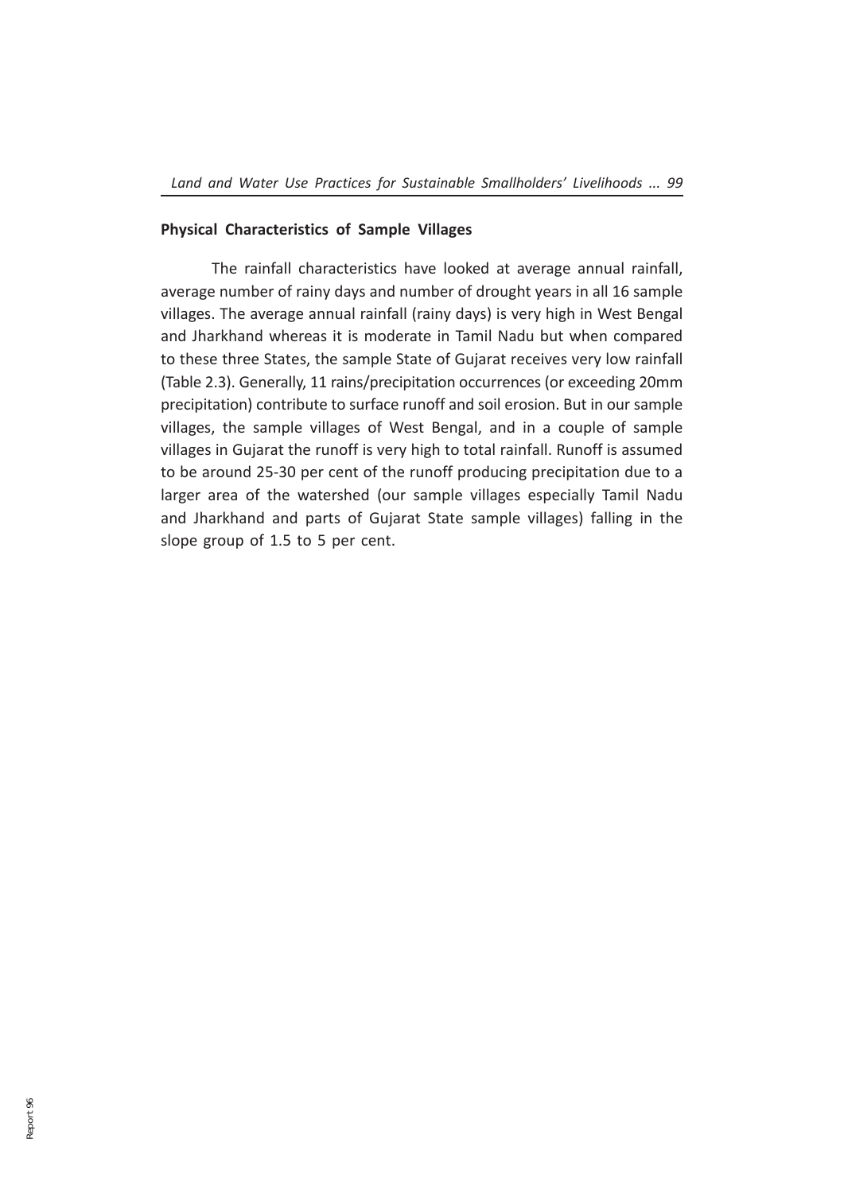### Physical Characteristics of Sample Villages

The rainfall characteristics have looked at average annual rainfall, average number of rainy days and number of drought years in all 16 sample villages. The average annual rainfall (rainy days) is very high in West Bengal and Jharkhand whereas it is moderate in Tamil Nadu but when compared to these three States, the sample State of Gujarat receives very low rainfall (Table 2.3). Generally, 11 rains/precipitation occurrences (or exceeding 20mm precipitation) contribute to surface runoff and soil erosion. But in our sample villages, the sample villages of West Bengal, and in a couple of sample villages in Gujarat the runoff is very high to total rainfall. Runoff is assumed to be around 25-30 per cent of the runoff producing precipitation due to a larger area of the watershed (our sample villages especially Tamil Nadu and Jharkhand and parts of Gujarat State sample villages) falling in the slope group of 1.5 to 5 per cent.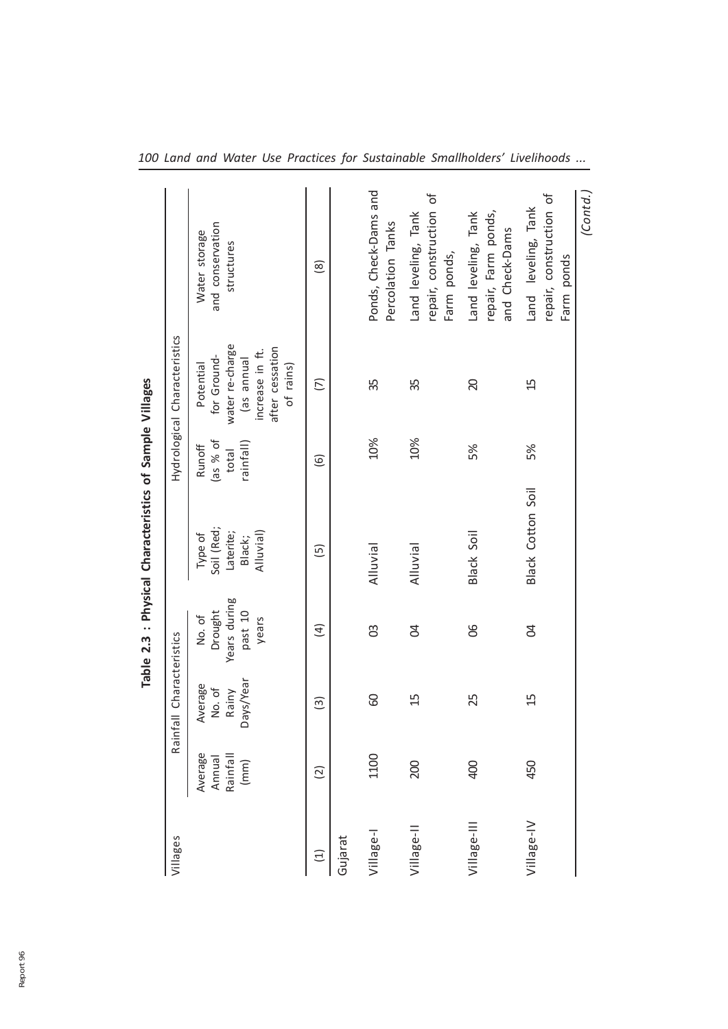**Table 2.3 : Physical Characteristics of Sample Villages**

| Villages | Rainfall Characteristics | | | | Hydrological Characteristics | | Water storage and conservation structures |
|---|---|---|---|---|---|---|---|
| | Average Annual Rainfall (mm) | Average No. of Rainy Days/Year | No. of Drought Years during past 10 years | Type of Soil (Red; Laterite; Black; Alluvial) | Runoff (as % of total rainfall) | Potential for Ground-water re-charge (as annual increase in ft. after cessation of rains) | |
| (1) | (2) | (3) | (4) | (5) | (6) | (7) | (8) |
| Gujarat | | | | | | | |
| Village-I | 1100 | 60 | 03 | Alluvial | 10% | 35 | Ponds, Check-Dams and Percolation Tanks |
| Village-II | 200 | 15 | 04 | Alluvial | 10% | 35 | Land leveling, Tank repair, construction of Farm ponds, |
| Village-III | 400 | 25 | 06 | Black Soil | 5% | 20 | Land leveling, Tank repair, Farm ponds, and Check-Dams |
| Village-IV | 450 | 15 | 04 | Black Cotton Soil | 5% | 15 | Land leveling, Tank repair, construction of Farm ponds |

*(Contd.)*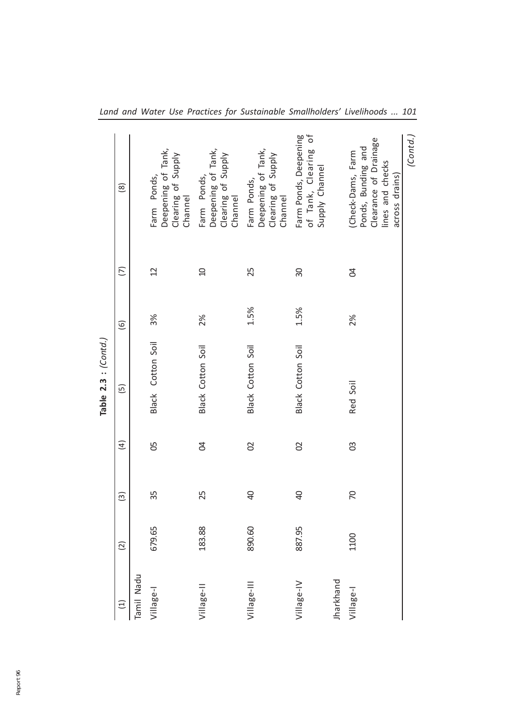**Table 2.3 : (Contd.)**

| (1) | (2) | (3) | (4) | (5) | (6) | (7) | (8) |
|---|---|---|---|---|---|---|---|
| Tamil Nadu | | | | | | | |
| Village-I | 679.65 | 35 | 05 | Black Cotton Soil | 3% | 12 | Farm Ponds, Deepening of Tank, Clearing of Supply Channel |
| Village-II | 183.88 | 25 | 04 | Black Cotton Soil | 2% | 10 | Farm Ponds, Deepening of Tank, Clearing of Supply Channel |
| Village-III | 890.60 | 40 | 02 | Black Cotton Soil | 1.5% | 25 | Farm Ponds, Deepening of Tank, Clearing of Supply Channel |
| Village-IV | 887.95 | 40 | 02 | Black Cotton Soil | 1.5% | 30 | Farm Ponds, Deepening of Tank, Clearing of Supply Channel |
| Jharkhand | | | | | | | |
| Village-I | 1100 | 70 | 03 | Red Soil | 2% | 04 | (Check-Dams, Farm Ponds, Bunding and Clearance of Drainage lines and checks across drains) |

*(Contd.)*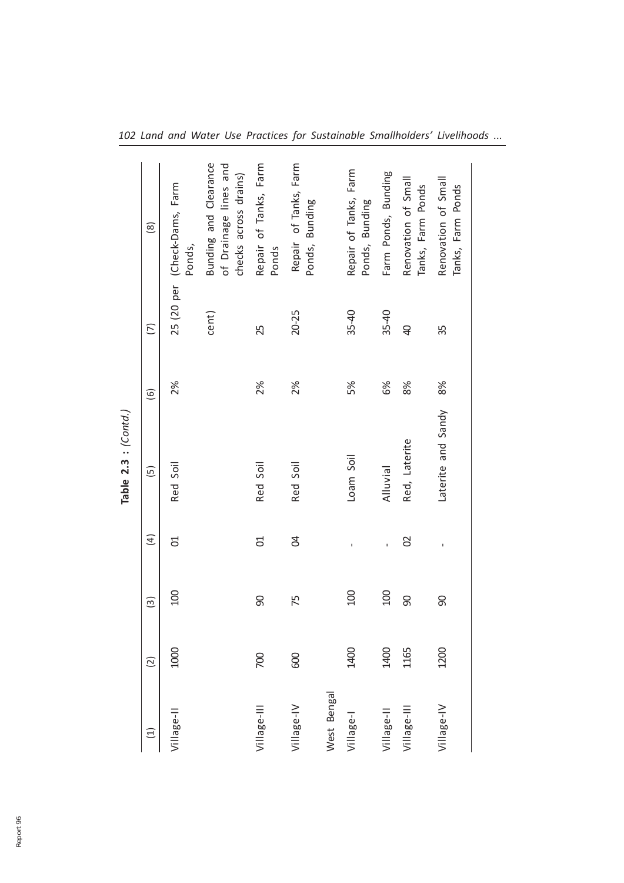**Table 2.3 :** *(Contd.)*

| (1) | (2) | (3) | (4) | (5) | (6) | (7) | (8) |
|---|---|---|---|---|---|---|---|
| Village-II | 1000 | 100 | 01 | Red Soil | 2% | 25 (20 per cent) | (Check-Dams, Farm Ponds, Bunding and Clearance of Drainage lines and checks across drains) |
| Village-III | 700 | 90 | 01 | Red Soil | 2% | 25 | Repair of Tanks, Farm Ponds |
| Village-IV | 600 | 75 | 04 | Red Soil | 2% | 20-25 | Repair of Tanks, Farm Ponds, Bunding |
| West Bengal | | | | | | | |
| Village-I | 1400 | 100 | - | Loam Soil | 5% | 35-40 | Repair of Tanks, Farm Ponds, Bunding |
| Village-II | 1400 | 100 | - | Alluvial | 6% | 35-40 | Farm Ponds, Bunding |
| Village-III | 1165 | 90 | 02 | Red, Laterite | 8% | 40 | Renovation of Small Tanks, Farm Ponds |
| Village-IV | 1200 | 90 | - | Laterite and Sandy | 8% | 35 | Renovation of Small Tanks, Farm Ponds |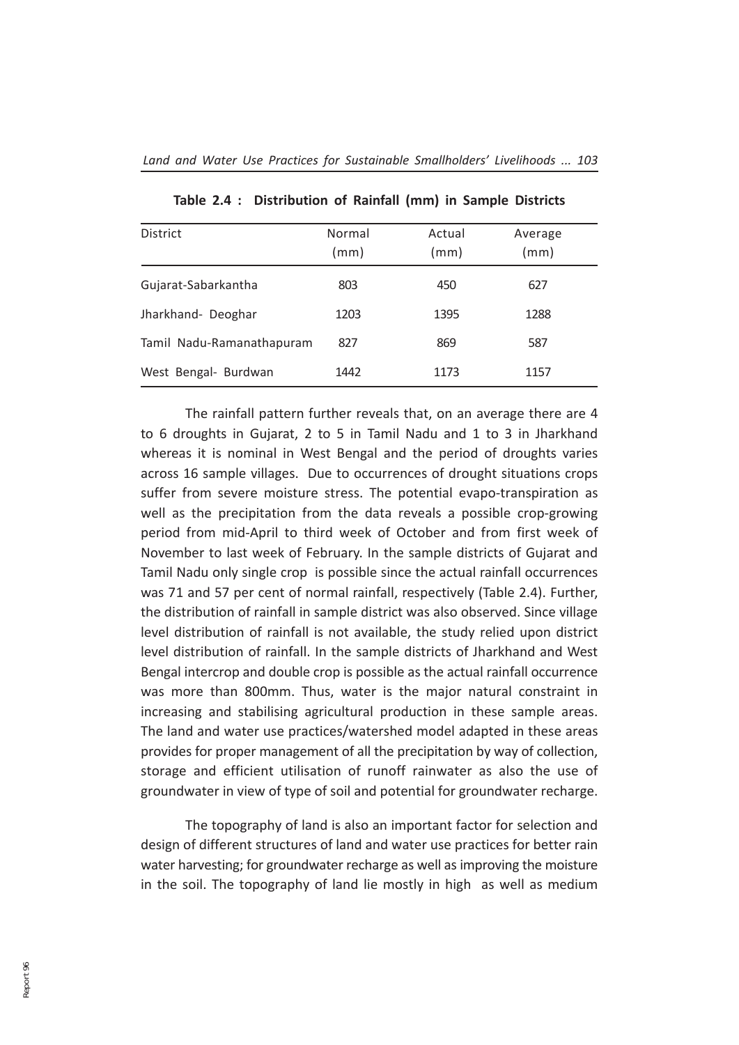**Table 2.4 : Distribution of Rainfall (mm) in Sample Districts**

| District | Normal (mm) | Actual (mm) | Average (mm) |
|---|---|---|---|
| Gujarat-Sabarkantha | 803 | 450 | 627 |
| Jharkhand- Deoghar | 1203 | 1395 | 1288 |
| Tamil Nadu-Ramanathapuram | 827 | 869 | 587 |
| West Bengal- Burdwan | 1442 | 1173 | 1157 |

The rainfall pattern further reveals that, on an average there are 4 to 6 droughts in Gujarat, 2 to 5 in Tamil Nadu and 1 to 3 in Jharkhand whereas it is nominal in West Bengal and the period of droughts varies across 16 sample villages. Due to occurrences of drought situations crops suffer from severe moisture stress. The potential evapo-transpiration as well as the precipitation from the data reveals a possible crop-growing period from mid-April to third week of October and from first week of November to last week of February. In the sample districts of Gujarat and Tamil Nadu only single crop is possible since the actual rainfall occurrences was 71 and 57 per cent of normal rainfall, respectively (Table 2.4). Further, the distribution of rainfall in sample district was also observed. Since village level distribution of rainfall is not available, the study relied upon district level distribution of rainfall. In the sample districts of Jharkhand and West Bengal intercrop and double crop is possible as the actual rainfall occurrence was more than 800mm. Thus, water is the major natural constraint in increasing and stabilising agricultural production in these sample areas. The land and water use practices/watershed model adapted in these areas provides for proper management of all the precipitation by way of collection, storage and efficient utilisation of runoff rainwater as also the use of groundwater in view of type of soil and potential for groundwater recharge.

The topography of land is also an important factor for selection and design of different structures of land and water use practices for better rain water harvesting; for groundwater recharge as well as improving the moisture in the soil. The topography of land lie mostly in high as well as medium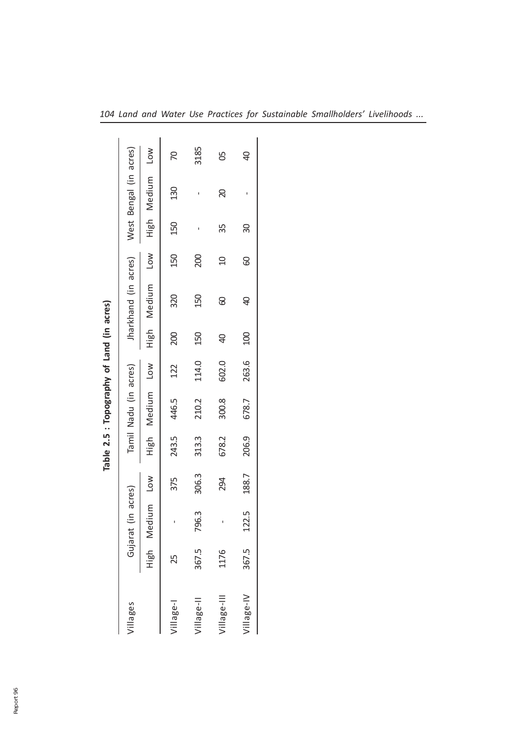**Table 2.5 : Topography of Land (in acres)**

| Villages | Gujarat (in acres) | | | Tamil Nadu (in acres) | | | Jharkhand (in acres) | | | West Bengal (in acres) | | |
|---|---|---|---|---|---|---|---|---|---|---|---|---|
| | High | Medium | Low | High | Medium | Low | High | Medium | Low | High | Medium | Low |
| Village-I | 25 | - | 375 | 243.5 | 446.5 | 122 | 200 | 320 | 150 | 150 | 130 | 70 |
| Village-II | 367.5 | 796.3 | 306.3 | 313.3 | 210.2 | 114.0 | 150 | 150 | 200 | - | - | 3185 |
| Village-III | 1176 | - | 294 | 678.2 | 300.8 | 602.0 | 40 | 60 | 10 | 35 | 20 | 05 |
| Village-IV | 367.5 | 122.5 | 188.7 | 206.9 | 678.7 | 263.6 | 100 | 40 | 60 | 30 | - | 40 |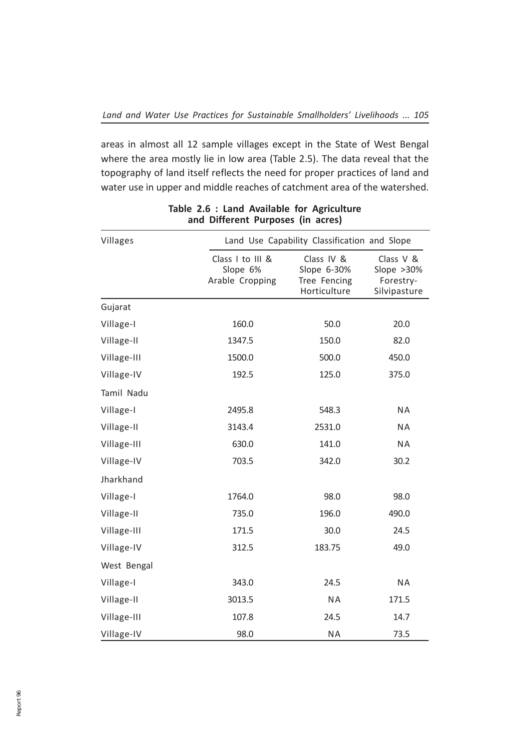areas in almost all 12 sample villages except in the State of West Bengal where the area mostly lie in low area (Table 2.5). The data reveal that the topography of land itself reflects the need for proper practices of land and water use in upper and middle reaches of catchment area of the watershed.

**Table 2.6 : Land Available for Agriculture and Different Purposes (in acres)**

| Villages | Land Use Capability Classification and Slope | | |
|---|---|---|---|
| | Class I to III & Slope 6% Arable Cropping | Class IV & Slope 6-30% Tree Fencing Horticulture | Class V & Slope >30% Forestry-Silvipasture |
| Gujarat | | | |
| Village-I | 160.0 | 50.0 | 20.0 |
| Village-II | 1347.5 | 150.0 | 82.0 |
| Village-III | 1500.0 | 500.0 | 450.0 |
| Village-IV | 192.5 | 125.0 | 375.0 |
| Tamil Nadu | | | |
| Village-I | 2495.8 | 548.3 | NA |
| Village-II | 3143.4 | 2531.0 | NA |
| Village-III | 630.0 | 141.0 | NA |
| Village-IV | 703.5 | 342.0 | 30.2 |
| Jharkhand | | | |
| Village-I | 1764.0 | 98.0 | 98.0 |
| Village-II | 735.0 | 196.0 | 490.0 |
| Village-III | 171.5 | 30.0 | 24.5 |
| Village-IV | 312.5 | 183.75 | 49.0 |
| West Bengal | | | |
| Village-I | 343.0 | 24.5 | NA |
| Village-II | 3013.5 | NA | 171.5 |
| Village-III | 107.8 | 24.5 | 14.7 |
| Village-IV | 98.0 | NA | 73.5 |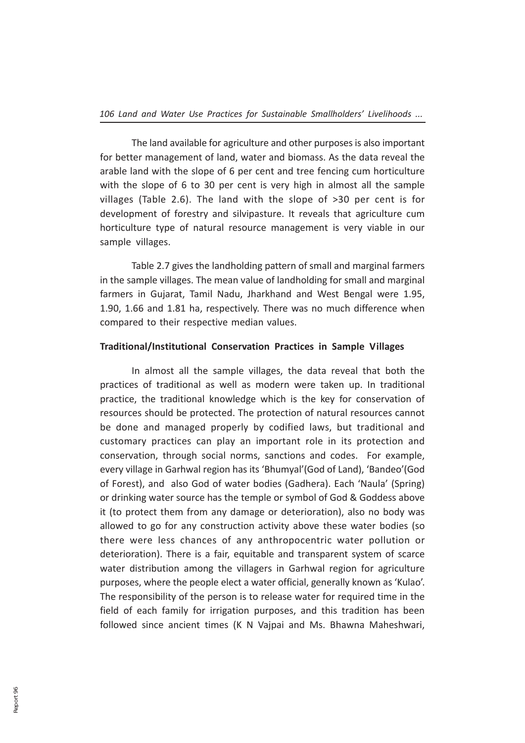The land available for agriculture and other purposes is also important for better management of land, water and biomass. As the data reveal the arable land with the slope of 6 per cent and tree fencing cum horticulture with the slope of 6 to 30 per cent is very high in almost all the sample villages (Table 2.6). The land with the slope of >30 per cent is for development of forestry and silvipasture. It reveals that agriculture cum horticulture type of natural resource management is very viable in our sample villages.

Table 2.7 gives the landholding pattern of small and marginal farmers in the sample villages. The mean value of landholding for small and marginal farmers in Gujarat, Tamil Nadu, Jharkhand and West Bengal were 1.95, 1.90, 1.66 and 1.81 ha, respectively. There was no much difference when compared to their respective median values.

**Traditional/Institutional Conservation Practices in Sample Villages**

In almost all the sample villages, the data reveal that both the practices of traditional as well as modern were taken up. In traditional practice, the traditional knowledge which is the key for conservation of resources should be protected. The protection of natural resources cannot be done and managed properly by codified laws, but traditional and customary practices can play an important role in its protection and conservation, through social norms, sanctions and codes. For example, every village in Garhwal region has its 'Bhumyal'(God of Land), 'Bandeo'(God of Forest), and also God of water bodies (Gadhera). Each 'Naula' (Spring) or drinking water source has the temple or symbol of God & Goddess above it (to protect them from any damage or deterioration), also no body was allowed to go for any construction activity above these water bodies (so there were less chances of any anthropocentric water pollution or deterioration). There is a fair, equitable and transparent system of scarce water distribution among the villagers in Garhwal region for agriculture purposes, where the people elect a water official, generally known as 'Kulao'. The responsibility of the person is to release water for required time in the field of each family for irrigation purposes, and this tradition has been followed since ancient times (K N Vajpai and Ms. Bhawna Maheshwari,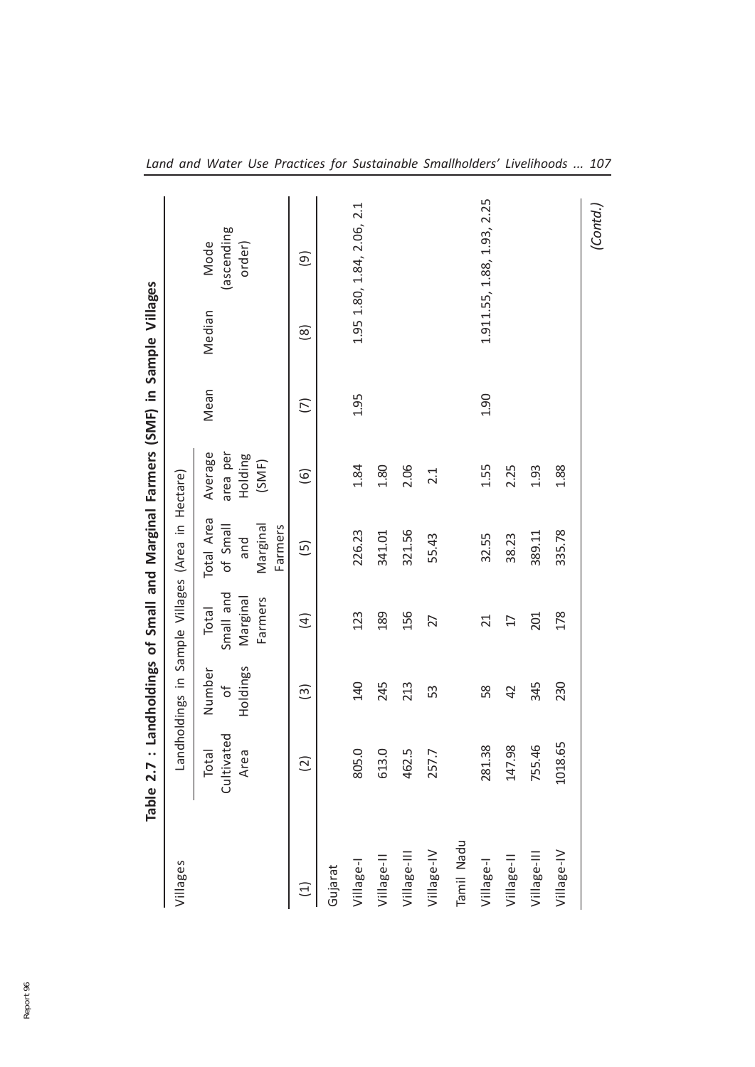**Table 2.7 : Landholdings of Small and Marginal Farmers (SMF) in Sample Villages**

| Villages | Landholdings in Sample Villages (Area in Hectare) | | | | | | | |
|---|---|---|---|---|---|---|---|---|
| | Total Cultivated Area | Number of Holdings | Total Small and Marginal Farmers | Total Area of Small and Marginal Farmers | Average area per Holding (SMF) | Mean | Median | Mode (ascending order) |
| (1) | (2) | (3) | (4) | (5) | (6) | (7) | (8) | (9) |
| Gujarat | | | | | | | | |
| Village-I | 805.0 | 140 | 123 | 226.23 | 1.84 | 1.95 | 1.95 | 1.80, 1.84, 2.06, 2.1 |
| Village-II | 613.0 | 245 | 189 | 341.01 | 1.80 | | | |
| Village-III | 462.5 | 213 | 156 | 321.56 | 2.06 | | | |
| Village-IV | 257.7 | 53 | 27 | 55.43 | 2.1 | | | |
| Tamil Nadu | | | | | | | | |
| Village-I | 281.38 | 58 | 21 | 32.55 | 1.55 | 1.90 | 1.91 | 1.55, 1.88, 1.93, 2.25 |
| Village-II | 147.98 | 42 | 17 | 38.23 | 2.25 | | | |
| Village-III | 755.46 | 345 | 201 | 389.11 | 1.93 | | | |
| Village-IV | 1018.65 | 230 | 178 | 335.78 | 1.88 | | | |

*(Contd.)*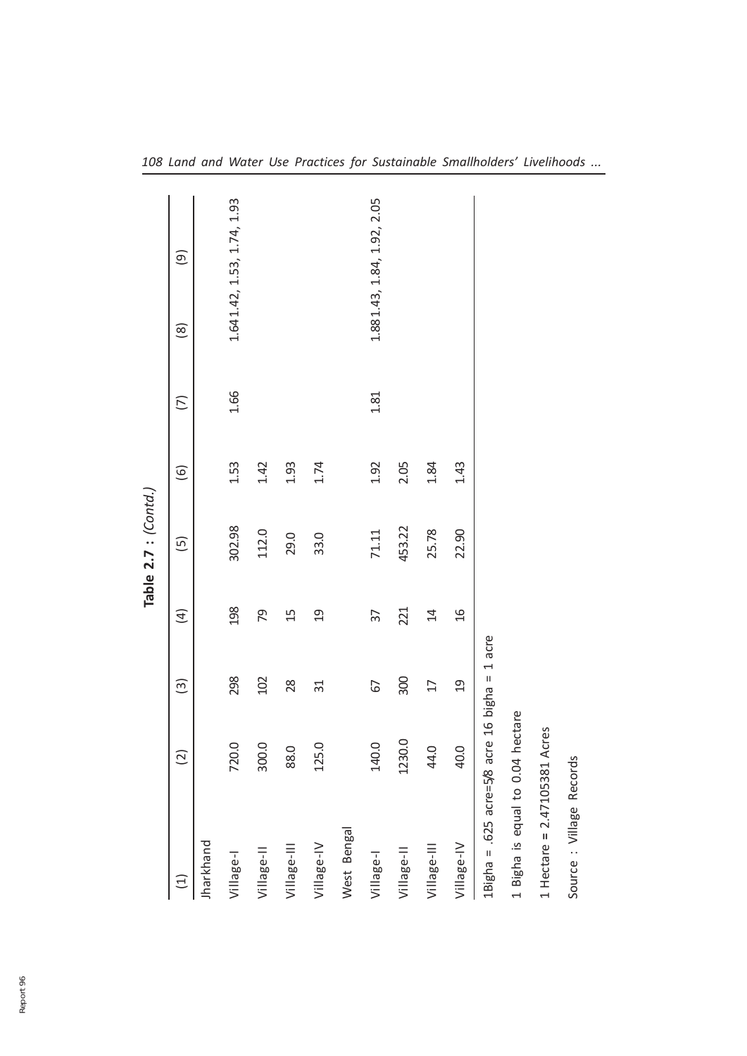**Table 2.7 : *(Contd.)***

| (1) | (2) | (3) | (4) | (5) | (6) | (7) | (8) | (9) |
|---|---|---|---|---|---|---|---|---|
| Jharkhand | | | | | | | | |
| Village-I | 720.0 | 298 | 198 | 302.98 | 1.53 | 1.66 | 1.64 | 1.42, 1.53, 1.74, 1.93 |
| Village-II | 300.0 | 102 | 79 | 112.0 | 1.42 | | | |
| Village-III | 88.0 | 28 | 15 | 29.0 | 1.93 | | | |
| Village-IV | 125.0 | 31 | 19 | 33.0 | 1.74 | | | |
| West Bengal | | | | | | | | |
| Village-I | 140.0 | 67 | 37 | 71.11 | 1.92 | 1.81 | 1.88 | 1.43, 1.84, 1.92, 2.05 |
| Village-II | 1230.0 | 300 | 221 | 453.22 | 2.05 | | | |
| Village-III | 44.0 | 17 | 14 | 25.78 | 1.84 | | | |
| Village-IV | 40.0 | 19 | 16 | 22.90 | 1.43 | | | |

1Bigha = .625 acre=5/8 acre 16 bigha = 1 acre

1 Bigha is equal to 0.04 hectare

1 Hectare = 2.47105381 Acres

Source : Village Records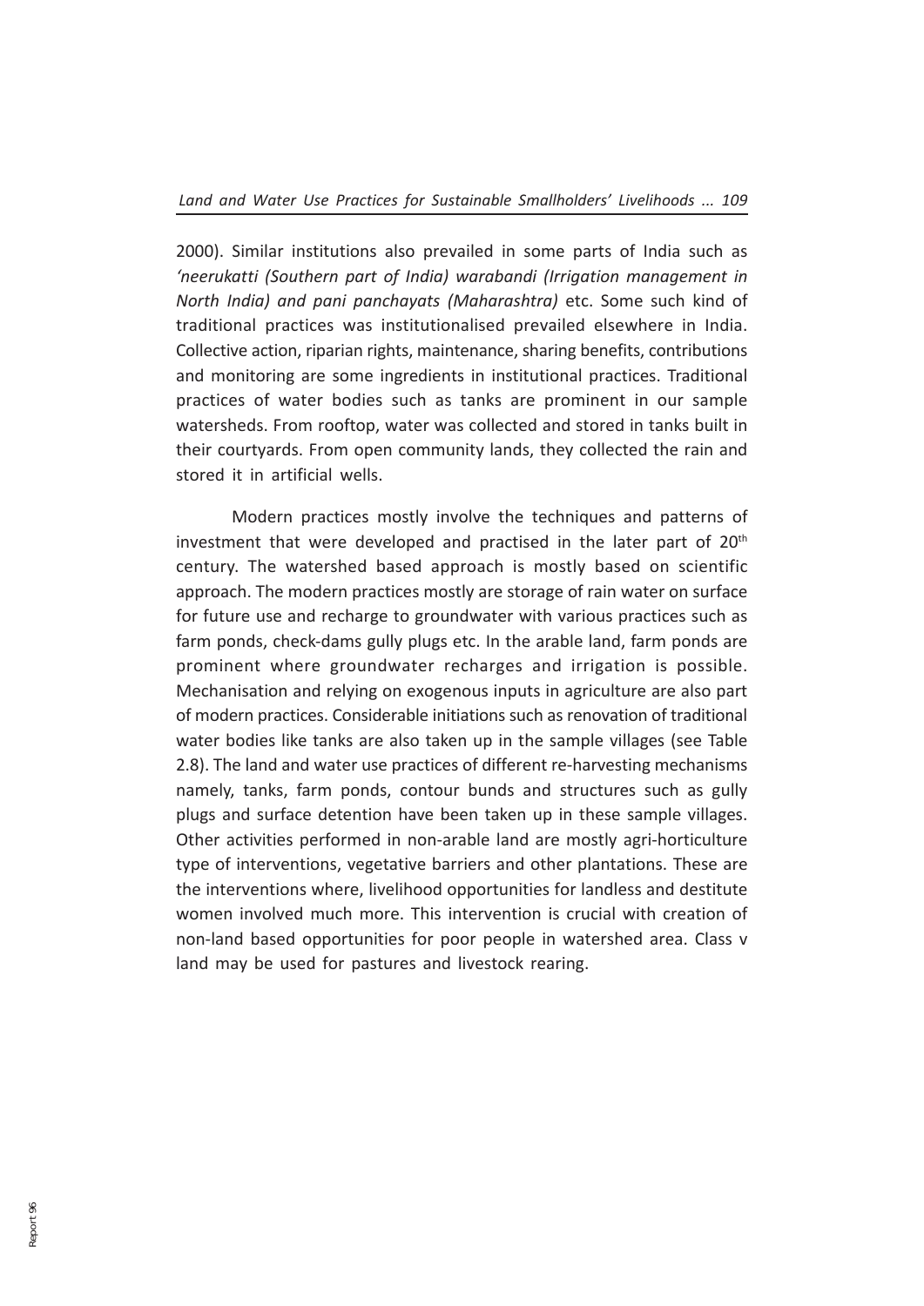2000). Similar institutions also prevailed in some parts of India such as *'neerukatti (Southern part of India) warabandi (Irrigation management in North India) and pani panchayats (Maharashtra)* etc. Some such kind of traditional practices was institutionalised prevailed elsewhere in India. Collective action, riparian rights, maintenance, sharing benefits, contributions and monitoring are some ingredients in institutional practices. Traditional practices of water bodies such as tanks are prominent in our sample watersheds. From rooftop, water was collected and stored in tanks built in their courtyards. From open community lands, they collected the rain and stored it in artificial wells.

Modern practices mostly involve the techniques and patterns of investment that were developed and practised in the later part of 20th century. The watershed based approach is mostly based on scientific approach. The modern practices mostly are storage of rain water on surface for future use and recharge to groundwater with various practices such as farm ponds, check-dams gully plugs etc. In the arable land, farm ponds are prominent where groundwater recharges and irrigation is possible. Mechanisation and relying on exogenous inputs in agriculture are also part of modern practices. Considerable initiations such as renovation of traditional water bodies like tanks are also taken up in the sample villages (see Table 2.8). The land and water use practices of different re-harvesting mechanisms namely, tanks, farm ponds, contour bunds and structures such as gully plugs and surface detention have been taken up in these sample villages. Other activities performed in non-arable land are mostly agri-horticulture type of interventions, vegetative barriers and other plantations. These are the interventions where, livelihood opportunities for landless and destitute women involved much more. This intervention is crucial with creation of non-land based opportunities for poor people in watershed area. Class v land may be used for pastures and livestock rearing.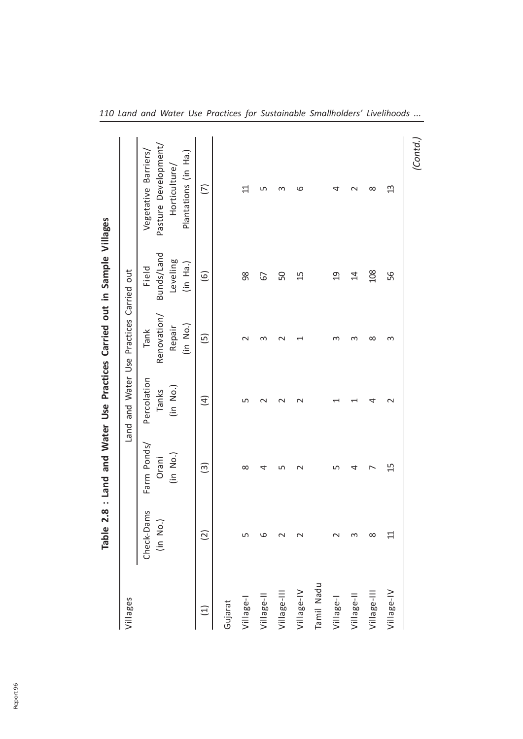**Table 2.8 : Land and Water Use Practices Carried out in Sample Villages**

| Villages | Land and Water Use Practices Carried out | | | | | |
|---|---|---|---|---|---|---|
| | Check-Dams (in No.) | Farm Ponds/ Orani (in No.) | Percolation Tanks (in No.) | Tank Renovation/ Repair (in No.) | Field Bunds/Land Leveling (in Ha.) | Vegetative Barriers/ Pasture Development/ Horticulture/ Plantations (in Ha.) |
| (1) | (2) | (3) | (4) | (5) | (6) | (7) |
| Gujarat | | | | | | |
| Village-I | 5 | 8 | 5 | 2 | 98 | 11 |
| Village-II | 6 | 4 | 2 | 3 | 67 | 5 |
| Village-III | 2 | 5 | 2 | 2 | 50 | 3 |
| Village-IV | 2 | 2 | 2 | 1 | 15 | 6 |
| Tamil Nadu | | | | | | |
| Village-I | 2 | 5 | 1 | 3 | 19 | 4 |
| Village-II | 3 | 4 | 1 | 3 | 14 | 2 |
| Village-III | 8 | 7 | 4 | 8 | 108 | 8 |
| Village-IV | 11 | 15 | 2 | 3 | 56 | 13 |

*(Contd.)*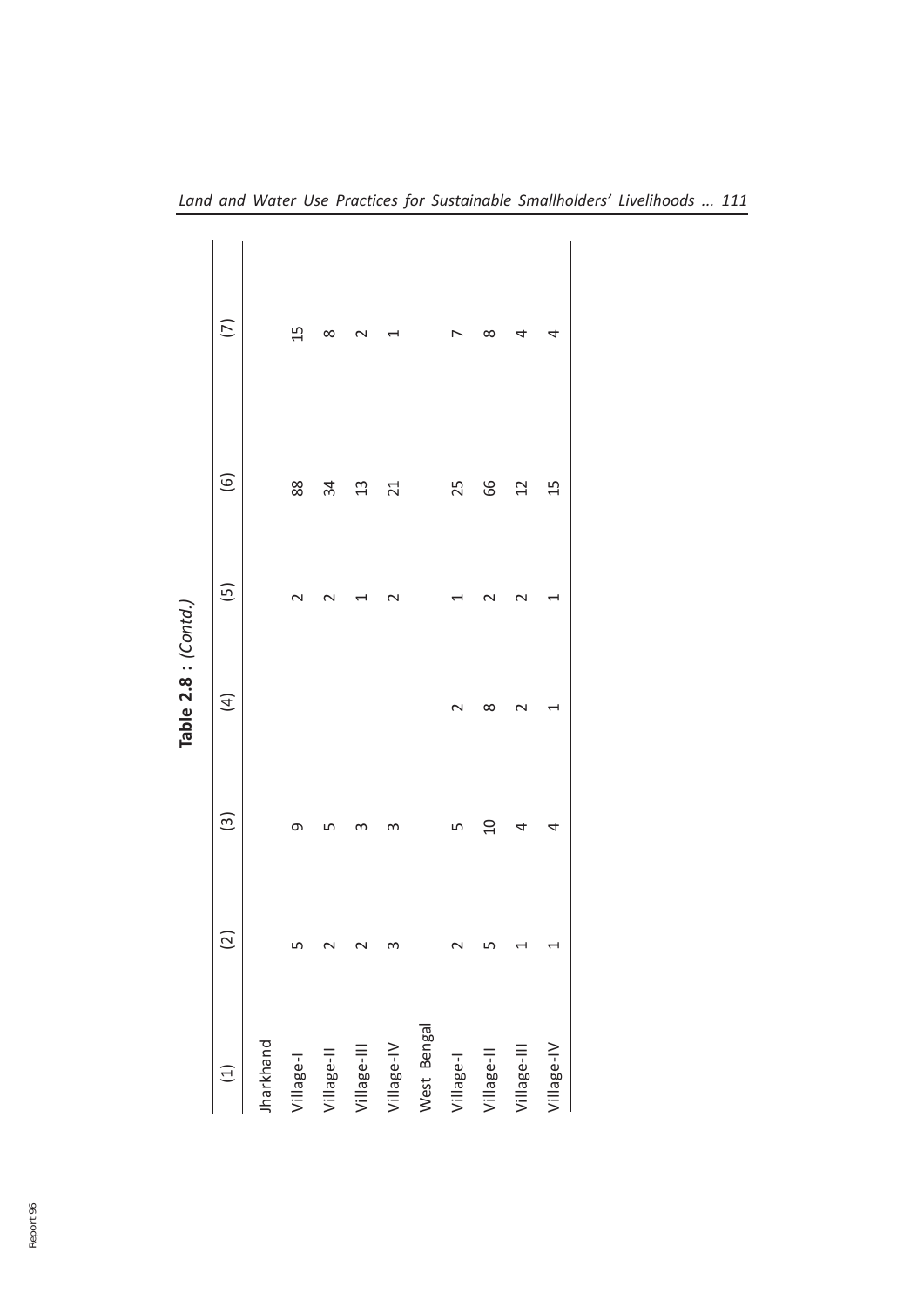**Table 2.8 : *(Contd.)***

| (1) | (2) | (3) | (4) | (5) | (6) | (7) |
|---|---|---|---|---|---|---|
| Jharkhand | | | | | | |
| Village-I | 5 | 9 | | 2 | 88 | 15 |
| Village-II | 2 | 5 | | 2 | 34 | 8 |
| Village-III | 2 | 3 | | 1 | 13 | 2 |
| Village-IV | 3 | 3 | | 2 | 21 | 1 |
| West Bengal | | | | | | |
| Village-I | 2 | 5 | 2 | 1 | 25 | 7 |
| Village-II | 5 | 10 | 8 | 2 | 66 | 8 |
| Village-III | 1 | 4 | 2 | 2 | 12 | 4 |
| Village-IV | 1 | 4 | 1 | 1 | 15 | 4 |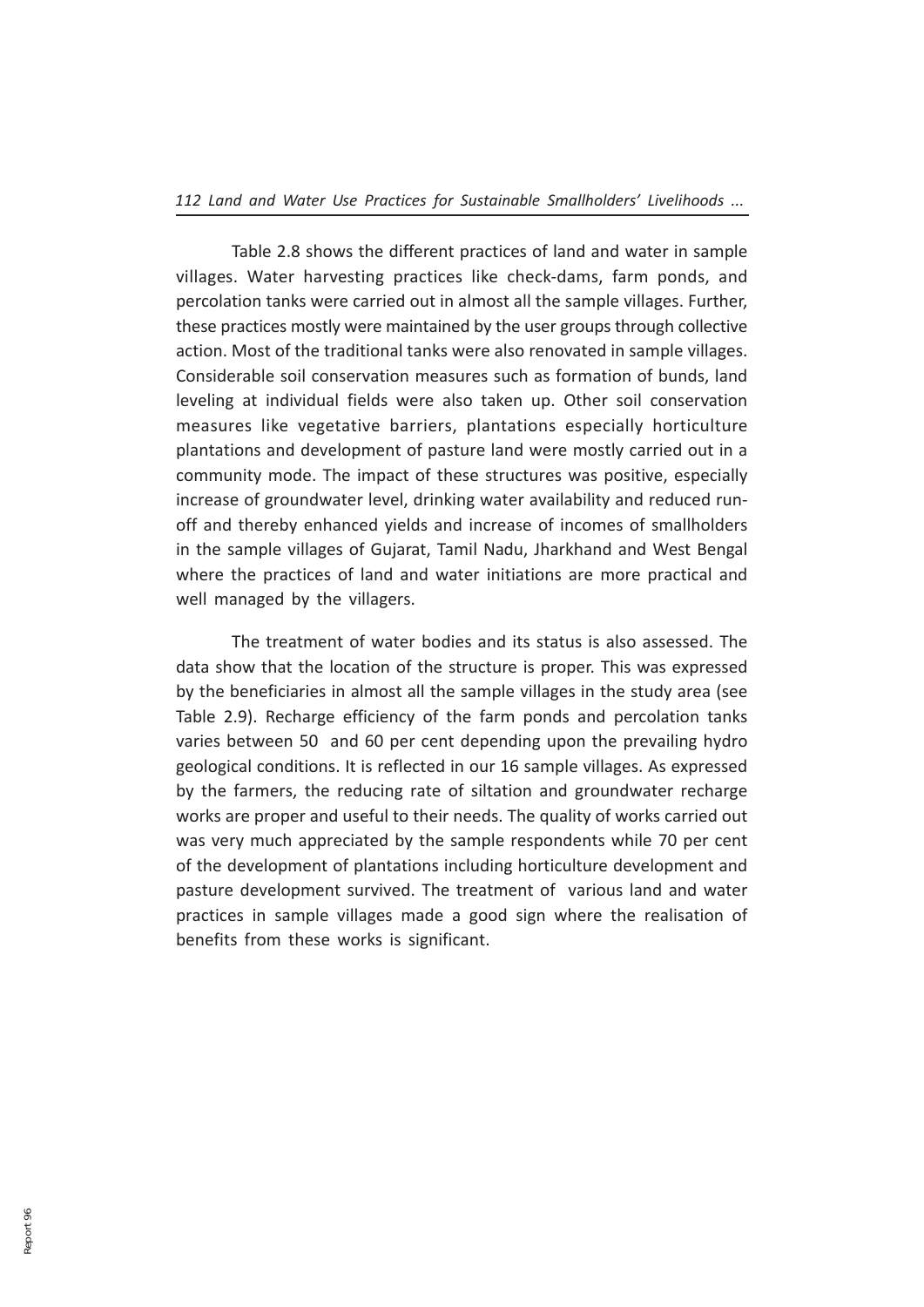Table 2.8 shows the different practices of land and water in sample villages. Water harvesting practices like check-dams, farm ponds, and percolation tanks were carried out in almost all the sample villages. Further, these practices mostly were maintained by the user groups through collective action. Most of the traditional tanks were also renovated in sample villages. Considerable soil conservation measures such as formation of bunds, land leveling at individual fields were also taken up. Other soil conservation measures like vegetative barriers, plantations especially horticulture plantations and development of pasture land were mostly carried out in a community mode. The impact of these structures was positive, especially increase of groundwater level, drinking water availability and reduced run-off and thereby enhanced yields and increase of incomes of smallholders in the sample villages of Gujarat, Tamil Nadu, Jharkhand and West Bengal where the practices of land and water initiations are more practical and well managed by the villagers.

The treatment of water bodies and its status is also assessed. The data show that the location of the structure is proper. This was expressed by the beneficiaries in almost all the sample villages in the study area (see Table 2.9). Recharge efficiency of the farm ponds and percolation tanks varies between 50 and 60 per cent depending upon the prevailing hydro geological conditions. It is reflected in our 16 sample villages. As expressed by the farmers, the reducing rate of siltation and groundwater recharge works are proper and useful to their needs. The quality of works carried out was very much appreciated by the sample respondents while 70 per cent of the development of plantations including horticulture development and pasture development survived. The treatment of various land and water practices in sample villages made a good sign where the realisation of benefits from these works is significant.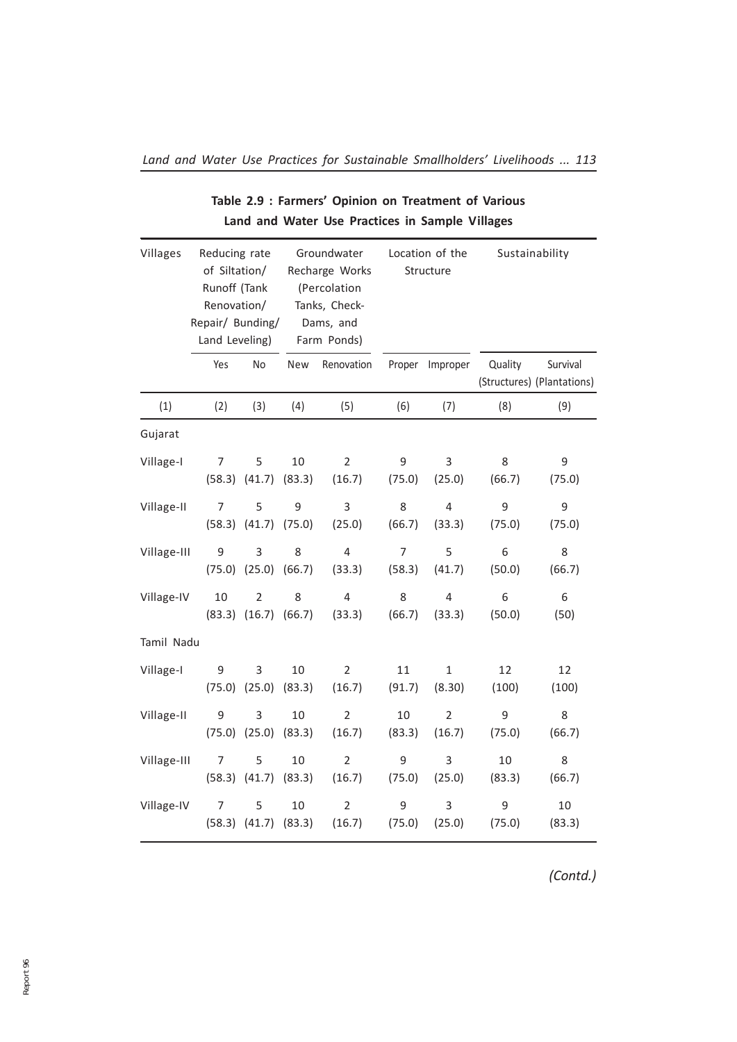**Table 2.9 : Farmers' Opinion on Treatment of Various Land and Water Use Practices in Sample Villages**

| Villages | Reducing rate of Siltation/ Runoff (Tank Renovation/ Repair/ Bunding/ Land Leveling) | | Groundwater Recharge Works (Percolation Tanks, Check-Dams, and Farm Ponds) | | Location of the Structure | | Sustainability | |
|---|---|---|---|---|---|---|---|---|
| | Yes | No | New | Renovation | Proper | Improper | Quality (Structures) | Survival (Plantations) |
| (1) | (2) | (3) | (4) | (5) | (6) | (7) | (8) | (9) |
| Gujarat | | | | | | | | |
| Village-I | 7 (58.3) | 5 (41.7) | 10 (83.3) | 2 (16.7) | 9 (75.0) | 3 (25.0) | 8 (66.7) | 9 (75.0) |
| Village-II | 7 (58.3) | 5 (41.7) | 9 (75.0) | 3 (25.0) | 8 (66.7) | 4 (33.3) | 9 (75.0) | 9 (75.0) |
| Village-III | 9 (75.0) | 3 (25.0) | 8 (66.7) | 4 (33.3) | 7 (58.3) | 5 (41.7) | 6 (50.0) | 8 (66.7) |
| Village-IV | 10 (83.3) | 2 (16.7) | 8 (66.7) | 4 (33.3) | 8 (66.7) | 4 (33.3) | 6 (50.0) | 6 (50) |
| Tamil Nadu | | | | | | | | |
| Village-I | 9 (75.0) | 3 (25.0) | 10 (83.3) | 2 (16.7) | 11 (91.7) | 1 (8.30) | 12 (100) | 12 (100) |
| Village-II | 9 (75.0) | 3 (25.0) | 10 (83.3) | 2 (16.7) | 10 (83.3) | 2 (16.7) | 9 (75.0) | 8 (66.7) |
| Village-III | 7 (58.3) | 5 (41.7) | 10 (83.3) | 2 (16.7) | 9 (75.0) | 3 (25.0) | 10 (83.3) | 8 (66.7) |
| Village-IV | 7 (58.3) | 5 (41.7) | 10 (83.3) | 2 (16.7) | 9 (75.0) | 3 (25.0) | 9 (75.0) | 10 (83.3) |

*(Contd.)*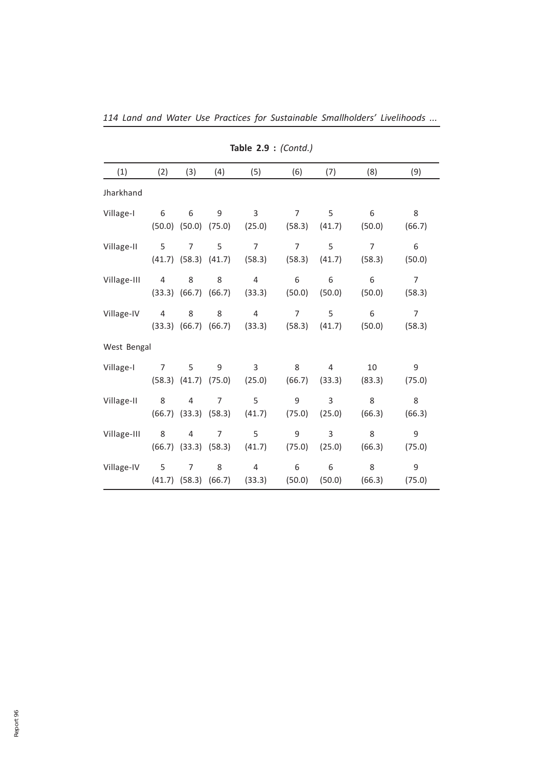**Table 2.9 :** *(Contd.)*

| (1) | (2) | (3) | (4) | (5) | (6) | (7) | (8) | (9) |
|---|---|---|---|---|---|---|---|---|
| Jharkhand | | | | | | | | |
| Village-I | 6 (50.0) | 6 (50.0) | 9 (75.0) | 3 (25.0) | 7 (58.3) | 5 (41.7) | 6 (50.0) | 8 (66.7) |
| Village-II | 5 (41.7) | 7 (58.3) | 5 (41.7) | 7 (58.3) | 7 (58.3) | 5 (41.7) | 7 (58.3) | 6 (50.0) |
| Village-III | 4 (33.3) | 8 (66.7) | 8 (66.7) | 4 (33.3) | 6 (50.0) | 6 (50.0) | 6 (50.0) | 7 (58.3) |
| Village-IV | 4 (33.3) | 8 (66.7) | 8 (66.7) | 4 (33.3) | 7 (58.3) | 5 (41.7) | 6 (50.0) | 7 (58.3) |
| West Bengal | | | | | | | | |
| Village-I | 7 (58.3) | 5 (41.7) | 9 (75.0) | 3 (25.0) | 8 (66.7) | 4 (33.3) | 10 (83.3) | 9 (75.0) |
| Village-II | 8 (66.7) | 4 (33.3) | 7 (58.3) | 5 (41.7) | 9 (75.0) | 3 (25.0) | 8 (66.3) | 8 (66.3) |
| Village-III | 8 (66.7) | 4 (33.3) | 7 (58.3) | 5 (41.7) | 9 (75.0) | 3 (25.0) | 8 (66.3) | 9 (75.0) |
| Village-IV | 5 (41.7) | 7 (58.3) | 8 (66.7) | 4 (33.3) | 6 (50.0) | 6 (50.0) | 8 (66.3) | 9 (75.0) |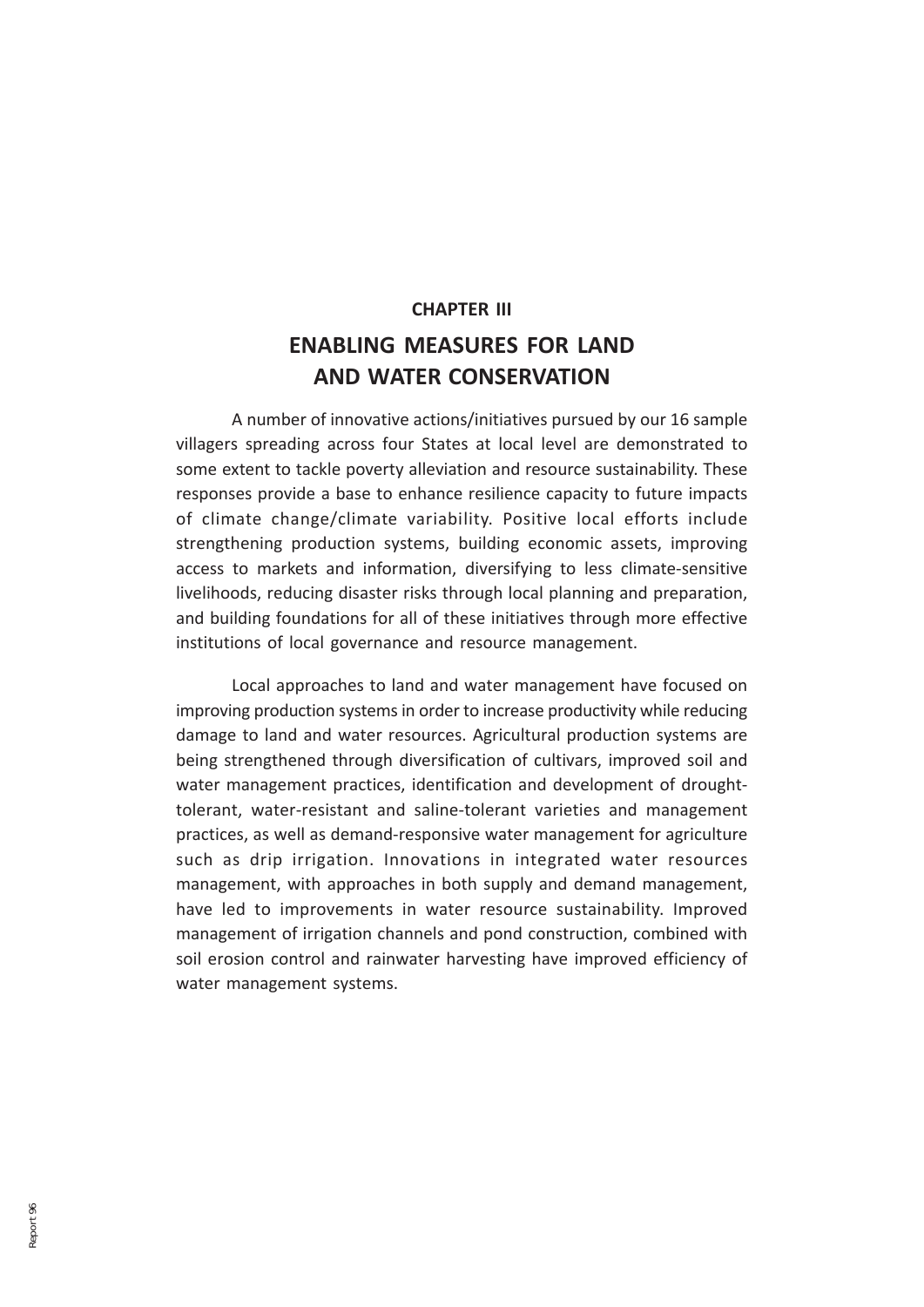## CHAPTER III

# ENABLING MEASURES FOR LAND AND WATER CONSERVATION

A number of innovative actions/initiatives pursued by our 16 sample villagers spreading across four States at local level are demonstrated to some extent to tackle poverty alleviation and resource sustainability. These responses provide a base to enhance resilience capacity to future impacts of climate change/climate variability. Positive local efforts include strengthening production systems, building economic assets, improving access to markets and information, diversifying to less climate-sensitive livelihoods, reducing disaster risks through local planning and preparation, and building foundations for all of these initiatives through more effective institutions of local governance and resource management.

Local approaches to land and water management have focused on improving production systems in order to increase productivity while reducing damage to land and water resources. Agricultural production systems are being strengthened through diversification of cultivars, improved soil and water management practices, identification and development of drought-tolerant, water-resistant and saline-tolerant varieties and management practices, as well as demand-responsive water management for agriculture such as drip irrigation. Innovations in integrated water resources management, with approaches in both supply and demand management, have led to improvements in water resource sustainability. Improved management of irrigation channels and pond construction, combined with soil erosion control and rainwater harvesting have improved efficiency of water management systems.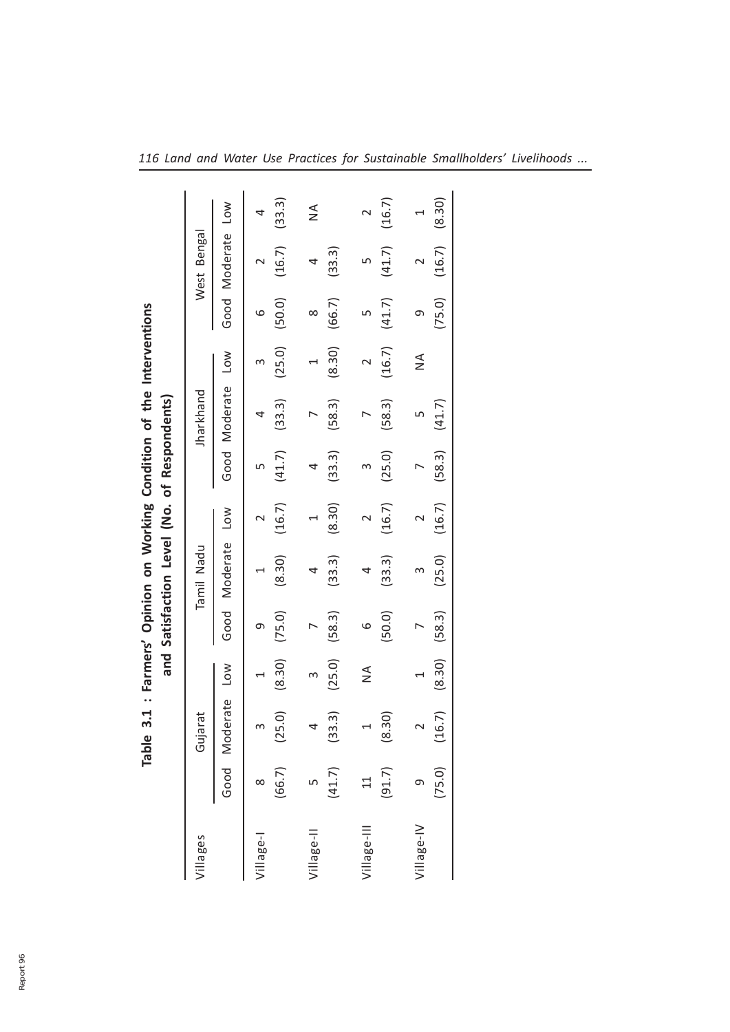**Table 3.1 : Farmers' Opinion on Working Condition of the Interventions and Satisfaction Level (No. of Respondents)**

| Villages | Gujarat | | | Tamil Nadu | | | Jharkhand | | | West Bengal | | |
|---|---|---|---|---|---|---|---|---|---|---|---|---|
| | Good | Moderate | Low | Good | Moderate | Low | Good | Moderate | Low | Good | Moderate | Low |
| Village-I | 8 (66.7) | 3 (25.0) | 1 (8.30) | 9 (75.0) | 1 (8.30) | 2 (16.7) | 5 (41.7) | 4 (33.3) | 3 (25.0) | 6 (50.0) | 2 (16.7) | 4 (33.3) |
| Village-II | 5 (41.7) | 4 (33.3) | 3 (25.0) | 7 (58.3) | 4 (33.3) | 1 (8.30) | 4 (33.3) | 7 (58.3) | 1 (8.30) | 8 (66.7) | 4 (33.3) | NA |
| Village-III | 11 (91.7) | 1 (8.30) | NA | 6 (50.0) | 4 (33.3) | 2 (16.7) | 3 (25.0) | 7 (58.3) | 2 (16.7) | 5 (41.7) | 5 (41.7) | 2 (16.7) |
| Village-IV | 9 (75.0) | 2 (16.7) | 1 (8.30) | 7 (58.3) | 3 (25.0) | 2 (16.7) | 7 (58.3) | 5 (41.7) | NA | 9 (75.0) | 2 (16.7) | 1 (8.30) |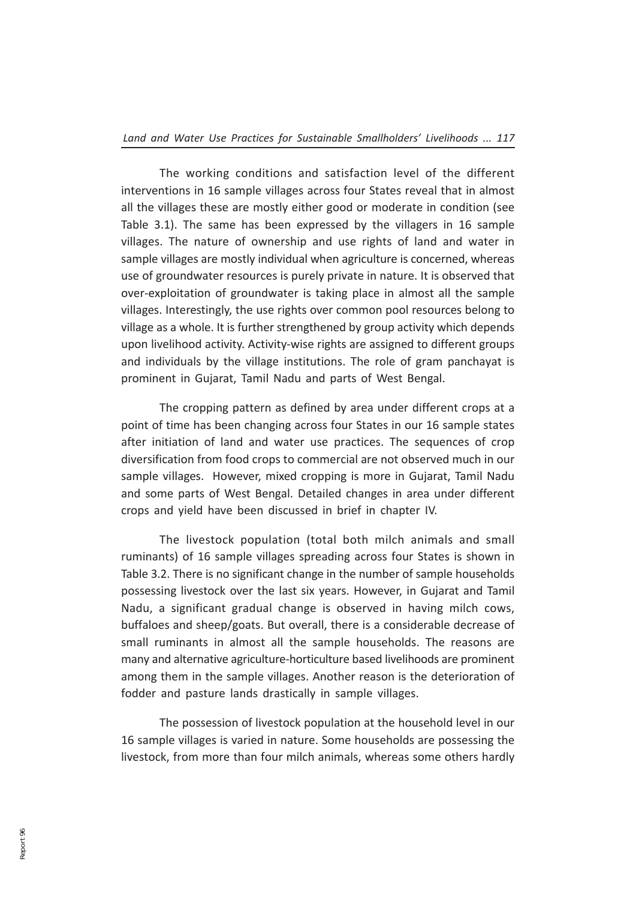The working conditions and satisfaction level of the different interventions in 16 sample villages across four States reveal that in almost all the villages these are mostly either good or moderate in condition (see Table 3.1). The same has been expressed by the villagers in 16 sample villages. The nature of ownership and use rights of land and water in sample villages are mostly individual when agriculture is concerned, whereas use of groundwater resources is purely private in nature. It is observed that over-exploitation of groundwater is taking place in almost all the sample villages. Interestingly, the use rights over common pool resources belong to village as a whole. It is further strengthened by group activity which depends upon livelihood activity. Activity-wise rights are assigned to different groups and individuals by the village institutions. The role of gram panchayat is prominent in Gujarat, Tamil Nadu and parts of West Bengal.

The cropping pattern as defined by area under different crops at a point of time has been changing across four States in our 16 sample states after initiation of land and water use practices. The sequences of crop diversification from food crops to commercial are not observed much in our sample villages. However, mixed cropping is more in Gujarat, Tamil Nadu and some parts of West Bengal. Detailed changes in area under different crops and yield have been discussed in brief in chapter IV.

The livestock population (total both milch animals and small ruminants) of 16 sample villages spreading across four States is shown in Table 3.2. There is no significant change in the number of sample households possessing livestock over the last six years. However, in Gujarat and Tamil Nadu, a significant gradual change is observed in having milch cows, buffaloes and sheep/goats. But overall, there is a considerable decrease of small ruminants in almost all the sample households. The reasons are many and alternative agriculture-horticulture based livelihoods are prominent among them in the sample villages. Another reason is the deterioration of fodder and pasture lands drastically in sample villages.

The possession of livestock population at the household level in our 16 sample villages is varied in nature. Some households are possessing the livestock, from more than four milch animals, whereas some others hardly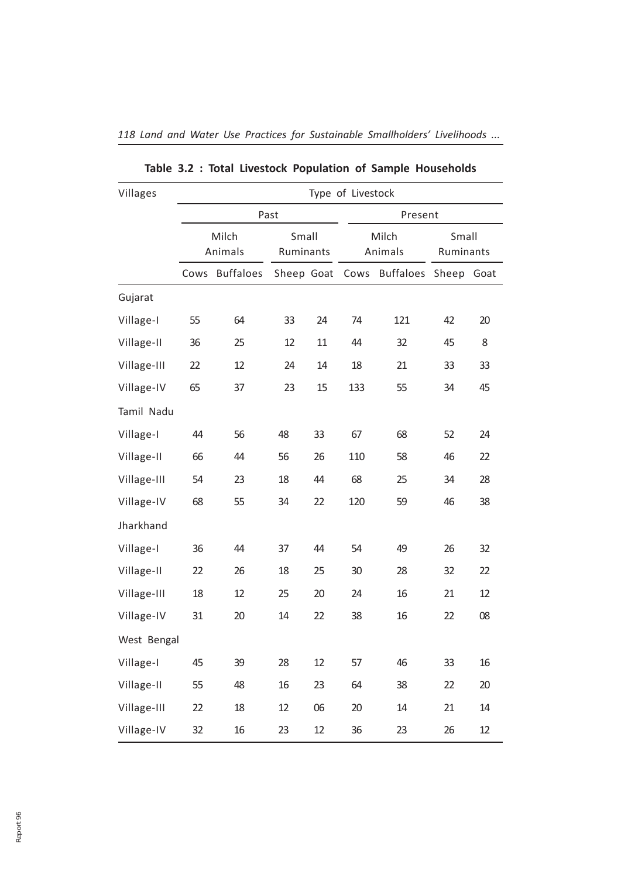**Table 3.2 : Total Livestock Population of Sample Households**

| Villages | Type of Livestock | | | | | | | |
|---|---|---|---|---|---|---|---|---|
| | Past | | | | Present | | | |
| | Milch Animals | | Small Ruminants | | Milch Animals | | Small Ruminants | |
| | Cows | Buffaloes | Sheep | Goat | Cows | Buffaloes | Sheep | Goat |
| Gujarat | | | | | | | | |
| Village-I | 55 | 64 | 33 | 24 | 74 | 121 | 42 | 20 |
| Village-II | 36 | 25 | 12 | 11 | 44 | 32 | 45 | 8 |
| Village-III | 22 | 12 | 24 | 14 | 18 | 21 | 33 | 33 |
| Village-IV | 65 | 37 | 23 | 15 | 133 | 55 | 34 | 45 |
| Tamil Nadu | | | | | | | | |
| Village-I | 44 | 56 | 48 | 33 | 67 | 68 | 52 | 24 |
| Village-II | 66 | 44 | 56 | 26 | 110 | 58 | 46 | 22 |
| Village-III | 54 | 23 | 18 | 44 | 68 | 25 | 34 | 28 |
| Village-IV | 68 | 55 | 34 | 22 | 120 | 59 | 46 | 38 |
| Jharkhand | | | | | | | | |
| Village-I | 36 | 44 | 37 | 44 | 54 | 49 | 26 | 32 |
| Village-II | 22 | 26 | 18 | 25 | 30 | 28 | 32 | 22 |
| Village-III | 18 | 12 | 25 | 20 | 24 | 16 | 21 | 12 |
| Village-IV | 31 | 20 | 14 | 22 | 38 | 16 | 22 | 08 |
| West Bengal | | | | | | | | |
| Village-I | 45 | 39 | 28 | 12 | 57 | 46 | 33 | 16 |
| Village-II | 55 | 48 | 16 | 23 | 64 | 38 | 22 | 20 |
| Village-III | 22 | 18 | 12 | 06 | 20 | 14 | 21 | 14 |
| Village-IV | 32 | 16 | 23 | 12 | 36 | 23 | 26 | 12 |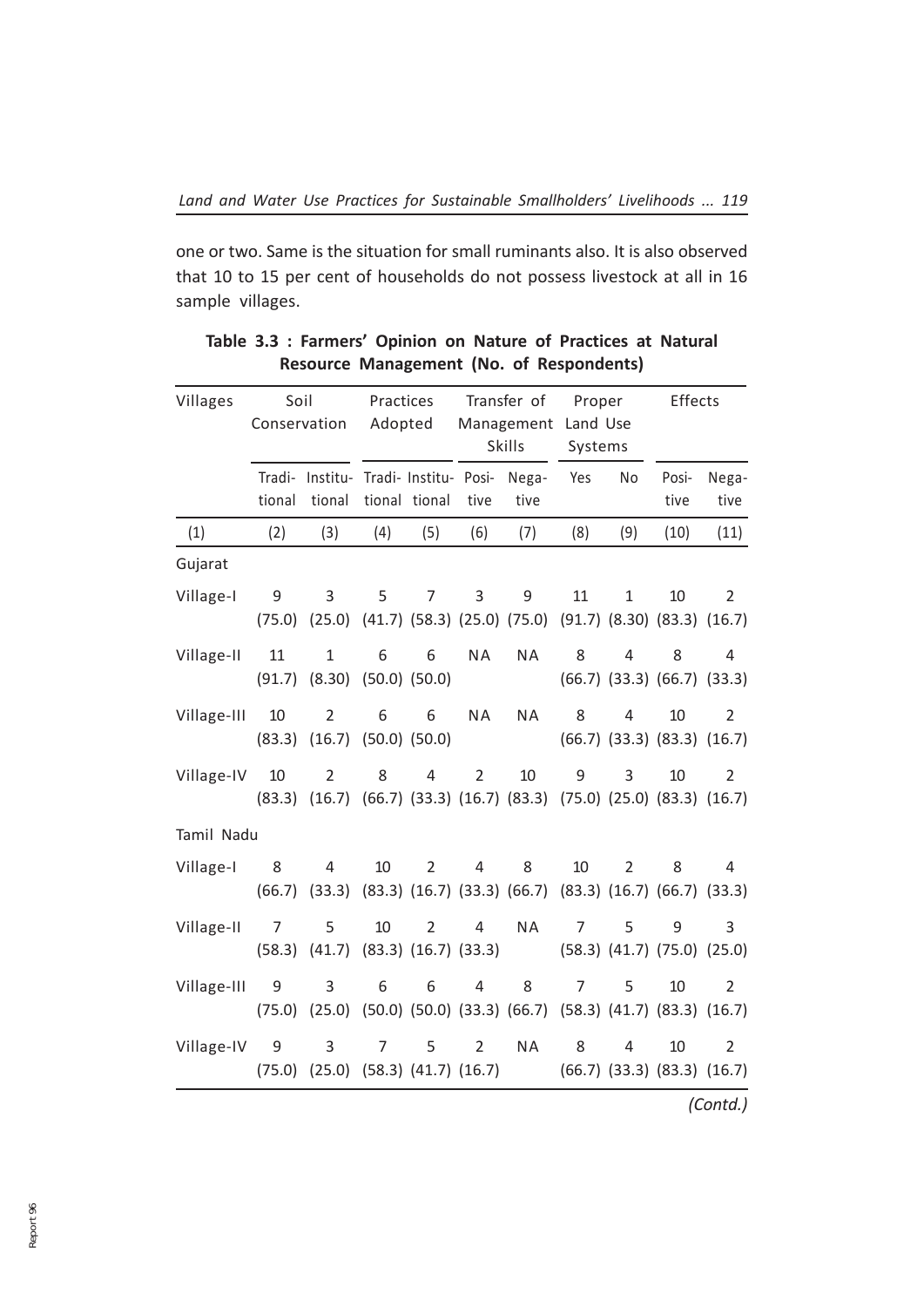one or two. Same is the situation for small ruminants also. It is also observed that 10 to 15 per cent of households do not possess livestock at all in 16 sample villages.

**Table 3.3 : Farmers' Opinion on Nature of Practices at Natural Resource Management (No. of Respondents)**

| Villages | Soil Conservation | | Practices Adopted | | Transfer of Management Skills | | Proper Land Use Systems | | Effects | |
|---|---|---|---|---|---|---|---|---|---|---|
| | Traditional | Institutional | Traditional | Institutional | Positive | Negative | Yes | No | Positive | Negative |
| (1) | (2) | (3) | (4) | (5) | (6) | (7) | (8) | (9) | (10) | (11) |
| Gujarat | | | | | | | | | | |
| Village-I | 9 (75.0) | 3 (25.0) | 5 (41.7) | 7 (58.3) | 3 (25.0) | 9 (75.0) | 11 (91.7) | 1 (8.30) | 10 (83.3) | 2 (16.7) |
| Village-II | 11 (91.7) | 1 (8.30) | 6 (50.0) | 6 (50.0) | NA | NA | 8 (66.7) | 4 (33.3) | 8 (66.7) | 4 (33.3) |
| Village-III | 10 (83.3) | 2 (16.7) | 6 (50.0) | 6 (50.0) | NA | NA | 8 (66.7) | 4 (33.3) | 10 (83.3) | 2 (16.7) |
| Village-IV | 10 (83.3) | 2 (16.7) | 8 (66.7) | 4 (33.3) | 2 (16.7) | 10 (83.3) | 9 (75.0) | 3 (25.0) | 10 (83.3) | 2 (16.7) |
| Tamil Nadu | | | | | | | | | | |
| Village-I | 8 (66.7) | 4 (33.3) | 10 (83.3) | 2 (16.7) | 4 (33.3) | 8 (66.7) | 10 (83.3) | 2 (16.7) | 8 (66.7) | 4 (33.3) |
| Village-II | 7 (58.3) | 5 (41.7) | 10 (83.3) | 2 (16.7) | 4 (33.3) | NA | 7 (58.3) | 5 (41.7) | 9 (75.0) | 3 (25.0) |
| Village-III | 9 (75.0) | 3 (25.0) | 6 (50.0) | 6 (50.0) | 4 (33.3) | 8 (66.7) | 7 (58.3) | 5 (41.7) | 10 (83.3) | 2 (16.7) |
| Village-IV | 9 (75.0) | 3 (25.0) | 7 (58.3) | 5 (41.7) | 2 (16.7) | NA | 8 (66.7) | 4 (33.3) | 10 (83.3) | 2 (16.7) |

*(Contd.)*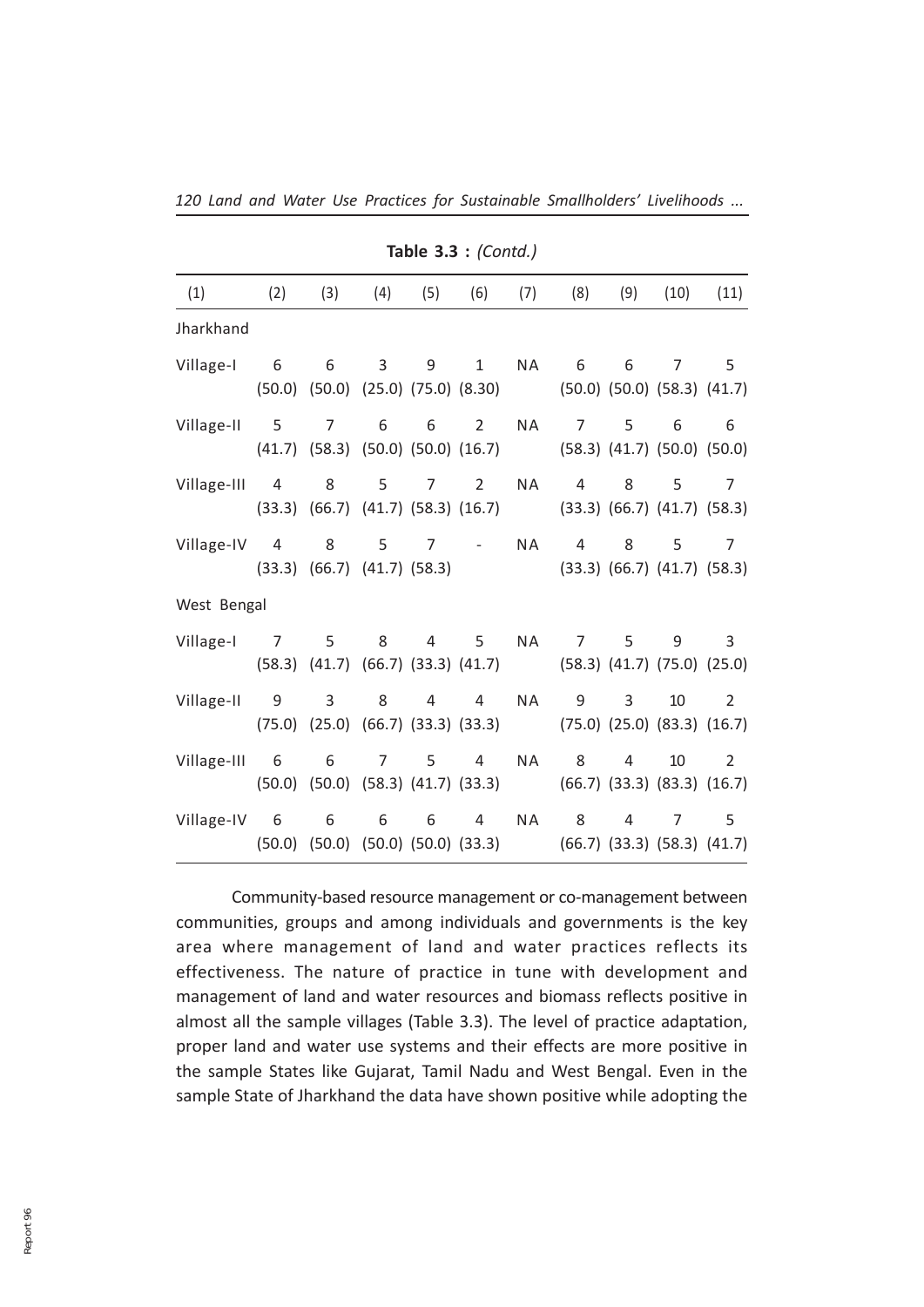**Table 3.3 :** *(Contd.)*

| (1) | (2) | (3) | (4) | (5) | (6) | (7) | (8) | (9) | (10) | (11) |
|---|---|---|---|---|---|---|---|---|---|---|
| Jharkhand | | | | | | | | | | |
| Village-I | 6 (50.0) | 6 (50.0) | 3 (25.0) | 9 (75.0) | 1 (8.30) | NA | 6 (50.0) | 6 (50.0) | 7 (58.3) | 5 (41.7) |
| Village-II | 5 (41.7) | 7 (58.3) | 6 (50.0) | 6 (50.0) | 2 (16.7) | NA | 7 (58.3) | 5 (41.7) | 6 (50.0) | 6 (50.0) |
| Village-III | 4 (33.3) | 8 (66.7) | 5 (41.7) | 7 (58.3) | 2 (16.7) | NA | 4 (33.3) | 8 (66.7) | 5 (41.7) | 7 (58.3) |
| Village-IV | 4 (33.3) | 8 (66.7) | 5 (41.7) | 7 (58.3) | - | NA | 4 (33.3) | 8 (66.7) | 5 (41.7) | 7 (58.3) |
| West Bengal | | | | | | | | | | |
| Village-I | 7 (58.3) | 5 (41.7) | 8 (66.7) | 4 (33.3) | 5 (41.7) | NA | 7 (58.3) | 5 (41.7) | 9 (75.0) | 3 (25.0) |
| Village-II | 9 (75.0) | 3 (25.0) | 8 (66.7) | 4 (33.3) | 4 (33.3) | NA | 9 (75.0) | 3 (25.0) | 10 (83.3) | 2 (16.7) |
| Village-III | 6 (50.0) | 6 (50.0) | 7 (58.3) | 5 (41.7) | 4 (33.3) | NA | 8 (66.7) | 4 (33.3) | 10 (83.3) | 2 (16.7) |
| Village-IV | 6 (50.0) | 6 (50.0) | 6 (50.0) | 6 (50.0) | 4 (33.3) | NA | 8 (66.7) | 4 (33.3) | 7 (58.3) | 5 (41.7) |

Community-based resource management or co-management between communities, groups and among individuals and governments is the key area where management of land and water practices reflects its effectiveness. The nature of practice in tune with development and management of land and water resources and biomass reflects positive in almost all the sample villages (Table 3.3). The level of practice adaptation, proper land and water use systems and their effects are more positive in the sample States like Gujarat, Tamil Nadu and West Bengal. Even in the sample State of Jharkhand the data have shown positive while adopting the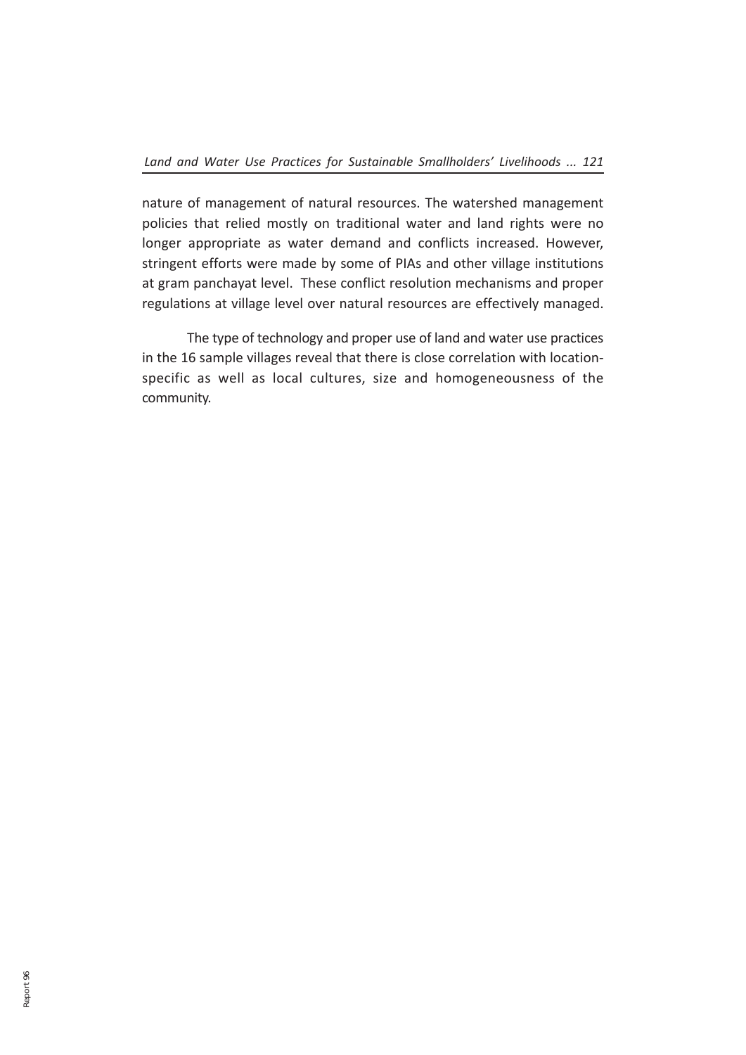nature of management of natural resources. The watershed management policies that relied mostly on traditional water and land rights were no longer appropriate as water demand and conflicts increased. However, stringent efforts were made by some of PIAs and other village institutions at gram panchayat level. These conflict resolution mechanisms and proper regulations at village level over natural resources are effectively managed.

The type of technology and proper use of land and water use practices in the 16 sample villages reveal that there is close correlation with location-specific as well as local cultures, size and homogeneousness of the community.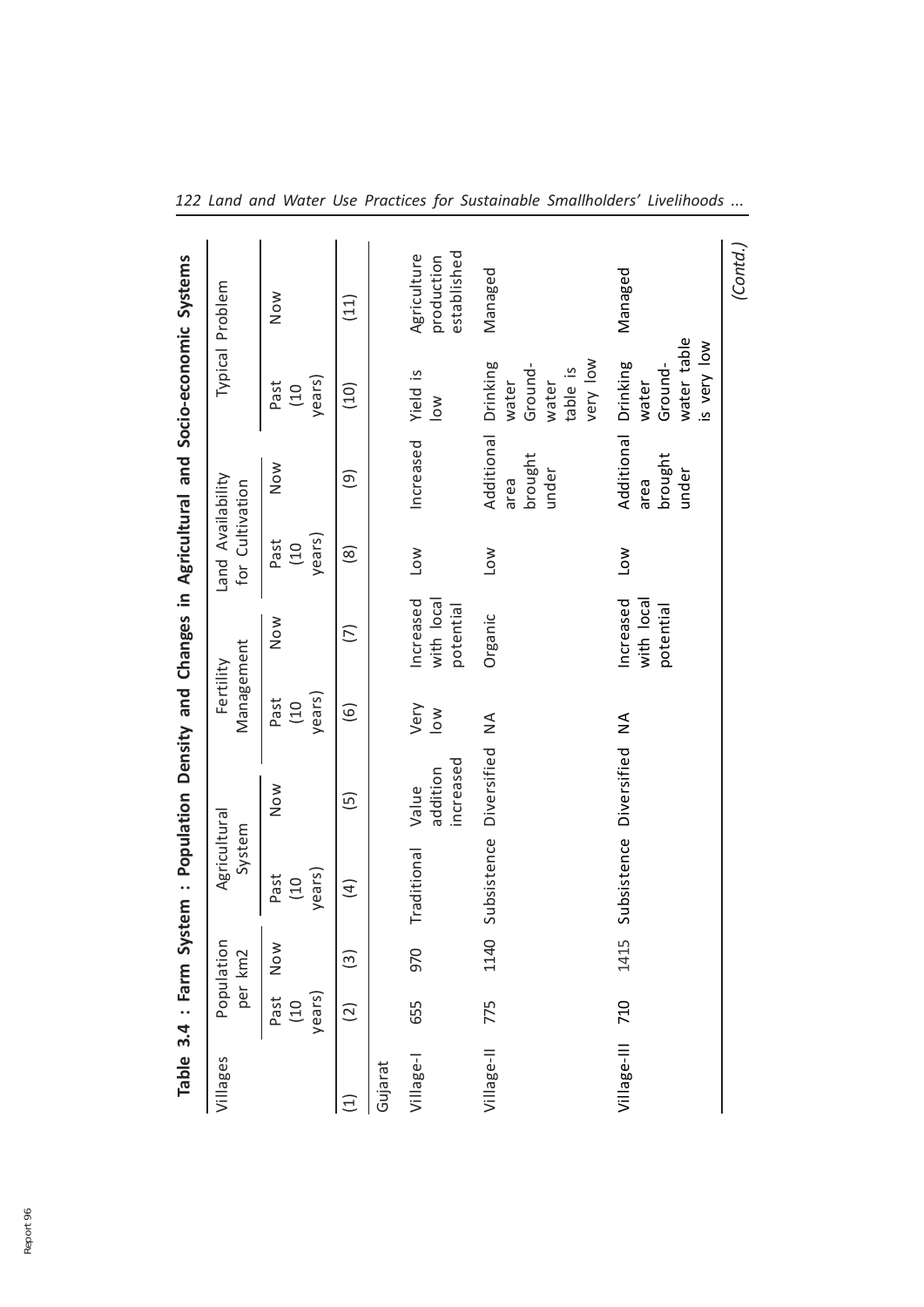**Table 3.4 : Farm System : Population Density and Changes in Agricultural and Socio-economic Systems**

| Villages | Population per km2 | | Agricultural System | | Fertility Management | | Land Availability for Cultivation | | Typical Problem | |
|---|---|---|---|---|---|---|---|---|---|---|
| | Past (10 years) | Now | Past (10 years) | Now | Past (10 years) | Now | Past (10 years) | Now | Past (10 years) | Now |
| (1) | (2) | (3) | (4) | (5) | (6) | (7) | (8) | (9) | (10) | (11) |
| Gujarat | | | | | | | | | | |
| Village-I | 655 | 970 | Traditional | Value addition increased | Very low | Increased with local potential | Low | Increased | Yield is low | Agriculture production established |
| Village-II | 775 | 1140 | Subsistence | Diversified | NA | Organic | Low | Additional area brought under | Drinking water Ground-water table is very low | Managed |
| Village-III | 710 | 1415 | Subsistence | Diversified | NA | Increased with local potential | Low | Additional area brought under | Drinking water Ground-water table is very low | Managed |

*(Contd.)*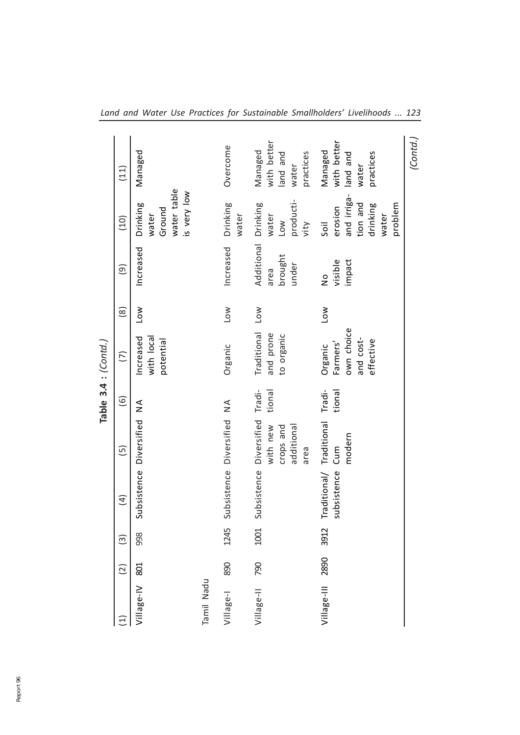**Table 3.4 : (Contd.)**

| (1) | (2) | (3) | (4) | (5) | (6) | (7) | (8) | (9) | (10) | (11) |
|---|---|---|---|---|---|---|---|---|---|---|
| Village-IV | 801 | 998 | Subsistence | Diversified | NA | Increased with local potential | Low | Increased | Drinking water Ground water table is very low | Managed |
| Tamil Nadu | | | | | | | | | | |
| Village-I | 890 | 1245 | Subsistence | Diversified | NA | Organic | Low | Increased | Drinking water | Overcome |
| Village-II | 790 | 1001 | Subsistence | Diversified with new crops and additional area | Traditional | Traditional and prone to organic | Low | Additional area brought under | Drinking water Low productivity | Managed with better land and water practices |
| Village-III | 2890 | 3912 | Traditional/ subsistence | Traditional Cum modern | Traditional | Organic Farmers' own choice and cost-effective | Low | No visible impact | Soil erosion and irrigation and drinking water problem | Managed with better land and water practices |

*(Contd.)*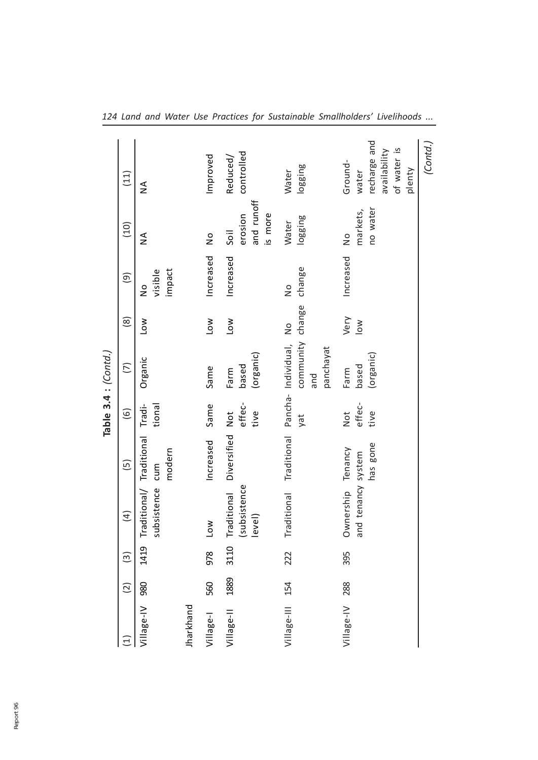**Table 3.4 : (Contd.)**

| (1) | (2) | (3) | (4) | (5) | (6) | (7) | (8) | (9) | (10) | (11) |
|---|---|---|---|---|---|---|---|---|---|---|
| Village-IV | 980 | 1419 | Traditional/ subsistence | Traditional cum modern | Traditional | Organic | Low | No visible impact | NA | NA |
| Jharkhand | | | | | | | | | | |
| Village-I | 560 | 978 | Low | Increased | Same | Same | Low | Increased | No | Improved |
| Village-II | 1889 | 3110 | Traditional (subsistence level) | Diversified | Not effective | Farm based (organic) | Low | Increased | Soil erosion and runoff is more | Reduced/ controlled |
| Village-III | 154 | 222 | Traditional | Traditional | Panchayat | Individual, community and panchayat | No change | No change | Water logging | Water logging |
| Village-IV | 288 | 395 | Ownership and tenancy | Tenancy system has gone | Not effective | Farm based (organic) | Very low | Increased | No markets, no water | Groundwater recharge and availability of water is plenty |

*(Contd.)*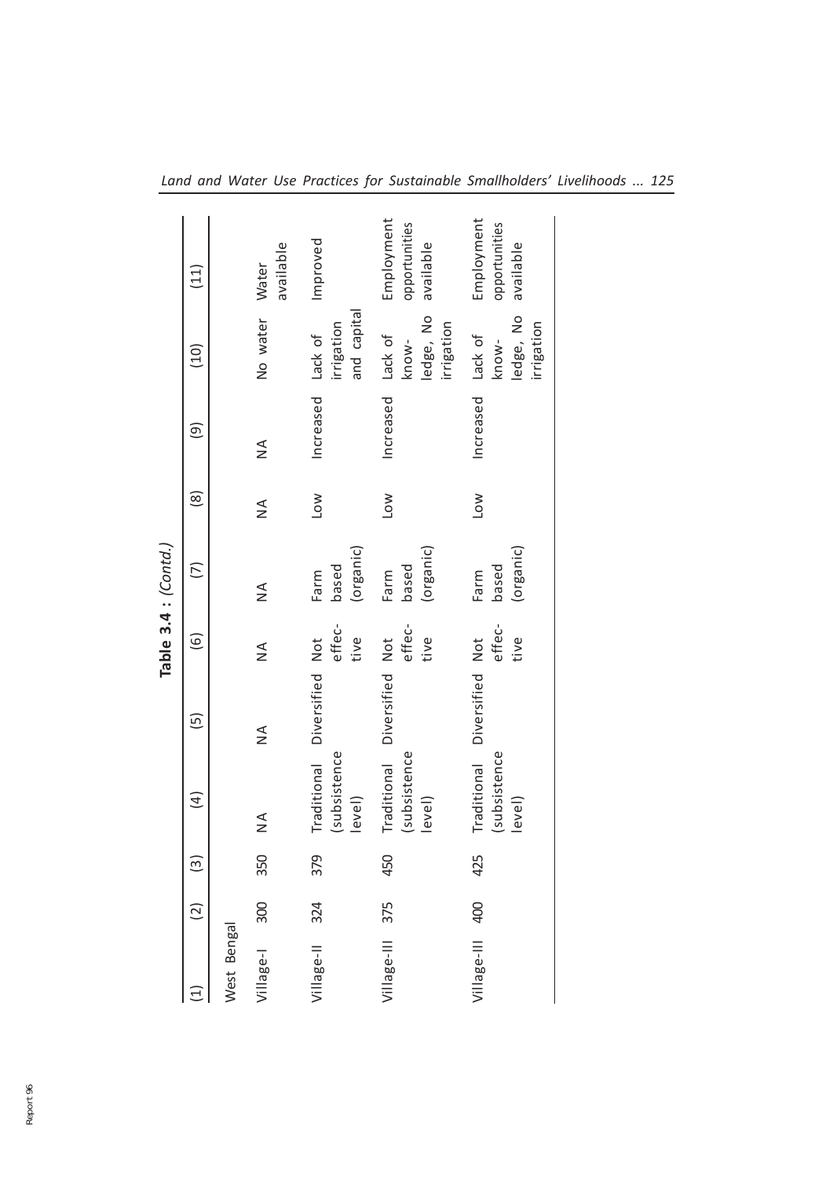**Table 3.4 : (Contd.)**

| (1) | (2) | (3) | (4) | (5) | (6) | (7) | (8) | (9) | (10) | (11) |
|---|---|---|---|---|---|---|---|---|---|---|
| West Bengal | | | | | | | | | | |
| Village-I | 300 | 350 | NA | NA | NA | NA | NA | NA | No water | Water available |
| Village-II | 324 | 379 | Traditional (subsistence level) | Diversified | Not effec-tive | Farm based (organic) | Low | Increased | Lack of irrigation and capital | Improved |
| Village-III | 375 | 450 | Traditional (subsistence level) | Diversified | Not effec-tive | Farm based (organic) | Low | Increased | Lack of know-ledge, No irrigation | Employment opportunities available |
| Village-III | 400 | 425 | Traditional (subsistence level) | Diversified | Not effec-tive | Farm based (organic) | Low | Increased | Lack of know-ledge, No irrigation | Employment opportunities available |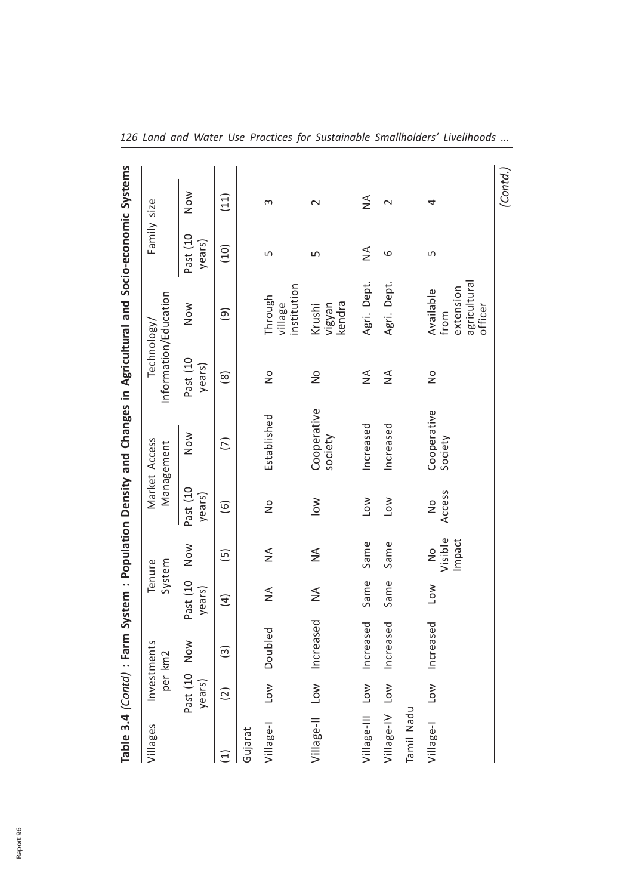**Table 3.4** *(Contd)* **: Farm System : Population Density and Changes in Agricultural and Socio-economic Systems**

| Villages | Investments per km2 | | Tenure System | | Market Access Management | | Technology/ Information/Education | | Family size | |
|---|---|---|---|---|---|---|---|---|---|---|
| | Past (10 years) | Now | Past (10 years) | Now | Past (10 years) | Now | Past (10 years) | Now | Past (10 years) | Now |
| (1) | (2) | (3) | (4) | (5) | (6) | (7) | (8) | (9) | (10) | (11) |
| Gujarat | | | | | | | | | | |
| Village-I | Low | Doubled | NA | NA | No | Established | No | Through village institution | 5 | 3 |
| Village-II | Low | Increased | NA | NA | low | Cooperative society | No | Krushi vigyan kendra | 5 | 2 |
| Village-III | Low | Increased | Same | Same | Low | Increased | NA | Agri. Dept. | NA | NA |
| Village-IV | Low | Increased | Same | Same | Low | Increased | NA | Agri. Dept. | 6 | 2 |
| Tamil Nadu | | | | | | | | | | |
| Village-I | Low | Increased | Low | No Visible Impact | No Access | Cooperative Society | No | Available from extension agricultural officer | 5 | 4 |

*(Contd.)*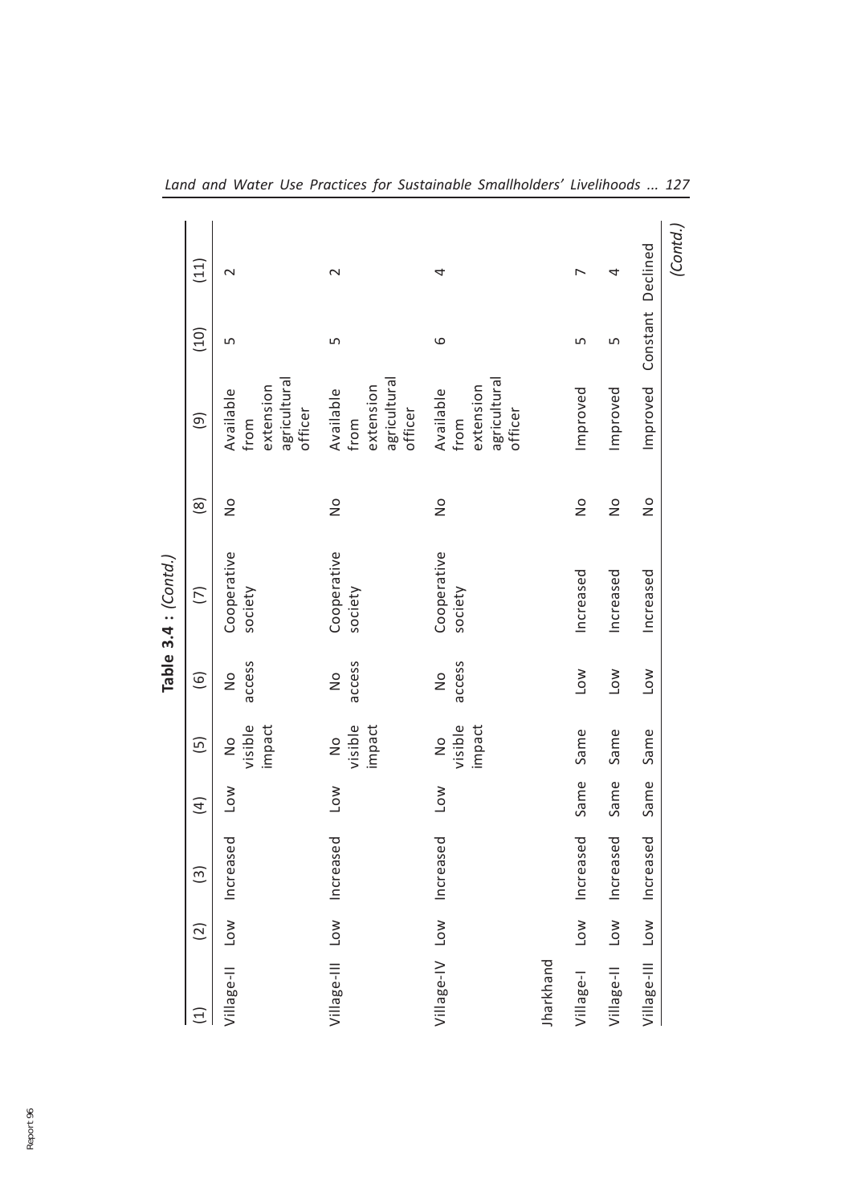**Table 3.4 : (Contd.)**

| (1) | (2) | (3) | (4) | (5) | (6) | (7) | (8) | (9) | (10) | (11) |
|---|---|---|---|---|---|---|---|---|---|---|
| Village-II | Low | Increased | Low | No visible impact | No access | Cooperative society | No | Available from extension agricultural officer | 5 | 2 |
| Village-III | Low | Increased | Low | No visible impact | No access | Cooperative society | No | Available from extension agricultural officer | 5 | 2 |
| Village-IV | Low | Increased | Low | No visible impact | No access | Cooperative society | No | Available from extension agricultural officer | 6 | 4 |
| Jharkhand | | | | | | | | | | |
| Village-I | Low | Increased | Same | Same | Low | Increased | No | Improved | 5 | 7 |
| Village-II | Low | Increased | Same | Same | Low | Increased | No | Improved | 5 | 4 |
| Village-III | Low | Increased | Same | Same | Low | Increased | No | Improved | Constant | Declined |

*(Contd.)*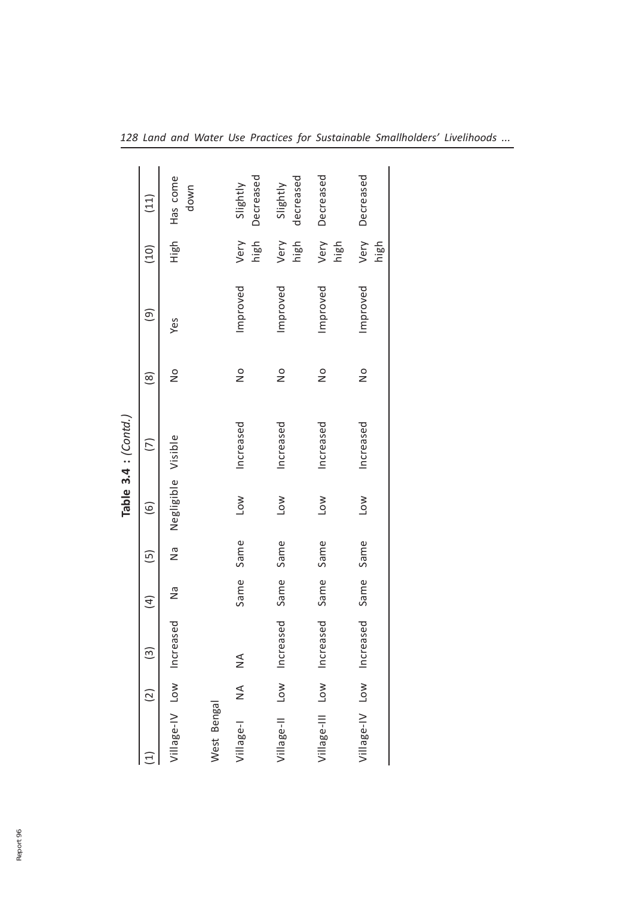**Table 3.4 : (Contd.)**

| (1) | (2) | (3) | (4) | (5) | (6) | (7) | (8) | (9) | (10) | (11) |
|---|---|---|---|---|---|---|---|---|---|---|
| Village-IV | Low | Increased | Na | Na | Negligible | Visible | No | Yes | High | Has come down |
| West Bengal | | | | | | | | | | |
| Village-I | NA | NA | Same | Same | Low | Increased | No | Improved | Very high | Slightly Decreased |
| Village-II | Low | Increased | Same | Same | Low | Increased | No | Improved | Very high | Slightly decreased |
| Village-III | Low | Increased | Same | Same | Low | Increased | No | Improved | Very high | Decreased |
| Village-IV | Low | Increased | Same | Same | Low | Increased | No | Improved | Very high | Decreased |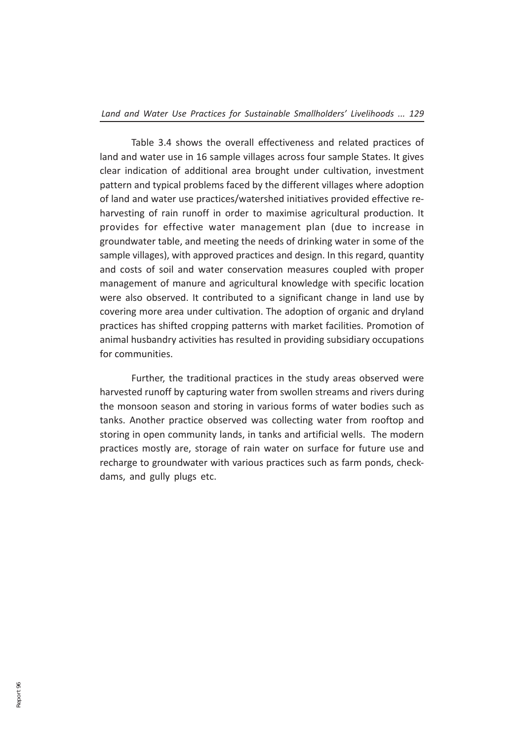Table 3.4 shows the overall effectiveness and related practices of land and water use in 16 sample villages across four sample States. It gives clear indication of additional area brought under cultivation, investment pattern and typical problems faced by the different villages where adoption of land and water use practices/watershed initiatives provided effective re-harvesting of rain runoff in order to maximise agricultural production. It provides for effective water management plan (due to increase in groundwater table, and meeting the needs of drinking water in some of the sample villages), with approved practices and design. In this regard, quantity and costs of soil and water conservation measures coupled with proper management of manure and agricultural knowledge with specific location were also observed. It contributed to a significant change in land use by covering more area under cultivation. The adoption of organic and dryland practices has shifted cropping patterns with market facilities. Promotion of animal husbandry activities has resulted in providing subsidiary occupations for communities.

Further, the traditional practices in the study areas observed were harvested runoff by capturing water from swollen streams and rivers during the monsoon season and storing in various forms of water bodies such as tanks. Another practice observed was collecting water from rooftop and storing in open community lands, in tanks and artificial wells. The modern practices mostly are, storage of rain water on surface for future use and recharge to groundwater with various practices such as farm ponds, check-dams, and gully plugs etc.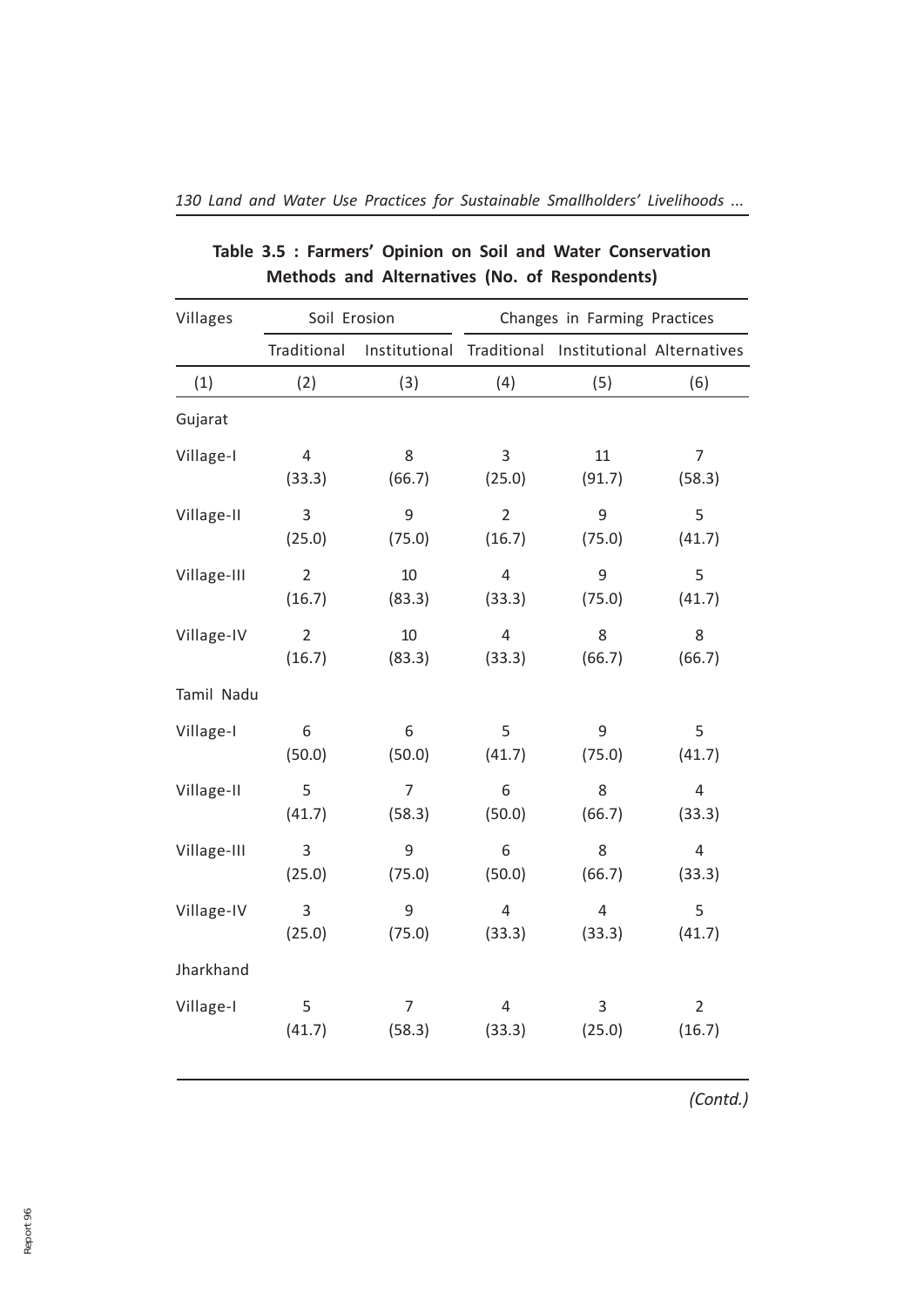**Table 3.5 : Farmers' Opinion on Soil and Water Conservation Methods and Alternatives (No. of Respondents)**

| Villages | Soil Erosion | | Changes in Farming Practices | | |
|---|---|---|---|---|---|
| | Traditional | Institutional | Traditional | Institutional | Alternatives |
| (1) | (2) | (3) | (4) | (5) | (6) |
| Gujarat | | | | | |
| Village-I | 4 (33.3) | 8 (66.7) | 3 (25.0) | 11 (91.7) | 7 (58.3) |
| Village-II | 3 (25.0) | 9 (75.0) | 2 (16.7) | 9 (75.0) | 5 (41.7) |
| Village-III | 2 (16.7) | 10 (83.3) | 4 (33.3) | 9 (75.0) | 5 (41.7) |
| Village-IV | 2 (16.7) | 10 (83.3) | 4 (33.3) | 8 (66.7) | 8 (66.7) |
| Tamil Nadu | | | | | |
| Village-I | 6 (50.0) | 6 (50.0) | 5 (41.7) | 9 (75.0) | 5 (41.7) |
| Village-II | 5 (41.7) | 7 (58.3) | 6 (50.0) | 8 (66.7) | 4 (33.3) |
| Village-III | 3 (25.0) | 9 (75.0) | 6 (50.0) | 8 (66.7) | 4 (33.3) |
| Village-IV | 3 (25.0) | 9 (75.0) | 4 (33.3) | 4 (33.3) | 5 (41.7) |
| Jharkhand | | | | | |
| Village-I | 5 (41.7) | 7 (58.3) | 4 (33.3) | 3 (25.0) | 2 (16.7) |

*(Contd.)*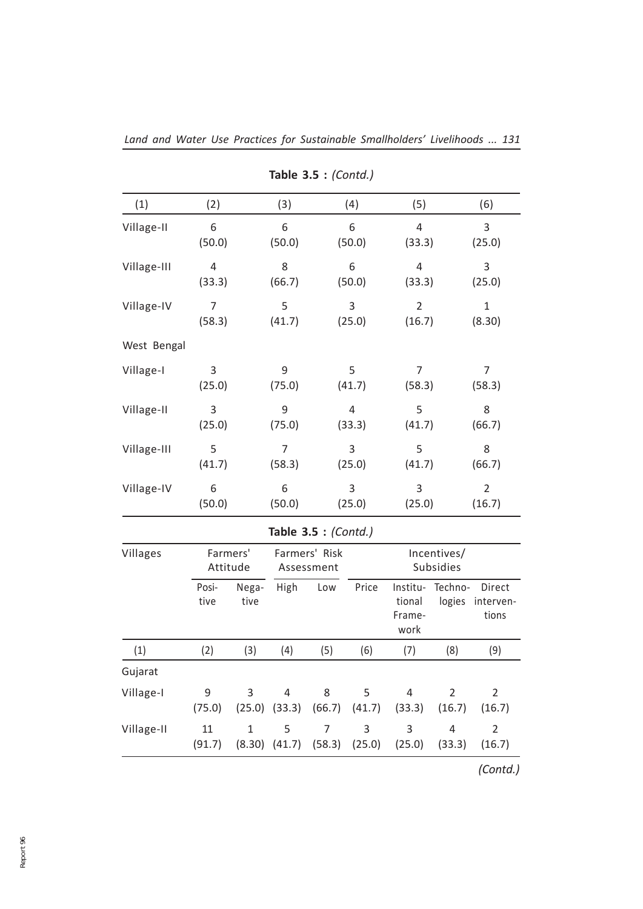**Table 3.5 :** *(Contd.)*

| (1) | (2) | (3) | (4) | (5) | (6) |
|---|---|---|---|---|---|
| Village-II | 6 (50.0) | 6 (50.0) | 6 (50.0) | 4 (33.3) | 3 (25.0) |
| Village-III | 4 (33.3) | 8 (66.7) | 6 (50.0) | 4 (33.3) | 3 (25.0) |
| Village-IV | 7 (58.3) | 5 (41.7) | 3 (25.0) | 2 (16.7) | 1 (8.30) |
| West Bengal | | | | | |
| Village-I | 3 (25.0) | 9 (75.0) | 5 (41.7) | 7 (58.3) | 7 (58.3) |
| Village-II | 3 (25.0) | 9 (75.0) | 4 (33.3) | 5 (41.7) | 8 (66.7) |
| Village-III | 5 (41.7) | 7 (58.3) | 3 (25.0) | 5 (41.7) | 8 (66.7) |
| Village-IV | 6 (50.0) | 6 (50.0) | 3 (25.0) | 3 (25.0) | 2 (16.7) |

**Table 3.5 :** *(Contd.)*

| Villages | Farmers' Attitude | | Farmers' Risk Assessment | | Incentives/ Subsidies | | | |
|---|---|---|---|---|---|---|---|---|
| | Positive | Negative | High | Low | Price | Institutional Framework | Technologies | Direct interventions |
| (1) | (2) | (3) | (4) | (5) | (6) | (7) | (8) | (9) |
| Gujarat | | | | | | | | |
| Village-I | 9 (75.0) | 3 (25.0) | 4 (33.3) | 8 (66.7) | 5 (41.7) | 4 (33.3) | 2 (16.7) | 2 (16.7) |
| Village-II | 11 (91.7) | 1 (8.30) | 5 (41.7) | 7 (58.3) | 3 (25.0) | 3 (25.0) | 4 (33.3) | 2 (16.7) |

*(Contd.)*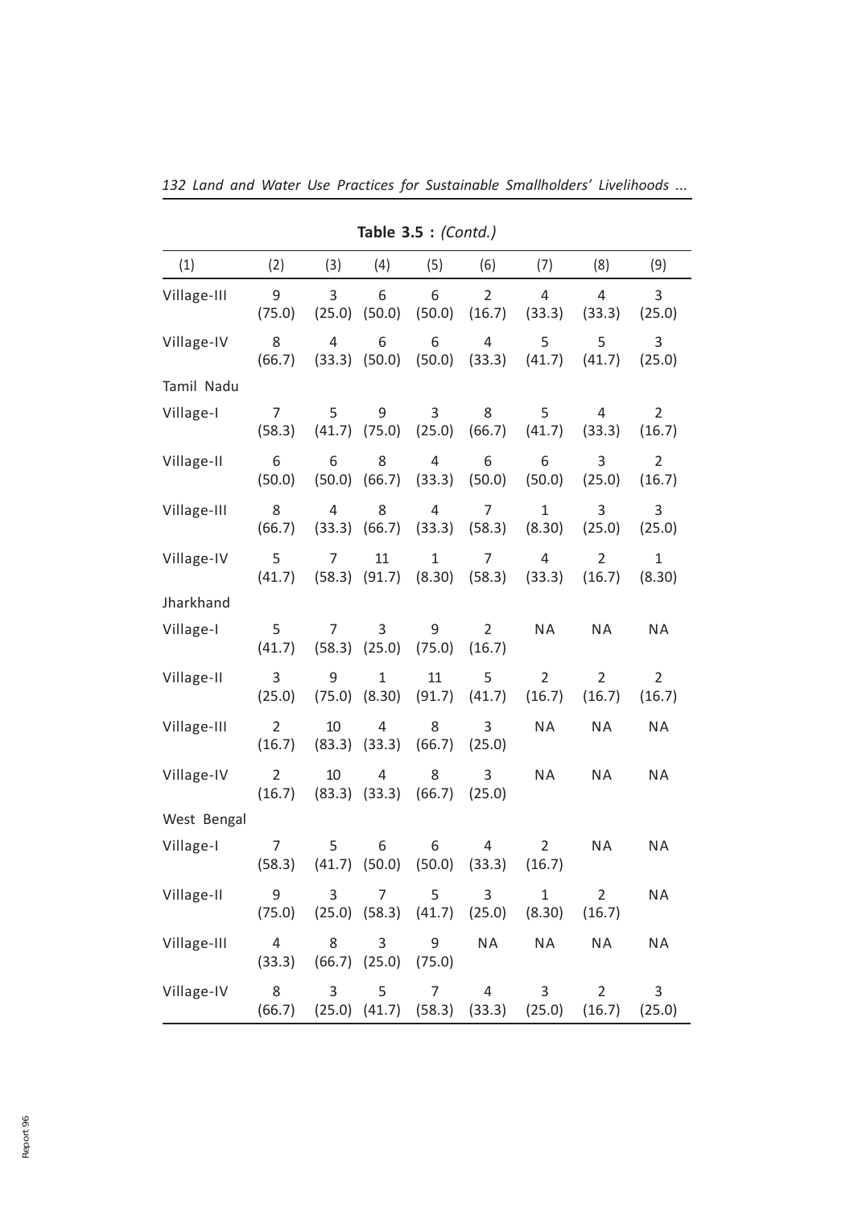**Table 3.5 :** *(Contd.)*

| (1) | (2) | (3) | (4) | (5) | (6) | (7) | (8) | (9) |
|---|---|---|---|---|---|---|---|---|
| Village-III | 9 (75.0) | 3 (25.0) | 6 (50.0) | 6 (50.0) | 2 (16.7) | 4 (33.3) | 4 (33.3) | 3 (25.0) |
| Village-IV | 8 (66.7) | 4 (33.3) | 6 (50.0) | 6 (50.0) | 4 (33.3) | 5 (41.7) | 5 (41.7) | 3 (25.0) |
| Tamil Nadu | | | | | | | | |
| Village-I | 7 (58.3) | 5 (41.7) | 9 (75.0) | 3 (25.0) | 8 (66.7) | 5 (41.7) | 4 (33.3) | 2 (16.7) |
| Village-II | 6 (50.0) | 6 (50.0) | 8 (66.7) | 4 (33.3) | 6 (50.0) | 6 (50.0) | 3 (25.0) | 2 (16.7) |
| Village-III | 8 (66.7) | 4 (33.3) | 8 (66.7) | 4 (33.3) | 7 (58.3) | 1 (8.30) | 3 (25.0) | 3 (25.0) |
| Village-IV | 5 (41.7) | 7 (58.3) | 11 (91.7) | 1 (8.30) | 7 (58.3) | 4 (33.3) | 2 (16.7) | 1 (8.30) |
| Jharkhand | | | | | | | | |
| Village-I | 5 (41.7) | 7 (58.3) | 3 (25.0) | 9 (75.0) | 2 (16.7) | NA | NA | NA |
| Village-II | 3 (25.0) | 9 (75.0) | 1 (8.30) | 11 (91.7) | 5 (41.7) | 2 (16.7) | 2 (16.7) | 2 (16.7) |
| Village-III | 2 (16.7) | 10 (83.3) | 4 (33.3) | 8 (66.7) | 3 (25.0) | NA | NA | NA |
| Village-IV | 2 (16.7) | 10 (83.3) | 4 (33.3) | 8 (66.7) | 3 (25.0) | NA | NA | NA |
| West Bengal | | | | | | | | |
| Village-I | 7 (58.3) | 5 (41.7) | 6 (50.0) | 6 (50.0) | 4 (33.3) | 2 (16.7) | NA | NA |
| Village-II | 9 (75.0) | 3 (25.0) | 7 (58.3) | 5 (41.7) | 3 (25.0) | 1 (8.30) | 2 (16.7) | NA |
| Village-III | 4 (33.3) | 8 (66.7) | 3 (25.0) | 9 (75.0) | NA | NA | NA | NA |
| Village-IV | 8 (66.7) | 3 (25.0) | 5 (41.7) | 7 (58.3) | 4 (33.3) | 3 (25.0) | 2 (16.7) | 3 (25.0) |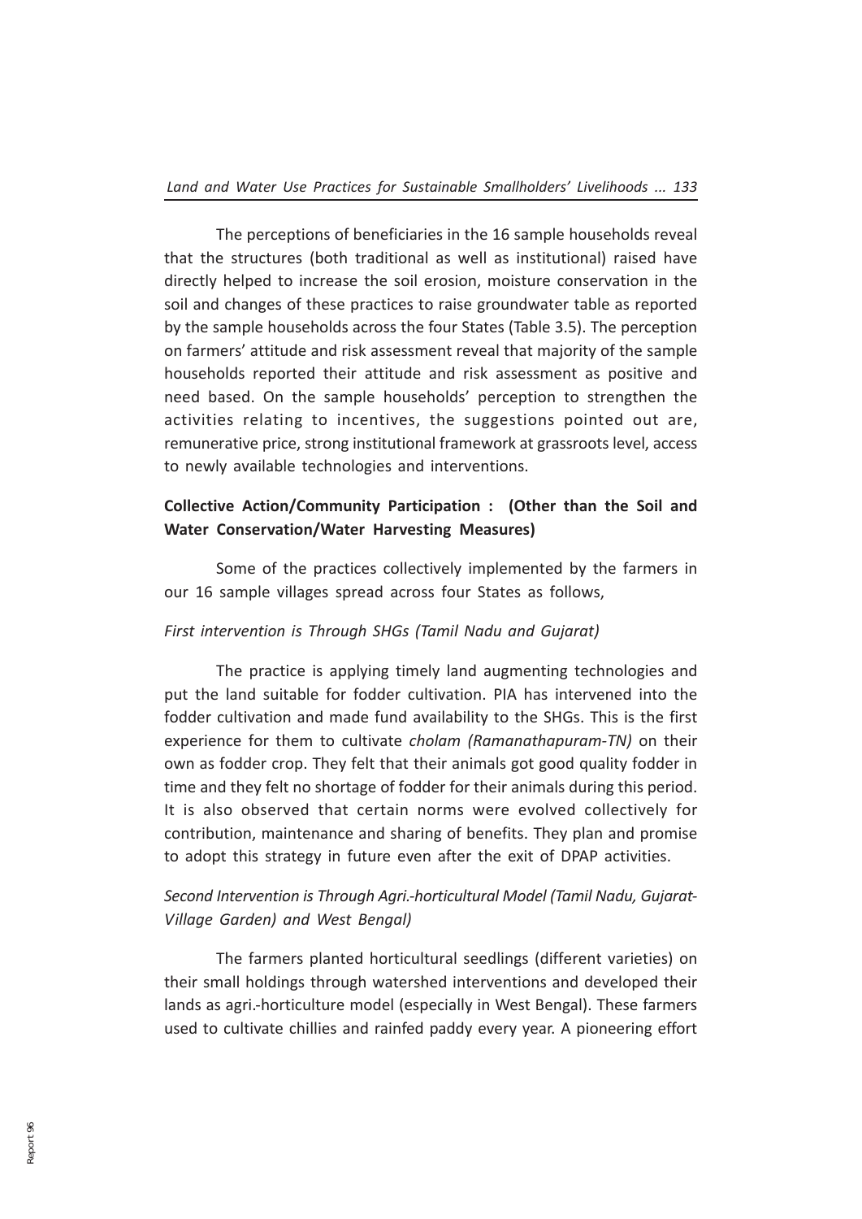The perceptions of beneficiaries in the 16 sample households reveal that the structures (both traditional as well as institutional) raised have directly helped to increase the soil erosion, moisture conservation in the soil and changes of these practices to raise groundwater table as reported by the sample households across the four States (Table 3.5). The perception on farmers' attitude and risk assessment reveal that majority of the sample households reported their attitude and risk assessment as positive and need based. On the sample households' perception to strengthen the activities relating to incentives, the suggestions pointed out are, remunerative price, strong institutional framework at grassroots level, access to newly available technologies and interventions.

**Collective Action/Community Participation : (Other than the Soil and Water Conservation/Water Harvesting Measures)**

Some of the practices collectively implemented by the farmers in our 16 sample villages spread across four States as follows,

*First intervention is Through SHGs (Tamil Nadu and Gujarat)*

The practice is applying timely land augmenting technologies and put the land suitable for fodder cultivation. PIA has intervened into the fodder cultivation and made fund availability to the SHGs. This is the first experience for them to cultivate *cholam (Ramanathapuram-TN)* on their own as fodder crop. They felt that their animals got good quality fodder in time and they felt no shortage of fodder for their animals during this period. It is also observed that certain norms were evolved collectively for contribution, maintenance and sharing of benefits. They plan and promise to adopt this strategy in future even after the exit of DPAP activities.

*Second Intervention is Through Agri.-horticultural Model (Tamil Nadu, Gujarat-Village Garden) and West Bengal)*

The farmers planted horticultural seedlings (different varieties) on their small holdings through watershed interventions and developed their lands as agri.-horticulture model (especially in West Bengal). These farmers used to cultivate chillies and rainfed paddy every year. A pioneering effort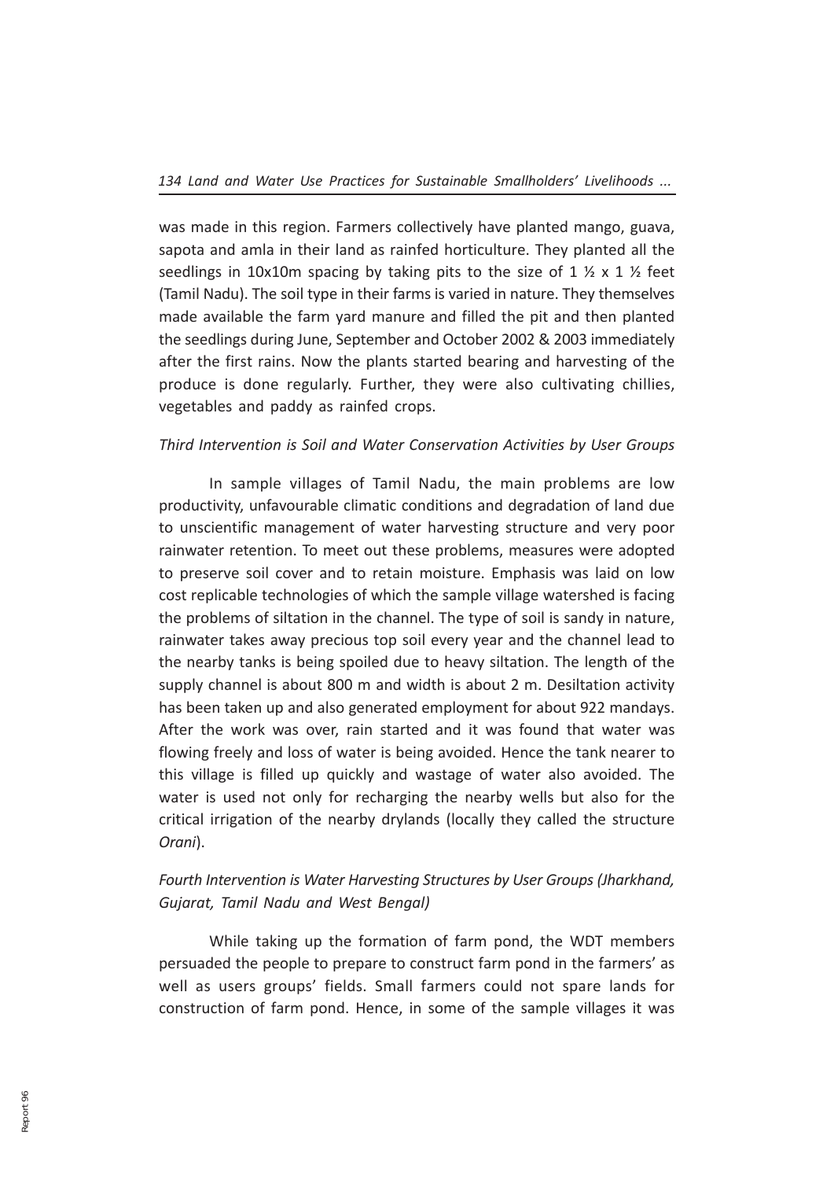was made in this region. Farmers collectively have planted mango, guava, sapota and amla in their land as rainfed horticulture. They planted all the seedlings in 10x10m spacing by taking pits to the size of 1 ½ x 1 ½ feet (Tamil Nadu). The soil type in their farms is varied in nature. They themselves made available the farm yard manure and filled the pit and then planted the seedlings during June, September and October 2002 & 2003 immediately after the first rains. Now the plants started bearing and harvesting of the produce is done regularly. Further, they were also cultivating chillies, vegetables and paddy as rainfed crops.

*Third Intervention is Soil and Water Conservation Activities by User Groups*

In sample villages of Tamil Nadu, the main problems are low productivity, unfavourable climatic conditions and degradation of land due to unscientific management of water harvesting structure and very poor rainwater retention. To meet out these problems, measures were adopted to preserve soil cover and to retain moisture. Emphasis was laid on low cost replicable technologies of which the sample village watershed is facing the problems of siltation in the channel. The type of soil is sandy in nature, rainwater takes away precious top soil every year and the channel lead to the nearby tanks is being spoiled due to heavy siltation. The length of the supply channel is about 800 m and width is about 2 m. Desiltation activity has been taken up and also generated employment for about 922 mandays. After the work was over, rain started and it was found that water was flowing freely and loss of water is being avoided. Hence the tank nearer to this village is filled up quickly and wastage of water also avoided. The water is used not only for recharging the nearby wells but also for the critical irrigation of the nearby drylands (locally they called the structure *Orani*).

*Fourth Intervention is Water Harvesting Structures by User Groups (Jharkhand, Gujarat, Tamil Nadu and West Bengal)*

While taking up the formation of farm pond, the WDT members persuaded the people to prepare to construct farm pond in the farmers' as well as users groups' fields. Small farmers could not spare lands for construction of farm pond. Hence, in some of the sample villages it was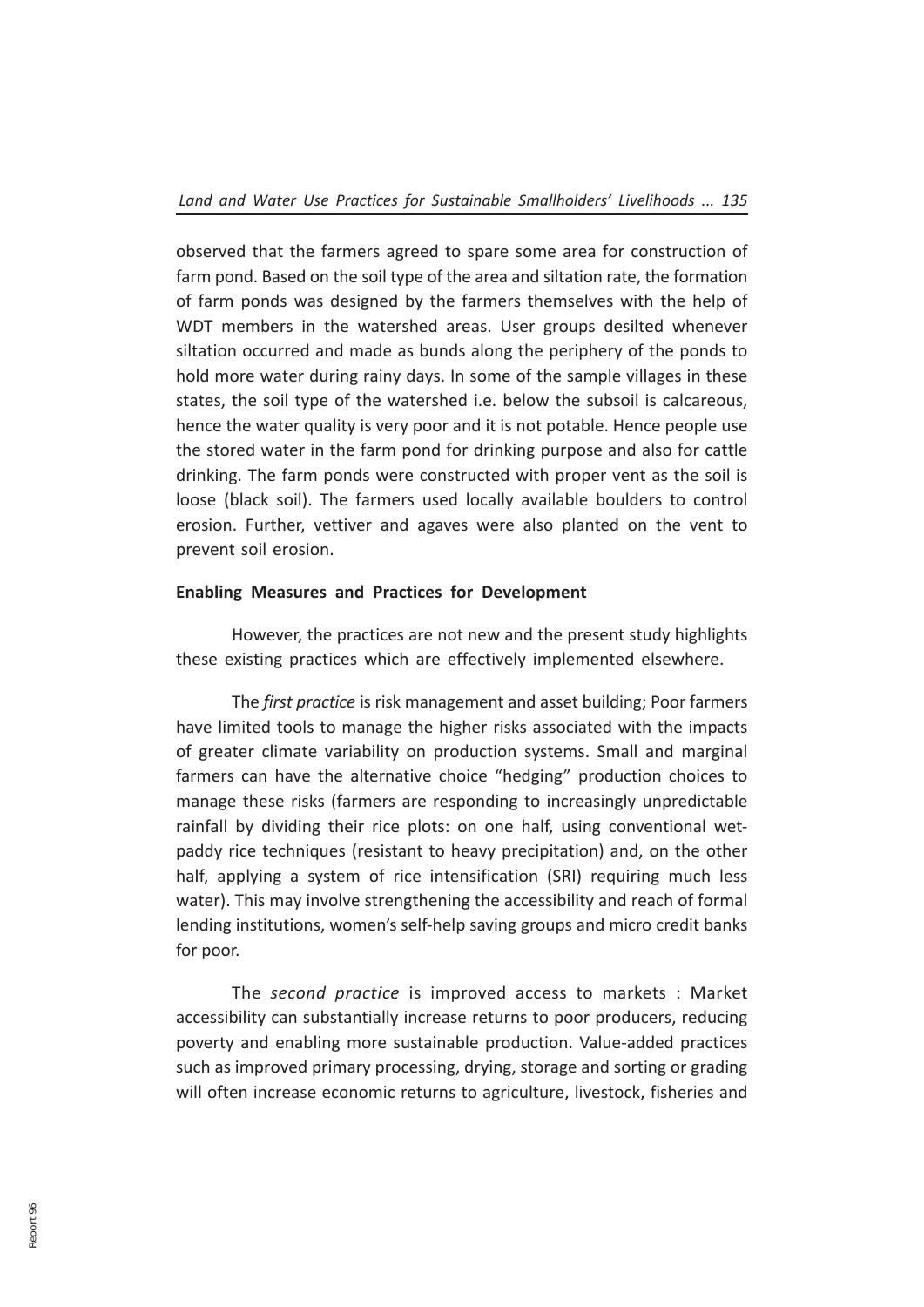observed that the farmers agreed to spare some area for construction of farm pond. Based on the soil type of the area and siltation rate, the formation of farm ponds was designed by the farmers themselves with the help of WDT members in the watershed areas. User groups desilted whenever siltation occurred and made as bunds along the periphery of the ponds to hold more water during rainy days. In some of the sample villages in these states, the soil type of the watershed i.e. below the subsoil is calcareous, hence the water quality is very poor and it is not potable. Hence people use the stored water in the farm pond for drinking purpose and also for cattle drinking. The farm ponds were constructed with proper vent as the soil is loose (black soil). The farmers used locally available boulders to control erosion. Further, vettiver and agaves were also planted on the vent to prevent soil erosion.

**Enabling Measures and Practices for Development**

However, the practices are not new and the present study highlights these existing practices which are effectively implemented elsewhere.

The *first practice* is risk management and asset building; Poor farmers have limited tools to manage the higher risks associated with the impacts of greater climate variability on production systems. Small and marginal farmers can have the alternative choice "hedging" production choices to manage these risks (farmers are responding to increasingly unpredictable rainfall by dividing their rice plots: on one half, using conventional wet-paddy rice techniques (resistant to heavy precipitation) and, on the other half, applying a system of rice intensification (SRI) requiring much less water). This may involve strengthening the accessibility and reach of formal lending institutions, women's self-help saving groups and micro credit banks for poor.

The *second practice* is improved access to markets : Market accessibility can substantially increase returns to poor producers, reducing poverty and enabling more sustainable production. Value-added practices such as improved primary processing, drying, storage and sorting or grading will often increase economic returns to agriculture, livestock, fisheries and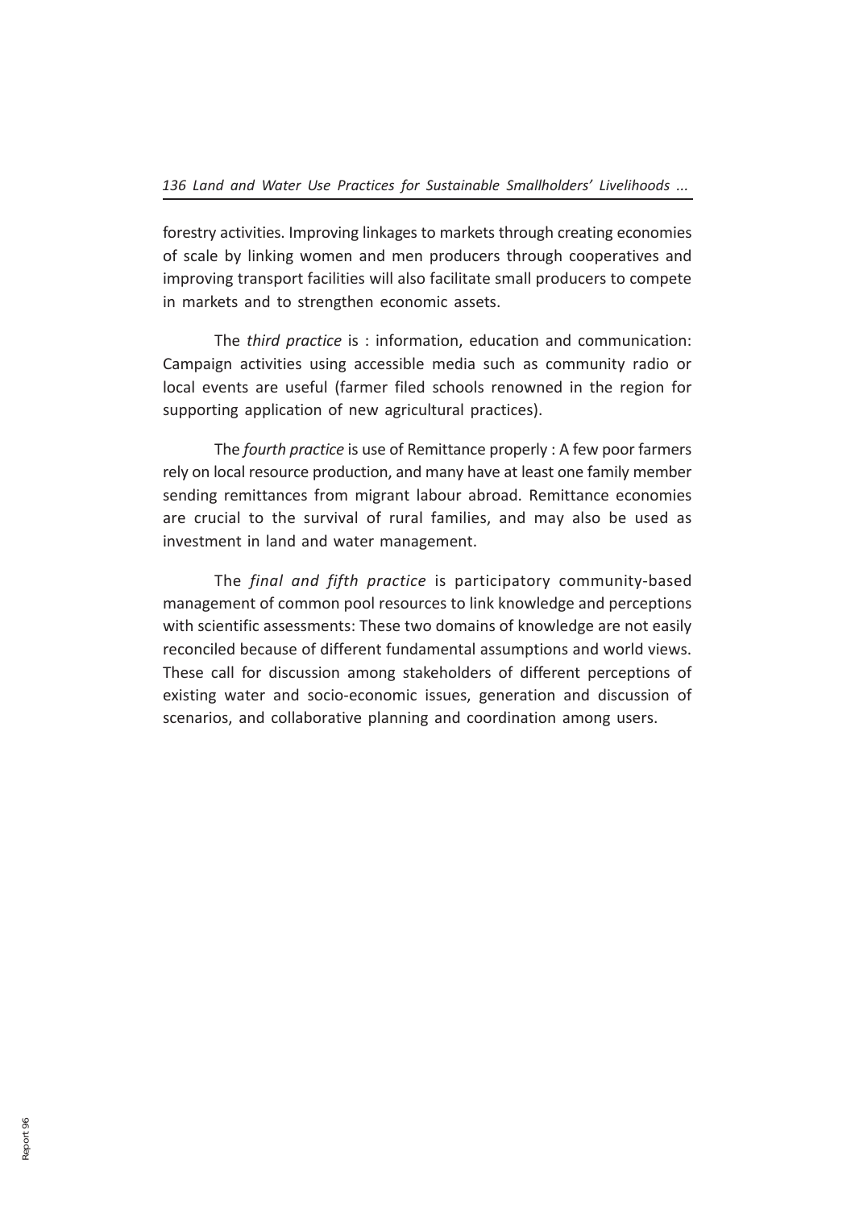forestry activities. Improving linkages to markets through creating economies of scale by linking women and men producers through cooperatives and improving transport facilities will also facilitate small producers to compete in markets and to strengthen economic assets.

The *third practice* is : information, education and communication: Campaign activities using accessible media such as community radio or local events are useful (farmer filed schools renowned in the region for supporting application of new agricultural practices).

The *fourth practice* is use of Remittance properly : A few poor farmers rely on local resource production, and many have at least one family member sending remittances from migrant labour abroad. Remittance economies are crucial to the survival of rural families, and may also be used as investment in land and water management.

The *final and fifth practice* is participatory community-based management of common pool resources to link knowledge and perceptions with scientific assessments: These two domains of knowledge are not easily reconciled because of different fundamental assumptions and world views. These call for discussion among stakeholders of different perceptions of existing water and socio-economic issues, generation and discussion of scenarios, and collaborative planning and coordination among users.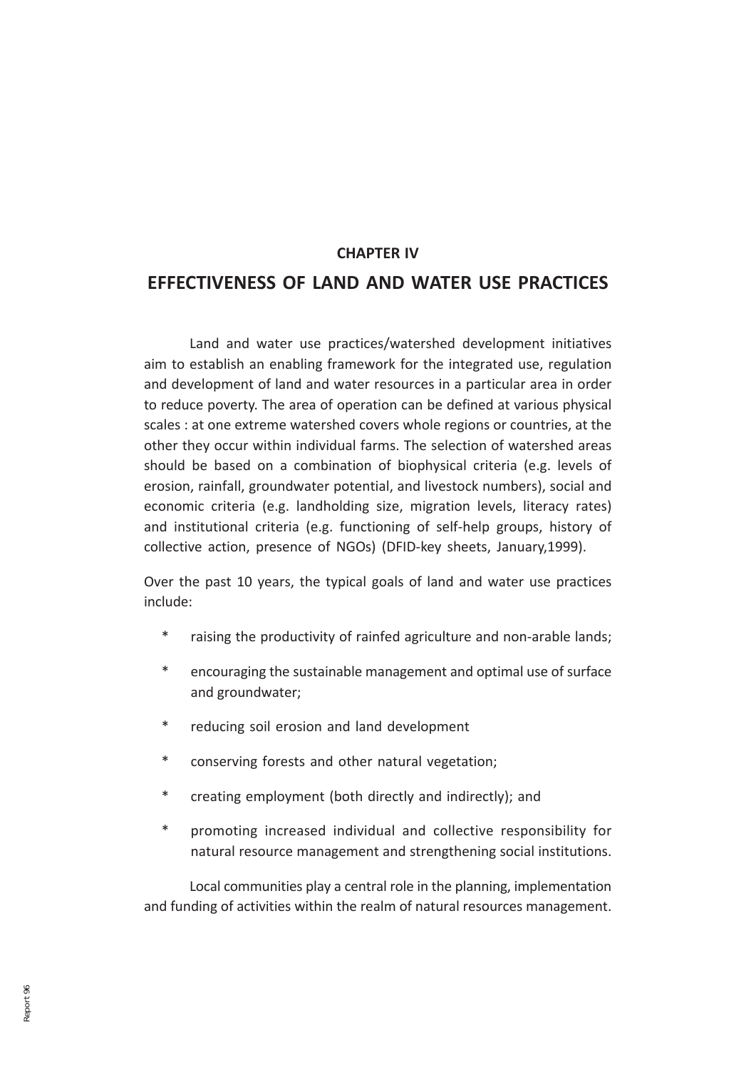**CHAPTER IV**

# EFFECTIVENESS OF LAND AND WATER USE PRACTICES

Land and water use practices/watershed development initiatives aim to establish an enabling framework for the integrated use, regulation and development of land and water resources in a particular area in order to reduce poverty. The area of operation can be defined at various physical scales : at one extreme watershed covers whole regions or countries, at the other they occur within individual farms. The selection of watershed areas should be based on a combination of biophysical criteria (e.g. levels of erosion, rainfall, groundwater potential, and livestock numbers), social and economic criteria (e.g. landholding size, migration levels, literacy rates) and institutional criteria (e.g. functioning of self-help groups, history of collective action, presence of NGOs) (DFID-key sheets, January,1999).

Over the past 10 years, the typical goals of land and water use practices include:

- raising the productivity of rainfed agriculture and non-arable lands;
- encouraging the sustainable management and optimal use of surface and groundwater;
- reducing soil erosion and land development
- conserving forests and other natural vegetation;
- creating employment (both directly and indirectly); and
- promoting increased individual and collective responsibility for natural resource management and strengthening social institutions.

Local communities play a central role in the planning, implementation and funding of activities within the realm of natural resources management.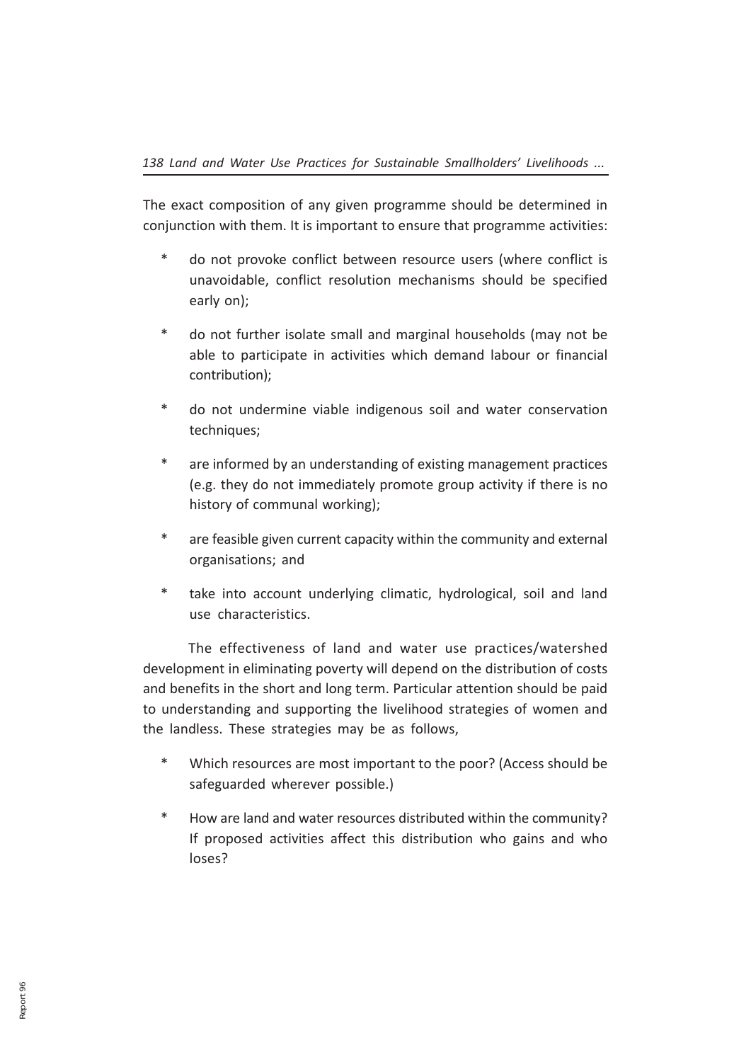The exact composition of any given programme should be determined in conjunction with them. It is important to ensure that programme activities:

- do not provoke conflict between resource users (where conflict is unavoidable, conflict resolution mechanisms should be specified early on);
- do not further isolate small and marginal households (may not be able to participate in activities which demand labour or financial contribution);
- do not undermine viable indigenous soil and water conservation techniques;
- are informed by an understanding of existing management practices (e.g. they do not immediately promote group activity if there is no history of communal working);
- are feasible given current capacity within the community and external organisations; and
- take into account underlying climatic, hydrological, soil and land use characteristics.

The effectiveness of land and water use practices/watershed development in eliminating poverty will depend on the distribution of costs and benefits in the short and long term. Particular attention should be paid to understanding and supporting the livelihood strategies of women and the landless. These strategies may be as follows,

- Which resources are most important to the poor? (Access should be safeguarded wherever possible.)
- How are land and water resources distributed within the community? If proposed activities affect this distribution who gains and who loses?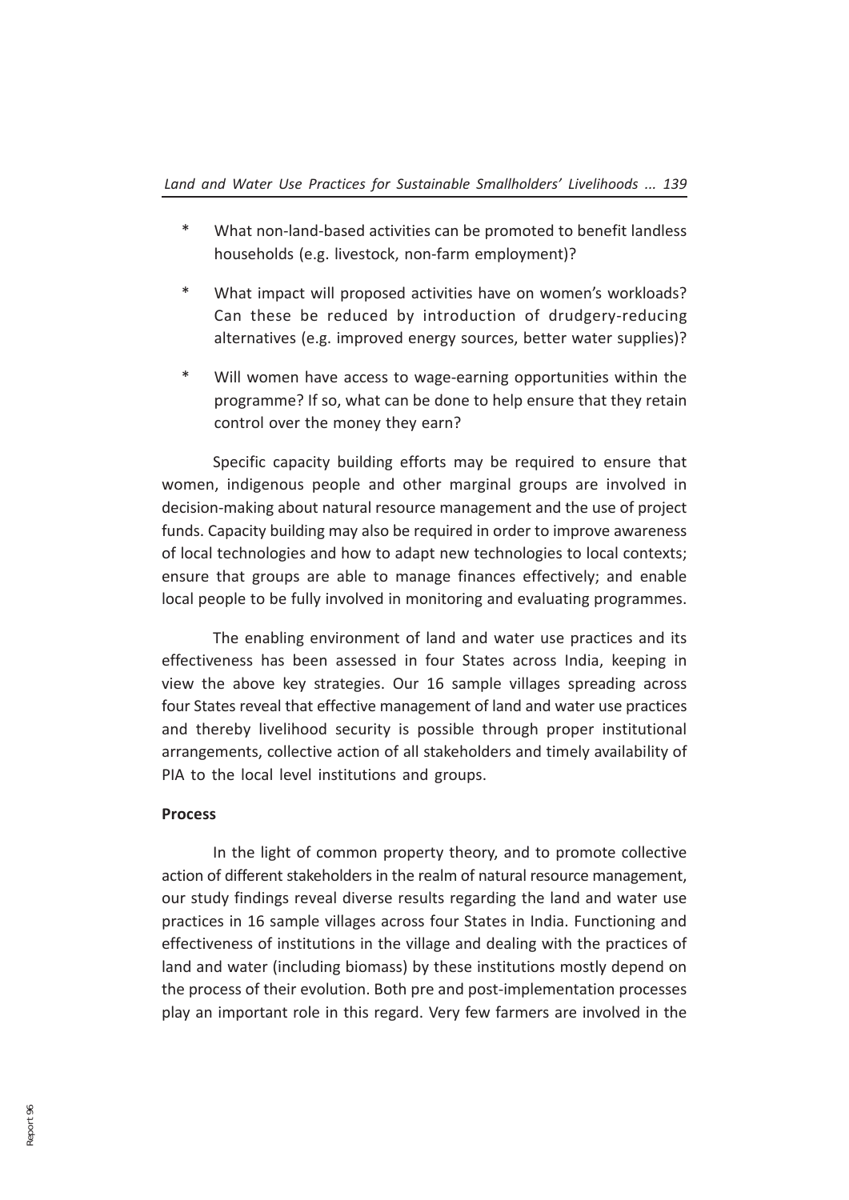* What non-land-based activities can be promoted to benefit landless households (e.g. livestock, non-farm employment)?

* What impact will proposed activities have on women's workloads? Can these be reduced by introduction of drudgery-reducing alternatives (e.g. improved energy sources, better water supplies)?

* Will women have access to wage-earning opportunities within the programme? If so, what can be done to help ensure that they retain control over the money they earn?

Specific capacity building efforts may be required to ensure that women, indigenous people and other marginal groups are involved in decision-making about natural resource management and the use of project funds. Capacity building may also be required in order to improve awareness of local technologies and how to adapt new technologies to local contexts; ensure that groups are able to manage finances effectively; and enable local people to be fully involved in monitoring and evaluating programmes.

The enabling environment of land and water use practices and its effectiveness has been assessed in four States across India, keeping in view the above key strategies. Our 16 sample villages spreading across four States reveal that effective management of land and water use practices and thereby livelihood security is possible through proper institutional arrangements, collective action of all stakeholders and timely availability of PIA to the local level institutions and groups.

**Process**

In the light of common property theory, and to promote collective action of different stakeholders in the realm of natural resource management, our study findings reveal diverse results regarding the land and water use practices in 16 sample villages across four States in India. Functioning and effectiveness of institutions in the village and dealing with the practices of land and water (including biomass) by these institutions mostly depend on the process of their evolution. Both pre and post-implementation processes play an important role in this regard. Very few farmers are involved in the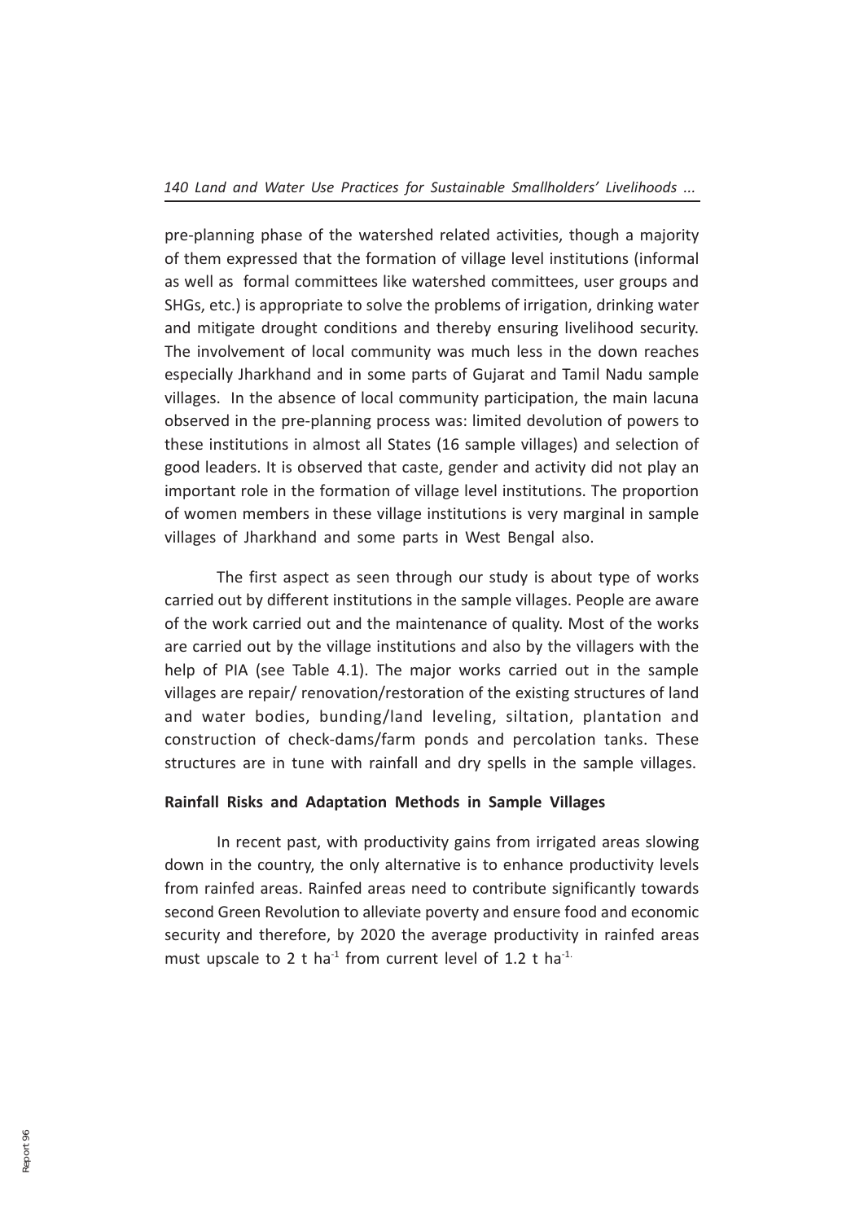pre-planning phase of the watershed related activities, though a majority of them expressed that the formation of village level institutions (informal as well as formal committees like watershed committees, user groups and SHGs, etc.) is appropriate to solve the problems of irrigation, drinking water and mitigate drought conditions and thereby ensuring livelihood security. The involvement of local community was much less in the down reaches especially Jharkhand and in some parts of Gujarat and Tamil Nadu sample villages. In the absence of local community participation, the main lacuna observed in the pre-planning process was: limited devolution of powers to these institutions in almost all States (16 sample villages) and selection of good leaders. It is observed that caste, gender and activity did not play an important role in the formation of village level institutions. The proportion of women members in these village institutions is very marginal in sample villages of Jharkhand and some parts in West Bengal also.

The first aspect as seen through our study is about type of works carried out by different institutions in the sample villages. People are aware of the work carried out and the maintenance of quality. Most of the works are carried out by the village institutions and also by the villagers with the help of PIA (see Table 4.1). The major works carried out in the sample villages are repair/ renovation/restoration of the existing structures of land and water bodies, bunding/land leveling, siltation, plantation and construction of check-dams/farm ponds and percolation tanks. These structures are in tune with rainfall and dry spells in the sample villages.

**Rainfall Risks and Adaptation Methods in Sample Villages**

In recent past, with productivity gains from irrigated areas slowing down in the country, the only alternative is to enhance productivity levels from rainfed areas. Rainfed areas need to contribute significantly towards second Green Revolution to alleviate poverty and ensure food and economic security and therefore, by 2020 the average productivity in rainfed areas must upscale to 2 t $ha^{-1}$ from current level of 1.2 t $ha^{-1}$.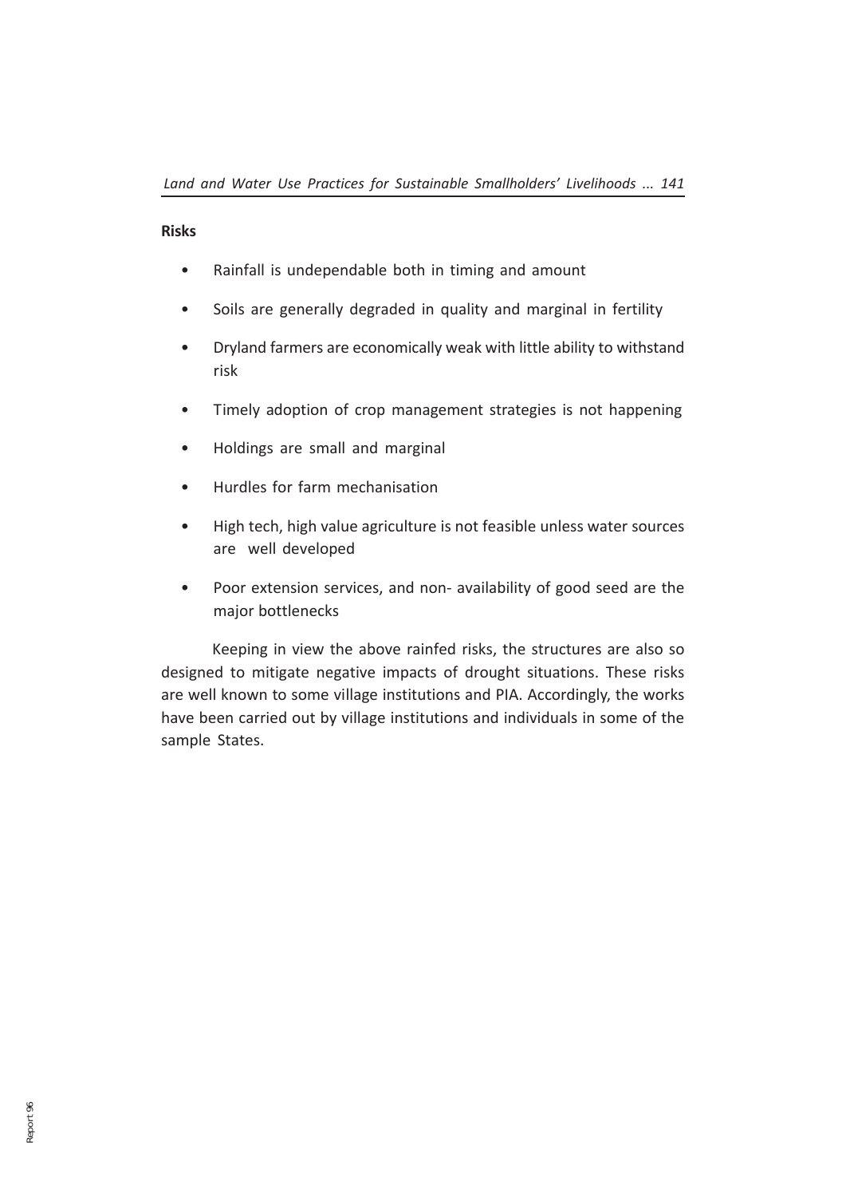**Risks**

- Rainfall is undependable both in timing and amount
- Soils are generally degraded in quality and marginal in fertility
- Dryland farmers are economically weak with little ability to withstand risk
- Timely adoption of crop management strategies is not happening
- Holdings are small and marginal
- Hurdles for farm mechanisation
- High tech, high value agriculture is not feasible unless water sources are well developed
- Poor extension services, and non- availability of good seed are the major bottlenecks

Keeping in view the above rainfed risks, the structures are also so designed to mitigate negative impacts of drought situations. These risks are well known to some village institutions and PIA. Accordingly, the works have been carried out by village institutions and individuals in some of the sample States.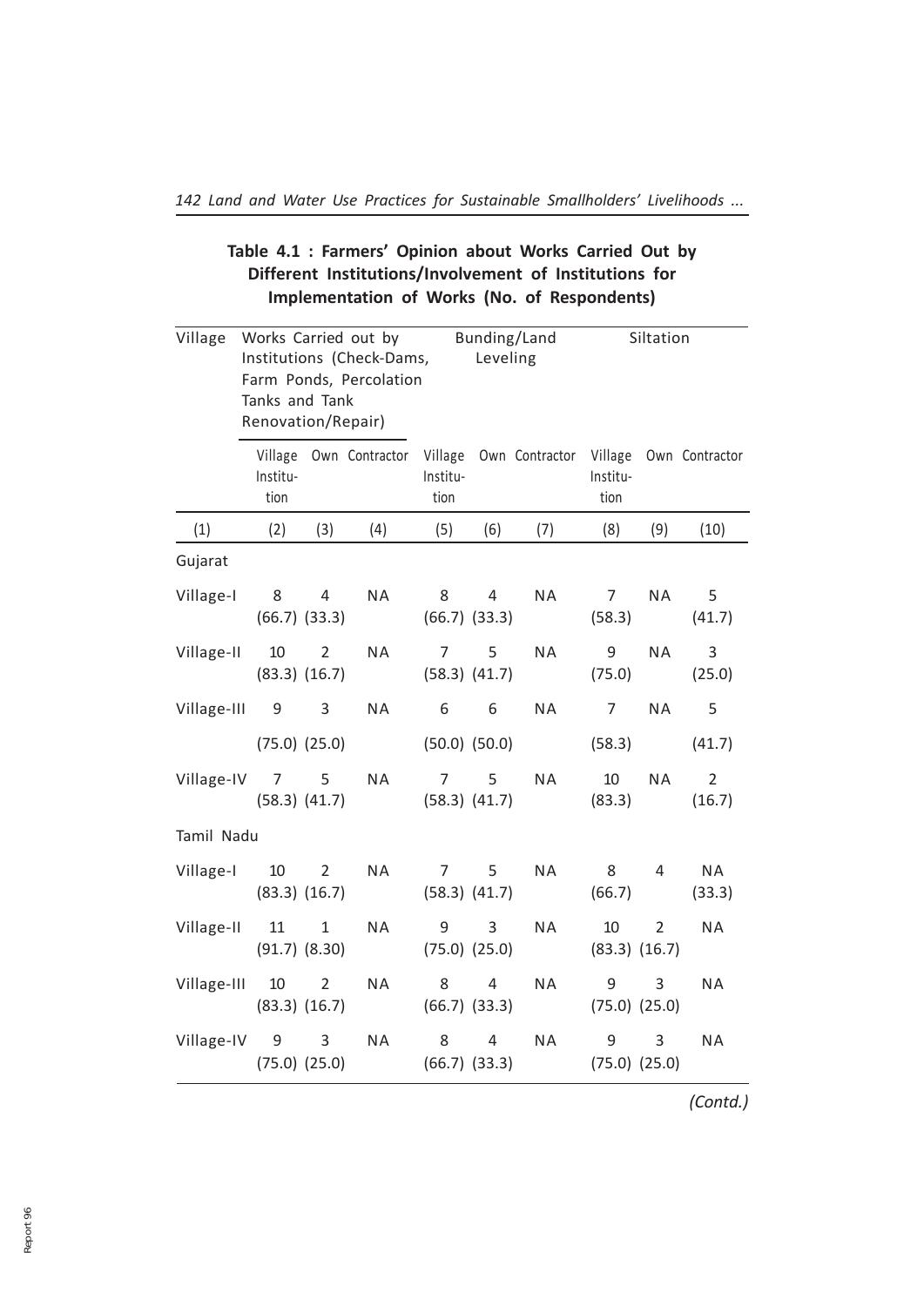**Table 4.1 : Farmers' Opinion about Works Carried Out by Different Institutions/Involvement of Institutions for Implementation of Works (No. of Respondents)**

| Village | Works Carried out by Institutions (Check-Dams, Farm Ponds, Percolation Tanks and Tank Renovation/Repair) | | | Bunding/Land Leveling | | | Siltation | | |
|---|---|---|---|---|---|---|---|---|---|
| | Village Institution | Own | Contractor | Village Institution | Own | Contractor | Village Institution | Own | Contractor |
| (1) | (2) | (3) | (4) | (5) | (6) | (7) | (8) | (9) | (10) |
| Gujarat | | | | | | | | | |
| Village-I | 8 (66.7) | 4 (33.3) | NA | 8 (66.7) | 4 (33.3) | NA | 7 (58.3) | NA | 5 (41.7) |
| Village-II | 10 (83.3) | 2 (16.7) | NA | 7 (58.3) | 5 (41.7) | NA | 9 (75.0) | NA | 3 (25.0) |
| Village-III | 9 (75.0) | 3 (25.0) | NA | 6 (50.0) | 6 (50.0) | NA | 7 (58.3) | NA | 5 (41.7) |
| Village-IV | 7 (58.3) | 5 (41.7) | NA | 7 (58.3) | 5 (41.7) | NA | 10 (83.3) | NA | 2 (16.7) |
| Tamil Nadu | | | | | | | | | |
| Village-I | 10 (83.3) | 2 (16.7) | NA | 7 (58.3) | 5 (41.7) | NA | 8 (66.7) | 4 | NA (33.3) |
| Village-II | 11 (91.7) | 1 (8.30) | NA | 9 (75.0) | 3 (25.0) | NA | 10 (83.3) | 2 (16.7) | NA |
| Village-III | 10 (83.3) | 2 (16.7) | NA | 8 (66.7) | 4 (33.3) | NA | 9 (75.0) | 3 (25.0) | NA |
| Village-IV | 9 (75.0) | 3 (25.0) | NA | 8 (66.7) | 4 (33.3) | NA | 9 (75.0) | 3 (25.0) | NA |

*(Contd.)*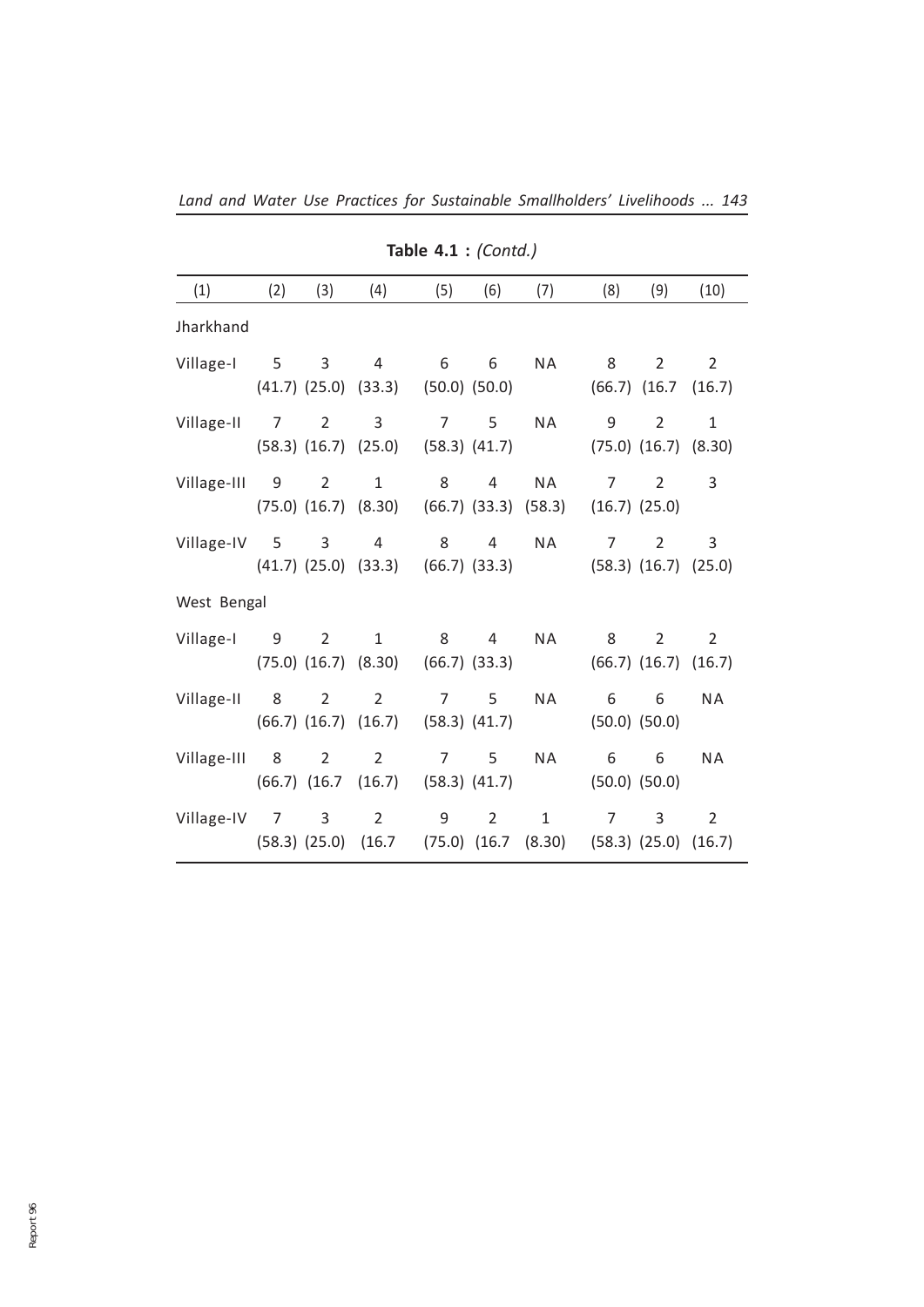**Table 4.1 :** *(Contd.)*

| (1) | (2) | (3) | (4) | (5) | (6) | (7) | (8) | (9) | (10) |
|---|---|---|---|---|---|---|---|---|---|
| Jharkhand | | | | | | | | | |
| Village-I | 5 (41.7) | 3 (25.0) | 4 (33.3) | 6 (50.0) | 6 (50.0) | NA | 8 (66.7) | 2 (16.7 | 2 (16.7) |
| Village-II | 7 (58.3) | 2 (16.7) | 3 (25.0) | 7 (58.3) | 5 (41.7) | NA | 9 (75.0) | 2 (16.7) | 1 (8.30) |
| Village-III | 9 (75.0) | 2 (16.7) | 1 (8.30) | 8 (66.7) | 4 (33.3) | NA (58.3) | 7 (16.7) | 2 (25.0) | 3 |
| Village-IV | 5 (41.7) | 3 (25.0) | 4 (33.3) | 8 (66.7) | 4 (33.3) | NA | 7 (58.3) | 2 (16.7) | 3 (25.0) |
| West Bengal | | | | | | | | | |
| Village-I | 9 (75.0) | 2 (16.7) | 1 (8.30) | 8 (66.7) | 4 (33.3) | NA | 8 (66.7) | 2 (16.7) | 2 (16.7) |
| Village-II | 8 (66.7) | 2 (16.7) | 2 (16.7) | 7 (58.3) | 5 (41.7) | NA | 6 (50.0) | 6 (50.0) | NA |
| Village-III | 8 (66.7) | 2 (16.7 | 2 (16.7) | 7 (58.3) | 5 (41.7) | NA | 6 (50.0) | 6 (50.0) | NA |
| Village-IV | 7 (58.3) | 3 (25.0) | 2 (16.7 | 9 (75.0) | 2 (16.7 | 1 (8.30) | 7 (58.3) | 3 (25.0) | 2 (16.7) |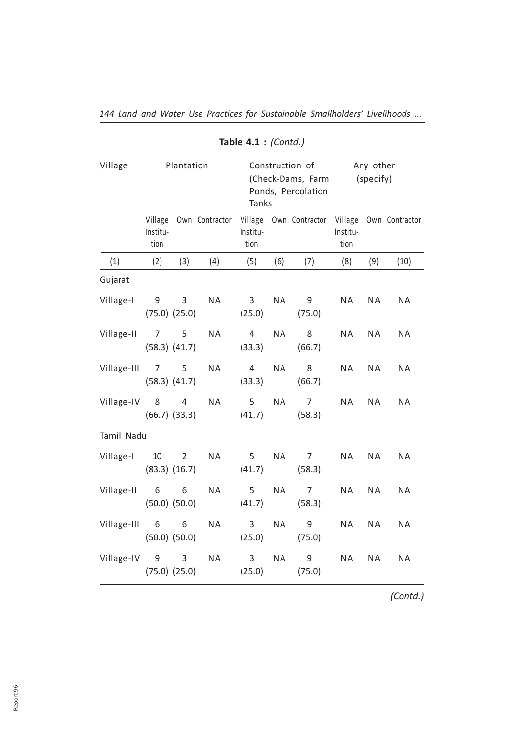**Table 4.1 :** *(Contd.)*

| Village | Plantation | | | Construction of (Check-Dams, Farm Ponds, Percolation Tanks | | | Any other (specify) | | |
|---|---|---|---|---|---|---|---|---|---|
| | Village Institution | Own | Contractor | Village Institution | Own | Contractor | Village Institution | Own | Contractor |
| (1) | (2) | (3) | (4) | (5) | (6) | (7) | (8) | (9) | (10) |
| Gujarat | | | | | | | | | |
| Village-I | 9 (75.0) | 3 (25.0) | NA | 3 (25.0) | NA | 9 (75.0) | NA | NA | NA |
| Village-II | 7 (58.3) | 5 (41.7) | NA | 4 (33.3) | NA | 8 (66.7) | NA | NA | NA |
| Village-III | 7 (58.3) | 5 (41.7) | NA | 4 (33.3) | NA | 8 (66.7) | NA | NA | NA |
| Village-IV | 8 (66.7) | 4 (33.3) | NA | 5 (41.7) | NA | 7 (58.3) | NA | NA | NA |
| Tamil Nadu | | | | | | | | | |
| Village-I | 10 (83.3) | 2 (16.7) | NA | 5 (41.7) | NA | 7 (58.3) | NA | NA | NA |
| Village-II | 6 (50.0) | 6 (50.0) | NA | 5 (41.7) | NA | 7 (58.3) | NA | NA | NA |
| Village-III | 6 (50.0) | 6 (50.0) | NA | 3 (25.0) | NA | 9 (75.0) | NA | NA | NA |
| Village-IV | 9 (75.0) | 3 (25.0) | NA | 3 (25.0) | NA | 9 (75.0) | NA | NA | NA |

*(Contd.)*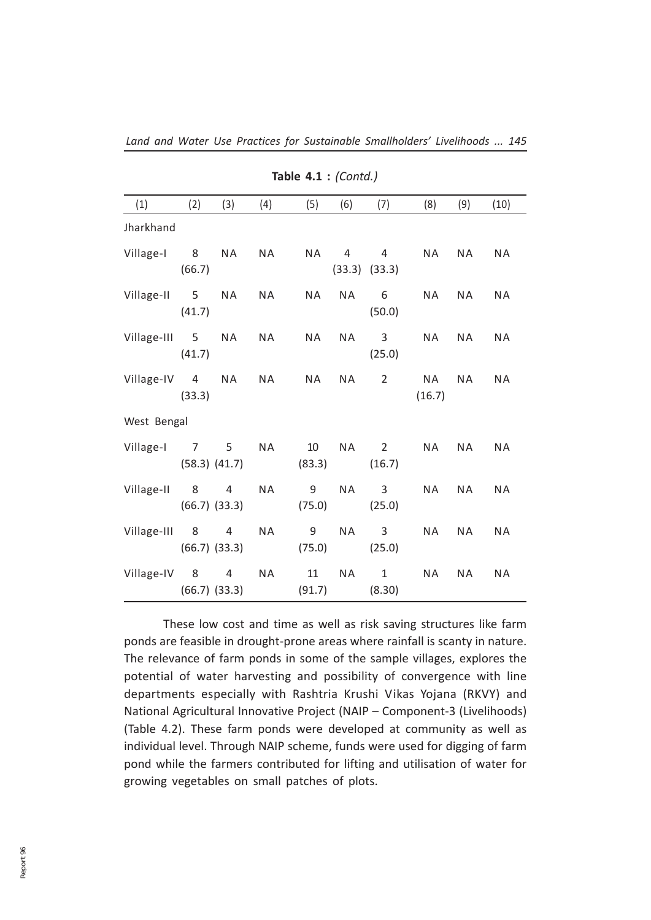**Table 4.1 :** *(Contd.)*

| (1) | (2) | (3) | (4) | (5) | (6) | (7) | (8) | (9) | (10) |
|---|---|---|---|---|---|---|---|---|---|
| Jharkhand | | | | | | | | | |
| Village-I | 8 (66.7) | NA | NA | NA | 4 (33.3) | 4 (33.3) | NA | NA | NA |
| Village-II | 5 (41.7) | NA | NA | NA | NA | 6 (50.0) | NA | NA | NA |
| Village-III | 5 (41.7) | NA | NA | NA | NA | 3 (25.0) | NA | NA | NA |
| Village-IV | 4 (33.3) | NA | NA | NA | NA | 2 | NA (16.7) | NA | NA |
| West Bengal | | | | | | | | | |
| Village-I | 7 (58.3) | 5 (41.7) | NA | 10 (83.3) | NA | 2 (16.7) | NA | NA | NA |
| Village-II | 8 (66.7) | 4 (33.3) | NA | 9 (75.0) | NA | 3 (25.0) | NA | NA | NA |
| Village-III | 8 (66.7) | 4 (33.3) | NA | 9 (75.0) | NA | 3 (25.0) | NA | NA | NA |
| Village-IV | 8 (66.7) | 4 (33.3) | NA | 11 (91.7) | NA | 1 (8.30) | NA | NA | NA |

These low cost and time as well as risk saving structures like farm ponds are feasible in drought-prone areas where rainfall is scanty in nature. The relevance of farm ponds in some of the sample villages, explores the potential of water harvesting and possibility of convergence with line departments especially with Rashtria Krushi Vikas Yojana (RKVY) and National Agricultural Innovative Project (NAIP – Component-3 (Livelihoods) (Table 4.2). These farm ponds were developed at community as well as individual level. Through NAIP scheme, funds were used for digging of farm pond while the farmers contributed for lifting and utilisation of water for growing vegetables on small patches of plots.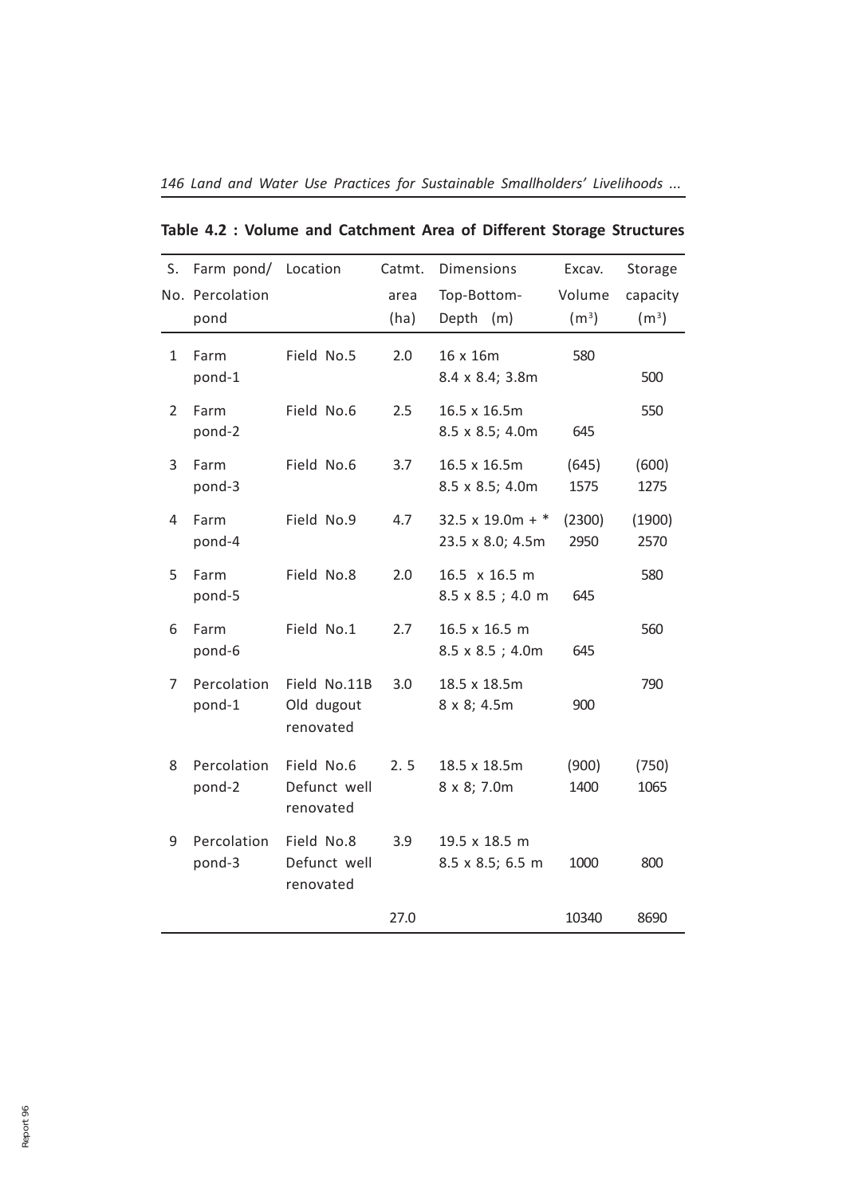**Table 4.2 : Volume and Catchment Area of Different Storage Structures**

| S. No. | Farm pond/ Percolation pond | Location | Catmt. area (ha) | Dimensions Top-Bottom- Depth (m) | Excav. Volume ($m^3$) | Storage capacity ($m^3$) |
|---|---|---|---|---|---|---|
| 1 | Farm pond-1 | Field No.5 | 2.0 | 16 x 16m<br>8.4 x 8.4; 3.8m | 580 | 500 |
| 2 | Farm pond-2 | Field No.6 | 2.5 | 16.5 x 16.5m<br>8.5 x 8.5; 4.0m | 645 | 550 |
| 3 | Farm pond-3 | Field No.6 | 3.7 | 16.5 x 16.5m<br>8.5 x 8.5; 4.0m | (645)<br>1575 | (600)<br>1275 |
| 4 | Farm pond-4 | Field No.9 | 4.7 | 32.5 x 19.0m + *<br>23.5 x 8.0; 4.5m | (2300)<br>2950 | (1900)<br>2570 |
| 5 | Farm pond-5 | Field No.8 | 2.0 | 16.5 x 16.5 m<br>8.5 x 8.5 ; 4.0 m | 645 | 580 |
| 6 | Farm pond-6 | Field No.1 | 2.7 | 16.5 x 16.5 m<br>8.5 x 8.5 ; 4.0m | 645 | 560 |
| 7 | Percolation pond-1 | Field No.11B Old dugout renovated | 3.0 | 18.5 x 18.5m<br>8 x 8; 4.5m | 900 | 790 |
| 8 | Percolation pond-2 | Field No.6 Defunct well renovated | 2. 5 | 18.5 x 18.5m<br>8 x 8; 7.0m | (900)<br>1400 | (750)<br>1065 |
| 9 | Percolation pond-3 | Field No.8 Defunct well renovated | 3.9 | 19.5 x 18.5 m<br>8.5 x 8.5; 6.5 m | 1000 | 800 |
| | | | 27.0 | | 10340 | 8690 |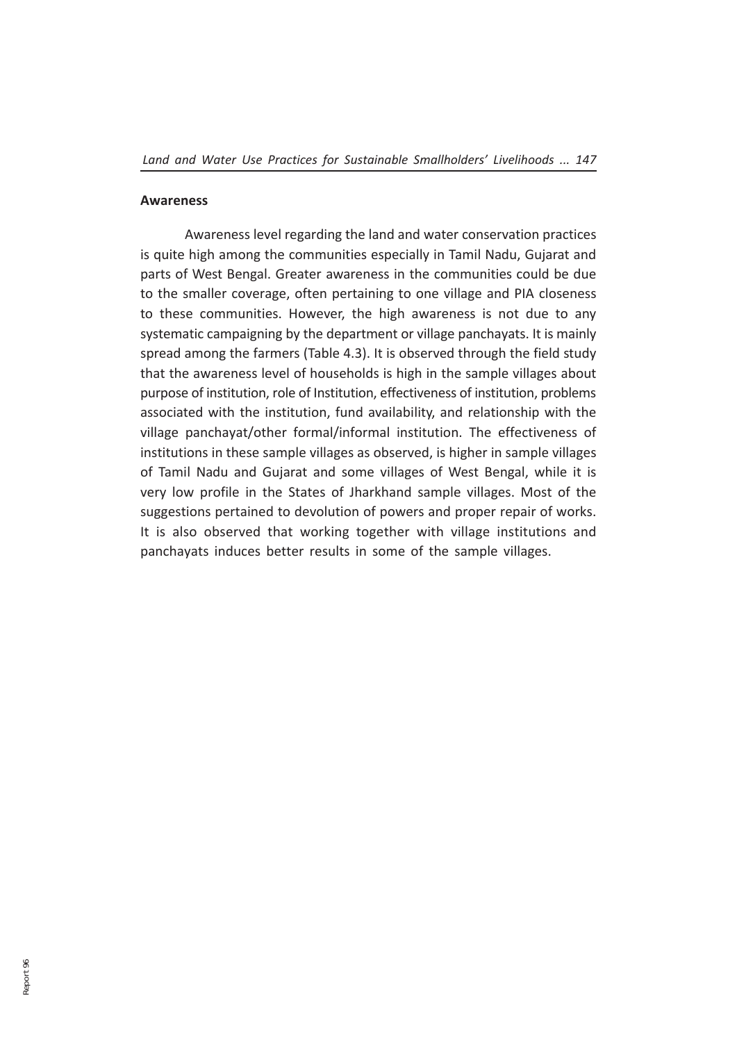**Awareness**

Awareness level regarding the land and water conservation practices is quite high among the communities especially in Tamil Nadu, Gujarat and parts of West Bengal. Greater awareness in the communities could be due to the smaller coverage, often pertaining to one village and PIA closeness to these communities. However, the high awareness is not due to any systematic campaigning by the department or village panchayats. It is mainly spread among the farmers (Table 4.3). It is observed through the field study that the awareness level of households is high in the sample villages about purpose of institution, role of Institution, effectiveness of institution, problems associated with the institution, fund availability, and relationship with the village panchayat/other formal/informal institution. The effectiveness of institutions in these sample villages as observed, is higher in sample villages of Tamil Nadu and Gujarat and some villages of West Bengal, while it is very low profile in the States of Jharkhand sample villages. Most of the suggestions pertained to devolution of powers and proper repair of works. It is also observed that working together with village institutions and panchayats induces better results in some of the sample villages.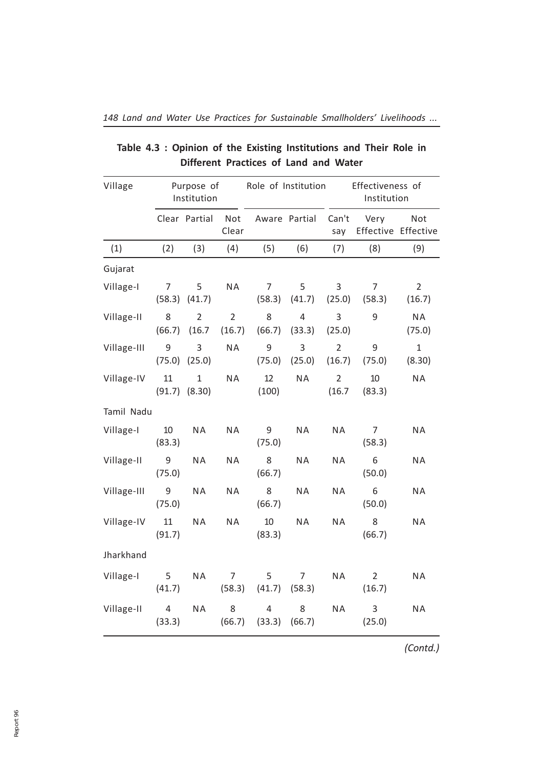**Table 4.3 : Opinion of the Existing Institutions and Their Role in Different Practices of Land and Water**

| Village | Purpose of Institution | | | Role of Institution | | Effectiveness of Institution | | |
|---|---|---|---|---|---|---|---|---|
| | Clear | Partial | Not Clear | Aware | Partial | Can't say | Very Effective | Not Effective |
| (1) | (2) | (3) | (4) | (5) | (6) | (7) | (8) | (9) |
| Gujarat | | | | | | | | |
| Village-I | 7 (58.3) | 5 (41.7) | NA | 7 (58.3) | 5 (41.7) | 3 (25.0) | 7 (58.3) | 2 (16.7) |
| Village-II | 8 (66.7) | 2 (16.7 | 2 (16.7) | 8 (66.7) | 4 (33.3) | 3 (25.0) | 9 | NA (75.0) |
| Village-III | 9 (75.0) | 3 (25.0) | NA | 9 (75.0) | 3 (25.0) | 2 (16.7) | 9 (75.0) | 1 (8.30) |
| Village-IV | 11 (91.7) | 1 (8.30) | NA | 12 (100) | NA | 2 (16.7 | 10 (83.3) | NA |
| Tamil Nadu | | | | | | | | |
| Village-I | 10 (83.3) | NA | NA | 9 (75.0) | NA | NA | 7 (58.3) | NA |
| Village-II | 9 (75.0) | NA | NA | 8 (66.7) | NA | NA | 6 (50.0) | NA |
| Village-III | 9 (75.0) | NA | NA | 8 (66.7) | NA | NA | 6 (50.0) | NA |
| Village-IV | 11 (91.7) | NA | NA | 10 (83.3) | NA | NA | 8 (66.7) | NA |
| Jharkhand | | | | | | | | |
| Village-I | 5 (41.7) | NA | 7 (58.3) | 5 (41.7) | 7 (58.3) | NA | 2 (16.7) | NA |
| Village-II | 4 (33.3) | NA | 8 (66.7) | 4 (33.3) | 8 (66.7) | NA | 3 (25.0) | NA |

*(Contd.)*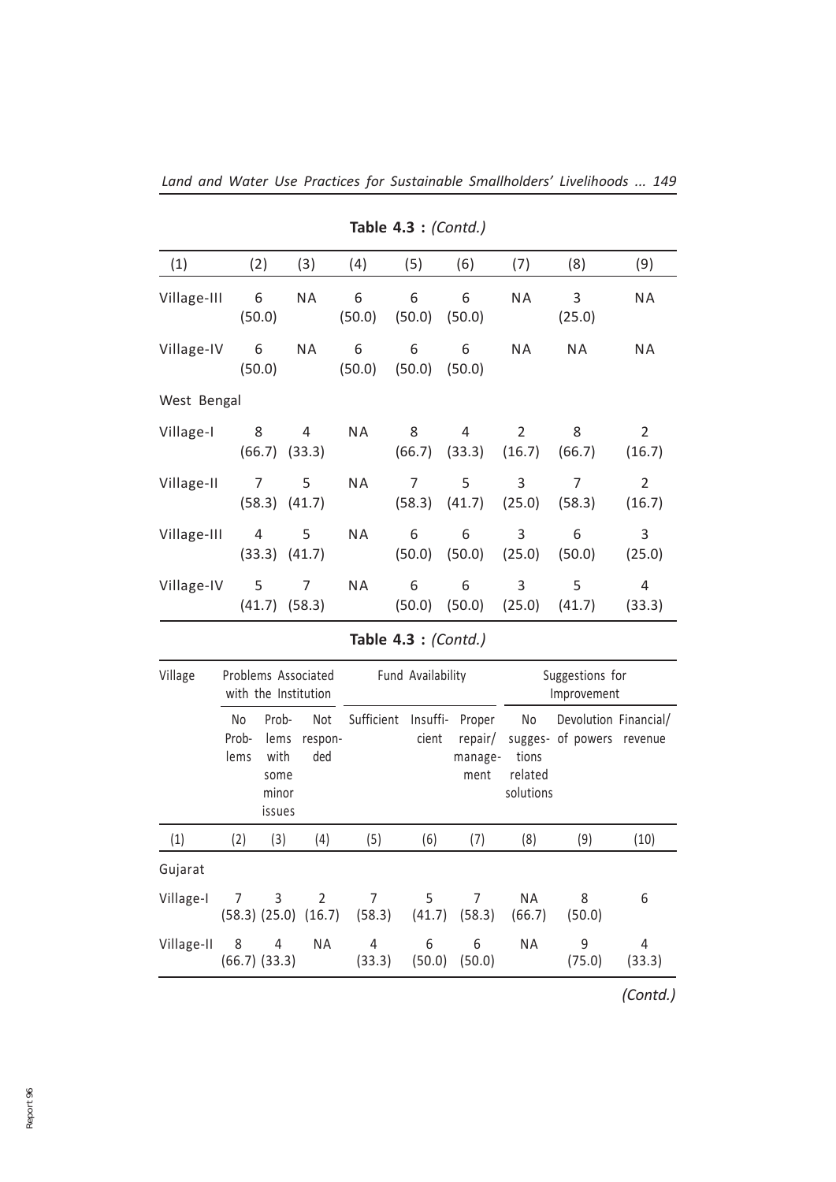**Table 4.3 :** *(Contd.)*

| (1) | (2) | (3) | (4) | (5) | (6) | (7) | (8) | (9) |
|---|---|---|---|---|---|---|---|---|
| Village-III | 6 (50.0) | NA | 6 (50.0) | 6 (50.0) | 6 (50.0) | NA | 3 (25.0) | NA |
| Village-IV | 6 (50.0) | NA | 6 (50.0) | 6 (50.0) | 6 (50.0) | NA | NA | NA |
| West Bengal | | | | | | | | |
| Village-I | 8 (66.7) | 4 (33.3) | NA | 8 (66.7) | 4 (33.3) | 2 (16.7) | 8 (66.7) | 2 (16.7) |
| Village-II | 7 (58.3) | 5 (41.7) | NA | 7 (58.3) | 5 (41.7) | 3 (25.0) | 7 (58.3) | 2 (16.7) |
| Village-III | 4 (33.3) | 5 (41.7) | NA | 6 (50.0) | 6 (50.0) | 3 (25.0) | 6 (50.0) | 3 (25.0) |
| Village-IV | 5 (41.7) | 7 (58.3) | NA | 6 (50.0) | 6 (50.0) | 3 (25.0) | 5 (41.7) | 4 (33.3) |

**Table 4.3 :** *(Contd.)*

| Village | Problems Associated with the Institution | | | Fund Availability | | | Suggestions for Improvement | | |
|---|---|---|---|---|---|---|---|---|---|
| | No Problems | Problems with some minor issues | Not responded | Sufficient | Insufficient | Proper repair/ management | No suggestions related solutions | Devolution of powers | Financial/ revenue |
| (1) | (2) | (3) | (4) | (5) | (6) | (7) | (8) | (9) | (10) |
| Gujarat | | | | | | | | | |
| Village-I | 7 (58.3) | 3 (25.0) | 2 (16.7) | 7 (58.3) | 5 (41.7) | 7 (58.3) | NA (66.7) | 8 (50.0) | 6 |
| Village-II | 8 (66.7) | 4 (33.3) | NA | 4 (33.3) | 6 (50.0) | 6 (50.0) | NA | 9 (75.0) | 4 (33.3) |

*(Contd.)*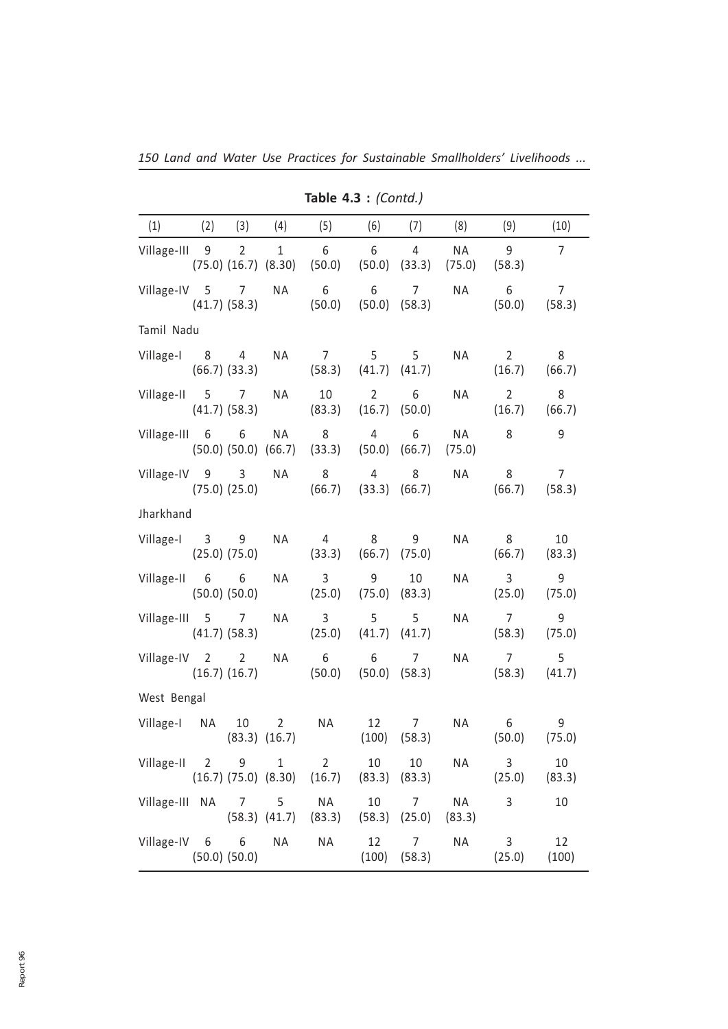**Table 4.3 :** *(Contd.)*

| (1) | (2) | (3) | (4) | (5) | (6) | (7) | (8) | (9) | (10) |
|---|---|---|---|---|---|---|---|---|---|
| Village-III | 9 (75.0) | 2 (16.7) | 1 (8.30) | 6 (50.0) | 6 (50.0) | 4 (33.3) | NA (75.0) | 9 (58.3) | 7 |
| Village-IV | 5 (41.7) | 7 (58.3) | NA | 6 (50.0) | 6 (50.0) | 7 (58.3) | NA | 6 (50.0) | 7 (58.3) |
| Tamil Nadu | | | | | | | | | |
| Village-I | 8 (66.7) | 4 (33.3) | NA | 7 (58.3) | 5 (41.7) | 5 (41.7) | NA | 2 (16.7) | 8 (66.7) |
| Village-II | 5 (41.7) | 7 (58.3) | NA | 10 (83.3) | 2 (16.7) | 6 (50.0) | NA | 2 (16.7) | 8 (66.7) |
| Village-III | 6 (50.0) | 6 (50.0) | NA (66.7) | 8 (33.3) | 4 (50.0) | 6 (66.7) | NA (75.0) | 8 | 9 |
| Village-IV | 9 (75.0) | 3 (25.0) | NA | 8 (66.7) | 4 (33.3) | 8 (66.7) | NA | 8 (66.7) | 7 (58.3) |
| Jharkhand | | | | | | | | | |
| Village-I | 3 (25.0) | 9 (75.0) | NA | 4 (33.3) | 8 (66.7) | 9 (75.0) | NA | 8 (66.7) | 10 (83.3) |
| Village-II | 6 (50.0) | 6 (50.0) | NA | 3 (25.0) | 9 (75.0) | 10 (83.3) | NA | 3 (25.0) | 9 (75.0) |
| Village-III | 5 (41.7) | 7 (58.3) | NA | 3 (25.0) | 5 (41.7) | 5 (41.7) | NA | 7 (58.3) | 9 (75.0) |
| Village-IV | 2 (16.7) | 2 (16.7) | NA | 6 (50.0) | 6 (50.0) | 7 (58.3) | NA | 7 (58.3) | 5 (41.7) |
| West Bengal | | | | | | | | | |
| Village-I | NA | 10 (83.3) | 2 (16.7) | NA | 12 (100) | 7 (58.3) | NA | 6 (50.0) | 9 (75.0) |
| Village-II | 2 (16.7) | 9 (75.0) | 1 (8.30) | 2 (16.7) | 10 (83.3) | 10 (83.3) | NA | 3 (25.0) | 10 (83.3) |
| Village-III | NA | 7 (58.3) | 5 (41.7) | NA (83.3) | 10 (58.3) | 7 (25.0) | NA (83.3) | 3 | 10 |
| Village-IV | 6 (50.0) | 6 (50.0) | NA | NA | 12 (100) | 7 (58.3) | NA | 3 (25.0) | 12 (100) |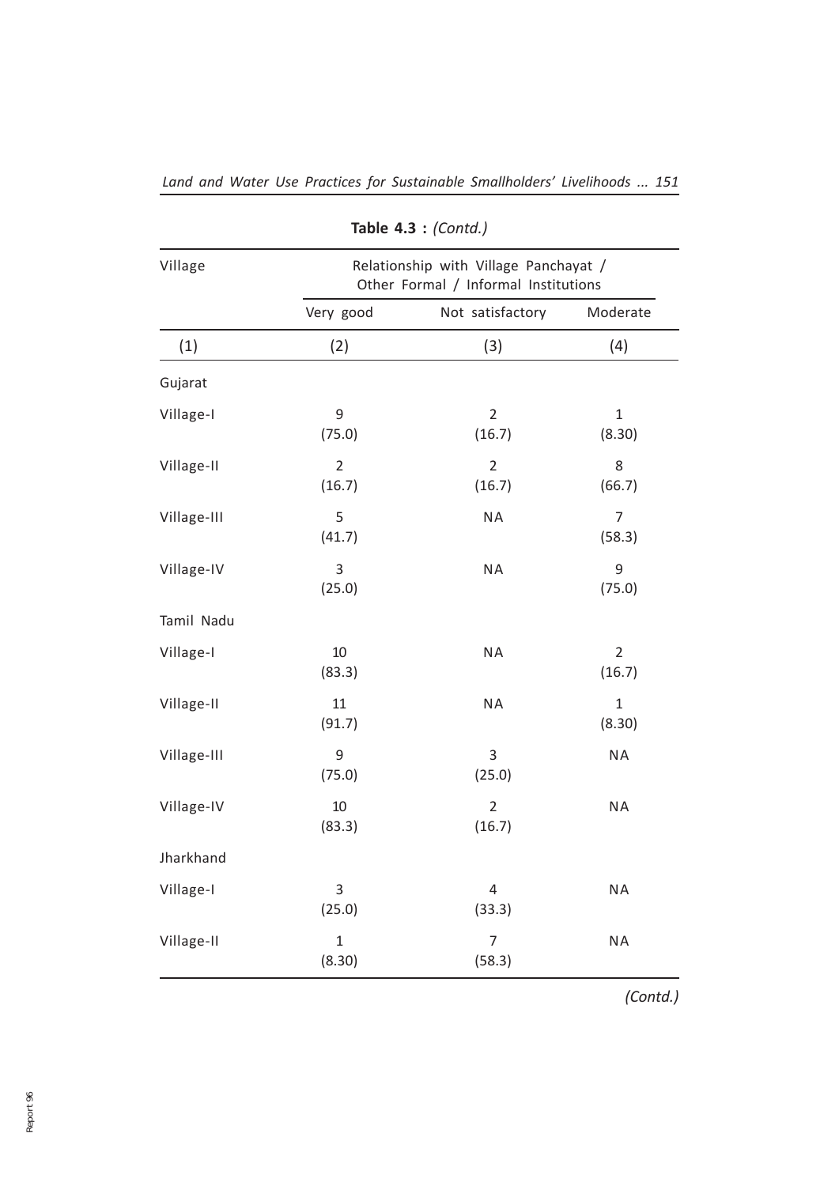**Table 4.3 :** *(Contd.)*

| Village | Relationship with Village Panchayat / Other Formal / Informal Institutions | | |
|---|---|---|---|
| | Very good | Not satisfactory | Moderate |
| (1) | (2) | (3) | (4) |
| Gujarat | | | |
| Village-I | 9 (75.0) | 2 (16.7) | 1 (8.30) |
| Village-II | 2 (16.7) | 2 (16.7) | 8 (66.7) |
| Village-III | 5 (41.7) | NA | 7 (58.3) |
| Village-IV | 3 (25.0) | NA | 9 (75.0) |
| Tamil Nadu | | | |
| Village-I | 10 (83.3) | NA | 2 (16.7) |
| Village-II | 11 (91.7) | NA | 1 (8.30) |
| Village-III | 9 (75.0) | 3 (25.0) | NA |
| Village-IV | 10 (83.3) | 2 (16.7) | NA |
| Jharkhand | | | |
| Village-I | 3 (25.0) | 4 (33.3) | NA |
| Village-II | 1 (8.30) | 7 (58.3) | NA |

*(Contd.)*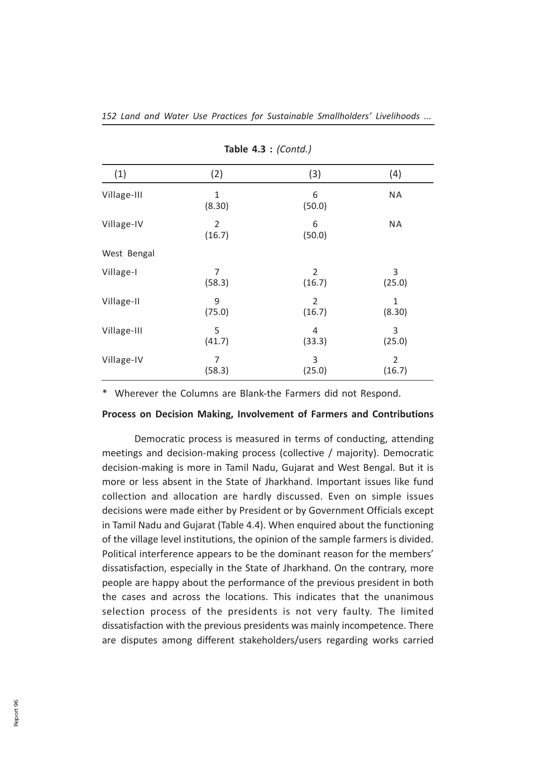**Table 4.3 :** *(Contd.)*

| (1) | (2) | (3) | (4) |
|---|---|---|---|
| Village-III | 1<br>(8.30) | 6<br>(50.0) | NA |
| Village-IV | 2<br>(16.7) | 6<br>(50.0) | NA |
| West Bengal | | | |
| Village-I | 7<br>(58.3) | 2<br>(16.7) | 3<br>(25.0) |
| Village-II | 9<br>(75.0) | 2<br>(16.7) | 1<br>(8.30) |
| Village-III | 5<br>(41.7) | 4<br>(33.3) | 3<br>(25.0) |
| Village-IV | 7<br>(58.3) | 3<br>(25.0) | 2<br>(16.7) |

\* Wherever the Columns are Blank-the Farmers did not Respond.

**Process on Decision Making, Involvement of Farmers and Contributions**

Democratic process is measured in terms of conducting, attending meetings and decision-making process (collective / majority). Democratic decision-making is more in Tamil Nadu, Gujarat and West Bengal. But it is more or less absent in the State of Jharkhand. Important issues like fund collection and allocation are hardly discussed. Even on simple issues decisions were made either by President or by Government Officials except in Tamil Nadu and Gujarat (Table 4.4). When enquired about the functioning of the village level institutions, the opinion of the sample farmers is divided. Political interference appears to be the dominant reason for the members' dissatisfaction, especially in the State of Jharkhand. On the contrary, more people are happy about the performance of the previous president in both the cases and across the locations. This indicates that the unanimous selection process of the presidents is not very faulty. The limited dissatisfaction with the previous presidents was mainly incompetence. There are disputes among different stakeholders/users regarding works carried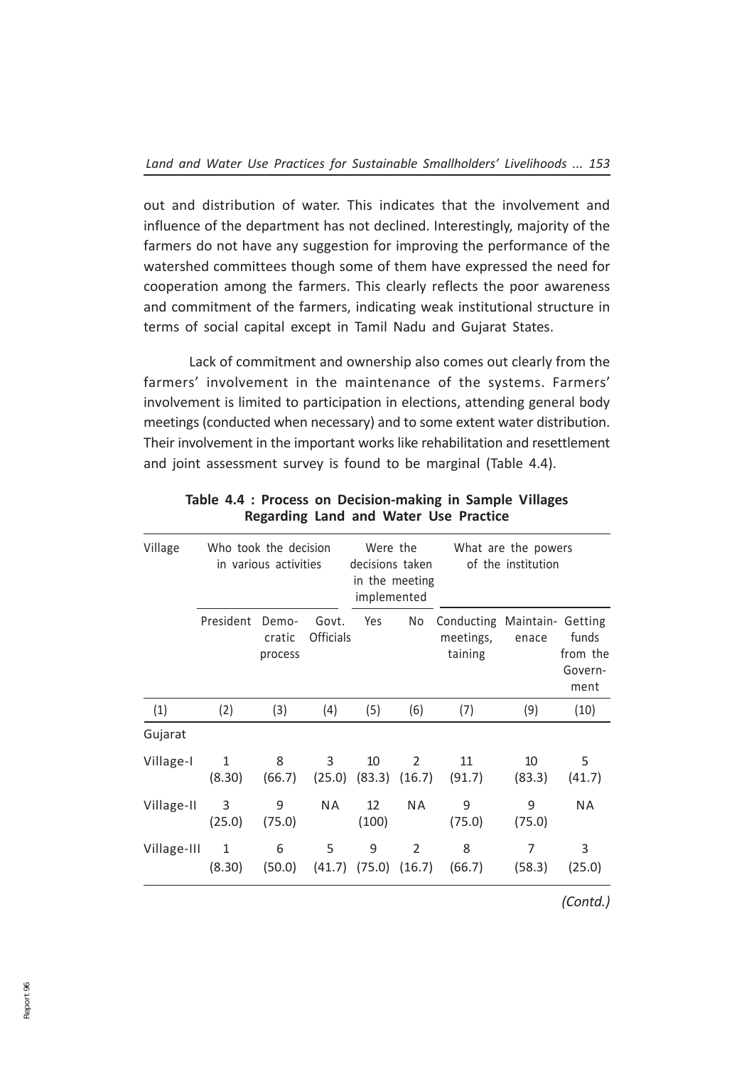out and distribution of water. This indicates that the involvement and influence of the department has not declined. Interestingly, majority of the farmers do not have any suggestion for improving the performance of the watershed committees though some of them have expressed the need for cooperation among the farmers. This clearly reflects the poor awareness and commitment of the farmers, indicating weak institutional structure in terms of social capital except in Tamil Nadu and Gujarat States.

Lack of commitment and ownership also comes out clearly from the farmers' involvement in the maintenance of the systems. Farmers' involvement is limited to participation in elections, attending general body meetings (conducted when necessary) and to some extent water distribution. Their involvement in the important works like rehabilitation and resettlement and joint assessment survey is found to be marginal (Table 4.4).

**Table 4.4 : Process on Decision-making in Sample Villages Regarding Land and Water Use Practice**

| Village | Who took the decision in various activities | | | Were the decisions taken in the meeting implemented | | What are the powers of the institution | | |
|---|---|---|---|---|---|---|---|---|
| | President | Demo-cratic process | Govt. Officials | Yes | No | Conducting meetings, taining | Maintain-enace | Getting funds from the Govern-ment |
| (1) | (2) | (3) | (4) | (5) | (6) | (7) | (9) | (10) |
| Gujarat | | | | | | | | |
| Village-I | 1 (8.30) | 8 (66.7) | 3 (25.0) | 10 (83.3) | 2 (16.7) | 11 (91.7) | 10 (83.3) | 5 (41.7) |
| Village-II | 3 (25.0) | 9 (75.0) | NA | 12 (100) | NA | 9 (75.0) | 9 (75.0) | NA |
| Village-III | 1 (8.30) | 6 (50.0) | 5 (41.7) | 9 (75.0) | 2 (16.7) | 8 (66.7) | 7 (58.3) | 3 (25.0) |

*(Contd.)*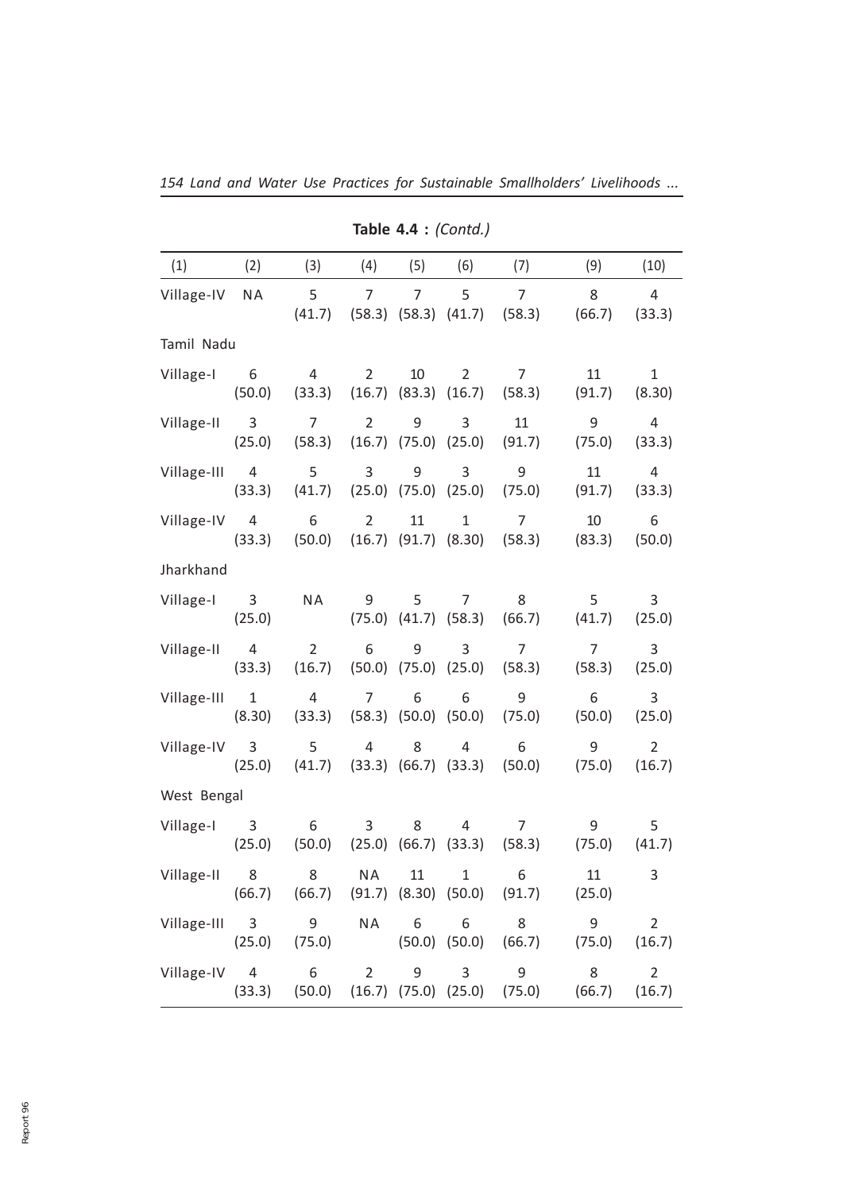**Table 4.4 :** *(Contd.)*

| (1) | (2) | (3) | (4) | (5) | (6) | (7) | (9) | (10) |
|---|---|---|---|---|---|---|---|---|
| Village-IV | NA | 5 (41.7) | 7 (58.3) | 7 (58.3) | 5 (41.7) | 7 (58.3) | 8 (66.7) | 4 (33.3) |
| Tamil Nadu | | | | | | | | |
| Village-I | 6 (50.0) | 4 (33.3) | 2 (16.7) | 10 (83.3) | 2 (16.7) | 7 (58.3) | 11 (91.7) | 1 (8.30) |
| Village-II | 3 (25.0) | 7 (58.3) | 2 (16.7) | 9 (75.0) | 3 (25.0) | 11 (91.7) | 9 (75.0) | 4 (33.3) |
| Village-III | 4 (33.3) | 5 (41.7) | 3 (25.0) | 9 (75.0) | 3 (25.0) | 9 (75.0) | 11 (91.7) | 4 (33.3) |
| Village-IV | 4 (33.3) | 6 (50.0) | 2 (16.7) | 11 (91.7) | 1 (8.30) | 7 (58.3) | 10 (83.3) | 6 (50.0) |
| Jharkhand | | | | | | | | |
| Village-I | 3 (25.0) | NA | 9 (75.0) | 5 (41.7) | 7 (58.3) | 8 (66.7) | 5 (41.7) | 3 (25.0) |
| Village-II | 4 (33.3) | 2 (16.7) | 6 (50.0) | 9 (75.0) | 3 (25.0) | 7 (58.3) | 7 (58.3) | 3 (25.0) |
| Village-III | 1 (8.30) | 4 (33.3) | 7 (58.3) | 6 (50.0) | 6 (50.0) | 9 (75.0) | 6 (50.0) | 3 (25.0) |
| Village-IV | 3 (25.0) | 5 (41.7) | 4 (33.3) | 8 (66.7) | 4 (33.3) | 6 (50.0) | 9 (75.0) | 2 (16.7) |
| West Bengal | | | | | | | | |
| Village-I | 3 (25.0) | 6 (50.0) | 3 (25.0) | 8 (66.7) | 4 (33.3) | 7 (58.3) | 9 (75.0) | 5 (41.7) |
| Village-II | 8 (66.7) | 8 (66.7) | NA (91.7) | 11 (8.30) | 1 (50.0) | 6 (91.7) | 11 (25.0) | 3 |
| Village-III | 3 (25.0) | 9 (75.0) | NA | 6 (50.0) | 6 (50.0) | 8 (66.7) | 9 (75.0) | 2 (16.7) |
| Village-IV | 4 (33.3) | 6 (50.0) | 2 (16.7) | 9 (75.0) | 3 (25.0) | 9 (75.0) | 8 (66.7) | 2 (16.7) |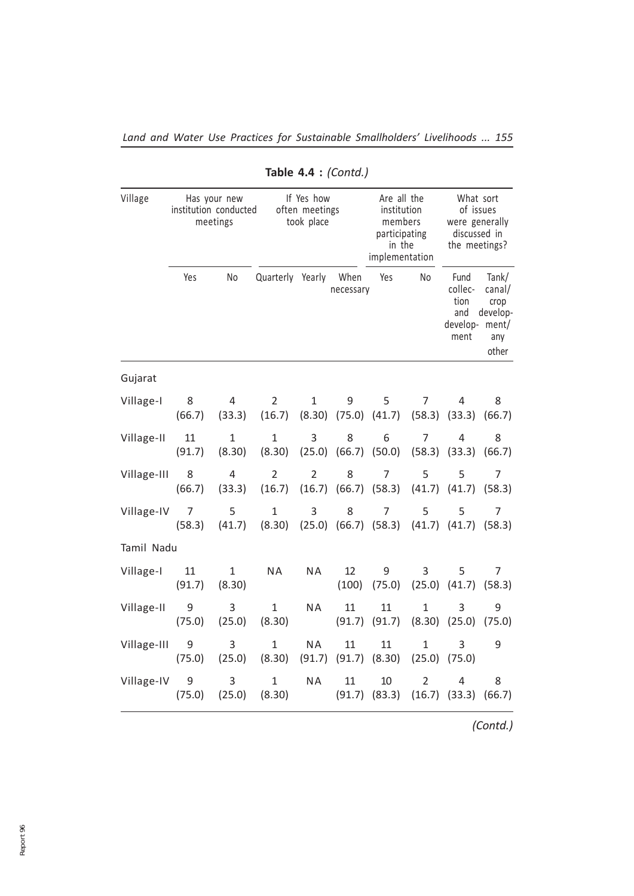**Table 4.4 :** *(Contd.)*

| Village | Has your new institution conducted meetings | | If Yes how often meetings took place | | | Are all the institution members participating in the implementation | | What sort of issues were generally discussed in the meetings? | |
|---|---|---|---|---|---|---|---|---|---|
| | Yes | No | Quarterly | Yearly | When necessary | Yes | No | Fund collection and development | Tank/ canal/ crop development/ any other |
| Gujarat | | | | | | | | | |
| Village-I | 8 (66.7) | 4 (33.3) | 2 (16.7) | 1 (8.30) | 9 (75.0) | 5 (41.7) | 7 (58.3) | 4 (33.3) | 8 (66.7) |
| Village-II | 11 (91.7) | 1 (8.30) | 1 (8.30) | 3 (25.0) | 8 (66.7) | 6 (50.0) | 7 (58.3) | 4 (33.3) | 8 (66.7) |
| Village-III | 8 (66.7) | 4 (33.3) | 2 (16.7) | 2 (16.7) | 8 (66.7) | 7 (58.3) | 5 (41.7) | 5 (41.7) | 7 (58.3) |
| Village-IV | 7 (58.3) | 5 (41.7) | 1 (8.30) | 3 (25.0) | 8 (66.7) | 7 (58.3) | 5 (41.7) | 5 (41.7) | 7 (58.3) |
| Tamil Nadu | | | | | | | | | |
| Village-I | 11 (91.7) | 1 (8.30) | NA | NA | 12 (100) | 9 (75.0) | 3 (25.0) | 5 (41.7) | 7 (58.3) |
| Village-II | 9 (75.0) | 3 (25.0) | 1 (8.30) | NA | 11 (91.7) | 11 (91.7) | 1 (8.30) | 3 (25.0) | 9 (75.0) |
| Village-III | 9 (75.0) | 3 (25.0) | 1 (8.30) | NA | 11 (91.7) | 11 (91.7) | 1 (8.30) | 3 (25.0) | 9 (75.0) |
| Village-IV | 9 (75.0) | 3 (25.0) | 1 (8.30) | NA | 11 (91.7) | 10 (83.3) | 2 (16.7) | 4 (33.3) | 8 (66.7) |

*(Contd.)*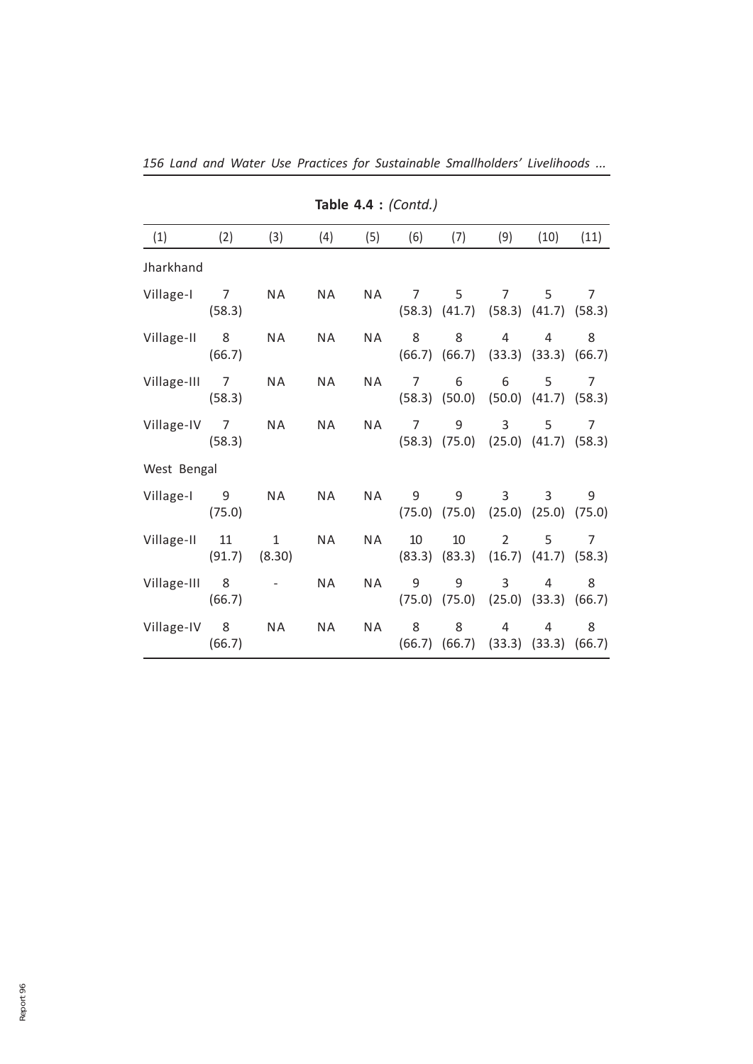**Table 4.4 :** *(Contd.)*

| (1) | (2) | (3) | (4) | (5) | (6) | (7) | (9) | (10) | (11) |
|---|---|---|---|---|---|---|---|---|---|
| Jharkhand | | | | | | | | | |
| Village-I | 7 (58.3) | NA | NA | NA | 7 (58.3) | 5 (41.7) | 7 (58.3) | 5 (41.7) | 7 (58.3) |
| Village-II | 8 (66.7) | NA | NA | NA | 8 (66.7) | 8 (66.7) | 4 (33.3) | 4 (33.3) | 8 (66.7) |
| Village-III | 7 (58.3) | NA | NA | NA | 7 (58.3) | 6 (50.0) | 6 (50.0) | 5 (41.7) | 7 (58.3) |
| Village-IV | 7 (58.3) | NA | NA | NA | 7 (58.3) | 9 (75.0) | 3 (25.0) | 5 (41.7) | 7 (58.3) |
| West Bengal | | | | | | | | | |
| Village-I | 9 (75.0) | NA | NA | NA | 9 (75.0) | 9 (75.0) | 3 (25.0) | 3 (25.0) | 9 (75.0) |
| Village-II | 11 (91.7) | 1 (8.30) | NA | NA | 10 (83.3) | 10 (83.3) | 2 (16.7) | 5 (41.7) | 7 (58.3) |
| Village-III | 8 (66.7) | - | NA | NA | 9 (75.0) | 9 (75.0) | 3 (25.0) | 4 (33.3) | 8 (66.7) |
| Village-IV | 8 (66.7) | NA | NA | NA | 8 (66.7) | 8 (66.7) | 4 (33.3) | 4 (33.3) | 8 (66.7) |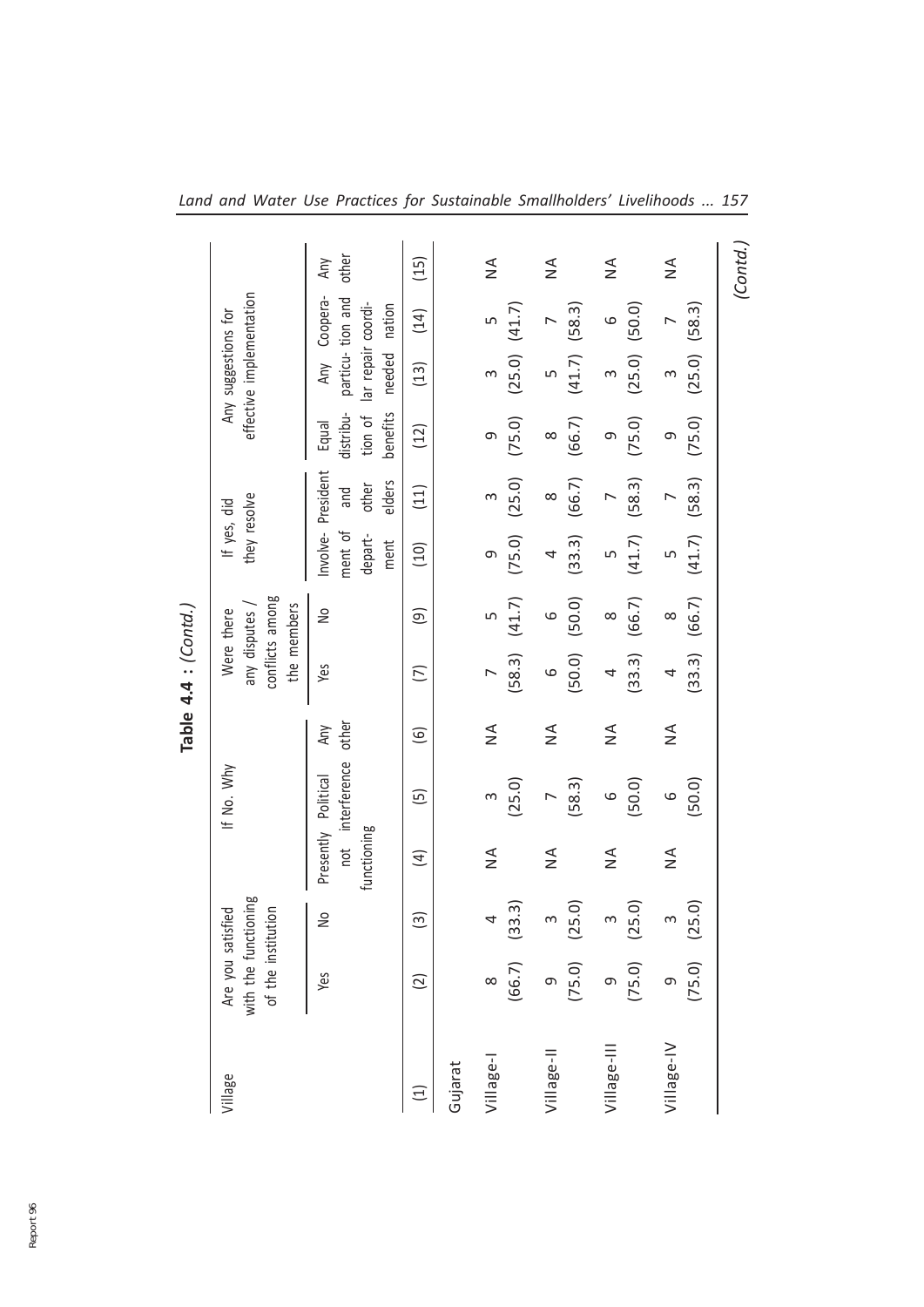**Table 4.4 : (Contd.)**

| Village | Are you satisfied with the functioning of the institution | | If No. Why | | | Were there any disputes / conflicts among the members | | If yes, did they resolve | | Any suggestions for effective implementation | | | |
|---|---|---|---|---|---|---|---|---|---|---|---|---|---|
| | Yes | No | Presently not functioning | Political interference | Any other | Yes | No | Involvement of department | President and other elders | Equal distribution of benefits | Any particular repair needed | Cooperation and coordination | Any other |
| (1) | (2) | (3) | (4) | (5) | (6) | (7) | (9) | (10) | (11) | (12) | (13) | (14) | (15) |
| Gujarat | | | | | | | | | | | | | |
| Village-I | 8 (66.7) | 4 (33.3) | NA | 3 (25.0) | NA | 7 (58.3) | 5 (41.7) | 9 (75.0) | 3 (25.0) | 9 (75.0) | 3 (25.0) | 5 (41.7) | NA |
| Village-II | 9 (75.0) | 3 (25.0) | NA | 7 (58.3) | NA | 6 (50.0) | 6 (50.0) | 4 (33.3) | 8 (66.7) | 8 (66.7) | 5 (41.7) | 7 (58.3) | NA |
| Village-III | 9 (75.0) | 3 (25.0) | NA | 6 (50.0) | NA | 4 (33.3) | 8 (66.7) | 5 (41.7) | 7 (58.3) | 9 (75.0) | 3 (25.0) | 6 (50.0) | NA |
| Village-IV | 9 (75.0) | 3 (25.0) | NA | 6 (50.0) | NA | 4 (33.3) | 8 (66.7) | 5 (41.7) | 7 (58.3) | 9 (75.0) | 3 (25.0) | 7 (58.3) | NA |

*(Contd.)*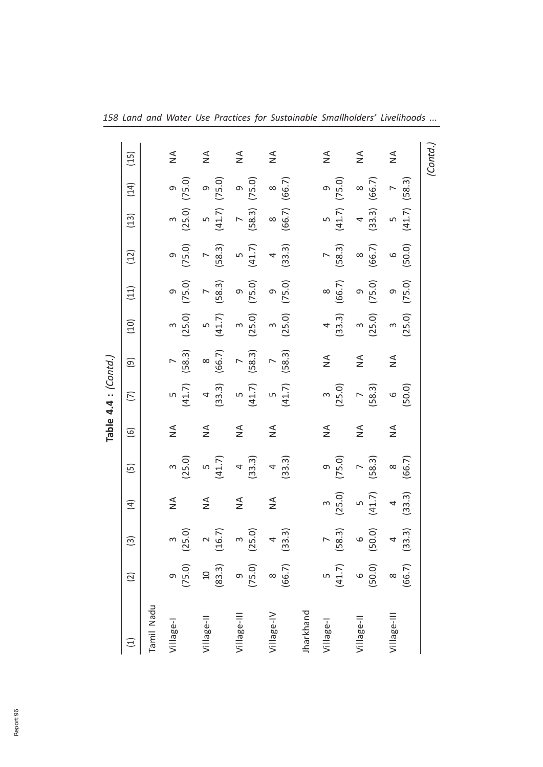**Table 4.4 : (Contd.)**

| (1) | (2) | (3) | (4) | (5) | (6) | (7) | (9) | (10) | (11) | (12) | (13) | (14) | (15) |
|---|---|---|---|---|---|---|---|---|---|---|---|---|---|
| Tamil Nadu | | | | | | | | | | | | | |
| Village-I | 9 (75.0) | 3 (25.0) | NA | 3 (25.0) | NA | 5 (41.7) | 7 (58.3) | 3 (25.0) | 9 (75.0) | 9 (75.0) | 3 (25.0) | 9 (75.0) | NA |
| Village-II | 10 (83.3) | 2 (16.7) | NA | 5 (41.7) | NA | 4 (33.3) | 8 (66.7) | 5 (41.7) | 7 (58.3) | 7 (58.3) | 5 (41.7) | 9 (75.0) | NA |
| Village-III | 9 (75.0) | 3 (25.0) | NA | 4 (33.3) | NA | 5 (41.7) | 7 (58.3) | 3 (25.0) | 9 (75.0) | 5 (41.7) | 7 (58.3) | 9 (75.0) | NA |
| Village-IV | 8 (66.7) | 4 (33.3) | NA | 4 (33.3) | NA | 5 (41.7) | 7 (58.3) | 3 (25.0) | 9 (75.0) | 4 (33.3) | 8 (66.7) | 8 (66.7) | NA |
| Jharkhand | | | | | | | | | | | | | |
| Village-I | 5 (41.7) | 7 (58.3) | 3 (25.0) | 9 (75.0) | NA | 3 (25.0) | NA | 4 (33.3) | 8 (66.7) | 7 (58.3) | 5 (41.7) | 9 (75.0) | NA |
| Village-II | 6 (50.0) | 6 (50.0) | 5 (41.7) | 7 (58.3) | NA | 7 (58.3) | NA | 3 (25.0) | 9 (75.0) | 8 (66.7) | 4 (33.3) | 8 (66.7) | NA |
| Village-III | 8 (66.7) | 4 (33.3) | 4 (33.3) | 8 (66.7) | NA | 6 (50.0) | NA | 3 (25.0) | 9 (75.0) | 6 (50.0) | 5 (41.7) | 7 (58.3) | NA |

*(Contd.)*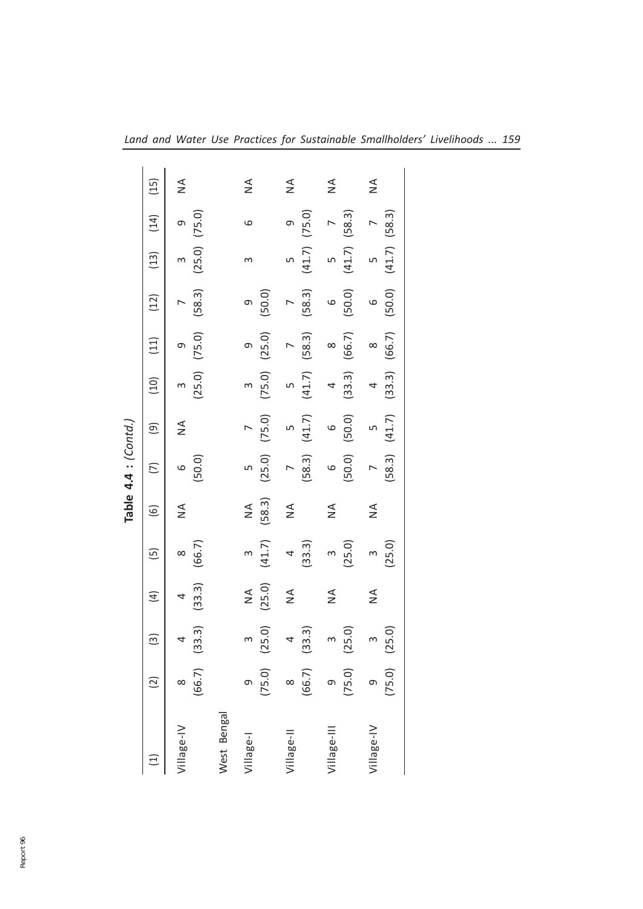**Table 4.4 : (Contd.)**

| (1) | (2) | (3) | (4) | (5) | (6) | (7) | (9) | (10) | (11) | (12) | (13) | (14) | (15) |
|---|---|---|---|---|---|---|---|---|---|---|---|---|---|
| Village-IV | 8 (66.7) | 4 (33.3) | 4 (33.3) | 8 (66.7) | NA | 6 (50.0) | NA | 3 (25.0) | 9 (75.0) | 7 (58.3) | 3 (25.0) | 9 (75.0) | NA |
| West Bengal | | | | | | | | | | | | | |
| Village-I | 9 (75.0) | 3 (25.0) | NA (25.0) | 3 (41.7) | NA (58.3) | 5 (25.0) | 7 (75.0) | 3 (75.0) | 9 (25.0) | 9 (50.0) | 3 | 6 | NA |
| Village-II | 8 (66.7) | 4 (33.3) | NA | 4 (33.3) | NA | 7 (58.3) | 5 (41.7) | 5 (41.7) | 7 (58.3) | 7 (58.3) | 5 (41.7) | 9 (75.0) | NA |
| Village-III | 9 (75.0) | 3 (25.0) | NA | 3 (25.0) | NA | 6 (50.0) | 6 (50.0) | 4 (33.3) | 8 (66.7) | 6 (50.0) | 5 (41.7) | 7 (58.3) | NA |
| Village-IV | 9 (75.0) | 3 (25.0) | NA | 3 (25.0) | NA | 7 (58.3) | 5 (41.7) | 4 (33.3) | 8 (66.7) | 6 (50.0) | 5 (41.7) | 7 (58.3) | NA |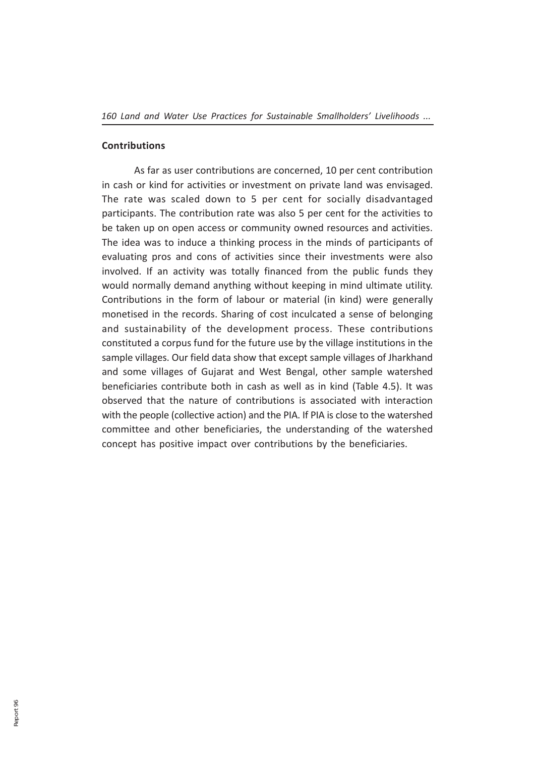### Contributions

As far as user contributions are concerned, 10 per cent contribution in cash or kind for activities or investment on private land was envisaged. The rate was scaled down to 5 per cent for socially disadvantaged participants. The contribution rate was also 5 per cent for the activities to be taken up on open access or community owned resources and activities. The idea was to induce a thinking process in the minds of participants of evaluating pros and cons of activities since their investments were also involved. If an activity was totally financed from the public funds they would normally demand anything without keeping in mind ultimate utility. Contributions in the form of labour or material (in kind) were generally monetised in the records. Sharing of cost inculcated a sense of belonging and sustainability of the development process. These contributions constituted a corpus fund for the future use by the village institutions in the sample villages. Our field data show that except sample villages of Jharkhand and some villages of Gujarat and West Bengal, other sample watershed beneficiaries contribute both in cash as well as in kind (Table 4.5). It was observed that the nature of contributions is associated with interaction with the people (collective action) and the PIA. If PIA is close to the watershed committee and other beneficiaries, the understanding of the watershed concept has positive impact over contributions by the beneficiaries.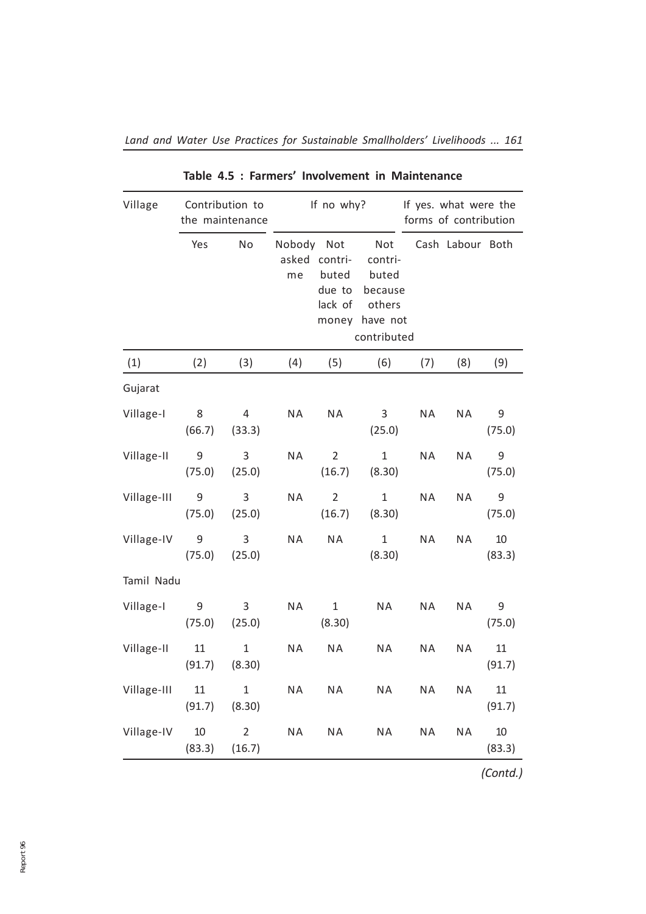**Table 4.5 : Farmers' Involvement in Maintenance**

| Village | Contribution to the maintenance | | If no why? | | | If yes. what were the forms of contribution | | |
|---|---|---|---|---|---|---|---|---|
| | Yes | No | Nobody asked me | Not contri-buted due to lack of money | Not contri-buted because others have not contributed | Cash | Labour | Both |
| (1) | (2) | (3) | (4) | (5) | (6) | (7) | (8) | (9) |
| Gujarat | | | | | | | | |
| Village-I | 8 (66.7) | 4 (33.3) | NA | NA | 3 (25.0) | NA | NA | 9 (75.0) |
| Village-II | 9 (75.0) | 3 (25.0) | NA | 2 (16.7) | 1 (8.30) | NA | NA | 9 (75.0) |
| Village-III | 9 (75.0) | 3 (25.0) | NA | 2 (16.7) | 1 (8.30) | NA | NA | 9 (75.0) |
| Village-IV | 9 (75.0) | 3 (25.0) | NA | NA | 1 (8.30) | NA | NA | 10 (83.3) |
| Tamil Nadu | | | | | | | | |
| Village-I | 9 (75.0) | 3 (25.0) | NA | 1 (8.30) | NA | NA | NA | 9 (75.0) |
| Village-II | 11 (91.7) | 1 (8.30) | NA | NA | NA | NA | NA | 11 (91.7) |
| Village-III | 11 (91.7) | 1 (8.30) | NA | NA | NA | NA | NA | 11 (91.7) |
| Village-IV | 10 (83.3) | 2 (16.7) | NA | NA | NA | NA | NA | 10 (83.3) |

*(Contd.)*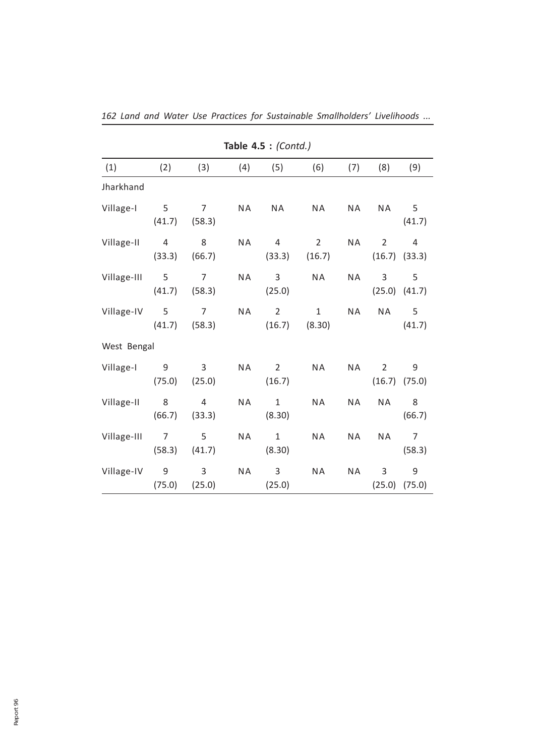**Table 4.5 :** *(Contd.)*

| (1) | (2) | (3) | (4) | (5) | (6) | (7) | (8) | (9) |
|---|---|---|---|---|---|---|---|---|
| Jharkhand | | | | | | | | |
| Village-I | 5 (41.7) | 7 (58.3) | NA | NA | NA | NA | NA | 5 (41.7) |
| Village-II | 4 (33.3) | 8 (66.7) | NA | 4 (33.3) | 2 (16.7) | NA | 2 (16.7) | 4 (33.3) |
| Village-III | 5 (41.7) | 7 (58.3) | NA | 3 (25.0) | NA | NA | 3 (25.0) | 5 (41.7) |
| Village-IV | 5 (41.7) | 7 (58.3) | NA | 2 (16.7) | 1 (8.30) | NA | NA | 5 (41.7) |
| West Bengal | | | | | | | | |
| Village-I | 9 (75.0) | 3 (25.0) | NA | 2 (16.7) | NA | NA | 2 (16.7) | 9 (75.0) |
| Village-II | 8 (66.7) | 4 (33.3) | NA | 1 (8.30) | NA | NA | NA | 8 (66.7) |
| Village-III | 7 (58.3) | 5 (41.7) | NA | 1 (8.30) | NA | NA | NA | 7 (58.3) |
| Village-IV | 9 (75.0) | 3 (25.0) | NA | 3 (25.0) | NA | NA | 3 (25.0) | 9 (75.0) |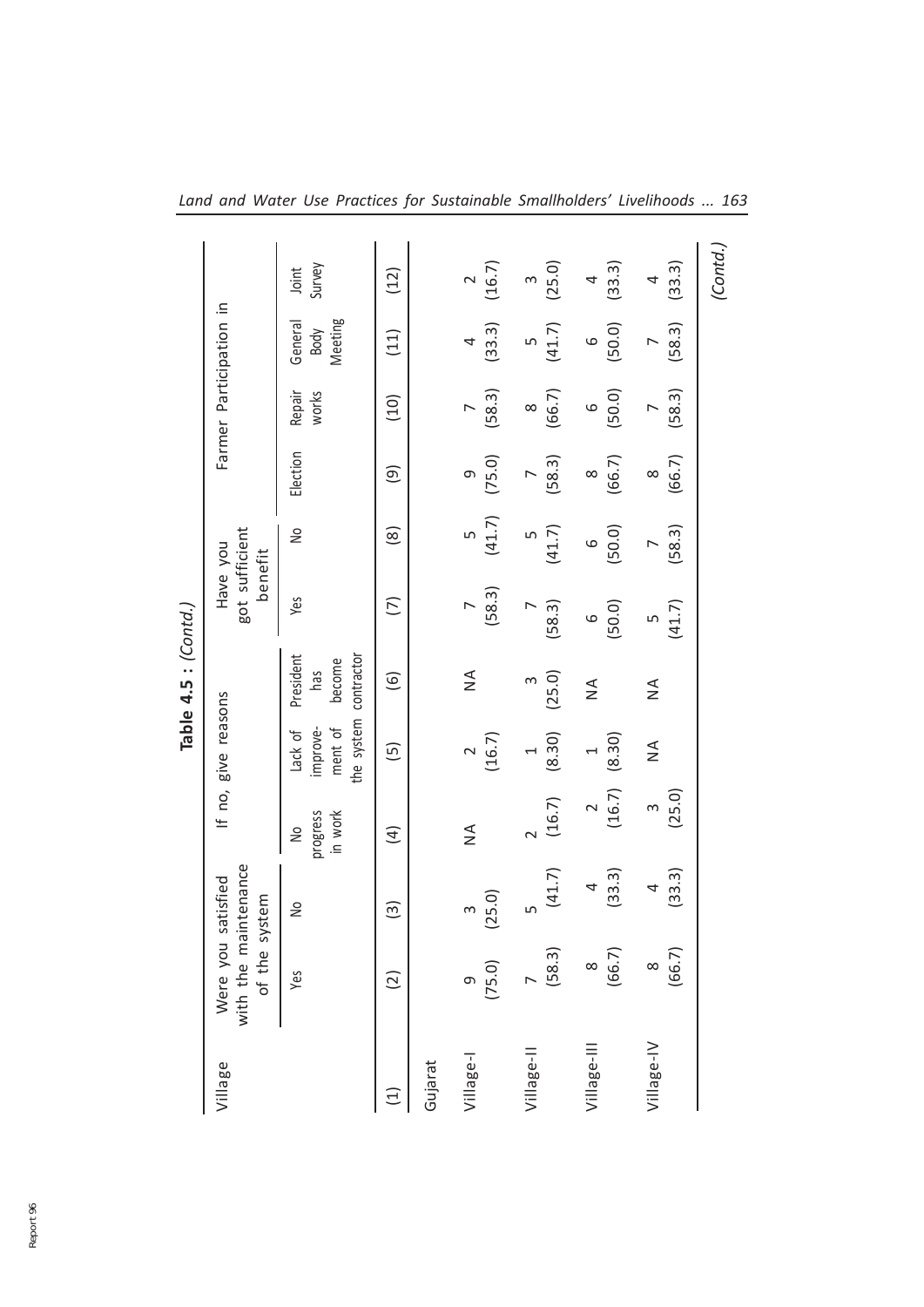**Table 4.5 : *(Contd.)***

| Village | Were you satisfied with the maintenance of the system | | If no, give reasons | | | Have you got sufficient benefit | | Farmer Participation in | | | |
|---|---|---|---|---|---|---|---|---|---|---|---|
| | Yes | No | No progress in work | Lack of improvement of the system | President has become contractor | Yes | No | Election | Repair works | General Body Meeting | Joint Survey |
| (1) | (2) | (3) | (4) | (5) | (6) | (7) | (8) | (9) | (10) | (11) | (12) |
| Gujarat | | | | | | | | | | | |
| Village-I | 9 (75.0) | 3 (25.0) | NA | 2 (16.7) | NA | 7 (58.3) | 5 (41.7) | 9 (75.0) | 7 (58.3) | 4 (33.3) | 2 (16.7) |
| Village-II | 7 (58.3) | 5 (41.7) | 2 (16.7) | 1 (8.30) | 3 (25.0) | 7 (58.3) | 5 (41.7) | 7 (58.3) | 8 (66.7) | 5 (41.7) | 3 (25.0) |
| Village-III | 8 (66.7) | 4 (33.3) | 2 (16.7) | 1 (8.30) | NA | 6 (50.0) | 6 (50.0) | 8 (66.7) | 6 (50.0) | 6 (50.0) | 4 (33.3) |
| Village-IV | 8 (66.7) | 4 (33.3) | 3 (25.0) | NA | NA | 5 (41.7) | 7 (58.3) | 8 (66.7) | 7 (58.3) | 7 (58.3) | 4 (33.3) |

*(Contd.)*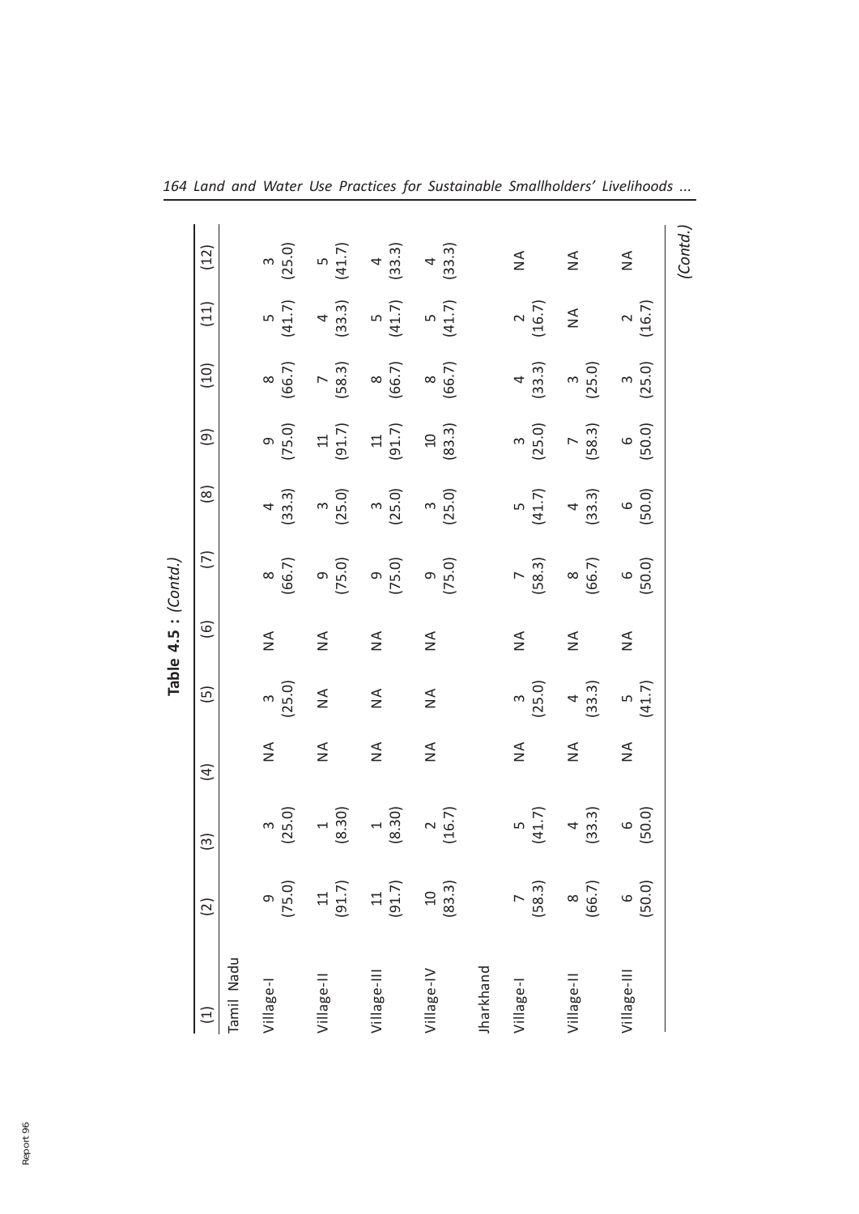**Table 4.5 : (Contd.)**

| (1) | (2) | (3) | (4) | (5) | (6) | (7) | (8) | (9) | (10) | (11) | (12) |
|---|---|---|---|---|---|---|---|---|---|---|---|
| Tamil Nadu | | | | | | | | | | | |
| Village-I | 9 (75.0) | 3 (25.0) | NA | 3 (25.0) | NA | 8 (66.7) | 4 (33.3) | 9 (75.0) | 8 (66.7) | 5 (41.7) | 3 (25.0) |
| Village-II | 11 (91.7) | 1 (8.30) | NA | NA | NA | 9 (75.0) | 3 (25.0) | 11 (91.7) | 7 (58.3) | 4 (33.3) | 5 (41.7) |
| Village-III | 11 (91.7) | 1 (8.30) | NA | NA | NA | 9 (75.0) | 3 (25.0) | 11 (91.7) | 8 (66.7) | 5 (41.7) | 4 (33.3) |
| Village-IV | 10 (83.3) | 2 (16.7) | NA | NA | NA | 9 (75.0) | 3 (25.0) | 10 (83.3) | 8 (66.7) | 5 (41.7) | 4 (33.3) |
| Jharkhand | | | | | | | | | | | |
| Village-I | 7 (58.3) | 5 (41.7) | NA | 3 (25.0) | NA | 7 (58.3) | 5 (41.7) | 3 (25.0) | 4 (33.3) | 2 (16.7) | NA |
| Village-II | 8 (66.7) | 4 (33.3) | NA | 4 (33.3) | NA | 8 (66.7) | 4 (33.3) | 7 (58.3) | 3 (25.0) | NA | NA |
| Village-III | 6 (50.0) | 6 (50.0) | NA | 5 (41.7) | NA | 6 (50.0) | 6 (50.0) | 6 (50.0) | 3 (25.0) | 2 (16.7) | NA |

*(Contd.)*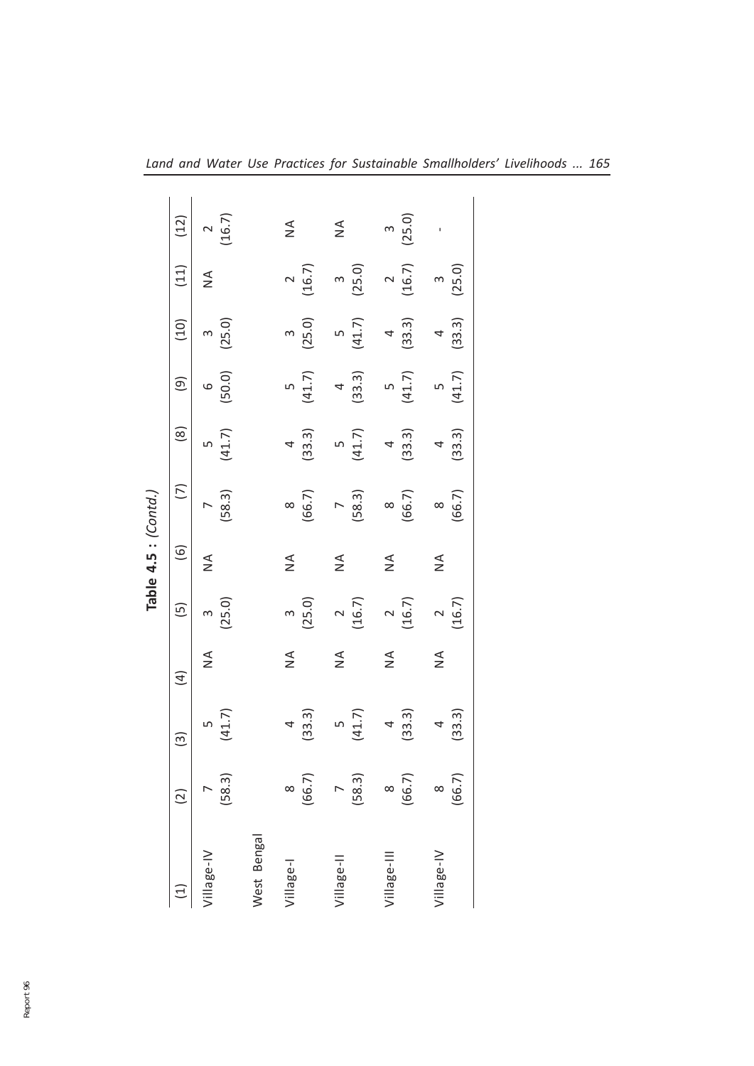**Table 4.5 : *(Contd.)***

| (1) | (2) | (3) | (4) | (5) | (6) | (7) | (8) | (9) | (10) | (11) | (12) |
|---|---|---|---|---|---|---|---|---|---|---|---|
| Village-IV | 7 (58.3) | 5 (41.7) | NA | 3 (25.0) | NA | 7 (58.3) | 5 (41.7) | 6 (50.0) | 3 (25.0) | NA | 2 (16.7) |
| West Bengal | | | | | | | | | | | |
| Village-I | 8 (66.7) | 4 (33.3) | NA | 3 (25.0) | NA | 8 (66.7) | 4 (33.3) | 5 (41.7) | 3 (25.0) | 2 (16.7) | NA |
| Village-II | 7 (58.3) | 5 (41.7) | NA | 2 (16.7) | NA | 7 (58.3) | 5 (41.7) | 4 (33.3) | 5 (41.7) | 3 (25.0) | NA |
| Village-III | 8 (66.7) | 4 (33.3) | NA | 2 (16.7) | NA | 8 (66.7) | 4 (33.3) | 5 (41.7) | 4 (33.3) | 2 (16.7) | 3 (25.0) |
| Village-IV | 8 (66.7) | 4 (33.3) | NA | 2 (16.7) | NA | 8 (66.7) | 4 (33.3) | 5 (41.7) | 4 (33.3) | 3 (25.0) | - |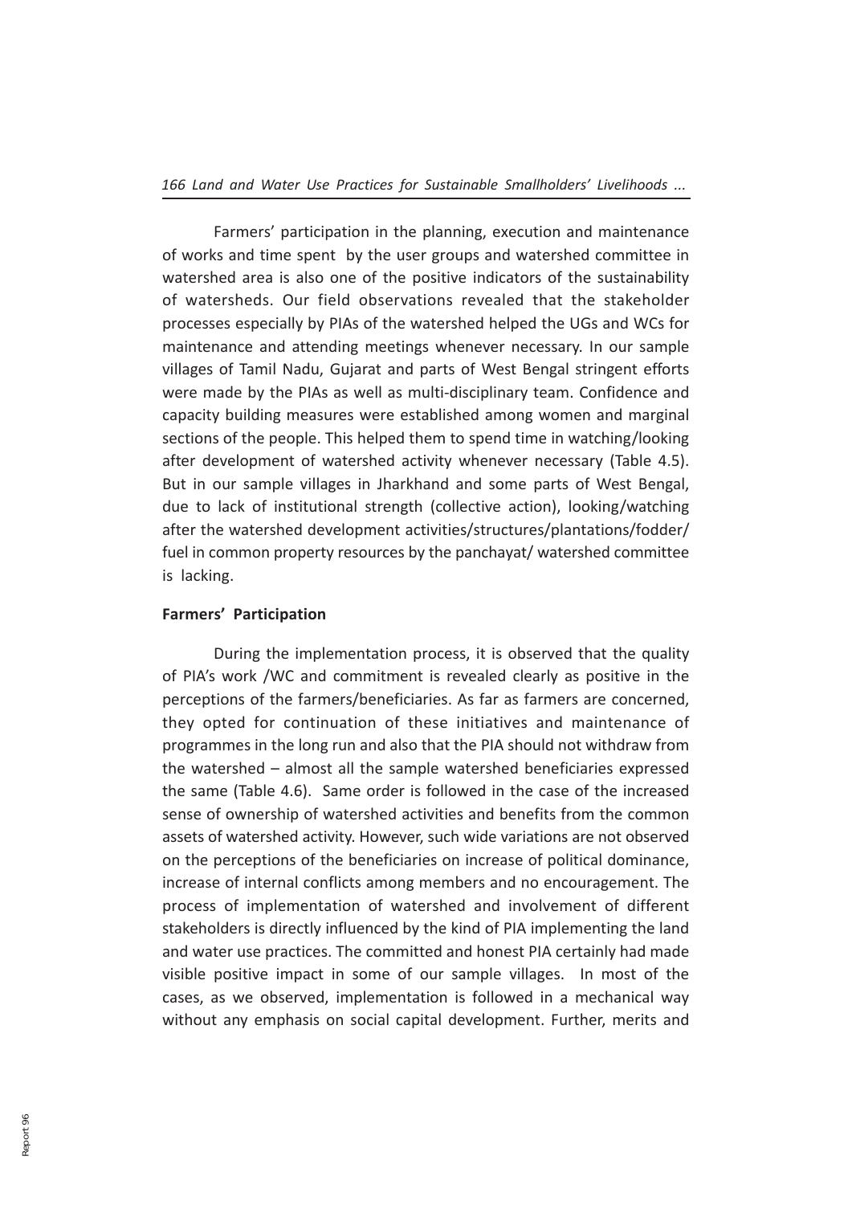Farmers' participation in the planning, execution and maintenance of works and time spent by the user groups and watershed committee in watershed area is also one of the positive indicators of the sustainability of watersheds. Our field observations revealed that the stakeholder processes especially by PIAs of the watershed helped the UGs and WCs for maintenance and attending meetings whenever necessary. In our sample villages of Tamil Nadu, Gujarat and parts of West Bengal stringent efforts were made by the PIAs as well as multi-disciplinary team. Confidence and capacity building measures were established among women and marginal sections of the people. This helped them to spend time in watching/looking after development of watershed activity whenever necessary (Table 4.5). But in our sample villages in Jharkhand and some parts of West Bengal, due to lack of institutional strength (collective action), looking/watching after the watershed development activities/structures/plantations/fodder/fuel in common property resources by the panchayat/ watershed committee is lacking.

**Farmers' Participation**

During the implementation process, it is observed that the quality of PIA's work /WC and commitment is revealed clearly as positive in the perceptions of the farmers/beneficiaries. As far as farmers are concerned, they opted for continuation of these initiatives and maintenance of programmes in the long run and also that the PIA should not withdraw from the watershed – almost all the sample watershed beneficiaries expressed the same (Table 4.6). Same order is followed in the case of the increased sense of ownership of watershed activities and benefits from the common assets of watershed activity. However, such wide variations are not observed on the perceptions of the beneficiaries on increase of political dominance, increase of internal conflicts among members and no encouragement. The process of implementation of watershed and involvement of different stakeholders is directly influenced by the kind of PIA implementing the land and water use practices. The committed and honest PIA certainly had made visible positive impact in some of our sample villages. In most of the cases, as we observed, implementation is followed in a mechanical way without any emphasis on social capital development. Further, merits and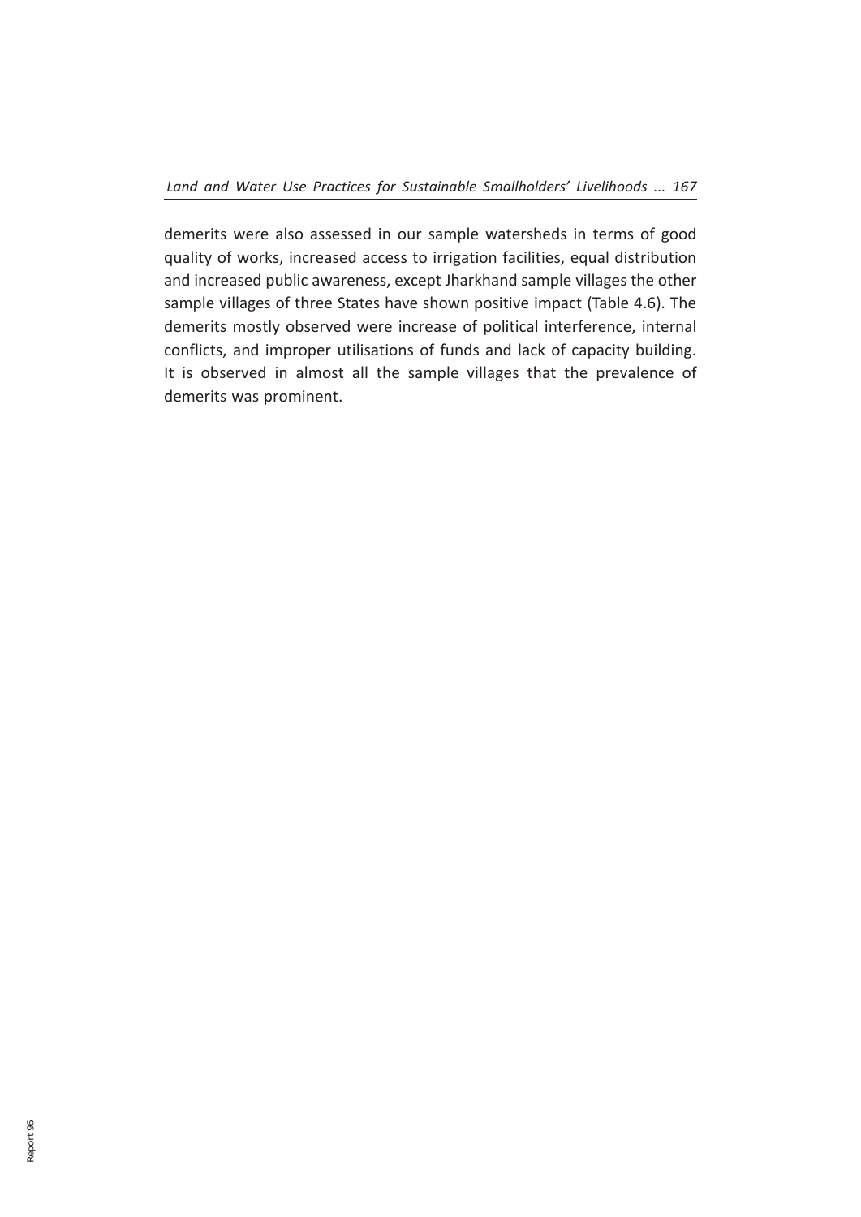demerits were also assessed in our sample watersheds in terms of good quality of works, increased access to irrigation facilities, equal distribution and increased public awareness, except Jharkhand sample villages the other sample villages of three States have shown positive impact (Table 4.6). The demerits mostly observed were increase of political interference, internal conflicts, and improper utilisations of funds and lack of capacity building. It is observed in almost all the sample villages that the prevalence of demerits was prominent.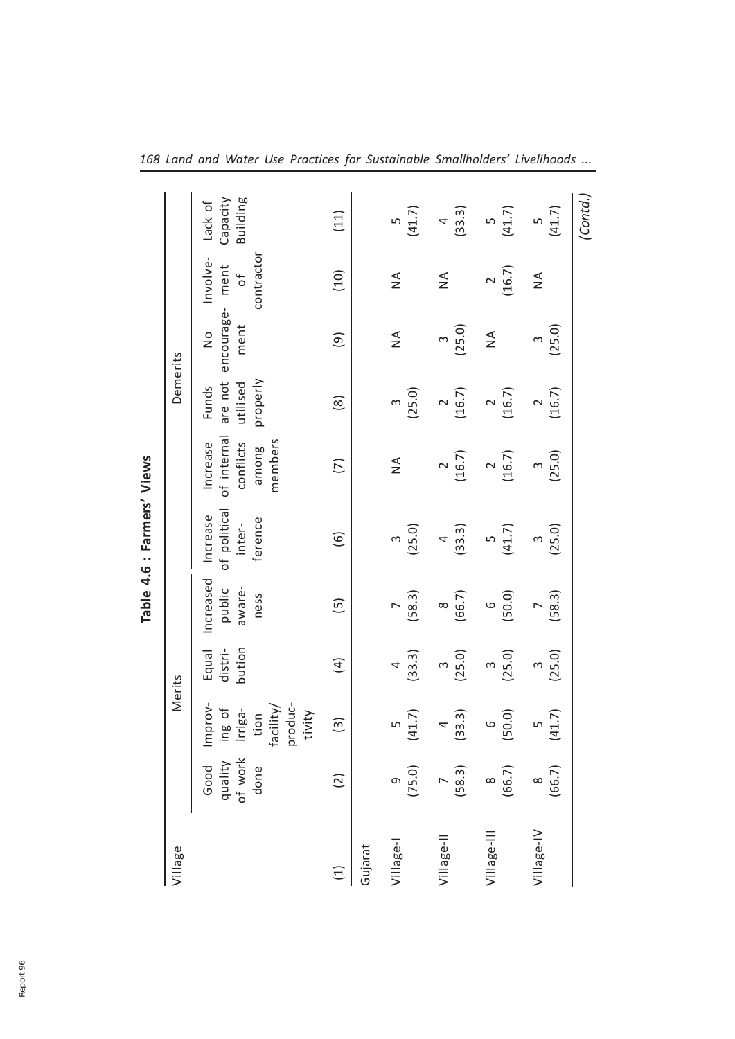**Table 4.6 : Farmers' Views**

| Village | Merits | | | | Demerits | | | | | |
|---|---|---|---|---|---|---|---|---|---|---|
| | Good quality of work done | Improving of irrigation facility/ productivity | Equal distribution | Increased public awareness | Increase of political interference | Increase of internal conflicts among members | Funds are not utilised properly | No encouragement | Involvement of contractor | Lack of Capacity Building |
| (1) | (2) | (3) | (4) | (5) | (6) | (7) | (8) | (9) | (10) | (11) |
| Gujarat | | | | | | | | | | |
| Village-I | 9 (75.0) | 5 (41.7) | 4 (33.3) | 7 (58.3) | 3 (25.0) | NA | 3 (25.0) | NA | NA | 5 (41.7) |
| Village-II | 7 (58.3) | 4 (33.3) | 3 (25.0) | 8 (66.7) | 4 (33.3) | 2 (16.7) | 2 (16.7) | 3 (25.0) | NA | 4 (33.3) |
| Village-III | 8 (66.7) | 6 (50.0) | 3 (25.0) | 6 (50.0) | 5 (41.7) | 2 (16.7) | 2 (16.7) | NA | 2 (16.7) | 5 (41.7) |
| Village-IV | 8 (66.7) | 5 (41.7) | 3 (25.0) | 7 (58.3) | 3 (25.0) | 3 (25.0) | 2 (16.7) | 3 (25.0) | NA | 5 (41.7) |

*(Contd.)*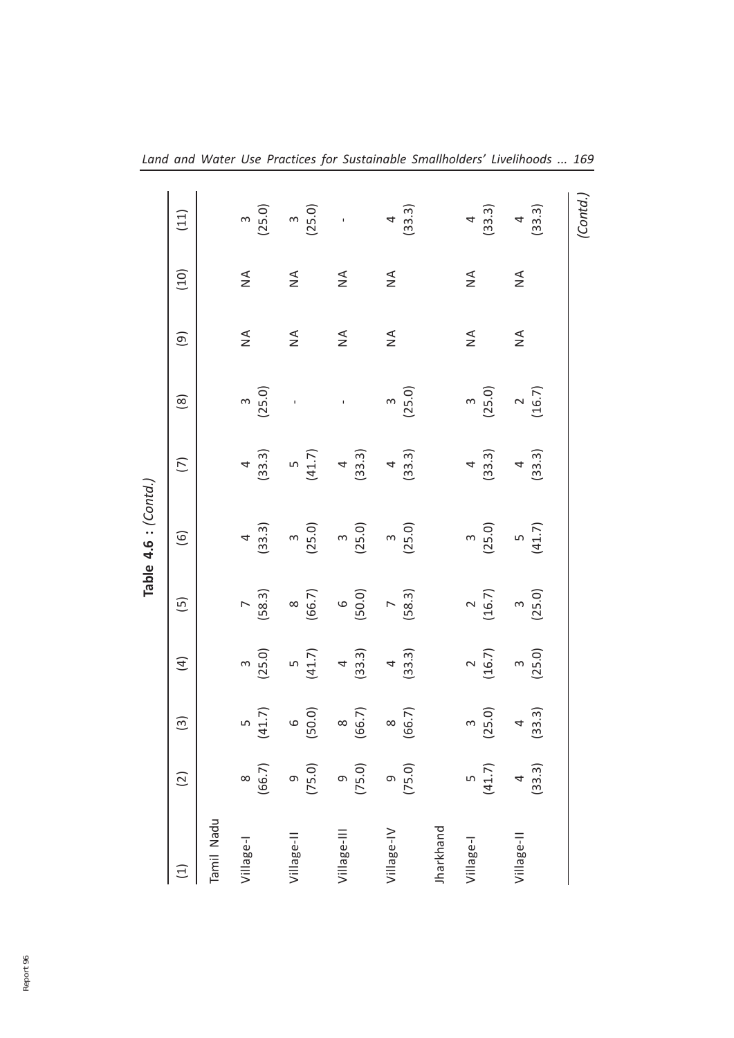**Table 4.6 : *(Contd.)***

| (1) | (2) | (3) | (4) | (5) | (6) | (7) | (8) | (9) | (10) | (11) |
|---|---|---|---|---|---|---|---|---|---|---|
| Tamil Nadu | | | | | | | | | | |
| Village-I | 8 (66.7) | 5 (41.7) | 3 (25.0) | 7 (58.3) | 4 (33.3) | 4 (33.3) | 3 (25.0) | NA | NA | 3 (25.0) |
| Village-II | 9 (75.0) | 6 (50.0) | 5 (41.7) | 8 (66.7) | 3 (25.0) | 5 (41.7) | - | NA | NA | 3 (25.0) |
| Village-III | 9 (75.0) | 8 (66.7) | 4 (33.3) | 6 (50.0) | 3 (25.0) | 4 (33.3) | - | NA | NA | - |
| Village-IV | 9 (75.0) | 8 (66.7) | 4 (33.3) | 7 (58.3) | 3 (25.0) | 4 (33.3) | 3 (25.0) | NA | NA | 4 (33.3) |
| Jharkhand | | | | | | | | | | |
| Village-I | 5 (41.7) | 3 (25.0) | 2 (16.7) | 2 (16.7) | 3 (25.0) | 4 (33.3) | 3 (25.0) | NA | NA | 4 (33.3) |
| Village-II | 4 (33.3) | 4 (33.3) | 3 (25.0) | 3 (25.0) | 5 (41.7) | 4 (33.3) | 2 (16.7) | NA | NA | 4 (33.3) |

*(Contd.)*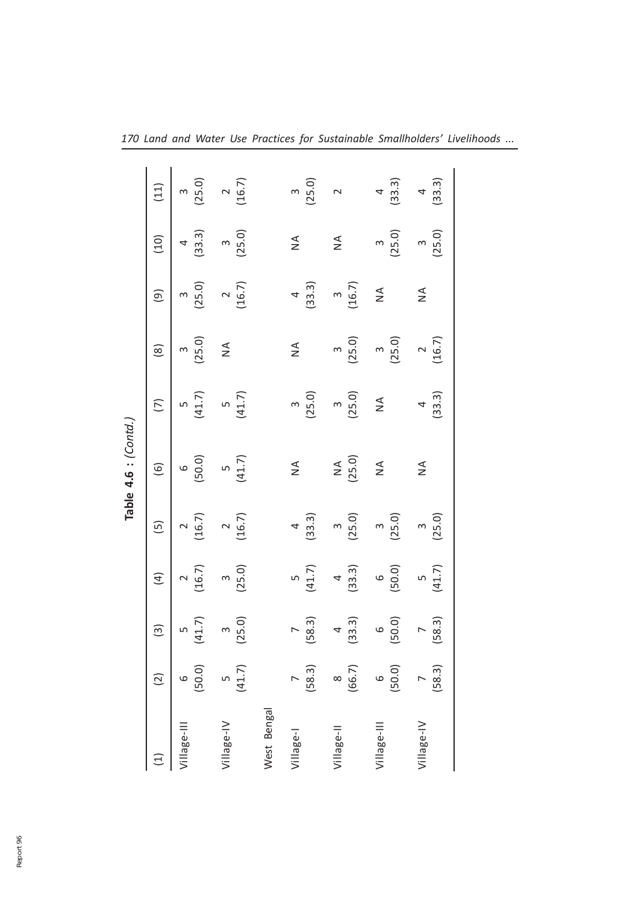**Table 4.6 : (Contd.)**

| (1) | (2) | (3) | (4) | (5) | (6) | (7) | (8) | (9) | (10) | (11) |
|---|---|---|---|---|---|---|---|---|---|---|
| Village-III | 6 (50.0) | 5 (41.7) | 2 (16.7) | 2 (16.7) | 6 (50.0) | 5 (41.7) | 3 (25.0) | 3 (25.0) | 4 (33.3) | 3 (25.0) |
| Village-IV | 5 (41.7) | 3 (25.0) | 3 (25.0) | 2 (16.7) | 5 (41.7) | 5 (41.7) | NA | 2 (16.7) | 3 (25.0) | 2 (16.7) |
| West Bengal | | | | | | | | | | |
| Village-I | 7 (58.3) | 7 (58.3) | 5 (41.7) | 4 (33.3) | NA | 3 (25.0) | NA | 4 (33.3) | NA | 3 (25.0) |
| Village-II | 8 (66.7) | 4 (33.3) | 4 (33.3) | 3 (25.0) | NA (25.0) | 3 (25.0) | 3 (25.0) | 3 (16.7) | NA | 2 |
| Village-III | 6 (50.0) | 6 (50.0) | 6 (50.0) | 3 (25.0) | NA | NA | 3 (25.0) | NA | 3 (25.0) | 4 (33.3) |
| Village-IV | 7 (58.3) | 7 (58.3) | 5 (41.7) | 3 (25.0) | NA | 4 (33.3) | 2 (16.7) | NA | 3 (25.0) | 4 (33.3) |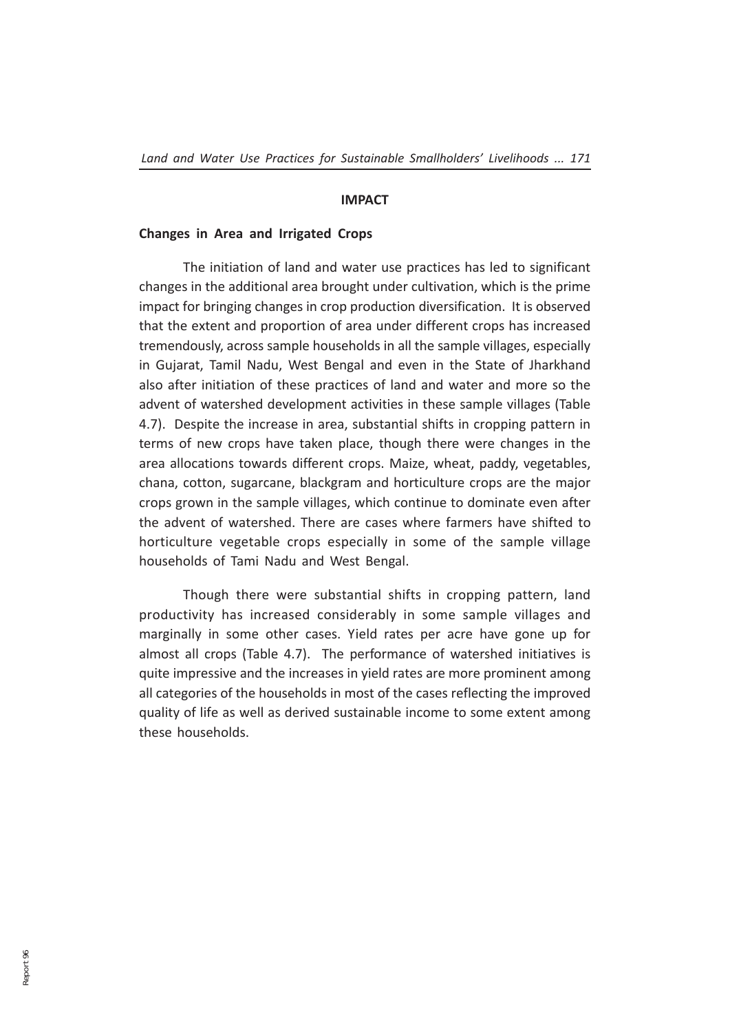## IMPACT

### Changes in Area and Irrigated Crops

The initiation of land and water use practices has led to significant changes in the additional area brought under cultivation, which is the prime impact for bringing changes in crop production diversification. It is observed that the extent and proportion of area under different crops has increased tremendously, across sample households in all the sample villages, especially in Gujarat, Tamil Nadu, West Bengal and even in the State of Jharkhand also after initiation of these practices of land and water and more so the advent of watershed development activities in these sample villages (Table 4.7). Despite the increase in area, substantial shifts in cropping pattern in terms of new crops have taken place, though there were changes in the area allocations towards different crops. Maize, wheat, paddy, vegetables, chana, cotton, sugarcane, blackgram and horticulture crops are the major crops grown in the sample villages, which continue to dominate even after the advent of watershed. There are cases where farmers have shifted to horticulture vegetable crops especially in some of the sample village households of Tami Nadu and West Bengal.

Though there were substantial shifts in cropping pattern, land productivity has increased considerably in some sample villages and marginally in some other cases. Yield rates per acre have gone up for almost all crops (Table 4.7). The performance of watershed initiatives is quite impressive and the increases in yield rates are more prominent among all categories of the households in most of the cases reflecting the improved quality of life as well as derived sustainable income to some extent among these households.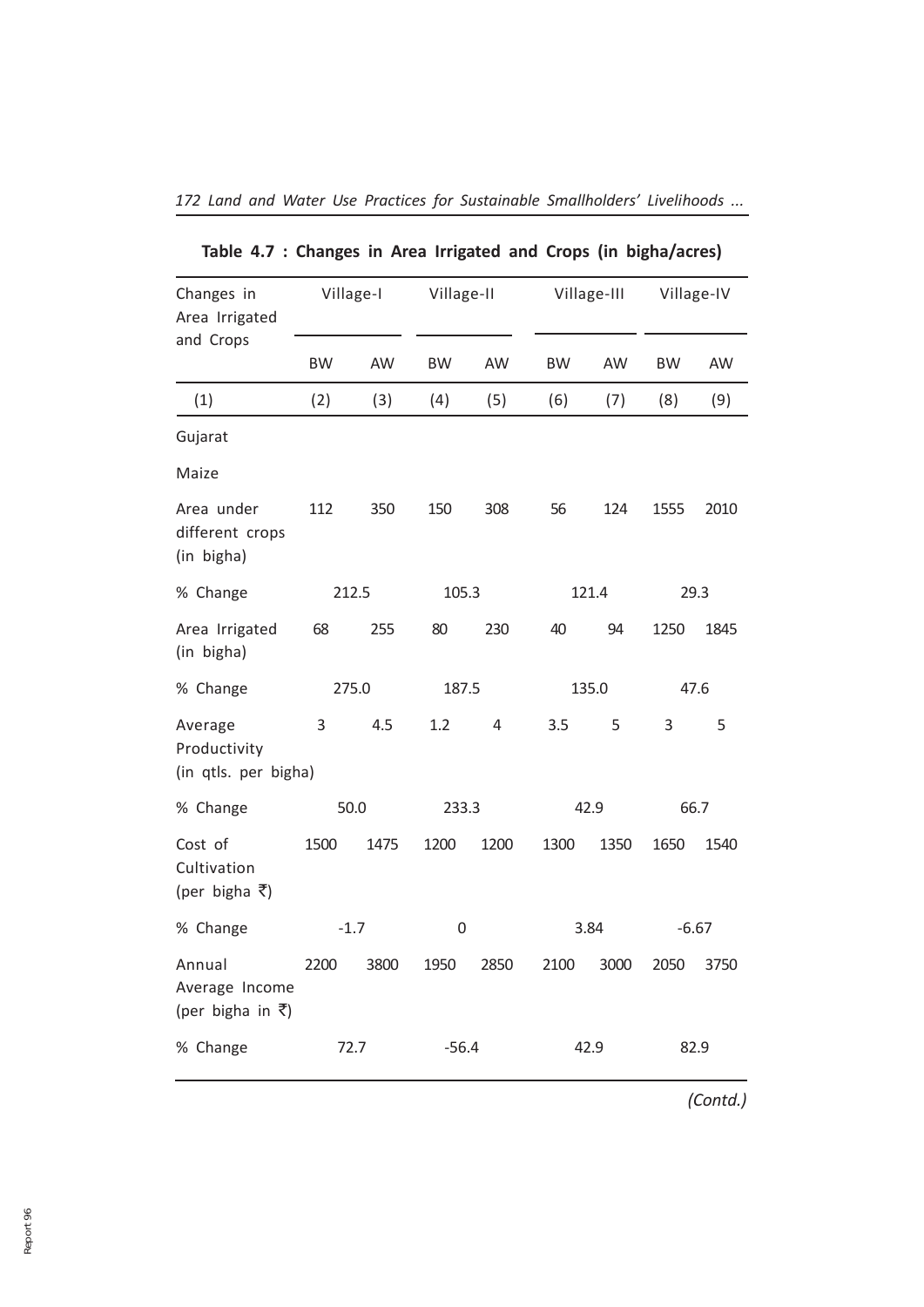**Table 4.7 : Changes in Area Irrigated and Crops (in bigha/acres)**

| Changes in Area Irrigated and Crops | Village-I | | Village-II | | Village-III | | Village-IV | |
|---|---|---|---|---|---|---|---|---|
| | BW | AW | BW | AW | BW | AW | BW | AW |
| (1) | (2) | (3) | (4) | (5) | (6) | (7) | (8) | (9) |
| Gujarat | | | | | | | | |
| Maize | | | | | | | | |
| Area under different crops (in bigha) | 112 | 350 | 150 | 308 | 56 | 124 | 1555 | 2010 |
| % Change | 212.5 | | 105.3 | | 121.4 | | 29.3 | |
| Area Irrigated (in bigha) | 68 | 255 | 80 | 230 | 40 | 94 | 1250 | 1845 |
| % Change | 275.0 | | 187.5 | | 135.0 | | 47.6 | |
| Average Productivity (in qtls. per bigha) | 3 | 4.5 | 1.2 | 4 | 3.5 | 5 | 3 | 5 |
| % Change | 50.0 | | 233.3 | | 42.9 | | 66.7 | |
| Cost of Cultivation (per bigha ₹) | 1500 | 1475 | 1200 | 1200 | 1300 | 1350 | 1650 | 1540 |
| % Change | -1.7 | | 0 | | 3.84 | | -6.67 | |
| Annual Average Income (per bigha in ₹) | 2200 | 3800 | 1950 | 2850 | 2100 | 3000 | 2050 | 3750 |
| % Change | 72.7 | | -56.4 | | 42.9 | | 82.9 | |

*(Contd.)*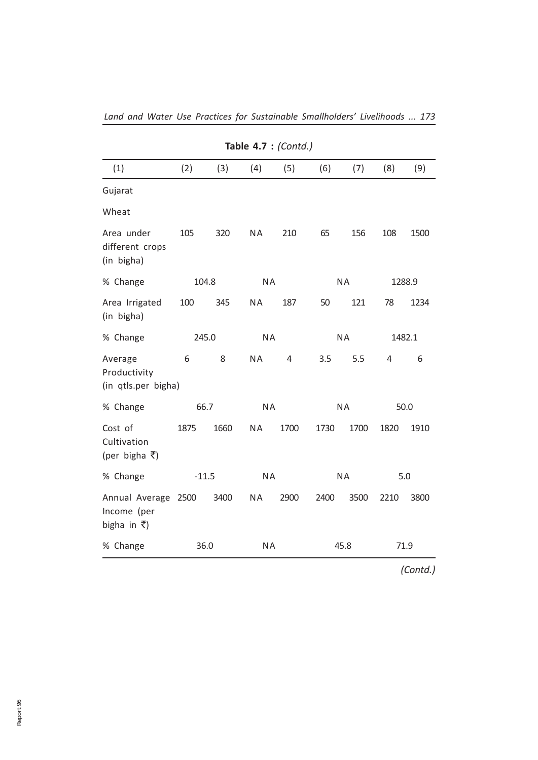**Table 4.7 :** *(Contd.)*

| (1) | (2) | (3) | (4) | (5) | (6) | (7) | (8) | (9) |
|---|---|---|---|---|---|---|---|---|
| Gujarat | | | | | | | | |
| Wheat | | | | | | | | |
| Area under different crops (in bigha) | 105 | 320 | NA | 210 | 65 | 156 | 108 | 1500 |
| % Change | 104.8 | | NA | | NA | | 1288.9 | |
| Area Irrigated (in bigha) | 100 | 345 | NA | 187 | 50 | 121 | 78 | 1234 |
| % Change | 245.0 | | NA | | NA | | 1482.1 | |
| Average Productivity (in qtls.per bigha) | 6 | 8 | NA | 4 | 3.5 | 5.5 | 4 | 6 |
| % Change | 66.7 | | NA | | NA | | 50.0 | |
| Cost of Cultivation (per bigha ₹) | 1875 | 1660 | NA | 1700 | 1730 | 1700 | 1820 | 1910 |
| % Change | -11.5 | | NA | | NA | | 5.0 | |
| Annual Average Income (per bigha in ₹) | 2500 | 3400 | NA | 2900 | 2400 | 3500 | 2210 | 3800 |
| % Change | 36.0 | | NA | | 45.8 | | 71.9 | |

*(Contd.)*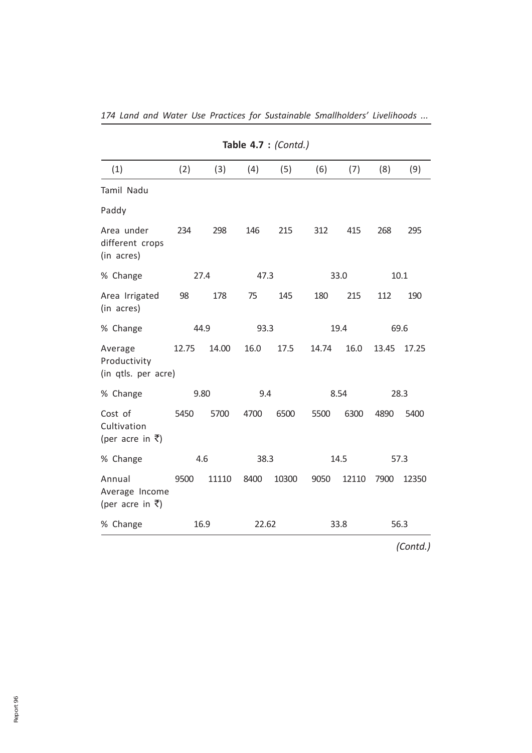**Table 4.7 :** *(Contd.)*

| (1) | (2) | (3) | (4) | (5) | (6) | (7) | (8) | (9) |
|---|---|---|---|---|---|---|---|---|
| Tamil Nadu | | | | | | | | |
| Paddy | | | | | | | | |
| Area under different crops (in acres) | 234 | 298 | 146 | 215 | 312 | 415 | 268 | 295 |
| % Change | 27.4 | | 47.3 | | 33.0 | | 10.1 | |
| Area Irrigated (in acres) | 98 | 178 | 75 | 145 | 180 | 215 | 112 | 190 |
| % Change | 44.9 | | 93.3 | | 19.4 | | 69.6 | |
| Average Productivity (in qtls. per acre) | 12.75 | 14.00 | 16.0 | 17.5 | 14.74 | 16.0 | 13.45 | 17.25 |
| % Change | 9.80 | | 9.4 | | 8.54 | | 28.3 | |
| Cost of Cultivation (per acre in ₹) | 5450 | 5700 | 4700 | 6500 | 5500 | 6300 | 4890 | 5400 |
| % Change | 4.6 | | 38.3 | | 14.5 | | 57.3 | |
| Annual Average Income (per acre in ₹) | 9500 | 11110 | 8400 | 10300 | 9050 | 12110 | 7900 | 12350 |
| % Change | 16.9 | | 22.62 | | 33.8 | | 56.3 | |

*(Contd.)*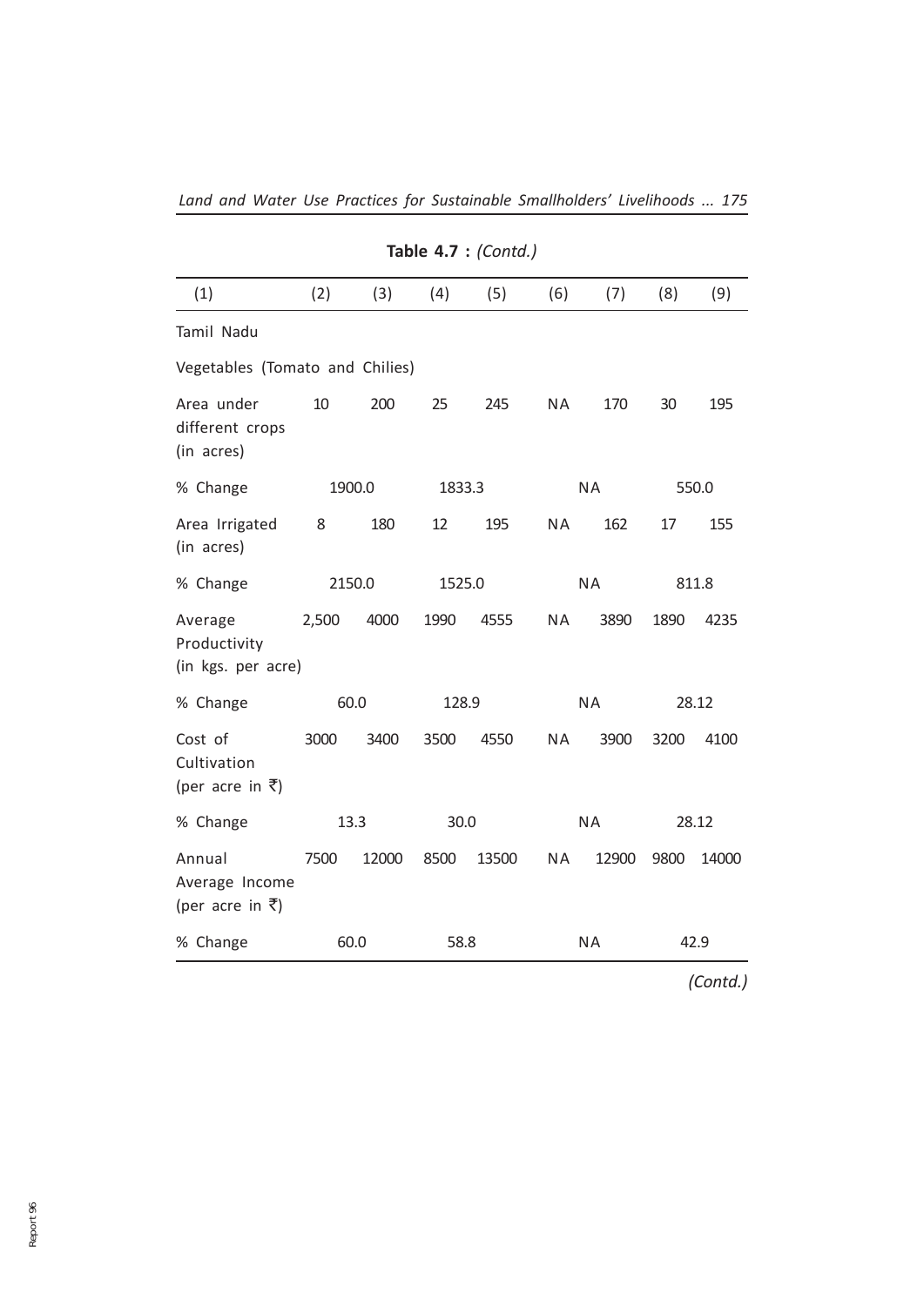**Table 4.7 :** *(Contd.)*

| (1) | (2) | (3) | (4) | (5) | (6) | (7) | (8) | (9) |
|---|---|---|---|---|---|---|---|---|
| Tamil Nadu | | | | | | | | |
| Vegetables (Tomato and Chilies) | | | | | | | | |
| Area under different crops (in acres) | 10 | 200 | 25 | 245 | NA | 170 | 30 | 195 |
| % Change | 1900.0 | | 1833.3 | | NA | | 550.0 | |
| Area Irrigated (in acres) | 8 | 180 | 12 | 195 | NA | 162 | 17 | 155 |
| % Change | 2150.0 | | 1525.0 | | NA | | 811.8 | |
| Average Productivity (in kgs. per acre) | 2,500 | 4000 | 1990 | 4555 | NA | 3890 | 1890 | 4235 |
| % Change | 60.0 | | 128.9 | | NA | | 28.12 | |
| Cost of Cultivation (per acre in ₹) | 3000 | 3400 | 3500 | 4550 | NA | 3900 | 3200 | 4100 |
| % Change | 13.3 | | 30.0 | | NA | | 28.12 | |
| Annual Average Income (per acre in ₹) | 7500 | 12000 | 8500 | 13500 | NA | 12900 | 9800 | 14000 |
| % Change | 60.0 | | 58.8 | | NA | | 42.9 | |

*(Contd.)*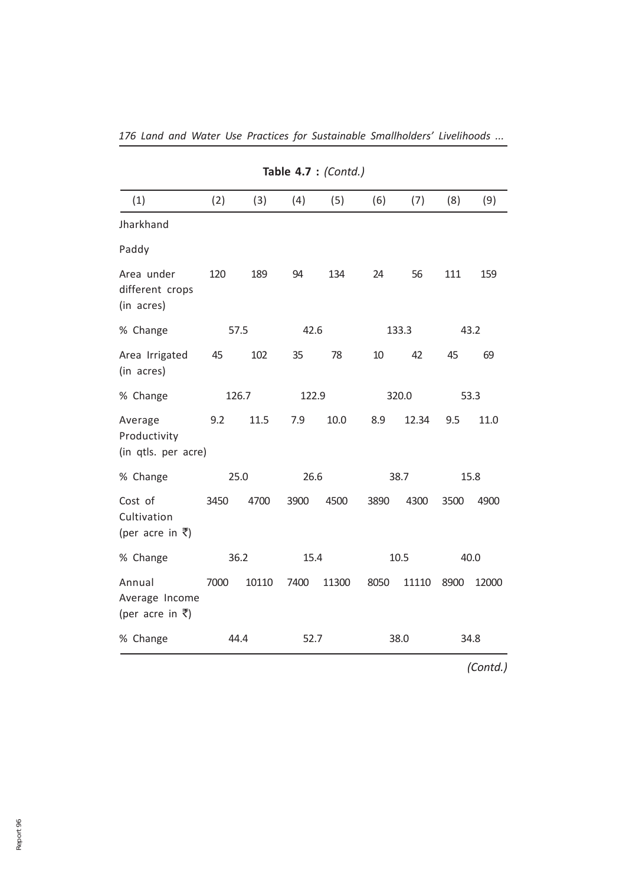**Table 4.7 :** *(Contd.)*

| (1) | (2) | (3) | (4) | (5) | (6) | (7) | (8) | (9) |
|---|---|---|---|---|---|---|---|---|
| Jharkhand | | | | | | | | |
| Paddy | | | | | | | | |
| Area under different crops (in acres) | 120 | 189 | 94 | 134 | 24 | 56 | 111 | 159 |
| % Change | 57.5 | | 42.6 | | 133.3 | | 43.2 | |
| Area Irrigated (in acres) | 45 | 102 | 35 | 78 | 10 | 42 | 45 | 69 |
| % Change | 126.7 | | 122.9 | | 320.0 | | 53.3 | |
| Average Productivity (in qtls. per acre) | 9.2 | 11.5 | 7.9 | 10.0 | 8.9 | 12.34 | 9.5 | 11.0 |
| % Change | 25.0 | | 26.6 | | 38.7 | | 15.8 | |
| Cost of Cultivation (per acre in ₹) | 3450 | 4700 | 3900 | 4500 | 3890 | 4300 | 3500 | 4900 |
| % Change | 36.2 | | 15.4 | | 10.5 | | 40.0 | |
| Annual Average Income (per acre in ₹) | 7000 | 10110 | 7400 | 11300 | 8050 | 11110 | 8900 | 12000 |
| % Change | 44.4 | | 52.7 | | 38.0 | | 34.8 | |

*(Contd.)*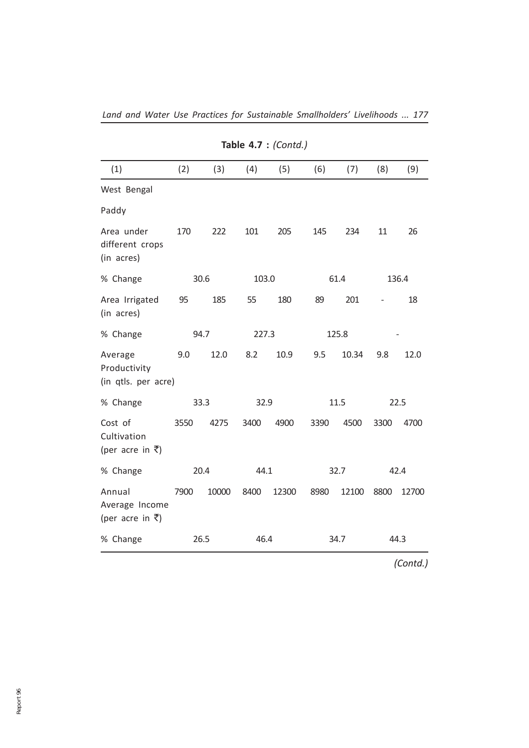**Table 4.7 :** *(Contd.)*

| (1) | (2) | (3) | (4) | (5) | (6) | (7) | (8) | (9) |
|---|---|---|---|---|---|---|---|---|
| West Bengal | | | | | | | | |
| Paddy | | | | | | | | |
| Area under different crops (in acres) | 170 | 222 | 101 | 205 | 145 | 234 | 11 | 26 |
| % Change | 30.6 | | 103.0 | | 61.4 | | 136.4 | |
| Area Irrigated (in acres) | 95 | 185 | 55 | 180 | 89 | 201 | - | 18 |
| % Change | 94.7 | | 227.3 | | 125.8 | | - | |
| Average Productivity (in qtls. per acre) | 9.0 | 12.0 | 8.2 | 10.9 | 9.5 | 10.34 | 9.8 | 12.0 |
| % Change | 33.3 | | 32.9 | | 11.5 | | 22.5 | |
| Cost of Cultivation (per acre in ₹) | 3550 | 4275 | 3400 | 4900 | 3390 | 4500 | 3300 | 4700 |
| % Change | 20.4 | | 44.1 | | 32.7 | | 42.4 | |
| Annual Average Income (per acre in ₹) | 7900 | 10000 | 8400 | 12300 | 8980 | 12100 | 8800 | 12700 |
| % Change | 26.5 | | 46.4 | | 34.7 | | 44.3 | |

*(Contd.)*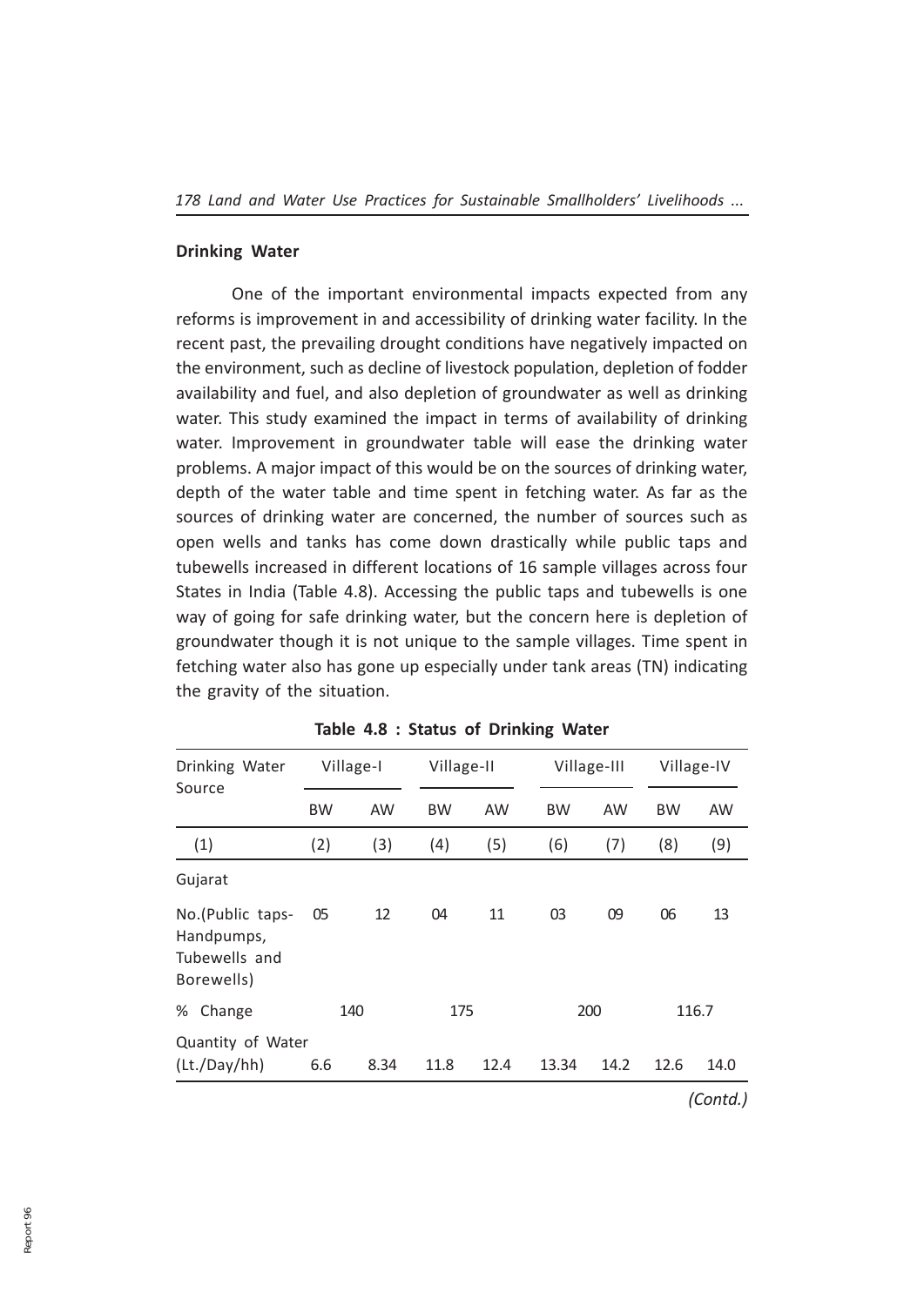### Drinking Water

One of the important environmental impacts expected from any reforms is improvement in and accessibility of drinking water facility. In the recent past, the prevailing drought conditions have negatively impacted on the environment, such as decline of livestock population, depletion of fodder availability and fuel, and also depletion of groundwater as well as drinking water. This study examined the impact in terms of availability of drinking water. Improvement in groundwater table will ease the drinking water problems. A major impact of this would be on the sources of drinking water, depth of the water table and time spent in fetching water. As far as the sources of drinking water are concerned, the number of sources such as open wells and tanks has come down drastically while public taps and tubewells increased in different locations of 16 sample villages across four States in India (Table 4.8). Accessing the public taps and tubewells is one way of going for safe drinking water, but the concern here is depletion of groundwater though it is not unique to the sample villages. Time spent in fetching water also has gone up especially under tank areas (TN) indicating the gravity of the situation.

**Table 4.8 : Status of Drinking Water**

| Drinking Water Source | Village-I | | Village-II | | Village-III | | Village-IV | |
|---|---|---|---|---|---|---|---|---|
| | BW | AW | BW | AW | BW | AW | BW | AW |
| (1) | (2) | (3) | (4) | (5) | (6) | (7) | (8) | (9) |
| Gujarat | | | | | | | | |
| No.(Public taps-Handpumps, Tubewells and Borewells) | 05 | 12 | 04 | 11 | 03 | 09 | 06 | 13 |
| % Change | 140 | | 175 | | 200 | | 116.7 | |
| Quantity of Water (Lt./Day/hh) | 6.6 | 8.34 | 11.8 | 12.4 | 13.34 | 14.2 | 12.6 | 14.0 |

*(Contd.)*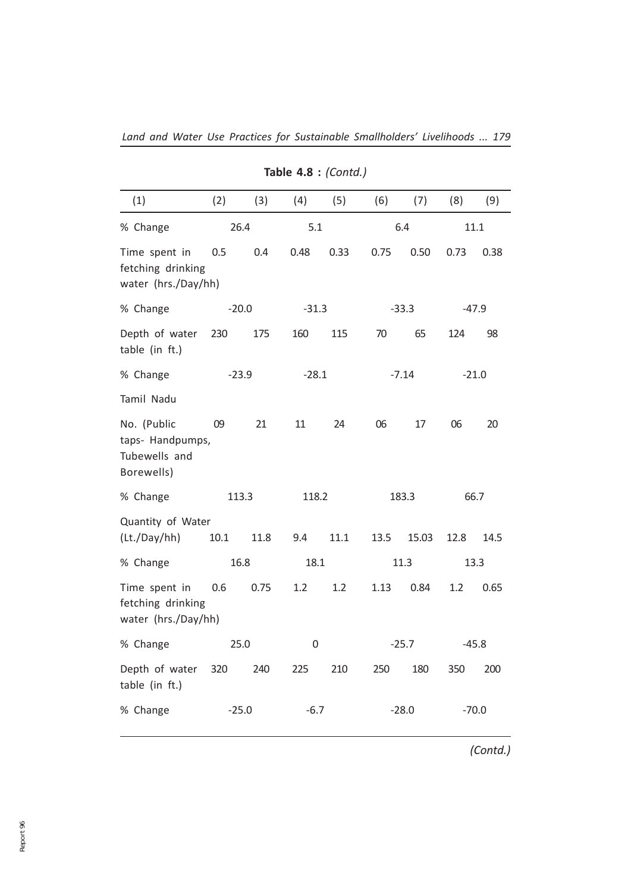**Table 4.8 :** *(Contd.)*

| (1) | (2) | (3) | (4) | (5) | (6) | (7) | (8) | (9) |
|---|---|---|---|---|---|---|---|---|
| % Change | 26.4 | | 5.1 | | 6.4 | | 11.1 | |
| Time spent in fetching drinking water (hrs./Day/hh) | 0.5 | 0.4 | 0.48 | 0.33 | 0.75 | 0.50 | 0.73 | 0.38 |
| % Change | -20.0 | | -31.3 | | -33.3 | | -47.9 | |
| Depth of water table (in ft.) | 230 | 175 | 160 | 115 | 70 | 65 | 124 | 98 |
| % Change | -23.9 | | -28.1 | | -7.14 | | -21.0 | |
| Tamil Nadu | | | | | | | | |
| No. (Public taps- Handpumps, Tubewells and Borewells) | 09 | 21 | 11 | 24 | 06 | 17 | 06 | 20 |
| % Change | 113.3 | | 118.2 | | 183.3 | | 66.7 | |
| Quantity of Water (Lt./Day/hh) | 10.1 | 11.8 | 9.4 | 11.1 | 13.5 | 15.03 | 12.8 | 14.5 |
| % Change | 16.8 | | 18.1 | | 11.3 | | 13.3 | |
| Time spent in fetching drinking water (hrs./Day/hh) | 0.6 | 0.75 | 1.2 | 1.2 | 1.13 | 0.84 | 1.2 | 0.65 |
| % Change | 25.0 | | 0 | | -25.7 | | -45.8 | |
| Depth of water table (in ft.) | 320 | 240 | 225 | 210 | 250 | 180 | 350 | 200 |
| % Change | -25.0 | | -6.7 | | -28.0 | | -70.0 | |

*(Contd.)*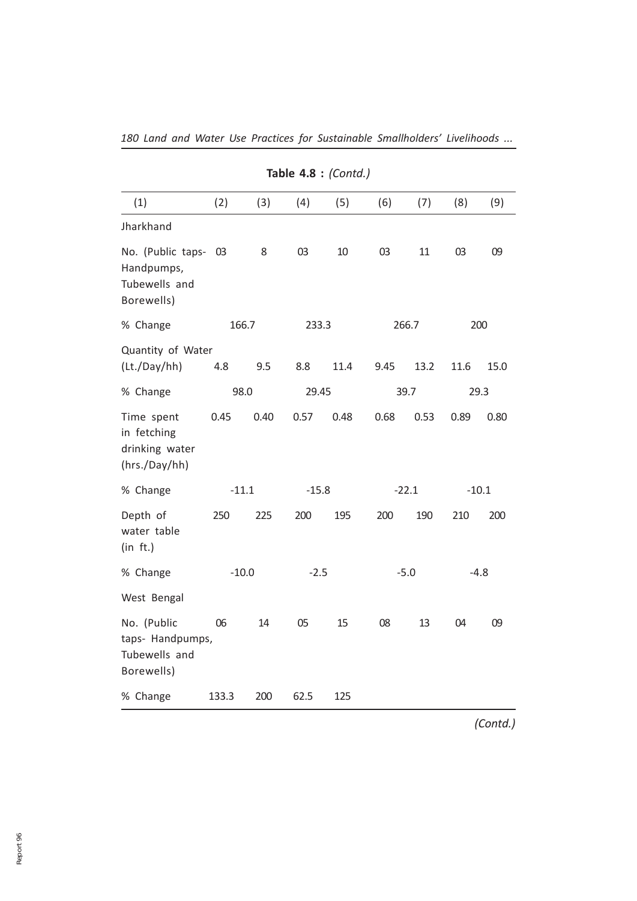**Table 4.8 :** *(Contd.)*

| (1) | (2) | (3) | (4) | (5) | (6) | (7) | (8) | (9) |
|---|---|---|---|---|---|---|---|---|
| Jharkhand | | | | | | | | |
| No. (Public taps- Handpumps, Tubewells and Borewells) | 03 | 8 | 03 | 10 | 03 | 11 | 03 | 09 |
| % Change | 166.7 | | 233.3 | | 266.7 | | 200 | |
| Quantity of Water (Lt./Day/hh) | 4.8 | 9.5 | 8.8 | 11.4 | 9.45 | 13.2 | 11.6 | 15.0 |
| % Change | 98.0 | | 29.45 | | 39.7 | | 29.3 | |
| Time spent in fetching drinking water (hrs./Day/hh) | 0.45 | 0.40 | 0.57 | 0.48 | 0.68 | 0.53 | 0.89 | 0.80 |
| % Change | -11.1 | | -15.8 | | -22.1 | | -10.1 | |
| Depth of water table (in ft.) | 250 | 225 | 200 | 195 | 200 | 190 | 210 | 200 |
| % Change | -10.0 | | -2.5 | | -5.0 | | -4.8 | |
| West Bengal | | | | | | | | |
| No. (Public taps- Handpumps, Tubewells and Borewells) | 06 | 14 | 05 | 15 | 08 | 13 | 04 | 09 |
| % Change | 133.3 | 200 | 62.5 | 125 | | | | |

*(Contd.)*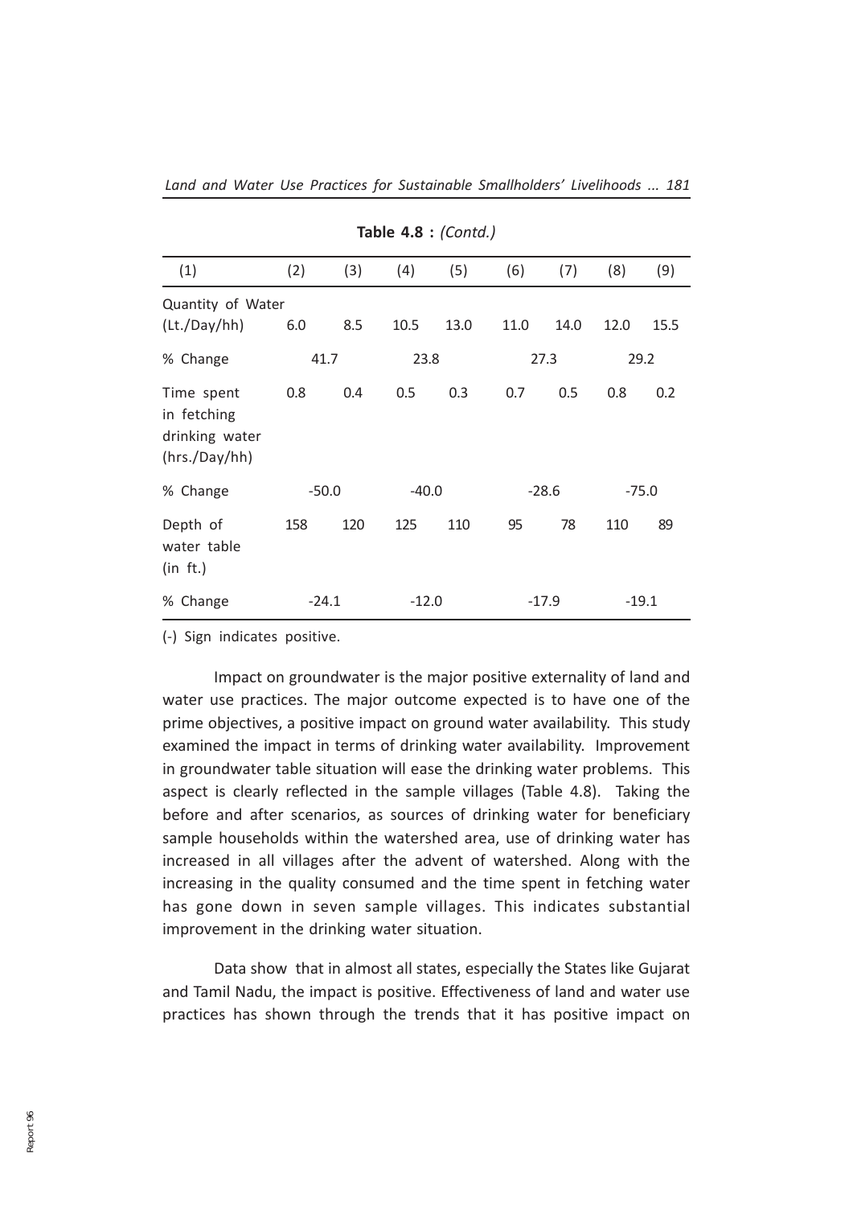**Table 4.8 :** *(Contd.)*

| (1) | (2) | (3) | (4) | (5) | (6) | (7) | (8) | (9) |
|---|---|---|---|---|---|---|---|---|
| Quantity of Water (Lt./Day/hh) | 6.0 | 8.5 | 10.5 | 13.0 | 11.0 | 14.0 | 12.0 | 15.5 |
| % Change | 41.7 | | 23.8 | | 27.3 | | 29.2 | |
| Time spent in fetching drinking water (hrs./Day/hh) | 0.8 | 0.4 | 0.5 | 0.3 | 0.7 | 0.5 | 0.8 | 0.2 |
| % Change | -50.0 | | -40.0 | | -28.6 | | -75.0 | |
| Depth of water table (in ft.) | 158 | 120 | 125 | 110 | 95 | 78 | 110 | 89 |
| % Change | -24.1 | | -12.0 | | -17.9 | | -19.1 | |

(-) Sign indicates positive.

Impact on groundwater is the major positive externality of land and water use practices. The major outcome expected is to have one of the prime objectives, a positive impact on ground water availability. This study examined the impact in terms of drinking water availability. Improvement in groundwater table situation will ease the drinking water problems. This aspect is clearly reflected in the sample villages (Table 4.8). Taking the before and after scenarios, as sources of drinking water for beneficiary sample households within the watershed area, use of drinking water has increased in all villages after the advent of watershed. Along with the increasing in the quality consumed and the time spent in fetching water has gone down in seven sample villages. This indicates substantial improvement in the drinking water situation.

Data show that in almost all states, especially the States like Gujarat and Tamil Nadu, the impact is positive. Effectiveness of land and water use practices has shown through the trends that it has positive impact on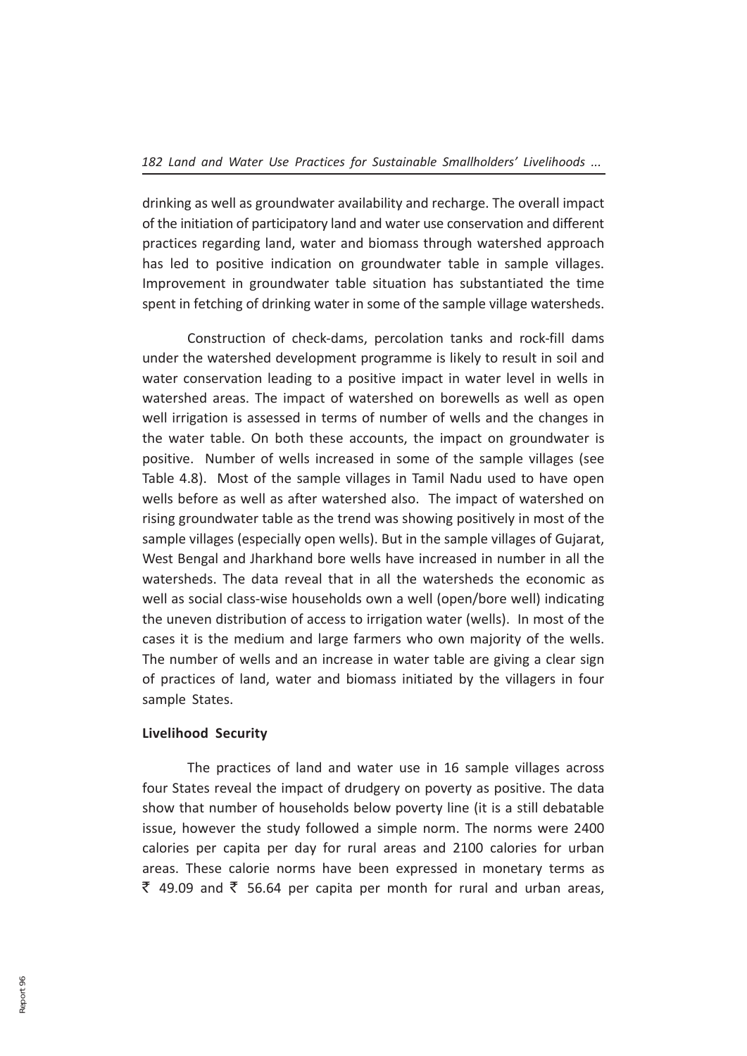drinking as well as groundwater availability and recharge. The overall impact of the initiation of participatory land and water use conservation and different practices regarding land, water and biomass through watershed approach has led to positive indication on groundwater table in sample villages. Improvement in groundwater table situation has substantiated the time spent in fetching of drinking water in some of the sample village watersheds.

Construction of check-dams, percolation tanks and rock-fill dams under the watershed development programme is likely to result in soil and water conservation leading to a positive impact in water level in wells in watershed areas. The impact of watershed on borewells as well as open well irrigation is assessed in terms of number of wells and the changes in the water table. On both these accounts, the impact on groundwater is positive. Number of wells increased in some of the sample villages (see Table 4.8). Most of the sample villages in Tamil Nadu used to have open wells before as well as after watershed also. The impact of watershed on rising groundwater table as the trend was showing positively in most of the sample villages (especially open wells). But in the sample villages of Gujarat, West Bengal and Jharkhand bore wells have increased in number in all the watersheds. The data reveal that in all the watersheds the economic as well as social class-wise households own a well (open/bore well) indicating the uneven distribution of access to irrigation water (wells). In most of the cases it is the medium and large farmers who own majority of the wells. The number of wells and an increase in water table are giving a clear sign of practices of land, water and biomass initiated by the villagers in four sample States.

**Livelihood Security**

The practices of land and water use in 16 sample villages across four States reveal the impact of drudgery on poverty as positive. The data show that number of households below poverty line (it is a still debatable issue, however the study followed a simple norm. The norms were 2400 calories per capita per day for rural areas and 2100 calories for urban areas. These calorie norms have been expressed in monetary terms as ₹ 49.09 and ₹ 56.64 per capita per month for rural and urban areas,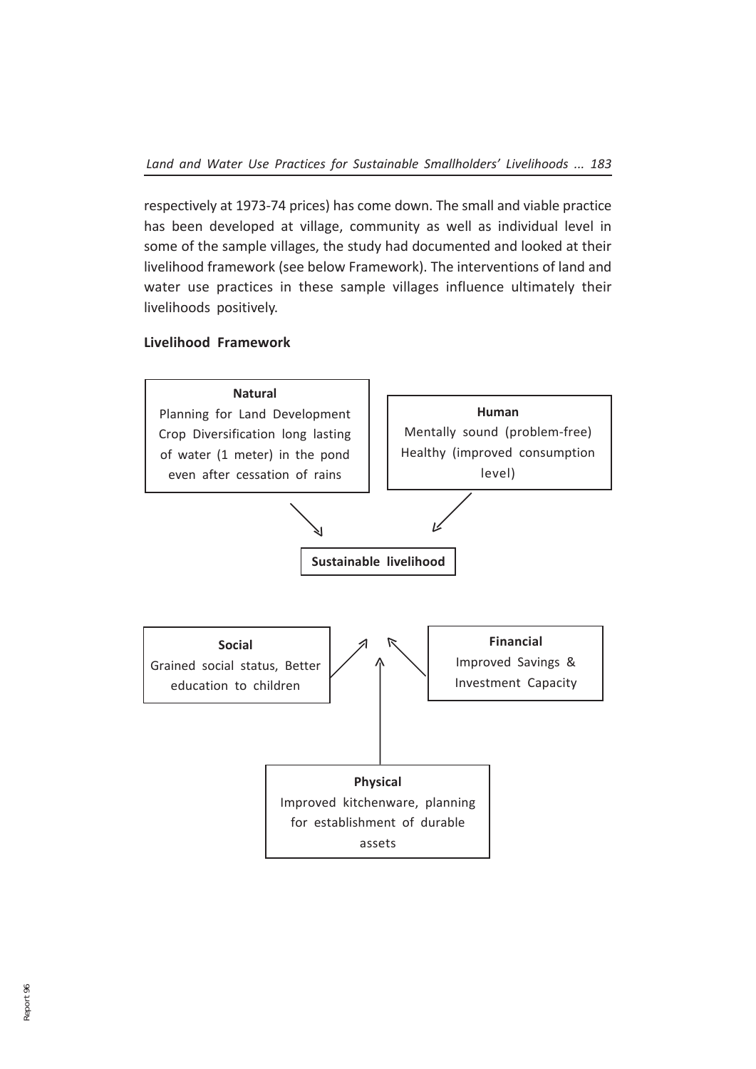respectively at 1973-74 prices) has come down. The small and viable practice has been developed at village, community as well as individual level in some of the sample villages, the study had documented and looked at their livelihood framework (see below Framework). The interventions of land and water use practices in these sample villages influence ultimately their livelihoods positively.

**Livelihood Framework**

**Natural**
Planning for Land Development Crop Diversification long lasting of water (1 meter) in the pond even after cessation of rains

**Human**
Mentally sound (problem-free) Healthy (improved consumption level)

**Sustainable livelihood**

**Social**
Grained social status, Better education to children

**Financial**
Improved Savings & Investment Capacity

**Physical**
Improved kitchenware, planning for establishment of durable assets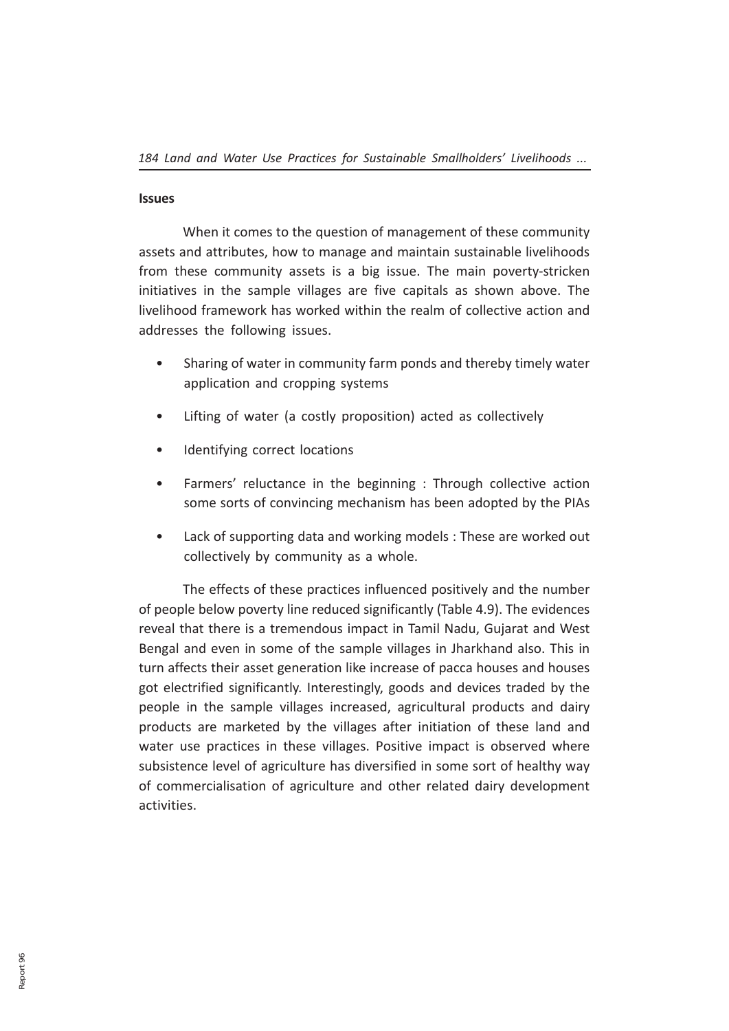### Issues

When it comes to the question of management of these community assets and attributes, how to manage and maintain sustainable livelihoods from these community assets is a big issue. The main poverty-stricken initiatives in the sample villages are five capitals as shown above. The livelihood framework has worked within the realm of collective action and addresses the following issues.

- Sharing of water in community farm ponds and thereby timely water application and cropping systems
- Lifting of water (a costly proposition) acted as collectively
- Identifying correct locations
- Farmers' reluctance in the beginning : Through collective action some sorts of convincing mechanism has been adopted by the PIAs
- Lack of supporting data and working models : These are worked out collectively by community as a whole.

The effects of these practices influenced positively and the number of people below poverty line reduced significantly (Table 4.9). The evidences reveal that there is a tremendous impact in Tamil Nadu, Gujarat and West Bengal and even in some of the sample villages in Jharkhand also. This in turn affects their asset generation like increase of pacca houses and houses got electrified significantly. Interestingly, goods and devices traded by the people in the sample villages increased, agricultural products and dairy products are marketed by the villages after initiation of these land and water use practices in these villages. Positive impact is observed where subsistence level of agriculture has diversified in some sort of healthy way of commercialisation of agriculture and other related dairy development activities.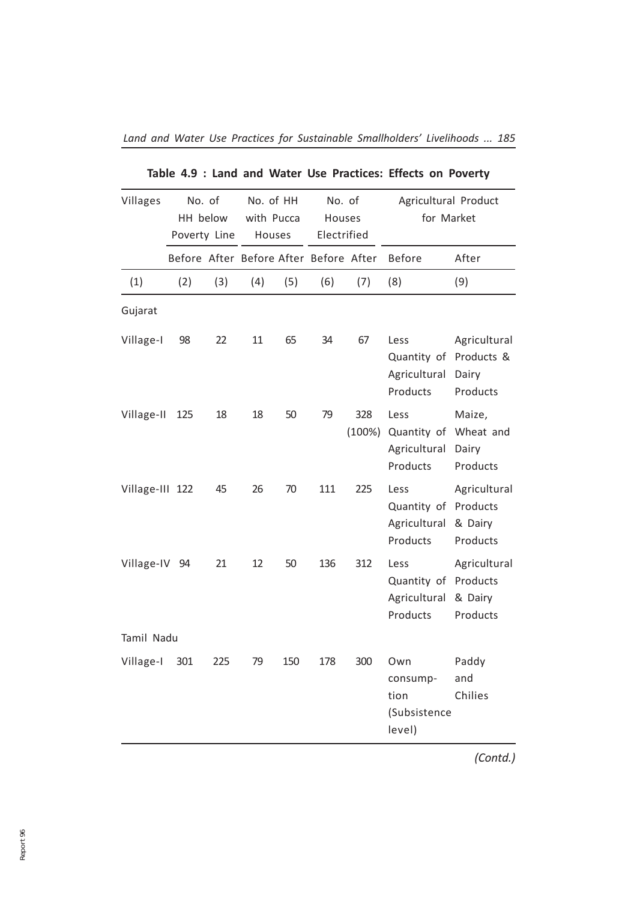**Table 4.9 : Land and Water Use Practices: Effects on Poverty**

| Villages | No. of HH below Poverty Line | | No. of HH with Pucca Houses | | No. of Houses Electrified | | Agricultural Product for Market | |
|---|---|---|---|---|---|---|---|---|
| | Before | After | Before | After | Before | After | Before | After |
| (1) | (2) | (3) | (4) | (5) | (6) | (7) | (8) | (9) |
| Gujarat | | | | | | | | |
| Village-I | 98 | 22 | 11 | 65 | 34 | 67 | Less Quantity of Agricultural Products | Agricultural Products & Dairy Products |
| Village-II | 125 | 18 | 18 | 50 | 79 | 328 (100%) | Less Quantity of Agricultural Products | Maize, Wheat and Dairy Products |
| Village-III | 122 | 45 | 26 | 70 | 111 | 225 | Less Quantity of Agricultural Products | Agricultural Products & Dairy Products |
| Village-IV | 94 | 21 | 12 | 50 | 136 | 312 | Less Quantity of Agricultural Products | Agricultural Products & Dairy Products |
| Tamil Nadu | | | | | | | | |
| Village-I | 301 | 225 | 79 | 150 | 178 | 300 | Own consumption (Subsistence level) | Paddy and Chilies |

*(Contd.)*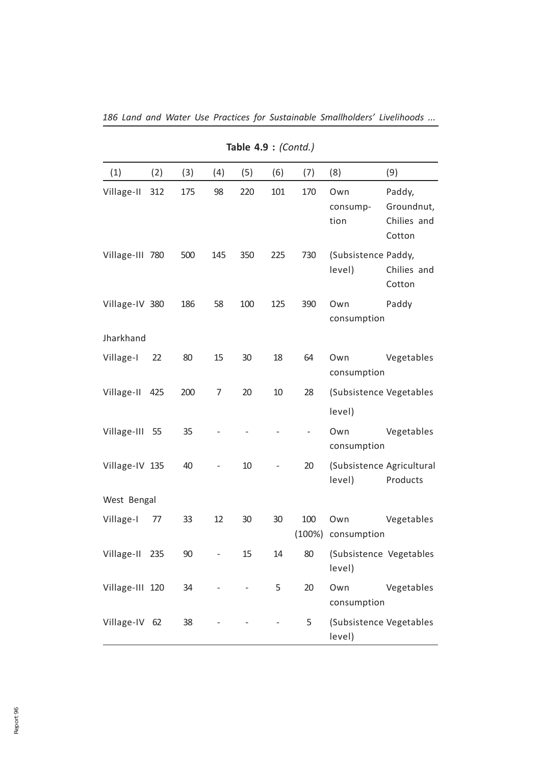**Table 4.9 :** *(Contd.)*

| (1) | (2) | (3) | (4) | (5) | (6) | (7) | (8) | (9) |
|---|---|---|---|---|---|---|---|---|
| Village-II | 312 | 175 | 98 | 220 | 101 | 170 | Own consumption | Paddy, Groundnut, Chilies and Cotton |
| Village-III | 780 | 500 | 145 | 350 | 225 | 730 | (Subsistence level) | Paddy, Chilies and Cotton |
| Village-IV | 380 | 186 | 58 | 100 | 125 | 390 | Own consumption | Paddy |
| Jharkhand | | | | | | | | |
| Village-I | 22 | 80 | 15 | 30 | 18 | 64 | Own consumption | Vegetables |
| Village-II | 425 | 200 | 7 | 20 | 10 | 28 | (Subsistence level) | Vegetables |
| Village-III | 55 | 35 | - | - | - | - | Own consumption | Vegetables |
| Village-IV | 135 | 40 | - | 10 | - | 20 | (Subsistence level) | Agricultural Products |
| West Bengal | | | | | | | | |
| Village-I | 77 | 33 | 12 | 30 | 30 | 100 (100%) | Own consumption | Vegetables |
| Village-II | 235 | 90 | - | 15 | 14 | 80 | (Subsistence level) | Vegetables |
| Village-III | 120 | 34 | - | - | 5 | 20 | Own consumption | Vegetables |
| Village-IV | 62 | 38 | - | - | - | 5 | (Subsistence level) | Vegetables |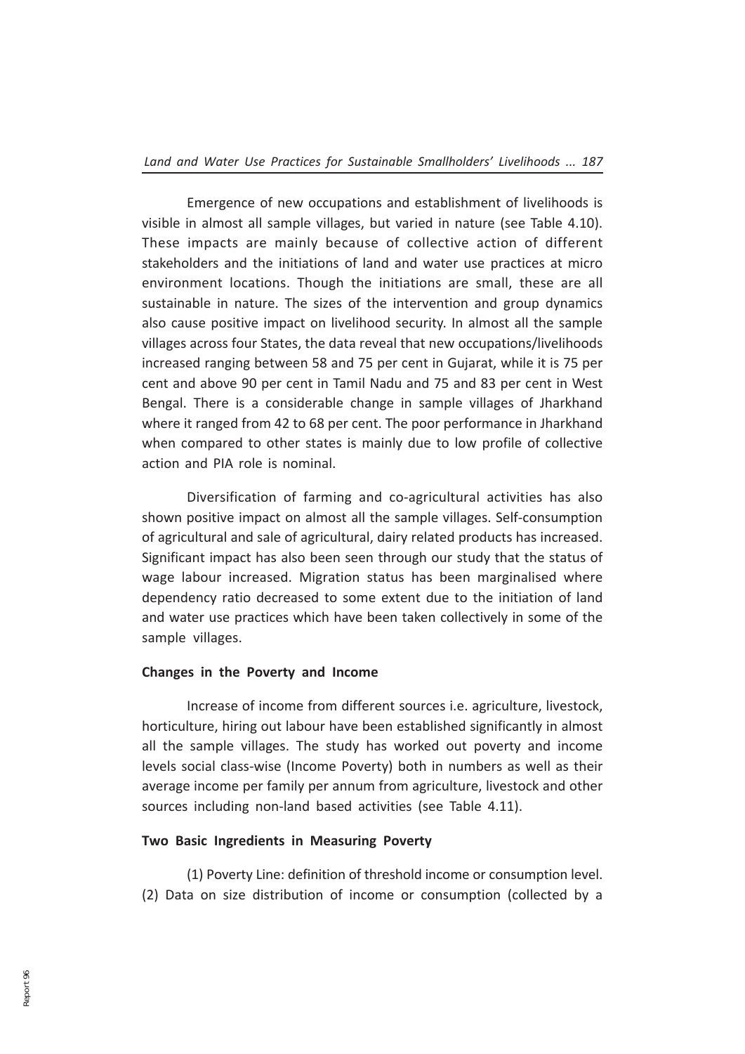Emergence of new occupations and establishment of livelihoods is visible in almost all sample villages, but varied in nature (see Table 4.10). These impacts are mainly because of collective action of different stakeholders and the initiations of land and water use practices at micro environment locations. Though the initiations are small, these are all sustainable in nature. The sizes of the intervention and group dynamics also cause positive impact on livelihood security. In almost all the sample villages across four States, the data reveal that new occupations/livelihoods increased ranging between 58 and 75 per cent in Gujarat, while it is 75 per cent and above 90 per cent in Tamil Nadu and 75 and 83 per cent in West Bengal. There is a considerable change in sample villages of Jharkhand where it ranged from 42 to 68 per cent. The poor performance in Jharkhand when compared to other states is mainly due to low profile of collective action and PIA role is nominal.

Diversification of farming and co-agricultural activities has also shown positive impact on almost all the sample villages. Self-consumption of agricultural and sale of agricultural, dairy related products has increased. Significant impact has also been seen through our study that the status of wage labour increased. Migration status has been marginalised where dependency ratio decreased to some extent due to the initiation of land and water use practices which have been taken collectively in some of the sample villages.

**Changes in the Poverty and Income**

Increase of income from different sources i.e. agriculture, livestock, horticulture, hiring out labour have been established significantly in almost all the sample villages. The study has worked out poverty and income levels social class-wise (Income Poverty) both in numbers as well as their average income per family per annum from agriculture, livestock and other sources including non-land based activities (see Table 4.11).

**Two Basic Ingredients in Measuring Poverty**

(1) Poverty Line: definition of threshold income or consumption level. (2) Data on size distribution of income or consumption (collected by a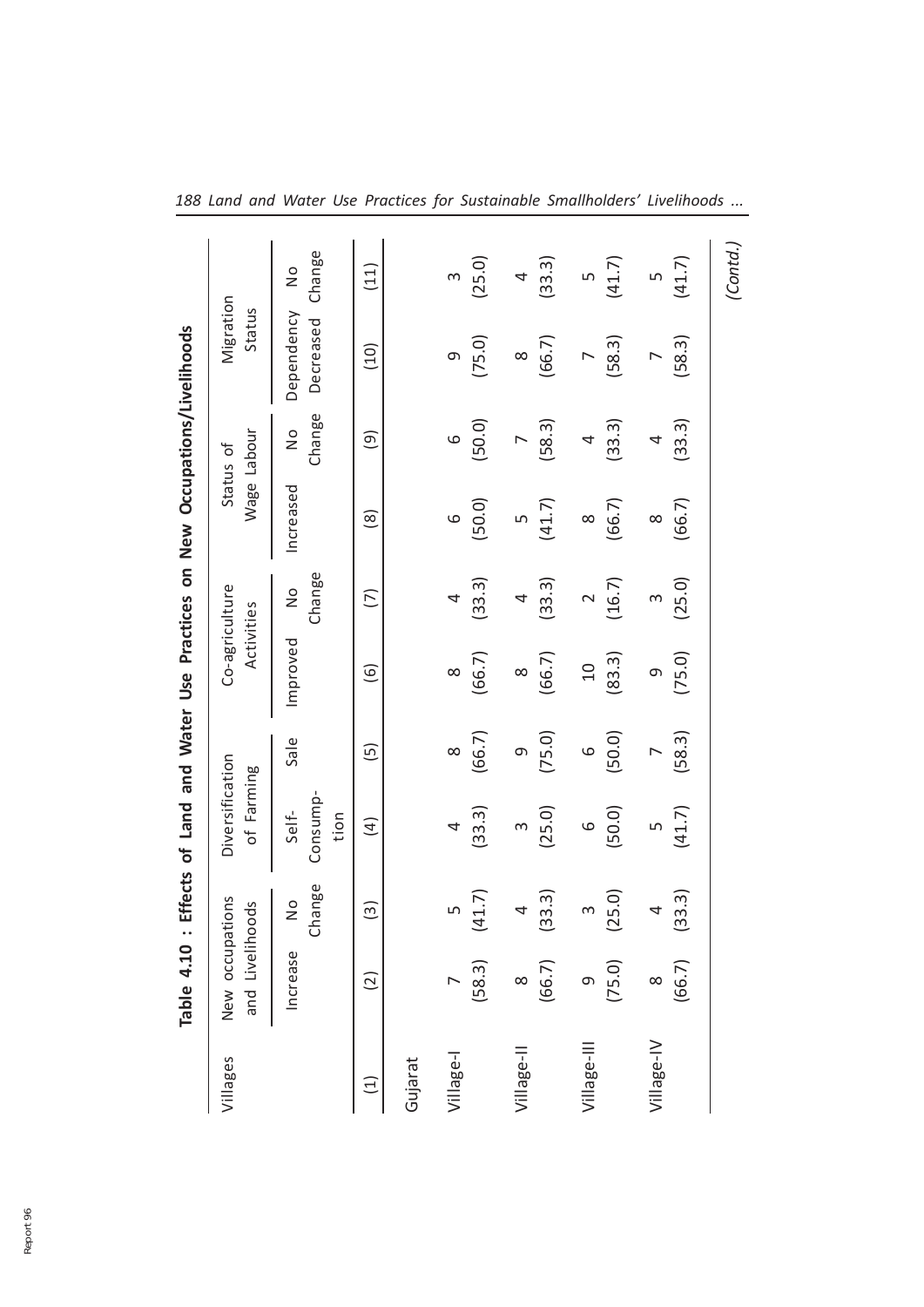**Table 4.10 : Effects of Land and Water Use Practices on New Occupations/Livelihoods**

| Villages | New occupations and Livelihoods | | Diversification of Farming | | Co-agriculture Activities | | Status of Wage Labour | | Migration Status | |
|---|---|---|---|---|---|---|---|---|---|---|
| | Increase | No Change | Self-Consumption | Sale | Improved | No Change | Increased | No Change | Dependency Decreased | No Change |
| (1) | (2) | (3) | (4) | (5) | (6) | (7) | (8) | (9) | (10) | (11) |
| Gujarat | | | | | | | | | | |
| Village-I | 7 (58.3) | 5 (41.7) | 4 (33.3) | 8 (66.7) | 8 (66.7) | 4 (33.3) | 6 (50.0) | 6 (50.0) | 9 (75.0) | 3 (25.0) |
| Village-II | 8 (66.7) | 4 (33.3) | 3 (25.0) | 9 (75.0) | 8 (66.7) | 4 (33.3) | 5 (41.7) | 7 (58.3) | 8 (66.7) | 4 (33.3) |
| Village-III | 9 (75.0) | 3 (25.0) | 6 (50.0) | 6 (50.0) | 10 (83.3) | 2 (16.7) | 8 (66.7) | 4 (33.3) | 7 (58.3) | 5 (41.7) |
| Village-IV | 8 (66.7) | 4 (33.3) | 5 (41.7) | 7 (58.3) | 9 (75.0) | 3 (25.0) | 8 (66.7) | 4 (33.3) | 7 (58.3) | 5 (41.7) |

*(Contd.)*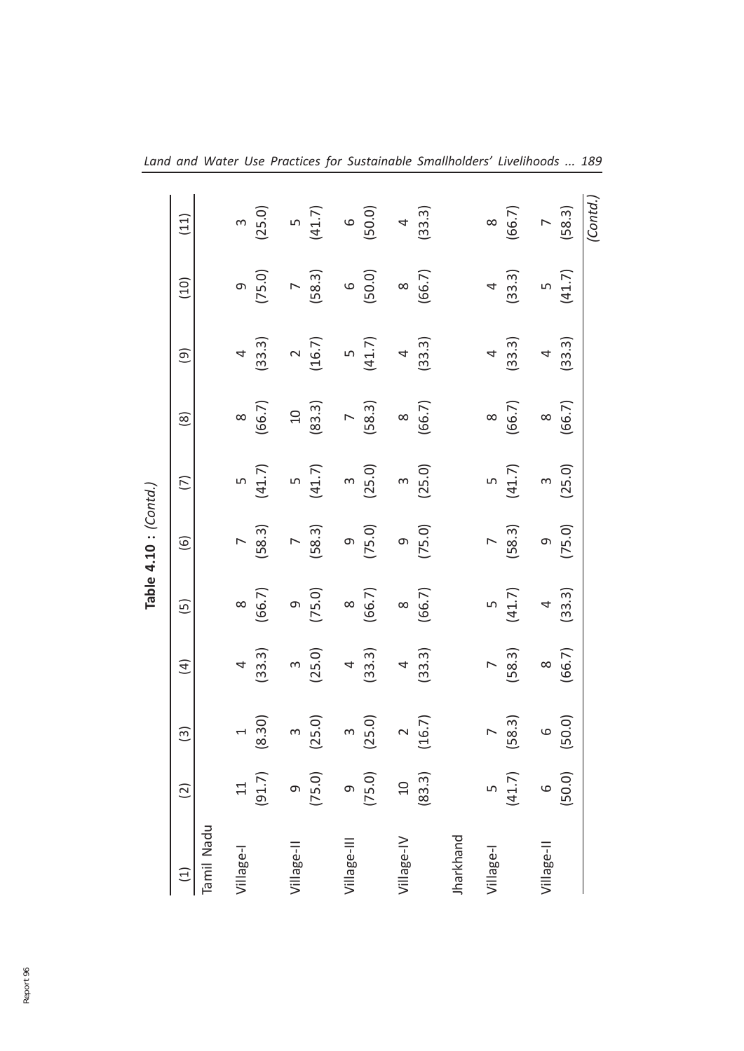**Table 4.10 : (Contd.)**

| (1) | (2) | (3) | (4) | (5) | (6) | (7) | (8) | (9) | (10) | (11) |
|---|---|---|---|---|---|---|---|---|---|---|
| Tamil Nadu | | | | | | | | | | |
| Village-I | 11 (91.7) | 1 (8.30) | 4 (33.3) | 8 (66.7) | 7 (58.3) | 5 (41.7) | 8 (66.7) | 4 (33.3) | 9 (75.0) | 3 (25.0) |
| Village-II | 9 (75.0) | 3 (25.0) | 3 (25.0) | 9 (75.0) | 7 (58.3) | 5 (41.7) | 10 (83.3) | 2 (16.7) | 7 (58.3) | 5 (41.7) |
| Village-III | 9 (75.0) | 3 (25.0) | 4 (33.3) | 8 (66.7) | 9 (75.0) | 3 (25.0) | 7 (58.3) | 5 (41.7) | 6 (50.0) | 6 (50.0) |
| Village-IV | 10 (83.3) | 2 (16.7) | 4 (33.3) | 8 (66.7) | 9 (75.0) | 3 (25.0) | 8 (66.7) | 4 (33.3) | 8 (66.7) | 4 (33.3) |
| Jharkhand | | | | | | | | | | |
| Village-I | 5 (41.7) | 7 (58.3) | 7 (58.3) | 5 (41.7) | 7 (58.3) | 5 (41.7) | 8 (66.7) | 4 (33.3) | 4 (33.3) | 8 (66.7) |
| Village-II | 6 (50.0) | 6 (50.0) | 8 (66.7) | 4 (33.3) | 9 (75.0) | 3 (25.0) | 8 (66.7) | 4 (33.3) | 5 (41.7) | 7 (58.3) |

*(Contd.)*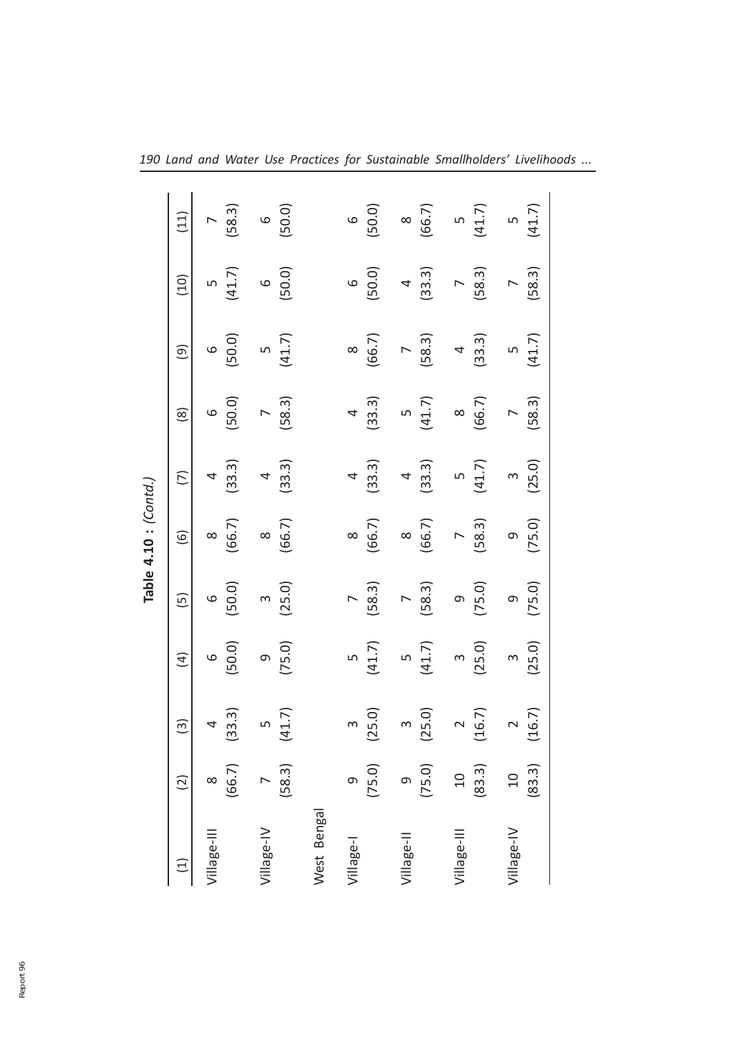**Table 4.10 :** *(Contd.)*

| (1) | (2) | (3) | (4) | (5) | (6) | (7) | (8) | (9) | (10) | (11) |
|---|---|---|---|---|---|---|---|---|---|---|
| Village-III | 8 (66.7) | 4 (33.3) | 6 (50.0) | 6 (50.0) | 8 (66.7) | 4 (33.3) | 6 (50.0) | 6 (50.0) | 5 (41.7) | 7 (58.3) |
| Village-IV | 7 (58.3) | 5 (41.7) | 9 (75.0) | 3 (25.0) | 8 (66.7) | 4 (33.3) | 7 (58.3) | 5 (41.7) | 6 (50.0) | 6 (50.0) |
| West Bengal | | | | | | | | | | |
| Village-I | 9 (75.0) | 3 (25.0) | 5 (41.7) | 7 (58.3) | 8 (66.7) | 4 (33.3) | 4 (33.3) | 8 (66.7) | 6 (50.0) | 6 (50.0) |
| Village-II | 9 (75.0) | 3 (25.0) | 5 (41.7) | 7 (58.3) | 8 (66.7) | 4 (33.3) | 5 (41.7) | 7 (58.3) | 4 (33.3) | 8 (66.7) |
| Village-III | 10 (83.3) | 2 (16.7) | 3 (25.0) | 9 (75.0) | 7 (58.3) | 5 (41.7) | 8 (66.7) | 4 (33.3) | 7 (58.3) | 5 (41.7) |
| Village-IV | 10 (83.3) | 2 (16.7) | 3 (25.0) | 9 (75.0) | 9 (75.0) | 3 (25.0) | 7 (58.3) | 5 (41.7) | 7 (58.3) | 5 (41.7) |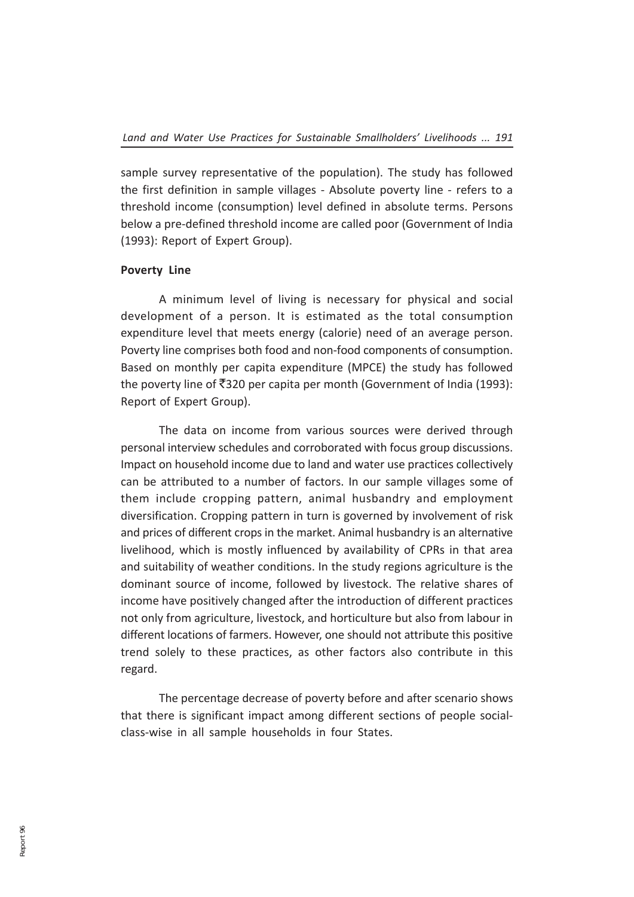sample survey representative of the population). The study has followed the first definition in sample villages - Absolute poverty line - refers to a threshold income (consumption) level defined in absolute terms. Persons below a pre-defined threshold income are called poor (Government of India (1993): Report of Expert Group).

**Poverty Line**

A minimum level of living is necessary for physical and social development of a person. It is estimated as the total consumption expenditure level that meets energy (calorie) need of an average person. Poverty line comprises both food and non-food components of consumption. Based on monthly per capita expenditure (MPCE) the study has followed the poverty line of ₹320 per capita per month (Government of India (1993): Report of Expert Group).

The data on income from various sources were derived through personal interview schedules and corroborated with focus group discussions. Impact on household income due to land and water use practices collectively can be attributed to a number of factors. In our sample villages some of them include cropping pattern, animal husbandry and employment diversification. Cropping pattern in turn is governed by involvement of risk and prices of different crops in the market. Animal husbandry is an alternative livelihood, which is mostly influenced by availability of CPRs in that area and suitability of weather conditions. In the study regions agriculture is the dominant source of income, followed by livestock. The relative shares of income have positively changed after the introduction of different practices not only from agriculture, livestock, and horticulture but also from labour in different locations of farmers. However, one should not attribute this positive trend solely to these practices, as other factors also contribute in this regard.

The percentage decrease of poverty before and after scenario shows that there is significant impact among different sections of people social-class-wise in all sample households in four States.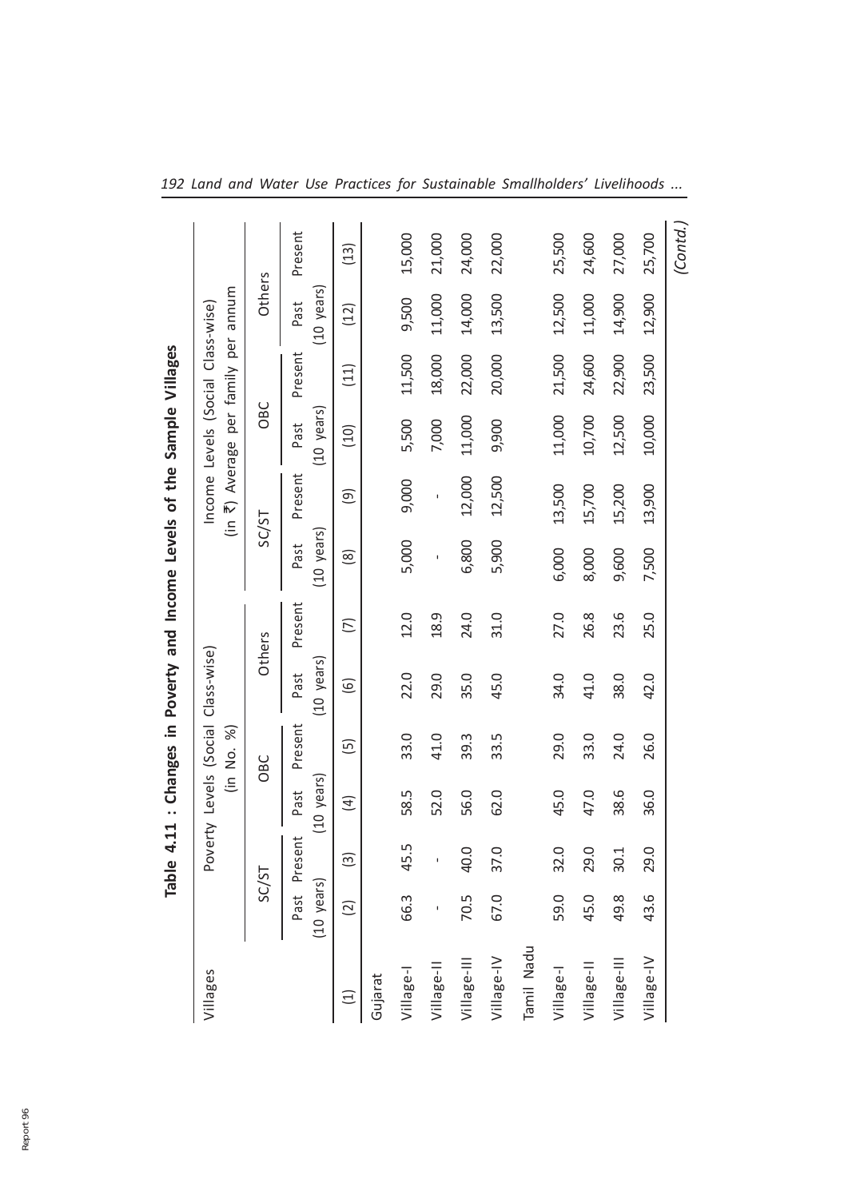**Table 4.11 : Changes in Poverty and Income Levels of the Sample Villages**

| Villages | Poverty Levels (Social Class-wise) (in No. %) | | | | | | Income Levels (Social Class-wise) (in ₹) Average per family per annum | | | | | |
|---|---|---|---|---|---|---|---|---|---|---|---|---|
| | SC/ST | | OBC | | Others | | SC/ST | | OBC | | Others | |
| | Past (10 years) | Present | Past (10 years) | Present | Past (10 years) | Present | Past (10 years) | Present | Past (10 years) | Present | Past (10 years) | Present |
| (1) | (2) | (3) | (4) | (5) | (6) | (7) | (8) | (9) | (10) | (11) | (12) | (13) |
| Gujarat | | | | | | | | | | | | |
| Village-I | 66.3 | 45.5 | 58.5 | 33.0 | 22.0 | 12.0 | 5,000 | 9,000 | 5,500 | 11,500 | 9,500 | 15,000 |
| Village-II | - | - | 52.0 | 41.0 | 29.0 | 18.9 | - | - | 7,000 | 18,000 | 11,000 | 21,000 |
| Village-III | 70.5 | 40.0 | 56.0 | 39.3 | 35.0 | 24.0 | 6,800 | 12,000 | 11,000 | 22,000 | 14,000 | 24,000 |
| Village-IV | 67.0 | 37.0 | 62.0 | 33.5 | 45.0 | 31.0 | 5,900 | 12,500 | 9,900 | 20,000 | 13,500 | 22,000 |
| Tamil Nadu | | | | | | | | | | | | |
| Village-I | 59.0 | 32.0 | 45.0 | 29.0 | 34.0 | 27.0 | 6,000 | 13,500 | 11,000 | 21,500 | 12,500 | 25,500 |
| Village-II | 45.0 | 29.0 | 47.0 | 33.0 | 41.0 | 26.8 | 8,000 | 15,700 | 10,700 | 24,600 | 11,000 | 24,600 |
| Village-III | 49.8 | 30.1 | 38.6 | 24.0 | 38.0 | 23.6 | 9,600 | 15,200 | 12,500 | 22,900 | 14,900 | 27,000 |
| Village-IV | 43.6 | 29.0 | 36.0 | 26.0 | 42.0 | 25.0 | 7,500 | 13,900 | 10,000 | 23,500 | 12,900 | 25,700 |

*(Contd.)*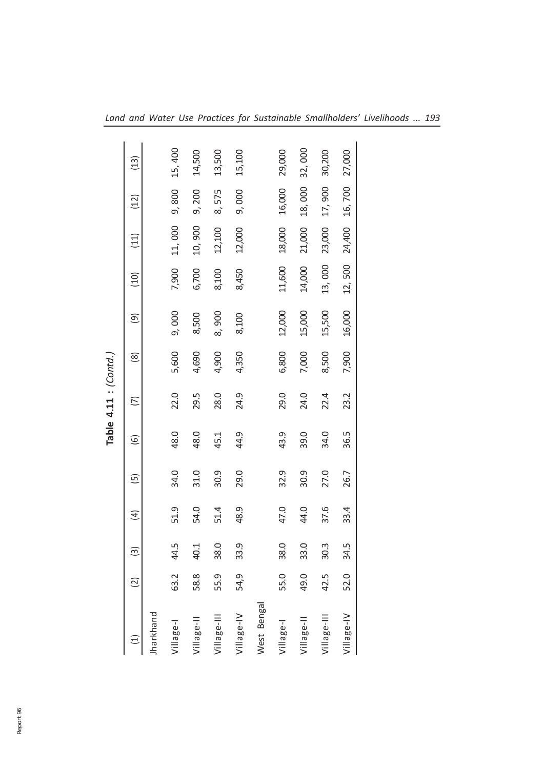**Table 4.11 : (*Contd.*)**

| (1) | (2) | (3) | (4) | (5) | (6) | (7) | (8) | (9) | (10) | (11) | (12) | (13) |
|---|---|---|---|---|---|---|---|---|---|---|---|---|
| Jharkhand | | | | | | | | | | | | |
| Village-I | 63.2 | 44.5 | 51.9 | 34.0 | 48.0 | 22.0 | 5,600 | 9, 000 | 7,900 | 11, 000 | 9, 800 | 15, 400 |
| Village-II | 58.8 | 40.1 | 54.0 | 31.0 | 48.0 | 29.5 | 4,690 | 8,500 | 6,700 | 10, 900 | 9, 200 | 14,500 |
| Village-III | 55.9 | 38.0 | 51.4 | 30.9 | 45.1 | 28.0 | 4,900 | 8, 900 | 8,100 | 12,100 | 8, 575 | 13,500 |
| Village-IV | 54,9 | 33.9 | 48.9 | 29.0 | 44.9 | 24.9 | 4,350 | 8,100 | 8,450 | 12,000 | 9, 000 | 15,100 |
| West Bengal | | | | | | | | | | | | |
| Village-I | 55.0 | 38.0 | 47.0 | 32.9 | 43.9 | 29.0 | 6,800 | 12,000 | 11,600 | 18,000 | 16,000 | 29,000 |
| Village-II | 49.0 | 33.0 | 44.0 | 30.9 | 39.0 | 24.0 | 7,000 | 15,000 | 14,000 | 21,000 | 18, 000 | 32, 000 |
| Village-III | 42.5 | 30.3 | 37.6 | 27.0 | 34.0 | 22.4 | 8,500 | 15,500 | 13, 000 | 23,000 | 17, 900 | 30,200 |
| Village-IV | 52.0 | 34.5 | 33.4 | 26.7 | 36.5 | 23.2 | 7,900 | 16,000 | 12, 500 | 24,400 | 16, 700 | 27,000 |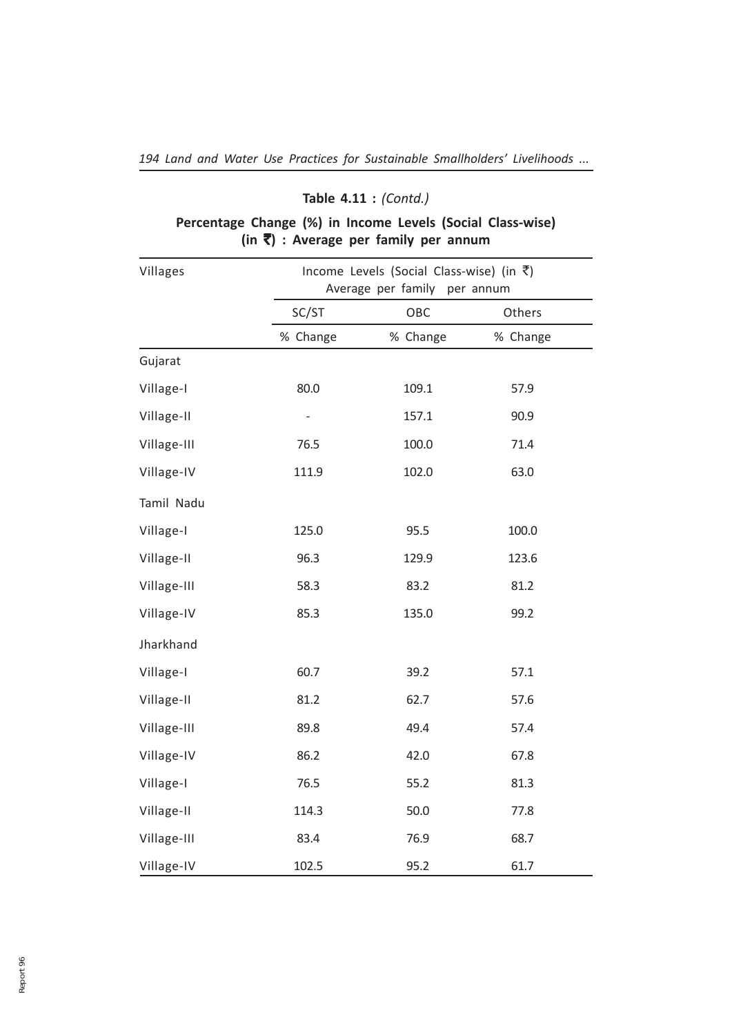**Table 4.11 :** *(Contd.)*

**Percentage Change (%) in Income Levels (Social Class-wise) (in ₹) : Average per family per annum**

| Villages | Income Levels (Social Class-wise) (in ₹) Average per family per annum | | |
|---|---|---|---|
| | SC/ST | OBC | Others |
| | % Change | % Change | % Change |
| Gujarat | | | |
| Village-I | 80.0 | 109.1 | 57.9 |
| Village-II | - | 157.1 | 90.9 |
| Village-III | 76.5 | 100.0 | 71.4 |
| Village-IV | 111.9 | 102.0 | 63.0 |
| Tamil Nadu | | | |
| Village-I | 125.0 | 95.5 | 100.0 |
| Village-II | 96.3 | 129.9 | 123.6 |
| Village-III | 58.3 | 83.2 | 81.2 |
| Village-IV | 85.3 | 135.0 | 99.2 |
| Jharkhand | | | |
| Village-I | 60.7 | 39.2 | 57.1 |
| Village-II | 81.2 | 62.7 | 57.6 |
| Village-III | 89.8 | 49.4 | 57.4 |
| Village-IV | 86.2 | 42.0 | 67.8 |
| Village-I | 76.5 | 55.2 | 81.3 |
| Village-II | 114.3 | 50.0 | 77.8 |
| Village-III | 83.4 | 76.9 | 68.7 |
| Village-IV | 102.5 | 95.2 | 61.7 |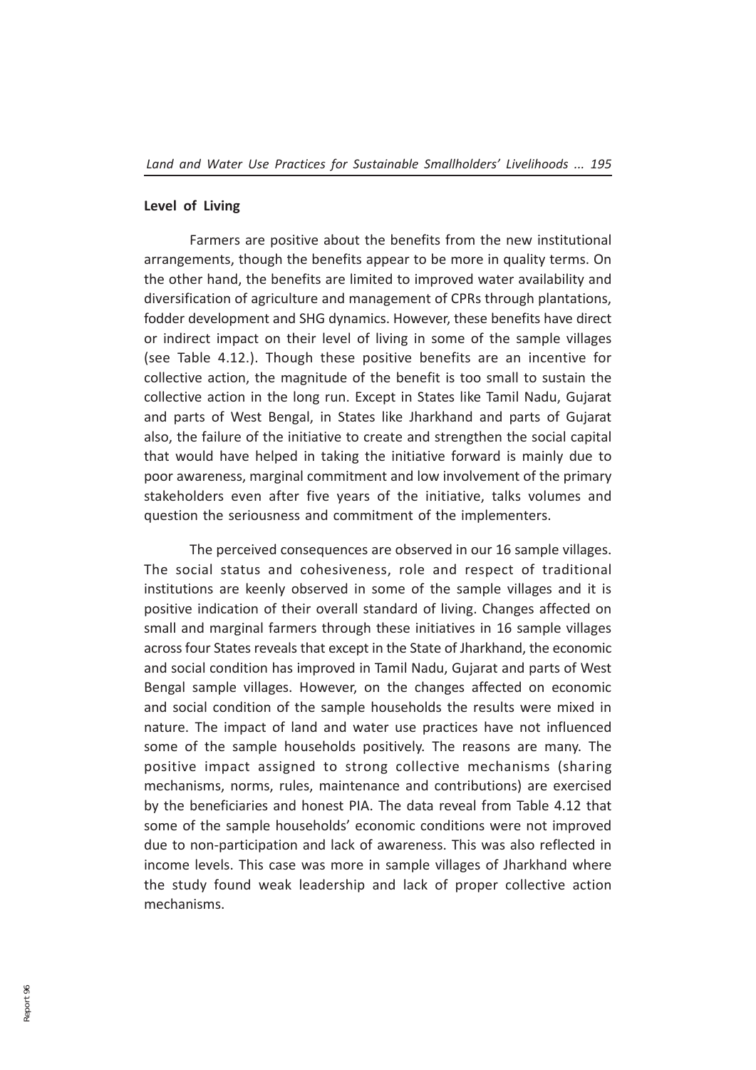**Level of Living**

Farmers are positive about the benefits from the new institutional arrangements, though the benefits appear to be more in quality terms. On the other hand, the benefits are limited to improved water availability and diversification of agriculture and management of CPRs through plantations, fodder development and SHG dynamics. However, these benefits have direct or indirect impact on their level of living in some of the sample villages (see Table 4.12.). Though these positive benefits are an incentive for collective action, the magnitude of the benefit is too small to sustain the collective action in the long run. Except in States like Tamil Nadu, Gujarat and parts of West Bengal, in States like Jharkhand and parts of Gujarat also, the failure of the initiative to create and strengthen the social capital that would have helped in taking the initiative forward is mainly due to poor awareness, marginal commitment and low involvement of the primary stakeholders even after five years of the initiative, talks volumes and question the seriousness and commitment of the implementers.

The perceived consequences are observed in our 16 sample villages. The social status and cohesiveness, role and respect of traditional institutions are keenly observed in some of the sample villages and it is positive indication of their overall standard of living. Changes affected on small and marginal farmers through these initiatives in 16 sample villages across four States reveals that except in the State of Jharkhand, the economic and social condition has improved in Tamil Nadu, Gujarat and parts of West Bengal sample villages. However, on the changes affected on economic and social condition of the sample households the results were mixed in nature. The impact of land and water use practices have not influenced some of the sample households positively. The reasons are many. The positive impact assigned to strong collective mechanisms (sharing mechanisms, norms, rules, maintenance and contributions) are exercised by the beneficiaries and honest PIA. The data reveal from Table 4.12 that some of the sample households' economic conditions were not improved due to non-participation and lack of awareness. This was also reflected in income levels. This case was more in sample villages of Jharkhand where the study found weak leadership and lack of proper collective action mechanisms.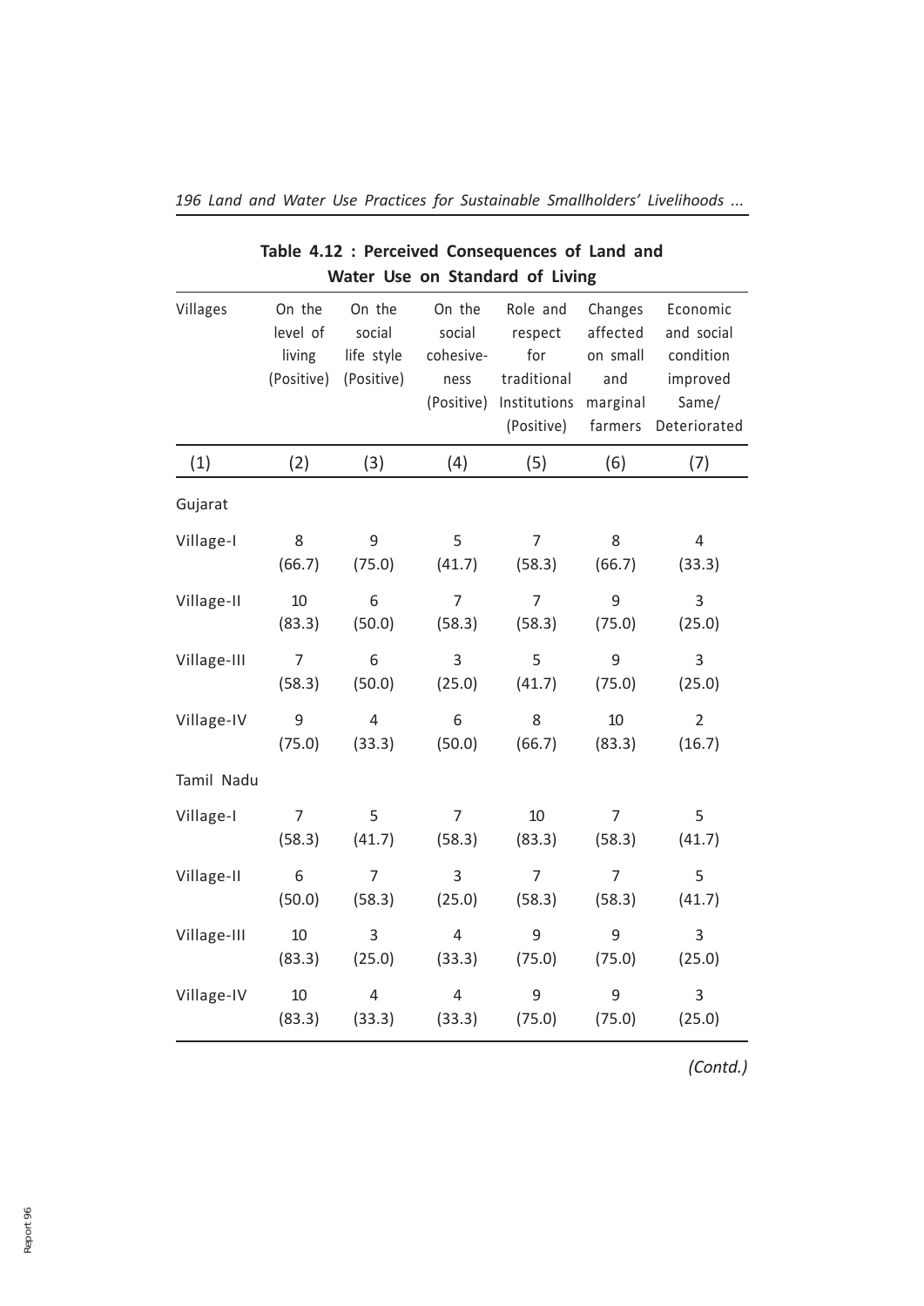**Table 4.12 : Perceived Consequences of Land and Water Use on Standard of Living**

| Villages | On the level of living (Positive) | On the social life style (Positive) | On the social cohesive-ness (Positive) | Role and respect for traditional Institutions (Positive) | Changes affected on small and marginal farmers | Economic and social condition improved Same/ Deteriorated |
|---|---|---|---|---|---|---|
| (1) | (2) | (3) | (4) | (5) | (6) | (7) |
| Gujarat | | | | | | |
| Village-I | 8 (66.7) | 9 (75.0) | 5 (41.7) | 7 (58.3) | 8 (66.7) | 4 (33.3) |
| Village-II | 10 (83.3) | 6 (50.0) | 7 (58.3) | 7 (58.3) | 9 (75.0) | 3 (25.0) |
| Village-III | 7 (58.3) | 6 (50.0) | 3 (25.0) | 5 (41.7) | 9 (75.0) | 3 (25.0) |
| Village-IV | 9 (75.0) | 4 (33.3) | 6 (50.0) | 8 (66.7) | 10 (83.3) | 2 (16.7) |
| Tamil Nadu | | | | | | |
| Village-I | 7 (58.3) | 5 (41.7) | 7 (58.3) | 10 (83.3) | 7 (58.3) | 5 (41.7) |
| Village-II | 6 (50.0) | 7 (58.3) | 3 (25.0) | 7 (58.3) | 7 (58.3) | 5 (41.7) |
| Village-III | 10 (83.3) | 3 (25.0) | 4 (33.3) | 9 (75.0) | 9 (75.0) | 3 (25.0) |
| Village-IV | 10 (83.3) | 4 (33.3) | 4 (33.3) | 9 (75.0) | 9 (75.0) | 3 (25.0) |

*(Contd.)*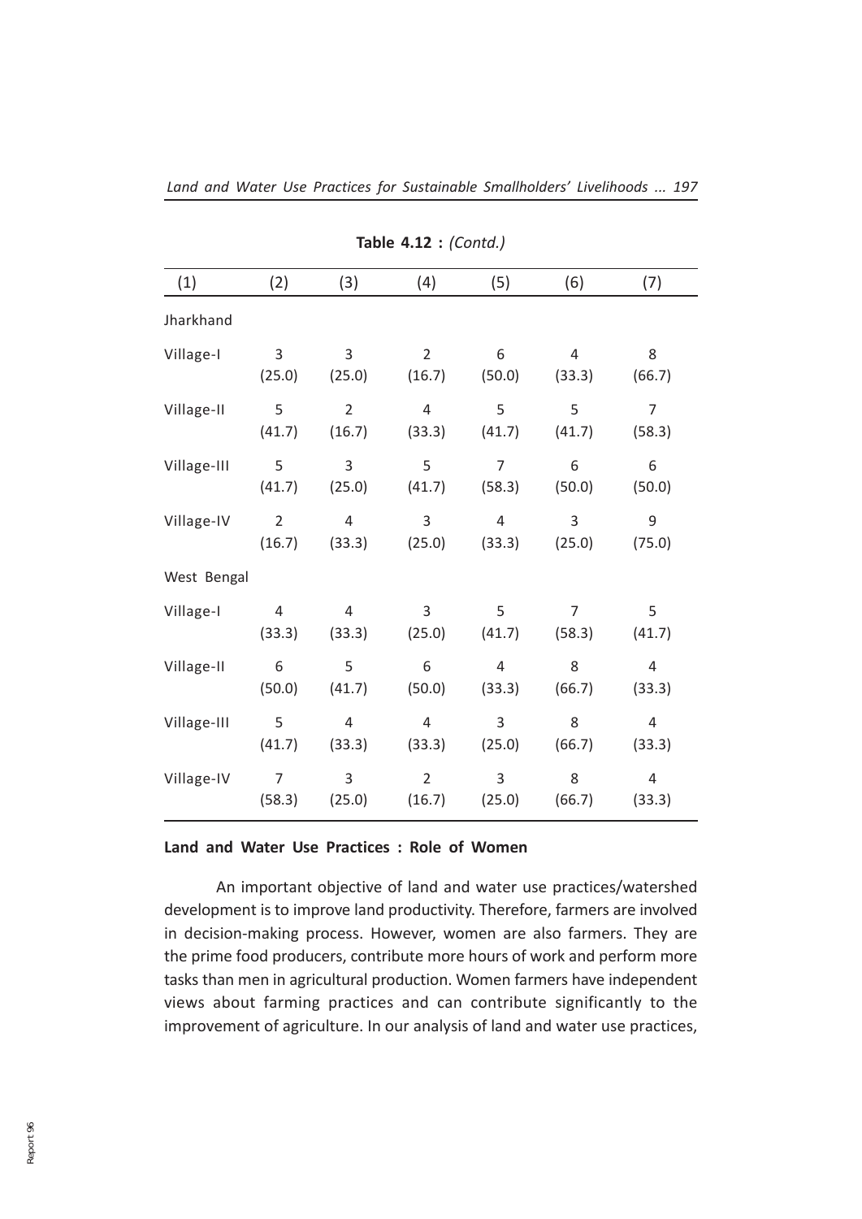**Table 4.12 :** *(Contd.)*

| (1) | (2) | (3) | (4) | (5) | (6) | (7) |
|---|---|---|---|---|---|---|
| Jharkhand | | | | | | |
| Village-I | 3 (25.0) | 3 (25.0) | 2 (16.7) | 6 (50.0) | 4 (33.3) | 8 (66.7) |
| Village-II | 5 (41.7) | 2 (16.7) | 4 (33.3) | 5 (41.7) | 5 (41.7) | 7 (58.3) |
| Village-III | 5 (41.7) | 3 (25.0) | 5 (41.7) | 7 (58.3) | 6 (50.0) | 6 (50.0) |
| Village-IV | 2 (16.7) | 4 (33.3) | 3 (25.0) | 4 (33.3) | 3 (25.0) | 9 (75.0) |
| West Bengal | | | | | | |
| Village-I | 4 (33.3) | 4 (33.3) | 3 (25.0) | 5 (41.7) | 7 (58.3) | 5 (41.7) |
| Village-II | 6 (50.0) | 5 (41.7) | 6 (50.0) | 4 (33.3) | 8 (66.7) | 4 (33.3) |
| Village-III | 5 (41.7) | 4 (33.3) | 4 (33.3) | 3 (25.0) | 8 (66.7) | 4 (33.3) |
| Village-IV | 7 (58.3) | 3 (25.0) | 2 (16.7) | 3 (25.0) | 8 (66.7) | 4 (33.3) |

### Land and Water Use Practices : Role of Women

An important objective of land and water use practices/watershed development is to improve land productivity. Therefore, farmers are involved in decision-making process. However, women are also farmers. They are the prime food producers, contribute more hours of work and perform more tasks than men in agricultural production. Women farmers have independent views about farming practices and can contribute significantly to the improvement of agriculture. In our analysis of land and water use practices,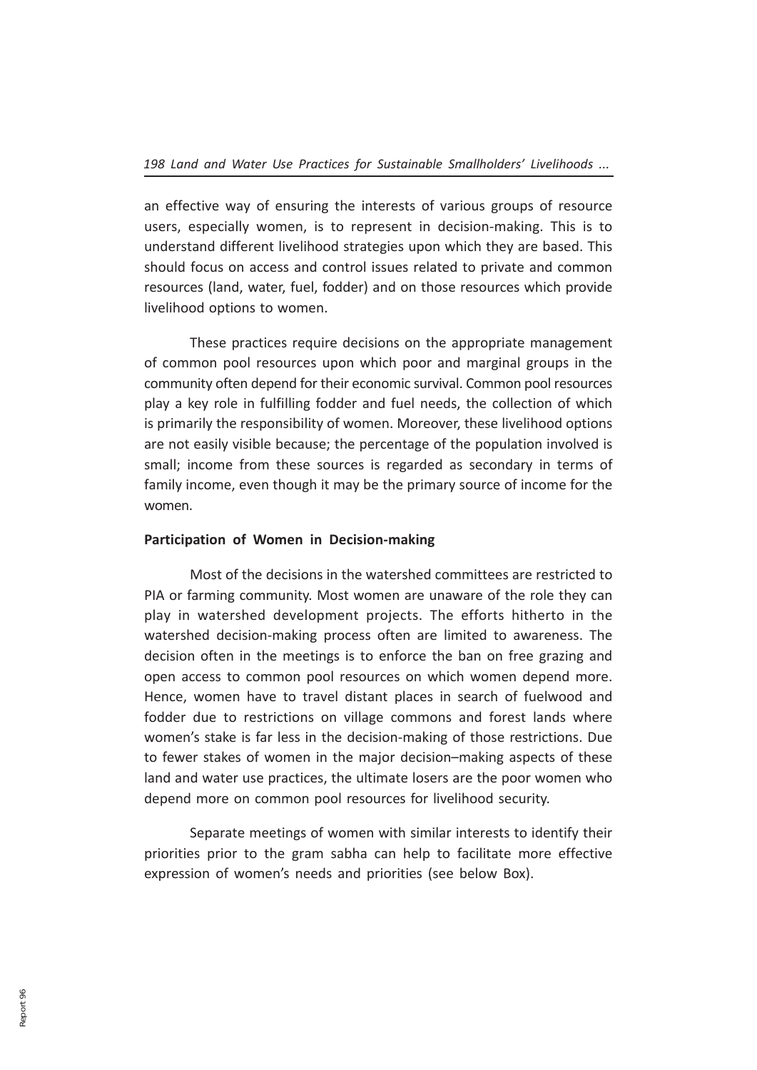an effective way of ensuring the interests of various groups of resource users, especially women, is to represent in decision-making. This is to understand different livelihood strategies upon which they are based. This should focus on access and control issues related to private and common resources (land, water, fuel, fodder) and on those resources which provide livelihood options to women.

These practices require decisions on the appropriate management of common pool resources upon which poor and marginal groups in the community often depend for their economic survival. Common pool resources play a key role in fulfilling fodder and fuel needs, the collection of which is primarily the responsibility of women. Moreover, these livelihood options are not easily visible because; the percentage of the population involved is small; income from these sources is regarded as secondary in terms of family income, even though it may be the primary source of income for the women.

**Participation of Women in Decision-making**

Most of the decisions in the watershed committees are restricted to PIA or farming community. Most women are unaware of the role they can play in watershed development projects. The efforts hitherto in the watershed decision-making process often are limited to awareness. The decision often in the meetings is to enforce the ban on free grazing and open access to common pool resources on which women depend more. Hence, women have to travel distant places in search of fuelwood and fodder due to restrictions on village commons and forest lands where women's stake is far less in the decision-making of those restrictions. Due to fewer stakes of women in the major decision–making aspects of these land and water use practices, the ultimate losers are the poor women who depend more on common pool resources for livelihood security.

Separate meetings of women with similar interests to identify their priorities prior to the gram sabha can help to facilitate more effective expression of women's needs and priorities (see below Box).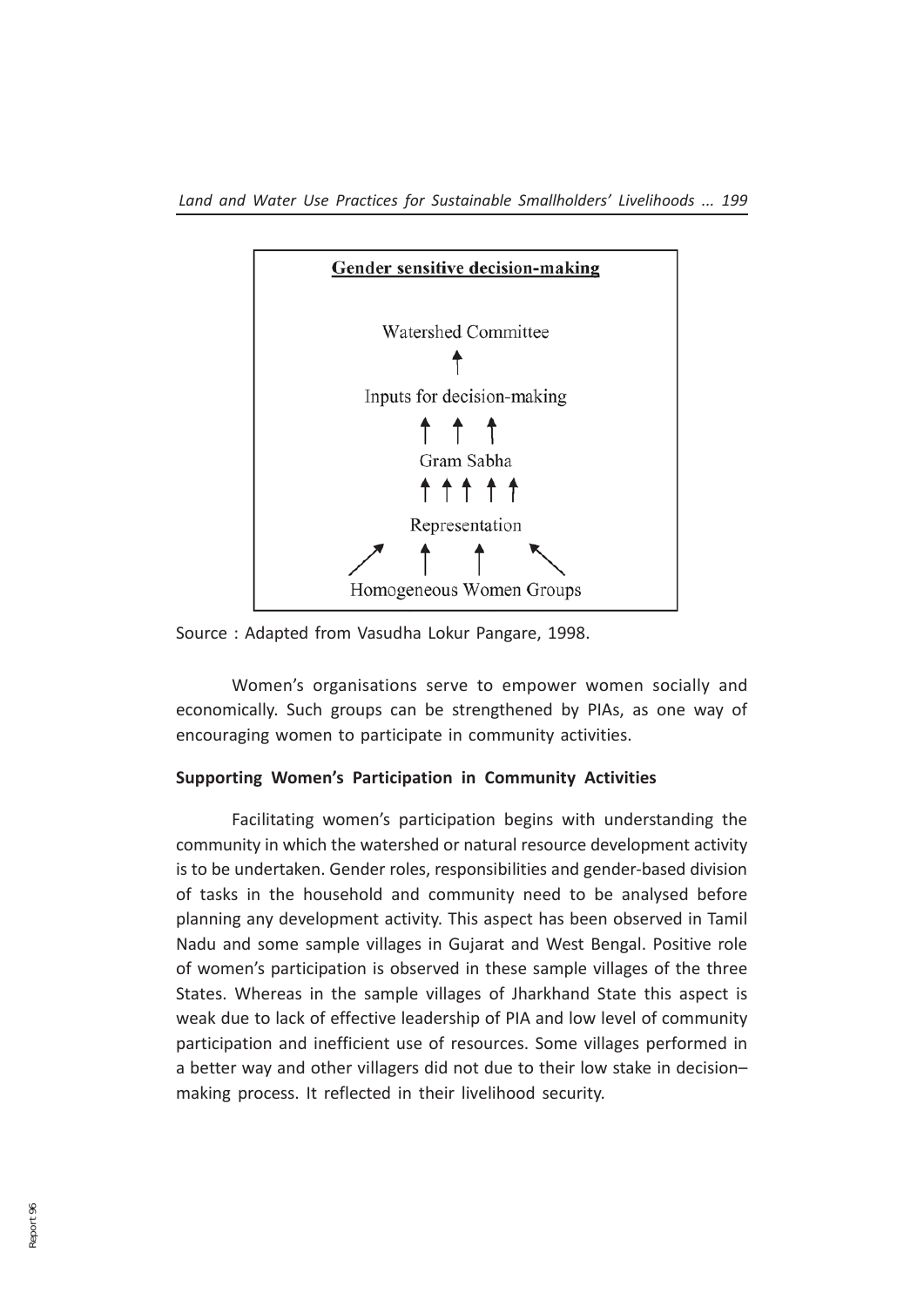**Gender sensitive decision-making**

Watershed Committee

↑

Inputs for decision-making

↑ ↑ ↑

Gram Sabha

↑ ↑ ↑ ↑ ↑

Representation

↗ ↑ ↑ ↖

Homogeneous Women Groups

Source : Adapted from Vasudha Lokur Pangare, 1998.

Women's organisations serve to empower women socially and economically. Such groups can be strengthened by PIAs, as one way of encouraging women to participate in community activities.

**Supporting Women's Participation in Community Activities**

Facilitating women's participation begins with understanding the community in which the watershed or natural resource development activity is to be undertaken. Gender roles, responsibilities and gender-based division of tasks in the household and community need to be analysed before planning any development activity. This aspect has been observed in Tamil Nadu and some sample villages in Gujarat and West Bengal. Positive role of women's participation is observed in these sample villages of the three States. Whereas in the sample villages of Jharkhand State this aspect is weak due to lack of effective leadership of PIA and low level of community participation and inefficient use of resources. Some villages performed in a better way and other villagers did not due to their low stake in decision–making process. It reflected in their livelihood security.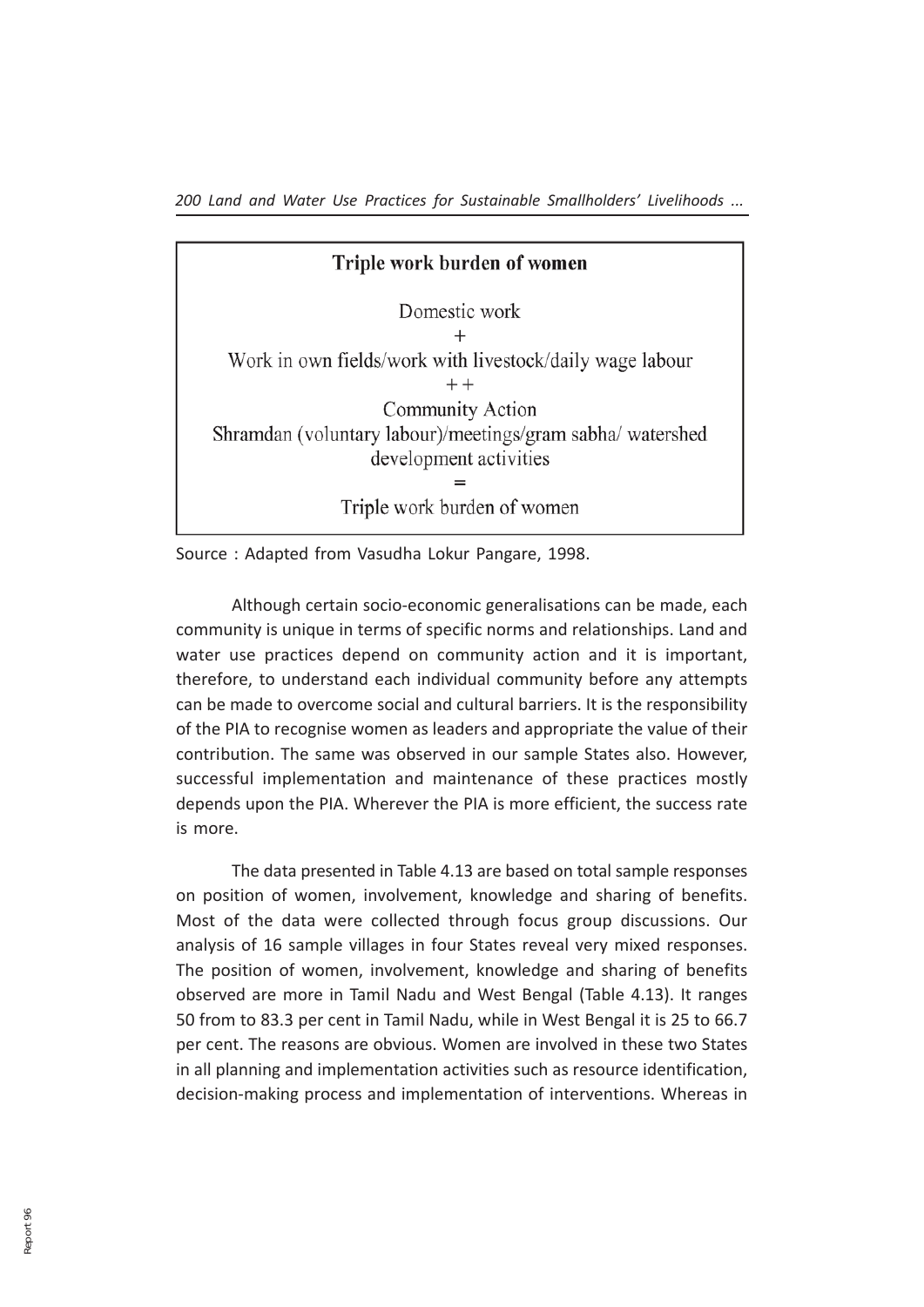**Triple work burden of women**

Domestic work

+

Work in own fields/work with livestock/daily wage labour

++

Community Action

Shramdan (voluntary labour)/meetings/gram sabha/ watershed development activities

=

Triple work burden of women

Source : Adapted from Vasudha Lokur Pangare, 1998.

Although certain socio-economic generalisations can be made, each community is unique in terms of specific norms and relationships. Land and water use practices depend on community action and it is important, therefore, to understand each individual community before any attempts can be made to overcome social and cultural barriers. It is the responsibility of the PIA to recognise women as leaders and appropriate the value of their contribution. The same was observed in our sample States also. However, successful implementation and maintenance of these practices mostly depends upon the PIA. Wherever the PIA is more efficient, the success rate is more.

The data presented in Table 4.13 are based on total sample responses on position of women, involvement, knowledge and sharing of benefits. Most of the data were collected through focus group discussions. Our analysis of 16 sample villages in four States reveal very mixed responses. The position of women, involvement, knowledge and sharing of benefits observed are more in Tamil Nadu and West Bengal (Table 4.13). It ranges 50 from to 83.3 per cent in Tamil Nadu, while in West Bengal it is 25 to 66.7 per cent. The reasons are obvious. Women are involved in these two States in all planning and implementation activities such as resource identification, decision-making process and implementation of interventions. Whereas in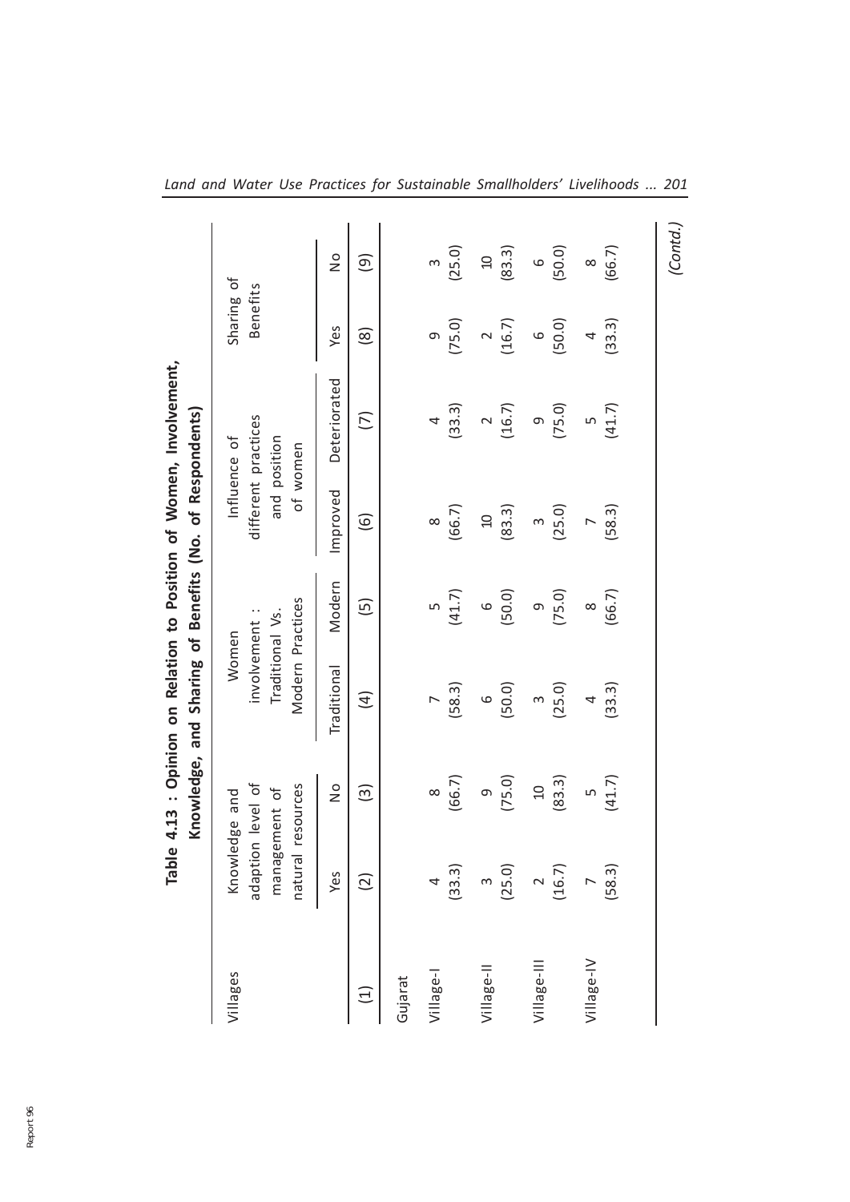**Table 4.13 : Opinion on Relation to Position of Women, Involvement, Knowledge, and Sharing of Benefits (No. of Respondents)**

| Villages | Knowledge and adaption level of management of natural resources | | Women involvement : Traditional Vs. Modern Practices | | Influence of different practices and position of women | | Sharing of Benefits | |
|---|---|---|---|---|---|---|---|---|
| | Yes | No | Traditional | Modern | Improved | Deteriorated | Yes | No |
| (1) | (2) | (3) | (4) | (5) | (6) | (7) | (8) | (9) |
| Gujarat | | | | | | | | |
| Village-I | 4 (33.3) | 8 (66.7) | 7 (58.3) | 5 (41.7) | 8 (66.7) | 4 (33.3) | 9 (75.0) | 3 (25.0) |
| Village-II | 3 (25.0) | 9 (75.0) | 6 (50.0) | 6 (50.0) | 10 (83.3) | 2 (16.7) | 2 (16.7) | 10 (83.3) |
| Village-III | 2 (16.7) | 10 (83.3) | 3 (25.0) | 9 (75.0) | 3 (25.0) | 9 (75.0) | 6 (50.0) | 6 (50.0) |
| Village-IV | 7 (58.3) | 5 (41.7) | 4 (33.3) | 8 (66.7) | 7 (58.3) | 5 (41.7) | 4 (33.3) | 8 (66.7) |

*(Contd.)*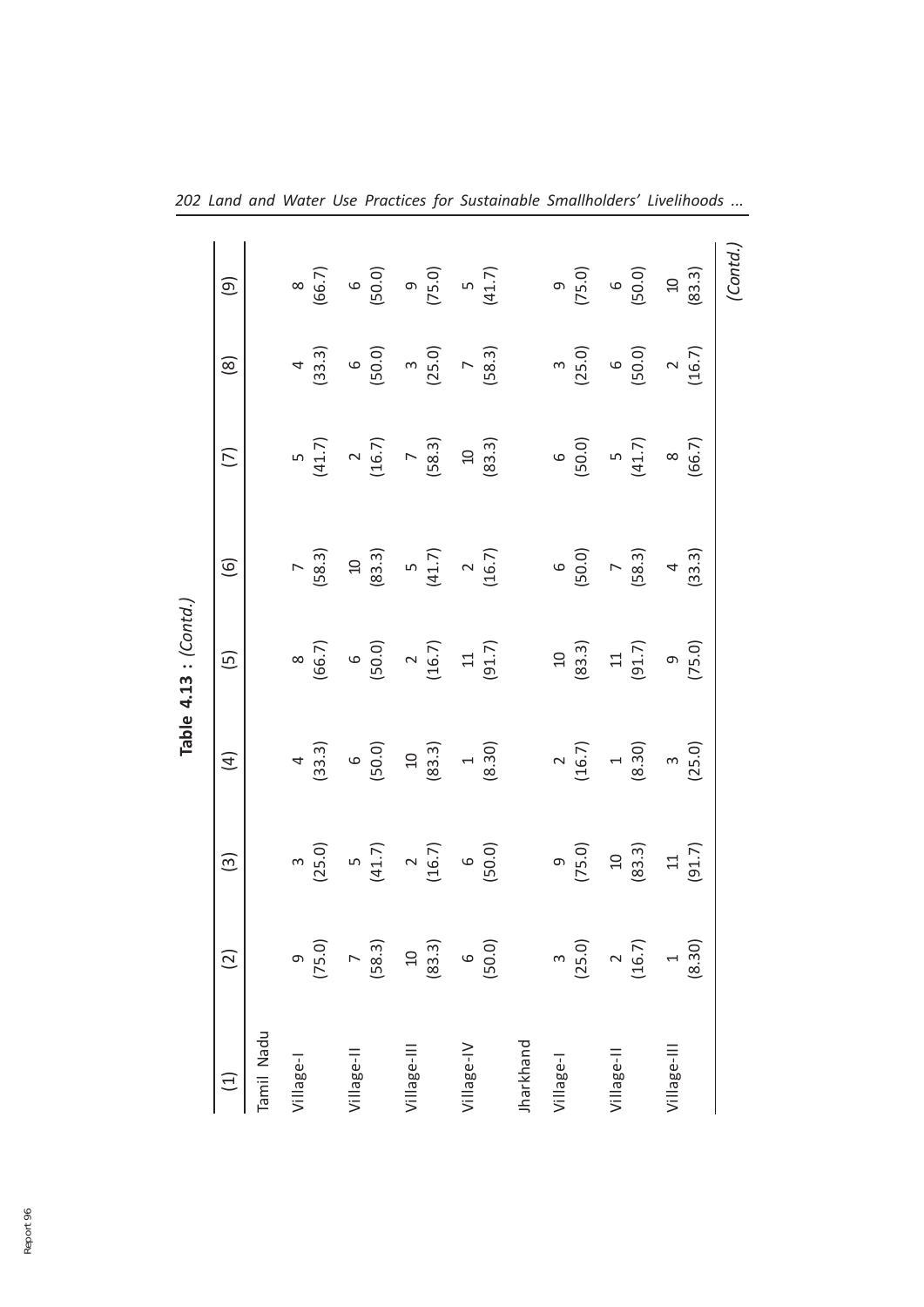**Table 4.13 : (Contd.)**

| (1) | (2) | (3) | (4) | (5) | (6) | (7) | (8) | (9) |
|---|---|---|---|---|---|---|---|---|
| Tamil Nadu | | | | | | | | |
| Village-I | 9 (75.0) | 3 (25.0) | 4 (33.3) | 8 (66.7) | 7 (58.3) | 5 (41.7) | 4 (33.3) | 8 (66.7) |
| Village-II | 7 (58.3) | 5 (41.7) | 6 (50.0) | 6 (50.0) | 10 (83.3) | 2 (16.7) | 6 (50.0) | 6 (50.0) |
| Village-III | 10 (83.3) | 2 (16.7) | 10 (83.3) | 2 (16.7) | 5 (41.7) | 7 (58.3) | 3 (25.0) | 9 (75.0) |
| Village-IV | 6 (50.0) | 6 (50.0) | 1 (8.30) | 11 (91.7) | 2 (16.7) | 10 (83.3) | 7 (58.3) | 5 (41.7) |
| Jharkhand | | | | | | | | |
| Village-I | 3 (25.0) | 9 (75.0) | 2 (16.7) | 10 (83.3) | 6 (50.0) | 6 (50.0) | 3 (25.0) | 9 (75.0) |
| Village-II | 2 (16.7) | 10 (83.3) | 1 (8.30) | 11 (91.7) | 7 (58.3) | 5 (41.7) | 6 (50.0) | 6 (50.0) |
| Village-III | 1 (8.30) | 11 (91.7) | 3 (25.0) | 9 (75.0) | 4 (33.3) | 8 (66.7) | 2 (16.7) | 10 (83.3) |

*(Contd.)*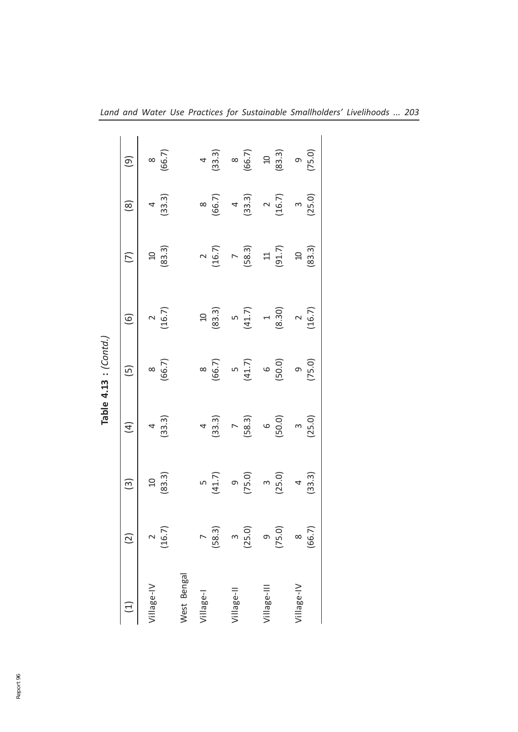**Table 4.13 : (Contd.)**

| (1) | (2) | (3) | (4) | (5) | (6) | (7) | (8) | (9) |
|---|---|---|---|---|---|---|---|---|
| Village-IV | 2 (16.7) | 10 (83.3) | 4 (33.3) | 8 (66.7) | 2 (16.7) | 10 (83.3) | 4 (33.3) | 8 (66.7) |
| West Bengal | | | | | | | | |
| Village-I | 7 (58.3) | 5 (41.7) | 4 (33.3) | 8 (66.7) | 10 (83.3) | 2 (16.7) | 8 (66.7) | 4 (33.3) |
| Village-II | 3 (25.0) | 9 (75.0) | 7 (58.3) | 5 (41.7) | 5 (41.7) | 7 (58.3) | 4 (33.3) | 8 (66.7) |
| Village-III | 9 (75.0) | 3 (25.0) | 6 (50.0) | 6 (50.0) | 1 (8.30) | 11 (91.7) | 2 (16.7) | 10 (83.3) |
| Village-IV | 8 (66.7) | 4 (33.3) | 3 (25.0) | 9 (75.0) | 2 (16.7) | 10 (83.3) | 3 (25.0) | 9 (75.0) |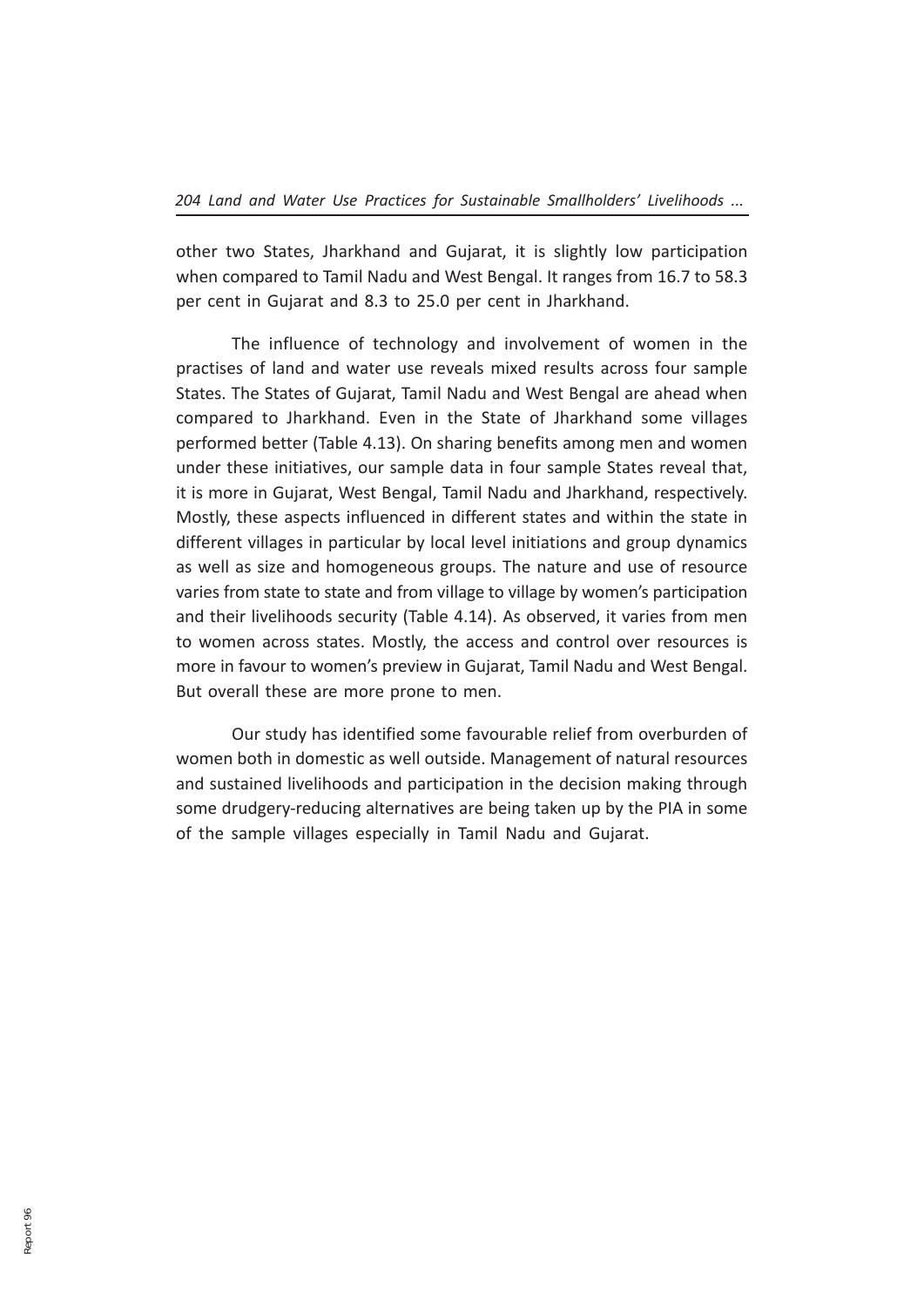other two States, Jharkhand and Gujarat, it is slightly low participation when compared to Tamil Nadu and West Bengal. It ranges from 16.7 to 58.3 per cent in Gujarat and 8.3 to 25.0 per cent in Jharkhand.

The influence of technology and involvement of women in the practises of land and water use reveals mixed results across four sample States. The States of Gujarat, Tamil Nadu and West Bengal are ahead when compared to Jharkhand. Even in the State of Jharkhand some villages performed better (Table 4.13). On sharing benefits among men and women under these initiatives, our sample data in four sample States reveal that, it is more in Gujarat, West Bengal, Tamil Nadu and Jharkhand, respectively. Mostly, these aspects influenced in different states and within the state in different villages in particular by local level initiations and group dynamics as well as size and homogeneous groups. The nature and use of resource varies from state to state and from village to village by women's participation and their livelihoods security (Table 4.14). As observed, it varies from men to women across states. Mostly, the access and control over resources is more in favour to women's preview in Gujarat, Tamil Nadu and West Bengal. But overall these are more prone to men.

Our study has identified some favourable relief from overburden of women both in domestic as well outside. Management of natural resources and sustained livelihoods and participation in the decision making through some drudgery-reducing alternatives are being taken up by the PIA in some of the sample villages especially in Tamil Nadu and Gujarat.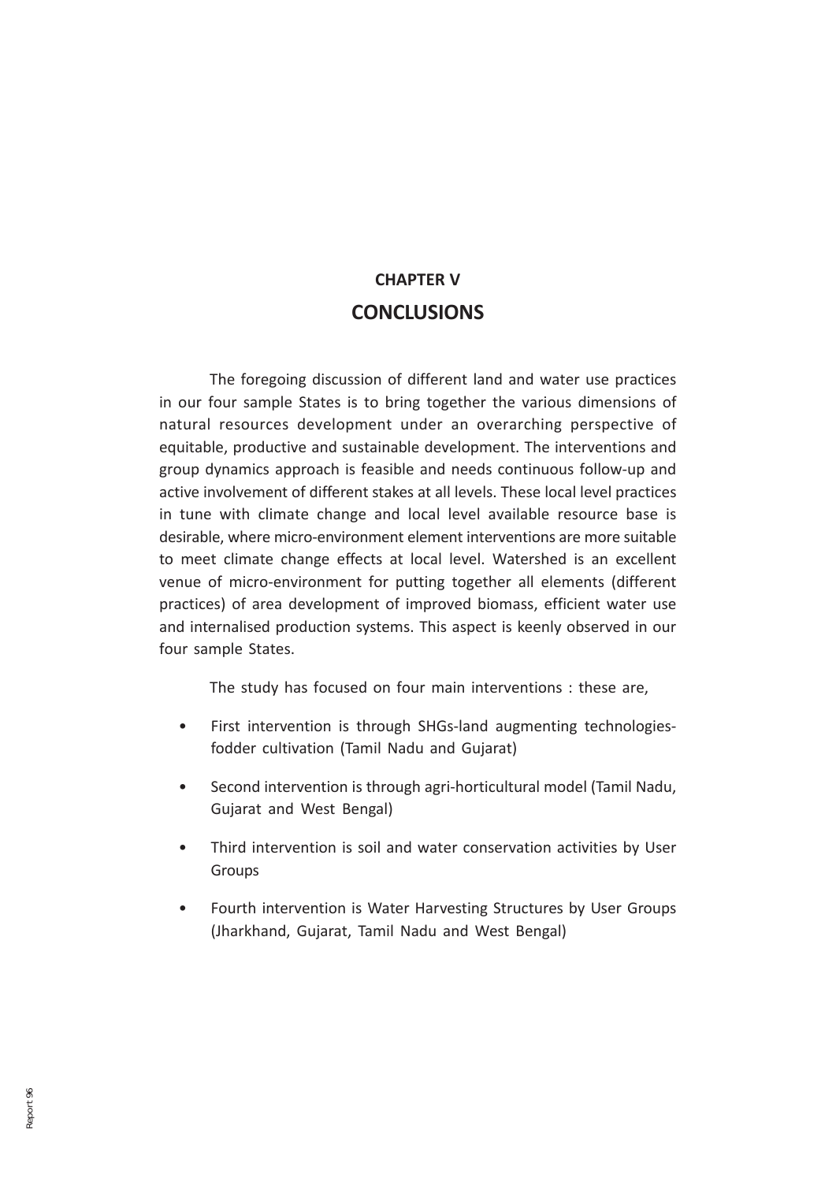# CHAPTER V

## CONCLUSIONS

The foregoing discussion of different land and water use practices in our four sample States is to bring together the various dimensions of natural resources development under an overarching perspective of equitable, productive and sustainable development. The interventions and group dynamics approach is feasible and needs continuous follow-up and active involvement of different stakes at all levels. These local level practices in tune with climate change and local level available resource base is desirable, where micro-environment element interventions are more suitable to meet climate change effects at local level. Watershed is an excellent venue of micro-environment for putting together all elements (different practices) of area development of improved biomass, efficient water use and internalised production systems. This aspect is keenly observed in our four sample States.

The study has focused on four main interventions : these are,

- First intervention is through SHGs-land augmenting technologies-fodder cultivation (Tamil Nadu and Gujarat)
- Second intervention is through agri-horticultural model (Tamil Nadu, Gujarat and West Bengal)
- Third intervention is soil and water conservation activities by User Groups
- Fourth intervention is Water Harvesting Structures by User Groups (Jharkhand, Gujarat, Tamil Nadu and West Bengal)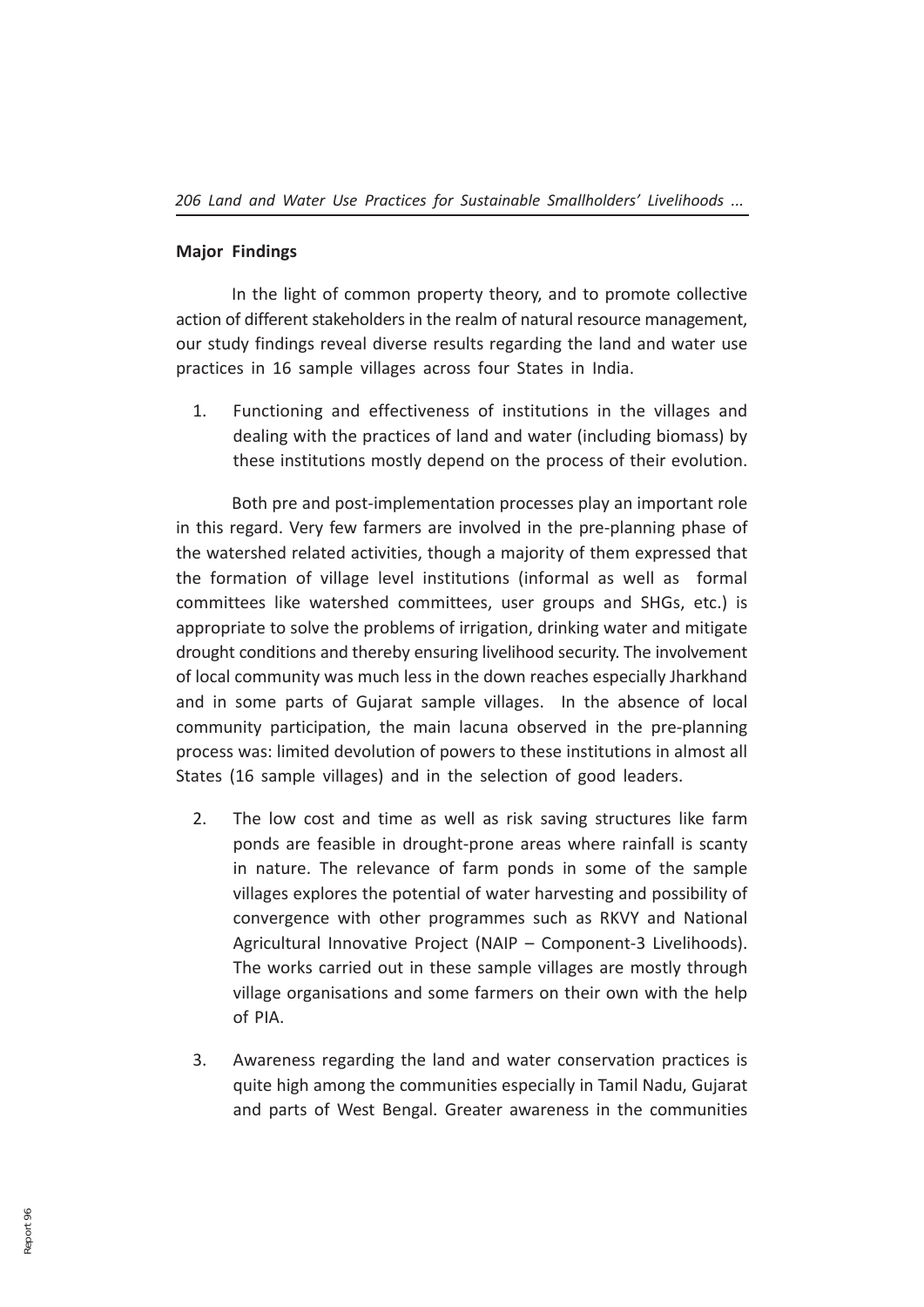## Major Findings

In the light of common property theory, and to promote collective action of different stakeholders in the realm of natural resource management, our study findings reveal diverse results regarding the land and water use practices in 16 sample villages across four States in India.

1. Functioning and effectiveness of institutions in the villages and dealing with the practices of land and water (including biomass) by these institutions mostly depend on the process of their evolution.

Both pre and post-implementation processes play an important role in this regard. Very few farmers are involved in the pre-planning phase of the watershed related activities, though a majority of them expressed that the formation of village level institutions (informal as well as formal committees like watershed committees, user groups and SHGs, etc.) is appropriate to solve the problems of irrigation, drinking water and mitigate drought conditions and thereby ensuring livelihood security. The involvement of local community was much less in the down reaches especially Jharkhand and in some parts of Gujarat sample villages. In the absence of local community participation, the main lacuna observed in the pre-planning process was: limited devolution of powers to these institutions in almost all States (16 sample villages) and in the selection of good leaders.

2. The low cost and time as well as risk saving structures like farm ponds are feasible in drought-prone areas where rainfall is scanty in nature. The relevance of farm ponds in some of the sample villages explores the potential of water harvesting and possibility of convergence with other programmes such as RKVY and National Agricultural Innovative Project (NAIP – Component-3 Livelihoods). The works carried out in these sample villages are mostly through village organisations and some farmers on their own with the help of PIA.

3. Awareness regarding the land and water conservation practices is quite high among the communities especially in Tamil Nadu, Gujarat and parts of West Bengal. Greater awareness in the communities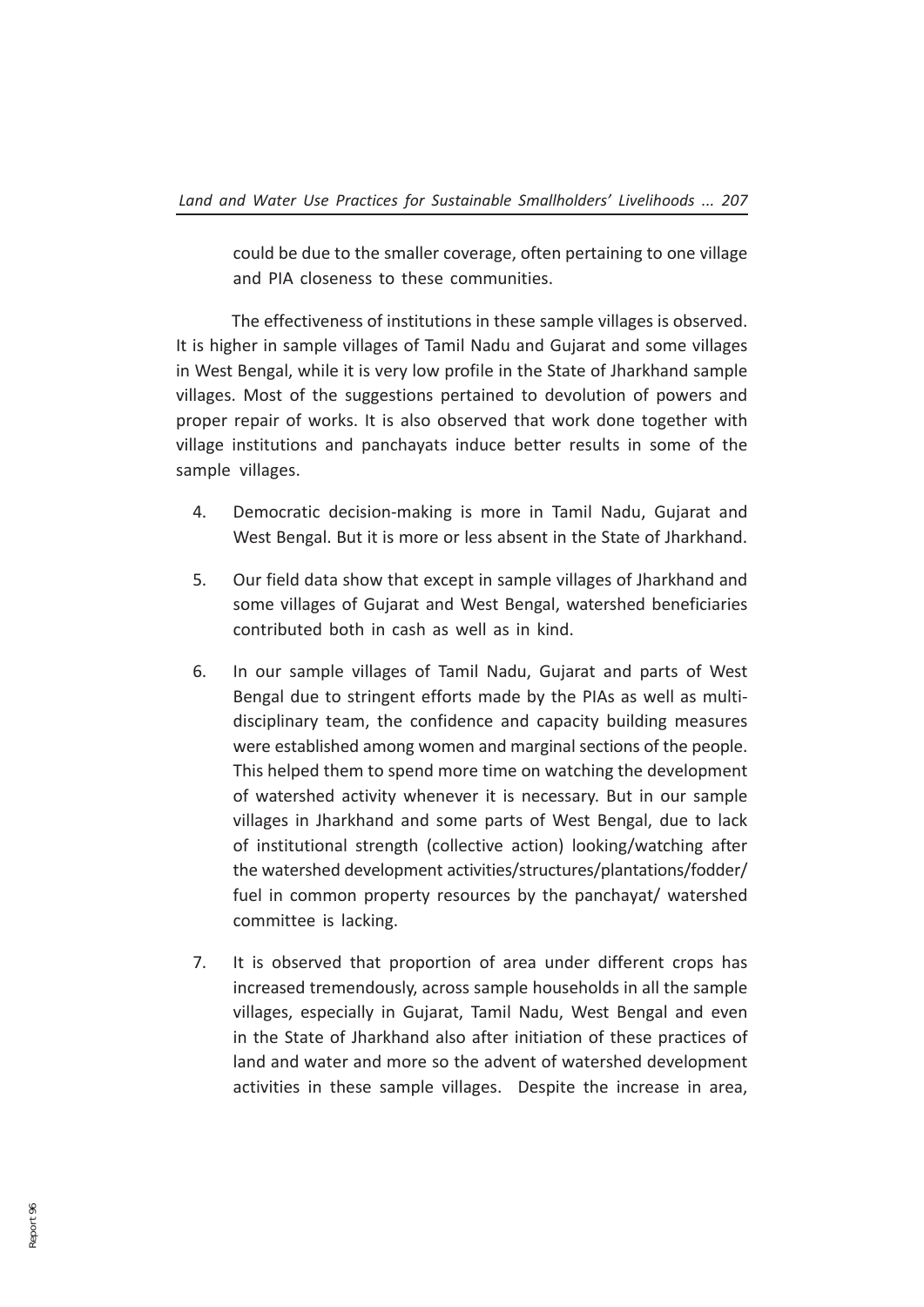could be due to the smaller coverage, often pertaining to one village and PIA closeness to these communities.

The effectiveness of institutions in these sample villages is observed. It is higher in sample villages of Tamil Nadu and Gujarat and some villages in West Bengal, while it is very low profile in the State of Jharkhand sample villages. Most of the suggestions pertained to devolution of powers and proper repair of works. It is also observed that work done together with village institutions and panchayats induce better results in some of the sample villages.

4. Democratic decision-making is more in Tamil Nadu, Gujarat and West Bengal. But it is more or less absent in the State of Jharkhand.

5. Our field data show that except in sample villages of Jharkhand and some villages of Gujarat and West Bengal, watershed beneficiaries contributed both in cash as well as in kind.

6. In our sample villages of Tamil Nadu, Gujarat and parts of West Bengal due to stringent efforts made by the PIAs as well as multi-disciplinary team, the confidence and capacity building measures were established among women and marginal sections of the people. This helped them to spend more time on watching the development of watershed activity whenever it is necessary. But in our sample villages in Jharkhand and some parts of West Bengal, due to lack of institutional strength (collective action) looking/watching after the watershed development activities/structures/plantations/fodder/ fuel in common property resources by the panchayat/ watershed committee is lacking.

7. It is observed that proportion of area under different crops has increased tremendously, across sample households in all the sample villages, especially in Gujarat, Tamil Nadu, West Bengal and even in the State of Jharkhand also after initiation of these practices of land and water and more so the advent of watershed development activities in these sample villages. Despite the increase in area,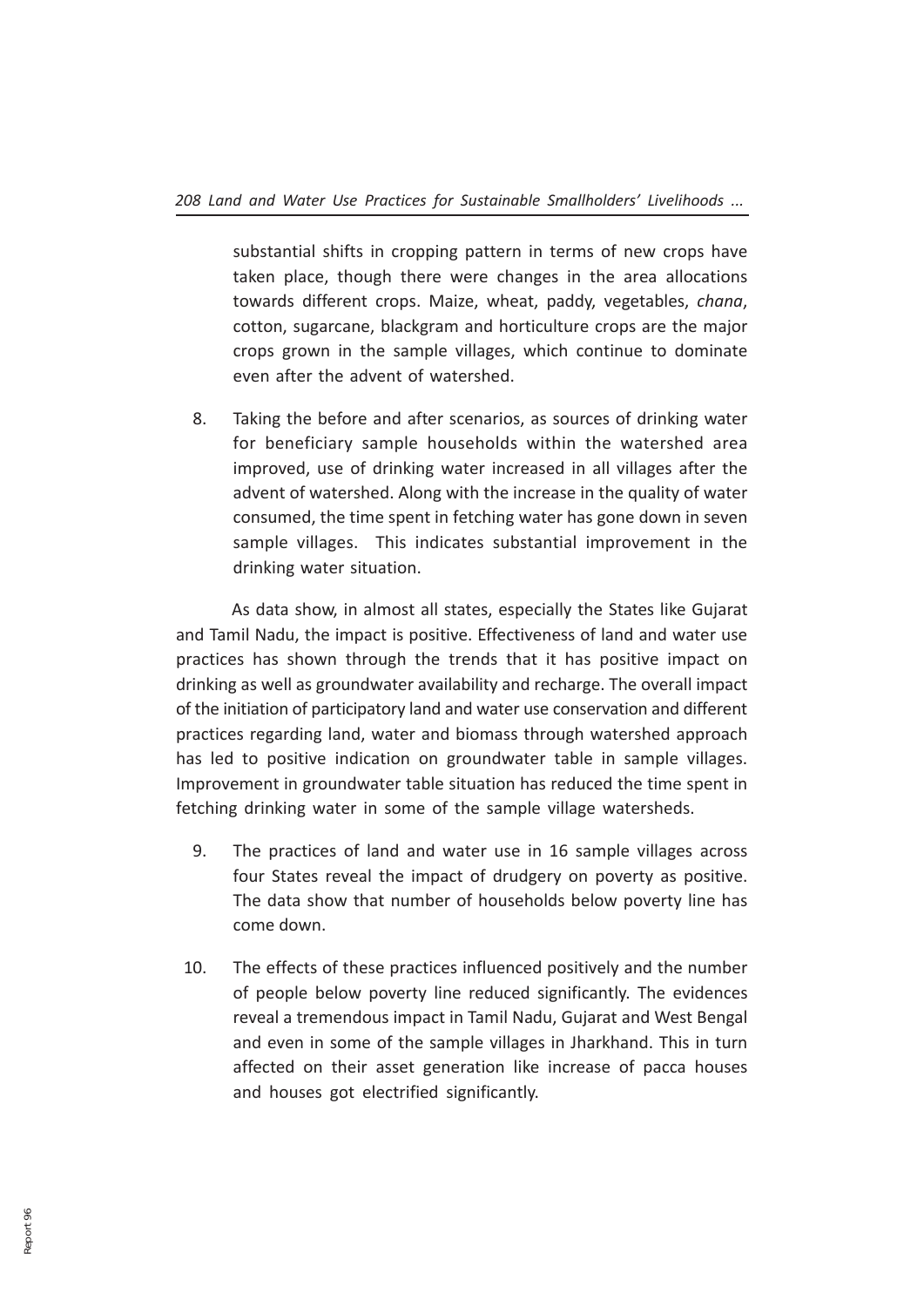substantial shifts in cropping pattern in terms of new crops have taken place, though there were changes in the area allocations towards different crops. Maize, wheat, paddy, vegetables, *chana*, cotton, sugarcane, blackgram and horticulture crops are the major crops grown in the sample villages, which continue to dominate even after the advent of watershed.

8. Taking the before and after scenarios, as sources of drinking water for beneficiary sample households within the watershed area improved, use of drinking water increased in all villages after the advent of watershed. Along with the increase in the quality of water consumed, the time spent in fetching water has gone down in seven sample villages. This indicates substantial improvement in the drinking water situation.

As data show, in almost all states, especially the States like Gujarat and Tamil Nadu, the impact is positive. Effectiveness of land and water use practices has shown through the trends that it has positive impact on drinking as well as groundwater availability and recharge. The overall impact of the initiation of participatory land and water use conservation and different practices regarding land, water and biomass through watershed approach has led to positive indication on groundwater table in sample villages. Improvement in groundwater table situation has reduced the time spent in fetching drinking water in some of the sample village watersheds.

9. The practices of land and water use in 16 sample villages across four States reveal the impact of drudgery on poverty as positive. The data show that number of households below poverty line has come down.

10. The effects of these practices influenced positively and the number of people below poverty line reduced significantly. The evidences reveal a tremendous impact in Tamil Nadu, Gujarat and West Bengal and even in some of the sample villages in Jharkhand. This in turn affected on their asset generation like increase of pacca houses and houses got electrified significantly.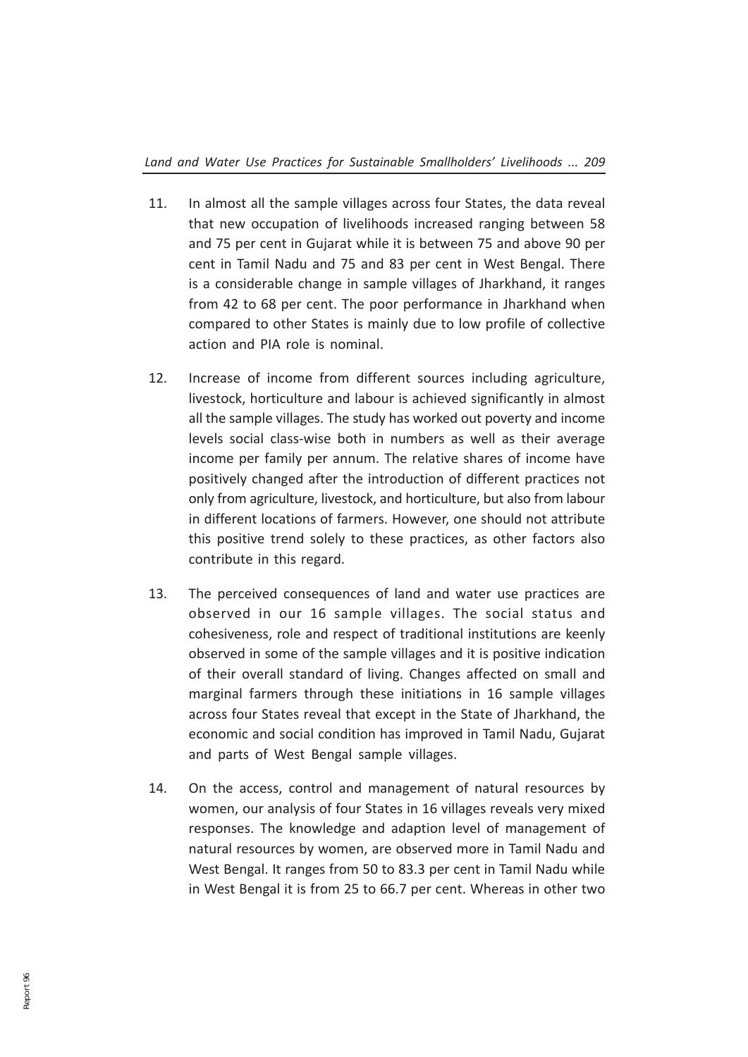11. In almost all the sample villages across four States, the data reveal that new occupation of livelihoods increased ranging between 58 and 75 per cent in Gujarat while it is between 75 and above 90 per cent in Tamil Nadu and 75 and 83 per cent in West Bengal. There is a considerable change in sample villages of Jharkhand, it ranges from 42 to 68 per cent. The poor performance in Jharkhand when compared to other States is mainly due to low profile of collective action and PIA role is nominal.

12. Increase of income from different sources including agriculture, livestock, horticulture and labour is achieved significantly in almost all the sample villages. The study has worked out poverty and income levels social class-wise both in numbers as well as their average income per family per annum. The relative shares of income have positively changed after the introduction of different practices not only from agriculture, livestock, and horticulture, but also from labour in different locations of farmers. However, one should not attribute this positive trend solely to these practices, as other factors also contribute in this regard.

13. The perceived consequences of land and water use practices are observed in our 16 sample villages. The social status and cohesiveness, role and respect of traditional institutions are keenly observed in some of the sample villages and it is positive indication of their overall standard of living. Changes affected on small and marginal farmers through these initiations in 16 sample villages across four States reveal that except in the State of Jharkhand, the economic and social condition has improved in Tamil Nadu, Gujarat and parts of West Bengal sample villages.

14. On the access, control and management of natural resources by women, our analysis of four States in 16 villages reveals very mixed responses. The knowledge and adaption level of management of natural resources by women, are observed more in Tamil Nadu and West Bengal. It ranges from 50 to 83.3 per cent in Tamil Nadu while in West Bengal it is from 25 to 66.7 per cent. Whereas in other two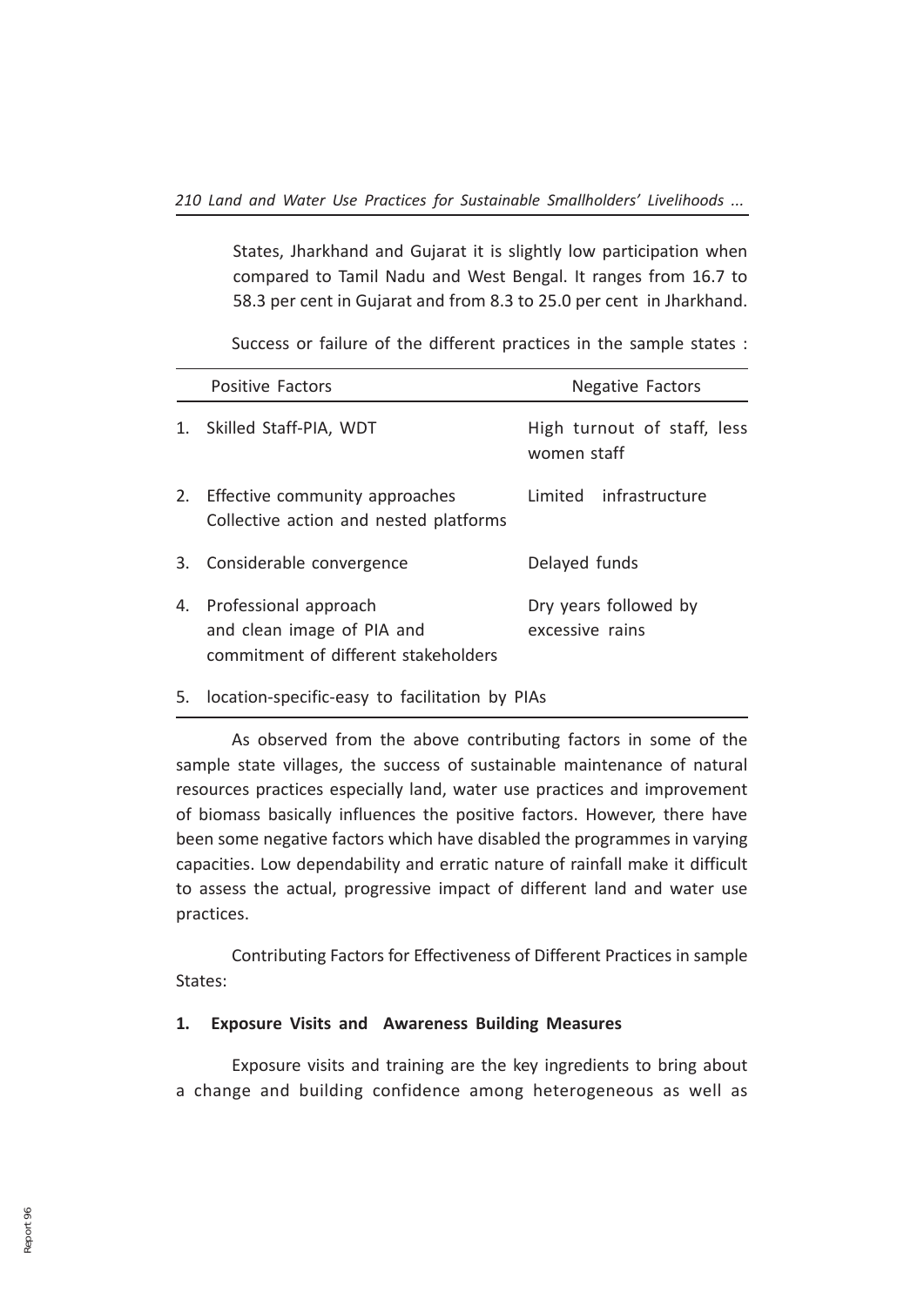States, Jharkhand and Gujarat it is slightly low participation when compared to Tamil Nadu and West Bengal. It ranges from 16.7 to 58.3 per cent in Gujarat and from 8.3 to 25.0 per cent in Jharkhand.

Success or failure of the different practices in the sample states :

| Positive Factors | Negative Factors |
|---|---|
| 1. Skilled Staff-PIA, WDT | High turnout of staff, less women staff |
| 2. Effective community approaches Collective action and nested platforms | Limited infrastructure |
| 3. Considerable convergence | Delayed funds |
| 4. Professional approach and clean image of PIA and commitment of different stakeholders | Dry years followed by excessive rains |
| 5. location-specific-easy to facilitation by PIAs | |

As observed from the above contributing factors in some of the sample state villages, the success of sustainable maintenance of natural resources practices especially land, water use practices and improvement of biomass basically influences the positive factors. However, there have been some negative factors which have disabled the programmes in varying capacities. Low dependability and erratic nature of rainfall make it difficult to assess the actual, progressive impact of different land and water use practices.

Contributing Factors for Effectiveness of Different Practices in sample States:

**1. Exposure Visits and Awareness Building Measures**

Exposure visits and training are the key ingredients to bring about a change and building confidence among heterogeneous as well as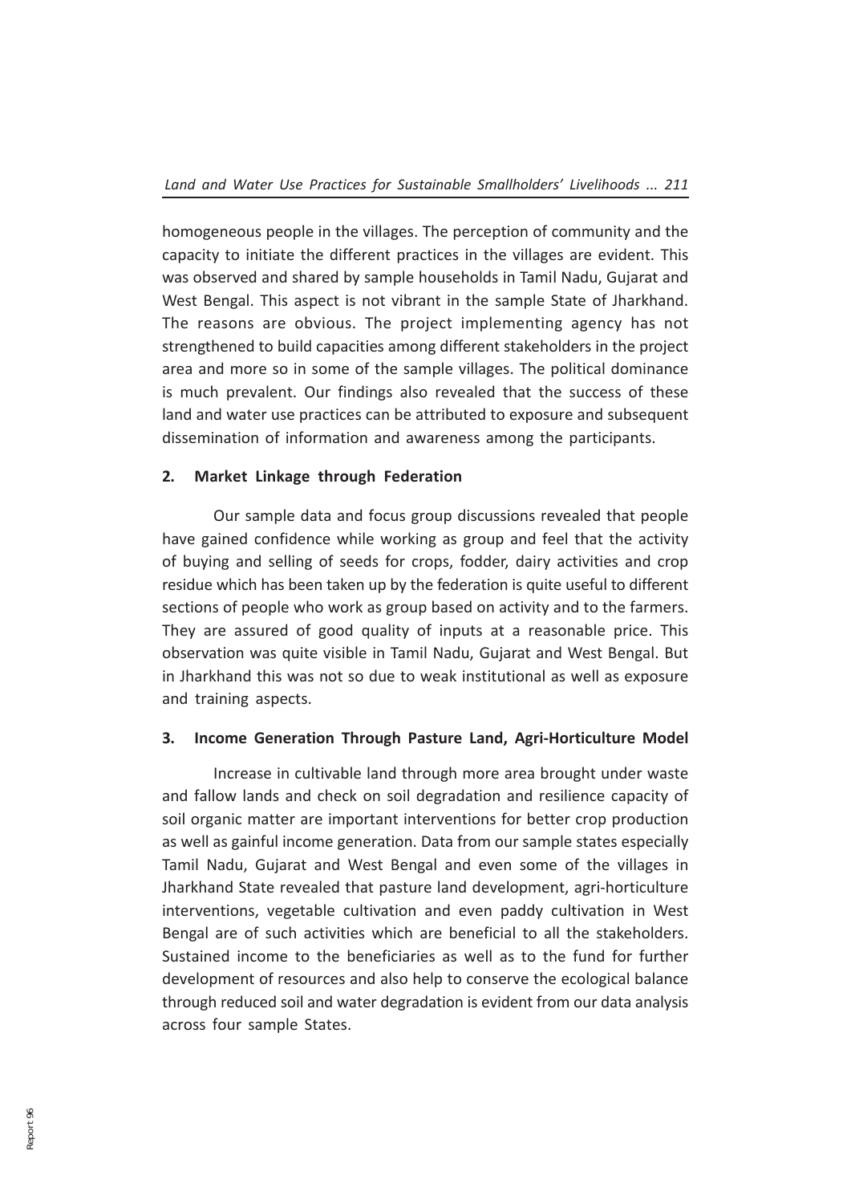homogeneous people in the villages. The perception of community and the capacity to initiate the different practices in the villages are evident. This was observed and shared by sample households in Tamil Nadu, Gujarat and West Bengal. This aspect is not vibrant in the sample State of Jharkhand. The reasons are obvious. The project implementing agency has not strengthened to build capacities among different stakeholders in the project area and more so in some of the sample villages. The political dominance is much prevalent. Our findings also revealed that the success of these land and water use practices can be attributed to exposure and subsequent dissemination of information and awareness among the participants.

#### 2. Market Linkage through Federation

Our sample data and focus group discussions revealed that people have gained confidence while working as group and feel that the activity of buying and selling of seeds for crops, fodder, dairy activities and crop residue which has been taken up by the federation is quite useful to different sections of people who work as group based on activity and to the farmers. They are assured of good quality of inputs at a reasonable price. This observation was quite visible in Tamil Nadu, Gujarat and West Bengal. But in Jharkhand this was not so due to weak institutional as well as exposure and training aspects.

#### 3. Income Generation Through Pasture Land, Agri-Horticulture Model

Increase in cultivable land through more area brought under waste and fallow lands and check on soil degradation and resilience capacity of soil organic matter are important interventions for better crop production as well as gainful income generation. Data from our sample states especially Tamil Nadu, Gujarat and West Bengal and even some of the villages in Jharkhand State revealed that pasture land development, agri-horticulture interventions, vegetable cultivation and even paddy cultivation in West Bengal are of such activities which are beneficial to all the stakeholders. Sustained income to the beneficiaries as well as to the fund for further development of resources and also help to conserve the ecological balance through reduced soil and water degradation is evident from our data analysis across four sample States.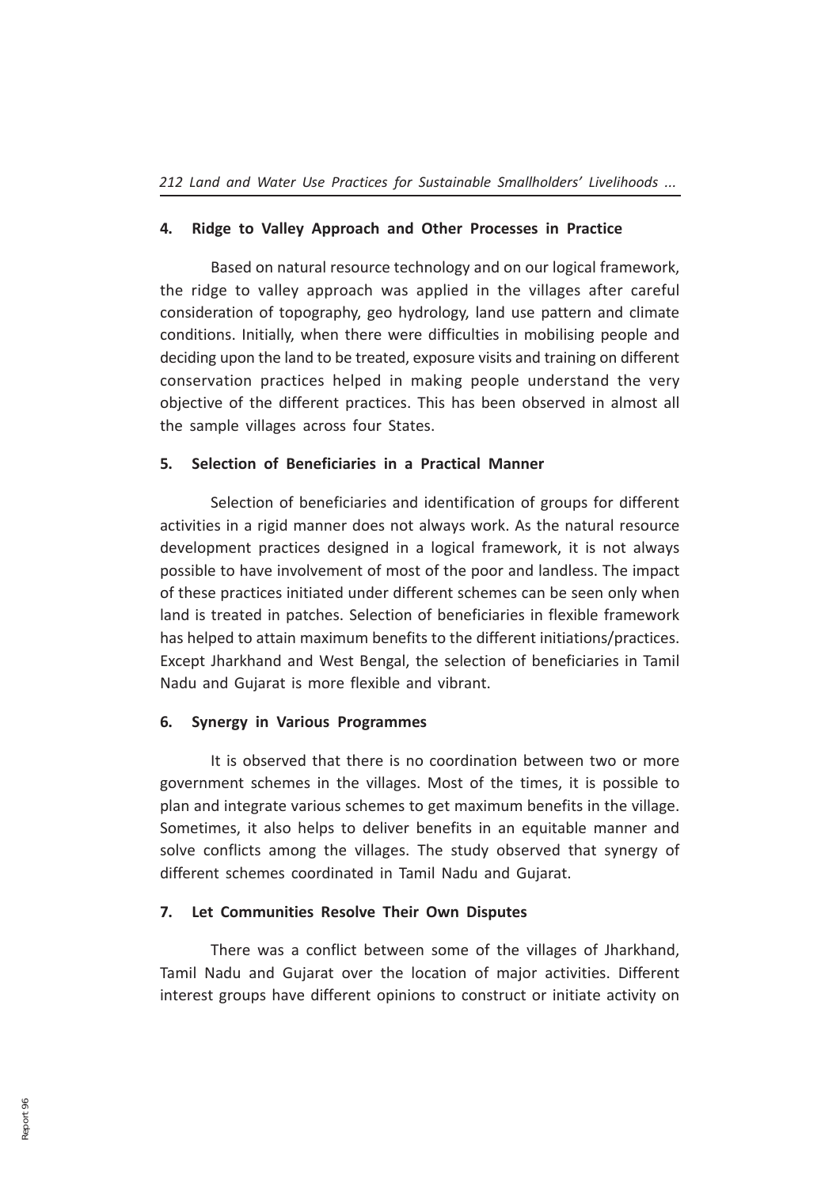#### 4. Ridge to Valley Approach and Other Processes in Practice

Based on natural resource technology and on our logical framework, the ridge to valley approach was applied in the villages after careful consideration of topography, geo hydrology, land use pattern and climate conditions. Initially, when there were difficulties in mobilising people and deciding upon the land to be treated, exposure visits and training on different conservation practices helped in making people understand the very objective of the different practices. This has been observed in almost all the sample villages across four States.

#### 5. Selection of Beneficiaries in a Practical Manner

Selection of beneficiaries and identification of groups for different activities in a rigid manner does not always work. As the natural resource development practices designed in a logical framework, it is not always possible to have involvement of most of the poor and landless. The impact of these practices initiated under different schemes can be seen only when land is treated in patches. Selection of beneficiaries in flexible framework has helped to attain maximum benefits to the different initiations/practices. Except Jharkhand and West Bengal, the selection of beneficiaries in Tamil Nadu and Gujarat is more flexible and vibrant.

#### 6. Synergy in Various Programmes

It is observed that there is no coordination between two or more government schemes in the villages. Most of the times, it is possible to plan and integrate various schemes to get maximum benefits in the village. Sometimes, it also helps to deliver benefits in an equitable manner and solve conflicts among the villages. The study observed that synergy of different schemes coordinated in Tamil Nadu and Gujarat.

#### 7. Let Communities Resolve Their Own Disputes

There was a conflict between some of the villages of Jharkhand, Tamil Nadu and Gujarat over the location of major activities. Different interest groups have different opinions to construct or initiate activity on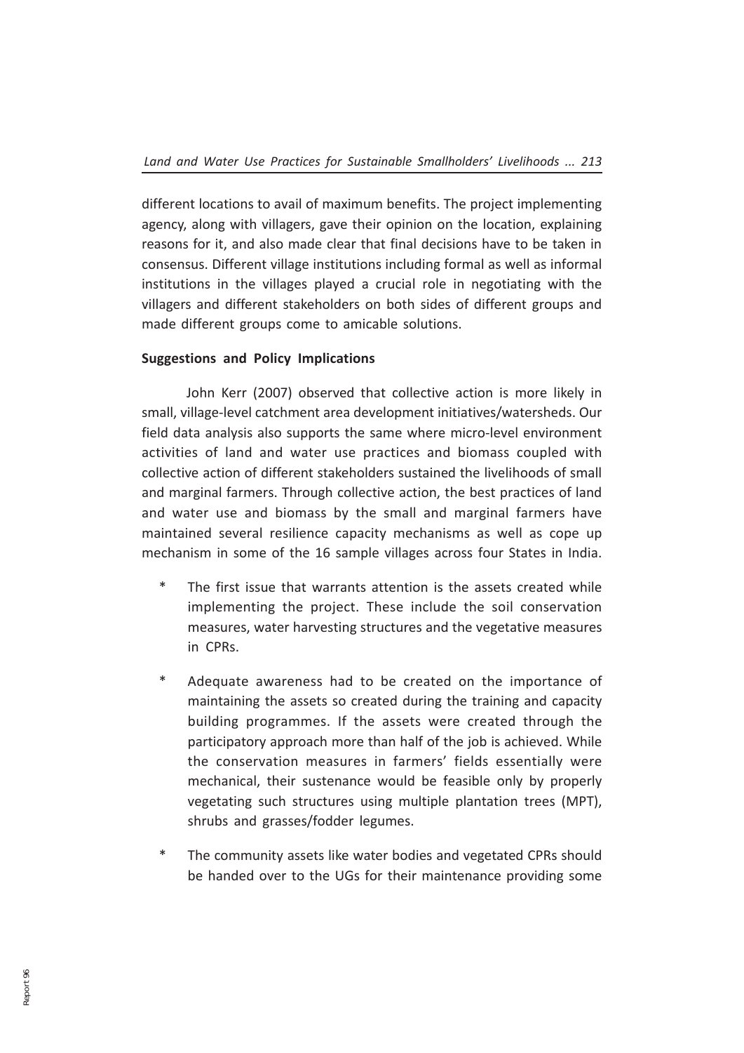different locations to avail of maximum benefits. The project implementing agency, along with villagers, gave their opinion on the location, explaining reasons for it, and also made clear that final decisions have to be taken in consensus. Different village institutions including formal as well as informal institutions in the villages played a crucial role in negotiating with the villagers and different stakeholders on both sides of different groups and made different groups come to amicable solutions.

**Suggestions and Policy Implications**

John Kerr (2007) observed that collective action is more likely in small, village-level catchment area development initiatives/watersheds. Our field data analysis also supports the same where micro-level environment activities of land and water use practices and biomass coupled with collective action of different stakeholders sustained the livelihoods of small and marginal farmers. Through collective action, the best practices of land and water use and biomass by the small and marginal farmers have maintained several resilience capacity mechanisms as well as cope up mechanism in some of the 16 sample villages across four States in India.

* The first issue that warrants attention is the assets created while implementing the project. These include the soil conservation measures, water harvesting structures and the vegetative measures in CPRs.
* Adequate awareness had to be created on the importance of maintaining the assets so created during the training and capacity building programmes. If the assets were created through the participatory approach more than half of the job is achieved. While the conservation measures in farmers' fields essentially were mechanical, their sustenance would be feasible only by properly vegetating such structures using multiple plantation trees (MPT), shrubs and grasses/fodder legumes.
* The community assets like water bodies and vegetated CPRs should be handed over to the UGs for their maintenance providing some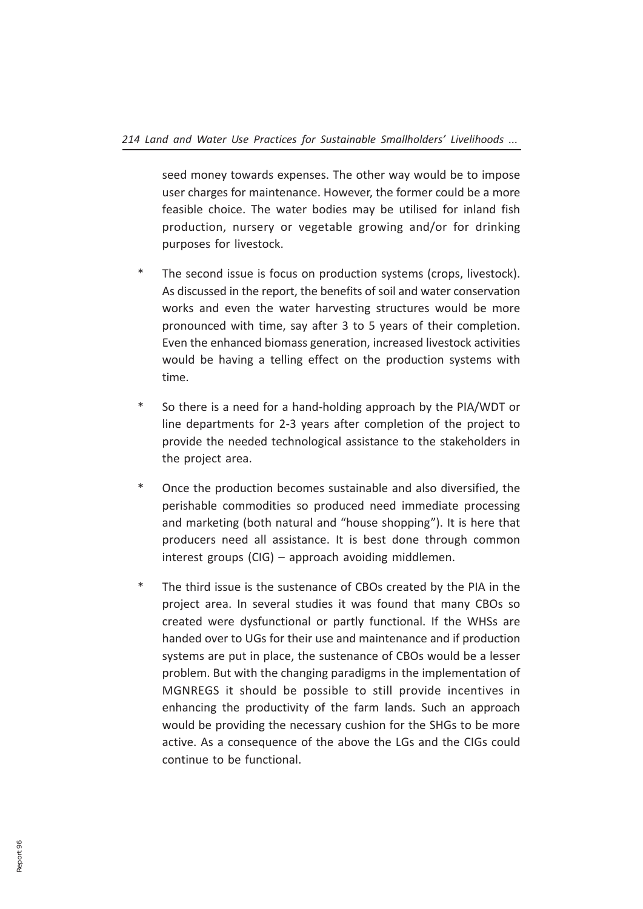seed money towards expenses. The other way would be to impose user charges for maintenance. However, the former could be a more feasible choice. The water bodies may be utilised for inland fish production, nursery or vegetable growing and/or for drinking purposes for livestock.

* The second issue is focus on production systems (crops, livestock). As discussed in the report, the benefits of soil and water conservation works and even the water harvesting structures would be more pronounced with time, say after 3 to 5 years of their completion. Even the enhanced biomass generation, increased livestock activities would be having a telling effect on the production systems with time.

* So there is a need for a hand-holding approach by the PIA/WDT or line departments for 2-3 years after completion of the project to provide the needed technological assistance to the stakeholders in the project area.

* Once the production becomes sustainable and also diversified, the perishable commodities so produced need immediate processing and marketing (both natural and "house shopping"). It is here that producers need all assistance. It is best done through common interest groups (CIG) – approach avoiding middlemen.

* The third issue is the sustenance of CBOs created by the PIA in the project area. In several studies it was found that many CBOs so created were dysfunctional or partly functional. If the WHSs are handed over to UGs for their use and maintenance and if production systems are put in place, the sustenance of CBOs would be a lesser problem. But with the changing paradigms in the implementation of MGNREGS it should be possible to still provide incentives in enhancing the productivity of the farm lands. Such an approach would be providing the necessary cushion for the SHGs to be more active. As a consequence of the above the LGs and the CIGs could continue to be functional.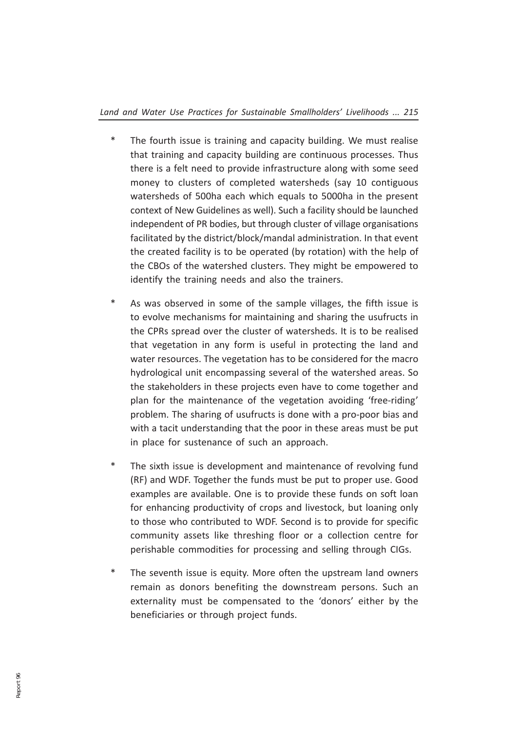* The fourth issue is training and capacity building. We must realise that training and capacity building are continuous processes. Thus there is a felt need to provide infrastructure along with some seed money to clusters of completed watersheds (say 10 contiguous watersheds of 500ha each which equals to 5000ha in the present context of New Guidelines as well). Such a facility should be launched independent of PR bodies, but through cluster of village organisations facilitated by the district/block/mandal administration. In that event the created facility is to be operated (by rotation) with the help of the CBOs of the watershed clusters. They might be empowered to identify the training needs and also the trainers.

* As was observed in some of the sample villages, the fifth issue is to evolve mechanisms for maintaining and sharing the usufructs in the CPRs spread over the cluster of watersheds. It is to be realised that vegetation in any form is useful in protecting the land and water resources. The vegetation has to be considered for the macro hydrological unit encompassing several of the watershed areas. So the stakeholders in these projects even have to come together and plan for the maintenance of the vegetation avoiding 'free-riding' problem. The sharing of usufructs is done with a pro-poor bias and with a tacit understanding that the poor in these areas must be put in place for sustenance of such an approach.

* The sixth issue is development and maintenance of revolving fund (RF) and WDF. Together the funds must be put to proper use. Good examples are available. One is to provide these funds on soft loan for enhancing productivity of crops and livestock, but loaning only to those who contributed to WDF. Second is to provide for specific community assets like threshing floor or a collection centre for perishable commodities for processing and selling through CIGs.

* The seventh issue is equity. More often the upstream land owners remain as donors benefiting the downstream persons. Such an externality must be compensated to the 'donors' either by the beneficiaries or through project funds.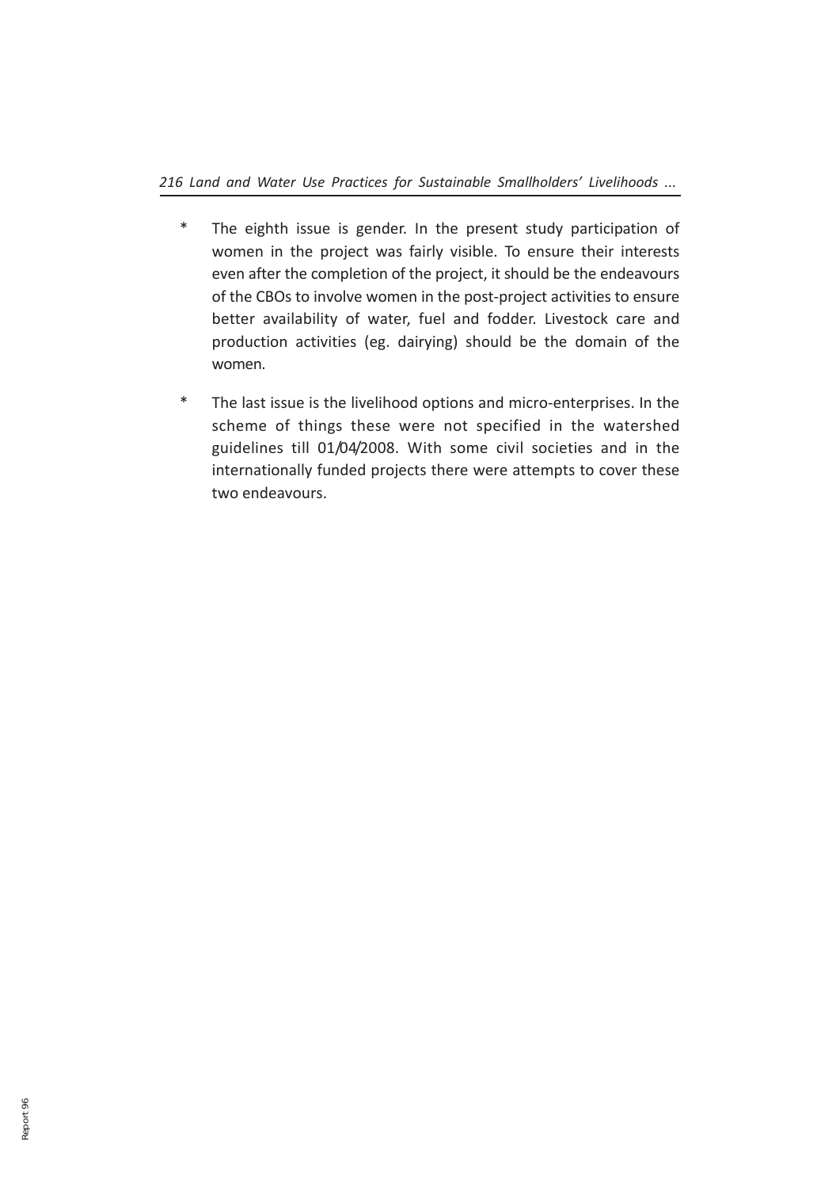* The eighth issue is gender. In the present study participation of women in the project was fairly visible. To ensure their interests even after the completion of the project, it should be the endeavours of the CBOs to involve women in the post-project activities to ensure better availability of water, fuel and fodder. Livestock care and production activities (eg. dairying) should be the domain of the women.

* The last issue is the livelihood options and micro-enterprises. In the scheme of things these were not specified in the watershed guidelines till 01/04/2008. With some civil societies and in the internationally funded projects there were attempts to cover these two endeavours.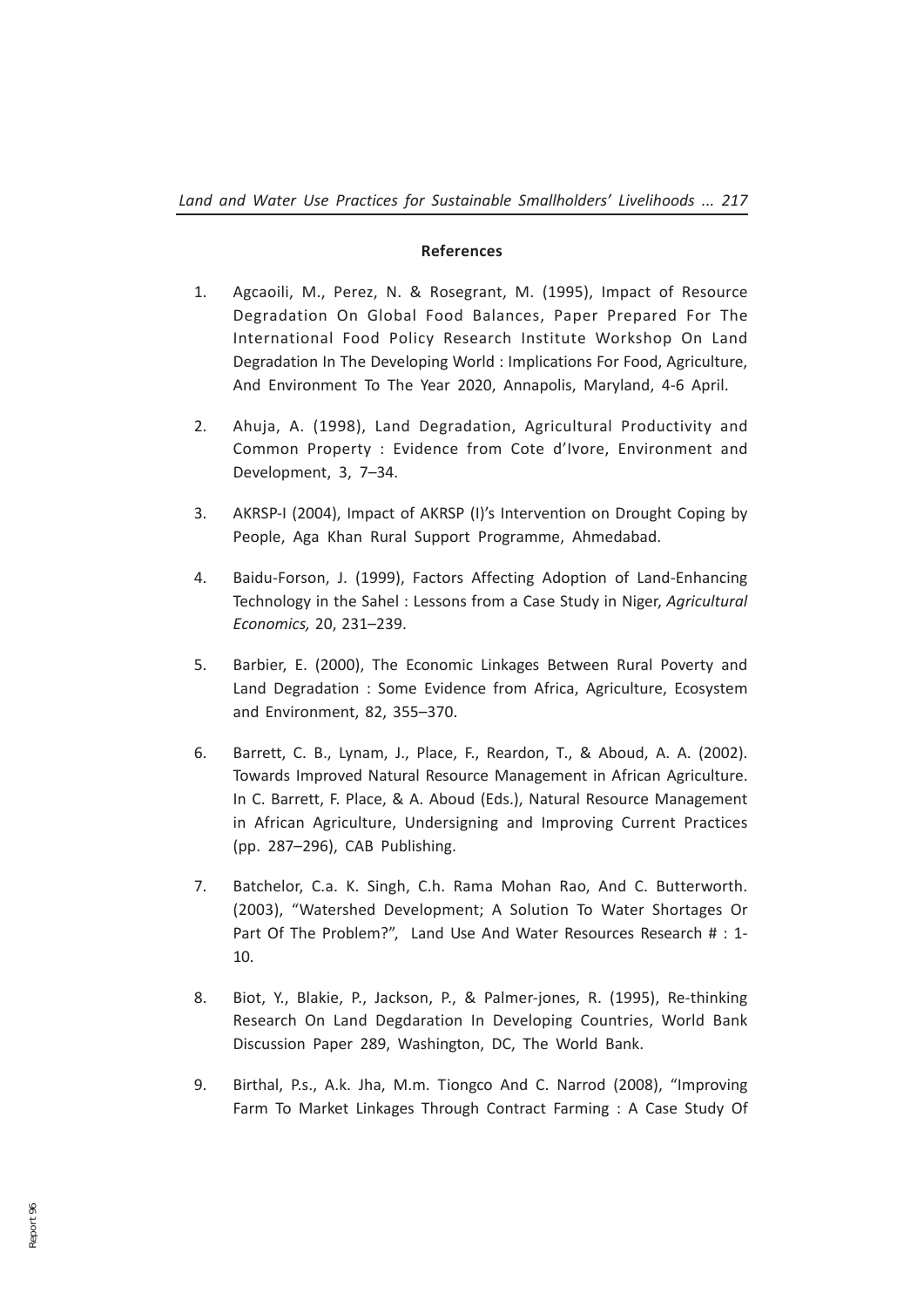**References**

1. Agcaoili, M., Perez, N. & Rosegrant, M. (1995), Impact of Resource Degradation On Global Food Balances, Paper Prepared For The International Food Policy Research Institute Workshop On Land Degradation In The Developing World : Implications For Food, Agriculture, And Environment To The Year 2020, Annapolis, Maryland, 4-6 April.

2. Ahuja, A. (1998), Land Degradation, Agricultural Productivity and Common Property : Evidence from Cote d'Ivore, Environment and Development, 3, 7–34.

3. AKRSP-I (2004), Impact of AKRSP (I)'s Intervention on Drought Coping by People, Aga Khan Rural Support Programme, Ahmedabad.

4. Baidu-Forson, J. (1999), Factors Affecting Adoption of Land-Enhancing Technology in the Sahel : Lessons from a Case Study in Niger, *Agricultural Economics,* 20, 231–239.

5. Barbier, E. (2000), The Economic Linkages Between Rural Poverty and Land Degradation : Some Evidence from Africa, Agriculture, Ecosystem and Environment, 82, 355–370.

6. Barrett, C. B., Lynam, J., Place, F., Reardon, T., & Aboud, A. A. (2002). Towards Improved Natural Resource Management in African Agriculture. In C. Barrett, F. Place, & A. Aboud (Eds.), Natural Resource Management in African Agriculture, Undersigning and Improving Current Practices (pp. 287–296), CAB Publishing.

7. Batchelor, C.a. K. Singh, C.h. Rama Mohan Rao, And C. Butterworth. (2003), "Watershed Development; A Solution To Water Shortages Or Part Of The Problem?", Land Use And Water Resources Research # : 1-10.

8. Biot, Y., Blakie, P., Jackson, P., & Palmer-jones, R. (1995), Re-thinking Research On Land Degdaration In Developing Countries, World Bank Discussion Paper 289, Washington, DC, The World Bank.

9. Birthal, P.s., A.k. Jha, M.m. Tiongco And C. Narrod (2008), "Improving Farm To Market Linkages Through Contract Farming : A Case Study Of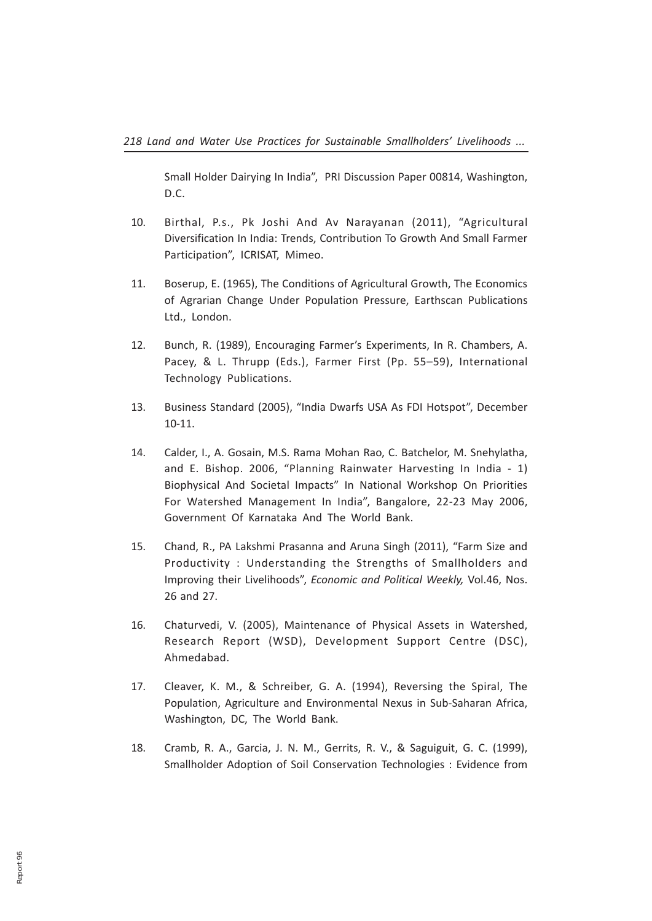Small Holder Dairying In India", PRI Discussion Paper 00814, Washington, D.C.

10. Birthal, P.s., Pk Joshi And Av Narayanan (2011), "Agricultural Diversification In India: Trends, Contribution To Growth And Small Farmer Participation", ICRISAT, Mimeo.

11. Boserup, E. (1965), The Conditions of Agricultural Growth, The Economics of Agrarian Change Under Population Pressure, Earthscan Publications Ltd., London.

12. Bunch, R. (1989), Encouraging Farmer's Experiments, In R. Chambers, A. Pacey, & L. Thrupp (Eds.), Farmer First (Pp. 55–59), International Technology Publications.

13. Business Standard (2005), "India Dwarfs USA As FDI Hotspot", December 10-11.

14. Calder, I., A. Gosain, M.S. Rama Mohan Rao, C. Batchelor, M. Snehylatha, and E. Bishop. 2006, "Planning Rainwater Harvesting In India - 1) Biophysical And Societal Impacts" In National Workshop On Priorities For Watershed Management In India", Bangalore, 22-23 May 2006, Government Of Karnataka And The World Bank.

15. Chand, R., PA Lakshmi Prasanna and Aruna Singh (2011), "Farm Size and Productivity : Understanding the Strengths of Smallholders and Improving their Livelihoods", *Economic and Political Weekly,* Vol.46, Nos. 26 and 27.

16. Chaturvedi, V. (2005), Maintenance of Physical Assets in Watershed, Research Report (WSD), Development Support Centre (DSC), Ahmedabad.

17. Cleaver, K. M., & Schreiber, G. A. (1994), Reversing the Spiral, The Population, Agriculture and Environmental Nexus in Sub-Saharan Africa, Washington, DC, The World Bank.

18. Cramb, R. A., Garcia, J. N. M., Gerrits, R. V., & Saguiguit, G. C. (1999), Smallholder Adoption of Soil Conservation Technologies : Evidence from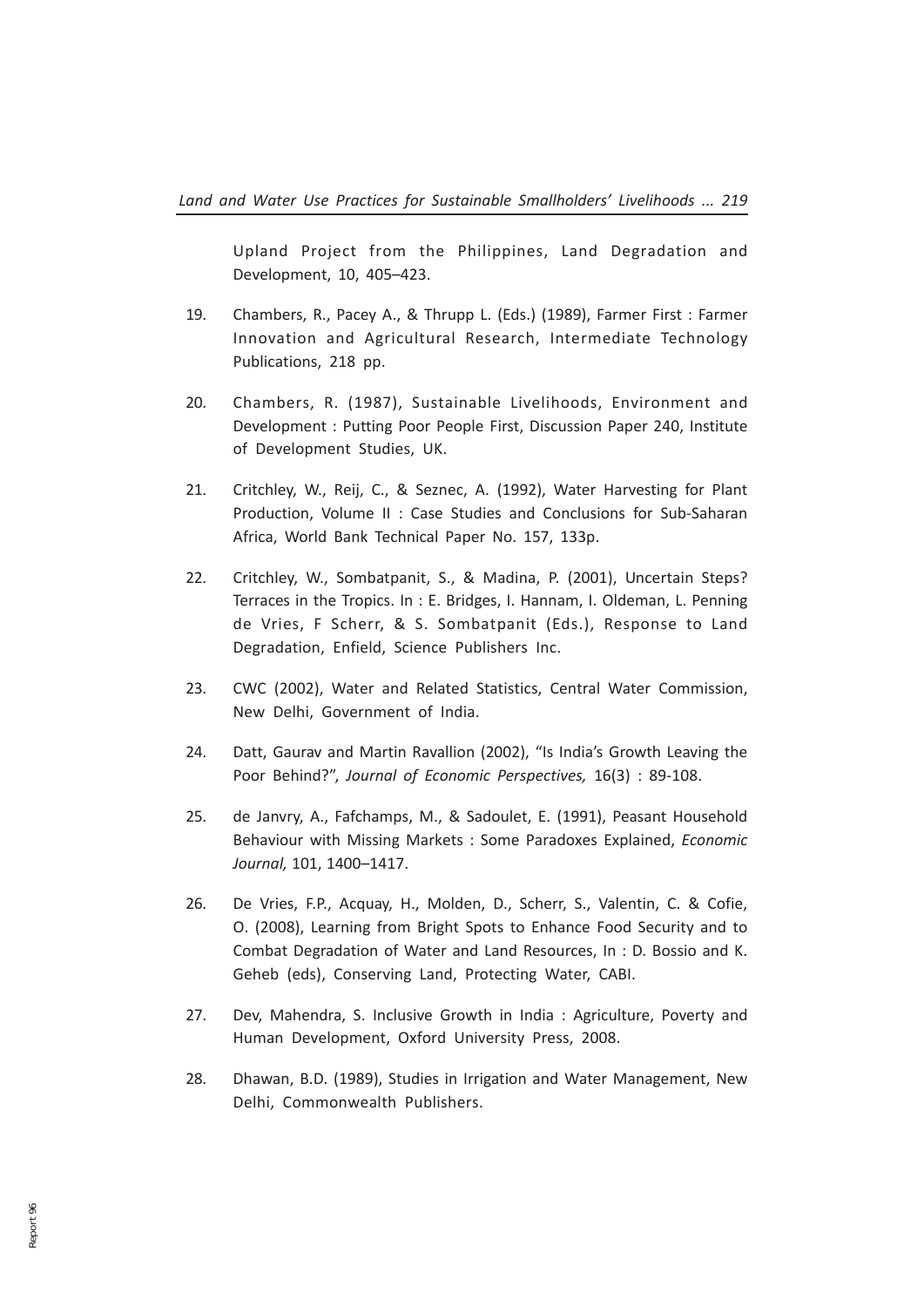Upland Project from the Philippines, Land Degradation and Development, 10, 405–423.

19. Chambers, R., Pacey A., & Thrupp L. (Eds.) (1989), Farmer First : Farmer Innovation and Agricultural Research, Intermediate Technology Publications, 218 pp.

20. Chambers, R. (1987), Sustainable Livelihoods, Environment and Development : Putting Poor People First, Discussion Paper 240, Institute of Development Studies, UK.

21. Critchley, W., Reij, C., & Seznec, A. (1992), Water Harvesting for Plant Production, Volume II : Case Studies and Conclusions for Sub-Saharan Africa, World Bank Technical Paper No. 157, 133p.

22. Critchley, W., Sombatpanit, S., & Madina, P. (2001), Uncertain Steps? Terraces in the Tropics. In : E. Bridges, I. Hannam, I. Oldeman, L. Penning de Vries, F Scherr, & S. Sombatpanit (Eds.), Response to Land Degradation, Enfield, Science Publishers Inc.

23. CWC (2002), Water and Related Statistics, Central Water Commission, New Delhi, Government of India.

24. Datt, Gaurav and Martin Ravallion (2002), "Is India's Growth Leaving the Poor Behind?", *Journal of Economic Perspectives,* 16(3) : 89-108.

25. de Janvry, A., Fafchamps, M., & Sadoulet, E. (1991), Peasant Household Behaviour with Missing Markets : Some Paradoxes Explained, *Economic Journal,* 101, 1400–1417.

26. De Vries, F.P., Acquay, H., Molden, D., Scherr, S., Valentin, C. & Cofie, O. (2008), Learning from Bright Spots to Enhance Food Security and to Combat Degradation of Water and Land Resources, In : D. Bossio and K. Geheb (eds), Conserving Land, Protecting Water, CABI.

27. Dev, Mahendra, S. Inclusive Growth in India : Agriculture, Poverty and Human Development, Oxford University Press, 2008.

28. Dhawan, B.D. (1989), Studies in Irrigation and Water Management, New Delhi, Commonwealth Publishers.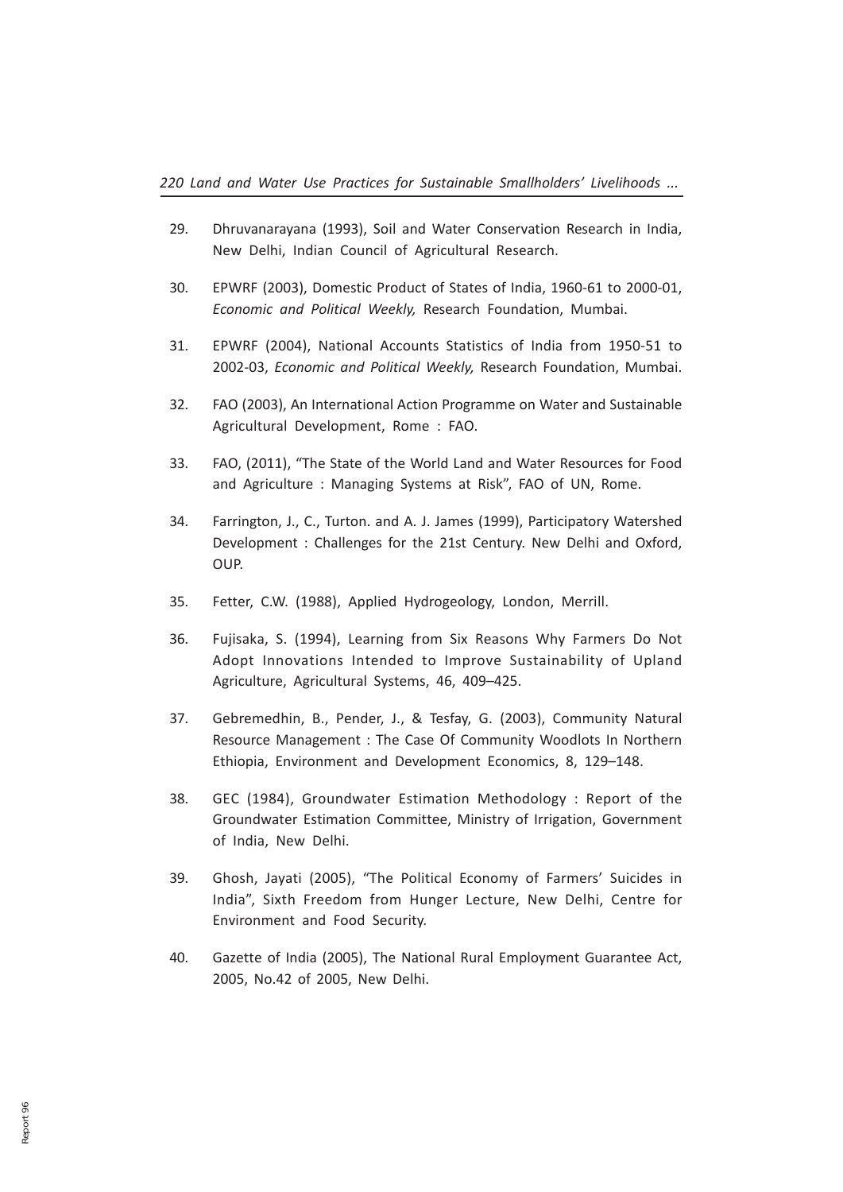29. Dhruvanarayana (1993), Soil and Water Conservation Research in India, New Delhi, Indian Council of Agricultural Research.

30. EPWRF (2003), Domestic Product of States of India, 1960-61 to 2000-01, *Economic and Political Weekly,* Research Foundation, Mumbai.

31. EPWRF (2004), National Accounts Statistics of India from 1950-51 to 2002-03, *Economic and Political Weekly,* Research Foundation, Mumbai.

32. FAO (2003), An International Action Programme on Water and Sustainable Agricultural Development, Rome : FAO.

33. FAO, (2011), "The State of the World Land and Water Resources for Food and Agriculture : Managing Systems at Risk", FAO of UN, Rome.

34. Farrington, J., C., Turton. and A. J. James (1999), Participatory Watershed Development : Challenges for the 21st Century. New Delhi and Oxford, OUP.

35. Fetter, C.W. (1988), Applied Hydrogeology, London, Merrill.

36. Fujisaka, S. (1994), Learning from Six Reasons Why Farmers Do Not Adopt Innovations Intended to Improve Sustainability of Upland Agriculture, Agricultural Systems, 46, 409–425.

37. Gebremedhin, B., Pender, J., & Tesfay, G. (2003), Community Natural Resource Management : The Case Of Community Woodlots In Northern Ethiopia, Environment and Development Economics, 8, 129–148.

38. GEC (1984), Groundwater Estimation Methodology : Report of the Groundwater Estimation Committee, Ministry of Irrigation, Government of India, New Delhi.

39. Ghosh, Jayati (2005), "The Political Economy of Farmers' Suicides in India", Sixth Freedom from Hunger Lecture, New Delhi, Centre for Environment and Food Security.

40. Gazette of India (2005), The National Rural Employment Guarantee Act, 2005, No.42 of 2005, New Delhi.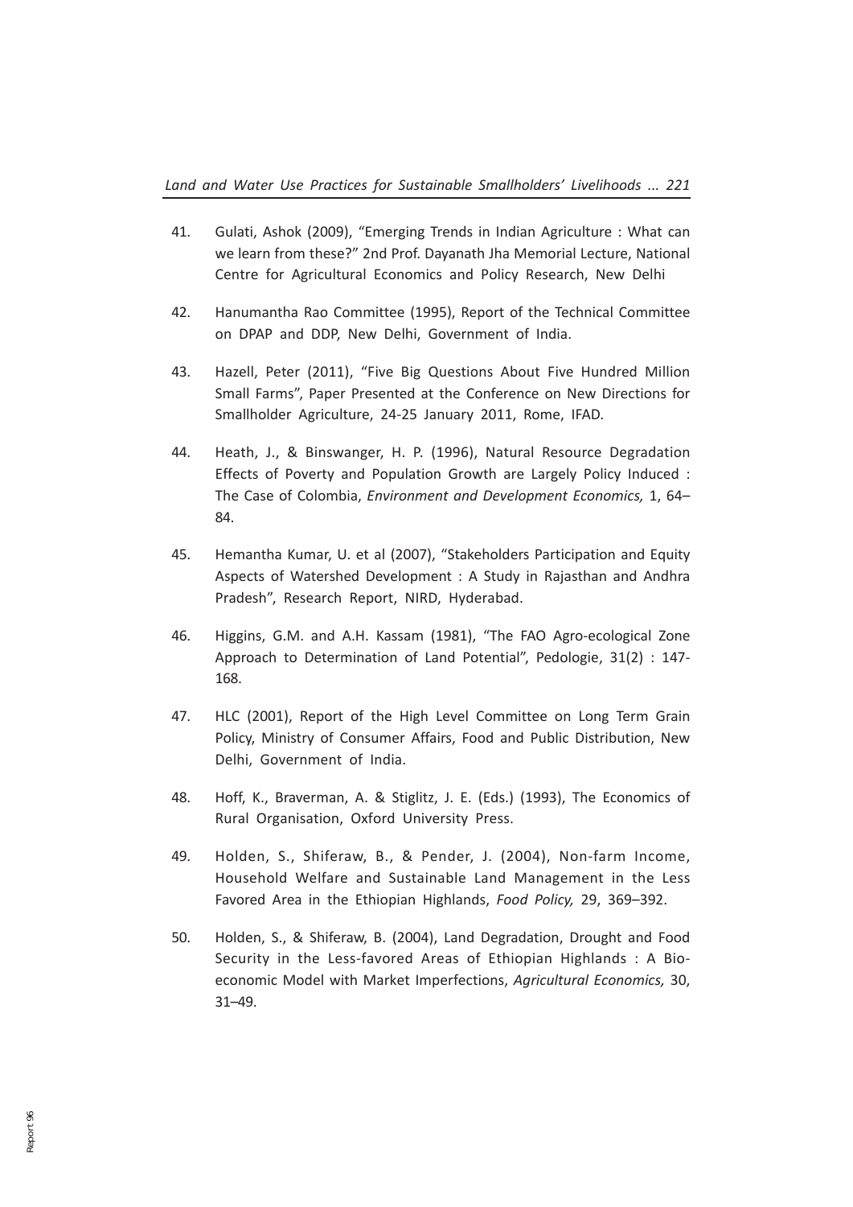41. Gulati, Ashok (2009), "Emerging Trends in Indian Agriculture : What can we learn from these?" 2nd Prof. Dayanath Jha Memorial Lecture, National Centre for Agricultural Economics and Policy Research, New Delhi

42. Hanumantha Rao Committee (1995), Report of the Technical Committee on DPAP and DDP, New Delhi, Government of India.

43. Hazell, Peter (2011), "Five Big Questions About Five Hundred Million Small Farms", Paper Presented at the Conference on New Directions for Smallholder Agriculture, 24-25 January 2011, Rome, IFAD.

44. Heath, J., & Binswanger, H. P. (1996), Natural Resource Degradation Effects of Poverty and Population Growth are Largely Policy Induced : The Case of Colombia, *Environment and Development Economics,* 1, 64–84.

45. Hemantha Kumar, U. et al (2007), "Stakeholders Participation and Equity Aspects of Watershed Development : A Study in Rajasthan and Andhra Pradesh", Research Report, NIRD, Hyderabad.

46. Higgins, G.M. and A.H. Kassam (1981), "The FAO Agro-ecological Zone Approach to Determination of Land Potential", Pedologie, 31(2) : 147-168.

47. HLC (2001), Report of the High Level Committee on Long Term Grain Policy, Ministry of Consumer Affairs, Food and Public Distribution, New Delhi, Government of India.

48. Hoff, K., Braverman, A. & Stiglitz, J. E. (Eds.) (1993), The Economics of Rural Organisation, Oxford University Press.

49. Holden, S., Shiferaw, B., & Pender, J. (2004), Non-farm Income, Household Welfare and Sustainable Land Management in the Less Favored Area in the Ethiopian Highlands, *Food Policy,* 29, 369–392.

50. Holden, S., & Shiferaw, B. (2004), Land Degradation, Drought and Food Security in the Less-favored Areas of Ethiopian Highlands : A Bio-economic Model with Market Imperfections, *Agricultural Economics,* 30, 31–49.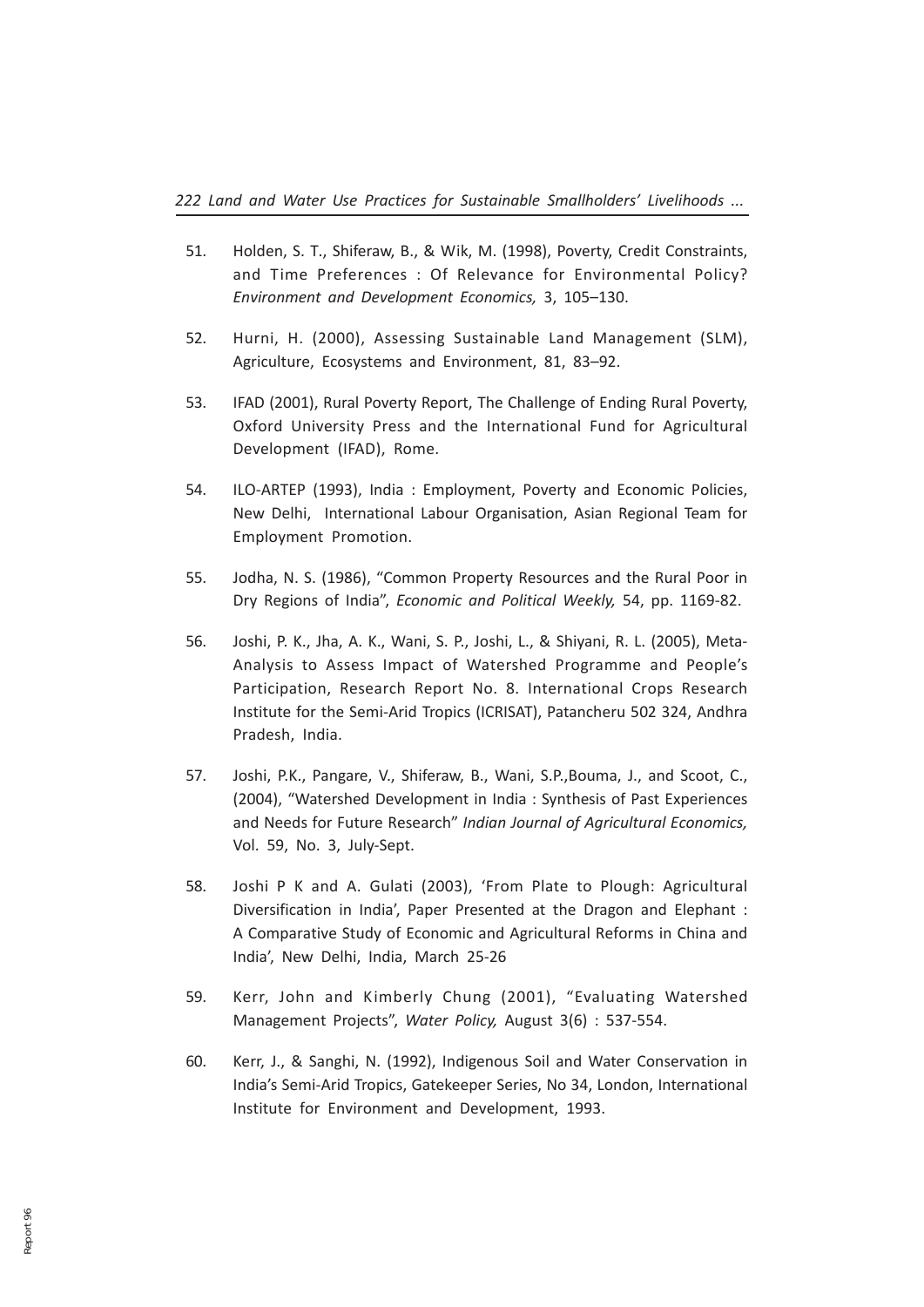51. Holden, S. T., Shiferaw, B., & Wik, M. (1998), Poverty, Credit Constraints, and Time Preferences : Of Relevance for Environmental Policy? *Environment and Development Economics,* 3, 105–130.

52. Hurni, H. (2000), Assessing Sustainable Land Management (SLM), Agriculture, Ecosystems and Environment, 81, 83–92.

53. IFAD (2001), Rural Poverty Report, The Challenge of Ending Rural Poverty, Oxford University Press and the International Fund for Agricultural Development (IFAD), Rome.

54. ILO-ARTEP (1993), India : Employment, Poverty and Economic Policies, New Delhi, International Labour Organisation, Asian Regional Team for Employment Promotion.

55. Jodha, N. S. (1986), "Common Property Resources and the Rural Poor in Dry Regions of India", *Economic and Political Weekly,* 54, pp. 1169-82.

56. Joshi, P. K., Jha, A. K., Wani, S. P., Joshi, L., & Shiyani, R. L. (2005), Meta-Analysis to Assess Impact of Watershed Programme and People's Participation, Research Report No. 8. International Crops Research Institute for the Semi-Arid Tropics (ICRISAT), Patancheru 502 324, Andhra Pradesh, India.

57. Joshi, P.K., Pangare, V., Shiferaw, B., Wani, S.P.,Bouma, J., and Scoot, C., (2004), "Watershed Development in India : Synthesis of Past Experiences and Needs for Future Research" *Indian Journal of Agricultural Economics,* Vol. 59, No. 3, July-Sept.

58. Joshi P K and A. Gulati (2003), 'From Plate to Plough: Agricultural Diversification in India', Paper Presented at the Dragon and Elephant : A Comparative Study of Economic and Agricultural Reforms in China and India', New Delhi, India, March 25-26

59. Kerr, John and Kimberly Chung (2001), "Evaluating Watershed Management Projects", *Water Policy,* August 3(6) : 537-554.

60. Kerr, J., & Sanghi, N. (1992), Indigenous Soil and Water Conservation in India's Semi-Arid Tropics, Gatekeeper Series, No 34, London, International Institute for Environment and Development, 1993.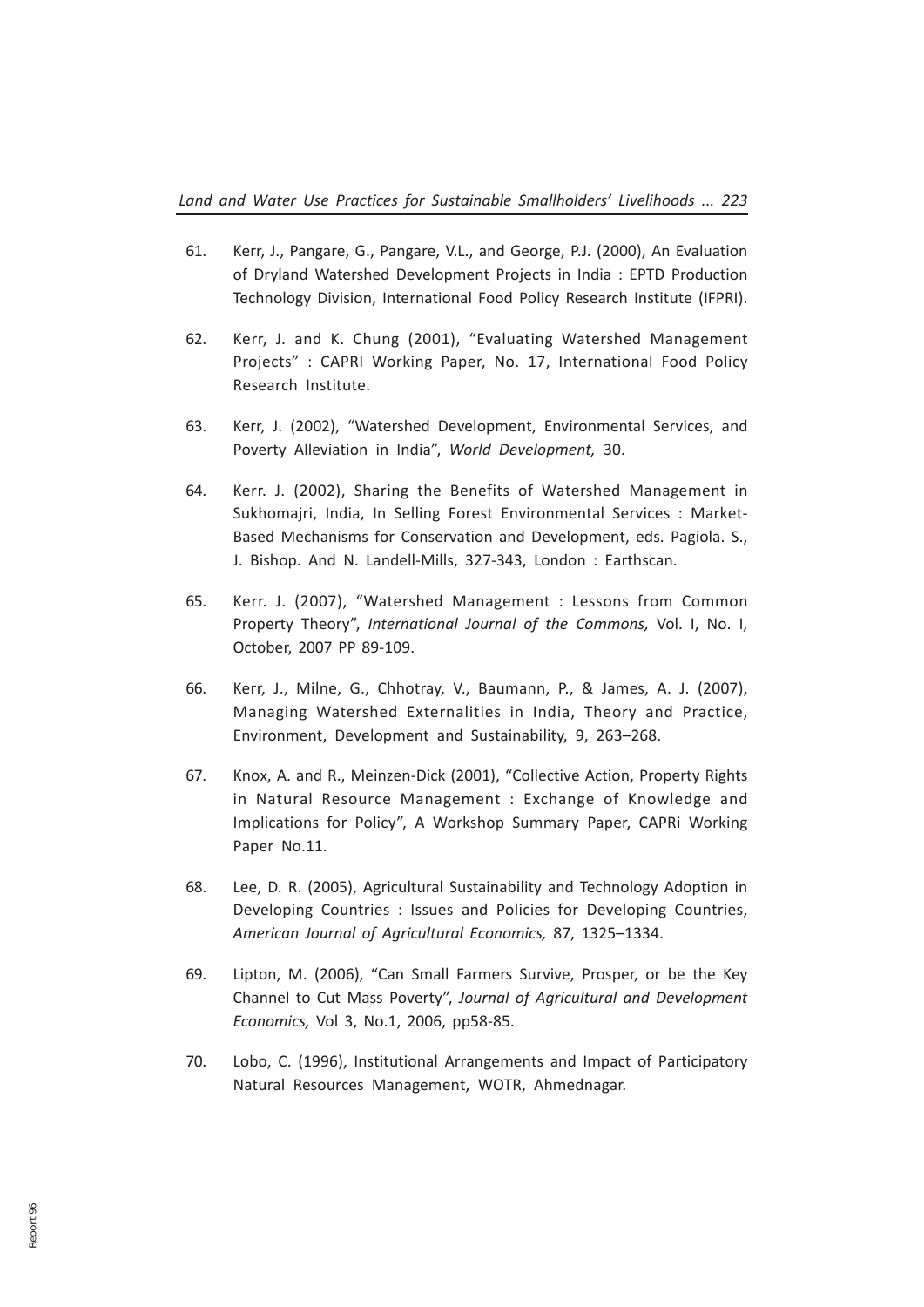61. Kerr, J., Pangare, G., Pangare, V.L., and George, P.J. (2000), An Evaluation of Dryland Watershed Development Projects in India : EPTD Production Technology Division, International Food Policy Research Institute (IFPRI).

62. Kerr, J. and K. Chung (2001), "Evaluating Watershed Management Projects" : CAPRI Working Paper, No. 17, International Food Policy Research Institute.

63. Kerr, J. (2002), "Watershed Development, Environmental Services, and Poverty Alleviation in India", *World Development,* 30.

64. Kerr. J. (2002), Sharing the Benefits of Watershed Management in Sukhomajri, India, In Selling Forest Environmental Services : Market-Based Mechanisms for Conservation and Development, eds. Pagiola. S., J. Bishop. And N. Landell-Mills, 327-343, London : Earthscan.

65. Kerr. J. (2007), "Watershed Management : Lessons from Common Property Theory", *International Journal of the Commons,* Vol. I, No. I, October, 2007 PP 89-109.

66. Kerr, J., Milne, G., Chhotray, V., Baumann, P., & James, A. J. (2007), Managing Watershed Externalities in India, Theory and Practice, Environment, Development and Sustainability, 9, 263–268.

67. Knox, A. and R., Meinzen-Dick (2001), "Collective Action, Property Rights in Natural Resource Management : Exchange of Knowledge and Implications for Policy", A Workshop Summary Paper, CAPRi Working Paper No.11.

68. Lee, D. R. (2005), Agricultural Sustainability and Technology Adoption in Developing Countries : Issues and Policies for Developing Countries, *American Journal of Agricultural Economics,* 87, 1325–1334.

69. Lipton, M. (2006), "Can Small Farmers Survive, Prosper, or be the Key Channel to Cut Mass Poverty", *Journal of Agricultural and Development Economics,* Vol 3, No.1, 2006, pp58-85.

70. Lobo, C. (1996), Institutional Arrangements and Impact of Participatory Natural Resources Management, WOTR, Ahmednagar.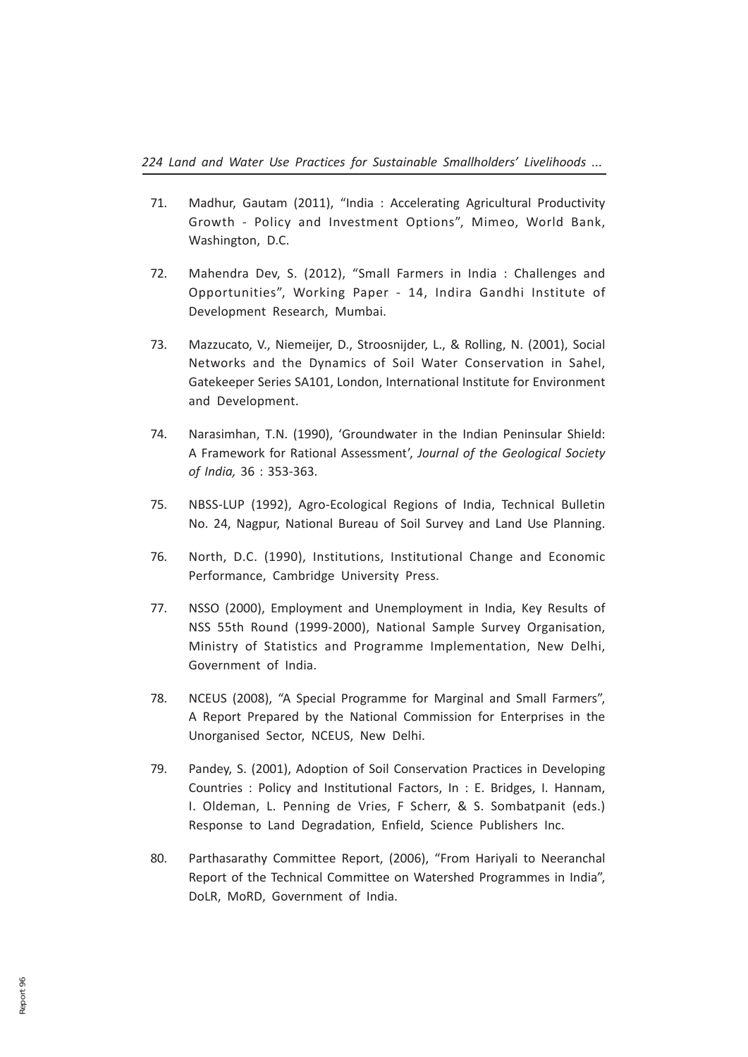71. Madhur, Gautam (2011), "India : Accelerating Agricultural Productivity Growth - Policy and Investment Options", Mimeo, World Bank, Washington, D.C.

72. Mahendra Dev, S. (2012), "Small Farmers in India : Challenges and Opportunities", Working Paper - 14, Indira Gandhi Institute of Development Research, Mumbai.

73. Mazzucato, V., Niemeijer, D., Stroosnijder, L., & Rolling, N. (2001), Social Networks and the Dynamics of Soil Water Conservation in Sahel, Gatekeeper Series SA101, London, International Institute for Environment and Development.

74. Narasimhan, T.N. (1990), 'Groundwater in the Indian Peninsular Shield: A Framework for Rational Assessment', *Journal of the Geological Society of India,* 36 : 353-363.

75. NBSS-LUP (1992), Agro-Ecological Regions of India, Technical Bulletin No. 24, Nagpur, National Bureau of Soil Survey and Land Use Planning.

76. North, D.C. (1990), Institutions, Institutional Change and Economic Performance, Cambridge University Press.

77. NSSO (2000), Employment and Unemployment in India, Key Results of NSS 55th Round (1999-2000), National Sample Survey Organisation, Ministry of Statistics and Programme Implementation, New Delhi, Government of India.

78. NCEUS (2008), "A Special Programme for Marginal and Small Farmers", A Report Prepared by the National Commission for Enterprises in the Unorganised Sector, NCEUS, New Delhi.

79. Pandey, S. (2001), Adoption of Soil Conservation Practices in Developing Countries : Policy and Institutional Factors, In : E. Bridges, I. Hannam, I. Oldeman, L. Penning de Vries, F Scherr, & S. Sombatpanit (eds.) Response to Land Degradation, Enfield, Science Publishers Inc.

80. Parthasarathy Committee Report, (2006), "From Hariyali to Neeranchal Report of the Technical Committee on Watershed Programmes in India", DoLR, MoRD, Government of India.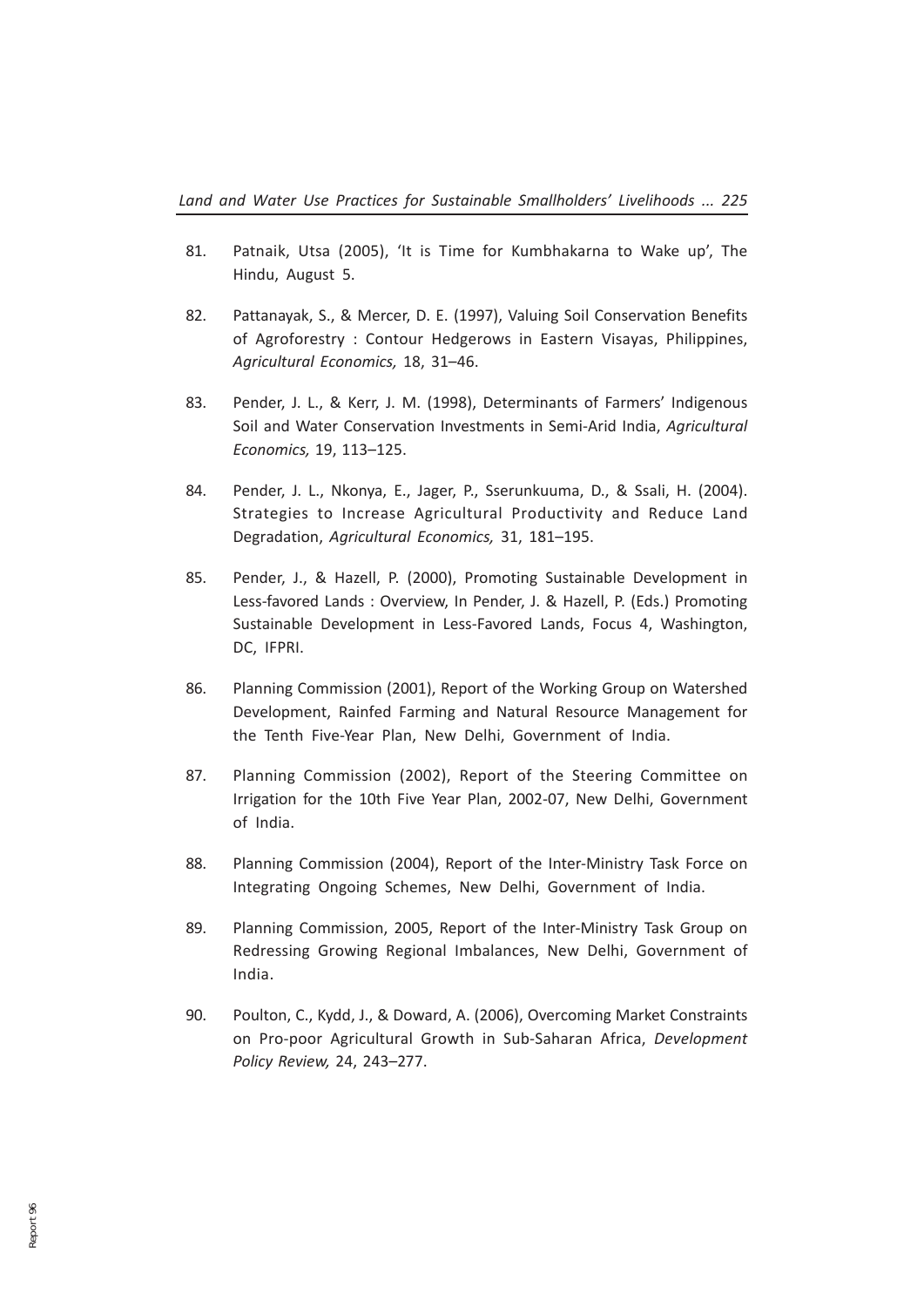81. Patnaik, Utsa (2005), 'It is Time for Kumbhakarna to Wake up', The Hindu, August 5.

82. Pattanayak, S., & Mercer, D. E. (1997), Valuing Soil Conservation Benefits of Agroforestry : Contour Hedgerows in Eastern Visayas, Philippines, *Agricultural Economics,* 18, 31–46.

83. Pender, J. L., & Kerr, J. M. (1998), Determinants of Farmers' Indigenous Soil and Water Conservation Investments in Semi-Arid India, *Agricultural Economics,* 19, 113–125.

84. Pender, J. L., Nkonya, E., Jager, P., Sserunkuuma, D., & Ssali, H. (2004). Strategies to Increase Agricultural Productivity and Reduce Land Degradation, *Agricultural Economics,* 31, 181–195.

85. Pender, J., & Hazell, P. (2000), Promoting Sustainable Development in Less-favored Lands : Overview, In Pender, J. & Hazell, P. (Eds.) Promoting Sustainable Development in Less-Favored Lands, Focus 4, Washington, DC, IFPRI.

86. Planning Commission (2001), Report of the Working Group on Watershed Development, Rainfed Farming and Natural Resource Management for the Tenth Five-Year Plan, New Delhi, Government of India.

87. Planning Commission (2002), Report of the Steering Committee on Irrigation for the 10th Five Year Plan, 2002-07, New Delhi, Government of India.

88. Planning Commission (2004), Report of the Inter-Ministry Task Force on Integrating Ongoing Schemes, New Delhi, Government of India.

89. Planning Commission, 2005, Report of the Inter-Ministry Task Group on Redressing Growing Regional Imbalances, New Delhi, Government of India.

90. Poulton, C., Kydd, J., & Doward, A. (2006), Overcoming Market Constraints on Pro-poor Agricultural Growth in Sub-Saharan Africa, *Development Policy Review,* 24, 243–277.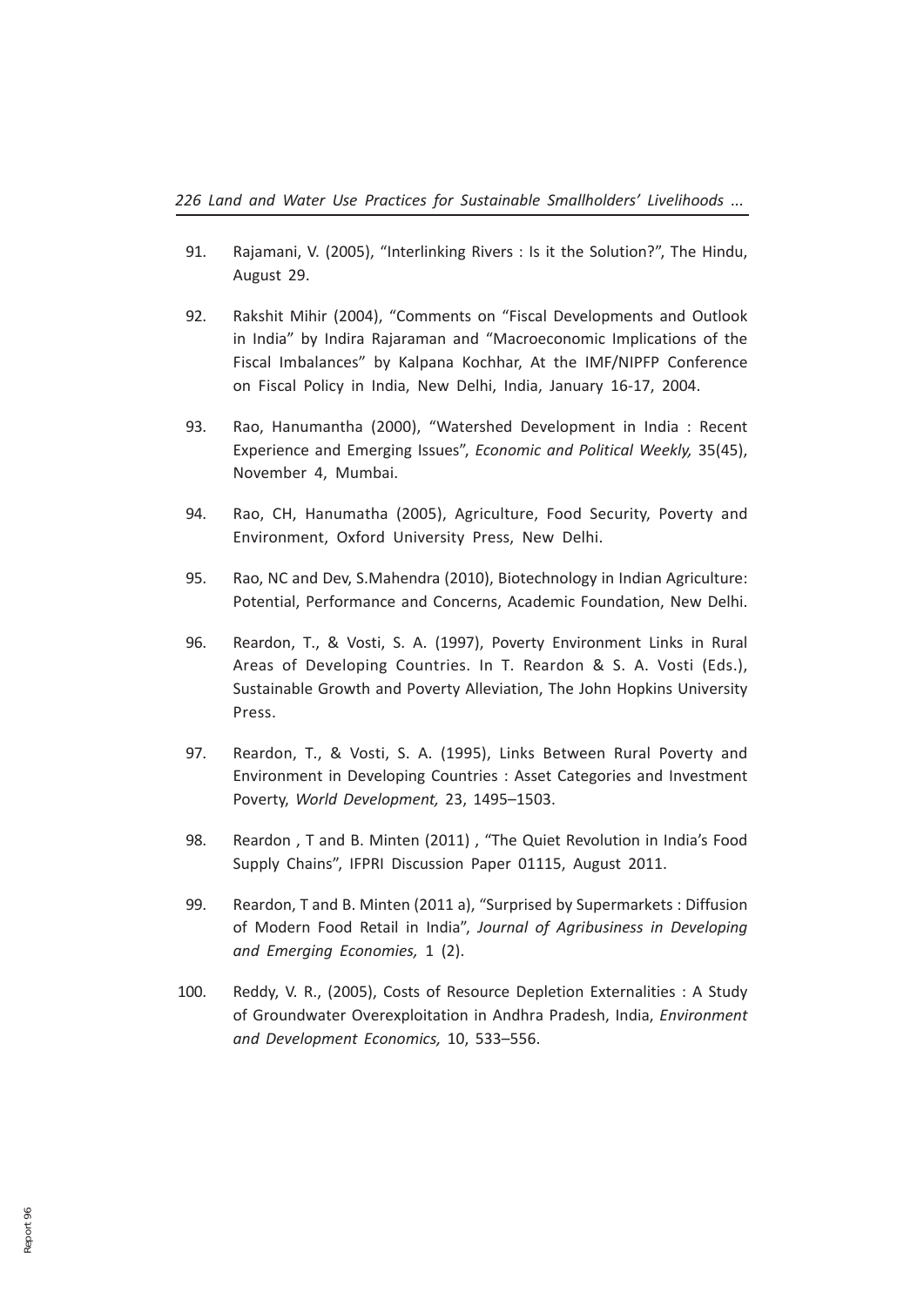91. Rajamani, V. (2005), "Interlinking Rivers : Is it the Solution?", The Hindu, August 29.

92. Rakshit Mihir (2004), "Comments on "Fiscal Developments and Outlook in India" by Indira Rajaraman and "Macroeconomic Implications of the Fiscal Imbalances" by Kalpana Kochhar, At the IMF/NIPFP Conference on Fiscal Policy in India, New Delhi, India, January 16-17, 2004.

93. Rao, Hanumantha (2000), "Watershed Development in India : Recent Experience and Emerging Issues", *Economic and Political Weekly,* 35(45), November 4, Mumbai.

94. Rao, CH, Hanumatha (2005), Agriculture, Food Security, Poverty and Environment, Oxford University Press, New Delhi.

95. Rao, NC and Dev, S.Mahendra (2010), Biotechnology in Indian Agriculture: Potential, Performance and Concerns, Academic Foundation, New Delhi.

96. Reardon, T., & Vosti, S. A. (1997), Poverty Environment Links in Rural Areas of Developing Countries. In T. Reardon & S. A. Vosti (Eds.), Sustainable Growth and Poverty Alleviation, The John Hopkins University Press.

97. Reardon, T., & Vosti, S. A. (1995), Links Between Rural Poverty and Environment in Developing Countries : Asset Categories and Investment Poverty, *World Development,* 23, 1495–1503.

98. Reardon , T and B. Minten (2011) , "The Quiet Revolution in India's Food Supply Chains", IFPRI Discussion Paper 01115, August 2011.

99. Reardon, T and B. Minten (2011 a), "Surprised by Supermarkets : Diffusion of Modern Food Retail in India", *Journal of Agribusiness in Developing and Emerging Economies,* 1 (2).

100. Reddy, V. R., (2005), Costs of Resource Depletion Externalities : A Study of Groundwater Overexploitation in Andhra Pradesh, India, *Environment and Development Economics,* 10, 533–556.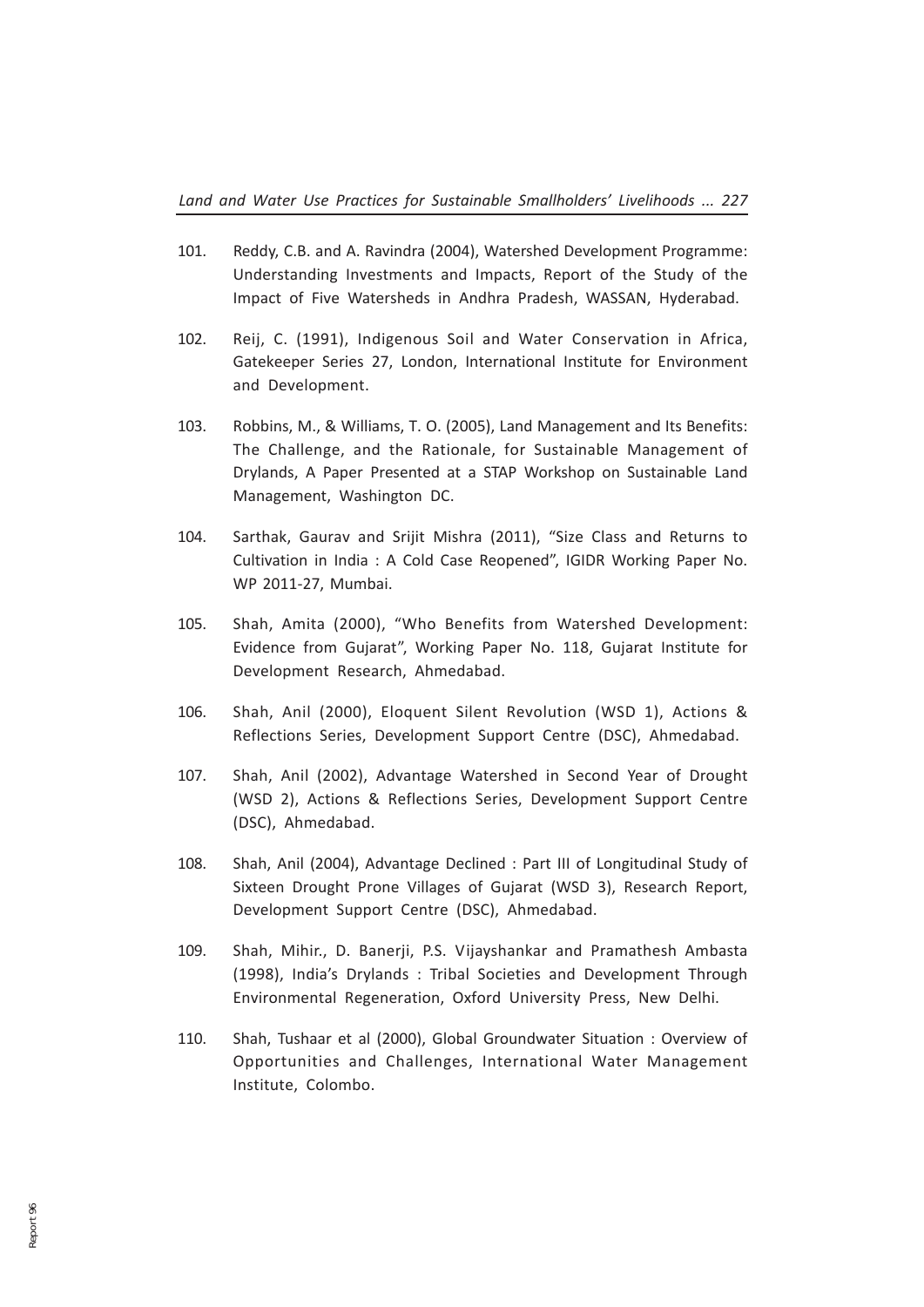101. Reddy, C.B. and A. Ravindra (2004), Watershed Development Programme: Understanding Investments and Impacts, Report of the Study of the Impact of Five Watersheds in Andhra Pradesh, WASSAN, Hyderabad.

102. Reij, C. (1991), Indigenous Soil and Water Conservation in Africa, Gatekeeper Series 27, London, International Institute for Environment and Development.

103. Robbins, M., & Williams, T. O. (2005), Land Management and Its Benefits: The Challenge, and the Rationale, for Sustainable Management of Drylands, A Paper Presented at a STAP Workshop on Sustainable Land Management, Washington DC.

104. Sarthak, Gaurav and Srijit Mishra (2011), "Size Class and Returns to Cultivation in India : A Cold Case Reopened", IGIDR Working Paper No. WP 2011-27, Mumbai.

105. Shah, Amita (2000), "Who Benefits from Watershed Development: Evidence from Gujarat", Working Paper No. 118, Gujarat Institute for Development Research, Ahmedabad.

106. Shah, Anil (2000), Eloquent Silent Revolution (WSD 1), Actions & Reflections Series, Development Support Centre (DSC), Ahmedabad.

107. Shah, Anil (2002), Advantage Watershed in Second Year of Drought (WSD 2), Actions & Reflections Series, Development Support Centre (DSC), Ahmedabad.

108. Shah, Anil (2004), Advantage Declined : Part III of Longitudinal Study of Sixteen Drought Prone Villages of Gujarat (WSD 3), Research Report, Development Support Centre (DSC), Ahmedabad.

109. Shah, Mihir., D. Banerji, P.S. Vijayshankar and Pramathesh Ambasta (1998), India's Drylands : Tribal Societies and Development Through Environmental Regeneration, Oxford University Press, New Delhi.

110. Shah, Tushaar et al (2000), Global Groundwater Situation : Overview of Opportunities and Challenges, International Water Management Institute, Colombo.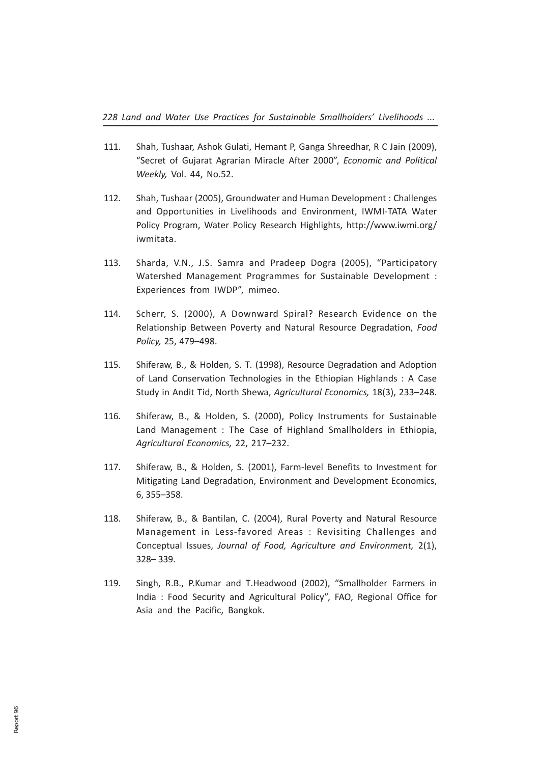111. Shah, Tushaar, Ashok Gulati, Hemant P, Ganga Shreedhar, R C Jain (2009), "Secret of Gujarat Agrarian Miracle After 2000", *Economic and Political Weekly,* Vol. 44, No.52.

112. Shah, Tushaar (2005), Groundwater and Human Development : Challenges and Opportunities in Livelihoods and Environment, IWMI-TATA Water Policy Program, Water Policy Research Highlights, http://www.iwmi.org/iwmitata.

113. Sharda, V.N., J.S. Samra and Pradeep Dogra (2005), "Participatory Watershed Management Programmes for Sustainable Development : Experiences from IWDP", mimeo.

114. Scherr, S. (2000), A Downward Spiral? Research Evidence on the Relationship Between Poverty and Natural Resource Degradation, *Food Policy,* 25, 479–498.

115. Shiferaw, B., & Holden, S. T. (1998), Resource Degradation and Adoption of Land Conservation Technologies in the Ethiopian Highlands : A Case Study in Andit Tid, North Shewa, *Agricultural Economics,* 18(3), 233–248.

116. Shiferaw, B., & Holden, S. (2000), Policy Instruments for Sustainable Land Management : The Case of Highland Smallholders in Ethiopia, *Agricultural Economics,* 22, 217–232.

117. Shiferaw, B., & Holden, S. (2001), Farm-level Benefits to Investment for Mitigating Land Degradation, Environment and Development Economics, 6, 355–358.

118. Shiferaw, B., & Bantilan, C. (2004), Rural Poverty and Natural Resource Management in Less-favored Areas : Revisiting Challenges and Conceptual Issues, *Journal of Food, Agriculture and Environment,* 2(1), 328– 339.

119. Singh, R.B., P.Kumar and T.Headwood (2002), "Smallholder Farmers in India : Food Security and Agricultural Policy", FAO, Regional Office for Asia and the Pacific, Bangkok.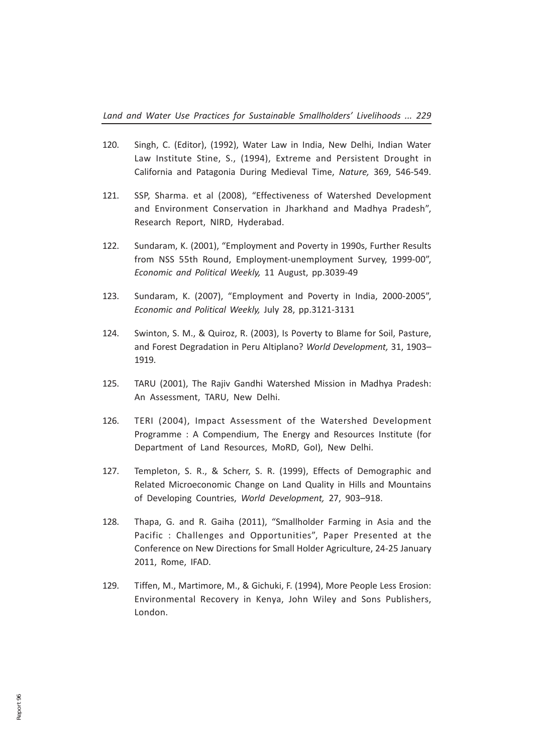120. Singh, C. (Editor), (1992), Water Law in India, New Delhi, Indian Water Law Institute Stine, S., (1994), Extreme and Persistent Drought in California and Patagonia During Medieval Time, *Nature,* 369, 546-549.

121. SSP, Sharma. et al (2008), "Effectiveness of Watershed Development and Environment Conservation in Jharkhand and Madhya Pradesh", Research Report, NIRD, Hyderabad.

122. Sundaram, K. (2001), "Employment and Poverty in 1990s, Further Results from NSS 55th Round, Employment-unemployment Survey, 1999-00", *Economic and Political Weekly,* 11 August, pp.3039-49

123. Sundaram, K. (2007), "Employment and Poverty in India, 2000-2005", *Economic and Political Weekly,* July 28, pp.3121-3131

124. Swinton, S. M., & Quiroz, R. (2003), Is Poverty to Blame for Soil, Pasture, and Forest Degradation in Peru Altiplano? *World Development,* 31, 1903–1919.

125. TARU (2001), The Rajiv Gandhi Watershed Mission in Madhya Pradesh: An Assessment, TARU, New Delhi.

126. TERI (2004), Impact Assessment of the Watershed Development Programme : A Compendium, The Energy and Resources Institute (for Department of Land Resources, MoRD, GoI), New Delhi.

127. Templeton, S. R., & Scherr, S. R. (1999), Effects of Demographic and Related Microeconomic Change on Land Quality in Hills and Mountains of Developing Countries, *World Development,* 27, 903–918.

128. Thapa, G. and R. Gaiha (2011), "Smallholder Farming in Asia and the Pacific : Challenges and Opportunities", Paper Presented at the Conference on New Directions for Small Holder Agriculture, 24-25 January 2011, Rome, IFAD.

129. Tiffen, M., Martimore, M., & Gichuki, F. (1994), More People Less Erosion: Environmental Recovery in Kenya, John Wiley and Sons Publishers, London.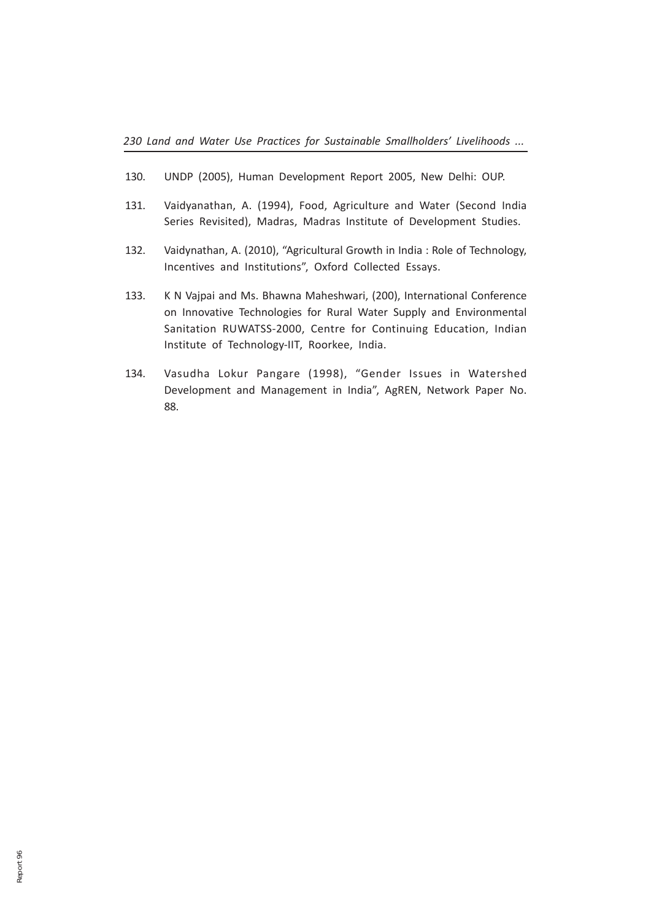130. UNDP (2005), Human Development Report 2005, New Delhi: OUP.

131. Vaidyanathan, A. (1994), Food, Agriculture and Water (Second India Series Revisited), Madras, Madras Institute of Development Studies.

132. Vaidynathan, A. (2010), "Agricultural Growth in India : Role of Technology, Incentives and Institutions", Oxford Collected Essays.

133. K N Vajpai and Ms. Bhawna Maheshwari, (200), International Conference on Innovative Technologies for Rural Water Supply and Environmental Sanitation RUWATSS-2000, Centre for Continuing Education, Indian Institute of Technology-IIT, Roorkee, India.

134. Vasudha Lokur Pangare (1998), "Gender Issues in Watershed Development and Management in India", AgREN, Network Paper No. 88.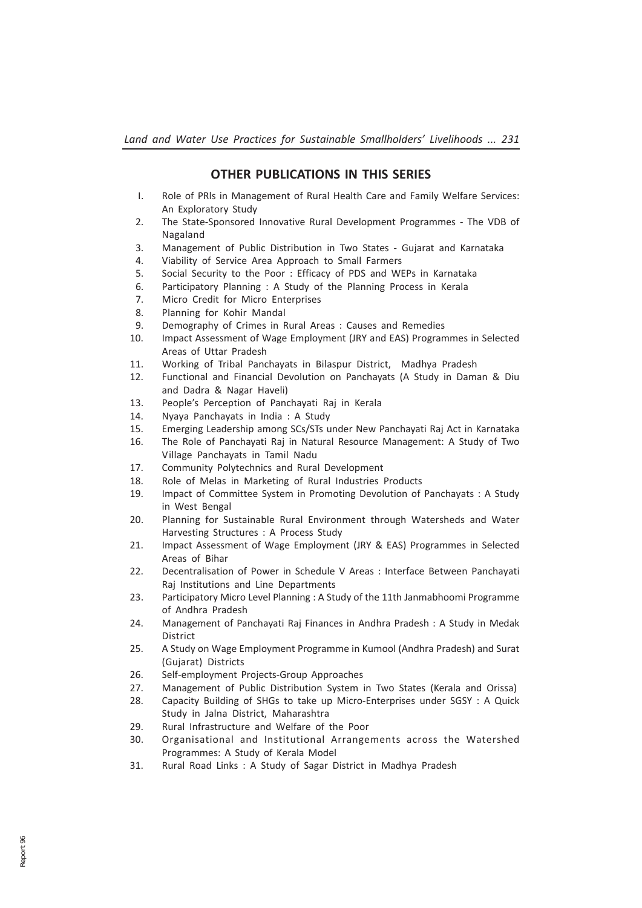## OTHER PUBLICATIONS IN THIS SERIES

I. Role of PRIs in Management of Rural Health Care and Family Welfare Services: An Exploratory Study
2. The State-Sponsored Innovative Rural Development Programmes - The VDB of Nagaland
3. Management of Public Distribution in Two States - Gujarat and Karnataka
4. Viability of Service Area Approach to Small Farmers
5. Social Security to the Poor : Efficacy of PDS and WEPs in Karnataka
6. Participatory Planning : A Study of the Planning Process in Kerala
7. Micro Credit for Micro Enterprises
8. Planning for Kohir Mandal
9. Demography of Crimes in Rural Areas : Causes and Remedies
10. Impact Assessment of Wage Employment (JRY and EAS) Programmes in Selected Areas of Uttar Pradesh
11. Working of Tribal Panchayats in Bilaspur District, Madhya Pradesh
12. Functional and Financial Devolution on Panchayats (A Study in Daman & Diu and Dadra & Nagar Haveli)
13. People's Perception of Panchayati Raj in Kerala
14. Nyaya Panchayats in India : A Study
15. Emerging Leadership among SCs/STs under New Panchayati Raj Act in Karnataka
16. The Role of Panchayati Raj in Natural Resource Management: A Study of Two Village Panchayats in Tamil Nadu
17. Community Polytechnics and Rural Development
18. Role of Melas in Marketing of Rural Industries Products
19. Impact of Committee System in Promoting Devolution of Panchayats : A Study in West Bengal
20. Planning for Sustainable Rural Environment through Watersheds and Water Harvesting Structures : A Process Study
21. Impact Assessment of Wage Employment (JRY & EAS) Programmes in Selected Areas of Bihar
22. Decentralisation of Power in Schedule V Areas : Interface Between Panchayati Raj Institutions and Line Departments
23. Participatory Micro Level Planning : A Study of the 11th Janmabhoomi Programme of Andhra Pradesh
24. Management of Panchayati Raj Finances in Andhra Pradesh : A Study in Medak District
25. A Study on Wage Employment Programme in Kumool (Andhra Pradesh) and Surat (Gujarat) Districts
26. Self-employment Projects-Group Approaches
27. Management of Public Distribution System in Two States (Kerala and Orissa)
28. Capacity Building of SHGs to take up Micro-Enterprises under SGSY : A Quick Study in Jalna District, Maharashtra
29. Rural Infrastructure and Welfare of the Poor
30. Organisational and Institutional Arrangements across the Watershed Programmes: A Study of Kerala Model
31. Rural Road Links : A Study of Sagar District in Madhya Pradesh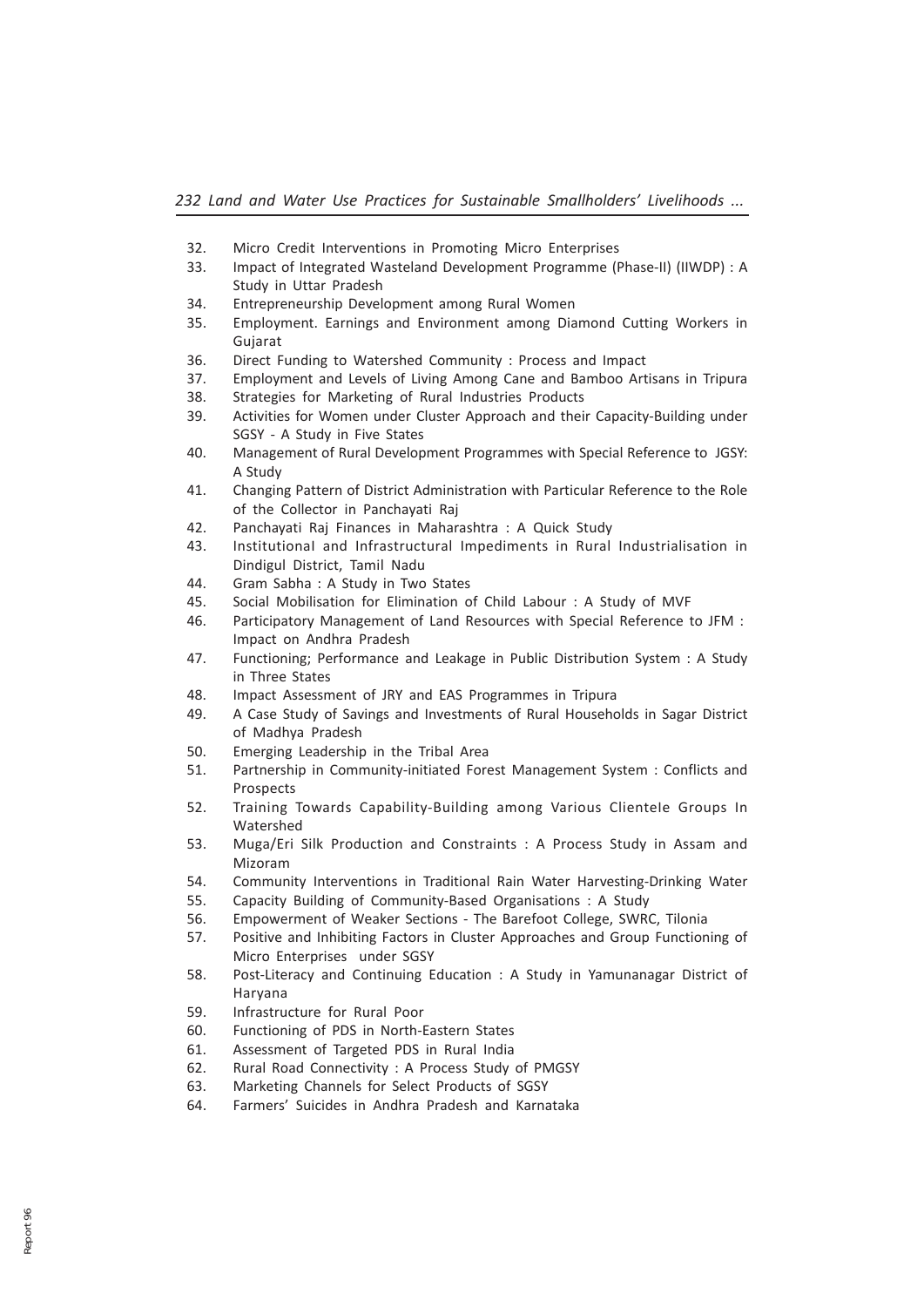32. Micro Credit Interventions in Promoting Micro Enterprises
33. Impact of Integrated Wasteland Development Programme (Phase-II) (IIWDP) : A Study in Uttar Pradesh
34. Entrepreneurship Development among Rural Women
35. Employment. Earnings and Environment among Diamond Cutting Workers in Gujarat
36. Direct Funding to Watershed Community : Process and Impact
37. Employment and Levels of Living Among Cane and Bamboo Artisans in Tripura
38. Strategies for Marketing of Rural Industries Products
39. Activities for Women under Cluster Approach and their Capacity-Building under SGSY - A Study in Five States
40. Management of Rural Development Programmes with Special Reference to JGSY: A Study
41. Changing Pattern of District Administration with Particular Reference to the Role of the Collector in Panchayati Raj
42. Panchayati Raj Finances in Maharashtra : A Quick Study
43. Institutional and Infrastructural Impediments in Rural Industrialisation in Dindigul District, Tamil Nadu
44. Gram Sabha : A Study in Two States
45. Social Mobilisation for Elimination of Child Labour : A Study of MVF
46. Participatory Management of Land Resources with Special Reference to JFM : Impact on Andhra Pradesh
47. Functioning; Performance and Leakage in Public Distribution System : A Study in Three States
48. Impact Assessment of JRY and EAS Programmes in Tripura
49. A Case Study of Savings and Investments of Rural Households in Sagar District of Madhya Pradesh
50. Emerging Leadership in the Tribal Area
51. Partnership in Community-initiated Forest Management System : Conflicts and Prospects
52. Training Towards Capability-Building among Various Clientele Groups In Watershed
53. Muga/Eri Silk Production and Constraints : A Process Study in Assam and Mizoram
54. Community Interventions in Traditional Rain Water Harvesting-Drinking Water
55. Capacity Building of Community-Based Organisations : A Study
56. Empowerment of Weaker Sections - The Barefoot College, SWRC, Tilonia
57. Positive and Inhibiting Factors in Cluster Approaches and Group Functioning of Micro Enterprises under SGSY
58. Post-Literacy and Continuing Education : A Study in Yamunanagar District of Haryana
59. Infrastructure for Rural Poor
60. Functioning of PDS in North-Eastern States
61. Assessment of Targeted PDS in Rural India
62. Rural Road Connectivity : A Process Study of PMGSY
63. Marketing Channels for Select Products of SGSY
64. Farmers' Suicides in Andhra Pradesh and Karnataka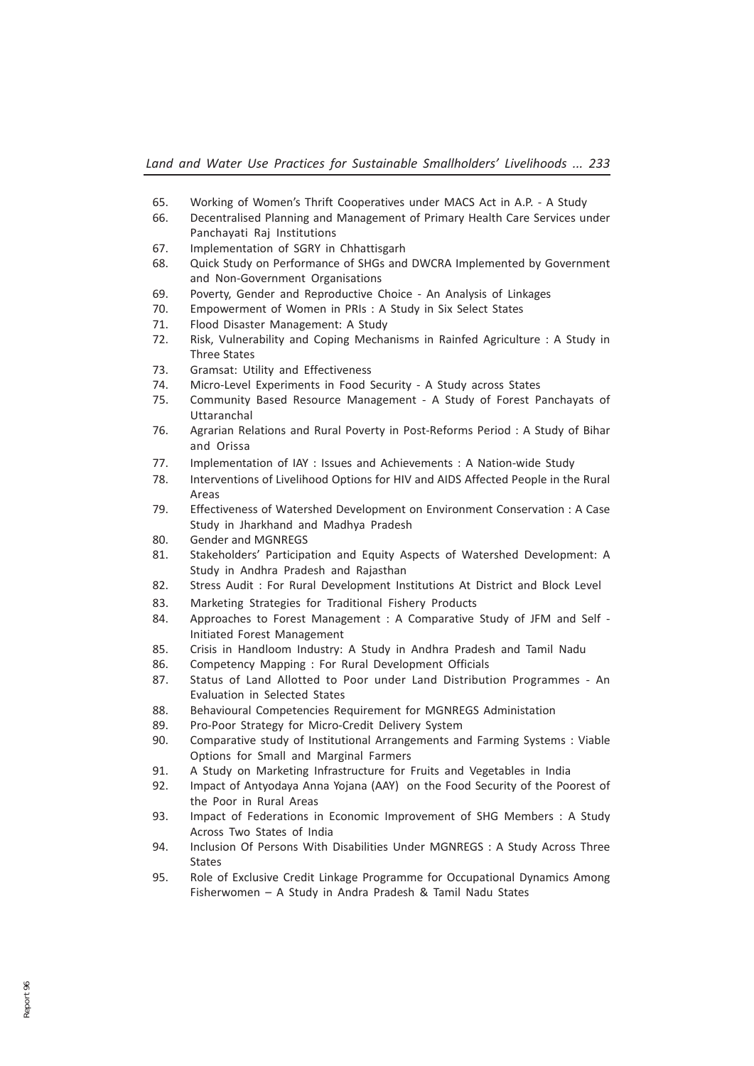65. Working of Women's Thrift Cooperatives under MACS Act in A.P. - A Study
66. Decentralised Planning and Management of Primary Health Care Services under Panchayati Raj Institutions
67. Implementation of SGRY in Chhattisgarh
68. Quick Study on Performance of SHGs and DWCRA Implemented by Government and Non-Government Organisations
69. Poverty, Gender and Reproductive Choice - An Analysis of Linkages
70. Empowerment of Women in PRIs : A Study in Six Select States
71. Flood Disaster Management: A Study
72. Risk, Vulnerability and Coping Mechanisms in Rainfed Agriculture : A Study in Three States
73. Gramsat: Utility and Effectiveness
74. Micro-Level Experiments in Food Security - A Study across States
75. Community Based Resource Management - A Study of Forest Panchayats of Uttaranchal
76. Agrarian Relations and Rural Poverty in Post-Reforms Period : A Study of Bihar and Orissa
77. Implementation of IAY : Issues and Achievements : A Nation-wide Study
78. Interventions of Livelihood Options for HIV and AIDS Affected People in the Rural Areas
79. Effectiveness of Watershed Development on Environment Conservation : A Case Study in Jharkhand and Madhya Pradesh
80. Gender and MGNREGS
81. Stakeholders' Participation and Equity Aspects of Watershed Development: A Study in Andhra Pradesh and Rajasthan
82. Stress Audit : For Rural Development Institutions At District and Block Level
83. Marketing Strategies for Traditional Fishery Products
84. Approaches to Forest Management : A Comparative Study of JFM and Self - Initiated Forest Management
85. Crisis in Handloom Industry: A Study in Andhra Pradesh and Tamil Nadu
86. Competency Mapping : For Rural Development Officials
87. Status of Land Allotted to Poor under Land Distribution Programmes - An Evaluation in Selected States
88. Behavioural Competencies Requirement for MGNREGS Administation
89. Pro-Poor Strategy for Micro-Credit Delivery System
90. Comparative study of Institutional Arrangements and Farming Systems : Viable Options for Small and Marginal Farmers
91. A Study on Marketing Infrastructure for Fruits and Vegetables in India
92. Impact of Antyodaya Anna Yojana (AAY) on the Food Security of the Poorest of the Poor in Rural Areas
93. Impact of Federations in Economic Improvement of SHG Members : A Study Across Two States of India
94. Inclusion Of Persons With Disabilities Under MGNREGS : A Study Across Three States
95. Role of Exclusive Credit Linkage Programme for Occupational Dynamics Among Fisherwomen – A Study in Andra Pradesh & Tamil Nadu States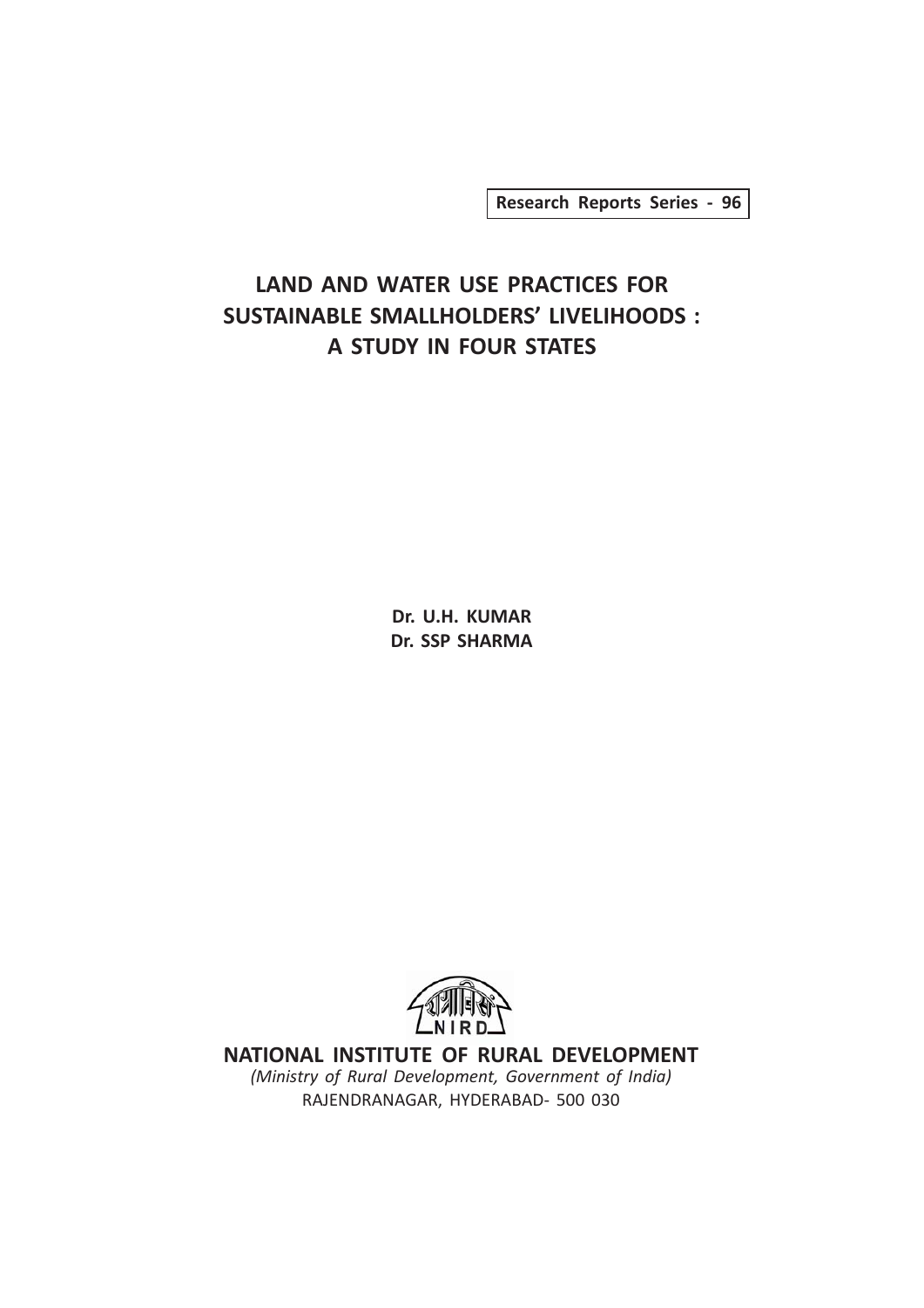Research Reports Series - 96

# LAND AND WATER USE PRACTICES FOR SUSTAINABLE SMALLHOLDERS' LIVELIHOODS : A STUDY IN FOUR STATES

**Dr. U.H. KUMAR**
**Dr. SSP SHARMA**

NIRD

**NATIONAL INSTITUTE OF RURAL DEVELOPMENT**

*(Ministry of Rural Development, Government of India)*

RAJENDRANAGAR, HYDERABAD- 500 030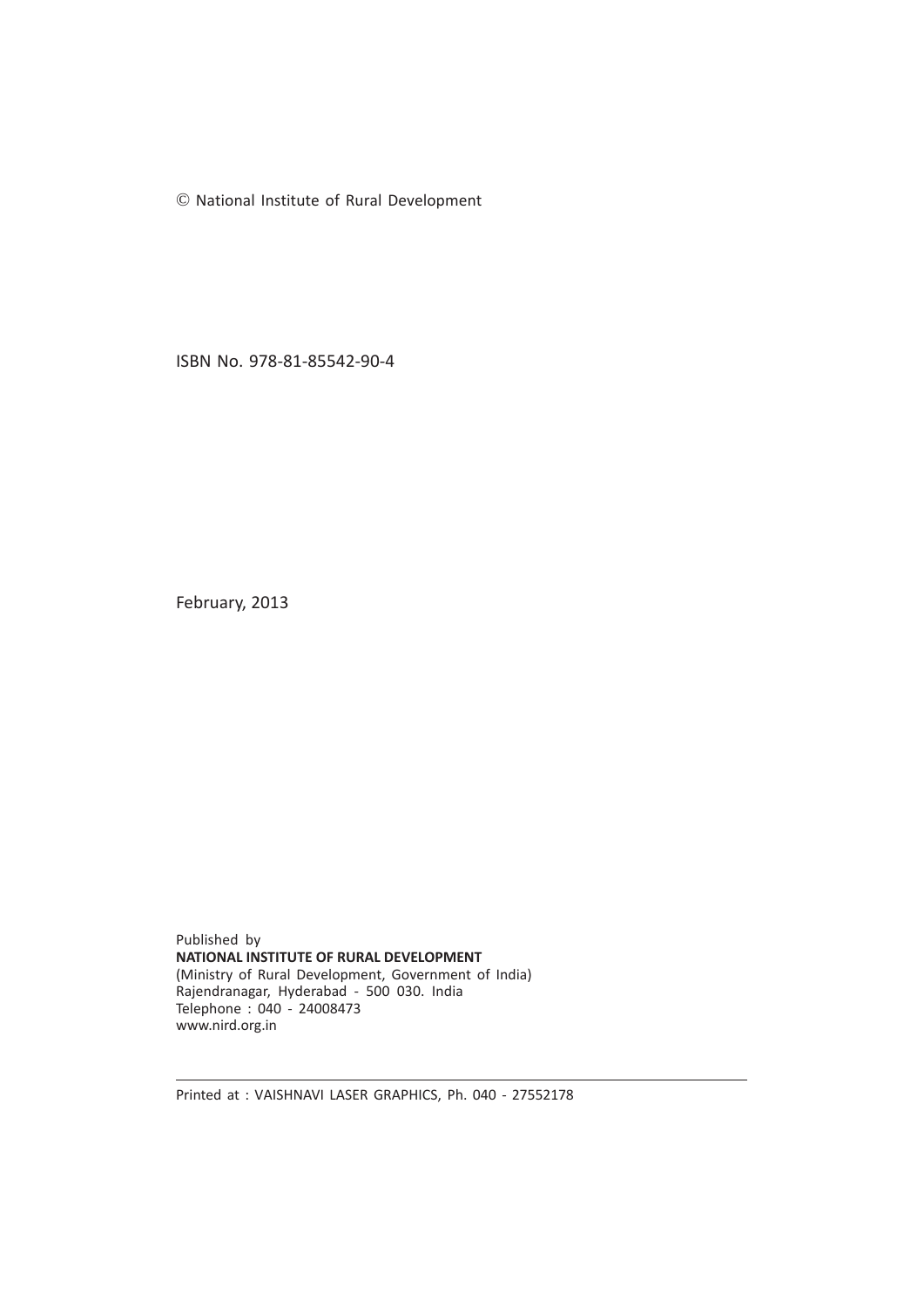© National Institute of Rural Development

ISBN No. 978-81-85542-90-4

February, 2013

Published by
**NATIONAL INSTITUTE OF RURAL DEVELOPMENT**
(Ministry of Rural Development, Government of India)
Rajendranagar, Hyderabad - 500 030. India
Telephone : 040 - 24008473
www.nird.org.in

---

Printed at : VAISHNAVI LASER GRAPHICS, Ph. 040 - 27552178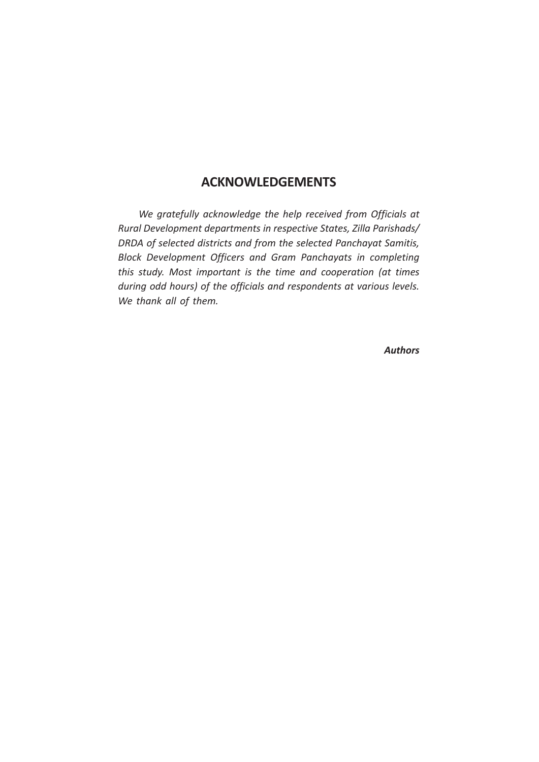## ACKNOWLEDGEMENTS

*We gratefully acknowledge the help received from Officials at Rural Development departments in respective States, Zilla Parishads/ DRDA of selected districts and from the selected Panchayat Samitis, Block Development Officers and Gram Panchayats in completing this study. Most important is the time and cooperation (at times during odd hours) of the officials and respondents at various levels. We thank all of them.*

***Authors***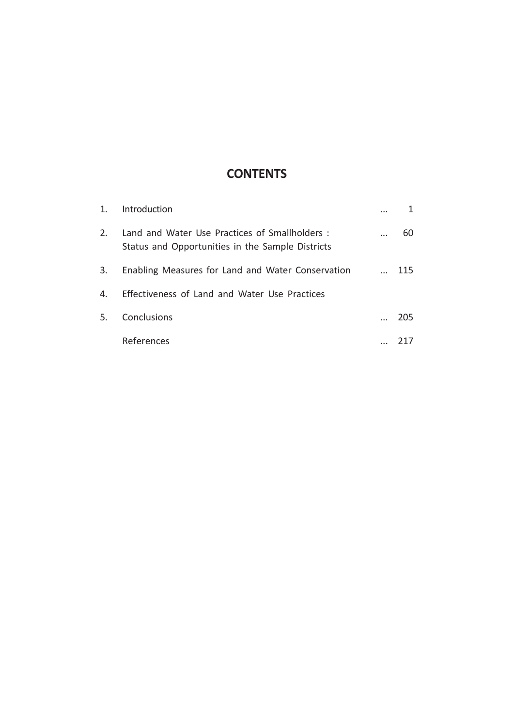# CONTENTS

| | | | |
|---|---|---|---|
| 1. | Introduction | ... | 1 |
| 2. | Land and Water Use Practices of Smallholders : Status and Opportunities in the Sample Districts | ... | 60 |
| 3. | Enabling Measures for Land and Water Conservation | ... | 115 |
| 4. | Effectiveness of Land and Water Use Practices | | |
| 5. | Conclusions | ... | 205 |
| | References | ... | 217 |